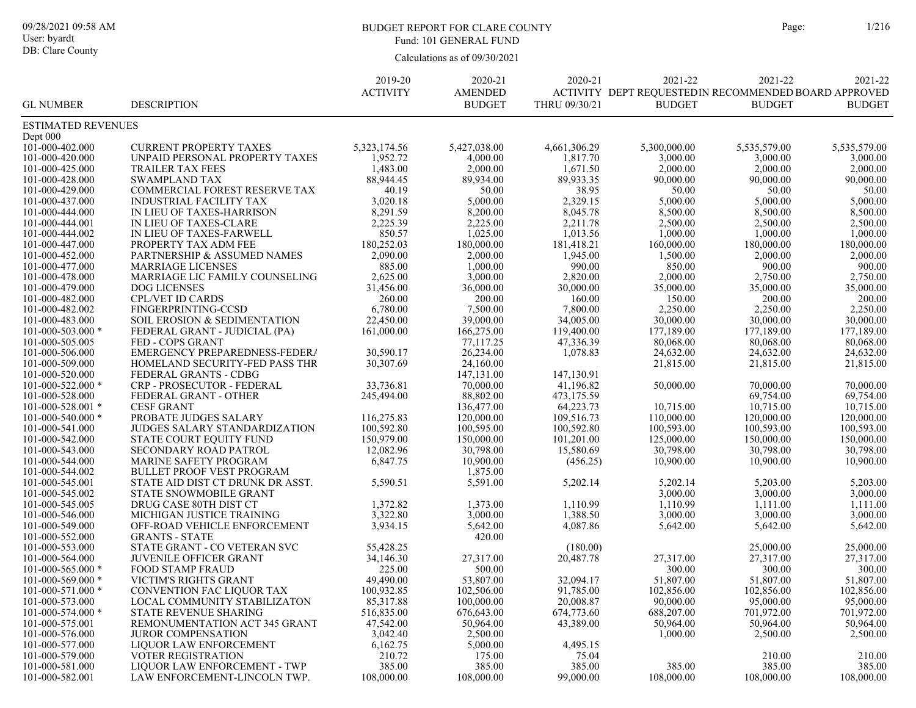BUDGET REPORT FOR CLARE COUNTY
Fund: 101 GENERAL FUND

Calculations as of 09/30/2021

09/28/2021 09:58 AM
User: byardt
DB: Clare County

| GL NUMBER | DESCRIPTION | 2019-20 ACTIVITY | 2020-21 AMENDED BUDGET | 2020-21 ACTIVITY THRU 09/30/21 | 2021-22 DEPT REQUESTED BUDGET | 2021-22 RECOMMENDED BUDGET | 2021-22 BOARD APPROVED BUDGET |
|---|---|---|---|---|---|---|---|
| ESTIMATED REVENUES | | | | | | | |
| Dept 000 | | | | | | | |
| 101-000-402.000 | CURRENT PROPERTY TAXES | 5,323,174.56 | 5,427,038.00 | 4,661,306.29 | 5,300,000.00 | 5,535,579.00 | 5,535,579.00 |
| 101-000-420.000 | UNPAID PERSONAL PROPERTY TAXES | 1,952.72 | 4,000.00 | 1,817.70 | 3,000.00 | 3,000.00 | 3,000.00 |
| 101-000-425.000 | TRAILER TAX FEES | 1,483.00 | 2,000.00 | 1,671.50 | 2,000.00 | 2,000.00 | 2,000.00 |
| 101-000-428.000 | SWAMPLAND TAX | 88,944.45 | 89,934.00 | 89,933.35 | 90,000.00 | 90,000.00 | 90,000.00 |
| 101-000-429.000 | COMMERCIAL FOREST RESERVE TAX | 40.19 | 50.00 | 38.95 | 50.00 | 50.00 | 50.00 |
| 101-000-437.000 | INDUSTRIAL FACILITY TAX | 3,020.18 | 5,000.00 | 2,329.15 | 5,000.00 | 5,000.00 | 5,000.00 |
| 101-000-444.000 | IN LIEU OF TAXES-HARRISON | 8,291.59 | 8,200.00 | 8,045.78 | 8,500.00 | 8,500.00 | 8,500.00 |
| 101-000-444.001 | IN LIEU OF TAXES-CLARE | 2,225.39 | 2,225.00 | 2,211.78 | 2,500.00 | 2,500.00 | 2,500.00 |
| 101-000-444.002 | IN LIEU OF TAXES-FARWELL | 850.57 | 1,025.00 | 1,013.56 | 1,000.00 | 1,000.00 | 1,000.00 |
| 101-000-447.000 | PROPERTY TAX ADM FEE | 180,252.03 | 180,000.00 | 181,418.21 | 160,000.00 | 180,000.00 | 180,000.00 |
| 101-000-452.000 | PARTNERSHIP & ASSUMED NAMES | 2,090.00 | 2,000.00 | 1,945.00 | 1,500.00 | 2,000.00 | 2,000.00 |
| 101-000-477.000 | MARRIAGE LICENSES | 885.00 | 1,000.00 | 990.00 | 850.00 | 900.00 | 900.00 |
| 101-000-478.000 | MARRIAGE LIC FAMILY COUNSELING | 2,625.00 | 3,000.00 | 2,820.00 | 2,000.00 | 2,750.00 | 2,750.00 |
| 101-000-479.000 | DOG LICENSES | 31,456.00 | 36,000.00 | 30,000.00 | 35,000.00 | 35,000.00 | 35,000.00 |
| 101-000-482.000 | CPL/VET ID CARDS | 260.00 | 200.00 | 160.00 | 150.00 | 200.00 | 200.00 |
| 101-000-482.002 | FINGERPRINTING-CCSD | 6,780.00 | 7,500.00 | 7,800.00 | 2,250.00 | 2,250.00 | 2,250.00 |
| 101-000-483.000 | SOIL EROSION & SEDIMENTATION | 22,450.00 | 39,000.00 | 34,005.00 | 30,000.00 | 30,000.00 | 30,000.00 |
| 101-000-503.000 * | FEDERAL GRANT - JUDICIAL (PA) | 161,000.00 | 166,275.00 | 119,400.00 | 177,189.00 | 177,189.00 | 177,189.00 |
| 101-000-505.005 | FED - COPS GRANT | | 77,117.25 | 47,336.39 | 80,068.00 | 80,068.00 | 80,068.00 |
| 101-000-506.000 | EMERGENCY PREPAREDNESS-FEDERA | 30,590.17 | 26,234.00 | 1,078.83 | 24,632.00 | 24,632.00 | 24,632.00 |
| 101-000-509.000 | HOMELAND SECURITY-FED PASS THR | 30,307.69 | 24,160.00 | | 21,815.00 | 21,815.00 | 21,815.00 |
| 101-000-520.000 | FEDERAL GRANTS - CDBG | | 147,131.00 | 147,130.91 | | | |
| 101-000-522.000 * | CRP - PROSECUTOR - FEDERAL | 33,736.81 | 70,000.00 | 41,196.82 | 50,000.00 | 70,000.00 | 70,000.00 |
| 101-000-528.000 | FEDERAL GRANT - OTHER | 245,494.00 | 88,802.00 | 473,175.59 | | 69,754.00 | 69,754.00 |
| 101-000-528.001 * | CESF GRANT | | 136,477.00 | 64,223.73 | 10,715.00 | 10,715.00 | 10,715.00 |
| 101-000-540.000 * | PROBATE JUDGES SALARY | 116,275.83 | 120,000.00 | 109,516.73 | 110,000.00 | 120,000.00 | 120,000.00 |
| 101-000-541.000 | JUDGES SALARY STANDARDIZATION | 100,592.80 | 100,595.00 | 100,592.80 | 100,593.00 | 100,593.00 | 100,593.00 |
| 101-000-542.000 | STATE COURT EQUITY FUND | 150,979.00 | 150,000.00 | 101,201.00 | 125,000.00 | 150,000.00 | 150,000.00 |
| 101-000-543.000 | SECONDARY ROAD PATROL | 12,082.96 | 30,798.00 | 15,580.69 | 30,798.00 | 30,798.00 | 30,798.00 |
| 101-000-544.000 | MARINE SAFETY PROGRAM | 6,847.75 | 10,900.00 | (456.25) | 10,900.00 | 10,900.00 | 10,900.00 |
| 101-000-544.002 | BULLET PROOF VEST PROGRAM | | 1,875.00 | | | | |
| 101-000-545.001 | STATE AID DIST CT DRUNK DR ASST. | 5,590.51 | 5,591.00 | 5,202.14 | 5,202.14 | 5,203.00 | 5,203.00 |
| 101-000-545.002 | STATE SNOWMOBILE GRANT | | | | 3,000.00 | 3,000.00 | 3,000.00 |
| 101-000-545.005 | DRUG CASE 80TH DIST CT | 1,372.82 | 1,373.00 | 1,110.99 | 1,110.99 | 1,111.00 | 1,111.00 |
| 101-000-546.000 | MICHIGAN JUSTICE TRAINING | 3,322.80 | 3,000.00 | 1,388.50 | 3,000.00 | 3,000.00 | 3,000.00 |
| 101-000-549.000 | OFF-ROAD VEHICLE ENFORCEMENT | 3,934.15 | 5,642.00 | 4,087.86 | 5,642.00 | 5,642.00 | 5,642.00 |
| 101-000-552.000 | GRANTS - STATE | | 420.00 | | | | |
| 101-000-553.000 | STATE GRANT - CO VETERAN SVC | 55,428.25 | | (180.00) | | 25,000.00 | 25,000.00 |
| 101-000-564.000 | JUVENILE OFFICER GRANT | 34,146.30 | 27,317.00 | 20,487.78 | 27,317.00 | 27,317.00 | 27,317.00 |
| 101-000-565.000 * | FOOD STAMP FRAUD | 225.00 | 500.00 | | 300.00 | 300.00 | 300.00 |
| 101-000-569.000 * | VICTIM'S RIGHTS GRANT | 49,490.00 | 53,807.00 | 32,094.17 | 51,807.00 | 51,807.00 | 51,807.00 |
| 101-000-571.000 * | CONVENTION FAC LIQUOR TAX | 100,932.85 | 102,506.00 | 91,785.00 | 102,856.00 | 102,856.00 | 102,856.00 |
| 101-000-573.000 | LOCAL COMMUNITY STABILIZATON | 85,317.88 | 100,000.00 | 20,008.87 | 90,000.00 | 95,000.00 | 95,000.00 |
| 101-000-574.000 * | STATE REVENUE SHARING | 516,835.00 | 676,643.00 | 674,773.60 | 688,207.00 | 701,972.00 | 701,972.00 |
| 101-000-575.001 | REMONUMENTATION ACT 345 GRANT | 47,542.00 | 50,964.00 | 43,389.00 | 50,964.00 | 50,964.00 | 50,964.00 |
| 101-000-576.000 | JUROR COMPENSATION | 3,042.40 | 2,500.00 | | 1,000.00 | 2,500.00 | 2,500.00 |
| 101-000-577.000 | LIQUOR LAW ENFORCEMENT | 6,162.75 | 5,000.00 | 4,495.15 | | | |
| 101-000-579.000 | VOTER REGISTRATION | 210.72 | 175.00 | 75.04 | | 210.00 | 210.00 |
| 101-000-581.000 | LIQUOR LAW ENFORCEMENT - TWP | 385.00 | 385.00 | 385.00 | 385.00 | 385.00 | 385.00 |
| 101-000-582.001 | LAW ENFORCEMENT-LINCOLN TWP. | 108,000.00 | 108,000.00 | 99,000.00 | 108,000.00 | 108,000.00 | 108,000.00 |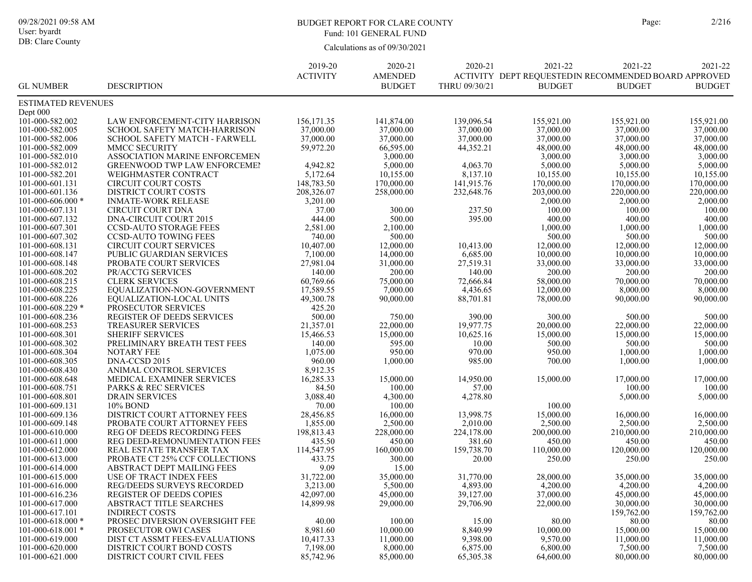# BUDGET REPORT FOR CLARE COUNTY

Fund: 101 GENERAL FUND

Calculations as of 09/30/2021

09/28/2021 09:58 AM
User: byardt
DB: Clare County

| GL NUMBER | DESCRIPTION | 2019-20 ACTIVITY | 2020-21 AMENDED BUDGET | 2020-21 ACTIVITY THRU 09/30/21 | 2021-22 DEPT REQUESTED BUDGET | 2021-22 RECOMMENDED BUDGET | 2021-22 BOARD APPROVED BUDGET |
|---|---|---|---|---|---|---|---|
| **ESTIMATED REVENUES** | | | | | | | |
| Dept 000 | | | | | | | |
| 101-000-582.002 | LAW ENFORCEMENT-CITY HARRISON | 156,171.35 | 141,874.00 | 139,096.54 | 155,921.00 | 155,921.00 | 155,921.00 |
| 101-000-582.005 | SCHOOL SAFETY MATCH-HARRISON | 37,000.00 | 37,000.00 | 37,000.00 | 37,000.00 | 37,000.00 | 37,000.00 |
| 101-000-582.006 | SCHOOL SAFETY MATCH - FARWELL | 37,000.00 | 37,000.00 | 37,000.00 | 37,000.00 | 37,000.00 | 37,000.00 |
| 101-000-582.009 | MMCC SECURITY | 59,972.20 | 66,595.00 | 44,352.21 | 48,000.00 | 48,000.00 | 48,000.00 |
| 101-000-582.010 | ASSOCIATION MARINE ENFORCEMEN | | 3,000.00 | | 3,000.00 | 3,000.00 | 3,000.00 |
| 101-000-582.012 | GREENWOOD TWP LAW ENFORCEMEI | 4,942.82 | 5,000.00 | 4,063.70 | 5,000.00 | 5,000.00 | 5,000.00 |
| 101-000-582.201 | WEIGHMASTER CONTRACT | 5,172.64 | 10,155.00 | 8,137.10 | 10,155.00 | 10,155.00 | 10,155.00 |
| 101-000-601.131 | CIRCUIT COURT COSTS | 148,783.50 | 170,000.00 | 141,915.76 | 170,000.00 | 170,000.00 | 170,000.00 |
| 101-000-601.136 | DISTRICT COURT COSTS | 208,326.07 | 258,000.00 | 232,648.76 | 203,000.00 | 220,000.00 | 220,000.00 |
| 101-000-606.000 * | INMATE-WORK RELEASE | 3,201.00 | | | 2,000.00 | 2,000.00 | 2,000.00 |
| 101-000-607.131 | CIRCUIT COURT DNA | 37.00 | 300.00 | 237.50 | 100.00 | 100.00 | 100.00 |
| 101-000-607.132 | DNA-CIRCUIT COURT 2015 | 444.00 | 500.00 | 395.00 | 400.00 | 400.00 | 400.00 |
| 101-000-607.301 | CCSD-AUTO STORAGE FEES | 2,581.00 | 2,100.00 | | 1,000.00 | 1,000.00 | 1,000.00 |
| 101-000-607.302 | CCSD-AUTO TOWING FEES | 740.00 | 500.00 | | 500.00 | 500.00 | 500.00 |
| 101-000-608.131 | CIRCUIT COURT SERVICES | 10,407.00 | 12,000.00 | 10,413.00 | 12,000.00 | 12,000.00 | 12,000.00 |
| 101-000-608.147 | PUBLIC GUARDIAN SERVICES | 7,100.00 | 14,000.00 | 6,685.00 | 10,000.00 | 10,000.00 | 10,000.00 |
| 101-000-608.148 | PROBATE COURT SERVICES | 27,981.04 | 31,000.00 | 27,519.31 | 33,000.00 | 33,000.00 | 33,000.00 |
| 101-000-608.202 | PR/ACCTG SERVICES | 140.00 | 200.00 | 140.00 | 200.00 | 200.00 | 200.00 |
| 101-000-608.215 | CLERK SERVICES | 60,769.66 | 75,000.00 | 72,666.84 | 58,000.00 | 70,000.00 | 70,000.00 |
| 101-000-608.225 | EQUALIZATION-NON-GOVERNMENT | 17,589.55 | 7,000.00 | 4,436.65 | 12,000.00 | 8,000.00 | 8,000.00 |
| 101-000-608.226 | EQUALIZATION-LOCAL UNITS | 49,300.78 | 90,000.00 | 88,701.81 | 78,000.00 | 90,000.00 | 90,000.00 |
| 101-000-608.229 * | PROSECUTOR SERVICES | 425.20 | | | | | |
| 101-000-608.236 | REGISTER OF DEEDS SERVICES | 500.00 | 750.00 | 390.00 | 300.00 | 500.00 | 500.00 |
| 101-000-608.253 | TREASURER SERVICES | 21,357.01 | 22,000.00 | 19,977.75 | 20,000.00 | 22,000.00 | 22,000.00 |
| 101-000-608.301 | SHERIFF SERVICES | 15,466.53 | 15,000.00 | 10,625.16 | 15,000.00 | 15,000.00 | 15,000.00 |
| 101-000-608.302 | PRELIMINARY BREATH TEST FEES | 140.00 | 595.00 | 10.00 | 500.00 | 500.00 | 500.00 |
| 101-000-608.304 | NOTARY FEE | 1,075.00 | 950.00 | 970.00 | 950.00 | 1,000.00 | 1,000.00 |
| 101-000-608.305 | DNA-CCSD 2015 | 960.00 | 1,000.00 | 985.00 | 700.00 | 1,000.00 | 1,000.00 |
| 101-000-608.430 | ANIMAL CONTROL SERVICES | 8,912.35 | | | | | |
| 101-000-608.648 | MEDICAL EXAMINER SERVICES | 16,285.33 | 15,000.00 | 14,950.00 | 15,000.00 | 17,000.00 | 17,000.00 |
| 101-000-608.751 | PARKS & REC SERVICES | 84.50 | 100.00 | 57.00 | | 100.00 | 100.00 |
| 101-000-608.801 | DRAIN SERVICES | 3,088.40 | 4,300.00 | 4,278.80 | | 5,000.00 | 5,000.00 |
| 101-000-609.131 | 10% BOND | 70.00 | 100.00 | | 100.00 | | |
| 101-000-609.136 | DISTRICT COURT ATTORNEY FEES | 28,456.85 | 16,000.00 | 13,998.75 | 15,000.00 | 16,000.00 | 16,000.00 |
| 101-000-609.148 | PROBATE COURT ATTORNEY FEES | 1,855.00 | 2,500.00 | 2,010.00 | 2,500.00 | 2,500.00 | 2,500.00 |
| 101-000-610.000 | REG OF DEEDS RECORDING FEES | 198,813.43 | 228,000.00 | 224,178.00 | 200,000.00 | 210,000.00 | 210,000.00 |
| 101-000-611.000 | REG DEED-REMONUMENTATION FEES | 435.50 | 450.00 | 381.60 | 450.00 | 450.00 | 450.00 |
| 101-000-612.000 | REAL ESTATE TRANSFER TAX | 114,547.95 | 160,000.00 | 159,738.70 | 110,000.00 | 120,000.00 | 120,000.00 |
| 101-000-613.000 | PROBATE CT 25% CCF COLLECTIONS | 433.75 | 300.00 | 20.00 | 250.00 | 250.00 | 250.00 |
| 101-000-614.000 | ABSTRACT DEPT MAILING FEES | 9.09 | 15.00 | | | | |
| 101-000-615.000 | USE OF TRACT INDEX FEES | 31,722.00 | 35,000.00 | 31,770.00 | 28,000.00 | 35,000.00 | 35,000.00 |
| 101-000-616.000 | REG/DEEDS SURVEYS RECORDED | 3,213.00 | 5,500.00 | 4,893.00 | 4,200.00 | 4,200.00 | 4,200.00 |
| 101-000-616.236 | REGISTER OF DEEDS COPIES | 42,097.00 | 45,000.00 | 39,127.00 | 37,000.00 | 45,000.00 | 45,000.00 |
| 101-000-617.000 | ABSTRACT TITLE SEARCHES | 14,899.98 | 29,000.00 | 29,706.90 | 22,000.00 | 30,000.00 | 30,000.00 |
| 101-000-617.101 | INDIRECT COSTS | | | | | 159,762.00 | 159,762.00 |
| 101-000-618.000 * | PROSEC DIVERSION OVERSIGHT FEE | 40.00 | 100.00 | 15.00 | 80.00 | 80.00 | 80.00 |
| 101-000-618.001 * | PROSECUTOR OWI CASES | 8,981.60 | 10,000.00 | 8,840.99 | 10,000.00 | 15,000.00 | 15,000.00 |
| 101-000-619.000 | DIST CT ASSMT FEES-EVALUATIONS | 10,417.33 | 11,000.00 | 9,398.00 | 9,570.00 | 11,000.00 | 11,000.00 |
| 101-000-620.000 | DISTRICT COURT BOND COSTS | 7,198.00 | 8,000.00 | 6,875.00 | 6,800.00 | 7,500.00 | 7,500.00 |
| 101-000-621.000 | DISTRICT COURT CIVIL FEES | 85,742.96 | 85,000.00 | 65,305.38 | 64,600.00 | 80,000.00 | 80,000.00 |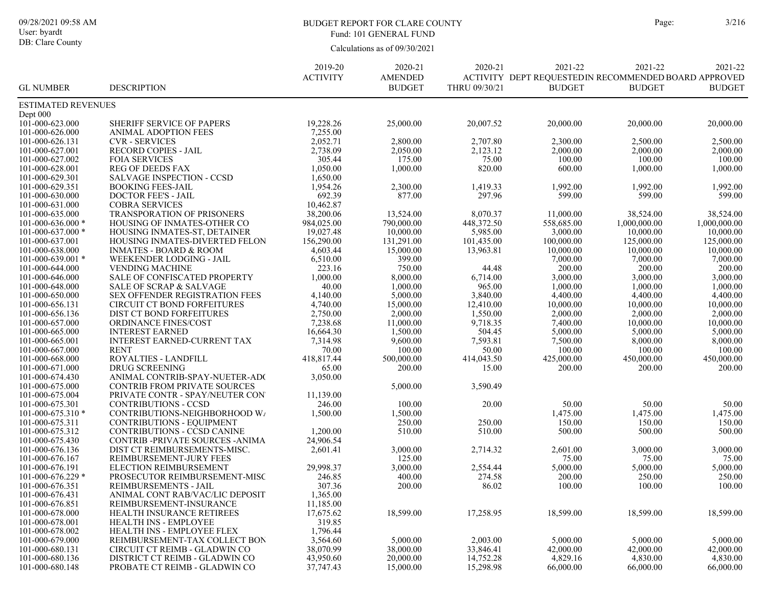# BUDGET REPORT FOR CLARE COUNTY

Fund: 101 GENERAL FUND

Calculations as of 09/30/2021

09/28/2021 09:58 AM
User: byardt
DB: Clare County

| GL NUMBER | DESCRIPTION | 2019-20 ACTIVITY | 2020-21 AMENDED BUDGET | 2020-21 ACTIVITY THRU 09/30/21 | 2021-22 DEPT REQUESTED BUDGET | 2021-22 RECOMMENDED BUDGET | 2021-22 BOARD APPROVED BUDGET |
|---|---|---|---|---|---|---|---|
| ESTIMATED REVENUES | | | | | | | |
| Dept 000 | | | | | | | |
| 101-000-623.000 | SHERIFF SERVICE OF PAPERS | 19,228.26 | 25,000.00 | 20,007.52 | 20,000.00 | 20,000.00 | 20,000.00 |
| 101-000-626.000 | ANIMAL ADOPTION FEES | 7,255.00 | | | | | |
| 101-000-626.131 | CVR - SERVICES | 2,052.71 | 2,800.00 | 2,707.80 | 2,300.00 | 2,500.00 | 2,500.00 |
| 101-000-627.001 | RECORD COPIES - JAIL | 2,738.09 | 2,050.00 | 2,123.12 | 2,000.00 | 2,000.00 | 2,000.00 |
| 101-000-627.002 | FOIA SERVICES | 305.44 | 175.00 | 75.00 | 100.00 | 100.00 | 100.00 |
| 101-000-628.001 | REG OF DEEDS FAX | 1,050.00 | 1,000.00 | 820.00 | 600.00 | 1,000.00 | 1,000.00 |
| 101-000-629.301 | SALVAGE INSPECTION - CCSD | 1,650.00 | | | | | |
| 101-000-629.351 | BOOKING FEES-JAIL | 1,954.26 | 2,300.00 | 1,419.33 | 1,992.00 | 1,992.00 | 1,992.00 |
| 101-000-630.000 | DOCTOR FEE'S - JAIL | 692.39 | 877.00 | 297.96 | 599.00 | 599.00 | 599.00 |
| 101-000-631.000 | COBRA SERVICES | 10,462.87 | | | | | |
| 101-000-635.000 | TRANSPORATION OF PRISONERS | 38,200.06 | 13,524.00 | 8,070.37 | 11,000.00 | 38,524.00 | 38,524.00 |
| 101-000-636.000 * | HOUSING OF INMATES-OTHER CO | 984,025.00 | 790,000.00 | 448,372.50 | 558,685.00 | 1,000,000.00 | 1,000,000.00 |
| 101-000-637.000 * | HOUSING INMATES-ST, DETAINER | 19,027.48 | 10,000.00 | 5,985.00 | 3,000.00 | 10,000.00 | 10,000.00 |
| 101-000-637.001 | HOUSING INMATES-DIVERTED FELON | 156,290.00 | 131,291.00 | 101,435.00 | 100,000.00 | 125,000.00 | 125,000.00 |
| 101-000-638.000 | INMATES - BOARD & ROOM | 4,603.44 | 15,000.00 | 13,963.81 | 10,000.00 | 10,000.00 | 10,000.00 |
| 101-000-639.001 * | WEEKENDER LODGING - JAIL | 6,510.00 | 399.00 | | 7,000.00 | 7,000.00 | 7,000.00 |
| 101-000-644.000 | VENDING MACHINE | 223.16 | 750.00 | 44.48 | 200.00 | 200.00 | 200.00 |
| 101-000-646.000 | SALE OF CONFISCATED PROPERTY | 1,000.00 | 8,000.00 | 6,714.00 | 3,000.00 | 3,000.00 | 3,000.00 |
| 101-000-648.000 | SALE OF SCRAP & SALVAGE | 40.00 | 1,000.00 | 965.00 | 1,000.00 | 1,000.00 | 1,000.00 |
| 101-000-650.000 | SEX OFFENDER REGISTRATION FEES | 4,140.00 | 5,000.00 | 3,840.00 | 4,400.00 | 4,400.00 | 4,400.00 |
| 101-000-656.131 | CIRCUIT CT BOND FORFEITURES | 4,740.00 | 15,000.00 | 12,410.00 | 10,000.00 | 10,000.00 | 10,000.00 |
| 101-000-656.136 | DIST CT BOND FORFEITURES | 2,750.00 | 2,000.00 | 1,550.00 | 2,000.00 | 2,000.00 | 2,000.00 |
| 101-000-657.000 | ORDINANCE FINES/COST | 7,238.68 | 11,000.00 | 9,718.35 | 7,400.00 | 10,000.00 | 10,000.00 |
| 101-000-665.000 | INTEREST EARNED | 16,664.30 | 1,500.00 | 504.45 | 5,000.00 | 5,000.00 | 5,000.00 |
| 101-000-665.001 | INTEREST EARNED-CURRENT TAX | 7,314.98 | 9,600.00 | 7,593.81 | 7,500.00 | 8,000.00 | 8,000.00 |
| 101-000-667.000 | RENT | 70.00 | 100.00 | 50.00 | 100.00 | 100.00 | 100.00 |
| 101-000-668.000 | ROYALTIES - LANDFILL | 418,817.44 | 500,000.00 | 414,043.50 | 425,000.00 | 450,000.00 | 450,000.00 |
| 101-000-671.000 | DRUG SCREENING | 65.00 | 200.00 | 15.00 | 200.00 | 200.00 | 200.00 |
| 101-000-674.430 | ANIMAL CONTRIB-SPAY-NUETER-AD( | 3,050.00 | | | | | |
| 101-000-675.000 | CONTRIB FROM PRIVATE SOURCES | | 5,000.00 | 3,590.49 | | | |
| 101-000-675.004 | PRIVATE CONTR - SPAY/NEUTER CON | 11,139.00 | | | | | |
| 101-000-675.301 | CONTRIBUTIONS - CCSD | 246.00 | 100.00 | 20.00 | 50.00 | 50.00 | 50.00 |
| 101-000-675.310 * | CONTRIBUTIONS-NEIGHBORHOOD W/ | 1,500.00 | 1,500.00 | | 1,475.00 | 1,475.00 | 1,475.00 |
| 101-000-675.311 | CONTRIBUTIONS - EQUIPMENT | | 250.00 | 250.00 | 150.00 | 150.00 | 150.00 |
| 101-000-675.312 | CONTRIBUTIONS - CCSD CANINE | 1,200.00 | 510.00 | 510.00 | 500.00 | 500.00 | 500.00 |
| 101-000-675.430 | CONTRIB -PRIVATE SOURCES -ANIMA | 24,906.54 | | | | | |
| 101-000-676.136 | DIST CT REIMBURSEMENTS-MISC. | 2,601.41 | 3,000.00 | 2,714.32 | 2,601.00 | 3,000.00 | 3,000.00 |
| 101-000-676.167 | REIMBURSEMENT-JURY FEES | | 125.00 | | 75.00 | 75.00 | 75.00 |
| 101-000-676.191 | ELECTION REIMBURSEMENT | 29,998.37 | 3,000.00 | 2,554.44 | 5,000.00 | 5,000.00 | 5,000.00 |
| 101-000-676.229 * | PROSECUTOR REIMBURSEMENT-MISC | 246.85 | 400.00 | 274.58 | 200.00 | 250.00 | 250.00 |
| 101-000-676.351 | REIMBURSEMENTS - JAIL | 307.36 | 200.00 | 86.02 | 100.00 | 100.00 | 100.00 |
| 101-000-676.431 | ANIMAL CONT RAB/VAC/LIC DEPOSIT | 1,365.00 | | | | | |
| 101-000-676.851 | REIMBURSEMENT-INSURANCE | 11,185.00 | | | | | |
| 101-000-678.000 | HEALTH INSURANCE RETIREES | 17,675.62 | 18,599.00 | 17,258.95 | 18,599.00 | 18,599.00 | 18,599.00 |
| 101-000-678.001 | HEALTH INS - EMPLOYEE | 319.85 | | | | | |
| 101-000-678.002 | HEALTH INS - EMPLOYEE FLEX | 1,796.44 | | | | | |
| 101-000-679.000 | REIMBURSEMENT-TAX COLLECT BON | 3,564.60 | 5,000.00 | 2,003.00 | 5,000.00 | 5,000.00 | 5,000.00 |
| 101-000-680.131 | CIRCUIT CT REIMB - GLADWIN CO | 38,070.99 | 38,000.00 | 33,846.41 | 42,000.00 | 42,000.00 | 42,000.00 |
| 101-000-680.136 | DISTRICT CT REIMB - GLADWIN CO | 43,950.60 | 20,000.00 | 14,752.28 | 4,829.16 | 4,830.00 | 4,830.00 |
| 101-000-680.148 | PROBATE CT REIMB - GLADWIN CO | 37,747.43 | 15,000.00 | 15,298.98 | 66,000.00 | 66,000.00 | 66,000.00 |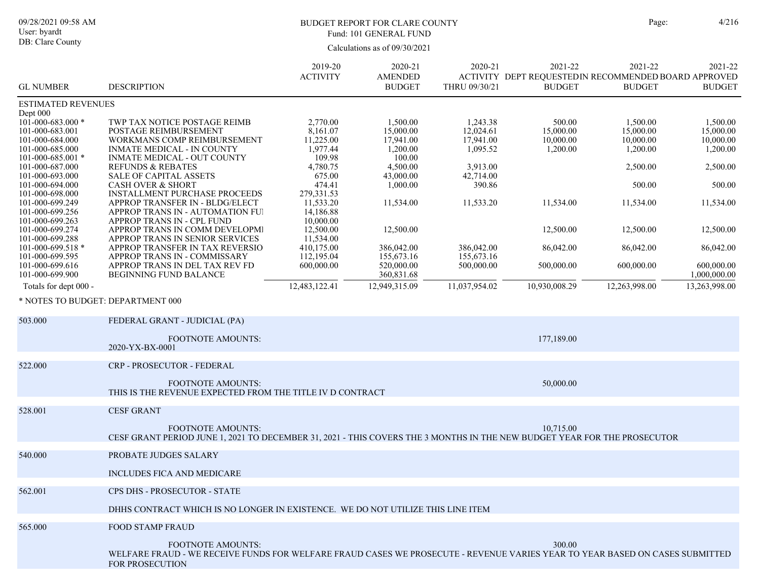BUDGET REPORT FOR CLARE COUNTY
Fund: 101 GENERAL FUND
Calculations as of 09/30/2021

| GL NUMBER | DESCRIPTION | 2019-20 ACTIVITY | 2020-21 AMENDED BUDGET | 2020-21 ACTIVITY THRU 09/30/21 | 2021-22 DEPT REQUESTED BUDGET | 2021-22 RECOMMENDED BUDGET | 2021-22 BOARD APPROVED BUDGET |
|---|---|---|---|---|---|---|---|
| ESTIMATED REVENUES | | | | | | | |
| Dept 000 | | | | | | | |
| 101-000-683.000 * | TWP TAX NOTICE POSTAGE REIMB | 2,770.00 | 1,500.00 | 1,243.38 | 500.00 | 1,500.00 | 1,500.00 |
| 101-000-683.001 | POSTAGE REIMBURSEMENT | 8,161.07 | 15,000.00 | 12,024.61 | 15,000.00 | 15,000.00 | 15,000.00 |
| 101-000-684.000 | WORKMANS COMP REIMBURSEMENT | 11,225.00 | 17,941.00 | 17,941.00 | 10,000.00 | 10,000.00 | 10,000.00 |
| 101-000-685.000 | INMATE MEDICAL - IN COUNTY | 1,977.44 | 1,200.00 | 1,095.52 | 1,200.00 | 1,200.00 | 1,200.00 |
| 101-000-685.001 * | INMATE MEDICAL - OUT COUNTY | 109.98 | 100.00 | | | | |
| 101-000-687.000 | REFUNDS & REBATES | 4,780.75 | 4,500.00 | 3,913.00 | | 2,500.00 | 2,500.00 |
| 101-000-693.000 | SALE OF CAPITAL ASSETS | 675.00 | 43,000.00 | 42,714.00 | | | |
| 101-000-694.000 | CASH OVER & SHORT | 474.41 | 1,000.00 | 390.86 | | 500.00 | 500.00 |
| 101-000-698.000 | INSTALLMENT PURCHASE PROCEEDS | 279,331.53 | | | | | |
| 101-000-699.249 | APPROP TRANSFER IN - BLDG/ELECT | 11,533.20 | 11,534.00 | 11,533.20 | 11,534.00 | 11,534.00 | 11,534.00 |
| 101-000-699.256 | APPROP TRANS IN - AUTOMATION FUI | 14,186.88 | | | | | |
| 101-000-699.263 | APPROP TRANS IN - CPL FUND | 10,000.00 | | | | | |
| 101-000-699.274 | APPROP TRANS IN COMM DEVELOPMI | 12,500.00 | 12,500.00 | | 12,500.00 | 12,500.00 | 12,500.00 |
| 101-000-699.288 | APPROP TRANS IN SENIOR SERVICES | 11,534.00 | | | | | |
| 101-000-699.518 * | APPROP TRANSFER IN TAX REVERSIO | 410,175.00 | 386,042.00 | 386,042.00 | 86,042.00 | 86,042.00 | 86,042.00 |
| 101-000-699.595 | APPROP TRANS IN - COMMISSARY | 112,195.04 | 155,673.16 | 155,673.16 | | | |
| 101-000-699.616 | APPROP TRANS IN DEL TAX REV FD | 600,000.00 | 520,000.00 | 500,000.00 | 500,000.00 | 600,000.00 | 600,000.00 |
| 101-000-699.900 | BEGINNING FUND BALANCE | | 360,831.68 | | | | 1,000,000.00 |
| Totals for dept 000 - | | 12,483,122.41 | 12,949,315.09 | 11,037,954.02 | 10,930,008.29 | 12,263,998.00 | 13,263,998.00 |

\* NOTES TO BUDGET: DEPARTMENT 000

**503.000** FEDERAL GRANT - JUDICIAL (PA)

FOOTNOTE AMOUNTS: 177,189.00
2020-YX-BX-0001

**522.000** CRP - PROSECUTOR - FEDERAL

FOOTNOTE AMOUNTS: 50,000.00
THIS IS THE REVENUE EXPECTED FROM THE TITLE IV D CONTRACT

**528.001** CESF GRANT

FOOTNOTE AMOUNTS: 10,715.00
CESF GRANT PERIOD JUNE 1, 2021 TO DECEMBER 31, 2021 - THIS COVERS THE 3 MONTHS IN THE NEW BUDGET YEAR FOR THE PROSECUTOR

**540.000** PROBATE JUDGES SALARY

INCLUDES FICA AND MEDICARE

**562.001** CPS DHS - PROSECUTOR - STATE

DHHS CONTRACT WHICH IS NO LONGER IN EXISTENCE. WE DO NOT UTILIZE THIS LINE ITEM

**565.000** FOOD STAMP FRAUD

FOOTNOTE AMOUNTS: 300.00
WELFARE FRAUD - WE RECEIVE FUNDS FOR WELFARE FRAUD CASES WE PROSECUTE - REVENUE VARIES YEAR TO YEAR BASED ON CASES SUBMITTED FOR PROSECUTION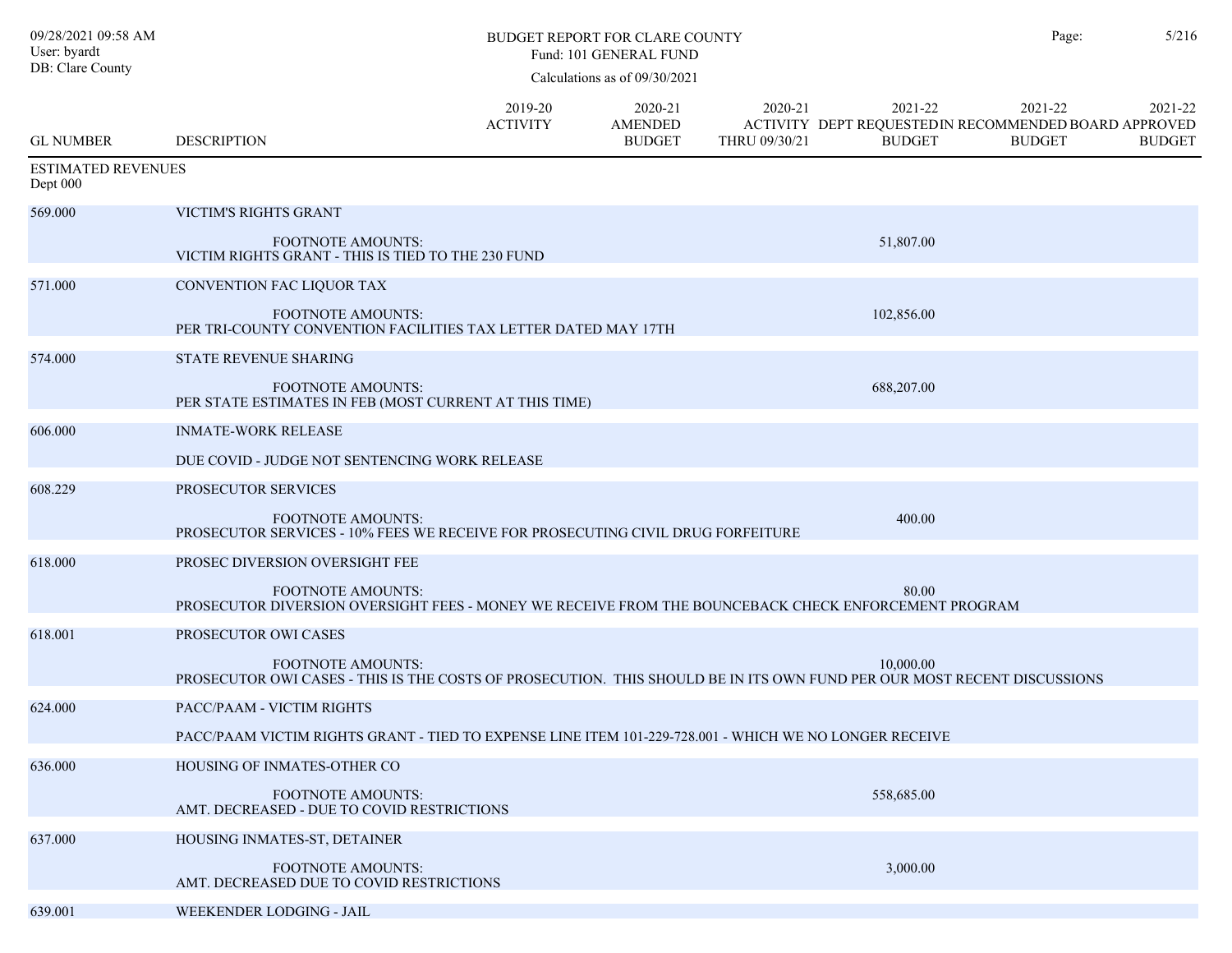BUDGET REPORT FOR CLARE COUNTY
Fund: 101 GENERAL FUND
Calculations as of 09/30/2021

| GL NUMBER | DESCRIPTION | 2019-20 ACTIVITY | 2020-21 AMENDED BUDGET | 2020-21 ACTIVITY THRU 09/30/21 | 2021-22 DEPT REQUESTED BUDGET | 2021-22 IN RECOMMENDED BUDGET | 2021-22 BOARD APPROVED BUDGET |
|---|---|---|---|---|---|---|---|
| **ESTIMATED REVENUES** | | | | | | | |
| Dept 000 | | | | | | | |
| 569.000 | VICTIM'S RIGHTS GRANT | | | | | | |
| | FOOTNOTE AMOUNTS: VICTIM RIGHTS GRANT - THIS IS TIED TO THE 230 FUND | | | | 51,807.00 | | |
| 571.000 | CONVENTION FAC LIQUOR TAX | | | | | | |
| | FOOTNOTE AMOUNTS: PER TRI-COUNTY CONVENTION FACILITIES TAX LETTER DATED MAY 17TH | | | | 102,856.00 | | |
| 574.000 | STATE REVENUE SHARING | | | | | | |
| | FOOTNOTE AMOUNTS: PER STATE ESTIMATES IN FEB (MOST CURRENT AT THIS TIME) | | | | 688,207.00 | | |
| 606.000 | INMATE-WORK RELEASE | | | | | | |
| | DUE COVID - JUDGE NOT SENTENCING WORK RELEASE | | | | | | |
| 608.229 | PROSECUTOR SERVICES | | | | | | |
| | FOOTNOTE AMOUNTS: PROSECUTOR SERVICES - 10% FEES WE RECEIVE FOR PROSECUTING CIVIL DRUG FORFEITURE | | | | 400.00 | | |
| 618.000 | PROSEC DIVERSION OVERSIGHT FEE | | | | | | |
| | FOOTNOTE AMOUNTS: PROSECUTOR DIVERSION OVERSIGHT FEES - MONEY WE RECEIVE FROM THE BOUNCEBACK CHECK ENFORCEMENT PROGRAM | | | | 80.00 | | |
| 618.001 | PROSECUTOR OWI CASES | | | | | | |
| | FOOTNOTE AMOUNTS: PROSECUTOR OWI CASES - THIS IS THE COSTS OF PROSECUTION. THIS SHOULD BE IN ITS OWN FUND PER OUR MOST RECENT DISCUSSIONS | | | | 10,000.00 | | |
| 624.000 | PACC/PAAM - VICTIM RIGHTS | | | | | | |
| | PACC/PAAM VICTIM RIGHTS GRANT - TIED TO EXPENSE LINE ITEM 101-229-728.001 - WHICH WE NO LONGER RECEIVE | | | | | | |
| 636.000 | HOUSING OF INMATES-OTHER CO | | | | | | |
| | FOOTNOTE AMOUNTS: AMT. DECREASED - DUE TO COVID RESTRICTIONS | | | | 558,685.00 | | |
| 637.000 | HOUSING INMATES-ST, DETAINER | | | | | | |
| | FOOTNOTE AMOUNTS: AMT. DECREASED DUE TO COVID RESTRICTIONS | | | | 3,000.00 | | |
| 639.001 | WEEKENDER LODGING - JAIL | | | | | | |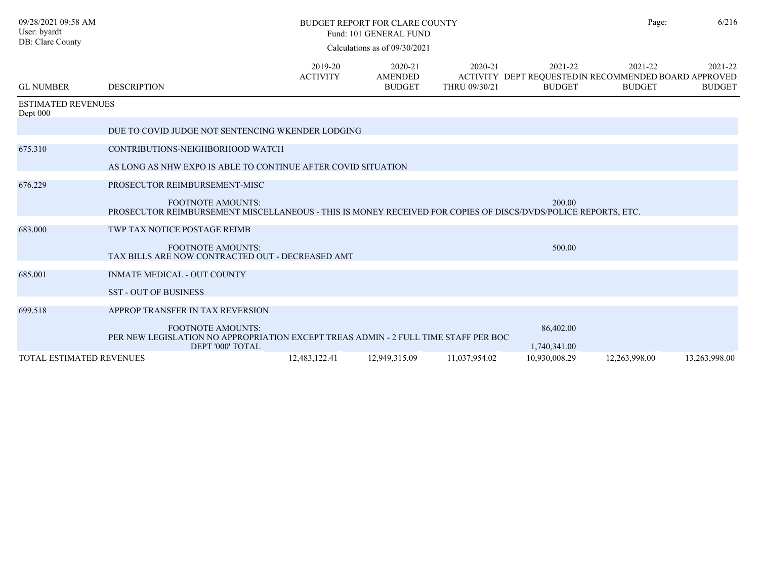# BUDGET REPORT FOR CLARE COUNTY

Fund: 101 GENERAL FUND

Calculations as of 09/30/2021

| GL NUMBER | DESCRIPTION | 2019-20 ACTIVITY | 2020-21 AMENDED BUDGET | 2020-21 ACTIVITY THRU 09/30/21 | 2021-22 DEPT REQUESTED BUDGET | 2021-22 IN RECOMMENDED BUDGET | 2021-22 BOARD APPROVED BUDGET |
|---|---|---|---|---|---|---|---|
| ESTIMATED REVENUES | | | | | | | |
| Dept 000 | | | | | | | |
| | DUE TO COVID JUDGE NOT SENTENCING WKENDER LODGING | | | | | | |
| 675.310 | CONTRIBUTIONS-NEIGHBORHOOD WATCH | | | | | | |
| | AS LONG AS NHW EXPO IS ABLE TO CONTINUE AFTER COVID SITUATION | | | | | | |
| 676.229 | PROSECUTOR REIMBURSEMENT-MISC | | | | | | |
| | FOOTNOTE AMOUNTS: | | | | 200.00 | | |
| | PROSECUTOR REIMBURSEMENT MISCELLANEOUS - THIS IS MONEY RECEIVED FOR COPIES OF DISCS/DVDS/POLICE REPORTS, ETC. | | | | | | |
| 683.000 | TWP TAX NOTICE POSTAGE REIMB | | | | | | |
| | FOOTNOTE AMOUNTS: | | | | 500.00 | | |
| | TAX BILLS ARE NOW CONTRACTED OUT - DECREASED AMT | | | | | | |
| 685.001 | INMATE MEDICAL - OUT COUNTY | | | | | | |
| | SST - OUT OF BUSINESS | | | | | | |
| 699.518 | APPROP TRANSFER IN TAX REVERSION | | | | | | |
| | FOOTNOTE AMOUNTS: | | | | 86,402.00 | | |
| | PER NEW LEGISLATION NO APPROPRIATION EXCEPT TREAS ADMIN - 2 FULL TIME STAFF PER BOC | | | | | | |
| | DEPT '000' TOTAL | | | | 1,740,341.00 | | |
| TOTAL ESTIMATED REVENUES | | 12,483,122.41 | 12,949,315.09 | 11,037,954.02 | 10,930,008.29 | 12,263,998.00 | 13,263,998.00 |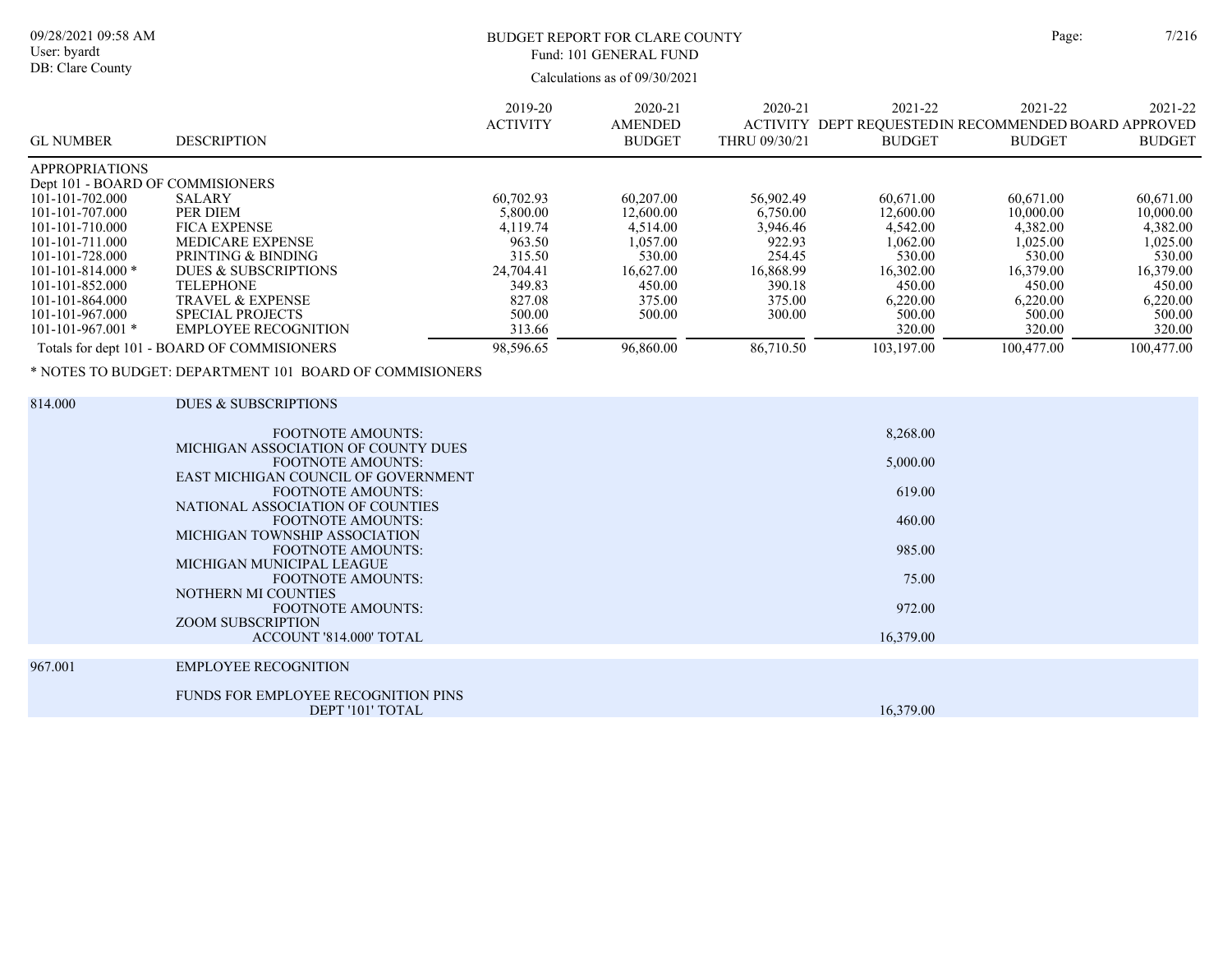BUDGET REPORT FOR CLARE COUNTY
Fund: 101 GENERAL FUND
Calculations as of 09/30/2021

09/28/2021 09:58 AM
User: byardt
DB: Clare County

| GL NUMBER | DESCRIPTION | 2019-20 ACTIVITY | 2020-21 AMENDED BUDGET | 2020-21 ACTIVITY THRU 09/30/21 | 2021-22 DEPT REQUESTED BUDGET | 2021-22 RECOMMENDED BUDGET | 2021-22 BOARD APPROVED BUDGET |
|---|---|---|---|---|---|---|---|
| APPROPRIATIONS | | | | | | | |
| Dept 101 - BOARD OF COMMISIONERS | | | | | | | |
| 101-101-702.000 | SALARY | 60,702.93 | 60,207.00 | 56,902.49 | 60,671.00 | 60,671.00 | 60,671.00 |
| 101-101-707.000 | PER DIEM | 5,800.00 | 12,600.00 | 6,750.00 | 12,600.00 | 10,000.00 | 10,000.00 |
| 101-101-710.000 | FICA EXPENSE | 4,119.74 | 4,514.00 | 3,946.46 | 4,542.00 | 4,382.00 | 4,382.00 |
| 101-101-711.000 | MEDICARE EXPENSE | 963.50 | 1,057.00 | 922.93 | 1,062.00 | 1,025.00 | 1,025.00 |
| 101-101-728.000 | PRINTING & BINDING | 315.50 | 530.00 | 254.45 | 530.00 | 530.00 | 530.00 |
| 101-101-814.000 * | DUES & SUBSCRIPTIONS | 24,704.41 | 16,627.00 | 16,868.99 | 16,302.00 | 16,379.00 | 16,379.00 |
| 101-101-852.000 | TELEPHONE | 349.83 | 450.00 | 390.18 | 450.00 | 450.00 | 450.00 |
| 101-101-864.000 | TRAVEL & EXPENSE | 827.08 | 375.00 | 375.00 | 6,220.00 | 6,220.00 | 6,220.00 |
| 101-101-967.000 | SPECIAL PROJECTS | 500.00 | 500.00 | 300.00 | 500.00 | 500.00 | 500.00 |
| 101-101-967.001 * | EMPLOYEE RECOGNITION | 313.66 | | | 320.00 | 320.00 | 320.00 |
| Totals for dept 101 - BOARD OF COMMISIONERS | | 98,596.65 | 96,860.00 | 86,710.50 | 103,197.00 | 100,477.00 | 100,477.00 |

\* NOTES TO BUDGET: DEPARTMENT 101 BOARD OF COMMISIONERS

**814.000 DUES & SUBSCRIPTIONS**

| Description | Amount |
|---|---|
| FOOTNOTE AMOUNTS: MICHIGAN ASSOCIATION OF COUNTY DUES | 8,268.00 |
| FOOTNOTE AMOUNTS: EAST MICHIGAN COUNCIL OF GOVERNMENT | 5,000.00 |
| FOOTNOTE AMOUNTS: NATIONAL ASSOCIATION OF COUNTIES | 619.00 |
| FOOTNOTE AMOUNTS: MICHIGAN TOWNSHIP ASSOCIATION | 460.00 |
| FOOTNOTE AMOUNTS: MICHIGAN MUNICIPAL LEAGUE | 985.00 |
| FOOTNOTE AMOUNTS: NOTHERN MI COUNTIES | 75.00 |
| FOOTNOTE AMOUNTS: ZOOM SUBSCRIPTION | 972.00 |
| ACCOUNT '814.000' TOTAL | 16,379.00 |

**967.001 EMPLOYEE RECOGNITION**

FUNDS FOR EMPLOYEE RECOGNITION PINS

DEPT '101' TOTAL 16,379.00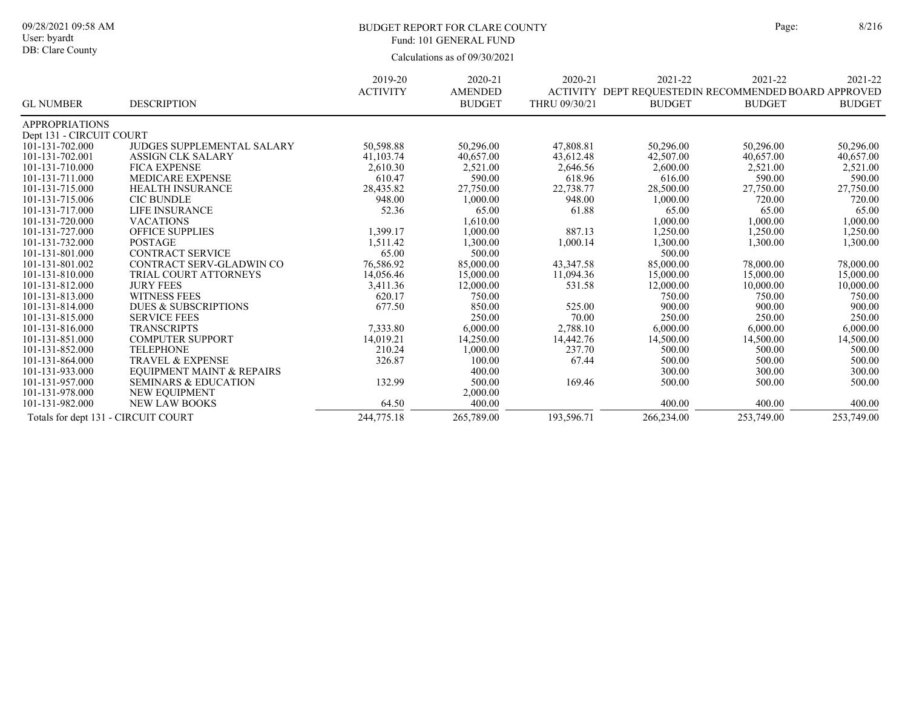# BUDGET REPORT FOR CLARE COUNTY

Fund: 101 GENERAL FUND

Calculations as of 09/30/2021

| GL NUMBER | DESCRIPTION | 2019-20 ACTIVITY | 2020-21 AMENDED BUDGET | 2020-21 ACTIVITY THRU 09/30/21 | 2021-22 DEPT REQUESTED BUDGET | 2021-22 IN RECOMMENDED BUDGET | 2021-22 BOARD APPROVED BUDGET |
|---|---|---|---|---|---|---|---|
| APPROPRIATIONS | | | | | | | |
| Dept 131 - CIRCUIT COURT | | | | | | | |
| 101-131-702.000 | JUDGES SUPPLEMENTAL SALARY | 50,598.88 | 50,296.00 | 47,808.81 | 50,296.00 | 50,296.00 | 50,296.00 |
| 101-131-702.001 | ASSIGN CLK SALARY | 41,103.74 | 40,657.00 | 43,612.48 | 42,507.00 | 40,657.00 | 40,657.00 |
| 101-131-710.000 | FICA EXPENSE | 2,610.30 | 2,521.00 | 2,646.56 | 2,600.00 | 2,521.00 | 2,521.00 |
| 101-131-711.000 | MEDICARE EXPENSE | 610.47 | 590.00 | 618.96 | 616.00 | 590.00 | 590.00 |
| 101-131-715.000 | HEALTH INSURANCE | 28,435.82 | 27,750.00 | 22,738.77 | 28,500.00 | 27,750.00 | 27,750.00 |
| 101-131-715.006 | CIC BUNDLE | 948.00 | 1,000.00 | 948.00 | 1,000.00 | 720.00 | 720.00 |
| 101-131-717.000 | LIFE INSURANCE | 52.36 | 65.00 | 61.88 | 65.00 | 65.00 | 65.00 |
| 101-131-720.000 | VACATIONS | | 1,610.00 | | 1,000.00 | 1,000.00 | 1,000.00 |
| 101-131-727.000 | OFFICE SUPPLIES | 1,399.17 | 1,000.00 | 887.13 | 1,250.00 | 1,250.00 | 1,250.00 |
| 101-131-732.000 | POSTAGE | 1,511.42 | 1,300.00 | 1,000.14 | 1,300.00 | 1,300.00 | 1,300.00 |
| 101-131-801.000 | CONTRACT SERVICE | 65.00 | 500.00 | | 500.00 | | |
| 101-131-801.002 | CONTRACT SERV-GLADWIN CO | 76,586.92 | 85,000.00 | 43,347.58 | 85,000.00 | 78,000.00 | 78,000.00 |
| 101-131-810.000 | TRIAL COURT ATTORNEYS | 14,056.46 | 15,000.00 | 11,094.36 | 15,000.00 | 15,000.00 | 15,000.00 |
| 101-131-812.000 | JURY FEES | 3,411.36 | 12,000.00 | 531.58 | 12,000.00 | 10,000.00 | 10,000.00 |
| 101-131-813.000 | WITNESS FEES | 620.17 | 750.00 | | 750.00 | 750.00 | 750.00 |
| 101-131-814.000 | DUES & SUBSCRIPTIONS | 677.50 | 850.00 | 525.00 | 900.00 | 900.00 | 900.00 |
| 101-131-815.000 | SERVICE FEES | | 250.00 | 70.00 | 250.00 | 250.00 | 250.00 |
| 101-131-816.000 | TRANSCRIPTS | 7,333.80 | 6,000.00 | 2,788.10 | 6,000.00 | 6,000.00 | 6,000.00 |
| 101-131-851.000 | COMPUTER SUPPORT | 14,019.21 | 14,250.00 | 14,442.76 | 14,500.00 | 14,500.00 | 14,500.00 |
| 101-131-852.000 | TELEPHONE | 210.24 | 1,000.00 | 237.70 | 500.00 | 500.00 | 500.00 |
| 101-131-864.000 | TRAVEL & EXPENSE | 326.87 | 100.00 | 67.44 | 500.00 | 500.00 | 500.00 |
| 101-131-933.000 | EQUIPMENT MAINT & REPAIRS | | 400.00 | | 300.00 | 300.00 | 300.00 |
| 101-131-957.000 | SEMINARS & EDUCATION | 132.99 | 500.00 | 169.46 | 500.00 | 500.00 | 500.00 |
| 101-131-978.000 | NEW EQUIPMENT | | 2,000.00 | | | | |
| 101-131-982.000 | NEW LAW BOOKS | 64.50 | 400.00 | | 400.00 | 400.00 | 400.00 |
| Totals for dept 131 - CIRCUIT COURT | | 244,775.18 | 265,789.00 | 193,596.71 | 266,234.00 | 253,749.00 | 253,749.00 |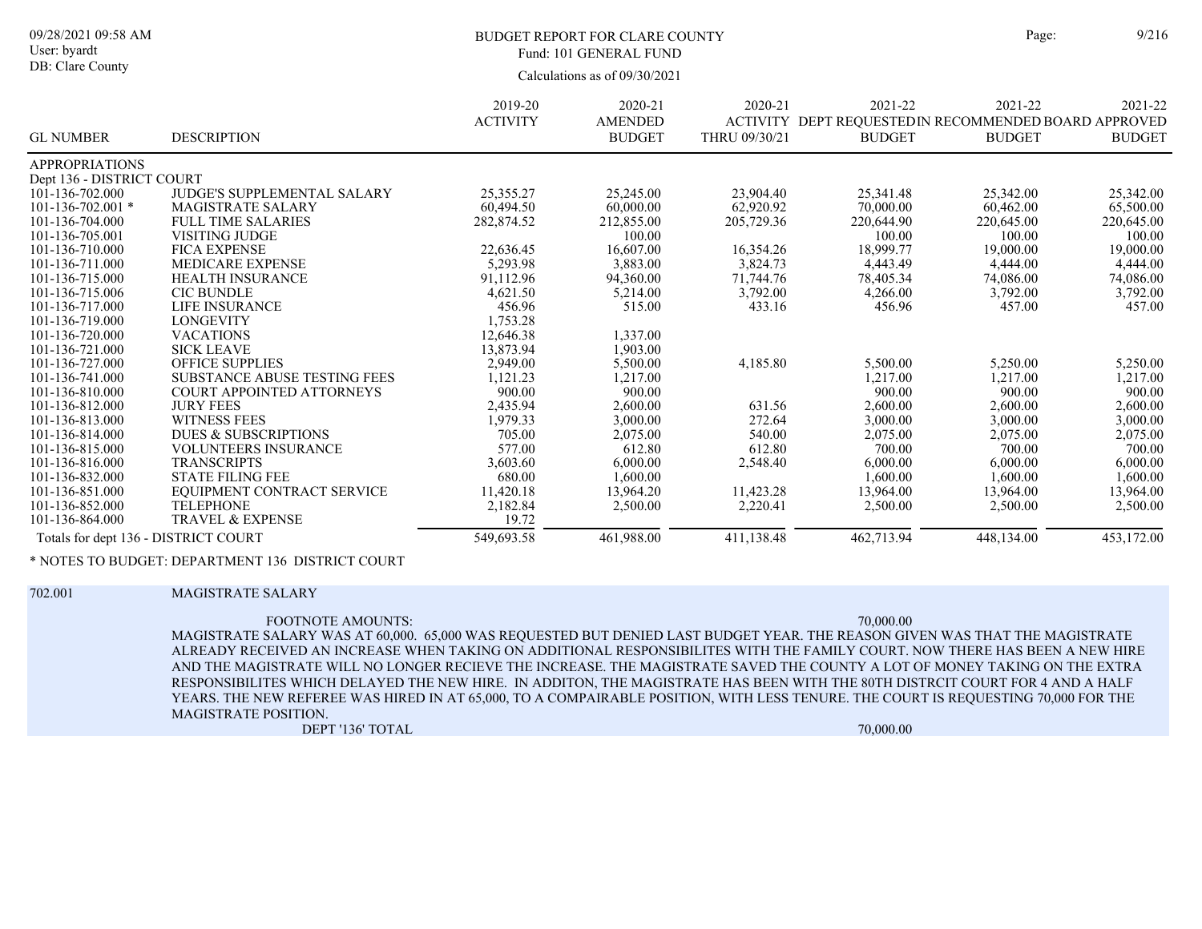# BUDGET REPORT FOR CLARE COUNTY

Fund: 101 GENERAL FUND

Calculations as of 09/30/2021

| GL NUMBER | DESCRIPTION | 2019-20 ACTIVITY | 2020-21 AMENDED BUDGET | 2020-21 ACTIVITY THRU 09/30/21 | 2021-22 DEPT REQUESTED BUDGET | 2021-22 IN RECOMMENDED BUDGET | 2021-22 BOARD APPROVED BUDGET |
|---|---|---|---|---|---|---|---|
| APPROPRIATIONS | | | | | | | |
| Dept 136 - DISTRICT COURT | | | | | | | |
| 101-136-702.000 | JUDGE'S SUPPLEMENTAL SALARY | 25,355.27 | 25,245.00 | 23,904.40 | 25,341.48 | 25,342.00 | 25,342.00 |
| 101-136-702.001 * | MAGISTRATE SALARY | 60,494.50 | 60,000.00 | 62,920.92 | 70,000.00 | 60,462.00 | 65,500.00 |
| 101-136-704.000 | FULL TIME SALARIES | 282,874.52 | 212,855.00 | 205,729.36 | 220,644.90 | 220,645.00 | 220,645.00 |
| 101-136-705.001 | VISITING JUDGE | | 100.00 | | 100.00 | 100.00 | 100.00 |
| 101-136-710.000 | FICA EXPENSE | 22,636.45 | 16,607.00 | 16,354.26 | 18,999.77 | 19,000.00 | 19,000.00 |
| 101-136-711.000 | MEDICARE EXPENSE | 5,293.98 | 3,883.00 | 3,824.73 | 4,443.49 | 4,444.00 | 4,444.00 |
| 101-136-715.000 | HEALTH INSURANCE | 91,112.96 | 94,360.00 | 71,744.76 | 78,405.34 | 74,086.00 | 74,086.00 |
| 101-136-715.006 | CIC BUNDLE | 4,621.50 | 5,214.00 | 3,792.00 | 4,266.00 | 3,792.00 | 3,792.00 |
| 101-136-717.000 | LIFE INSURANCE | 456.96 | 515.00 | 433.16 | 456.96 | 457.00 | 457.00 |
| 101-136-719.000 | LONGEVITY | 1,753.28 | | | | | |
| 101-136-720.000 | VACATIONS | 12,646.38 | 1,337.00 | | | | |
| 101-136-721.000 | SICK LEAVE | 13,873.94 | 1,903.00 | | | | |
| 101-136-727.000 | OFFICE SUPPLIES | 2,949.00 | 5,500.00 | 4,185.80 | 5,500.00 | 5,250.00 | 5,250.00 |
| 101-136-741.000 | SUBSTANCE ABUSE TESTING FEES | 1,121.23 | 1,217.00 | | 1,217.00 | 1,217.00 | 1,217.00 |
| 101-136-810.000 | COURT APPOINTED ATTORNEYS | 900.00 | 900.00 | | 900.00 | 900.00 | 900.00 |
| 101-136-812.000 | JURY FEES | 2,435.94 | 2,600.00 | 631.56 | 2,600.00 | 2,600.00 | 2,600.00 |
| 101-136-813.000 | WITNESS FEES | 1,979.33 | 3,000.00 | 272.64 | 3,000.00 | 3,000.00 | 3,000.00 |
| 101-136-814.000 | DUES & SUBSCRIPTIONS | 705.00 | 2,075.00 | 540.00 | 2,075.00 | 2,075.00 | 2,075.00 |
| 101-136-815.000 | VOLUNTEERS INSURANCE | 577.00 | 612.80 | 612.80 | 700.00 | 700.00 | 700.00 |
| 101-136-816.000 | TRANSCRIPTS | 3,603.60 | 6,000.00 | 2,548.40 | 6,000.00 | 6,000.00 | 6,000.00 |
| 101-136-832.000 | STATE FILING FEE | 680.00 | 1,600.00 | | 1,600.00 | 1,600.00 | 1,600.00 |
| 101-136-851.000 | EQUIPMENT CONTRACT SERVICE | 11,420.18 | 13,964.20 | 11,423.28 | 13,964.00 | 13,964.00 | 13,964.00 |
| 101-136-852.000 | TELEPHONE | 2,182.84 | 2,500.00 | 2,220.41 | 2,500.00 | 2,500.00 | 2,500.00 |
| 101-136-864.000 | TRAVEL & EXPENSE | 19.72 | | | | | |
| Totals for dept 136 - DISTRICT COURT | | 549,693.58 | 461,988.00 | 411,138.48 | 462,713.94 | 448,134.00 | 453,172.00 |

\* NOTES TO BUDGET: DEPARTMENT 136 DISTRICT COURT

702.001 MAGISTRATE SALARY

FOOTNOTE AMOUNTS: 70,000.00

MAGISTRATE SALARY WAS AT 60,000. 65,000 WAS REQUESTED BUT DENIED LAST BUDGET YEAR. THE REASON GIVEN WAS THAT THE MAGISTRATE ALREADY RECEIVED AN INCREASE WHEN TAKING ON ADDITIONAL RESPONSIBILITES WITH THE FAMILY COURT. NOW THERE HAS BEEN A NEW HIRE AND THE MAGISTRATE WILL NO LONGER RECIEVE THE INCREASE. THE MAGISTRATE SAVED THE COUNTY A LOT OF MONEY TAKING ON THE EXTRA RESPONSIBILITES WHICH DELAYED THE NEW HIRE. IN ADDITON, THE MAGISTRATE HAS BEEN WITH THE 80TH DISTRCIT COURT FOR 4 AND A HALF YEARS. THE NEW REFEREE WAS HIRED IN AT 65,000, TO A COMPAIRABLE POSITION, WITH LESS TENURE. THE COURT IS REQUESTING 70,000 FOR THE MAGISTRATE POSITION.

DEPT '136' TOTAL 70,000.00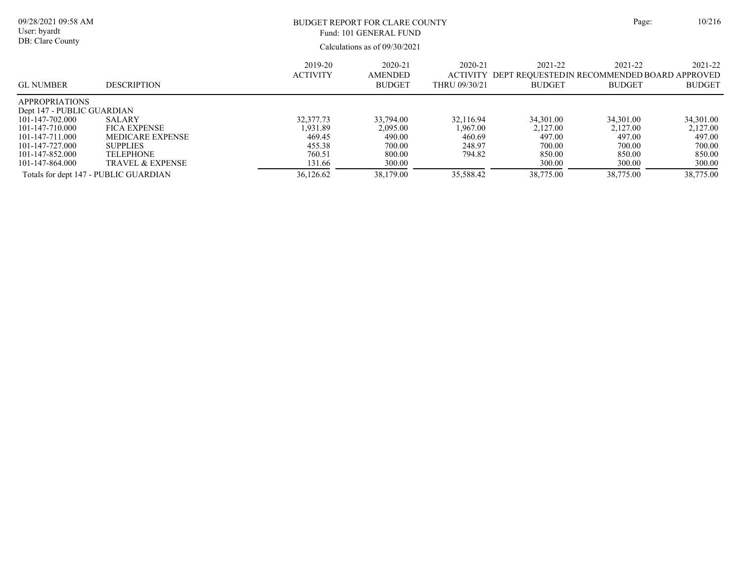# BUDGET REPORT FOR CLARE COUNTY

Fund: 101 GENERAL FUND

Calculations as of 09/30/2021

| GL NUMBER | DESCRIPTION | 2019-20 ACTIVITY | 2020-21 AMENDED BUDGET | 2020-21 ACTIVITY THRU 09/30/21 | 2021-22 DEPT REQUESTED BUDGET | 2021-22 IN RECOMMENDED BUDGET | 2021-22 BOARD APPROVED BUDGET |
|---|---|---|---|---|---|---|---|
| APPROPRIATIONS | | | | | | | |
| Dept 147 - PUBLIC GUARDIAN | | | | | | | |
| 101-147-702.000 | SALARY | 32,377.73 | 33,794.00 | 32,116.94 | 34,301.00 | 34,301.00 | 34,301.00 |
| 101-147-710.000 | FICA EXPENSE | 1,931.89 | 2,095.00 | 1,967.00 | 2,127.00 | 2,127.00 | 2,127.00 |
| 101-147-711.000 | MEDICARE EXPENSE | 469.45 | 490.00 | 460.69 | 497.00 | 497.00 | 497.00 |
| 101-147-727.000 | SUPPLIES | 455.38 | 700.00 | 248.97 | 700.00 | 700.00 | 700.00 |
| 101-147-852.000 | TELEPHONE | 760.51 | 800.00 | 794.82 | 850.00 | 850.00 | 850.00 |
| 101-147-864.000 | TRAVEL & EXPENSE | 131.66 | 300.00 | | 300.00 | 300.00 | 300.00 |
| Totals for dept 147 - PUBLIC GUARDIAN | | 36,126.62 | 38,179.00 | 35,588.42 | 38,775.00 | 38,775.00 | 38,775.00 |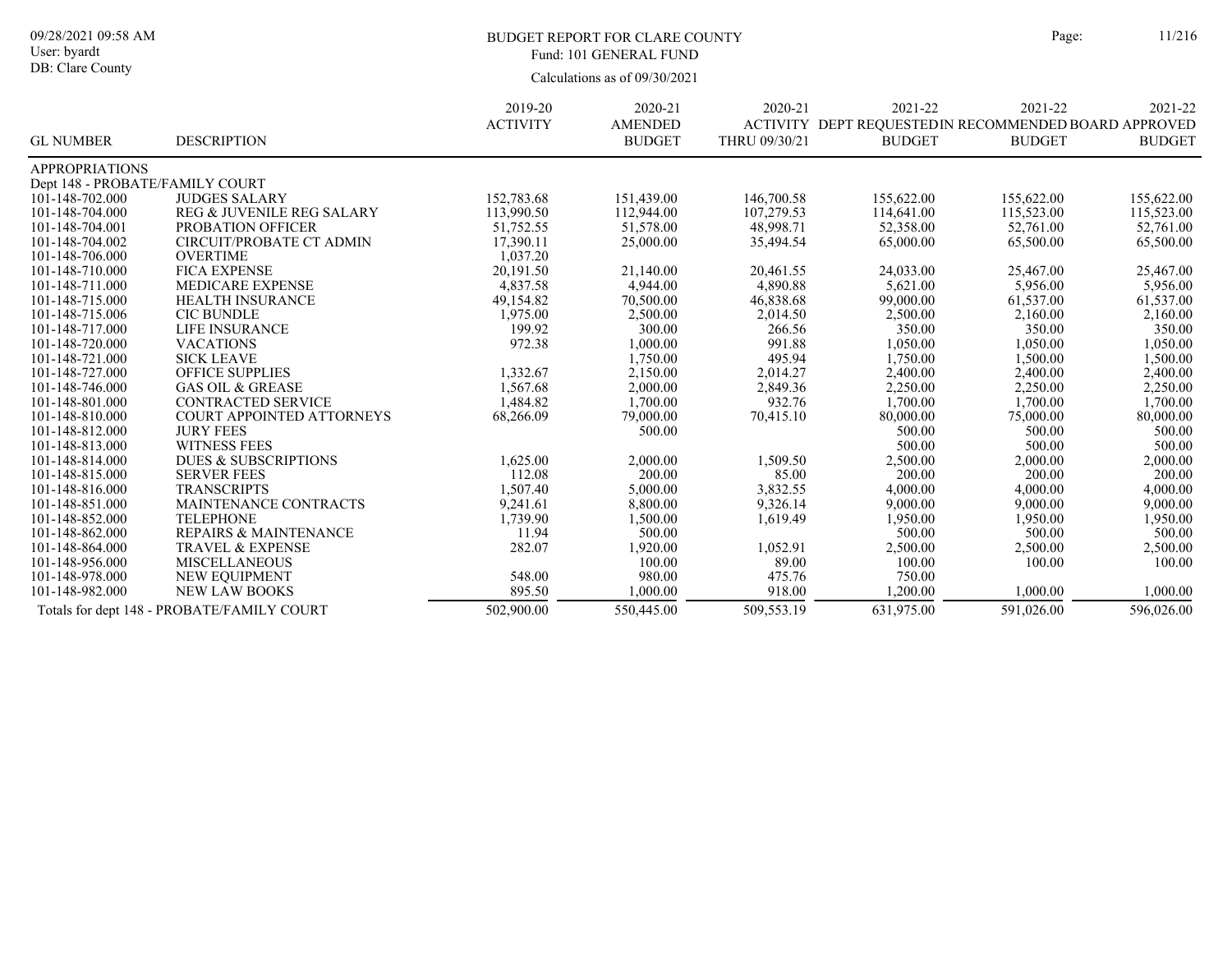# BUDGET REPORT FOR CLARE COUNTY

Fund: 101 GENERAL FUND

Calculations as of 09/30/2021

09/28/2021 09:58 AM
User: byardt
DB: Clare County

| GL NUMBER | DESCRIPTION | 2019-20 ACTIVITY | 2020-21 AMENDED BUDGET | 2020-21 ACTIVITY THRU 09/30/21 | 2021-22 DEPT REQUESTED BUDGET | 2021-22 RECOMMENDED BUDGET | 2021-22 BOARD APPROVED BUDGET |
|---|---|---|---|---|---|---|---|
| APPROPRIATIONS | | | | | | | |
| Dept 148 - PROBATE/FAMILY COURT | | | | | | | |
| 101-148-702.000 | JUDGES SALARY | 152,783.68 | 151,439.00 | 146,700.58 | 155,622.00 | 155,622.00 | 155,622.00 |
| 101-148-704.000 | REG & JUVENILE REG SALARY | 113,990.50 | 112,944.00 | 107,279.53 | 114,641.00 | 115,523.00 | 115,523.00 |
| 101-148-704.001 | PROBATION OFFICER | 51,752.55 | 51,578.00 | 48,998.71 | 52,358.00 | 52,761.00 | 52,761.00 |
| 101-148-704.002 | CIRCUIT/PROBATE CT ADMIN | 17,390.11 | 25,000.00 | 35,494.54 | 65,000.00 | 65,500.00 | 65,500.00 |
| 101-148-706.000 | OVERTIME | 1,037.20 | | | | | |
| 101-148-710.000 | FICA EXPENSE | 20,191.50 | 21,140.00 | 20,461.55 | 24,033.00 | 25,467.00 | 25,467.00 |
| 101-148-711.000 | MEDICARE EXPENSE | 4,837.58 | 4,944.00 | 4,890.88 | 5,621.00 | 5,956.00 | 5,956.00 |
| 101-148-715.000 | HEALTH INSURANCE | 49,154.82 | 70,500.00 | 46,838.68 | 99,000.00 | 61,537.00 | 61,537.00 |
| 101-148-715.006 | CIC BUNDLE | 1,975.00 | 2,500.00 | 2,014.50 | 2,500.00 | 2,160.00 | 2,160.00 |
| 101-148-717.000 | LIFE INSURANCE | 199.92 | 300.00 | 266.56 | 350.00 | 350.00 | 350.00 |
| 101-148-720.000 | VACATIONS | 972.38 | 1,000.00 | 991.88 | 1,050.00 | 1,050.00 | 1,050.00 |
| 101-148-721.000 | SICK LEAVE | | 1,750.00 | 495.94 | 1,750.00 | 1,500.00 | 1,500.00 |
| 101-148-727.000 | OFFICE SUPPLIES | 1,332.67 | 2,150.00 | 2,014.27 | 2,400.00 | 2,400.00 | 2,400.00 |
| 101-148-746.000 | GAS OIL & GREASE | 1,567.68 | 2,000.00 | 2,849.36 | 2,250.00 | 2,250.00 | 2,250.00 |
| 101-148-801.000 | CONTRACTED SERVICE | 1,484.82 | 1,700.00 | 932.76 | 1,700.00 | 1,700.00 | 1,700.00 |
| 101-148-810.000 | COURT APPOINTED ATTORNEYS | 68,266.09 | 79,000.00 | 70,415.10 | 80,000.00 | 75,000.00 | 80,000.00 |
| 101-148-812.000 | JURY FEES | | 500.00 | | 500.00 | 500.00 | 500.00 |
| 101-148-813.000 | WITNESS FEES | | | | 500.00 | 500.00 | 500.00 |
| 101-148-814.000 | DUES & SUBSCRIPTIONS | 1,625.00 | 2,000.00 | 1,509.50 | 2,500.00 | 2,000.00 | 2,000.00 |
| 101-148-815.000 | SERVER FEES | 112.08 | 200.00 | 85.00 | 200.00 | 200.00 | 200.00 |
| 101-148-816.000 | TRANSCRIPTS | 1,507.40 | 5,000.00 | 3,832.55 | 4,000.00 | 4,000.00 | 4,000.00 |
| 101-148-851.000 | MAINTENANCE CONTRACTS | 9,241.61 | 8,800.00 | 9,326.14 | 9,000.00 | 9,000.00 | 9,000.00 |
| 101-148-852.000 | TELEPHONE | 1,739.90 | 1,500.00 | 1,619.49 | 1,950.00 | 1,950.00 | 1,950.00 |
| 101-148-862.000 | REPAIRS & MAINTENANCE | 11.94 | 500.00 | | 500.00 | 500.00 | 500.00 |
| 101-148-864.000 | TRAVEL & EXPENSE | 282.07 | 1,920.00 | 1,052.91 | 2,500.00 | 2,500.00 | 2,500.00 |
| 101-148-956.000 | MISCELLANEOUS | | 100.00 | 89.00 | 100.00 | 100.00 | 100.00 |
| 101-148-978.000 | NEW EQUIPMENT | 548.00 | 980.00 | 475.76 | 750.00 | | |
| 101-148-982.000 | NEW LAW BOOKS | 895.50 | 1,000.00 | 918.00 | 1,200.00 | 1,000.00 | 1,000.00 |
| Totals for dept 148 - PROBATE/FAMILY COURT | | 502,900.00 | 550,445.00 | 509,553.19 | 631,975.00 | 591,026.00 | 596,026.00 |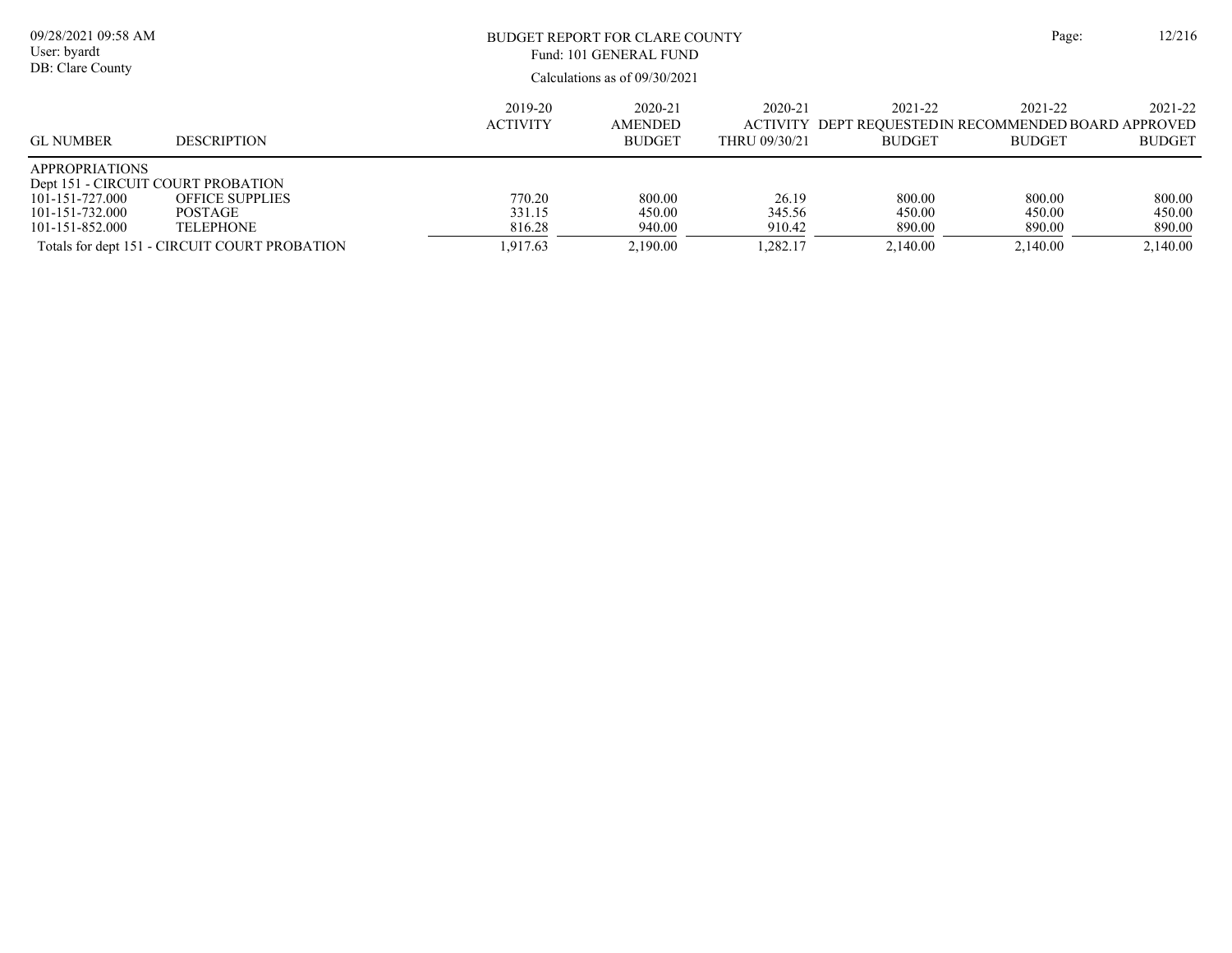BUDGET REPORT FOR CLARE COUNTY
Fund: 101 GENERAL FUND

Calculations as of 09/30/2021

| GL NUMBER | DESCRIPTION | 2019-20 ACTIVITY | 2020-21 AMENDED BUDGET | 2020-21 ACTIVITY THRU 09/30/21 | 2021-22 DEPT REQUESTED BUDGET | 2021-22 RECOMMENDED BUDGET | 2021-22 BOARD APPROVED BUDGET |
|---|---|---|---|---|---|---|---|
| APPROPRIATIONS | | | | | | | |
| Dept 151 - CIRCUIT COURT PROBATION | | | | | | | |
| 101-151-727.000 | OFFICE SUPPLIES | 770.20 | 800.00 | 26.19 | 800.00 | 800.00 | 800.00 |
| 101-151-732.000 | POSTAGE | 331.15 | 450.00 | 345.56 | 450.00 | 450.00 | 450.00 |
| 101-151-852.000 | TELEPHONE | 816.28 | 940.00 | 910.42 | 890.00 | 890.00 | 890.00 |
| Totals for dept 151 - CIRCUIT COURT PROBATION | | 1,917.63 | 2,190.00 | 1,282.17 | 2,140.00 | 2,140.00 | 2,140.00 |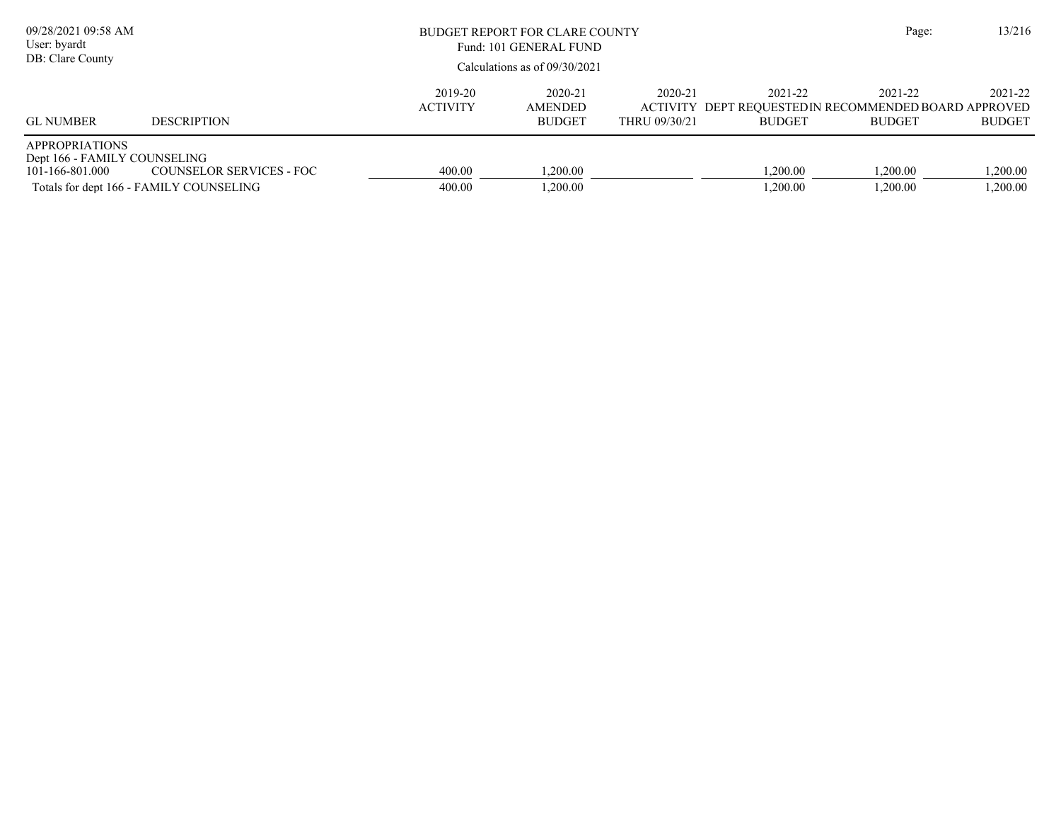BUDGET REPORT FOR CLARE COUNTY
Fund: 101 GENERAL FUND
Calculations as of 09/30/2021

| GL NUMBER | DESCRIPTION | 2019-20 ACTIVITY | 2020-21 AMENDED BUDGET | 2020-21 ACTIVITY THRU 09/30/21 | 2021-22 DEPT REQUESTED BUDGET | 2021-22 IN RECOMMENDED BUDGET | 2021-22 BOARD APPROVED BUDGET |
|---|---|---|---|---|---|---|---|
| APPROPRIATIONS | | | | | | | |
| Dept 166 - FAMILY COUNSELING | | | | | | | |
| 101-166-801.000 | COUNSELOR SERVICES - FOC | 400.00 | 1,200.00 | | 1,200.00 | 1,200.00 | 1,200.00 |
| Totals for dept 166 - FAMILY COUNSELING | | 400.00 | 1,200.00 | | 1,200.00 | 1,200.00 | 1,200.00 |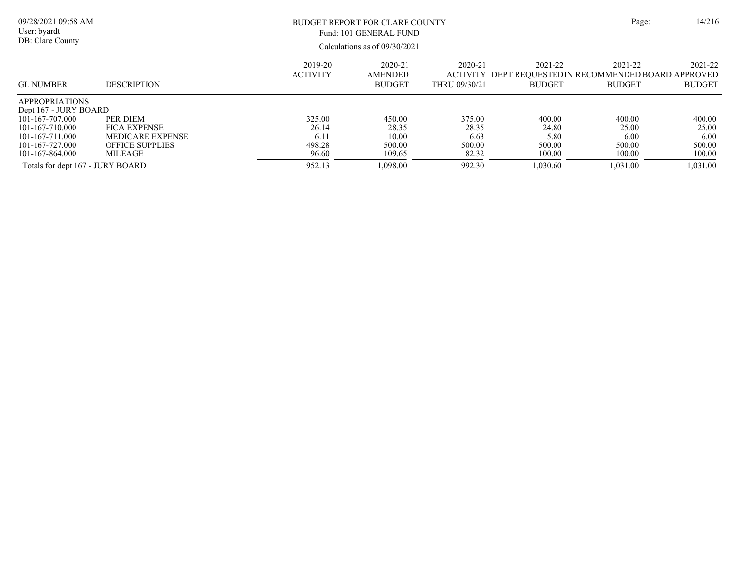# BUDGET REPORT FOR CLARE COUNTY

Fund: 101 GENERAL FUND

Calculations as of 09/30/2021

| GL NUMBER | DESCRIPTION | 2019-20 ACTIVITY | 2020-21 AMENDED BUDGET | 2020-21 ACTIVITY THRU 09/30/21 | 2021-22 DEPT REQUESTED BUDGET | 2021-22 IN RECOMMENDED BUDGET | 2021-22 BOARD APPROVED BUDGET |
|---|---|---|---|---|---|---|---|
| APPROPRIATIONS | | | | | | | |
| Dept 167 - JURY BOARD | | | | | | | |
| 101-167-707.000 | PER DIEM | 325.00 | 450.00 | 375.00 | 400.00 | 400.00 | 400.00 |
| 101-167-710.000 | FICA EXPENSE | 26.14 | 28.35 | 28.35 | 24.80 | 25.00 | 25.00 |
| 101-167-711.000 | MEDICARE EXPENSE | 6.11 | 10.00 | 6.63 | 5.80 | 6.00 | 6.00 |
| 101-167-727.000 | OFFICE SUPPLIES | 498.28 | 500.00 | 500.00 | 500.00 | 500.00 | 500.00 |
| 101-167-864.000 | MILEAGE | 96.60 | 109.65 | 82.32 | 100.00 | 100.00 | 100.00 |
| Totals for dept 167 - JURY BOARD | | 952.13 | 1,098.00 | 992.30 | 1,030.60 | 1,031.00 | 1,031.00 |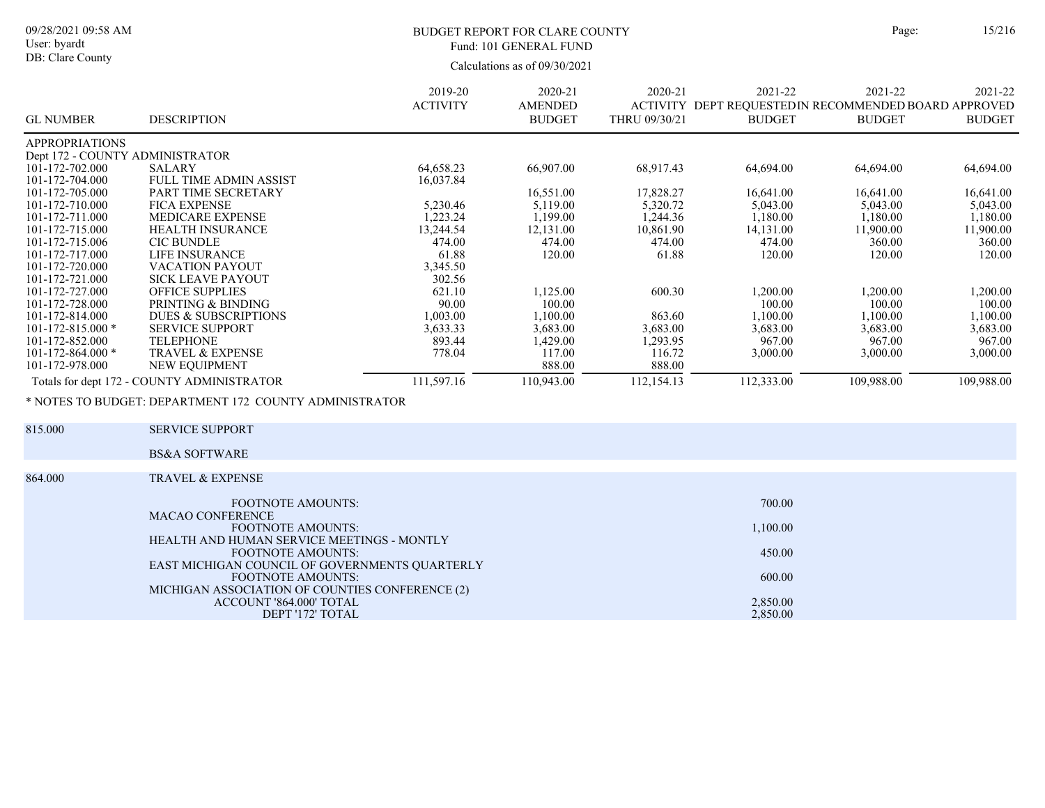# BUDGET REPORT FOR CLARE COUNTY

Fund: 101 GENERAL FUND

Calculations as of 09/30/2021

| GL NUMBER | DESCRIPTION | 2019-20 ACTIVITY | 2020-21 AMENDED BUDGET | 2020-21 ACTIVITY THRU 09/30/21 | 2021-22 DEPT REQUESTED BUDGET | 2021-22 IN RECOMMENDED BUDGET | 2021-22 BOARD APPROVED BUDGET |
|---|---|---|---|---|---|---|---|
| APPROPRIATIONS | | | | | | | |
| Dept 172 - COUNTY ADMINISTRATOR | | | | | | | |
| 101-172-702.000 | SALARY | 64,658.23 | 66,907.00 | 68,917.43 | 64,694.00 | 64,694.00 | 64,694.00 |
| 101-172-704.000 | FULL TIME ADMIN ASSIST | 16,037.84 | | | | | |
| 101-172-705.000 | PART TIME SECRETARY | | 16,551.00 | 17,828.27 | 16,641.00 | 16,641.00 | 16,641.00 |
| 101-172-710.000 | FICA EXPENSE | 5,230.46 | 5,119.00 | 5,320.72 | 5,043.00 | 5,043.00 | 5,043.00 |
| 101-172-711.000 | MEDICARE EXPENSE | 1,223.24 | 1,199.00 | 1,244.36 | 1,180.00 | 1,180.00 | 1,180.00 |
| 101-172-715.000 | HEALTH INSURANCE | 13,244.54 | 12,131.00 | 10,861.90 | 14,131.00 | 11,900.00 | 11,900.00 |
| 101-172-715.006 | CIC BUNDLE | 474.00 | 474.00 | 474.00 | 474.00 | 360.00 | 360.00 |
| 101-172-717.000 | LIFE INSURANCE | 61.88 | 120.00 | 61.88 | 120.00 | 120.00 | 120.00 |
| 101-172-720.000 | VACATION PAYOUT | 3,345.50 | | | | | |
| 101-172-721.000 | SICK LEAVE PAYOUT | 302.56 | | | | | |
| 101-172-727.000 | OFFICE SUPPLIES | 621.10 | 1,125.00 | 600.30 | 1,200.00 | 1,200.00 | 1,200.00 |
| 101-172-728.000 | PRINTING & BINDING | 90.00 | 100.00 | | 100.00 | 100.00 | 100.00 |
| 101-172-814.000 | DUES & SUBSCRIPTIONS | 1,003.00 | 1,100.00 | 863.60 | 1,100.00 | 1,100.00 | 1,100.00 |
| 101-172-815.000 * | SERVICE SUPPORT | 3,633.33 | 3,683.00 | 3,683.00 | 3,683.00 | 3,683.00 | 3,683.00 |
| 101-172-852.000 | TELEPHONE | 893.44 | 1,429.00 | 1,293.95 | 967.00 | 967.00 | 967.00 |
| 101-172-864.000 * | TRAVEL & EXPENSE | 778.04 | 117.00 | 116.72 | 3,000.00 | 3,000.00 | 3,000.00 |
| 101-172-978.000 | NEW EQUIPMENT | | 888.00 | 888.00 | | | |
| Totals for dept 172 - COUNTY ADMINISTRATOR | | 111,597.16 | 110,943.00 | 112,154.13 | 112,333.00 | 109,988.00 | 109,988.00 |

* NOTES TO BUDGET: DEPARTMENT 172 COUNTY ADMINISTRATOR

| | | |
|---|---|---|
| 815.000 | SERVICE SUPPORT | |
| | BS&A SOFTWARE | |
| 864.000 | TRAVEL & EXPENSE | |
| | FOOTNOTE AMOUNTS: | 700.00 |
| | MACAO CONFERENCE | |
| | FOOTNOTE AMOUNTS: | 1,100.00 |
| | HEALTH AND HUMAN SERVICE MEETINGS - MONTLY | |
| | FOOTNOTE AMOUNTS: | 450.00 |
| | EAST MICHIGAN COUNCIL OF GOVERNMENTS QUARTERLY | |
| | FOOTNOTE AMOUNTS: | 600.00 |
| | MICHIGAN ASSOCIATION OF COUNTIES CONFERENCE (2) | |
| | ACCOUNT '864.000' TOTAL | 2,850.00 |
| | DEPT '172' TOTAL | 2,850.00 |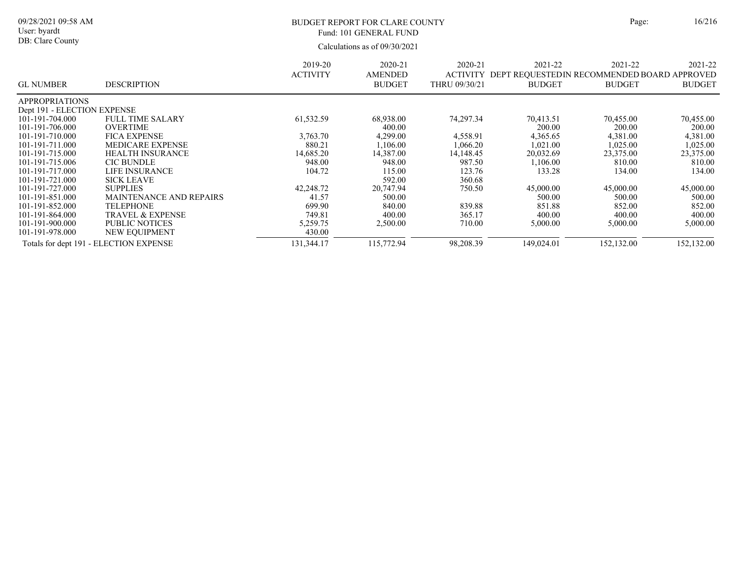# BUDGET REPORT FOR CLARE COUNTY

Fund: 101 GENERAL FUND

Calculations as of 09/30/2021

| GL NUMBER | DESCRIPTION | 2019-20 ACTIVITY | 2020-21 AMENDED BUDGET | 2020-21 ACTIVITY THRU 09/30/21 | 2021-22 DEPT REQUESTED BUDGET | 2021-22 IN RECOMMENDED BUDGET | 2021-22 BOARD APPROVED BUDGET |
|---|---|---|---|---|---|---|---|
| APPROPRIATIONS | | | | | | | |
| Dept 191 - ELECTION EXPENSE | | | | | | | |
| 101-191-704.000 | FULL TIME SALARY | 61,532.59 | 68,938.00 | 74,297.34 | 70,413.51 | 70,455.00 | 70,455.00 |
| 101-191-706.000 | OVERTIME | | 400.00 | | 200.00 | 200.00 | 200.00 |
| 101-191-710.000 | FICA EXPENSE | 3,763.70 | 4,299.00 | 4,558.91 | 4,365.65 | 4,381.00 | 4,381.00 |
| 101-191-711.000 | MEDICARE EXPENSE | 880.21 | 1,106.00 | 1,066.20 | 1,021.00 | 1,025.00 | 1,025.00 |
| 101-191-715.000 | HEALTH INSURANCE | 14,685.20 | 14,387.00 | 14,148.45 | 20,032.69 | 23,375.00 | 23,375.00 |
| 101-191-715.006 | CIC BUNDLE | 948.00 | 948.00 | 987.50 | 1,106.00 | 810.00 | 810.00 |
| 101-191-717.000 | LIFE INSURANCE | 104.72 | 115.00 | 123.76 | 133.28 | 134.00 | 134.00 |
| 101-191-721.000 | SICK LEAVE | | 592.00 | 360.68 | | | |
| 101-191-727.000 | SUPPLIES | 42,248.72 | 20,747.94 | 750.50 | 45,000.00 | 45,000.00 | 45,000.00 |
| 101-191-851.000 | MAINTENANCE AND REPAIRS | 41.57 | 500.00 | | 500.00 | 500.00 | 500.00 |
| 101-191-852.000 | TELEPHONE | 699.90 | 840.00 | 839.88 | 851.88 | 852.00 | 852.00 |
| 101-191-864.000 | TRAVEL & EXPENSE | 749.81 | 400.00 | 365.17 | 400.00 | 400.00 | 400.00 |
| 101-191-900.000 | PUBLIC NOTICES | 5,259.75 | 2,500.00 | 710.00 | 5,000.00 | 5,000.00 | 5,000.00 |
| 101-191-978.000 | NEW EQUIPMENT | 430.00 | | | | | |
| Totals for dept 191 - ELECTION EXPENSE | | 131,344.17 | 115,772.94 | 98,208.39 | 149,024.01 | 152,132.00 | 152,132.00 |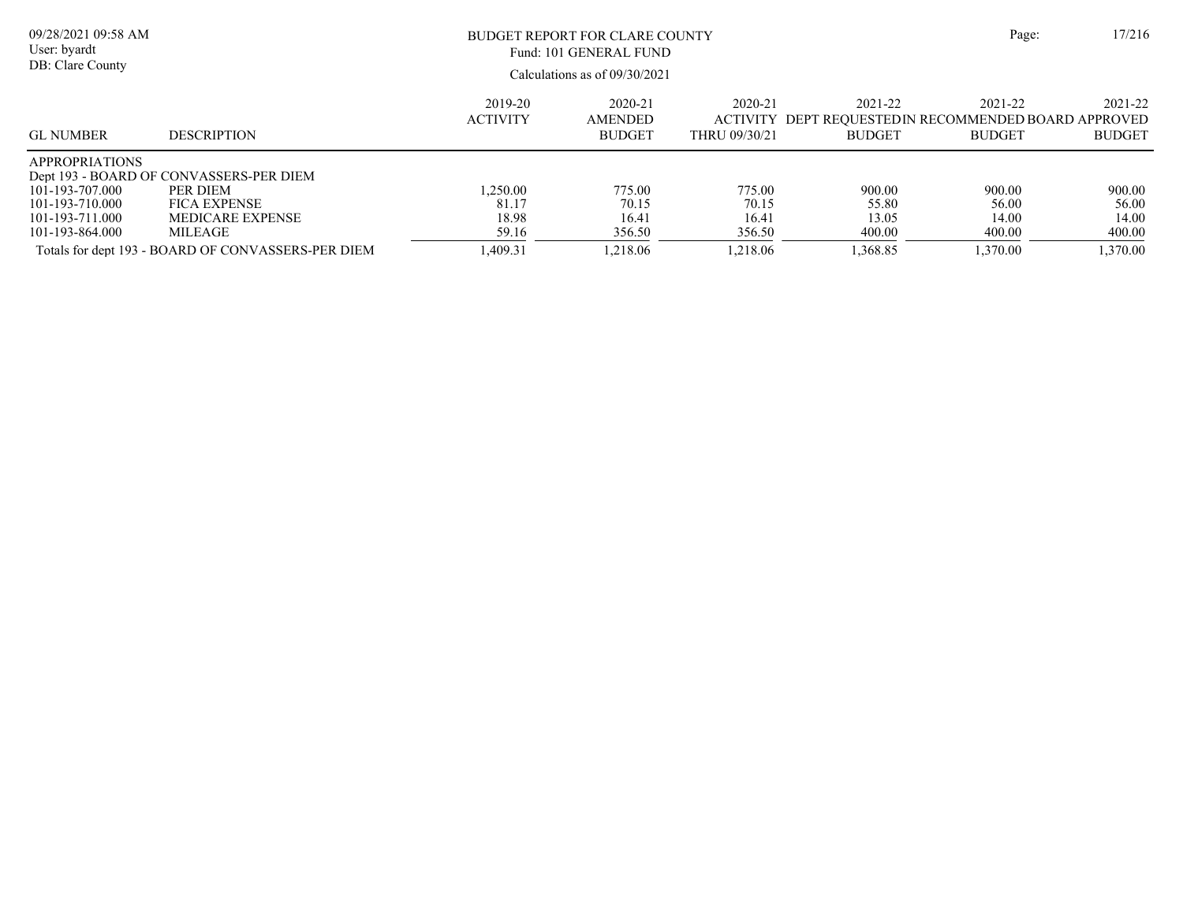# BUDGET REPORT FOR CLARE COUNTY

Fund: 101 GENERAL FUND

Calculations as of 09/30/2021

| GL NUMBER | DESCRIPTION | 2019-20 ACTIVITY | 2020-21 AMENDED BUDGET | 2020-21 ACTIVITY THRU 09/30/21 | 2021-22 DEPT REQUESTED BUDGET | 2021-22 IN RECOMMENDED BUDGET | 2021-22 BOARD APPROVED BUDGET |
|---|---|---|---|---|---|---|---|
| APPROPRIATIONS | | | | | | | |
| Dept 193 - BOARD OF CONVASSERS-PER DIEM | | | | | | | |
| 101-193-707.000 | PER DIEM | 1,250.00 | 775.00 | 775.00 | 900.00 | 900.00 | 900.00 |
| 101-193-710.000 | FICA EXPENSE | 81.17 | 70.15 | 70.15 | 55.80 | 56.00 | 56.00 |
| 101-193-711.000 | MEDICARE EXPENSE | 18.98 | 16.41 | 16.41 | 13.05 | 14.00 | 14.00 |
| 101-193-864.000 | MILEAGE | 59.16 | 356.50 | 356.50 | 400.00 | 400.00 | 400.00 |
| Totals for dept 193 - BOARD OF CONVASSERS-PER DIEM | | 1,409.31 | 1,218.06 | 1,218.06 | 1,368.85 | 1,370.00 | 1,370.00 |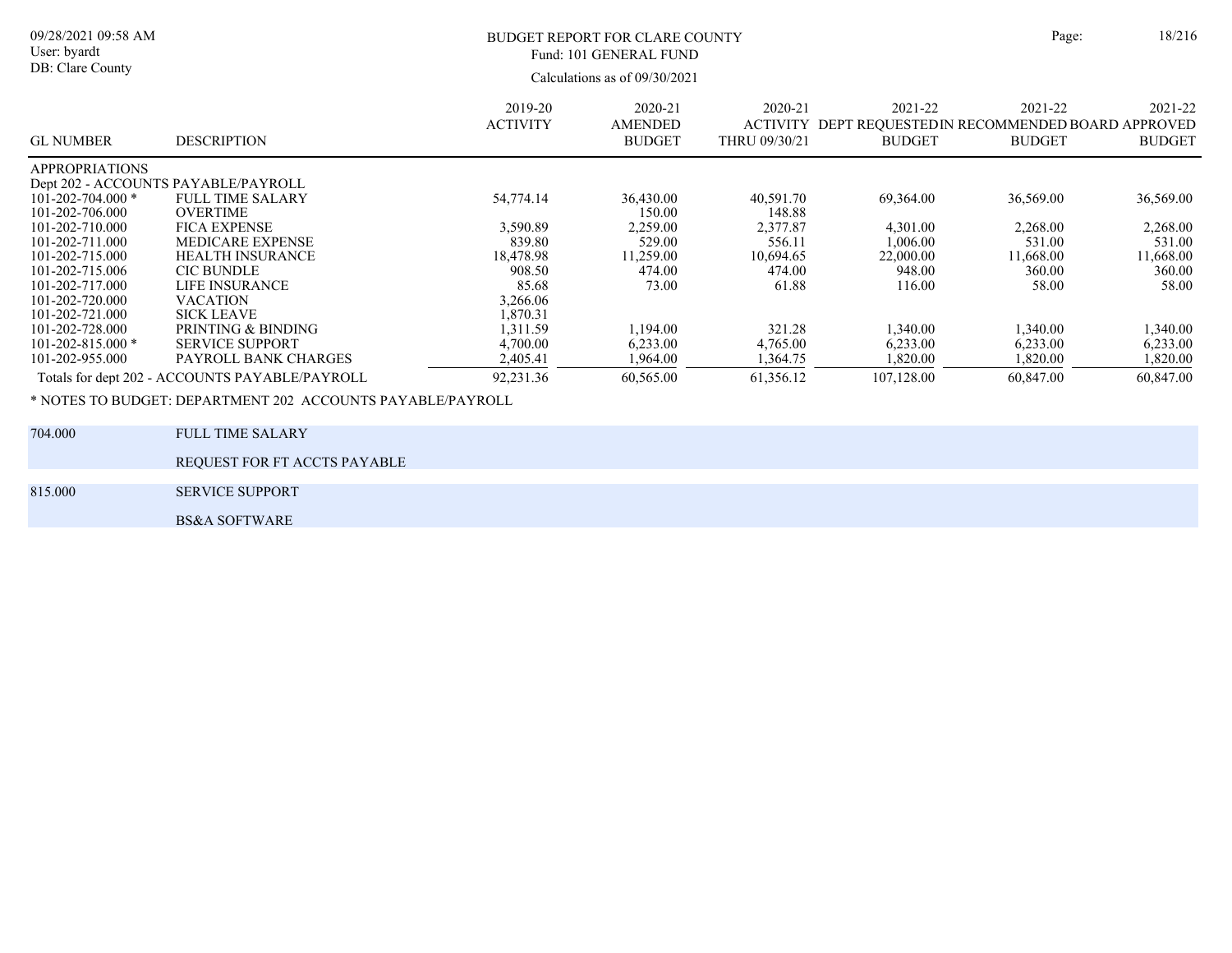BUDGET REPORT FOR CLARE COUNTY
Fund: 101 GENERAL FUND
Calculations as of 09/30/2021

| GL NUMBER | DESCRIPTION | 2019-20 ACTIVITY | 2020-21 AMENDED BUDGET | 2020-21 ACTIVITY THRU 09/30/21 | 2021-22 DEPT REQUESTED BUDGET | 2021-22 RECOMMENDED BUDGET | 2021-22 BOARD APPROVED BUDGET |
|---|---|---|---|---|---|---|---|
| APPROPRIATIONS | | | | | | | |
| Dept 202 - ACCOUNTS PAYABLE/PAYROLL | | | | | | | |
| 101-202-704.000 * | FULL TIME SALARY | 54,774.14 | 36,430.00 | 40,591.70 | 69,364.00 | 36,569.00 | 36,569.00 |
| 101-202-706.000 | OVERTIME | | 150.00 | 148.88 | | | |
| 101-202-710.000 | FICA EXPENSE | 3,590.89 | 2,259.00 | 2,377.87 | 4,301.00 | 2,268.00 | 2,268.00 |
| 101-202-711.000 | MEDICARE EXPENSE | 839.80 | 529.00 | 556.11 | 1,006.00 | 531.00 | 531.00 |
| 101-202-715.000 | HEALTH INSURANCE | 18,478.98 | 11,259.00 | 10,694.65 | 22,000.00 | 11,668.00 | 11,668.00 |
| 101-202-715.006 | CIC BUNDLE | 908.50 | 474.00 | 474.00 | 948.00 | 360.00 | 360.00 |
| 101-202-717.000 | LIFE INSURANCE | 85.68 | 73.00 | 61.88 | 116.00 | 58.00 | 58.00 |
| 101-202-720.000 | VACATION | 3,266.06 | | | | | |
| 101-202-721.000 | SICK LEAVE | 1,870.31 | | | | | |
| 101-202-728.000 | PRINTING & BINDING | 1,311.59 | 1,194.00 | 321.28 | 1,340.00 | 1,340.00 | 1,340.00 |
| 101-202-815.000 * | SERVICE SUPPORT | 4,700.00 | 6,233.00 | 4,765.00 | 6,233.00 | 6,233.00 | 6,233.00 |
| 101-202-955.000 | PAYROLL BANK CHARGES | 2,405.41 | 1,964.00 | 1,364.75 | 1,820.00 | 1,820.00 | 1,820.00 |
| Totals for dept 202 - ACCOUNTS PAYABLE/PAYROLL | | 92,231.36 | 60,565.00 | 61,356.12 | 107,128.00 | 60,847.00 | 60,847.00 |

* NOTES TO BUDGET: DEPARTMENT 202 ACCOUNTS PAYABLE/PAYROLL

| | |
|---|---|
| 704.000 | FULL TIME SALARY |
| | REQUEST FOR FT ACCTS PAYABLE |
| 815.000 | SERVICE SUPPORT |
| | BS&A SOFTWARE |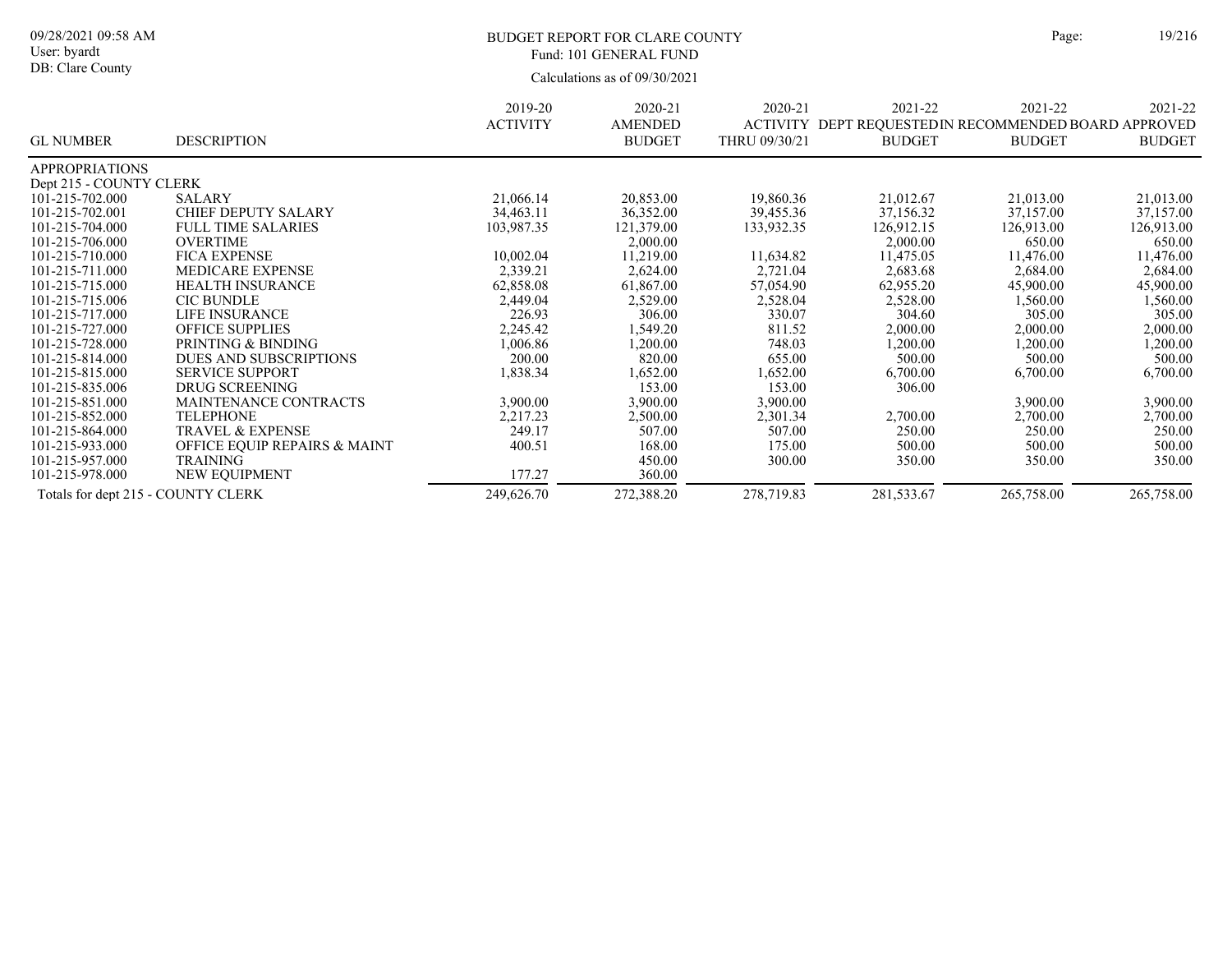BUDGET REPORT FOR CLARE COUNTY
Fund: 101 GENERAL FUND
Calculations as of 09/30/2021

09/28/2021 09:58 AM
User: byardt
DB: Clare County

| GL NUMBER | DESCRIPTION | 2019-20 ACTIVITY | 2020-21 AMENDED BUDGET | 2020-21 ACTIVITY THRU 09/30/21 | 2021-22 DEPT REQUESTED BUDGET | 2021-22 IN RECOMMENDED BUDGET | 2021-22 BOARD APPROVED BUDGET |
|---|---|---|---|---|---|---|---|
| APPROPRIATIONS | | | | | | | |
| Dept 215 - COUNTY CLERK | | | | | | | |
| 101-215-702.000 | SALARY | 21,066.14 | 20,853.00 | 19,860.36 | 21,012.67 | 21,013.00 | 21,013.00 |
| 101-215-702.001 | CHIEF DEPUTY SALARY | 34,463.11 | 36,352.00 | 39,455.36 | 37,156.32 | 37,157.00 | 37,157.00 |
| 101-215-704.000 | FULL TIME SALARIES | 103,987.35 | 121,379.00 | 133,932.35 | 126,912.15 | 126,913.00 | 126,913.00 |
| 101-215-706.000 | OVERTIME | | 2,000.00 | | 2,000.00 | 650.00 | 650.00 |
| 101-215-710.000 | FICA EXPENSE | 10,002.04 | 11,219.00 | 11,634.82 | 11,475.05 | 11,476.00 | 11,476.00 |
| 101-215-711.000 | MEDICARE EXPENSE | 2,339.21 | 2,624.00 | 2,721.04 | 2,683.68 | 2,684.00 | 2,684.00 |
| 101-215-715.000 | HEALTH INSURANCE | 62,858.08 | 61,867.00 | 57,054.90 | 62,955.20 | 45,900.00 | 45,900.00 |
| 101-215-715.006 | CIC BUNDLE | 2,449.04 | 2,529.00 | 2,528.04 | 2,528.00 | 1,560.00 | 1,560.00 |
| 101-215-717.000 | LIFE INSURANCE | 226.93 | 306.00 | 330.07 | 304.60 | 305.00 | 305.00 |
| 101-215-727.000 | OFFICE SUPPLIES | 2,245.42 | 1,549.20 | 811.52 | 2,000.00 | 2,000.00 | 2,000.00 |
| 101-215-728.000 | PRINTING & BINDING | 1,006.86 | 1,200.00 | 748.03 | 1,200.00 | 1,200.00 | 1,200.00 |
| 101-215-814.000 | DUES AND SUBSCRIPTIONS | 200.00 | 820.00 | 655.00 | 500.00 | 500.00 | 500.00 |
| 101-215-815.000 | SERVICE SUPPORT | 1,838.34 | 1,652.00 | 1,652.00 | 6,700.00 | 6,700.00 | 6,700.00 |
| 101-215-835.006 | DRUG SCREENING | | 153.00 | 153.00 | 306.00 | | |
| 101-215-851.000 | MAINTENANCE CONTRACTS | 3,900.00 | 3,900.00 | 3,900.00 | | 3,900.00 | 3,900.00 |
| 101-215-852.000 | TELEPHONE | 2,217.23 | 2,500.00 | 2,301.34 | 2,700.00 | 2,700.00 | 2,700.00 |
| 101-215-864.000 | TRAVEL & EXPENSE | 249.17 | 507.00 | 507.00 | 250.00 | 250.00 | 250.00 |
| 101-215-933.000 | OFFICE EQUIP REPAIRS & MAINT | 400.51 | 168.00 | 175.00 | 500.00 | 500.00 | 500.00 |
| 101-215-957.000 | TRAINING | | 450.00 | 300.00 | 350.00 | 350.00 | 350.00 |
| 101-215-978.000 | NEW EQUIPMENT | 177.27 | 360.00 | | | | |
| Totals for dept 215 - COUNTY CLERK | | 249,626.70 | 272,388.20 | 278,719.83 | 281,533.67 | 265,758.00 | 265,758.00 |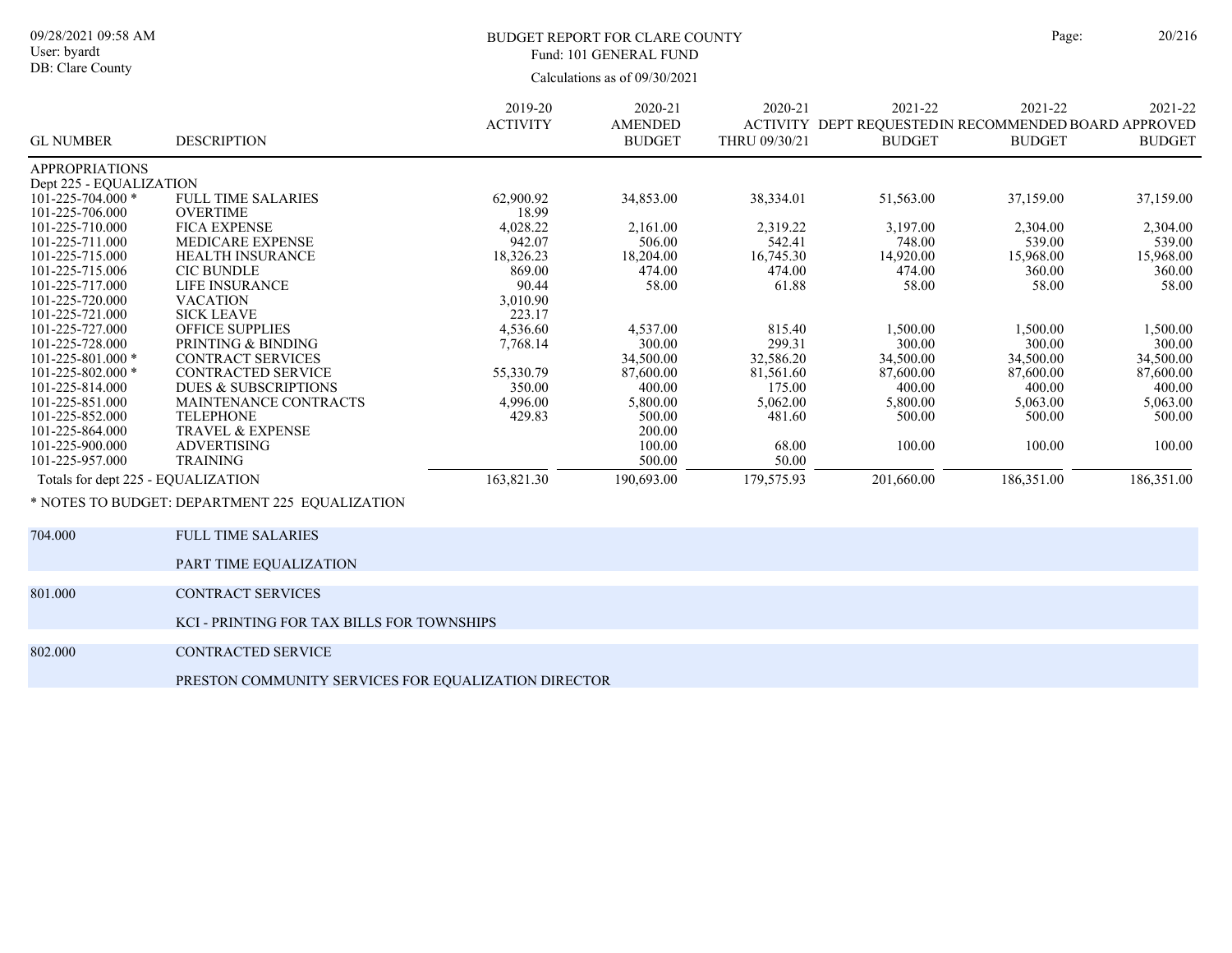BUDGET REPORT FOR CLARE COUNTY
Fund: 101 GENERAL FUND
Calculations as of 09/30/2021

| GL NUMBER | DESCRIPTION | 2019-20 ACTIVITY | 2020-21 AMENDED BUDGET | 2020-21 ACTIVITY THRU 09/30/21 | 2021-22 DEPT REQUESTED BUDGET | 2021-22 IN RECOMMENDED BUDGET | 2021-22 BOARD APPROVED BUDGET |
|---|---|---|---|---|---|---|---|
| APPROPRIATIONS | | | | | | | |
| Dept 225 - EQUALIZATION | | | | | | | |
| 101-225-704.000 * | FULL TIME SALARIES | 62,900.92 | 34,853.00 | 38,334.01 | 51,563.00 | 37,159.00 | 37,159.00 |
| 101-225-706.000 | OVERTIME | 18.99 | | | | | |
| 101-225-710.000 | FICA EXPENSE | 4,028.22 | 2,161.00 | 2,319.22 | 3,197.00 | 2,304.00 | 2,304.00 |
| 101-225-711.000 | MEDICARE EXPENSE | 942.07 | 506.00 | 542.41 | 748.00 | 539.00 | 539.00 |
| 101-225-715.000 | HEALTH INSURANCE | 18,326.23 | 18,204.00 | 16,745.30 | 14,920.00 | 15,968.00 | 15,968.00 |
| 101-225-715.006 | CIC BUNDLE | 869.00 | 474.00 | 474.00 | 474.00 | 360.00 | 360.00 |
| 101-225-717.000 | LIFE INSURANCE | 90.44 | 58.00 | 61.88 | 58.00 | 58.00 | 58.00 |
| 101-225-720.000 | VACATION | 3,010.90 | | | | | |
| 101-225-721.000 | SICK LEAVE | 223.17 | | | | | |
| 101-225-727.000 | OFFICE SUPPLIES | 4,536.60 | 4,537.00 | 815.40 | 1,500.00 | 1,500.00 | 1,500.00 |
| 101-225-728.000 | PRINTING & BINDING | 7,768.14 | 300.00 | 299.31 | 300.00 | 300.00 | 300.00 |
| 101-225-801.000 * | CONTRACT SERVICES | | 34,500.00 | 32,586.20 | 34,500.00 | 34,500.00 | 34,500.00 |
| 101-225-802.000 * | CONTRACTED SERVICE | 55,330.79 | 87,600.00 | 81,561.60 | 87,600.00 | 87,600.00 | 87,600.00 |
| 101-225-814.000 | DUES & SUBSCRIPTIONS | 350.00 | 400.00 | 175.00 | 400.00 | 400.00 | 400.00 |
| 101-225-851.000 | MAINTENANCE CONTRACTS | 4,996.00 | 5,800.00 | 5,062.00 | 5,800.00 | 5,063.00 | 5,063.00 |
| 101-225-852.000 | TELEPHONE | 429.83 | 500.00 | 481.60 | 500.00 | 500.00 | 500.00 |
| 101-225-864.000 | TRAVEL & EXPENSE | | 200.00 | | | | |
| 101-225-900.000 | ADVERTISING | | 100.00 | 68.00 | 100.00 | 100.00 | 100.00 |
| 101-225-957.000 | TRAINING | | 500.00 | 50.00 | | | |
| Totals for dept 225 - EQUALIZATION | | 163,821.30 | 190,693.00 | 179,575.93 | 201,660.00 | 186,351.00 | 186,351.00 |

\* NOTES TO BUDGET: DEPARTMENT 225 EQUALIZATION

| | |
|---|---|
| 704.000 | FULL TIME SALARIES |
| | PART TIME EQUALIZATION |
| 801.000 | CONTRACT SERVICES |
| | KCI - PRINTING FOR TAX BILLS FOR TOWNSHIPS |
| 802.000 | CONTRACTED SERVICE |
| | PRESTON COMMUNITY SERVICES FOR EQUALIZATION DIRECTOR |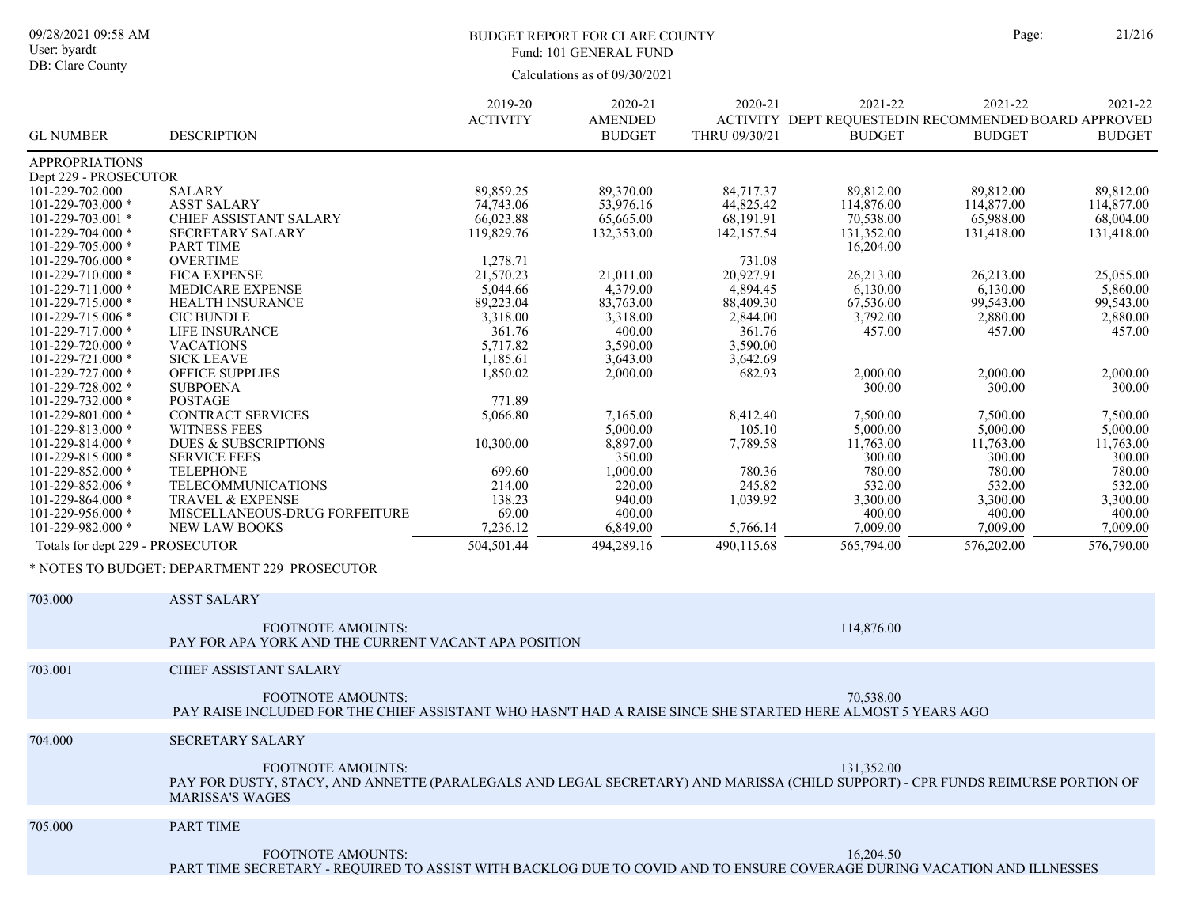BUDGET REPORT FOR CLARE COUNTY
Fund: 101 GENERAL FUND

Calculations as of 09/30/2021

| GL NUMBER | DESCRIPTION | 2019-20 ACTIVITY | 2020-21 AMENDED BUDGET | 2020-21 ACTIVITY THRU 09/30/21 | 2021-22 DEPT REQUESTED BUDGET | 2021-22 IN RECOMMENDED BUDGET | 2021-22 BOARD APPROVED BUDGET |
|---|---|---|---|---|---|---|---|
| APPROPRIATIONS | | | | | | | |
| Dept 229 - PROSECUTOR | | | | | | | |
| 101-229-702.000 | SALARY | 89,859.25 | 89,370.00 | 84,717.37 | 89,812.00 | 89,812.00 | 89,812.00 |
| 101-229-703.000 * | ASST SALARY | 74,743.06 | 53,976.16 | 44,825.42 | 114,876.00 | 114,877.00 | 114,877.00 |
| 101-229-703.001 * | CHIEF ASSISTANT SALARY | 66,023.88 | 65,665.00 | 68,191.91 | 70,538.00 | 65,988.00 | 68,004.00 |
| 101-229-704.000 * | SECRETARY SALARY | 119,829.76 | 132,353.00 | 142,157.54 | 131,352.00 | 131,418.00 | 131,418.00 |
| 101-229-705.000 * | PART TIME | | | | 16,204.00 | | |
| 101-229-706.000 * | OVERTIME | 1,278.71 | | 731.08 | | | |
| 101-229-710.000 * | FICA EXPENSE | 21,570.23 | 21,011.00 | 20,927.91 | 26,213.00 | 26,213.00 | 25,055.00 |
| 101-229-711.000 * | MEDICARE EXPENSE | 5,044.66 | 4,379.00 | 4,894.45 | 6,130.00 | 6,130.00 | 5,860.00 |
| 101-229-715.000 * | HEALTH INSURANCE | 89,223.04 | 83,763.00 | 88,409.30 | 67,536.00 | 99,543.00 | 99,543.00 |
| 101-229-715.006 * | CIC BUNDLE | 3,318.00 | 3,318.00 | 2,844.00 | 3,792.00 | 2,880.00 | 2,880.00 |
| 101-229-717.000 * | LIFE INSURANCE | 361.76 | 400.00 | 361.76 | 457.00 | 457.00 | 457.00 |
| 101-229-720.000 * | VACATIONS | 5,717.82 | 3,590.00 | 3,590.00 | | | |
| 101-229-721.000 * | SICK LEAVE | 1,185.61 | 3,643.00 | 3,642.69 | | | |
| 101-229-727.000 * | OFFICE SUPPLIES | 1,850.02 | 2,000.00 | 682.93 | 2,000.00 | 2,000.00 | 2,000.00 |
| 101-229-728.002 * | SUBPOENA | | | | 300.00 | 300.00 | 300.00 |
| 101-229-732.000 * | POSTAGE | 771.89 | | | | | |
| 101-229-801.000 * | CONTRACT SERVICES | 5,066.80 | 7,165.00 | 8,412.40 | 7,500.00 | 7,500.00 | 7,500.00 |
| 101-229-813.000 * | WITNESS FEES | | 5,000.00 | 105.10 | 5,000.00 | 5,000.00 | 5,000.00 |
| 101-229-814.000 * | DUES & SUBSCRIPTIONS | 10,300.00 | 8,897.00 | 7,789.58 | 11,763.00 | 11,763.00 | 11,763.00 |
| 101-229-815.000 * | SERVICE FEES | | 350.00 | | 300.00 | 300.00 | 300.00 |
| 101-229-852.000 * | TELEPHONE | 699.60 | 1,000.00 | 780.36 | 780.00 | 780.00 | 780.00 |
| 101-229-852.006 * | TELECOMMUNICATIONS | 214.00 | 220.00 | 245.82 | 532.00 | 532.00 | 532.00 |
| 101-229-864.000 * | TRAVEL & EXPENSE | 138.23 | 940.00 | 1,039.92 | 3,300.00 | 3,300.00 | 3,300.00 |
| 101-229-956.000 * | MISCELLANEOUS-DRUG FORFEITURE | 69.00 | 400.00 | | 400.00 | 400.00 | 400.00 |
| 101-229-982.000 * | NEW LAW BOOKS | 7,236.12 | 6,849.00 | 5,766.14 | 7,009.00 | 7,009.00 | 7,009.00 |
| Totals for dept 229 - PROSECUTOR | | 504,501.44 | 494,289.16 | 490,115.68 | 565,794.00 | 576,202.00 | 576,790.00 |

\* NOTES TO BUDGET: DEPARTMENT 229 PROSECUTOR

**703.000 — ASST SALARY**

FOOTNOTE AMOUNTS: 114,876.00
PAY FOR APA YORK AND THE CURRENT VACANT APA POSITION

**703.001 — CHIEF ASSISTANT SALARY**

FOOTNOTE AMOUNTS: 70,538.00
PAY RAISE INCLUDED FOR THE CHIEF ASSISTANT WHO HASN'T HAD A RAISE SINCE SHE STARTED HERE ALMOST 5 YEARS AGO

**704.000 — SECRETARY SALARY**

FOOTNOTE AMOUNTS: 131,352.00
PAY FOR DUSTY, STACY, AND ANNETTE (PARALEGALS AND LEGAL SECRETARY) AND MARISSA (CHILD SUPPORT) - CPR FUNDS REIMURSE PORTION OF MARISSA'S WAGES

**705.000 — PART TIME**

FOOTNOTE AMOUNTS: 16,204.50
PART TIME SECRETARY - REQUIRED TO ASSIST WITH BACKLOG DUE TO COVID AND TO ENSURE COVERAGE DURING VACATION AND ILLNESSES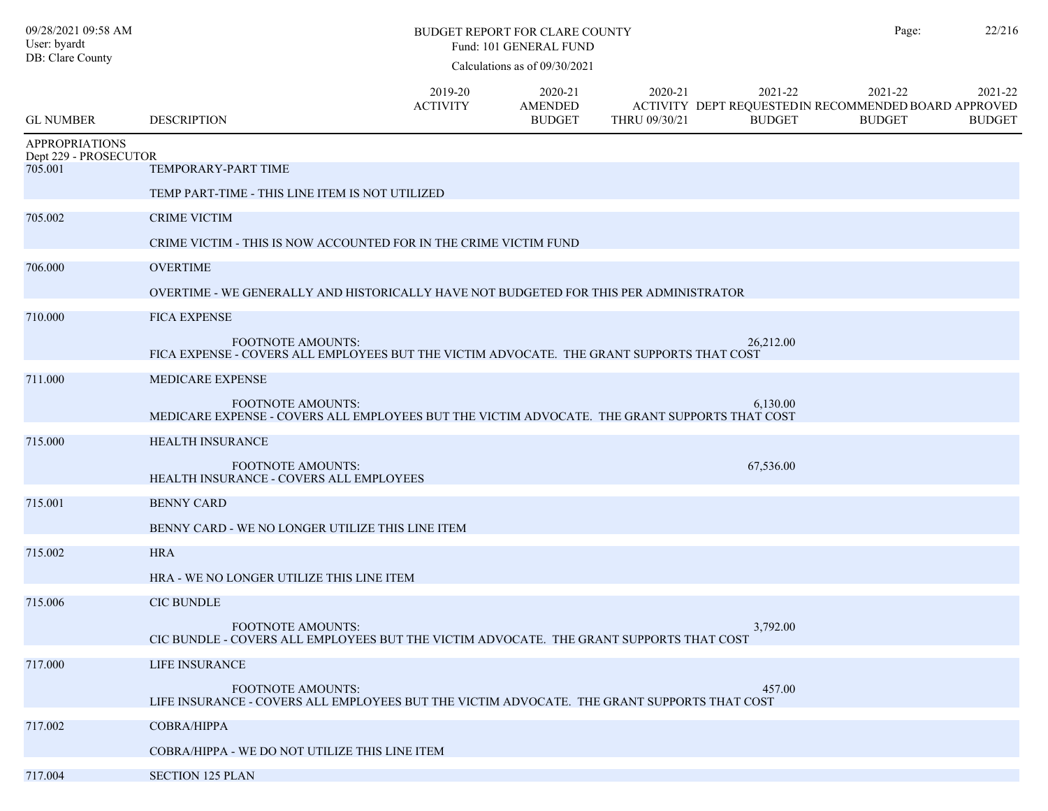BUDGET REPORT FOR CLARE COUNTY

Fund: 101 GENERAL FUND

Calculations as of 09/30/2021

| GL NUMBER | DESCRIPTION | 2019-20 ACTIVITY | 2020-21 AMENDED BUDGET | 2020-21 ACTIVITY THRU 09/30/21 | 2021-22 DEPT REQUESTED BUDGET | 2021-22 IN RECOMMENDED BUDGET | 2021-22 BOARD APPROVED BUDGET |
|---|---|---|---|---|---|---|---|
| APPROPRIATIONS | | | | | | | |
| Dept 229 - PROSECUTOR | | | | | | | |
| 705.001 | TEMPORARY-PART TIME | | | | | | |
| | TEMP PART-TIME - THIS LINE ITEM IS NOT UTILIZED | | | | | | |
| 705.002 | CRIME VICTIM | | | | | | |
| | CRIME VICTIM - THIS IS NOW ACCOUNTED FOR IN THE CRIME VICTIM FUND | | | | | | |
| 706.000 | OVERTIME | | | | | | |
| | OVERTIME - WE GENERALLY AND HISTORICALLY HAVE NOT BUDGETED FOR THIS PER ADMINISTRATOR | | | | | | |
| 710.000 | FICA EXPENSE | | | | | | |
| | FOOTNOTE AMOUNTS: | | | | 26,212.00 | | |
| | FICA EXPENSE - COVERS ALL EMPLOYEES BUT THE VICTIM ADVOCATE. THE GRANT SUPPORTS THAT COST | | | | | | |
| 711.000 | MEDICARE EXPENSE | | | | | | |
| | FOOTNOTE AMOUNTS: | | | | 6,130.00 | | |
| | MEDICARE EXPENSE - COVERS ALL EMPLOYEES BUT THE VICTIM ADVOCATE. THE GRANT SUPPORTS THAT COST | | | | | | |
| 715.000 | HEALTH INSURANCE | | | | | | |
| | FOOTNOTE AMOUNTS: | | | | 67,536.00 | | |
| | HEALTH INSURANCE - COVERS ALL EMPLOYEES | | | | | | |
| 715.001 | BENNY CARD | | | | | | |
| | BENNY CARD - WE NO LONGER UTILIZE THIS LINE ITEM | | | | | | |
| 715.002 | HRA | | | | | | |
| | HRA - WE NO LONGER UTILIZE THIS LINE ITEM | | | | | | |
| 715.006 | CIC BUNDLE | | | | | | |
| | FOOTNOTE AMOUNTS: | | | | 3,792.00 | | |
| | CIC BUNDLE - COVERS ALL EMPLOYEES BUT THE VICTIM ADVOCATE. THE GRANT SUPPORTS THAT COST | | | | | | |
| 717.000 | LIFE INSURANCE | | | | | | |
| | FOOTNOTE AMOUNTS: | | | | 457.00 | | |
| | LIFE INSURANCE - COVERS ALL EMPLOYEES BUT THE VICTIM ADVOCATE. THE GRANT SUPPORTS THAT COST | | | | | | |
| 717.002 | COBRA/HIPPA | | | | | | |
| | COBRA/HIPPA - WE DO NOT UTILIZE THIS LINE ITEM | | | | | | |
| 717.004 | SECTION 125 PLAN | | | | | | |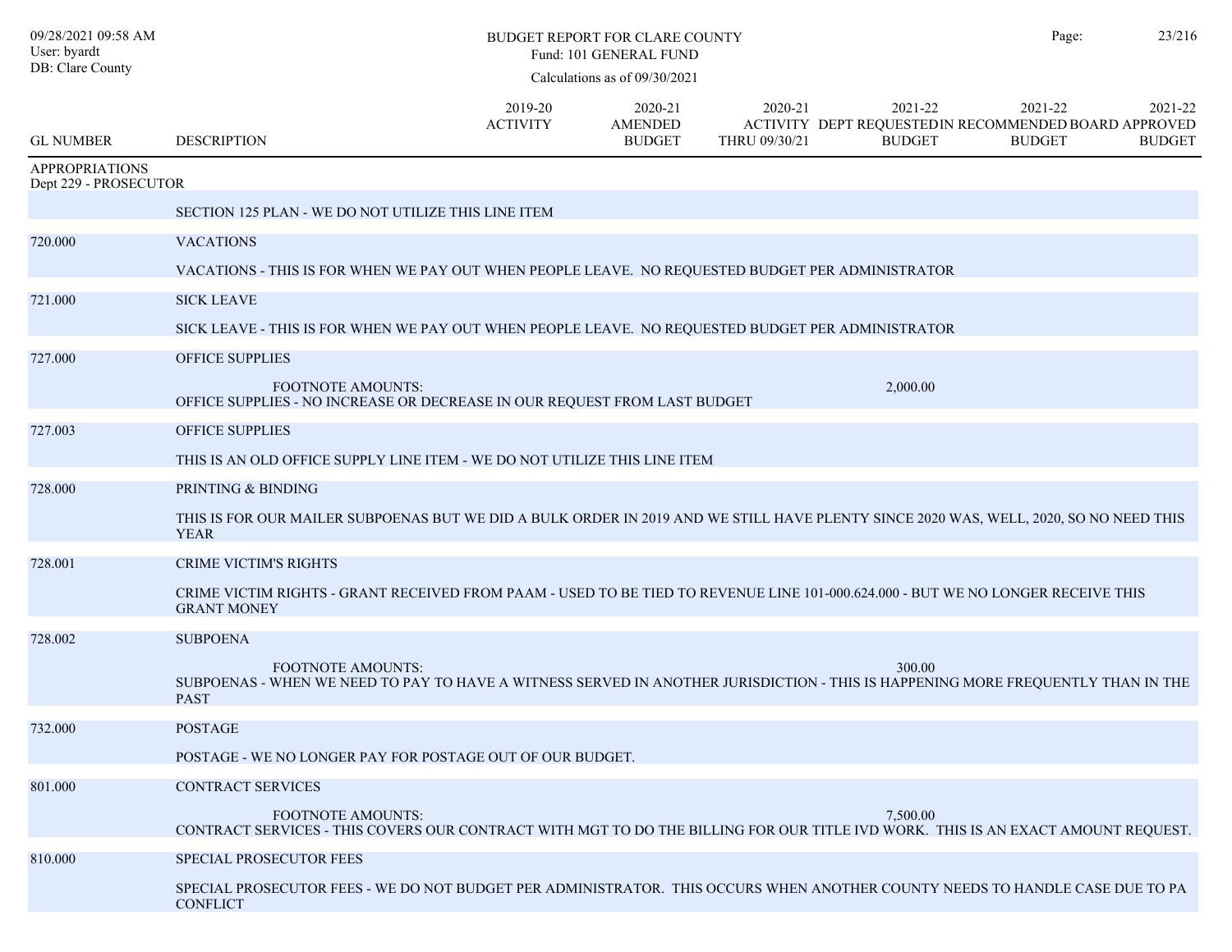# BUDGET REPORT FOR CLARE COUNTY

Fund: 101 GENERAL FUND

Calculations as of 09/30/2021

| GL NUMBER | DESCRIPTION | 2019-20 ACTIVITY | 2020-21 AMENDED BUDGET | 2020-21 ACTIVITY THRU 09/30/21 | 2021-22 DEPT REQUESTED BUDGET | 2021-22 IN RECOMMENDED BUDGET | 2021-22 BOARD APPROVED BUDGET |
|---|---|---|---|---|---|---|---|

## APPROPRIATIONS

### Dept 229 - PROSECUTOR

SECTION 125 PLAN - WE DO NOT UTILIZE THIS LINE ITEM

**720.000 VACATIONS**

VACATIONS - THIS IS FOR WHEN WE PAY OUT WHEN PEOPLE LEAVE. NO REQUESTED BUDGET PER ADMINISTRATOR

**721.000 SICK LEAVE**

SICK LEAVE - THIS IS FOR WHEN WE PAY OUT WHEN PEOPLE LEAVE. NO REQUESTED BUDGET PER ADMINISTRATOR

**727.000 OFFICE SUPPLIES**

FOOTNOTE AMOUNTS: 2,000.00

OFFICE SUPPLIES - NO INCREASE OR DECREASE IN OUR REQUEST FROM LAST BUDGET

**727.003 OFFICE SUPPLIES**

THIS IS AN OLD OFFICE SUPPLY LINE ITEM - WE DO NOT UTILIZE THIS LINE ITEM

**728.000 PRINTING & BINDING**

THIS IS FOR OUR MAILER SUBPOENAS BUT WE DID A BULK ORDER IN 2019 AND WE STILL HAVE PLENTY SINCE 2020 WAS, WELL, 2020, SO NO NEED THIS YEAR

**728.001 CRIME VICTIM'S RIGHTS**

CRIME VICTIM RIGHTS - GRANT RECEIVED FROM PAAM - USED TO BE TIED TO REVENUE LINE 101-000.624.000 - BUT WE NO LONGER RECEIVE THIS GRANT MONEY

**728.002 SUBPOENA**

FOOTNOTE AMOUNTS: 300.00

SUBPOENAS - WHEN WE NEED TO PAY TO HAVE A WITNESS SERVED IN ANOTHER JURISDICTION - THIS IS HAPPENING MORE FREQUENTLY THAN IN THE PAST

**732.000 POSTAGE**

POSTAGE - WE NO LONGER PAY FOR POSTAGE OUT OF OUR BUDGET.

**801.000 CONTRACT SERVICES**

FOOTNOTE AMOUNTS: 7,500.00

CONTRACT SERVICES - THIS COVERS OUR CONTRACT WITH MGT TO DO THE BILLING FOR OUR TITLE IVD WORK. THIS IS AN EXACT AMOUNT REQUEST.

**810.000 SPECIAL PROSECUTOR FEES**

SPECIAL PROSECUTOR FEES - WE DO NOT BUDGET PER ADMINISTRATOR. THIS OCCURS WHEN ANOTHER COUNTY NEEDS TO HANDLE CASE DUE TO PA CONFLICT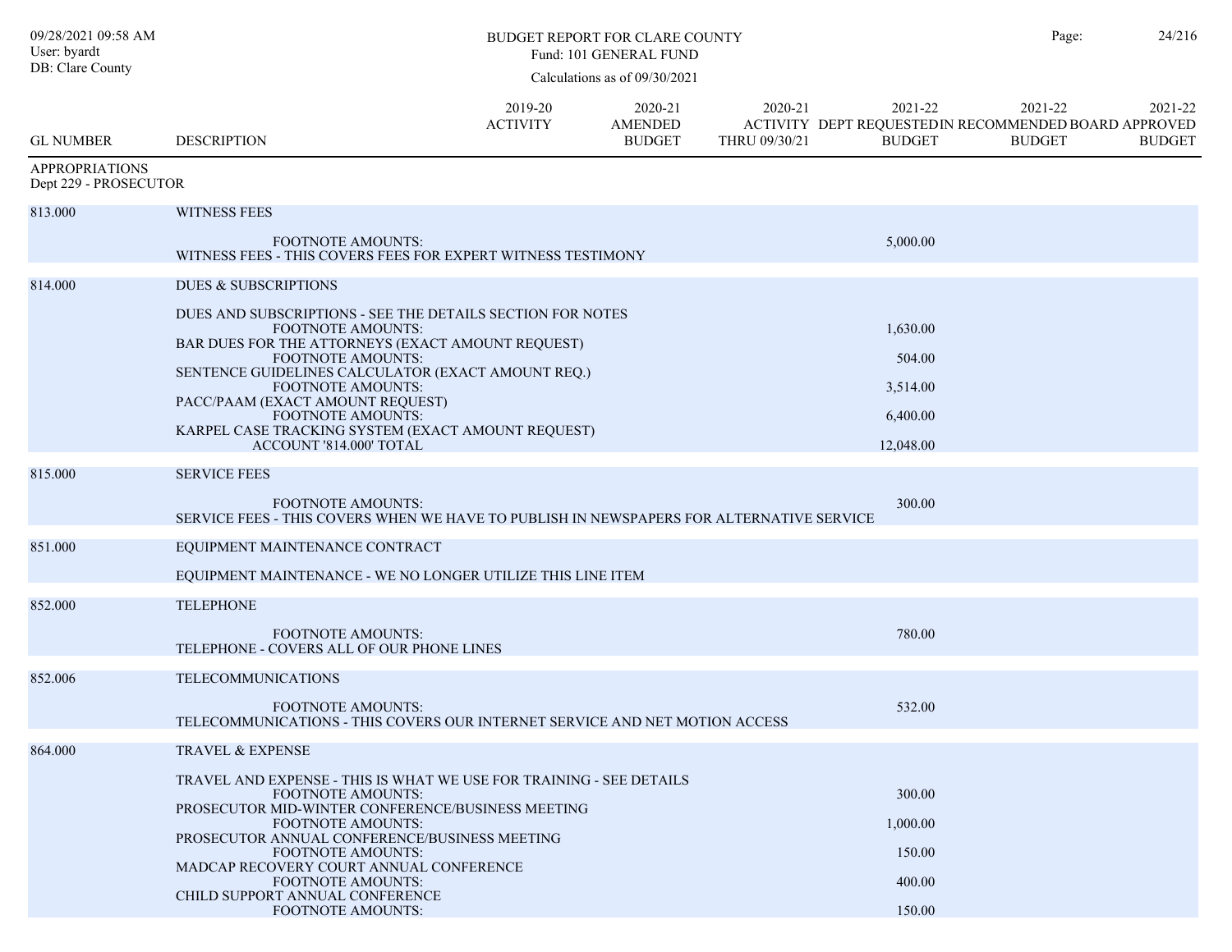BUDGET REPORT FOR CLARE COUNTY
Fund: 101 GENERAL FUND
Calculations as of 09/30/2021

| GL NUMBER | DESCRIPTION | 2019-20 ACTIVITY | 2020-21 AMENDED BUDGET | 2020-21 ACTIVITY THRU 09/30/21 | 2021-22 DEPT REQUESTED BUDGET | 2021-22 IN RECOMMENDED BUDGET | 2021-22 BOARD APPROVED BUDGET |
|---|---|---|---|---|---|---|---|
| APPROPRIATIONS | | | | | | | |
| Dept 229 - PROSECUTOR | | | | | | | |
| 813.000 | WITNESS FEES | | | | | | |
| | FOOTNOTE AMOUNTS: | | | | 5,000.00 | | |
| | WITNESS FEES - THIS COVERS FEES FOR EXPERT WITNESS TESTIMONY | | | | | | |
| 814.000 | DUES & SUBSCRIPTIONS | | | | | | |
| | DUES AND SUBSCRIPTIONS - SEE THE DETAILS SECTION FOR NOTES | | | | | | |
| | FOOTNOTE AMOUNTS: | | | | 1,630.00 | | |
| | BAR DUES FOR THE ATTORNEYS (EXACT AMOUNT REQUEST) | | | | | | |
| | FOOTNOTE AMOUNTS: | | | | 504.00 | | |
| | SENTENCE GUIDELINES CALCULATOR (EXACT AMOUNT REQ.) | | | | | | |
| | FOOTNOTE AMOUNTS: | | | | 3,514.00 | | |
| | PACC/PAAM (EXACT AMOUNT REQUEST) | | | | | | |
| | FOOTNOTE AMOUNTS: | | | | 6,400.00 | | |
| | KARPEL CASE TRACKING SYSTEM (EXACT AMOUNT REQUEST) | | | | | | |
| | ACCOUNT '814.000' TOTAL | | | | 12,048.00 | | |
| 815.000 | SERVICE FEES | | | | | | |
| | FOOTNOTE AMOUNTS: | | | | 300.00 | | |
| | SERVICE FEES - THIS COVERS WHEN WE HAVE TO PUBLISH IN NEWSPAPERS FOR ALTERNATIVE SERVICE | | | | | | |
| 851.000 | EQUIPMENT MAINTENANCE CONTRACT | | | | | | |
| | EQUIPMENT MAINTENANCE - WE NO LONGER UTILIZE THIS LINE ITEM | | | | | | |
| 852.000 | TELEPHONE | | | | | | |
| | FOOTNOTE AMOUNTS: | | | | 780.00 | | |
| | TELEPHONE - COVERS ALL OF OUR PHONE LINES | | | | | | |
| 852.006 | TELECOMMUNICATIONS | | | | | | |
| | FOOTNOTE AMOUNTS: | | | | 532.00 | | |
| | TELECOMMUNICATIONS - THIS COVERS OUR INTERNET SERVICE AND NET MOTION ACCESS | | | | | | |
| 864.000 | TRAVEL & EXPENSE | | | | | | |
| | TRAVEL AND EXPENSE - THIS IS WHAT WE USE FOR TRAINING - SEE DETAILS | | | | | | |
| | FOOTNOTE AMOUNTS: | | | | 300.00 | | |
| | PROSECUTOR MID-WINTER CONFERENCE/BUSINESS MEETING | | | | | | |
| | FOOTNOTE AMOUNTS: | | | | 1,000.00 | | |
| | PROSECUTOR ANNUAL CONFERENCE/BUSINESS MEETING | | | | | | |
| | FOOTNOTE AMOUNTS: | | | | 150.00 | | |
| | MADCAP RECOVERY COURT ANNUAL CONFERENCE | | | | | | |
| | FOOTNOTE AMOUNTS: | | | | 400.00 | | |
| | CHILD SUPPORT ANNUAL CONFERENCE | | | | | | |
| | FOOTNOTE AMOUNTS: | | | | 150.00 | | |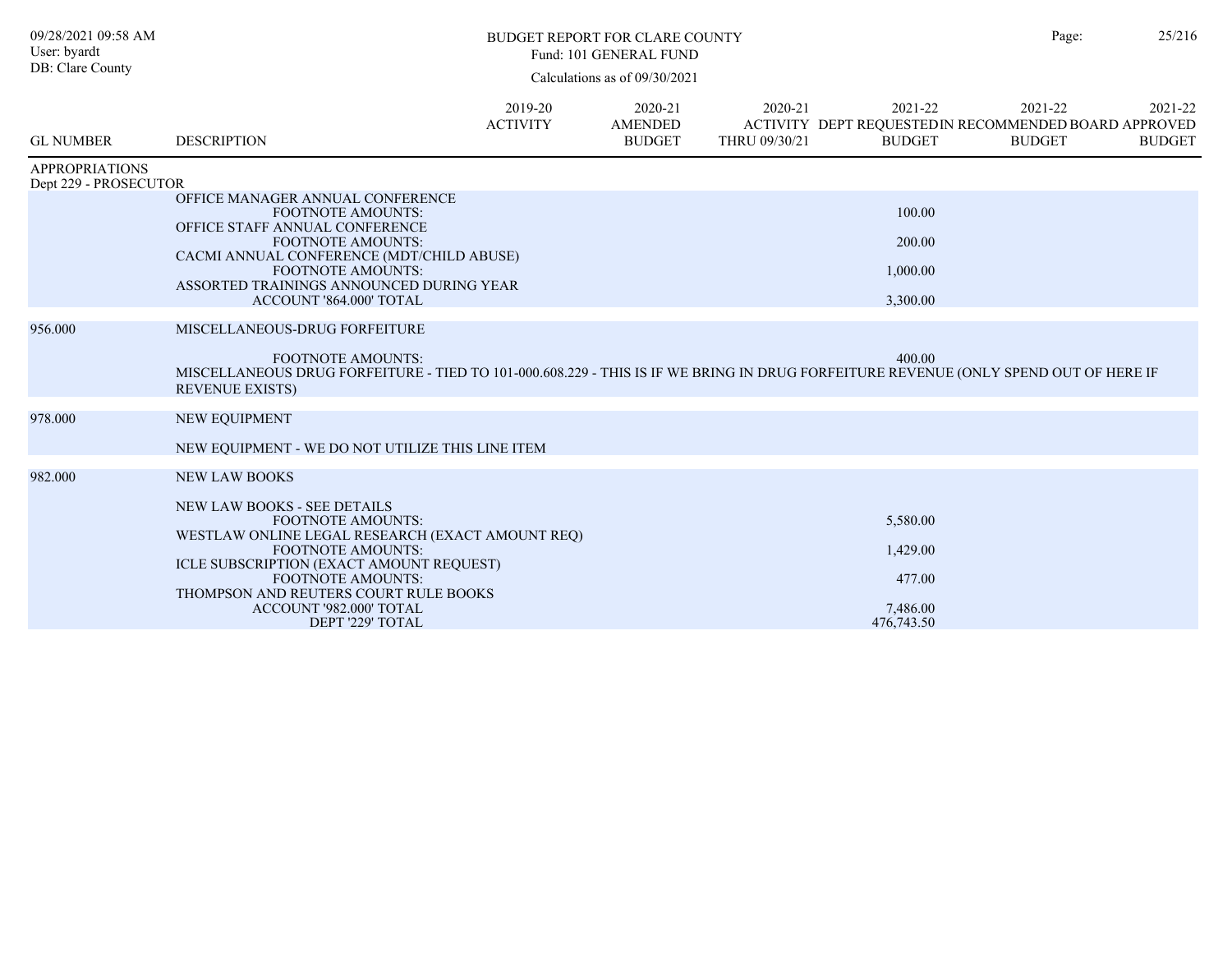# BUDGET REPORT FOR CLARE COUNTY

Fund: 101 GENERAL FUND

Calculations as of 09/30/2021

09/28/2021 09:58 AM
User: byardt
DB: Clare County

| GL NUMBER | DESCRIPTION | 2019-20 ACTIVITY | 2020-21 AMENDED BUDGET | 2020-21 ACTIVITY THRU 09/30/21 | 2021-22 DEPT REQUESTED BUDGET | 2021-22 IN RECOMMENDED BUDGET | 2021-22 BOARD APPROVED BUDGET |
|---|---|---|---|---|---|---|---|
| APPROPRIATIONS | | | | | | | |
| Dept 229 - PROSECUTOR | | | | | | | |
| | OFFICE MANAGER ANNUAL CONFERENCE | | | | | | |
| | FOOTNOTE AMOUNTS: | | | | 100.00 | | |
| | OFFICE STAFF ANNUAL CONFERENCE | | | | | | |
| | FOOTNOTE AMOUNTS: | | | | 200.00 | | |
| | CACMI ANNUAL CONFERENCE (MDT/CHILD ABUSE) | | | | | | |
| | FOOTNOTE AMOUNTS: | | | | 1,000.00 | | |
| | ASSORTED TRAININGS ANNOUNCED DURING YEAR | | | | | | |
| | ACCOUNT '864.000' TOTAL | | | | 3,300.00 | | |
| 956.000 | MISCELLANEOUS-DRUG FORFEITURE | | | | | | |
| | FOOTNOTE AMOUNTS: | | | | 400.00 | | |
| | MISCELLANEOUS DRUG FORFEITURE - TIED TO 101-000.608.229 - THIS IS IF WE BRING IN DRUG FORFEITURE REVENUE (ONLY SPEND OUT OF HERE IF REVENUE EXISTS) | | | | | | |
| 978.000 | NEW EQUIPMENT | | | | | | |
| | NEW EQUIPMENT - WE DO NOT UTILIZE THIS LINE ITEM | | | | | | |
| 982.000 | NEW LAW BOOKS | | | | | | |
| | NEW LAW BOOKS - SEE DETAILS | | | | | | |
| | FOOTNOTE AMOUNTS: | | | | 5,580.00 | | |
| | WESTLAW ONLINE LEGAL RESEARCH (EXACT AMOUNT REQ) | | | | | | |
| | FOOTNOTE AMOUNTS: | | | | 1,429.00 | | |
| | ICLE SUBSCRIPTION (EXACT AMOUNT REQUEST) | | | | | | |
| | FOOTNOTE AMOUNTS: | | | | 477.00 | | |
| | THOMPSON AND REUTERS COURT RULE BOOKS | | | | | | |
| | ACCOUNT '982.000' TOTAL | | | | 7,486.00 | | |
| | DEPT '229' TOTAL | | | | 476,743.50 | | |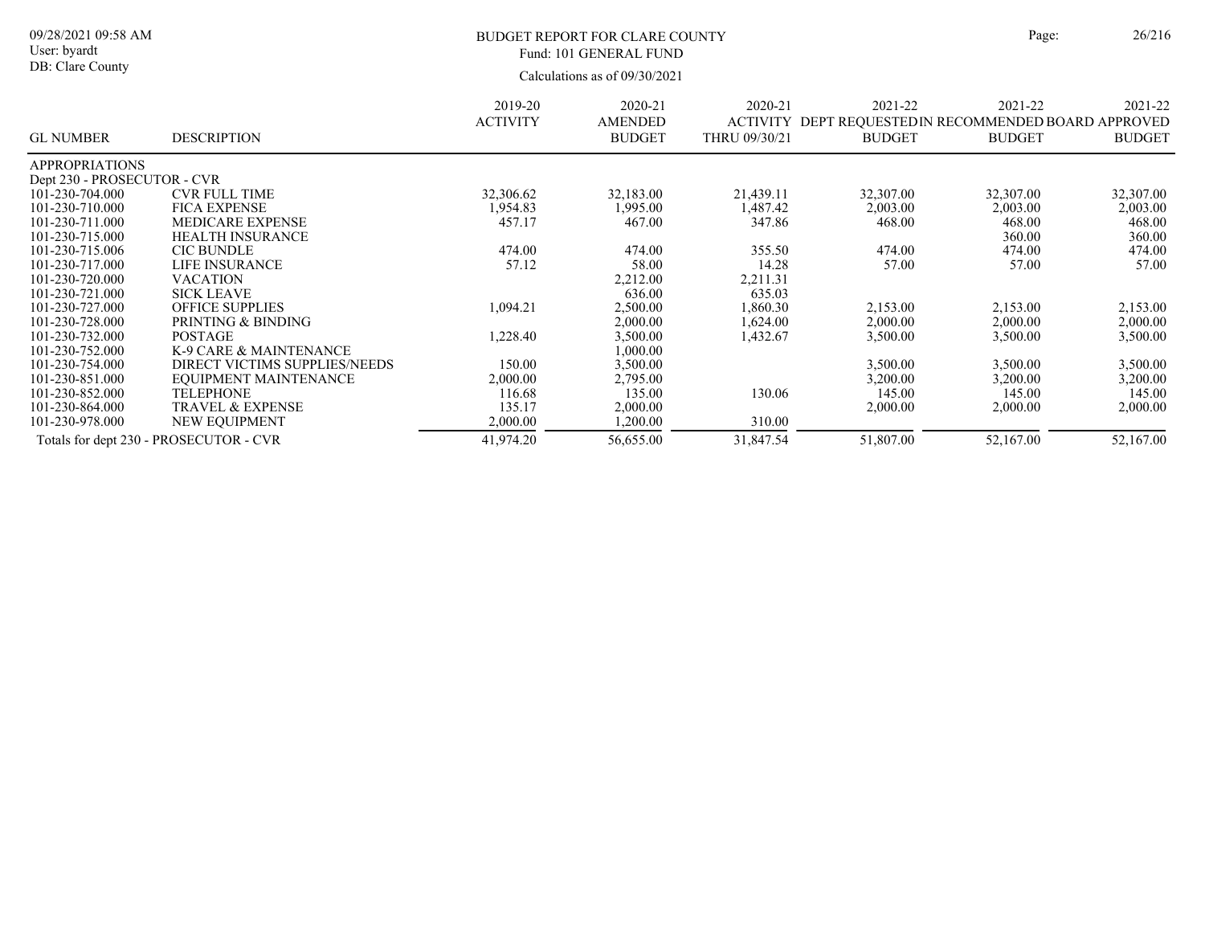BUDGET REPORT FOR CLARE COUNTY
Fund: 101 GENERAL FUND
Calculations as of 09/30/2021

| GL NUMBER | DESCRIPTION | 2019-20 ACTIVITY | 2020-21 AMENDED BUDGET | 2020-21 ACTIVITY THRU 09/30/21 | 2021-22 DEPT REQUESTED BUDGET | 2021-22 IN RECOMMENDED BUDGET | 2021-22 BOARD APPROVED BUDGET |
|---|---|---|---|---|---|---|---|
| APPROPRIATIONS | | | | | | | |
| Dept 230 - PROSECUTOR - CVR | | | | | | | |
| 101-230-704.000 | CVR FULL TIME | 32,306.62 | 32,183.00 | 21,439.11 | 32,307.00 | 32,307.00 | 32,307.00 |
| 101-230-710.000 | FICA EXPENSE | 1,954.83 | 1,995.00 | 1,487.42 | 2,003.00 | 2,003.00 | 2,003.00 |
| 101-230-711.000 | MEDICARE EXPENSE | 457.17 | 467.00 | 347.86 | 468.00 | 468.00 | 468.00 |
| 101-230-715.000 | HEALTH INSURANCE | | | | | 360.00 | 360.00 |
| 101-230-715.006 | CIC BUNDLE | 474.00 | 474.00 | 355.50 | 474.00 | 474.00 | 474.00 |
| 101-230-717.000 | LIFE INSURANCE | 57.12 | 58.00 | 14.28 | 57.00 | 57.00 | 57.00 |
| 101-230-720.000 | VACATION | | 2,212.00 | 2,211.31 | | | |
| 101-230-721.000 | SICK LEAVE | | 636.00 | 635.03 | | | |
| 101-230-727.000 | OFFICE SUPPLIES | 1,094.21 | 2,500.00 | 1,860.30 | 2,153.00 | 2,153.00 | 2,153.00 |
| 101-230-728.000 | PRINTING & BINDING | | 2,000.00 | 1,624.00 | 2,000.00 | 2,000.00 | 2,000.00 |
| 101-230-732.000 | POSTAGE | 1,228.40 | 3,500.00 | 1,432.67 | 3,500.00 | 3,500.00 | 3,500.00 |
| 101-230-752.000 | K-9 CARE & MAINTENANCE | | 1,000.00 | | | | |
| 101-230-754.000 | DIRECT VICTIMS SUPPLIES/NEEDS | 150.00 | 3,500.00 | | 3,500.00 | 3,500.00 | 3,500.00 |
| 101-230-851.000 | EQUIPMENT MAINTENANCE | 2,000.00 | 2,795.00 | | 3,200.00 | 3,200.00 | 3,200.00 |
| 101-230-852.000 | TELEPHONE | 116.68 | 135.00 | 130.06 | 145.00 | 145.00 | 145.00 |
| 101-230-864.000 | TRAVEL & EXPENSE | 135.17 | 2,000.00 | | 2,000.00 | 2,000.00 | 2,000.00 |
| 101-230-978.000 | NEW EQUIPMENT | 2,000.00 | 1,200.00 | 310.00 | | | |
| Totals for dept 230 - PROSECUTOR - CVR | | 41,974.20 | 56,655.00 | 31,847.54 | 51,807.00 | 52,167.00 | 52,167.00 |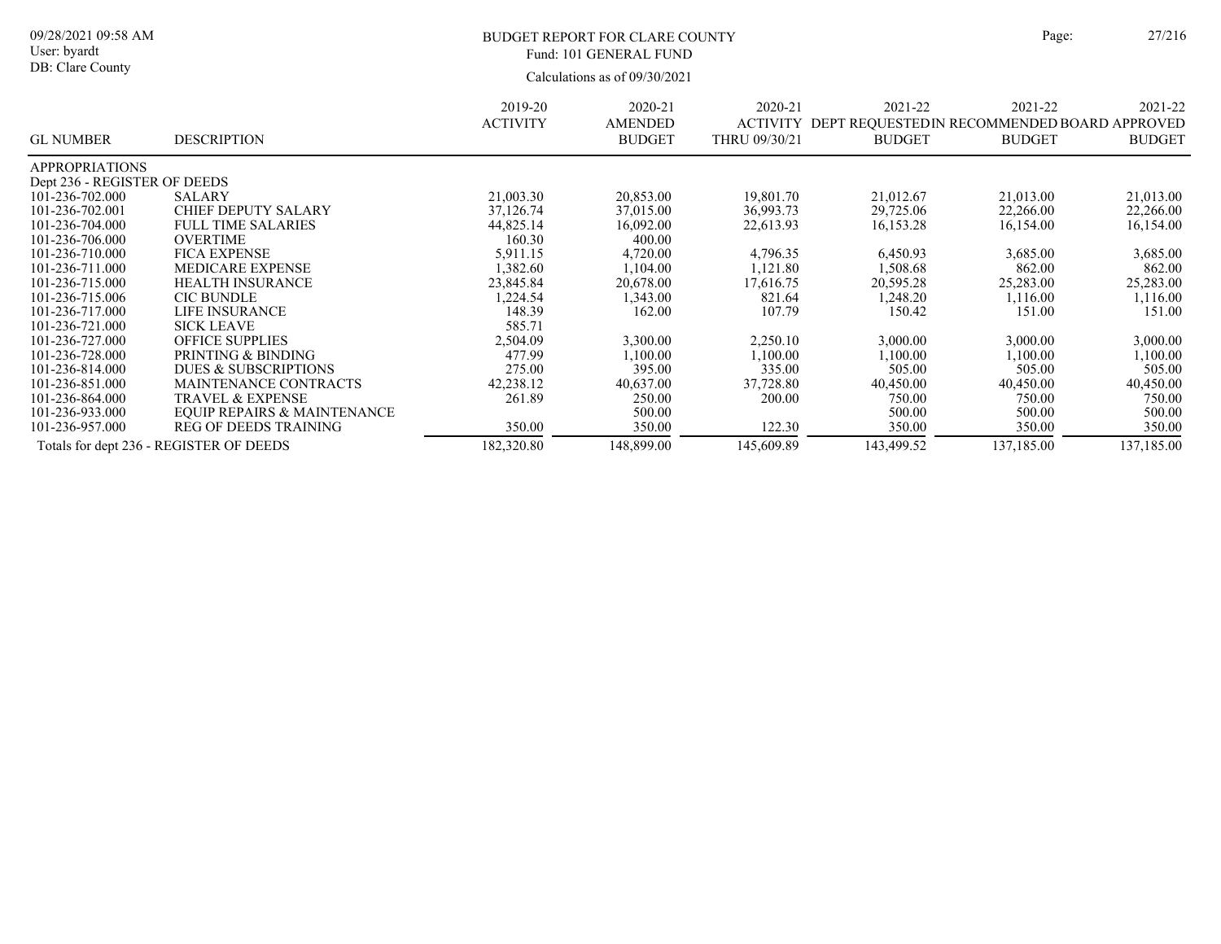# BUDGET REPORT FOR CLARE COUNTY

Fund: 101 GENERAL FUND

Calculations as of 09/30/2021

| GL NUMBER | DESCRIPTION | 2019-20 ACTIVITY | 2020-21 AMENDED BUDGET | 2020-21 ACTIVITY THRU 09/30/21 | 2021-22 DEPT REQUESTED BUDGET | 2021-22 IN RECOMMENDED BUDGET | 2021-22 BOARD APPROVED BUDGET |
|---|---|---|---|---|---|---|---|
| APPROPRIATIONS | | | | | | | |
| Dept 236 - REGISTER OF DEEDS | | | | | | | |
| 101-236-702.000 | SALARY | 21,003.30 | 20,853.00 | 19,801.70 | 21,012.67 | 21,013.00 | 21,013.00 |
| 101-236-702.001 | CHIEF DEPUTY SALARY | 37,126.74 | 37,015.00 | 36,993.73 | 29,725.06 | 22,266.00 | 22,266.00 |
| 101-236-704.000 | FULL TIME SALARIES | 44,825.14 | 16,092.00 | 22,613.93 | 16,153.28 | 16,154.00 | 16,154.00 |
| 101-236-706.000 | OVERTIME | 160.30 | 400.00 | | | | |
| 101-236-710.000 | FICA EXPENSE | 5,911.15 | 4,720.00 | 4,796.35 | 6,450.93 | 3,685.00 | 3,685.00 |
| 101-236-711.000 | MEDICARE EXPENSE | 1,382.60 | 1,104.00 | 1,121.80 | 1,508.68 | 862.00 | 862.00 |
| 101-236-715.000 | HEALTH INSURANCE | 23,845.84 | 20,678.00 | 17,616.75 | 20,595.28 | 25,283.00 | 25,283.00 |
| 101-236-715.006 | CIC BUNDLE | 1,224.54 | 1,343.00 | 821.64 | 1,248.20 | 1,116.00 | 1,116.00 |
| 101-236-717.000 | LIFE INSURANCE | 148.39 | 162.00 | 107.79 | 150.42 | 151.00 | 151.00 |
| 101-236-721.000 | SICK LEAVE | 585.71 | | | | | |
| 101-236-727.000 | OFFICE SUPPLIES | 2,504.09 | 3,300.00 | 2,250.10 | 3,000.00 | 3,000.00 | 3,000.00 |
| 101-236-728.000 | PRINTING & BINDING | 477.99 | 1,100.00 | 1,100.00 | 1,100.00 | 1,100.00 | 1,100.00 |
| 101-236-814.000 | DUES & SUBSCRIPTIONS | 275.00 | 395.00 | 335.00 | 505.00 | 505.00 | 505.00 |
| 101-236-851.000 | MAINTENANCE CONTRACTS | 42,238.12 | 40,637.00 | 37,728.80 | 40,450.00 | 40,450.00 | 40,450.00 |
| 101-236-864.000 | TRAVEL & EXPENSE | 261.89 | 250.00 | 200.00 | 750.00 | 750.00 | 750.00 |
| 101-236-933.000 | EQUIP REPAIRS & MAINTENANCE | | 500.00 | | 500.00 | 500.00 | 500.00 |
| 101-236-957.000 | REG OF DEEDS TRAINING | 350.00 | 350.00 | 122.30 | 350.00 | 350.00 | 350.00 |
| Totals for dept 236 - REGISTER OF DEEDS | | 182,320.80 | 148,899.00 | 145,609.89 | 143,499.52 | 137,185.00 | 137,185.00 |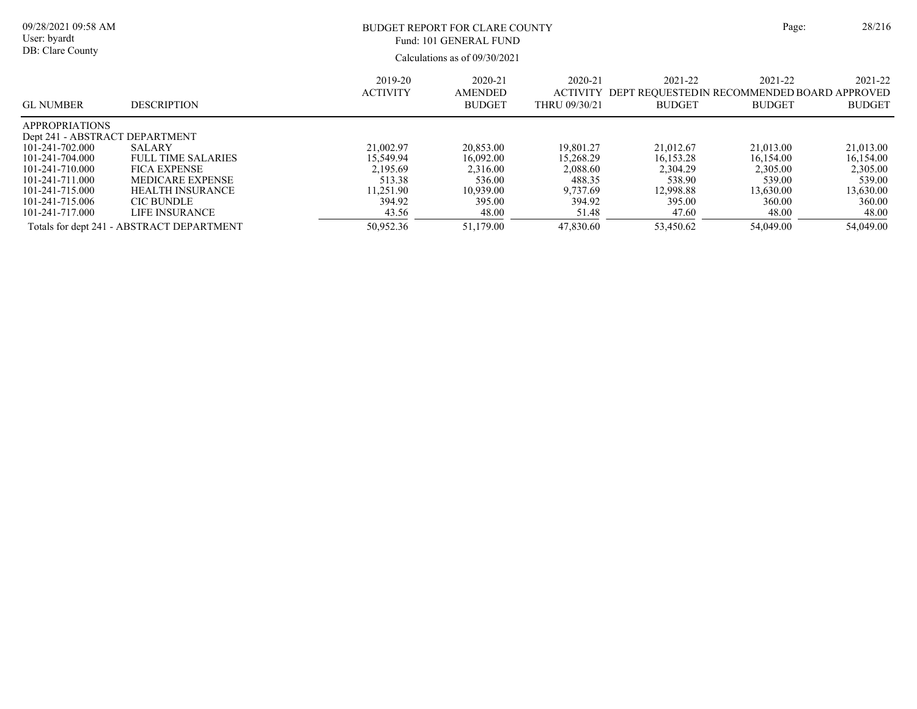# BUDGET REPORT FOR CLARE COUNTY

Fund: 101 GENERAL FUND

Calculations as of 09/30/2021

| GL NUMBER | DESCRIPTION | 2019-20 ACTIVITY | 2020-21 AMENDED BUDGET | 2020-21 ACTIVITY THRU 09/30/21 | 2021-22 DEPT REQUESTED BUDGET | 2021-22 IN RECOMMENDED BUDGET | 2021-22 BOARD APPROVED BUDGET |
|---|---|---|---|---|---|---|---|
| APPROPRIATIONS | | | | | | | |
| Dept 241 - ABSTRACT DEPARTMENT | | | | | | | |
| 101-241-702.000 | SALARY | 21,002.97 | 20,853.00 | 19,801.27 | 21,012.67 | 21,013.00 | 21,013.00 |
| 101-241-704.000 | FULL TIME SALARIES | 15,549.94 | 16,092.00 | 15,268.29 | 16,153.28 | 16,154.00 | 16,154.00 |
| 101-241-710.000 | FICA EXPENSE | 2,195.69 | 2,316.00 | 2,088.60 | 2,304.29 | 2,305.00 | 2,305.00 |
| 101-241-711.000 | MEDICARE EXPENSE | 513.38 | 536.00 | 488.35 | 538.90 | 539.00 | 539.00 |
| 101-241-715.000 | HEALTH INSURANCE | 11,251.90 | 10,939.00 | 9,737.69 | 12,998.88 | 13,630.00 | 13,630.00 |
| 101-241-715.006 | CIC BUNDLE | 394.92 | 395.00 | 394.92 | 395.00 | 360.00 | 360.00 |
| 101-241-717.000 | LIFE INSURANCE | 43.56 | 48.00 | 51.48 | 47.60 | 48.00 | 48.00 |
| Totals for dept 241 - ABSTRACT DEPARTMENT | | 50,952.36 | 51,179.00 | 47,830.60 | 53,450.62 | 54,049.00 | 54,049.00 |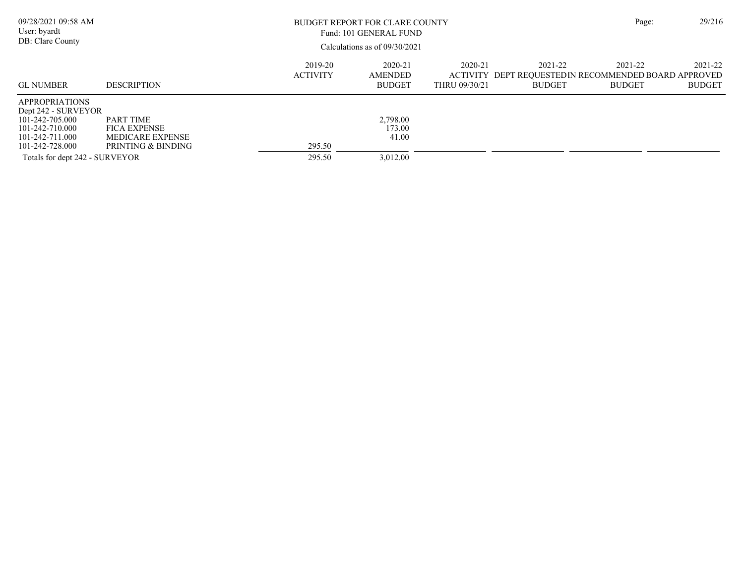BUDGET REPORT FOR CLARE COUNTY
Fund: 101 GENERAL FUND
Calculations as of 09/30/2021

09/28/2021 09:58 AM
User: byardt
DB: Clare County

| GL NUMBER | DESCRIPTION | 2019-20 ACTIVITY | 2020-21 AMENDED BUDGET | 2020-21 ACTIVITY THRU 09/30/21 | 2021-22 DEPT REQUESTED BUDGET | 2021-22 IN RECOMMENDED BUDGET | 2021-22 BOARD APPROVED BUDGET |
|---|---|---|---|---|---|---|---|
| APPROPRIATIONS | | | | | | | |
| Dept 242 - SURVEYOR | | | | | | | |
| 101-242-705.000 | PART TIME | | 2,798.00 | | | | |
| 101-242-710.000 | FICA EXPENSE | | 173.00 | | | | |
| 101-242-711.000 | MEDICARE EXPENSE | | 41.00 | | | | |
| 101-242-728.000 | PRINTING & BINDING | 295.50 | | | | | |
| Totals for dept 242 - SURVEYOR | | 295.50 | 3,012.00 | | | | |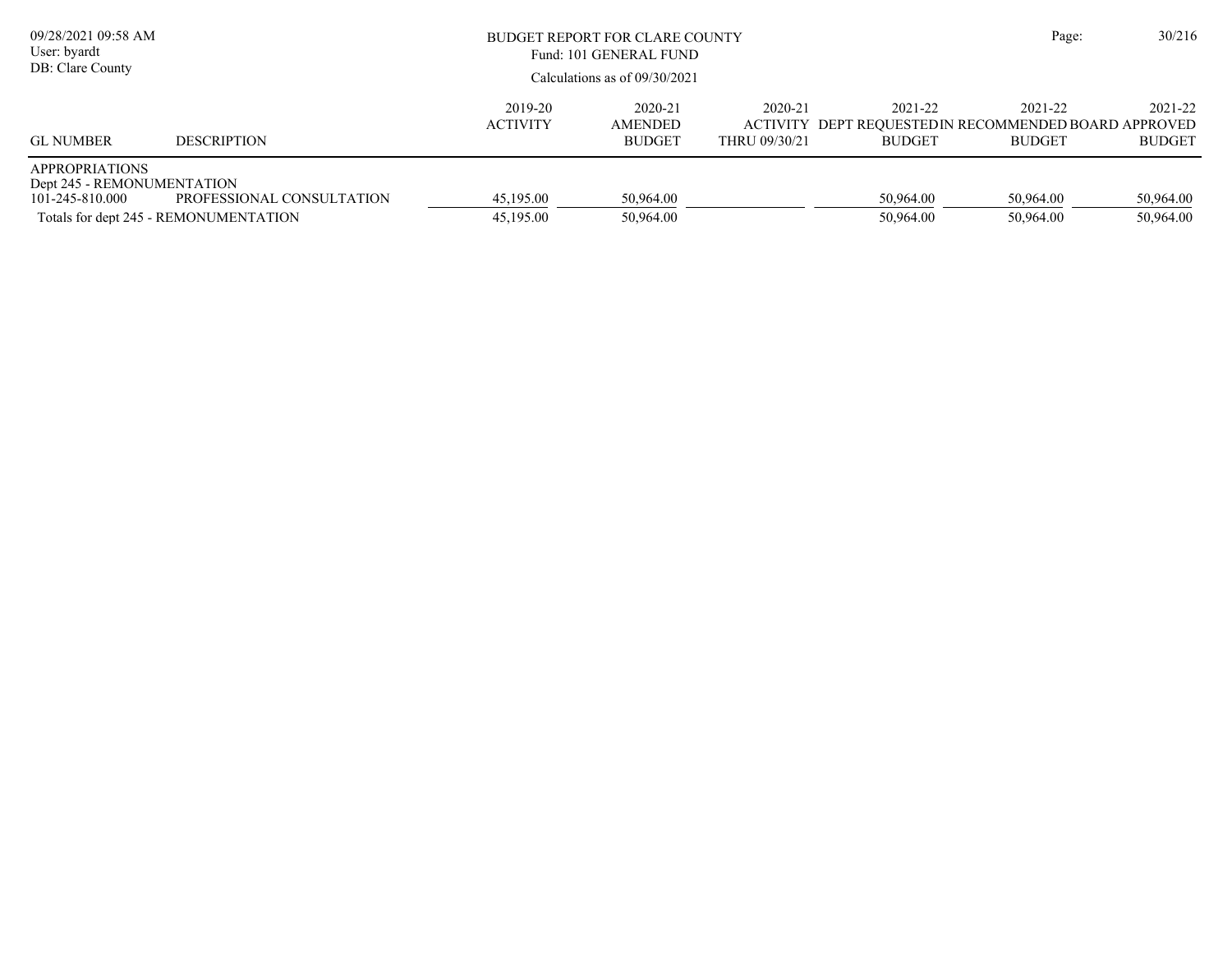BUDGET REPORT FOR CLARE COUNTY
Fund: 101 GENERAL FUND
Calculations as of 09/30/2021

| GL NUMBER | DESCRIPTION | 2019-20 ACTIVITY | 2020-21 AMENDED BUDGET | 2020-21 ACTIVITY THRU 09/30/21 | 2021-22 DEPT REQUESTED BUDGET | 2021-22 IN RECOMMENDED BUDGET | 2021-22 BOARD APPROVED BUDGET |
|---|---|---|---|---|---|---|---|
| APPROPRIATIONS | | | | | | | |
| Dept 245 - REMONUMENTATION | | | | | | | |
| 101-245-810.000 | PROFESSIONAL CONSULTATION | 45,195.00 | 50,964.00 | | 50,964.00 | 50,964.00 | 50,964.00 |
| Totals for dept 245 - REMONUMENTATION | | 45,195.00 | 50,964.00 | | 50,964.00 | 50,964.00 | 50,964.00 |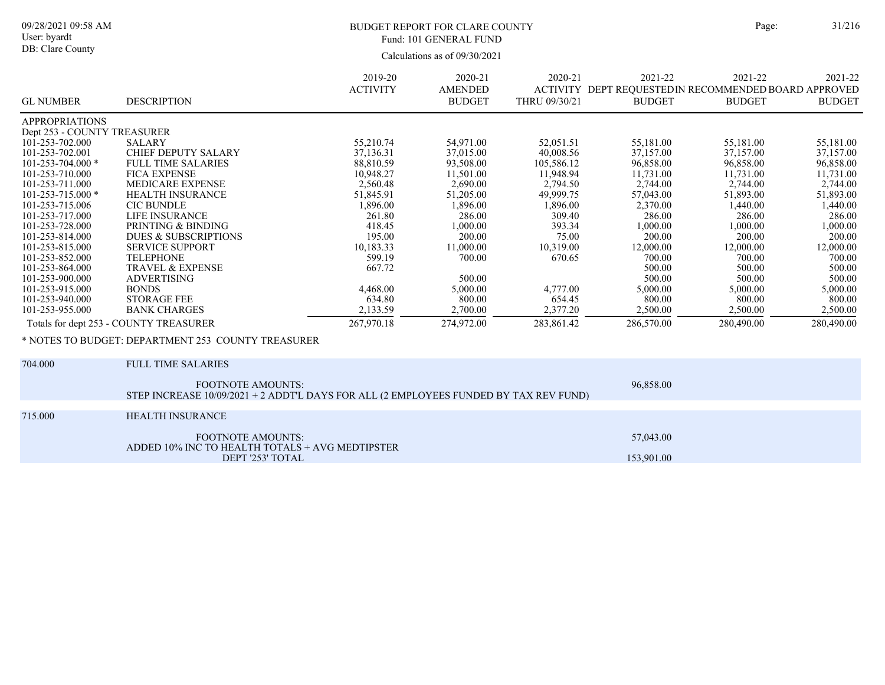BUDGET REPORT FOR CLARE COUNTY
Fund: 101 GENERAL FUND

Calculations as of 09/30/2021

| GL NUMBER | DESCRIPTION | 2019-20 ACTIVITY | 2020-21 AMENDED BUDGET | 2020-21 ACTIVITY THRU 09/30/21 | 2021-22 DEPT REQUESTED BUDGET | 2021-22 IN RECOMMENDED BUDGET | 2021-22 BOARD APPROVED BUDGET |
|---|---|---|---|---|---|---|---|
| APPROPRIATIONS | | | | | | | |
| Dept 253 - COUNTY TREASURER | | | | | | | |
| 101-253-702.000 | SALARY | 55,210.74 | 54,971.00 | 52,051.51 | 55,181.00 | 55,181.00 | 55,181.00 |
| 101-253-702.001 | CHIEF DEPUTY SALARY | 37,136.31 | 37,015.00 | 40,008.56 | 37,157.00 | 37,157.00 | 37,157.00 |
| 101-253-704.000 * | FULL TIME SALARIES | 88,810.59 | 93,508.00 | 105,586.12 | 96,858.00 | 96,858.00 | 96,858.00 |
| 101-253-710.000 | FICA EXPENSE | 10,948.27 | 11,501.00 | 11,948.94 | 11,731.00 | 11,731.00 | 11,731.00 |
| 101-253-711.000 | MEDICARE EXPENSE | 2,560.48 | 2,690.00 | 2,794.50 | 2,744.00 | 2,744.00 | 2,744.00 |
| 101-253-715.000 * | HEALTH INSURANCE | 51,845.91 | 51,205.00 | 49,999.75 | 57,043.00 | 51,893.00 | 51,893.00 |
| 101-253-715.006 | CIC BUNDLE | 1,896.00 | 1,896.00 | 1,896.00 | 2,370.00 | 1,440.00 | 1,440.00 |
| 101-253-717.000 | LIFE INSURANCE | 261.80 | 286.00 | 309.40 | 286.00 | 286.00 | 286.00 |
| 101-253-728.000 | PRINTING & BINDING | 418.45 | 1,000.00 | 393.34 | 1,000.00 | 1,000.00 | 1,000.00 |
| 101-253-814.000 | DUES & SUBSCRIPTIONS | 195.00 | 200.00 | 75.00 | 200.00 | 200.00 | 200.00 |
| 101-253-815.000 | SERVICE SUPPORT | 10,183.33 | 11,000.00 | 10,319.00 | 12,000.00 | 12,000.00 | 12,000.00 |
| 101-253-852.000 | TELEPHONE | 599.19 | 700.00 | 670.65 | 700.00 | 700.00 | 700.00 |
| 101-253-864.000 | TRAVEL & EXPENSE | 667.72 | | | 500.00 | 500.00 | 500.00 |
| 101-253-900.000 | ADVERTISING | | 500.00 | | 500.00 | 500.00 | 500.00 |
| 101-253-915.000 | BONDS | 4,468.00 | 5,000.00 | 4,777.00 | 5,000.00 | 5,000.00 | 5,000.00 |
| 101-253-940.000 | STORAGE FEE | 634.80 | 800.00 | 654.45 | 800.00 | 800.00 | 800.00 |
| 101-253-955.000 | BANK CHARGES | 2,133.59 | 2,700.00 | 2,377.20 | 2,500.00 | 2,500.00 | 2,500.00 |
| Totals for dept 253 - COUNTY TREASURER | | 267,970.18 | 274,972.00 | 283,861.42 | 286,570.00 | 280,490.00 | 280,490.00 |

* NOTES TO BUDGET: DEPARTMENT 253 COUNTY TREASURER

| | | |
|---|---|---|
| 704.000 | FULL TIME SALARIES | |
| | FOOTNOTE AMOUNTS: | 96,858.00 |
| | STEP INCREASE 10/09/2021 + 2 ADDT'L DAYS FOR ALL (2 EMPLOYEES FUNDED BY TAX REV FUND) | |
| 715.000 | HEALTH INSURANCE | |
| | FOOTNOTE AMOUNTS: | 57,043.00 |
| | ADDED 10% INC TO HEALTH TOTALS + AVG MEDTIPSTER | |
| | DEPT '253' TOTAL | 153,901.00 |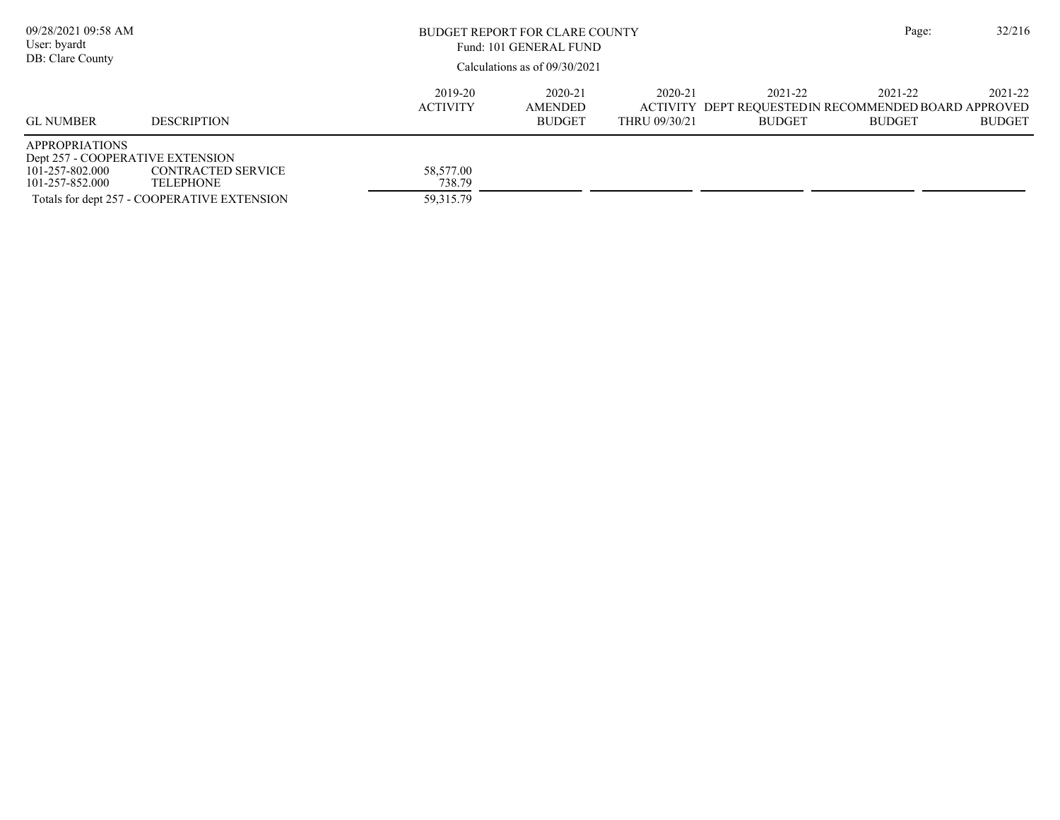BUDGET REPORT FOR CLARE COUNTY
Fund: 101 GENERAL FUND
Calculations as of 09/30/2021

| GL NUMBER | DESCRIPTION | 2019-20 ACTIVITY | 2020-21 AMENDED BUDGET | 2020-21 ACTIVITY THRU 09/30/21 | 2021-22 DEPT REQUESTED BUDGET | 2021-22 IN RECOMMENDED BUDGET | 2021-22 BOARD APPROVED BUDGET |
|---|---|---|---|---|---|---|---|
| APPROPRIATIONS | | | | | | | |
| Dept 257 - COOPERATIVE EXTENSION | | | | | | | |
| 101-257-802.000 | CONTRACTED SERVICE | 58,577.00 | | | | | |
| 101-257-852.000 | TELEPHONE | 738.79 | | | | | |
| Totals for dept 257 - COOPERATIVE EXTENSION | | 59,315.79 | | | | | |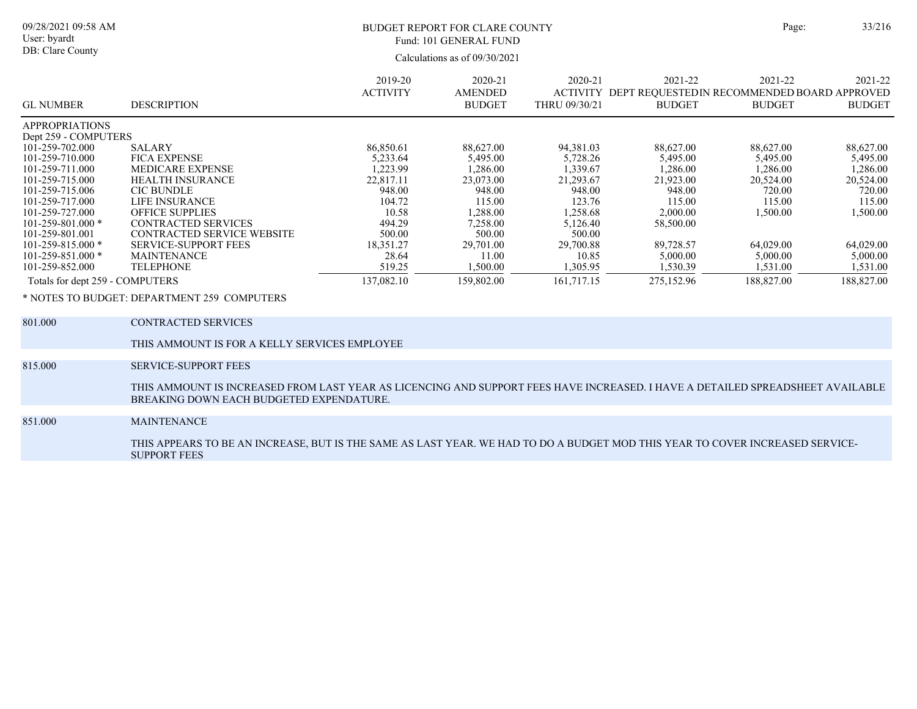# BUDGET REPORT FOR CLARE COUNTY

Fund: 101 GENERAL FUND

Calculations as of 09/30/2021

| GL NUMBER | DESCRIPTION | 2019-20 ACTIVITY | 2020-21 AMENDED BUDGET | 2020-21 ACTIVITY THRU 09/30/21 | 2021-22 DEPT REQUESTED BUDGET | 2021-22 IN RECOMMENDED BUDGET | 2021-22 BOARD APPROVED BUDGET |
|---|---|---|---|---|---|---|---|
| APPROPRIATIONS | | | | | | | |
| Dept 259 - COMPUTERS | | | | | | | |
| 101-259-702.000 | SALARY | 86,850.61 | 88,627.00 | 94,381.03 | 88,627.00 | 88,627.00 | 88,627.00 |
| 101-259-710.000 | FICA EXPENSE | 5,233.64 | 5,495.00 | 5,728.26 | 5,495.00 | 5,495.00 | 5,495.00 |
| 101-259-711.000 | MEDICARE EXPENSE | 1,223.99 | 1,286.00 | 1,339.67 | 1,286.00 | 1,286.00 | 1,286.00 |
| 101-259-715.000 | HEALTH INSURANCE | 22,817.11 | 23,073.00 | 21,293.67 | 21,923.00 | 20,524.00 | 20,524.00 |
| 101-259-715.006 | CIC BUNDLE | 948.00 | 948.00 | 948.00 | 948.00 | 720.00 | 720.00 |
| 101-259-717.000 | LIFE INSURANCE | 104.72 | 115.00 | 123.76 | 115.00 | 115.00 | 115.00 |
| 101-259-727.000 | OFFICE SUPPLIES | 10.58 | 1,288.00 | 1,258.68 | 2,000.00 | 1,500.00 | 1,500.00 |
| 101-259-801.000 * | CONTRACTED SERVICES | 494.29 | 7,258.00 | 5,126.40 | 58,500.00 | | |
| 101-259-801.001 | CONTRACTED SERVICE WEBSITE | 500.00 | 500.00 | 500.00 | | | |
| 101-259-815.000 * | SERVICE-SUPPORT FEES | 18,351.27 | 29,701.00 | 29,700.88 | 89,728.57 | 64,029.00 | 64,029.00 |
| 101-259-851.000 * | MAINTENANCE | 28.64 | 11.00 | 10.85 | 5,000.00 | 5,000.00 | 5,000.00 |
| 101-259-852.000 | TELEPHONE | 519.25 | 1,500.00 | 1,305.95 | 1,530.39 | 1,531.00 | 1,531.00 |
| Totals for dept 259 - COMPUTERS | | 137,082.10 | 159,802.00 | 161,717.15 | 275,152.96 | 188,827.00 | 188,827.00 |

\* NOTES TO BUDGET: DEPARTMENT 259 COMPUTERS

**801.000** CONTRACTED SERVICES

THIS AMMOUNT IS FOR A KELLY SERVICES EMPLOYEE

**815.000** SERVICE-SUPPORT FEES

THIS AMMOUNT IS INCREASED FROM LAST YEAR AS LICENCING AND SUPPORT FEES HAVE INCREASED. I HAVE A DETAILED SPREADSHEET AVAILABLE BREAKING DOWN EACH BUDGETED EXPENDATURE.

**851.000** MAINTENANCE

THIS APPEARS TO BE AN INCREASE, BUT IS THE SAME AS LAST YEAR. WE HAD TO DO A BUDGET MOD THIS YEAR TO COVER INCREASED SERVICE-SUPPORT FEES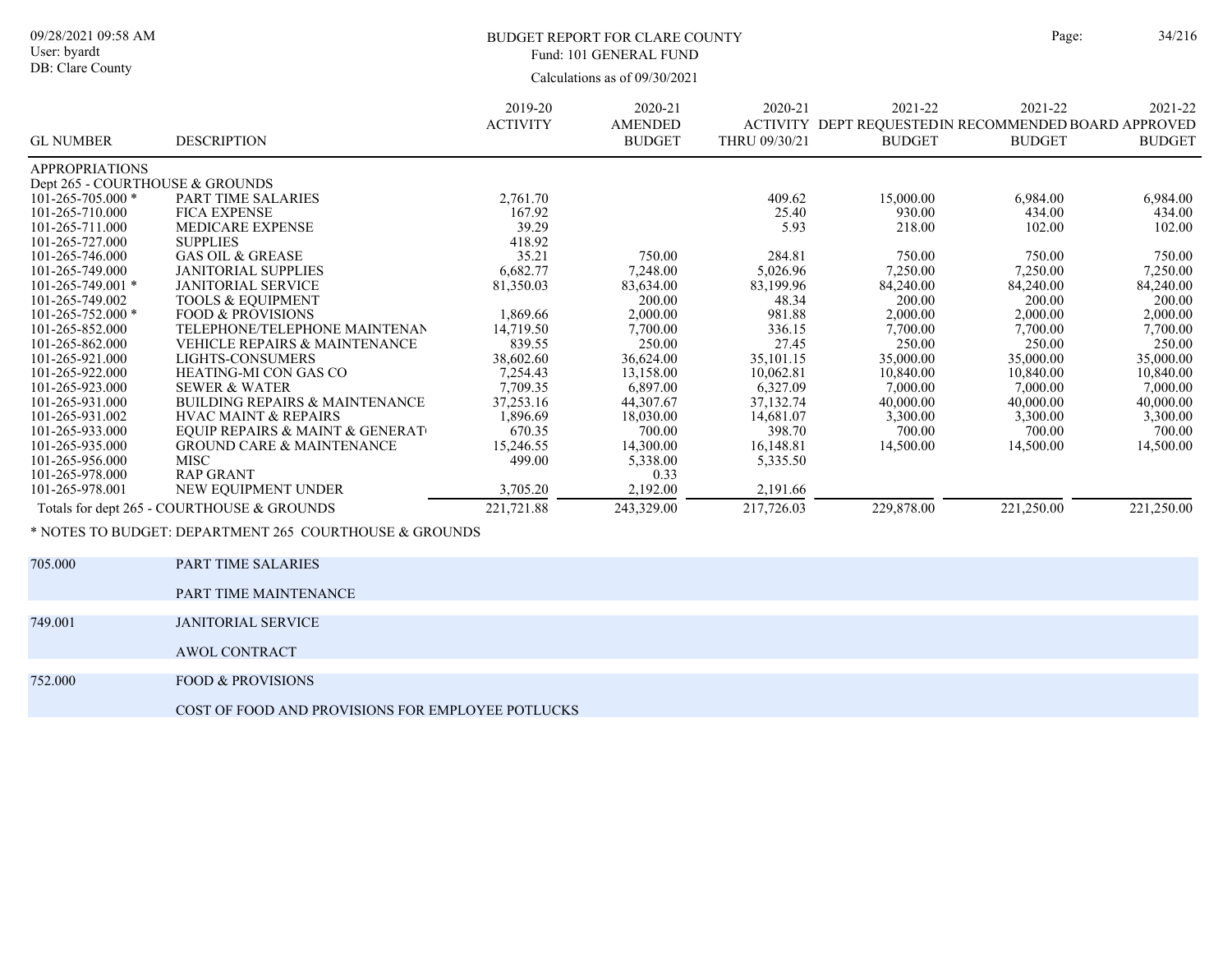# BUDGET REPORT FOR CLARE COUNTY

Fund: 101 GENERAL FUND

Calculations as of 09/30/2021

| GL NUMBER | DESCRIPTION | 2019-20 ACTIVITY | 2020-21 AMENDED BUDGET | 2020-21 ACTIVITY THRU 09/30/21 | 2021-22 DEPT REQUESTED BUDGET | 2021-22 IN RECOMMENDED BUDGET | 2021-22 BOARD APPROVED BUDGET |
|---|---|---|---|---|---|---|---|
| APPROPRIATIONS | | | | | | | |
| Dept 265 - COURTHOUSE & GROUNDS | | | | | | | |
| 101-265-705.000 * | PART TIME SALARIES | 2,761.70 | | 409.62 | 15,000.00 | 6,984.00 | 6,984.00 |
| 101-265-710.000 | FICA EXPENSE | 167.92 | | 25.40 | 930.00 | 434.00 | 434.00 |
| 101-265-711.000 | MEDICARE EXPENSE | 39.29 | | 5.93 | 218.00 | 102.00 | 102.00 |
| 101-265-727.000 | SUPPLIES | 418.92 | | | | | |
| 101-265-746.000 | GAS OIL & GREASE | 35.21 | 750.00 | 284.81 | 750.00 | 750.00 | 750.00 |
| 101-265-749.000 | JANITORIAL SUPPLIES | 6,682.77 | 7,248.00 | 5,026.96 | 7,250.00 | 7,250.00 | 7,250.00 |
| 101-265-749.001 * | JANITORIAL SERVICE | 81,350.03 | 83,634.00 | 83,199.96 | 84,240.00 | 84,240.00 | 84,240.00 |
| 101-265-749.002 | TOOLS & EQUIPMENT | | 200.00 | 48.34 | 200.00 | 200.00 | 200.00 |
| 101-265-752.000 * | FOOD & PROVISIONS | 1,869.66 | 2,000.00 | 981.88 | 2,000.00 | 2,000.00 | 2,000.00 |
| 101-265-852.000 | TELEPHONE/TELEPHONE MAINTENAN | 14,719.50 | 7,700.00 | 336.15 | 7,700.00 | 7,700.00 | 7,700.00 |
| 101-265-862.000 | VEHICLE REPAIRS & MAINTENANCE | 839.55 | 250.00 | 27.45 | 250.00 | 250.00 | 250.00 |
| 101-265-921.000 | LIGHTS-CONSUMERS | 38,602.60 | 36,624.00 | 35,101.15 | 35,000.00 | 35,000.00 | 35,000.00 |
| 101-265-922.000 | HEATING-MI CON GAS CO | 7,254.43 | 13,158.00 | 10,062.81 | 10,840.00 | 10,840.00 | 10,840.00 |
| 101-265-923.000 | SEWER & WATER | 7,709.35 | 6,897.00 | 6,327.09 | 7,000.00 | 7,000.00 | 7,000.00 |
| 101-265-931.000 | BUILDING REPAIRS & MAINTENANCE | 37,253.16 | 44,307.67 | 37,132.74 | 40,000.00 | 40,000.00 | 40,000.00 |
| 101-265-931.002 | HVAC MAINT & REPAIRS | 1,896.69 | 18,030.00 | 14,681.07 | 3,300.00 | 3,300.00 | 3,300.00 |
| 101-265-933.000 | EQUIP REPAIRS & MAINT & GENERAT | 670.35 | 700.00 | 398.70 | 700.00 | 700.00 | 700.00 |
| 101-265-935.000 | GROUND CARE & MAINTENANCE | 15,246.55 | 14,300.00 | 16,148.81 | 14,500.00 | 14,500.00 | 14,500.00 |
| 101-265-956.000 | MISC | 499.00 | 5,338.00 | 5,335.50 | | | |
| 101-265-978.000 | RAP GRANT | | 0.33 | | | | |
| 101-265-978.001 | NEW EQUIPMENT UNDER | 3,705.20 | 2,192.00 | 2,191.66 | | | |
| Totals for dept 265 - COURTHOUSE & GROUNDS | | 221,721.88 | 243,329.00 | 217,726.03 | 229,878.00 | 221,250.00 | 221,250.00 |

\* NOTES TO BUDGET: DEPARTMENT 265 COURTHOUSE & GROUNDS

| | |
|---|---|
| 705.000 | PART TIME SALARIES |
| | PART TIME MAINTENANCE |
| 749.001 | JANITORIAL SERVICE |
| | AWOL CONTRACT |
| 752.000 | FOOD & PROVISIONS |
| | COST OF FOOD AND PROVISIONS FOR EMPLOYEE POTLUCKS |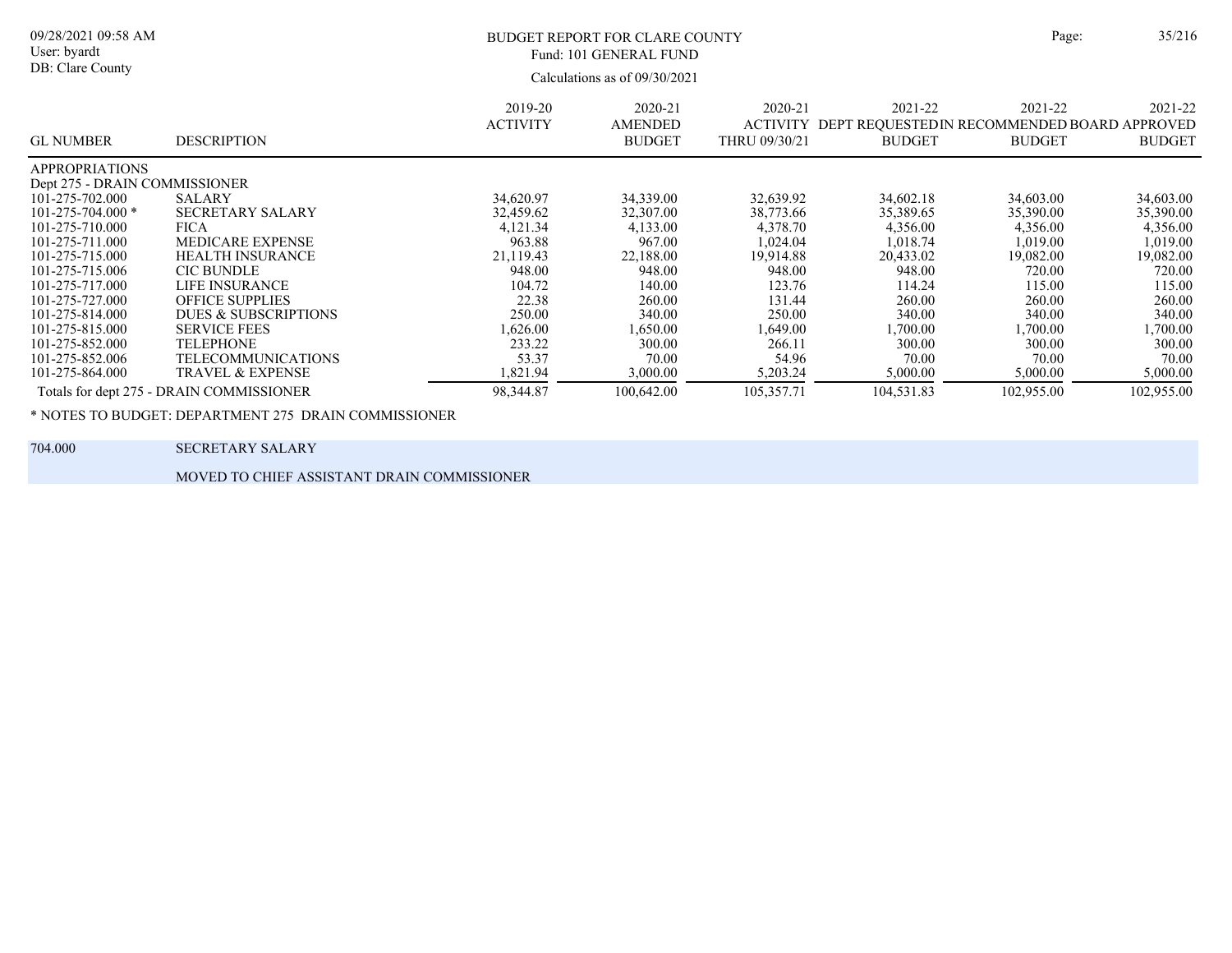BUDGET REPORT FOR CLARE COUNTY
Fund: 101 GENERAL FUND
Calculations as of 09/30/2021

| GL NUMBER | DESCRIPTION | 2019-20 ACTIVITY | 2020-21 AMENDED BUDGET | 2020-21 ACTIVITY THRU 09/30/21 | 2021-22 DEPT REQUESTED BUDGET | 2021-22 IN RECOMMENDED BUDGET | 2021-22 BOARD APPROVED BUDGET |
|---|---|---|---|---|---|---|---|
| APPROPRIATIONS | | | | | | | |
| Dept 275 - DRAIN COMMISSIONER | | | | | | | |
| 101-275-702.000 | SALARY | 34,620.97 | 34,339.00 | 32,639.92 | 34,602.18 | 34,603.00 | 34,603.00 |
| 101-275-704.000 * | SECRETARY SALARY | 32,459.62 | 32,307.00 | 38,773.66 | 35,389.65 | 35,390.00 | 35,390.00 |
| 101-275-710.000 | FICA | 4,121.34 | 4,133.00 | 4,378.70 | 4,356.00 | 4,356.00 | 4,356.00 |
| 101-275-711.000 | MEDICARE EXPENSE | 963.88 | 967.00 | 1,024.04 | 1,018.74 | 1,019.00 | 1,019.00 |
| 101-275-715.000 | HEALTH INSURANCE | 21,119.43 | 22,188.00 | 19,914.88 | 20,433.02 | 19,082.00 | 19,082.00 |
| 101-275-715.006 | CIC BUNDLE | 948.00 | 948.00 | 948.00 | 948.00 | 720.00 | 720.00 |
| 101-275-717.000 | LIFE INSURANCE | 104.72 | 140.00 | 123.76 | 114.24 | 115.00 | 115.00 |
| 101-275-727.000 | OFFICE SUPPLIES | 22.38 | 260.00 | 131.44 | 260.00 | 260.00 | 260.00 |
| 101-275-814.000 | DUES & SUBSCRIPTIONS | 250.00 | 340.00 | 250.00 | 340.00 | 340.00 | 340.00 |
| 101-275-815.000 | SERVICE FEES | 1,626.00 | 1,650.00 | 1,649.00 | 1,700.00 | 1,700.00 | 1,700.00 |
| 101-275-852.000 | TELEPHONE | 233.22 | 300.00 | 266.11 | 300.00 | 300.00 | 300.00 |
| 101-275-852.006 | TELECOMMUNICATIONS | 53.37 | 70.00 | 54.96 | 70.00 | 70.00 | 70.00 |
| 101-275-864.000 | TRAVEL & EXPENSE | 1,821.94 | 3,000.00 | 5,203.24 | 5,000.00 | 5,000.00 | 5,000.00 |
| Totals for dept 275 - DRAIN COMMISSIONER | | 98,344.87 | 100,642.00 | 105,357.71 | 104,531.83 | 102,955.00 | 102,955.00 |

* NOTES TO BUDGET: DEPARTMENT 275 DRAIN COMMISSIONER

| | |
|---|---|
| 704.000 | SECRETARY SALARY |
| | MOVED TO CHIEF ASSISTANT DRAIN COMMISSIONER |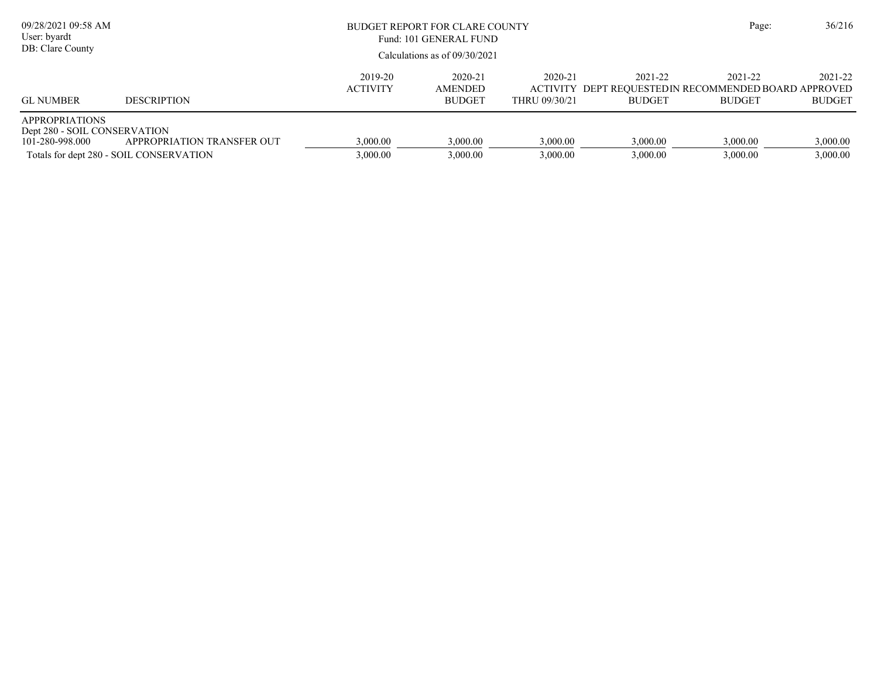# BUDGET REPORT FOR CLARE COUNTY

Fund: 101 GENERAL FUND

Calculations as of 09/30/2021

| GL NUMBER | DESCRIPTION | 2019-20 ACTIVITY | 2020-21 AMENDED BUDGET | 2020-21 ACTIVITY THRU 09/30/21 | 2021-22 DEPT REQUESTED BUDGET | 2021-22 IN RECOMMENDED BUDGET | 2021-22 BOARD APPROVED BUDGET |
|---|---|---|---|---|---|---|---|
| APPROPRIATIONS | | | | | | | |
| Dept 280 - SOIL CONSERVATION | | | | | | | |
| 101-280-998.000 | APPROPRIATION TRANSFER OUT | 3,000.00 | 3,000.00 | 3,000.00 | 3,000.00 | 3,000.00 | 3,000.00 |
| Totals for dept 280 - SOIL CONSERVATION | | 3,000.00 | 3,000.00 | 3,000.00 | 3,000.00 | 3,000.00 | 3,000.00 |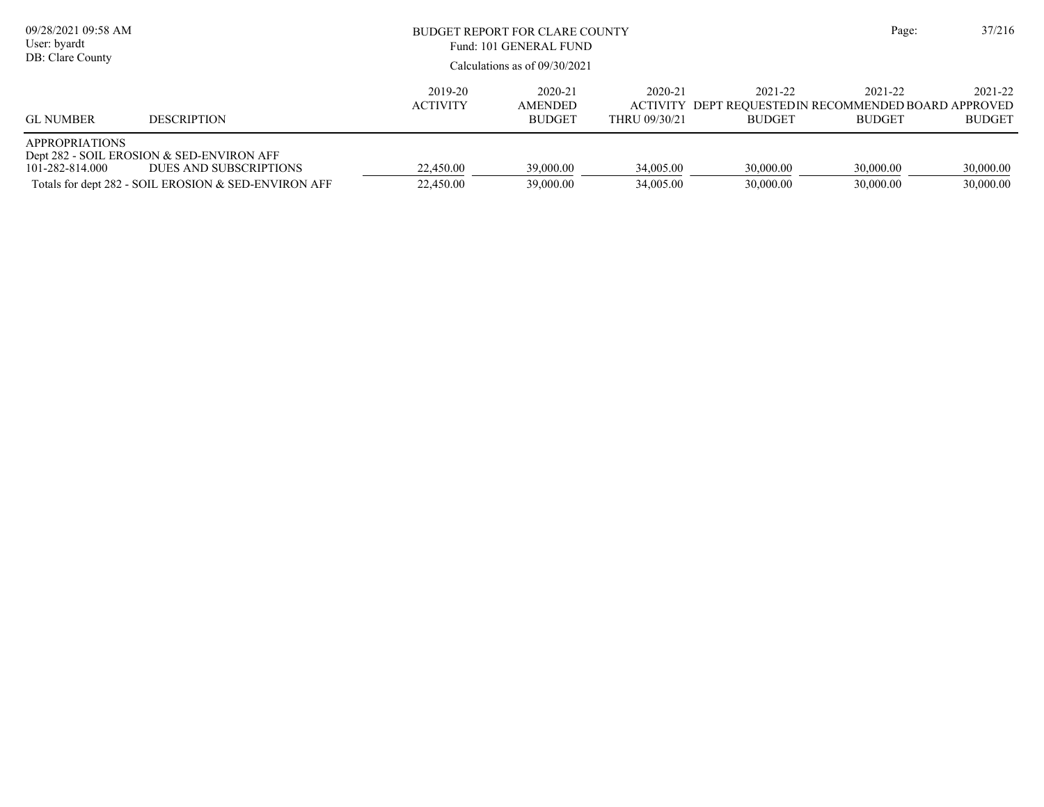BUDGET REPORT FOR CLARE COUNTY
Fund: 101 GENERAL FUND
Calculations as of 09/30/2021

| GL NUMBER | DESCRIPTION | 2019-20 ACTIVITY | 2020-21 AMENDED BUDGET | 2020-21 ACTIVITY THRU 09/30/21 | 2021-22 DEPT REQUESTED BUDGET | 2021-22 IN RECOMMENDED BUDGET | 2021-22 BOARD APPROVED BUDGET |
|---|---|---|---|---|---|---|---|
| APPROPRIATIONS | | | | | | | |
| Dept 282 - SOIL EROSION & SED-ENVIRON AFF | | | | | | | |
| 101-282-814.000 | DUES AND SUBSCRIPTIONS | 22,450.00 | 39,000.00 | 34,005.00 | 30,000.00 | 30,000.00 | 30,000.00 |
| Totals for dept 282 - SOIL EROSION & SED-ENVIRON AFF | | 22,450.00 | 39,000.00 | 34,005.00 | 30,000.00 | 30,000.00 | 30,000.00 |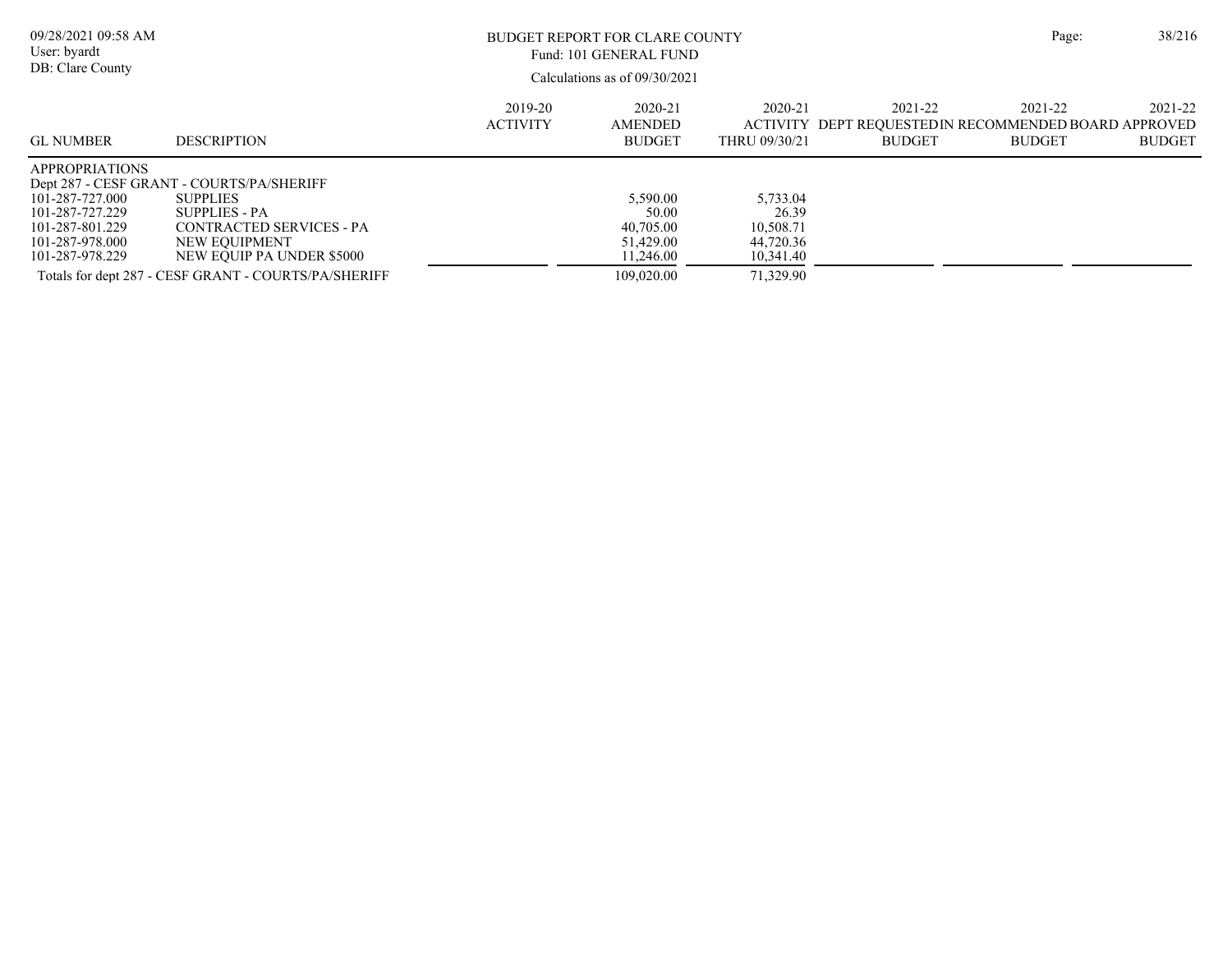BUDGET REPORT FOR CLARE COUNTY
Fund: 101 GENERAL FUND
Calculations as of 09/30/2021

09/28/2021 09:58 AM
User: byardt
DB: Clare County

| GL NUMBER | DESCRIPTION | 2019-20 ACTIVITY | 2020-21 AMENDED BUDGET | 2020-21 ACTIVITY THRU 09/30/21 | 2021-22 DEPT REQUESTED BUDGET | 2021-22 RECOMMENDED BUDGET | 2021-22 BOARD APPROVED BUDGET |
|---|---|---|---|---|---|---|---|
| APPROPRIATIONS | | | | | | | |
| Dept 287 - CESF GRANT - COURTS/PA/SHERIFF | | | | | | | |
| 101-287-727.000 | SUPPLIES | | 5,590.00 | 5,733.04 | | | |
| 101-287-727.229 | SUPPLIES - PA | | 50.00 | 26.39 | | | |
| 101-287-801.229 | CONTRACTED SERVICES - PA | | 40,705.00 | 10,508.71 | | | |
| 101-287-978.000 | NEW EQUIPMENT | | 51,429.00 | 44,720.36 | | | |
| 101-287-978.229 | NEW EQUIP PA UNDER $5000 | | 11,246.00 | 10,341.40 | | | |
| Totals for dept 287 - CESF GRANT - COURTS/PA/SHERIFF | | | 109,020.00 | 71,329.90 | | | |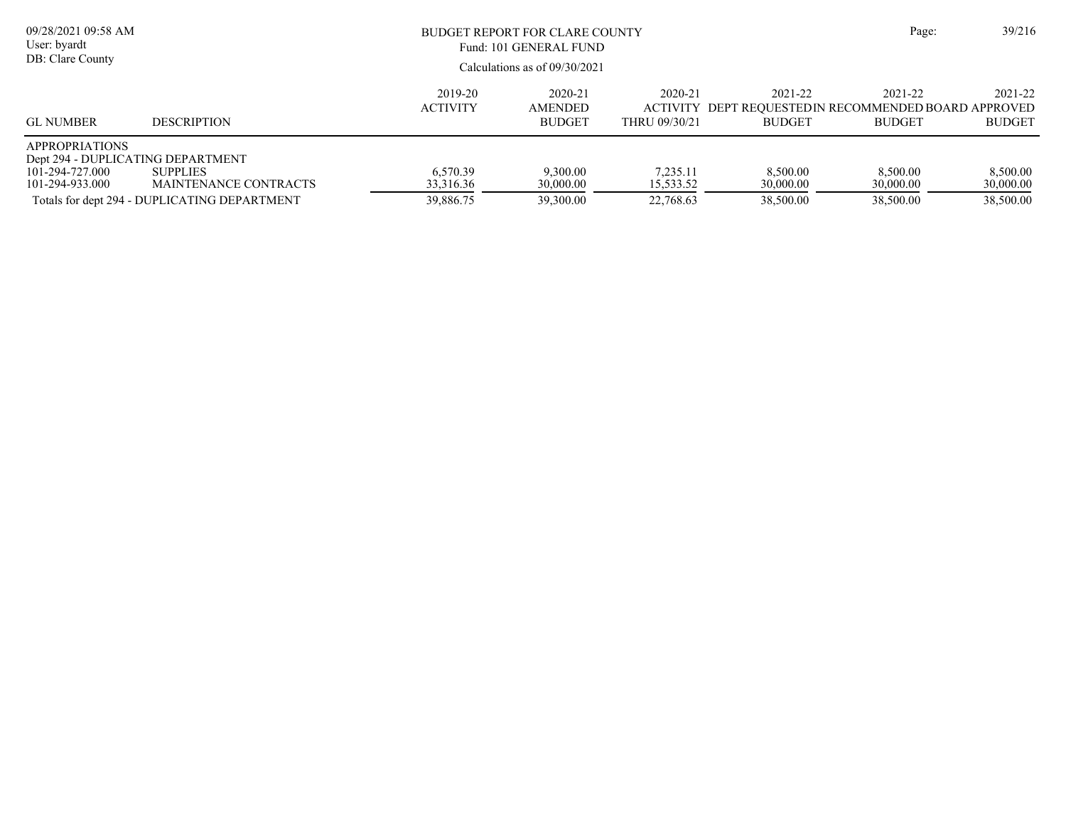# BUDGET REPORT FOR CLARE COUNTY

Fund: 101 GENERAL FUND

Calculations as of 09/30/2021

| GL NUMBER | DESCRIPTION | 2019-20 ACTIVITY | 2020-21 AMENDED BUDGET | 2020-21 ACTIVITY THRU 09/30/21 | 2021-22 DEPT REQUESTED BUDGET | 2021-22 RECOMMENDED BUDGET | 2021-22 BOARD APPROVED BUDGET |
|---|---|---|---|---|---|---|---|
| APPROPRIATIONS | | | | | | | |
| Dept 294 - DUPLICATING DEPARTMENT | | | | | | | |
| 101-294-727.000 | SUPPLIES | 6,570.39 | 9,300.00 | 7,235.11 | 8,500.00 | 8,500.00 | 8,500.00 |
| 101-294-933.000 | MAINTENANCE CONTRACTS | 33,316.36 | 30,000.00 | 15,533.52 | 30,000.00 | 30,000.00 | 30,000.00 |
| Totals for dept 294 - DUPLICATING DEPARTMENT | | 39,886.75 | 39,300.00 | 22,768.63 | 38,500.00 | 38,500.00 | 38,500.00 |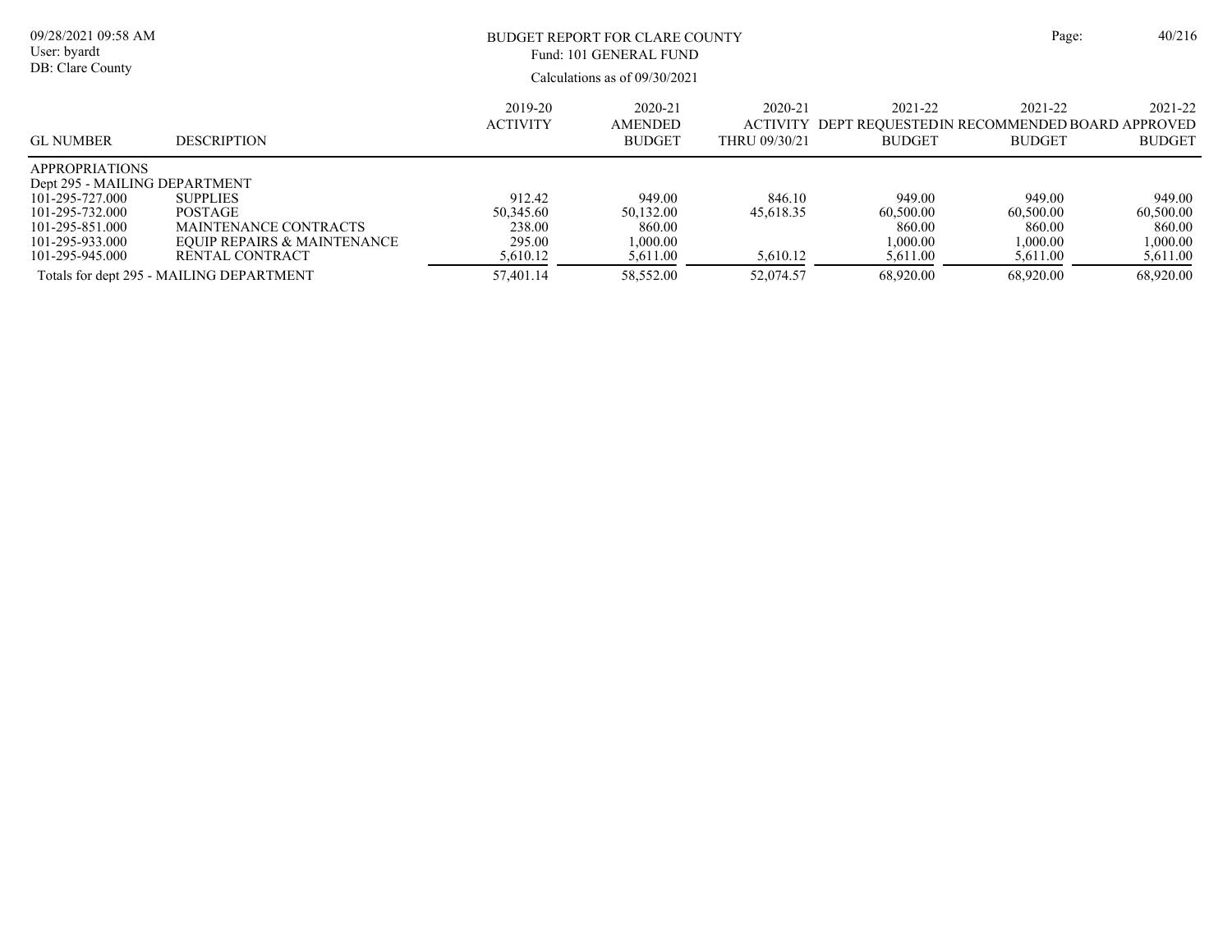BUDGET REPORT FOR CLARE COUNTY

Fund: 101 GENERAL FUND

Calculations as of 09/30/2021

| GL NUMBER | DESCRIPTION | 2019-20 ACTIVITY | 2020-21 AMENDED BUDGET | 2020-21 ACTIVITY THRU 09/30/21 | 2021-22 DEPT REQUESTED BUDGET | 2021-22 IN RECOMMENDED BUDGET | 2021-22 BOARD APPROVED BUDGET |
|---|---|---|---|---|---|---|---|
| APPROPRIATIONS | | | | | | | |
| Dept 295 - MAILING DEPARTMENT | | | | | | | |
| 101-295-727.000 | SUPPLIES | 912.42 | 949.00 | 846.10 | 949.00 | 949.00 | 949.00 |
| 101-295-732.000 | POSTAGE | 50,345.60 | 50,132.00 | 45,618.35 | 60,500.00 | 60,500.00 | 60,500.00 |
| 101-295-851.000 | MAINTENANCE CONTRACTS | 238.00 | 860.00 | | 860.00 | 860.00 | 860.00 |
| 101-295-933.000 | EQUIP REPAIRS & MAINTENANCE | 295.00 | 1,000.00 | | 1,000.00 | 1,000.00 | 1,000.00 |
| 101-295-945.000 | RENTAL CONTRACT | 5,610.12 | 5,611.00 | 5,610.12 | 5,611.00 | 5,611.00 | 5,611.00 |
| Totals for dept 295 - MAILING DEPARTMENT | | 57,401.14 | 58,552.00 | 52,074.57 | 68,920.00 | 68,920.00 | 68,920.00 |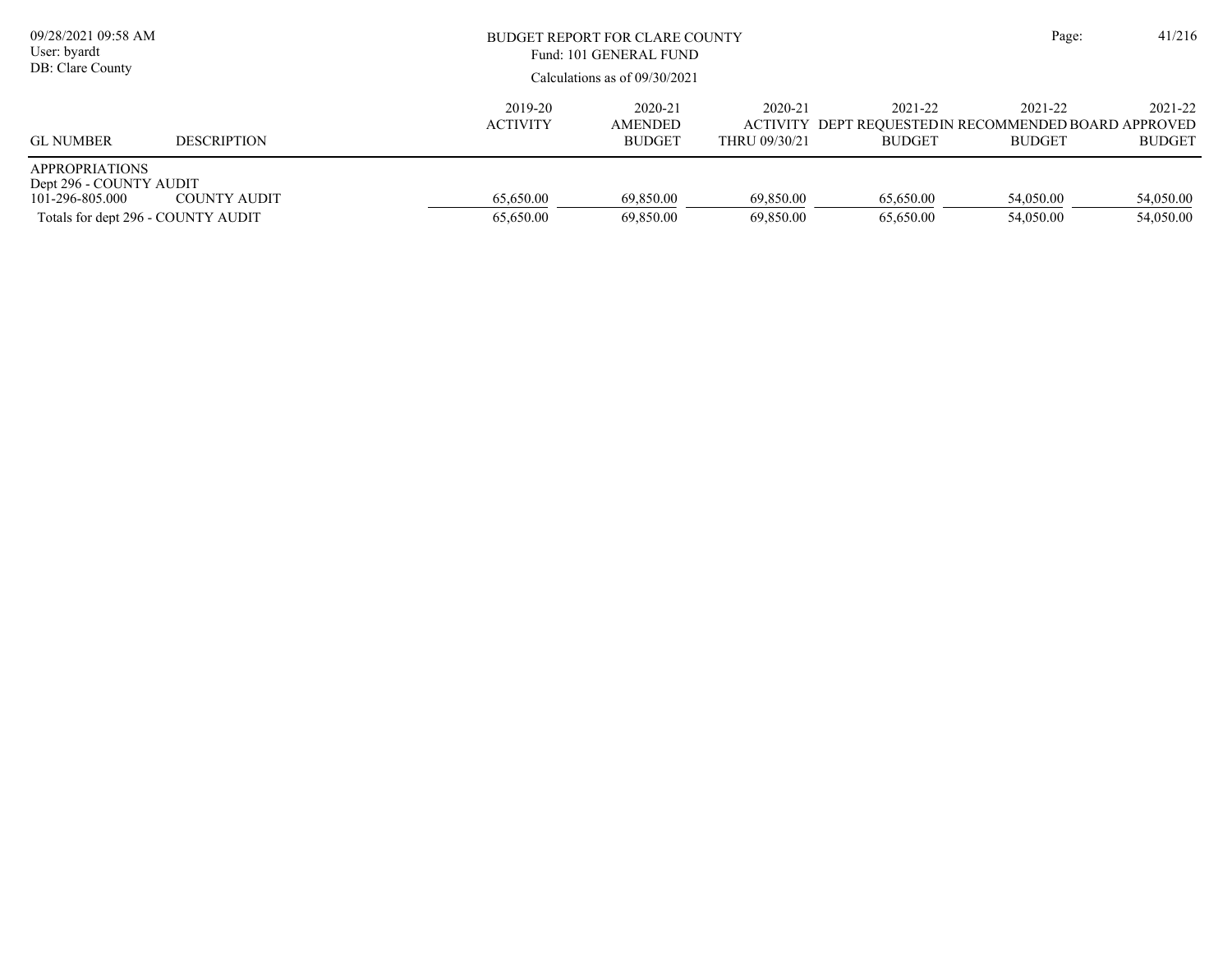# BUDGET REPORT FOR CLARE COUNTY

Fund: 101 GENERAL FUND

Calculations as of 09/30/2021

| GL NUMBER | DESCRIPTION | 2019-20 ACTIVITY | 2020-21 AMENDED BUDGET | 2020-21 ACTIVITY THRU 09/30/21 | 2021-22 DEPT REQUESTED BUDGET | 2021-22 IN RECOMMENDED BUDGET | 2021-22 BOARD APPROVED BUDGET |
|---|---|---|---|---|---|---|---|
| APPROPRIATIONS | | | | | | | |
| Dept 296 - COUNTY AUDIT | | | | | | | |
| 101-296-805.000 | COUNTY AUDIT | 65,650.00 | 69,850.00 | 69,850.00 | 65,650.00 | 54,050.00 | 54,050.00 |
| Totals for dept 296 - COUNTY AUDIT | | 65,650.00 | 69,850.00 | 69,850.00 | 65,650.00 | 54,050.00 | 54,050.00 |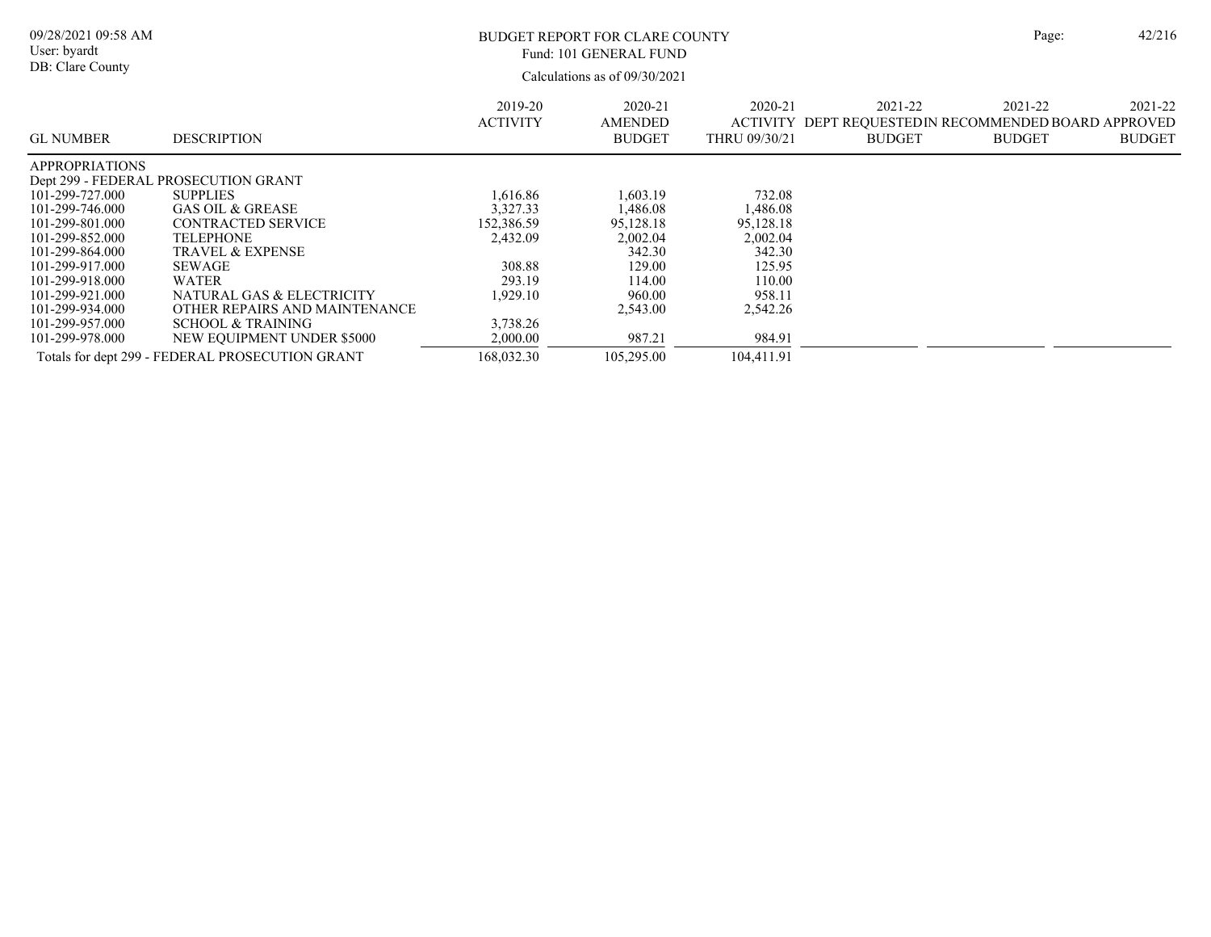BUDGET REPORT FOR CLARE COUNTY
Fund: 101 GENERAL FUND
Calculations as of 09/30/2021

| GL NUMBER | DESCRIPTION | 2019-20 ACTIVITY | 2020-21 AMENDED BUDGET | 2020-21 ACTIVITY THRU 09/30/21 | 2021-22 DEPT REQUESTED BUDGET | 2021-22 RECOMMENDED BUDGET | 2021-22 BOARD APPROVED BUDGET |
|---|---|---|---|---|---|---|---|
| APPROPRIATIONS | | | | | | | |
| Dept 299 - FEDERAL PROSECUTION GRANT | | | | | | | |
| 101-299-727.000 | SUPPLIES | 1,616.86 | 1,603.19 | 732.08 | | | |
| 101-299-746.000 | GAS OIL & GREASE | 3,327.33 | 1,486.08 | 1,486.08 | | | |
| 101-299-801.000 | CONTRACTED SERVICE | 152,386.59 | 95,128.18 | 95,128.18 | | | |
| 101-299-852.000 | TELEPHONE | 2,432.09 | 2,002.04 | 2,002.04 | | | |
| 101-299-864.000 | TRAVEL & EXPENSE | | 342.30 | 342.30 | | | |
| 101-299-917.000 | SEWAGE | 308.88 | 129.00 | 125.95 | | | |
| 101-299-918.000 | WATER | 293.19 | 114.00 | 110.00 | | | |
| 101-299-921.000 | NATURAL GAS & ELECTRICITY | 1,929.10 | 960.00 | 958.11 | | | |
| 101-299-934.000 | OTHER REPAIRS AND MAINTENANCE | | 2,543.00 | 2,542.26 | | | |
| 101-299-957.000 | SCHOOL & TRAINING | 3,738.26 | | | | | |
| 101-299-978.000 | NEW EQUIPMENT UNDER $5000 | 2,000.00 | 987.21 | 984.91 | | | |
| Totals for dept 299 - FEDERAL PROSECUTION GRANT | | 168,032.30 | 105,295.00 | 104,411.91 | | | |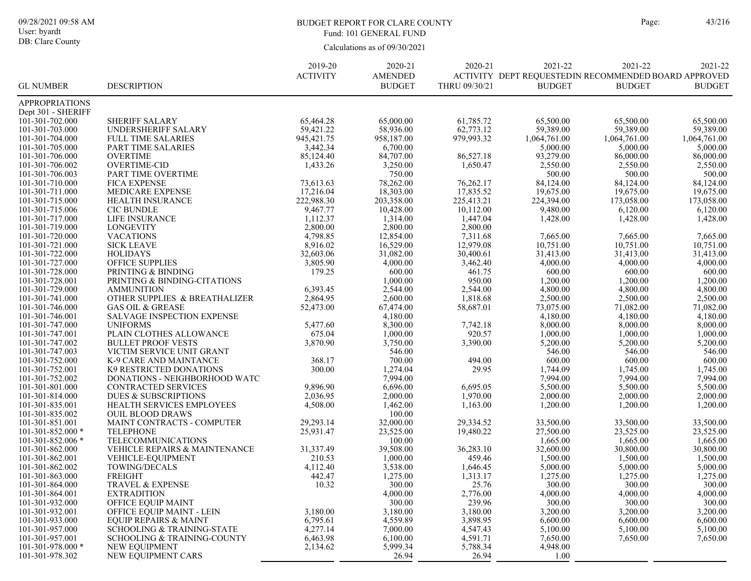BUDGET REPORT FOR CLARE COUNTY
Fund: 101 GENERAL FUND

Calculations as of 09/30/2021

| GL NUMBER | DESCRIPTION | 2019-20 ACTIVITY | 2020-21 AMENDED BUDGET | 2020-21 ACTIVITY THRU 09/30/21 | 2021-22 DEPT REQUESTED BUDGET | 2021-22 RECOMMENDED BUDGET | 2021-22 BOARD APPROVED BUDGET |
|---|---|---|---|---|---|---|---|
| APPROPRIATIONS | | | | | | | |
| Dept 301 - SHERIFF | | | | | | | |
| 101-301-702.000 | SHERIFF SALARY | 65,464.28 | 65,000.00 | 61,785.72 | 65,500.00 | 65,500.00 | 65,500.00 |
| 101-301-703.000 | UNDERSHERIFF SALARY | 59,421.22 | 58,936.00 | 62,773.12 | 59,389.00 | 59,389.00 | 59,389.00 |
| 101-301-704.000 | FULL TIME SALARIES | 945,421.75 | 958,187.00 | 979,993.32 | 1,064,761.00 | 1,064,761.00 | 1,064,761.00 |
| 101-301-705.000 | PART TIME SALARIES | 3,442.34 | 6,700.00 | | 5,000.00 | 5,000.00 | 5,000.00 |
| 101-301-706.000 | OVERTIME | 85,124.40 | 84,707.00 | 86,527.18 | 93,279.00 | 86,000.00 | 86,000.00 |
| 101-301-706.002 | OVERTIME-CID | 1,433.26 | 3,250.00 | 1,650.47 | 2,550.00 | 2,550.00 | 2,550.00 |
| 101-301-706.003 | PART TIME OVERTIME | | 750.00 | | 500.00 | 500.00 | 500.00 |
| 101-301-710.000 | FICA EXPENSE | 73,613.63 | 78,262.00 | 76,262.17 | 84,124.00 | 84,124.00 | 84,124.00 |
| 101-301-711.000 | MEDICARE EXPENSE | 17,216.04 | 18,303.00 | 17,835.52 | 19,675.00 | 19,675.00 | 19,675.00 |
| 101-301-715.000 | HEALTH INSURANCE | 222,988.30 | 203,358.00 | 225,413.21 | 224,394.00 | 173,058.00 | 173,058.00 |
| 101-301-715.006 | CIC BUNDLE | 9,467.77 | 10,428.00 | 10,112.00 | 9,480.00 | 6,120.00 | 6,120.00 |
| 101-301-717.000 | LIFE INSURANCE | 1,112.37 | 1,314.00 | 1,447.04 | 1,428.00 | 1,428.00 | 1,428.00 |
| 101-301-719.000 | LONGEVITY | 2,800.00 | 2,800.00 | 2,800.00 | | | |
| 101-301-720.000 | VACATIONS | 4,798.85 | 12,854.00 | 7,311.68 | 7,665.00 | 7,665.00 | 7,665.00 |
| 101-301-721.000 | SICK LEAVE | 8,916.02 | 16,529.00 | 12,979.08 | 10,751.00 | 10,751.00 | 10,751.00 |
| 101-301-722.000 | HOLIDAYS | 32,603.06 | 31,082.00 | 30,400.61 | 31,413.00 | 31,413.00 | 31,413.00 |
| 101-301-727.000 | OFFICE SUPPLIES | 3,805.90 | 4,000.00 | 3,462.40 | 4,000.00 | 4,000.00 | 4,000.00 |
| 101-301-728.000 | PRINTING & BINDING | 179.25 | 600.00 | 461.75 | 600.00 | 600.00 | 600.00 |
| 101-301-728.001 | PRINTING & BINDING-CITATIONS | | 1,000.00 | 950.00 | 1,200.00 | 1,200.00 | 1,200.00 |
| 101-301-729.000 | AMMUNITION | 6,393.45 | 2,544.00 | 2,544.00 | 4,800.00 | 4,800.00 | 4,800.00 |
| 101-301-741.000 | OTHER SUPPLIES & BREATHALIZER | 2,864.95 | 2,600.00 | 1,818.68 | 2,500.00 | 2,500.00 | 2,500.00 |
| 101-301-746.000 | GAS OIL & GREASE | 52,473.00 | 67,474.00 | 58,687.01 | 73,075.00 | 71,082.00 | 71,082.00 |
| 101-301-746.001 | SALVAGE INSPECTION EXPENSE | | 4,180.00 | | 4,180.00 | 4,180.00 | 4,180.00 |
| 101-301-747.000 | UNIFORMS | 5,477.60 | 8,300.00 | 7,742.18 | 8,000.00 | 8,000.00 | 8,000.00 |
| 101-301-747.001 | PLAIN CLOTHES ALLOWANCE | 675.04 | 1,000.00 | 920.57 | 1,000.00 | 1,000.00 | 1,000.00 |
| 101-301-747.002 | BULLET PROOF VESTS | 3,870.90 | 3,750.00 | 3,390.00 | 5,200.00 | 5,200.00 | 5,200.00 |
| 101-301-747.003 | VICTIM SERVICE UNIT GRANT | | 546.00 | | 546.00 | 546.00 | 546.00 |
| 101-301-752.000 | K-9 CARE AND MAINTANCE | 368.17 | 700.00 | 494.00 | 600.00 | 600.00 | 600.00 |
| 101-301-752.001 | K9 RESTRICTED DONATIONS | 300.00 | 1,274.04 | 29.95 | 1,744.09 | 1,745.00 | 1,745.00 |
| 101-301-752.002 | DONATIONS - NEIGHBORHOOD WATC | | 7,994.00 | | 7,994.00 | 7,994.00 | 7,994.00 |
| 101-301-801.000 | CONTRACTED SERVICES | 9,896.90 | 6,696.00 | 6,695.05 | 5,500.00 | 5,500.00 | 5,500.00 |
| 101-301-814.000 | DUES & SUBSCRIPTIONS | 2,036.95 | 2,000.00 | 1,970.00 | 2,000.00 | 2,000.00 | 2,000.00 |
| 101-301-835.001 | HEALTH SERVICES EMPLOYEES | 4,508.00 | 1,462.00 | 1,163.00 | 1,200.00 | 1,200.00 | 1,200.00 |
| 101-301-835.002 | OUIL BLOOD DRAWS | | 100.00 | | | | |
| 101-301-851.001 | MAINT CONTRACTS - COMPUTER | 29,293.14 | 32,000.00 | 29,334.52 | 33,500.00 | 33,500.00 | 33,500.00 |
| 101-301-852.000 * | TELEPHONE | 25,931.47 | 23,525.00 | 19,480.22 | 27,500.00 | 23,525.00 | 23,525.00 |
| 101-301-852.006 * | TELECOMMUNICATIONS | | 100.00 | | 1,665.00 | 1,665.00 | 1,665.00 |
| 101-301-862.000 | VEHICLE REPAIRS & MAINTENANCE | 31,337.49 | 39,508.00 | 36,283.10 | 32,600.00 | 30,800.00 | 30,800.00 |
| 101-301-862.001 | VEHICLE-EQUIPMENT | 210.53 | 1,000.00 | 459.46 | 1,500.00 | 1,500.00 | 1,500.00 |
| 101-301-862.002 | TOWING/DECALS | 4,112.40 | 3,538.00 | 1,646.45 | 5,000.00 | 5,000.00 | 5,000.00 |
| 101-301-863.000 | FREIGHT | 442.47 | 1,275.00 | 1,313.17 | 1,275.00 | 1,275.00 | 1,275.00 |
| 101-301-864.000 | TRAVEL & EXPENSE | 10.32 | 300.00 | 25.76 | 300.00 | 300.00 | 300.00 |
| 101-301-864.001 | EXTRADITION | | 4,000.00 | 2,776.00 | 4,000.00 | 4,000.00 | 4,000.00 |
| 101-301-932.000 | OFFICE EQUIP MAINT | | 300.00 | 239.96 | 300.00 | 300.00 | 300.00 |
| 101-301-932.001 | OFFICE EQUIP MAINT - LEIN | 3,180.00 | 3,180.00 | 3,180.00 | 3,200.00 | 3,200.00 | 3,200.00 |
| 101-301-933.000 | EQUIP REPAIRS & MAINT | 6,795.61 | 4,559.89 | 3,898.95 | 6,600.00 | 6,600.00 | 6,600.00 |
| 101-301-957.000 | SCHOOLING & TRAINING-STATE | 4,277.14 | 7,000.00 | 4,547.43 | 5,100.00 | 5,100.00 | 5,100.00 |
| 101-301-957.001 | SCHOOLING & TRAINING-COUNTY | 6,463.98 | 6,100.00 | 4,591.71 | 7,650.00 | 7,650.00 | 7,650.00 |
| 101-301-978.000 * | NEW EQUIPMENT | 2,134.62 | 5,999.34 | 5,788.34 | 4,948.00 | | |
| 101-301-978.302 | NEW EQUIPMENT CARS | | 26.94 | 26.94 | 1.00 | | |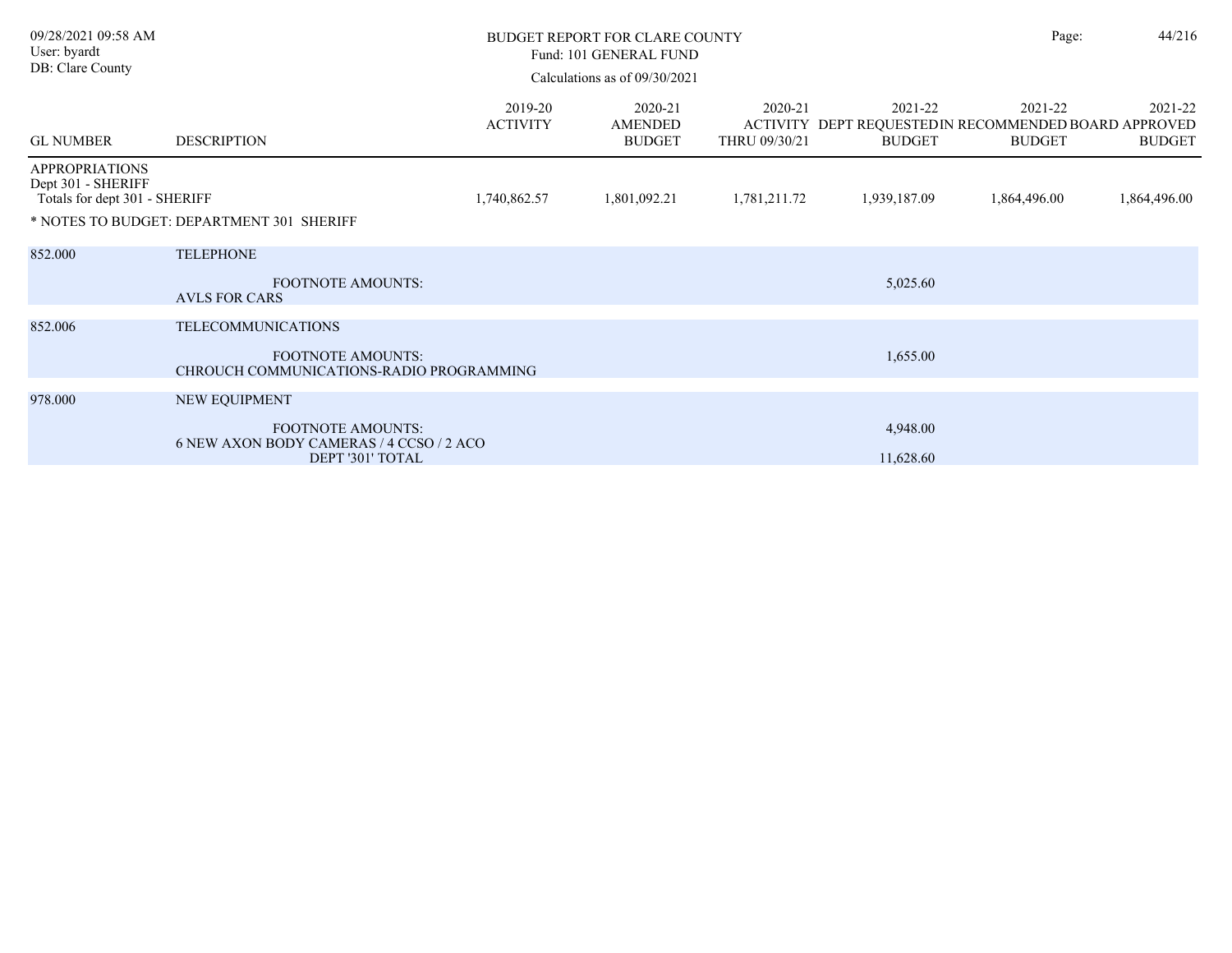BUDGET REPORT FOR CLARE COUNTY
Fund: 101 GENERAL FUND
Calculations as of 09/30/2021

| GL NUMBER | DESCRIPTION | 2019-20 ACTIVITY | 2020-21 AMENDED BUDGET | 2020-21 ACTIVITY THRU 09/30/21 | 2021-22 DEPT REQUESTED BUDGET | 2021-22 IN RECOMMENDED BUDGET | 2021-22 BOARD APPROVED BUDGET |
|---|---|---|---|---|---|---|---|
| APPROPRIATIONS | | | | | | | |
| Dept 301 - SHERIFF | | | | | | | |
| Totals for dept 301 - SHERIFF | | 1,740,862.57 | 1,801,092.21 | 1,781,211.72 | 1,939,187.09 | 1,864,496.00 | 1,864,496.00 |

* NOTES TO BUDGET: DEPARTMENT 301 SHERIFF

| GL NUMBER | DESCRIPTION | 2021-22 DEPT REQUESTED BUDGET |
|---|---|---|
| 852.000 | TELEPHONE | |
| | FOOTNOTE AMOUNTS: AVLS FOR CARS | 5,025.60 |
| 852.006 | TELECOMMUNICATIONS | |
| | FOOTNOTE AMOUNTS: CHROUCH COMMUNICATIONS-RADIO PROGRAMMING | 1,655.00 |
| 978.000 | NEW EQUIPMENT | |
| | FOOTNOTE AMOUNTS: 6 NEW AXON BODY CAMERAS / 4 CCSO / 2 ACO | 4,948.00 |
| | DEPT '301' TOTAL | 11,628.60 |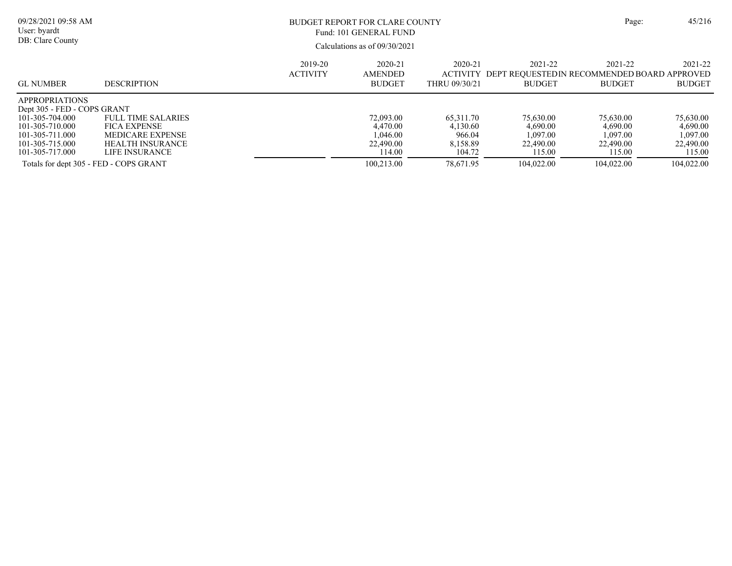BUDGET REPORT FOR CLARE COUNTY
Fund: 101 GENERAL FUND
Calculations as of 09/30/2021

| GL NUMBER | DESCRIPTION | 2019-20 ACTIVITY | 2020-21 AMENDED BUDGET | 2020-21 ACTIVITY THRU 09/30/21 | 2021-22 DEPT REQUESTED BUDGET | 2021-22 IN RECOMMENDED BUDGET | 2021-22 BOARD APPROVED BUDGET |
|---|---|---|---|---|---|---|---|
| APPROPRIATIONS | | | | | | | |
| Dept 305 - FED - COPS GRANT | | | | | | | |
| 101-305-704.000 | FULL TIME SALARIES | | 72,093.00 | 65,311.70 | 75,630.00 | 75,630.00 | 75,630.00 |
| 101-305-710.000 | FICA EXPENSE | | 4,470.00 | 4,130.60 | 4,690.00 | 4,690.00 | 4,690.00 |
| 101-305-711.000 | MEDICARE EXPENSE | | 1,046.00 | 966.04 | 1,097.00 | 1,097.00 | 1,097.00 |
| 101-305-715.000 | HEALTH INSURANCE | | 22,490.00 | 8,158.89 | 22,490.00 | 22,490.00 | 22,490.00 |
| 101-305-717.000 | LIFE INSURANCE | | 114.00 | 104.72 | 115.00 | 115.00 | 115.00 |
| Totals for dept 305 - FED - COPS GRANT | | | 100,213.00 | 78,671.95 | 104,022.00 | 104,022.00 | 104,022.00 |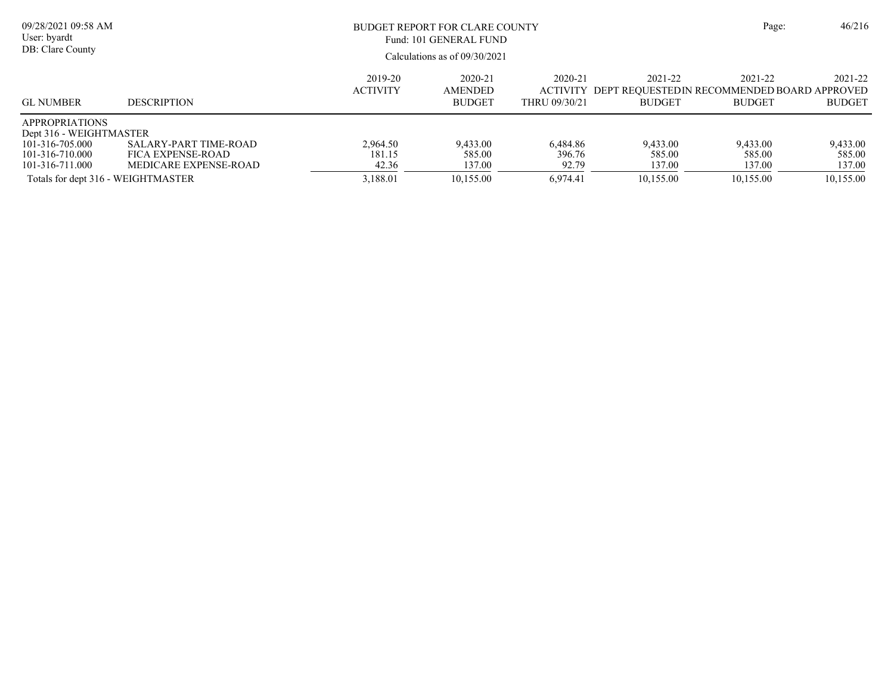# BUDGET REPORT FOR CLARE COUNTY

Fund: 101 GENERAL FUND

Calculations as of 09/30/2021

| GL NUMBER | DESCRIPTION | 2019-20 ACTIVITY | 2020-21 AMENDED BUDGET | 2020-21 ACTIVITY THRU 09/30/21 | 2021-22 DEPT REQUESTED BUDGET | 2021-22 IN RECOMMENDED BUDGET | 2021-22 BOARD APPROVED BUDGET |
|---|---|---|---|---|---|---|---|
| APPROPRIATIONS | | | | | | | |
| Dept 316 - WEIGHTMASTER | | | | | | | |
| 101-316-705.000 | SALARY-PART TIME-ROAD | 2,964.50 | 9,433.00 | 6,484.86 | 9,433.00 | 9,433.00 | 9,433.00 |
| 101-316-710.000 | FICA EXPENSE-ROAD | 181.15 | 585.00 | 396.76 | 585.00 | 585.00 | 585.00 |
| 101-316-711.000 | MEDICARE EXPENSE-ROAD | 42.36 | 137.00 | 92.79 | 137.00 | 137.00 | 137.00 |
| Totals for dept 316 - WEIGHTMASTER | | 3,188.01 | 10,155.00 | 6,974.41 | 10,155.00 | 10,155.00 | 10,155.00 |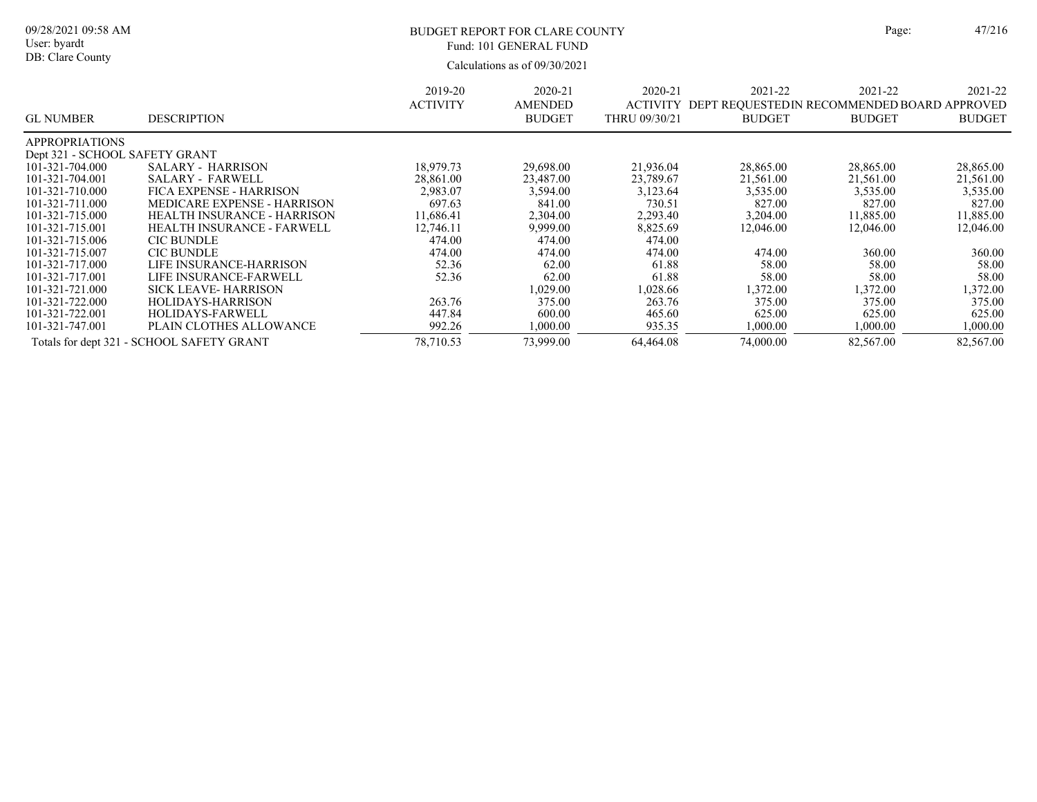# BUDGET REPORT FOR CLARE COUNTY

Fund: 101 GENERAL FUND

Calculations as of 09/30/2021

| GL NUMBER | DESCRIPTION | 2019-20 ACTIVITY | 2020-21 AMENDED BUDGET | 2020-21 ACTIVITY THRU 09/30/21 | 2021-22 DEPT REQUESTED BUDGET | 2021-22 IN RECOMMENDED BUDGET | 2021-22 BOARD APPROVED BUDGET |
|---|---|---|---|---|---|---|---|
| APPROPRIATIONS | | | | | | | |
| Dept 321 - SCHOOL SAFETY GRANT | | | | | | | |
| 101-321-704.000 | SALARY - HARRISON | 18,979.73 | 29,698.00 | 21,936.04 | 28,865.00 | 28,865.00 | 28,865.00 |
| 101-321-704.001 | SALARY - FARWELL | 28,861.00 | 23,487.00 | 23,789.67 | 21,561.00 | 21,561.00 | 21,561.00 |
| 101-321-710.000 | FICA EXPENSE - HARRISON | 2,983.07 | 3,594.00 | 3,123.64 | 3,535.00 | 3,535.00 | 3,535.00 |
| 101-321-711.000 | MEDICARE EXPENSE - HARRISON | 697.63 | 841.00 | 730.51 | 827.00 | 827.00 | 827.00 |
| 101-321-715.000 | HEALTH INSURANCE - HARRISON | 11,686.41 | 2,304.00 | 2,293.40 | 3,204.00 | 11,885.00 | 11,885.00 |
| 101-321-715.001 | HEALTH INSURANCE - FARWELL | 12,746.11 | 9,999.00 | 8,825.69 | 12,046.00 | 12,046.00 | 12,046.00 |
| 101-321-715.006 | CIC BUNDLE | 474.00 | 474.00 | 474.00 | | | |
| 101-321-715.007 | CIC BUNDLE | 474.00 | 474.00 | 474.00 | 474.00 | 360.00 | 360.00 |
| 101-321-717.000 | LIFE INSURANCE-HARRISON | 52.36 | 62.00 | 61.88 | 58.00 | 58.00 | 58.00 |
| 101-321-717.001 | LIFE INSURANCE-FARWELL | 52.36 | 62.00 | 61.88 | 58.00 | 58.00 | 58.00 |
| 101-321-721.000 | SICK LEAVE- HARRISON | | 1,029.00 | 1,028.66 | 1,372.00 | 1,372.00 | 1,372.00 |
| 101-321-722.000 | HOLIDAYS-HARRISON | 263.76 | 375.00 | 263.76 | 375.00 | 375.00 | 375.00 |
| 101-321-722.001 | HOLIDAYS-FARWELL | 447.84 | 600.00 | 465.60 | 625.00 | 625.00 | 625.00 |
| 101-321-747.001 | PLAIN CLOTHES ALLOWANCE | 992.26 | 1,000.00 | 935.35 | 1,000.00 | 1,000.00 | 1,000.00 |
| Totals for dept 321 - SCHOOL SAFETY GRANT | | 78,710.53 | 73,999.00 | 64,464.08 | 74,000.00 | 82,567.00 | 82,567.00 |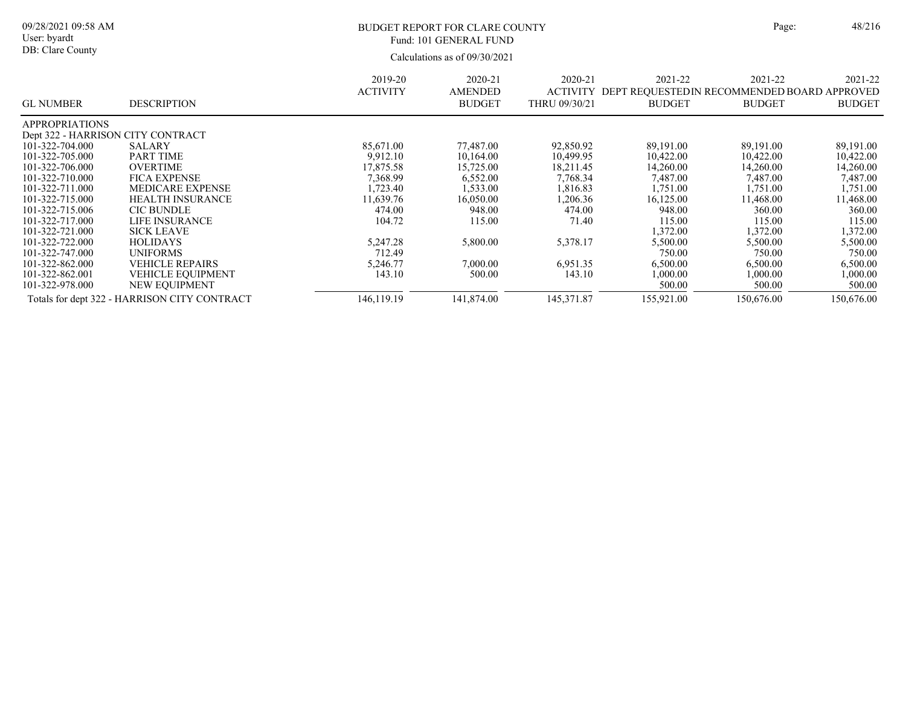# BUDGET REPORT FOR CLARE COUNTY

Fund: 101 GENERAL FUND

Calculations as of 09/30/2021

| GL NUMBER | DESCRIPTION | 2019-20 ACTIVITY | 2020-21 AMENDED BUDGET | 2020-21 ACTIVITY THRU 09/30/21 | 2021-22 DEPT REQUESTED BUDGET | 2021-22 IN RECOMMENDED BUDGET | 2021-22 BOARD APPROVED BUDGET |
|---|---|---|---|---|---|---|---|
| APPROPRIATIONS | | | | | | | |
| Dept 322 - HARRISON CITY CONTRACT | | | | | | | |
| 101-322-704.000 | SALARY | 85,671.00 | 77,487.00 | 92,850.92 | 89,191.00 | 89,191.00 | 89,191.00 |
| 101-322-705.000 | PART TIME | 9,912.10 | 10,164.00 | 10,499.95 | 10,422.00 | 10,422.00 | 10,422.00 |
| 101-322-706.000 | OVERTIME | 17,875.58 | 15,725.00 | 18,211.45 | 14,260.00 | 14,260.00 | 14,260.00 |
| 101-322-710.000 | FICA EXPENSE | 7,368.99 | 6,552.00 | 7,768.34 | 7,487.00 | 7,487.00 | 7,487.00 |
| 101-322-711.000 | MEDICARE EXPENSE | 1,723.40 | 1,533.00 | 1,816.83 | 1,751.00 | 1,751.00 | 1,751.00 |
| 101-322-715.000 | HEALTH INSURANCE | 11,639.76 | 16,050.00 | 1,206.36 | 16,125.00 | 11,468.00 | 11,468.00 |
| 101-322-715.006 | CIC BUNDLE | 474.00 | 948.00 | 474.00 | 948.00 | 360.00 | 360.00 |
| 101-322-717.000 | LIFE INSURANCE | 104.72 | 115.00 | 71.40 | 115.00 | 115.00 | 115.00 |
| 101-322-721.000 | SICK LEAVE | | | | 1,372.00 | 1,372.00 | 1,372.00 |
| 101-322-722.000 | HOLIDAYS | 5,247.28 | 5,800.00 | 5,378.17 | 5,500.00 | 5,500.00 | 5,500.00 |
| 101-322-747.000 | UNIFORMS | 712.49 | | | 750.00 | 750.00 | 750.00 |
| 101-322-862.000 | VEHICLE REPAIRS | 5,246.77 | 7,000.00 | 6,951.35 | 6,500.00 | 6,500.00 | 6,500.00 |
| 101-322-862.001 | VEHICLE EQUIPMENT | 143.10 | 500.00 | 143.10 | 1,000.00 | 1,000.00 | 1,000.00 |
| 101-322-978.000 | NEW EQUIPMENT | | | | 500.00 | 500.00 | 500.00 |
| Totals for dept 322 - HARRISON CITY CONTRACT | | 146,119.19 | 141,874.00 | 145,371.87 | 155,921.00 | 150,676.00 | 150,676.00 |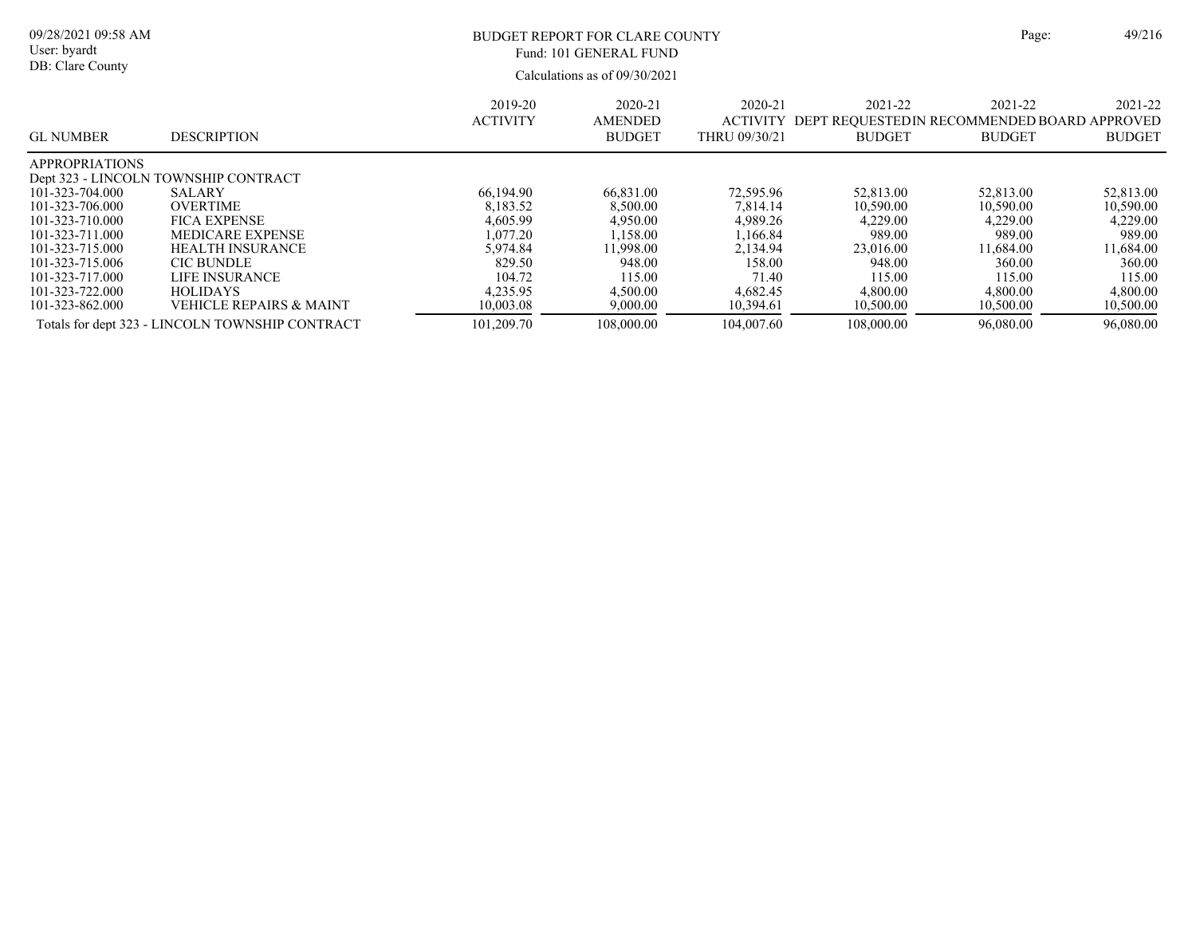# BUDGET REPORT FOR CLARE COUNTY

Fund: 101 GENERAL FUND

Calculations as of 09/30/2021

| GL NUMBER | DESCRIPTION | 2019-20 ACTIVITY | 2020-21 AMENDED BUDGET | 2020-21 ACTIVITY THRU 09/30/21 | 2021-22 DEPT REQUESTED BUDGET | 2021-22 IN RECOMMENDED BUDGET | 2021-22 BOARD APPROVED BUDGET |
|---|---|---|---|---|---|---|---|
| APPROPRIATIONS | | | | | | | |
| Dept 323 - LINCOLN TOWNSHIP CONTRACT | | | | | | | |
| 101-323-704.000 | SALARY | 66,194.90 | 66,831.00 | 72,595.96 | 52,813.00 | 52,813.00 | 52,813.00 |
| 101-323-706.000 | OVERTIME | 8,183.52 | 8,500.00 | 7,814.14 | 10,590.00 | 10,590.00 | 10,590.00 |
| 101-323-710.000 | FICA EXPENSE | 4,605.99 | 4,950.00 | 4,989.26 | 4,229.00 | 4,229.00 | 4,229.00 |
| 101-323-711.000 | MEDICARE EXPENSE | 1,077.20 | 1,158.00 | 1,166.84 | 989.00 | 989.00 | 989.00 |
| 101-323-715.000 | HEALTH INSURANCE | 5,974.84 | 11,998.00 | 2,134.94 | 23,016.00 | 11,684.00 | 11,684.00 |
| 101-323-715.006 | CIC BUNDLE | 829.50 | 948.00 | 158.00 | 948.00 | 360.00 | 360.00 |
| 101-323-717.000 | LIFE INSURANCE | 104.72 | 115.00 | 71.40 | 115.00 | 115.00 | 115.00 |
| 101-323-722.000 | HOLIDAYS | 4,235.95 | 4,500.00 | 4,682.45 | 4,800.00 | 4,800.00 | 4,800.00 |
| 101-323-862.000 | VEHICLE REPAIRS & MAINT | 10,003.08 | 9,000.00 | 10,394.61 | 10,500.00 | 10,500.00 | 10,500.00 |
| Totals for dept 323 - LINCOLN TOWNSHIP CONTRACT | | 101,209.70 | 108,000.00 | 104,007.60 | 108,000.00 | 96,080.00 | 96,080.00 |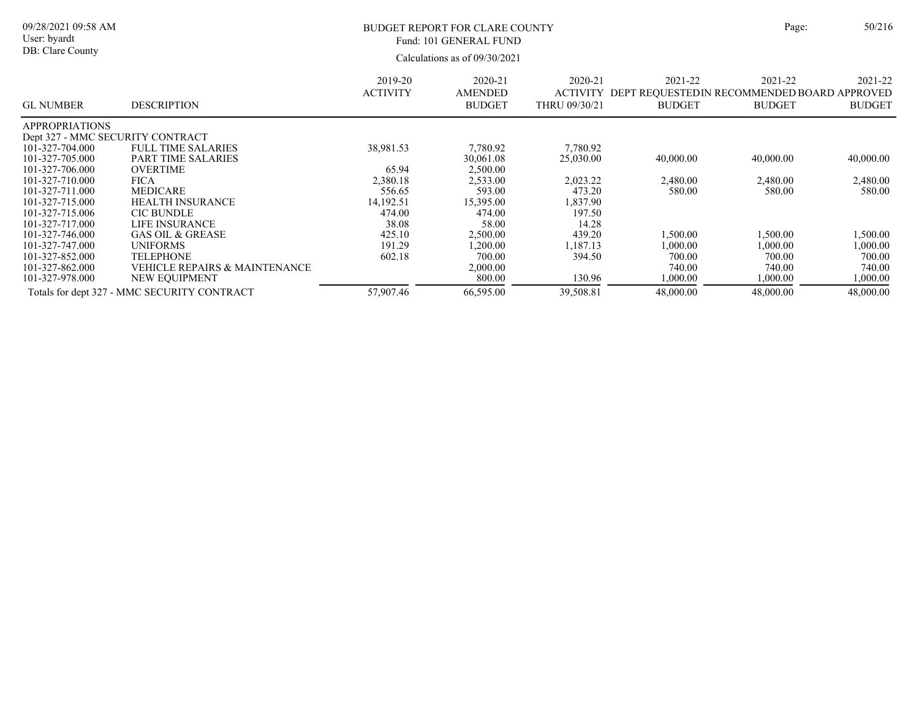BUDGET REPORT FOR CLARE COUNTY
Fund: 101 GENERAL FUND
Calculations as of 09/30/2021

09/28/2021 09:58 AM
User: byardt
DB: Clare County

| GL NUMBER | DESCRIPTION | 2019-20 ACTIVITY | 2020-21 AMENDED BUDGET | 2020-21 ACTIVITY THRU 09/30/21 | 2021-22 DEPT REQUESTED BUDGET | 2021-22 IN RECOMMENDED BUDGET | 2021-22 BOARD APPROVED BUDGET |
|---|---|---|---|---|---|---|---|
| APPROPRIATIONS | | | | | | | |
| Dept 327 - MMC SECURITY CONTRACT | | | | | | | |
| 101-327-704.000 | FULL TIME SALARIES | 38,981.53 | 7,780.92 | 7,780.92 | | | |
| 101-327-705.000 | PART TIME SALARIES | | 30,061.08 | 25,030.00 | 40,000.00 | 40,000.00 | 40,000.00 |
| 101-327-706.000 | OVERTIME | 65.94 | 2,500.00 | | | | |
| 101-327-710.000 | FICA | 2,380.18 | 2,533.00 | 2,023.22 | 2,480.00 | 2,480.00 | 2,480.00 |
| 101-327-711.000 | MEDICARE | 556.65 | 593.00 | 473.20 | 580.00 | 580.00 | 580.00 |
| 101-327-715.000 | HEALTH INSURANCE | 14,192.51 | 15,395.00 | 1,837.90 | | | |
| 101-327-715.006 | CIC BUNDLE | 474.00 | 474.00 | 197.50 | | | |
| 101-327-717.000 | LIFE INSURANCE | 38.08 | 58.00 | 14.28 | | | |
| 101-327-746.000 | GAS OIL & GREASE | 425.10 | 2,500.00 | 439.20 | 1,500.00 | 1,500.00 | 1,500.00 |
| 101-327-747.000 | UNIFORMS | 191.29 | 1,200.00 | 1,187.13 | 1,000.00 | 1,000.00 | 1,000.00 |
| 101-327-852.000 | TELEPHONE | 602.18 | 700.00 | 394.50 | 700.00 | 700.00 | 700.00 |
| 101-327-862.000 | VEHICLE REPAIRS & MAINTENANCE | | 2,000.00 | | 740.00 | 740.00 | 740.00 |
| 101-327-978.000 | NEW EQUIPMENT | | 800.00 | 130.96 | 1,000.00 | 1,000.00 | 1,000.00 |
| Totals for dept 327 - MMC SECURITY CONTRACT | | 57,907.46 | 66,595.00 | 39,508.81 | 48,000.00 | 48,000.00 | 48,000.00 |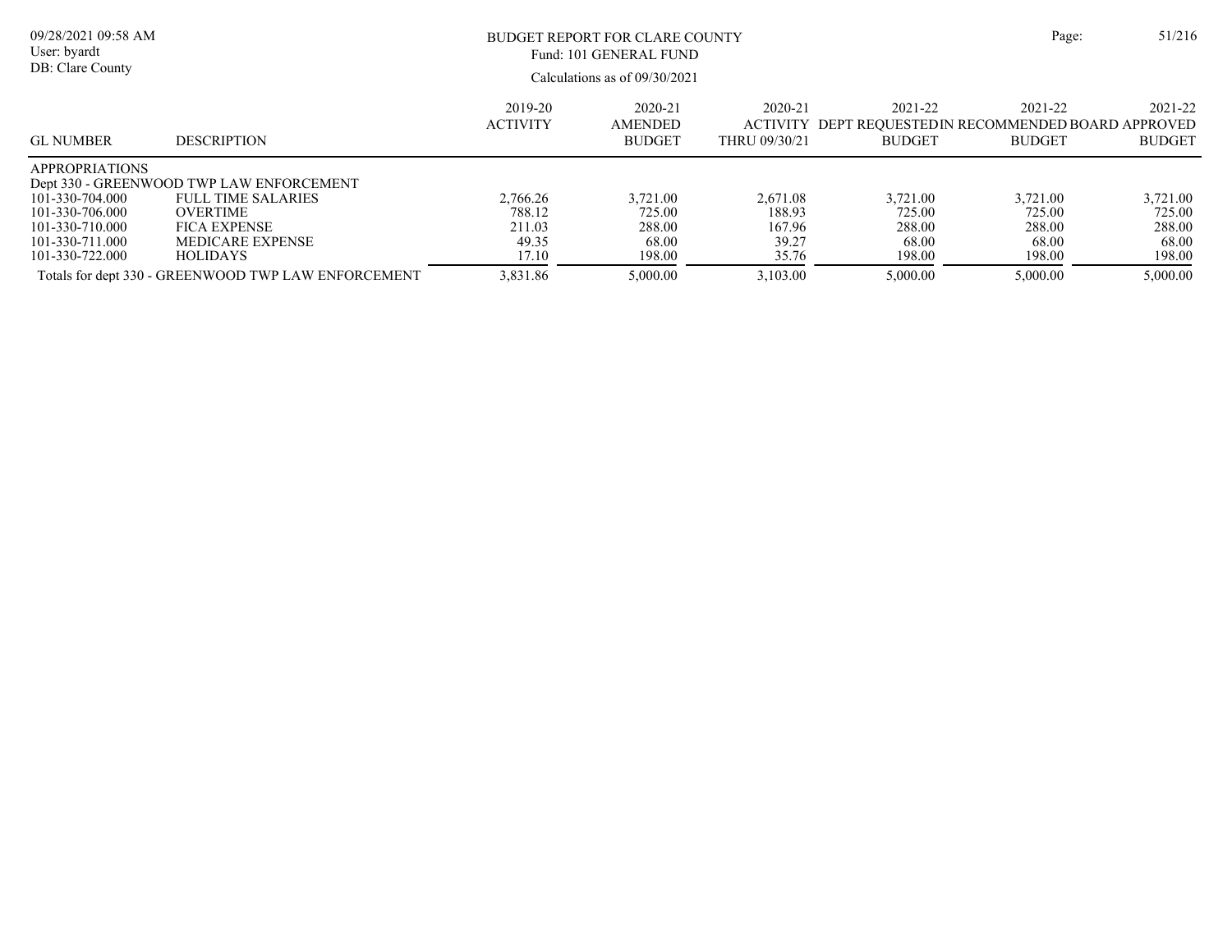# BUDGET REPORT FOR CLARE COUNTY

Fund: 101 GENERAL FUND

Calculations as of 09/30/2021

| GL NUMBER | DESCRIPTION | 2019-20 ACTIVITY | 2020-21 AMENDED BUDGET | 2020-21 ACTIVITY THRU 09/30/21 | 2021-22 DEPT REQUESTED BUDGET | 2021-22 IN RECOMMENDED BUDGET | 2021-22 BOARD APPROVED BUDGET |
|---|---|---|---|---|---|---|---|
| APPROPRIATIONS | | | | | | | |
| Dept 330 - GREENWOOD TWP LAW ENFORCEMENT | | | | | | | |
| 101-330-704.000 | FULL TIME SALARIES | 2,766.26 | 3,721.00 | 2,671.08 | 3,721.00 | 3,721.00 | 3,721.00 |
| 101-330-706.000 | OVERTIME | 788.12 | 725.00 | 188.93 | 725.00 | 725.00 | 725.00 |
| 101-330-710.000 | FICA EXPENSE | 211.03 | 288.00 | 167.96 | 288.00 | 288.00 | 288.00 |
| 101-330-711.000 | MEDICARE EXPENSE | 49.35 | 68.00 | 39.27 | 68.00 | 68.00 | 68.00 |
| 101-330-722.000 | HOLIDAYS | 17.10 | 198.00 | 35.76 | 198.00 | 198.00 | 198.00 |
| Totals for dept 330 - GREENWOOD TWP LAW ENFORCEMENT | | 3,831.86 | 5,000.00 | 3,103.00 | 5,000.00 | 5,000.00 | 5,000.00 |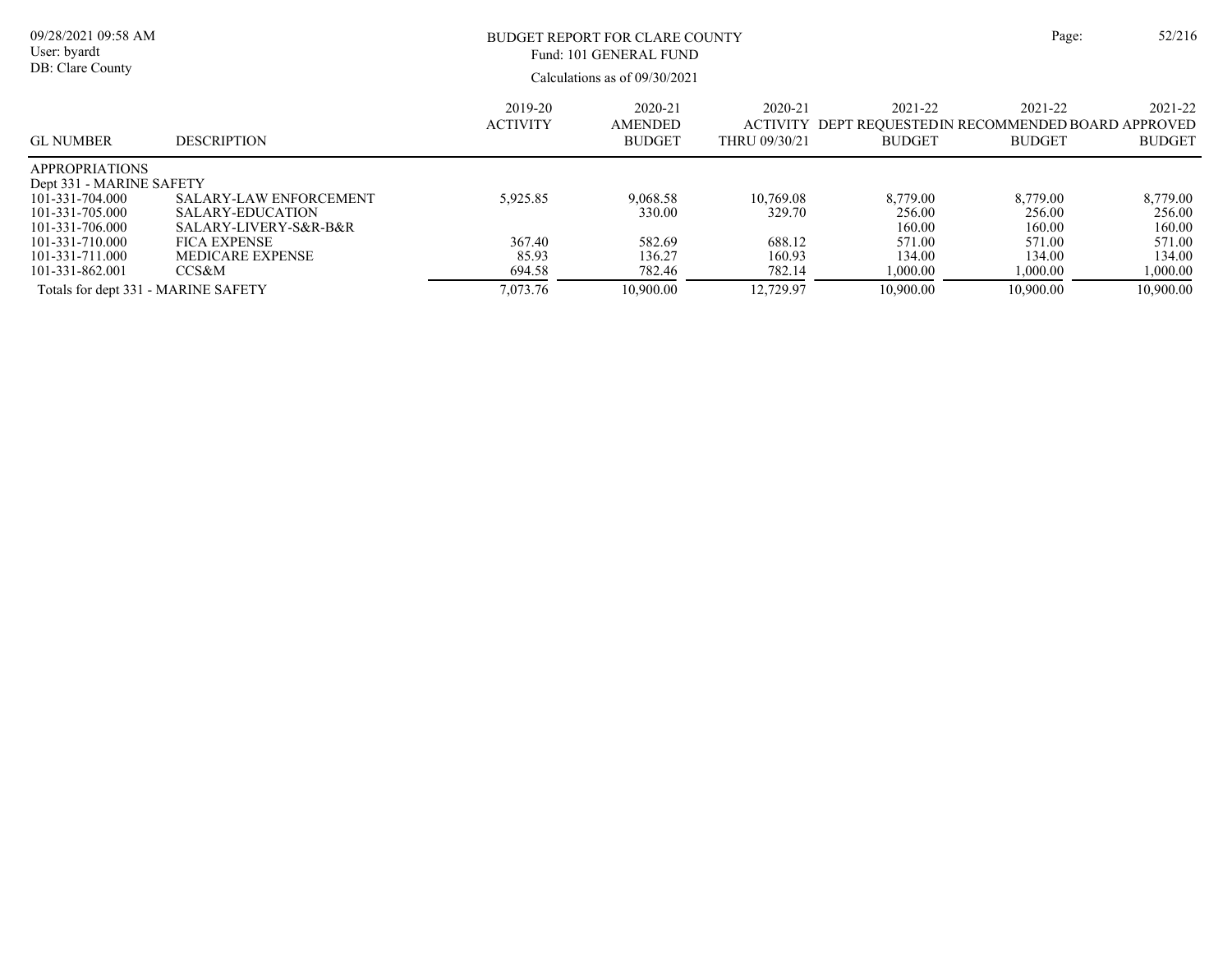# BUDGET REPORT FOR CLARE COUNTY

Fund: 101 GENERAL FUND

Calculations as of 09/30/2021

| GL NUMBER | DESCRIPTION | 2019-20 ACTIVITY | 2020-21 AMENDED BUDGET | 2020-21 ACTIVITY THRU 09/30/21 | 2021-22 DEPT REQUESTED BUDGET | 2021-22 RECOMMENDED BUDGET | 2021-22 BOARD APPROVED BUDGET |
|---|---|---|---|---|---|---|---|
| APPROPRIATIONS | | | | | | | |
| Dept 331 - MARINE SAFETY | | | | | | | |
| 101-331-704.000 | SALARY-LAW ENFORCEMENT | 5,925.85 | 9,068.58 | 10,769.08 | 8,779.00 | 8,779.00 | 8,779.00 |
| 101-331-705.000 | SALARY-EDUCATION | | 330.00 | 329.70 | 256.00 | 256.00 | 256.00 |
| 101-331-706.000 | SALARY-LIVERY-S&R-B&R | | | | 160.00 | 160.00 | 160.00 |
| 101-331-710.000 | FICA EXPENSE | 367.40 | 582.69 | 688.12 | 571.00 | 571.00 | 571.00 |
| 101-331-711.000 | MEDICARE EXPENSE | 85.93 | 136.27 | 160.93 | 134.00 | 134.00 | 134.00 |
| 101-331-862.001 | CCS&M | 694.58 | 782.46 | 782.14 | 1,000.00 | 1,000.00 | 1,000.00 |
| Totals for dept 331 - MARINE SAFETY | | 7,073.76 | 10,900.00 | 12,729.97 | 10,900.00 | 10,900.00 | 10,900.00 |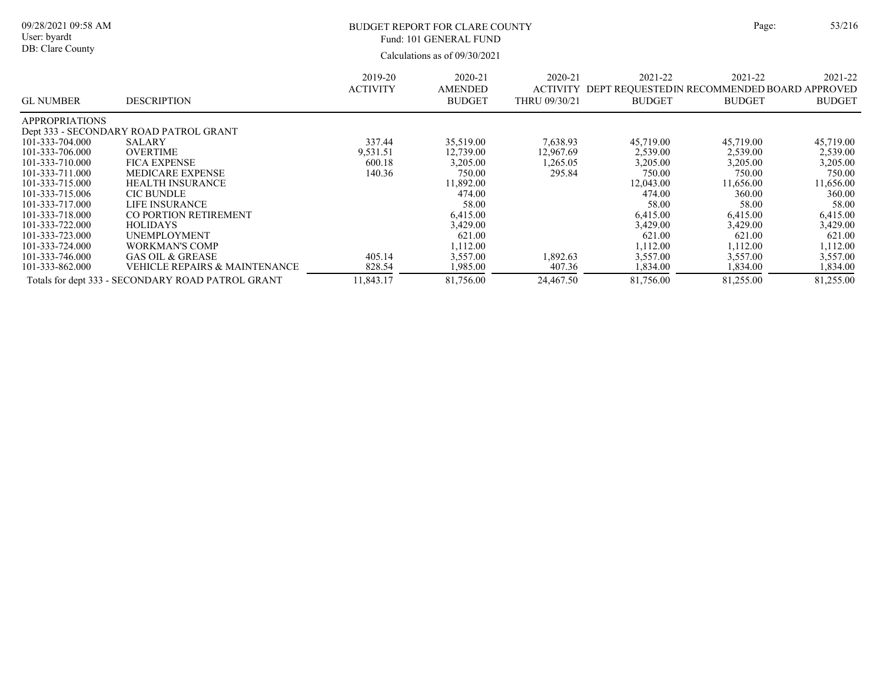# BUDGET REPORT FOR CLARE COUNTY

Fund: 101 GENERAL FUND

Calculations as of 09/30/2021

09/28/2021 09:58 AM
User: byardt
DB: Clare County

| GL NUMBER | DESCRIPTION | 2019-20 ACTIVITY | 2020-21 AMENDED BUDGET | 2020-21 ACTIVITY THRU 09/30/21 | 2021-22 DEPT REQUESTED BUDGET | 2021-22 IN RECOMMENDED BUDGET | 2021-22 BOARD APPROVED BUDGET |
|---|---|---|---|---|---|---|---|
| APPROPRIATIONS | | | | | | | |
| Dept 333 - SECONDARY ROAD PATROL GRANT | | | | | | | |
| 101-333-704.000 | SALARY | 337.44 | 35,519.00 | 7,638.93 | 45,719.00 | 45,719.00 | 45,719.00 |
| 101-333-706.000 | OVERTIME | 9,531.51 | 12,739.00 | 12,967.69 | 2,539.00 | 2,539.00 | 2,539.00 |
| 101-333-710.000 | FICA EXPENSE | 600.18 | 3,205.00 | 1,265.05 | 3,205.00 | 3,205.00 | 3,205.00 |
| 101-333-711.000 | MEDICARE EXPENSE | 140.36 | 750.00 | 295.84 | 750.00 | 750.00 | 750.00 |
| 101-333-715.000 | HEALTH INSURANCE | | 11,892.00 | | 12,043.00 | 11,656.00 | 11,656.00 |
| 101-333-715.006 | CIC BUNDLE | | 474.00 | | 474.00 | 360.00 | 360.00 |
| 101-333-717.000 | LIFE INSURANCE | | 58.00 | | 58.00 | 58.00 | 58.00 |
| 101-333-718.000 | CO PORTION RETIREMENT | | 6,415.00 | | 6,415.00 | 6,415.00 | 6,415.00 |
| 101-333-722.000 | HOLIDAYS | | 3,429.00 | | 3,429.00 | 3,429.00 | 3,429.00 |
| 101-333-723.000 | UNEMPLOYMENT | | 621.00 | | 621.00 | 621.00 | 621.00 |
| 101-333-724.000 | WORKMAN'S COMP | | 1,112.00 | | 1,112.00 | 1,112.00 | 1,112.00 |
| 101-333-746.000 | GAS OIL & GREASE | 405.14 | 3,557.00 | 1,892.63 | 3,557.00 | 3,557.00 | 3,557.00 |
| 101-333-862.000 | VEHICLE REPAIRS & MAINTENANCE | 828.54 | 1,985.00 | 407.36 | 1,834.00 | 1,834.00 | 1,834.00 |
| Totals for dept 333 - SECONDARY ROAD PATROL GRANT | | 11,843.17 | 81,756.00 | 24,467.50 | 81,756.00 | 81,255.00 | 81,255.00 |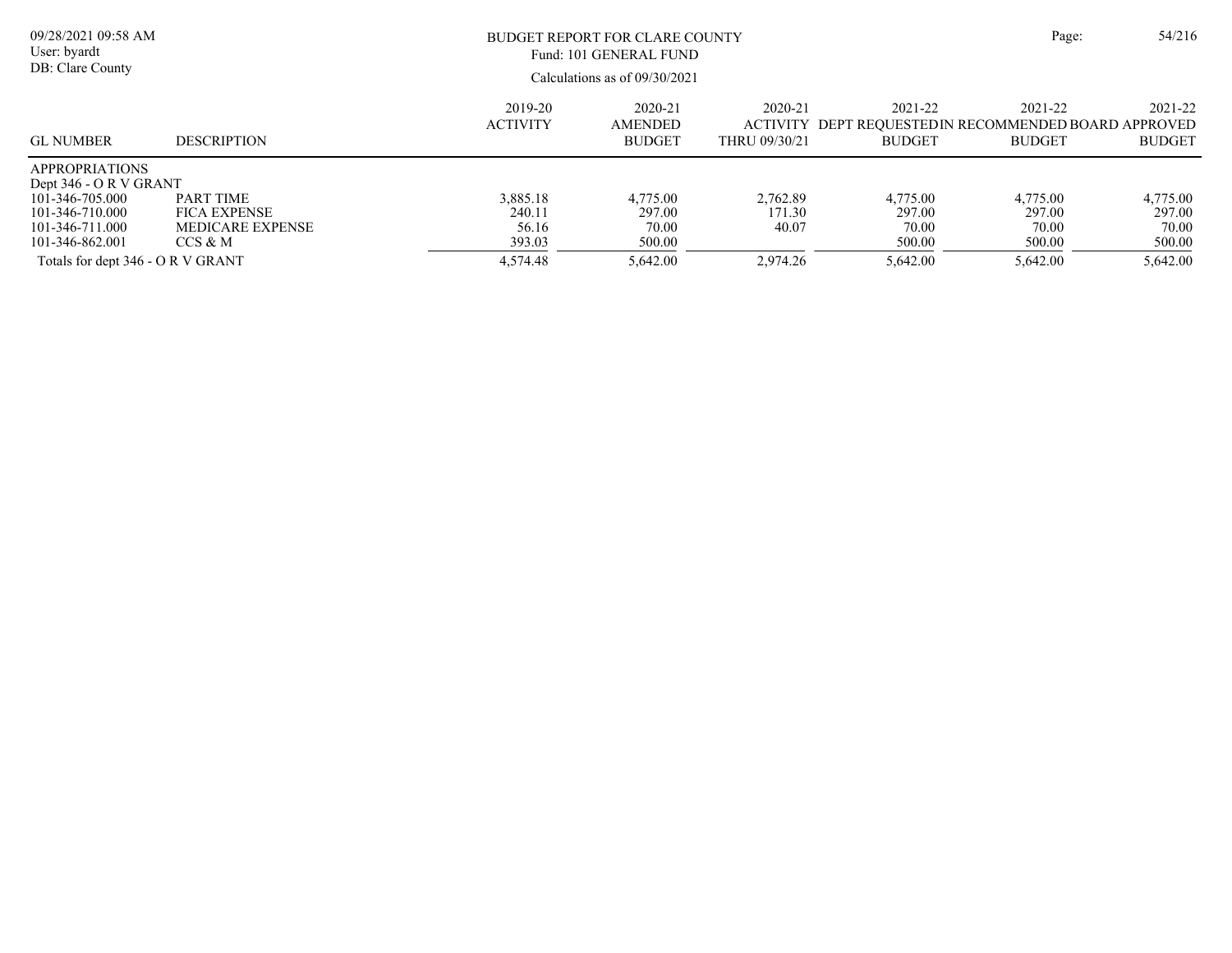BUDGET REPORT FOR CLARE COUNTY
Fund: 101 GENERAL FUND
Calculations as of 09/30/2021

| GL NUMBER | DESCRIPTION | 2019-20 ACTIVITY | 2020-21 AMENDED BUDGET | 2020-21 ACTIVITY THRU 09/30/21 | 2021-22 DEPT REQUESTED BUDGET | 2021-22 IN RECOMMENDED BUDGET | 2021-22 BOARD APPROVED BUDGET |
|---|---|---|---|---|---|---|---|
| APPROPRIATIONS | | | | | | | |
| Dept 346 - O R V GRANT | | | | | | | |
| 101-346-705.000 | PART TIME | 3,885.18 | 4,775.00 | 2,762.89 | 4,775.00 | 4,775.00 | 4,775.00 |
| 101-346-710.000 | FICA EXPENSE | 240.11 | 297.00 | 171.30 | 297.00 | 297.00 | 297.00 |
| 101-346-711.000 | MEDICARE EXPENSE | 56.16 | 70.00 | 40.07 | 70.00 | 70.00 | 70.00 |
| 101-346-862.001 | CCS & M | 393.03 | 500.00 | | 500.00 | 500.00 | 500.00 |
| Totals for dept 346 - O R V GRANT | | 4,574.48 | 5,642.00 | 2,974.26 | 5,642.00 | 5,642.00 | 5,642.00 |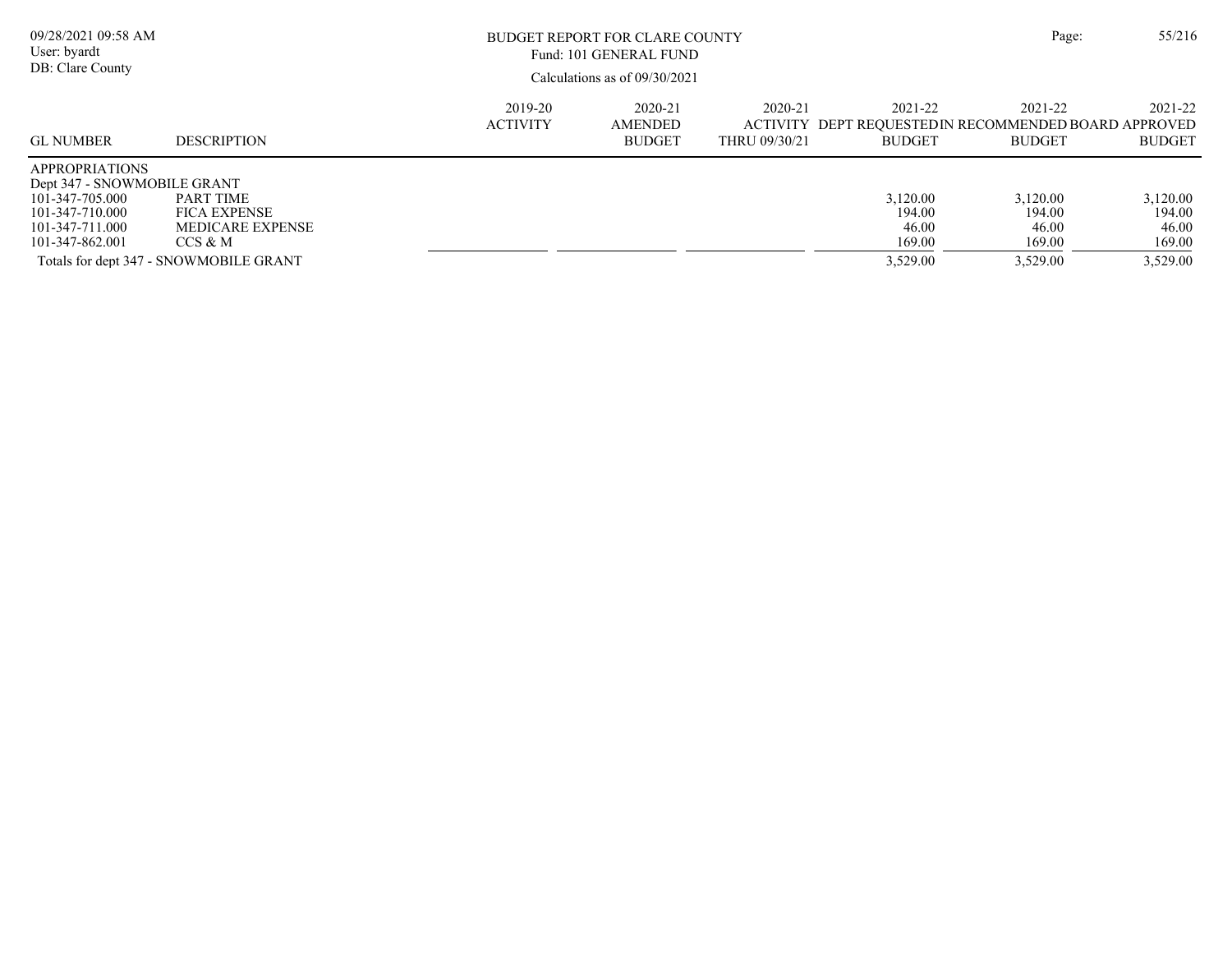# BUDGET REPORT FOR CLARE COUNTY

Fund: 101 GENERAL FUND

Calculations as of 09/30/2021

| GL NUMBER | DESCRIPTION | 2019-20 ACTIVITY | 2020-21 AMENDED BUDGET | 2020-21 ACTIVITY THRU 09/30/21 | 2021-22 DEPT REQUESTED BUDGET | 2021-22 IN RECOMMENDED BUDGET | 2021-22 BOARD APPROVED BUDGET |
|---|---|---|---|---|---|---|---|
| APPROPRIATIONS | | | | | | | |
| Dept 347 - SNOWMOBILE GRANT | | | | | | | |
| 101-347-705.000 | PART TIME | | | | 3,120.00 | 3,120.00 | 3,120.00 |
| 101-347-710.000 | FICA EXPENSE | | | | 194.00 | 194.00 | 194.00 |
| 101-347-711.000 | MEDICARE EXPENSE | | | | 46.00 | 46.00 | 46.00 |
| 101-347-862.001 | CCS & M | | | | 169.00 | 169.00 | 169.00 |
| Totals for dept 347 - SNOWMOBILE GRANT | | | | | 3,529.00 | 3,529.00 | 3,529.00 |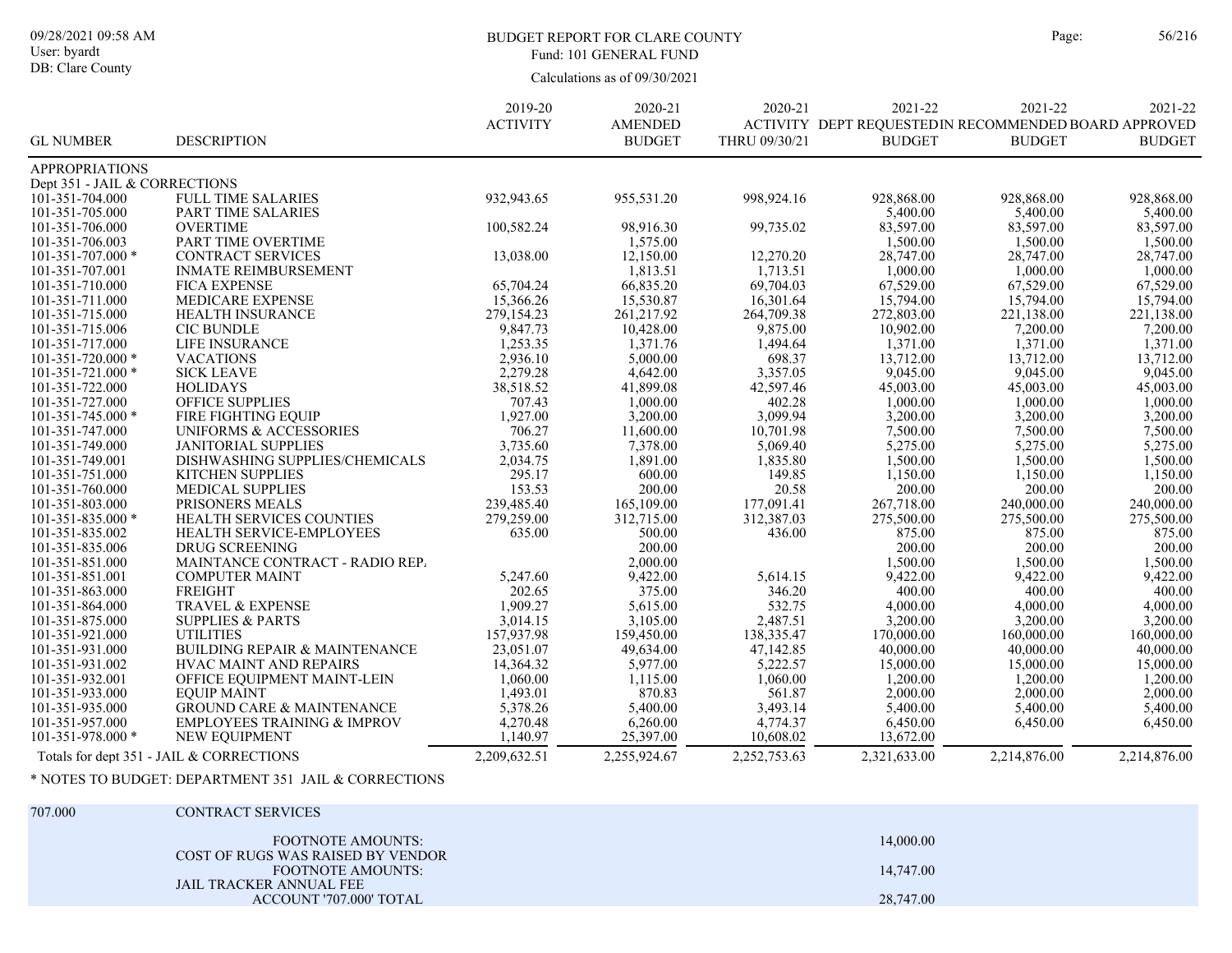# BUDGET REPORT FOR CLARE COUNTY

Fund: 101 GENERAL FUND

Calculations as of 09/30/2021

09/28/2021 09:58 AM
User: byardt
DB: Clare County

| GL NUMBER | DESCRIPTION | 2019-20 ACTIVITY | 2020-21 AMENDED BUDGET | 2020-21 ACTIVITY THRU 09/30/21 | 2021-22 DEPT REQUESTED BUDGET | 2021-22 IN RECOMMENDED BUDGET | 2021-22 BOARD APPROVED BUDGET |
|---|---|---|---|---|---|---|---|
| APPROPRIATIONS | | | | | | | |
| Dept 351 - JAIL & CORRECTIONS | | | | | | | |
| 101-351-704.000 | FULL TIME SALARIES | 932,943.65 | 955,531.20 | 998,924.16 | 928,868.00 | 928,868.00 | 928,868.00 |
| 101-351-705.000 | PART TIME SALARIES | | | | 5,400.00 | 5,400.00 | 5,400.00 |
| 101-351-706.000 | OVERTIME | 100,582.24 | 98,916.30 | 99,735.02 | 83,597.00 | 83,597.00 | 83,597.00 |
| 101-351-706.003 | PART TIME OVERTIME | | 1,575.00 | | 1,500.00 | 1,500.00 | 1,500.00 |
| 101-351-707.000 * | CONTRACT SERVICES | 13,038.00 | 12,150.00 | 12,270.20 | 28,747.00 | 28,747.00 | 28,747.00 |
| 101-351-707.001 | INMATE REIMBURSEMENT | | 1,813.51 | 1,713.51 | 1,000.00 | 1,000.00 | 1,000.00 |
| 101-351-710.000 | FICA EXPENSE | 65,704.24 | 66,835.20 | 69,704.03 | 67,529.00 | 67,529.00 | 67,529.00 |
| 101-351-711.000 | MEDICARE EXPENSE | 15,366.26 | 15,530.87 | 16,301.64 | 15,794.00 | 15,794.00 | 15,794.00 |
| 101-351-715.000 | HEALTH INSURANCE | 279,154.23 | 261,217.92 | 264,709.38 | 272,803.00 | 221,138.00 | 221,138.00 |
| 101-351-715.006 | CIC BUNDLE | 9,847.73 | 10,428.00 | 9,875.00 | 10,902.00 | 7,200.00 | 7,200.00 |
| 101-351-717.000 | LIFE INSURANCE | 1,253.35 | 1,371.76 | 1,494.64 | 1,371.00 | 1,371.00 | 1,371.00 |
| 101-351-720.000 * | VACATIONS | 2,936.10 | 5,000.00 | 698.37 | 13,712.00 | 13,712.00 | 13,712.00 |
| 101-351-721.000 * | SICK LEAVE | 2,279.28 | 4,642.00 | 3,357.05 | 9,045.00 | 9,045.00 | 9,045.00 |
| 101-351-722.000 | HOLIDAYS | 38,518.52 | 41,899.08 | 42,597.46 | 45,003.00 | 45,003.00 | 45,003.00 |
| 101-351-727.000 | OFFICE SUPPLIES | 707.43 | 1,000.00 | 402.28 | 1,000.00 | 1,000.00 | 1,000.00 |
| 101-351-745.000 * | FIRE FIGHTING EQUIP | 1,927.00 | 3,200.00 | 3,099.94 | 3,200.00 | 3,200.00 | 3,200.00 |
| 101-351-747.000 | UNIFORMS & ACCESSORIES | 706.27 | 11,600.00 | 10,701.98 | 7,500.00 | 7,500.00 | 7,500.00 |
| 101-351-749.000 | JANITORIAL SUPPLIES | 3,735.60 | 7,378.00 | 5,069.40 | 5,275.00 | 5,275.00 | 5,275.00 |
| 101-351-749.001 | DISHWASHING SUPPLIES/CHEMICALS | 2,034.75 | 1,891.00 | 1,835.80 | 1,500.00 | 1,500.00 | 1,500.00 |
| 101-351-751.000 | KITCHEN SUPPLIES | 295.17 | 600.00 | 149.85 | 1,150.00 | 1,150.00 | 1,150.00 |
| 101-351-760.000 | MEDICAL SUPPLIES | 153.53 | 200.00 | 20.58 | 200.00 | 200.00 | 200.00 |
| 101-351-803.000 | PRISONERS MEALS | 239,485.40 | 165,109.00 | 177,091.41 | 267,718.00 | 240,000.00 | 240,000.00 |
| 101-351-835.000 * | HEALTH SERVICES COUNTIES | 279,259.00 | 312,715.00 | 312,387.03 | 275,500.00 | 275,500.00 | 275,500.00 |
| 101-351-835.002 | HEALTH SERVICE-EMPLOYEES | 635.00 | 500.00 | 436.00 | 875.00 | 875.00 | 875.00 |
| 101-351-835.006 | DRUG SCREENING | | 200.00 | | 200.00 | 200.00 | 200.00 |
| 101-351-851.000 | MAINTANCE CONTRACT - RADIO REP. | | 2,000.00 | | 1,500.00 | 1,500.00 | 1,500.00 |
| 101-351-851.001 | COMPUTER MAINT | 5,247.60 | 9,422.00 | 5,614.15 | 9,422.00 | 9,422.00 | 9,422.00 |
| 101-351-863.000 | FREIGHT | 202.65 | 375.00 | 346.20 | 400.00 | 400.00 | 400.00 |
| 101-351-864.000 | TRAVEL & EXPENSE | 1,909.27 | 5,615.00 | 532.75 | 4,000.00 | 4,000.00 | 4,000.00 |
| 101-351-875.000 | SUPPLIES & PARTS | 3,014.15 | 3,105.00 | 2,487.51 | 3,200.00 | 3,200.00 | 3,200.00 |
| 101-351-921.000 | UTILITIES | 157,937.98 | 159,450.00 | 138,335.47 | 170,000.00 | 160,000.00 | 160,000.00 |
| 101-351-931.000 | BUILDING REPAIR & MAINTENANCE | 23,051.07 | 49,634.00 | 47,142.85 | 40,000.00 | 40,000.00 | 40,000.00 |
| 101-351-931.002 | HVAC MAINT AND REPAIRS | 14,364.32 | 5,977.00 | 5,222.57 | 15,000.00 | 15,000.00 | 15,000.00 |
| 101-351-932.001 | OFFICE EQUIPMENT MAINT-LEIN | 1,060.00 | 1,115.00 | 1,060.00 | 1,200.00 | 1,200.00 | 1,200.00 |
| 101-351-933.000 | EQUIP MAINT | 1,493.01 | 870.83 | 561.87 | 2,000.00 | 2,000.00 | 2,000.00 |
| 101-351-935.000 | GROUND CARE & MAINTENANCE | 5,378.26 | 5,400.00 | 3,493.14 | 5,400.00 | 5,400.00 | 5,400.00 |
| 101-351-957.000 | EMPLOYEES TRAINING & IMPROV | 4,270.48 | 6,260.00 | 4,774.37 | 6,450.00 | 6,450.00 | 6,450.00 |
| 101-351-978.000 * | NEW EQUIPMENT | 1,140.97 | 25,397.00 | 10,608.02 | 13,672.00 | | |
| Totals for dept 351 - JAIL & CORRECTIONS | | 2,209,632.51 | 2,255,924.67 | 2,252,753.63 | 2,321,633.00 | 2,214,876.00 | 2,214,876.00 |

\* NOTES TO BUDGET: DEPARTMENT 351 JAIL & CORRECTIONS

| 707.000 | CONTRACT SERVICES | |
|---|---|---|
| | FOOTNOTE AMOUNTS: | 14,000.00 |
| | COST OF RUGS WAS RAISED BY VENDOR | |
| | FOOTNOTE AMOUNTS: | 14,747.00 |
| | JAIL TRACKER ANNUAL FEE | |
| | ACCOUNT '707.000' TOTAL | 28,747.00 |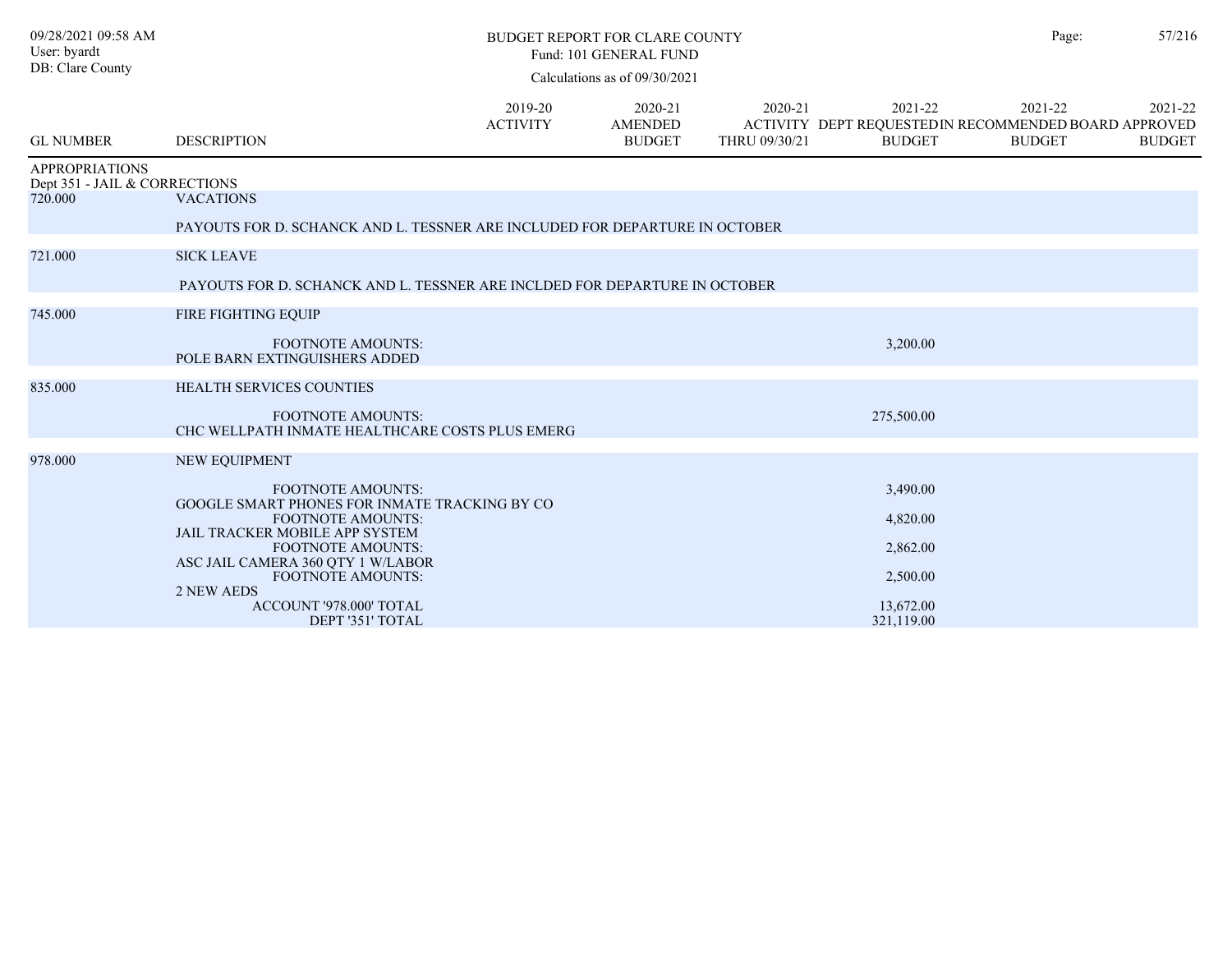# BUDGET REPORT FOR CLARE COUNTY

Fund: 101 GENERAL FUND

Calculations as of 09/30/2021

09/28/2021 09:58 AM
User: byardt
DB: Clare County

| GL NUMBER | DESCRIPTION | 2019-20 ACTIVITY | 2020-21 AMENDED BUDGET | 2020-21 ACTIVITY THRU 09/30/21 | 2021-22 DEPT REQUESTED BUDGET | 2021-22 IN RECOMMENDED BUDGET | 2021-22 BOARD APPROVED BUDGET |
|---|---|---|---|---|---|---|---|
| APPROPRIATIONS | | | | | | | |
| Dept 351 - JAIL & CORRECTIONS | | | | | | | |
| 720.000 | VACATIONS | | | | | | |
| | PAYOUTS FOR D. SCHANCK AND L. TESSNER ARE INCLUDED FOR DEPARTURE IN OCTOBER | | | | | | |
| 721.000 | SICK LEAVE | | | | | | |
| | PAYOUTS FOR D. SCHANCK AND L. TESSNER ARE INCLDED FOR DEPARTURE IN OCTOBER | | | | | | |
| 745.000 | FIRE FIGHTING EQUIP | | | | | | |
| | FOOTNOTE AMOUNTS: POLE BARN EXTINGUISHERS ADDED | | | | 3,200.00 | | |
| 835.000 | HEALTH SERVICES COUNTIES | | | | | | |
| | FOOTNOTE AMOUNTS: CHC WELLPATH INMATE HEALTHCARE COSTS PLUS EMERG | | | | 275,500.00 | | |
| 978.000 | NEW EQUIPMENT | | | | | | |
| | FOOTNOTE AMOUNTS: GOOGLE SMART PHONES FOR INMATE TRACKING BY CO | | | | 3,490.00 | | |
| | FOOTNOTE AMOUNTS: JAIL TRACKER MOBILE APP SYSTEM | | | | 4,820.00 | | |
| | FOOTNOTE AMOUNTS: ASC JAIL CAMERA 360 QTY 1 W/LABOR | | | | 2,862.00 | | |
| | FOOTNOTE AMOUNTS: 2 NEW AEDS | | | | 2,500.00 | | |
| | ACCOUNT '978.000' TOTAL | | | | 13,672.00 | | |
| | DEPT '351' TOTAL | | | | 321,119.00 | | |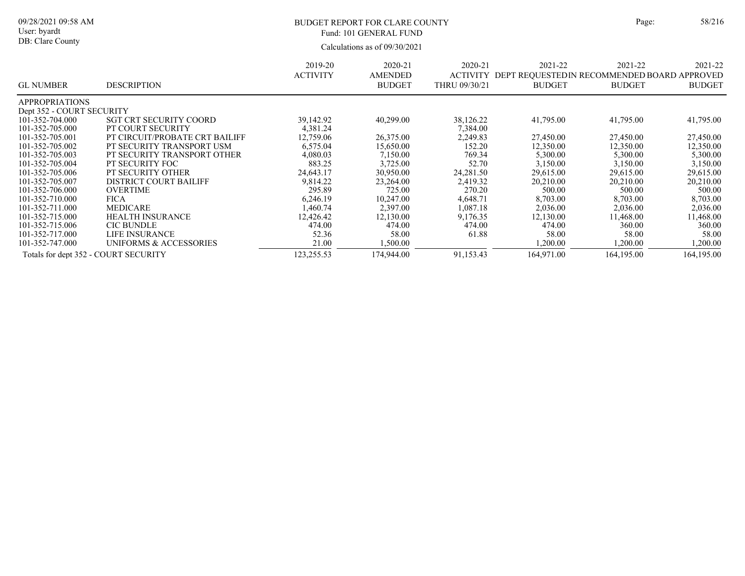# BUDGET REPORT FOR CLARE COUNTY

Fund: 101 GENERAL FUND

Calculations as of 09/30/2021

| GL NUMBER | DESCRIPTION | 2019-20 ACTIVITY | 2020-21 AMENDED BUDGET | 2020-21 ACTIVITY THRU 09/30/21 | 2021-22 DEPT REQUESTED BUDGET | 2021-22 IN RECOMMENDED BUDGET | 2021-22 BOARD APPROVED BUDGET |
|---|---|---|---|---|---|---|---|
| APPROPRIATIONS | | | | | | | |
| Dept 352 - COURT SECURITY | | | | | | | |
| 101-352-704.000 | SGT CRT SECURITY COORD | 39,142.92 | 40,299.00 | 38,126.22 | 41,795.00 | 41,795.00 | 41,795.00 |
| 101-352-705.000 | PT COURT SECURITY | 4,381.24 | | 7,384.00 | | | |
| 101-352-705.001 | PT CIRCUIT/PROBATE CRT BAILIFF | 12,759.06 | 26,375.00 | 2,249.83 | 27,450.00 | 27,450.00 | 27,450.00 |
| 101-352-705.002 | PT SECURITY TRANSPORT USM | 6,575.04 | 15,650.00 | 152.20 | 12,350.00 | 12,350.00 | 12,350.00 |
| 101-352-705.003 | PT SECURITY TRANSPORT OTHER | 4,080.03 | 7,150.00 | 769.34 | 5,300.00 | 5,300.00 | 5,300.00 |
| 101-352-705.004 | PT SECURITY FOC | 883.25 | 3,725.00 | 52.70 | 3,150.00 | 3,150.00 | 3,150.00 |
| 101-352-705.006 | PT SECURITY OTHER | 24,643.17 | 30,950.00 | 24,281.50 | 29,615.00 | 29,615.00 | 29,615.00 |
| 101-352-705.007 | DISTRICT COURT BAILIFF | 9,814.22 | 23,264.00 | 2,419.32 | 20,210.00 | 20,210.00 | 20,210.00 |
| 101-352-706.000 | OVERTIME | 295.89 | 725.00 | 270.20 | 500.00 | 500.00 | 500.00 |
| 101-352-710.000 | FICA | 6,246.19 | 10,247.00 | 4,648.71 | 8,703.00 | 8,703.00 | 8,703.00 |
| 101-352-711.000 | MEDICARE | 1,460.74 | 2,397.00 | 1,087.18 | 2,036.00 | 2,036.00 | 2,036.00 |
| 101-352-715.000 | HEALTH INSURANCE | 12,426.42 | 12,130.00 | 9,176.35 | 12,130.00 | 11,468.00 | 11,468.00 |
| 101-352-715.006 | CIC BUNDLE | 474.00 | 474.00 | 474.00 | 474.00 | 360.00 | 360.00 |
| 101-352-717.000 | LIFE INSURANCE | 52.36 | 58.00 | 61.88 | 58.00 | 58.00 | 58.00 |
| 101-352-747.000 | UNIFORMS & ACCESSORIES | 21.00 | 1,500.00 | | 1,200.00 | 1,200.00 | 1,200.00 |
| Totals for dept 352 - COURT SECURITY | | 123,255.53 | 174,944.00 | 91,153.43 | 164,971.00 | 164,195.00 | 164,195.00 |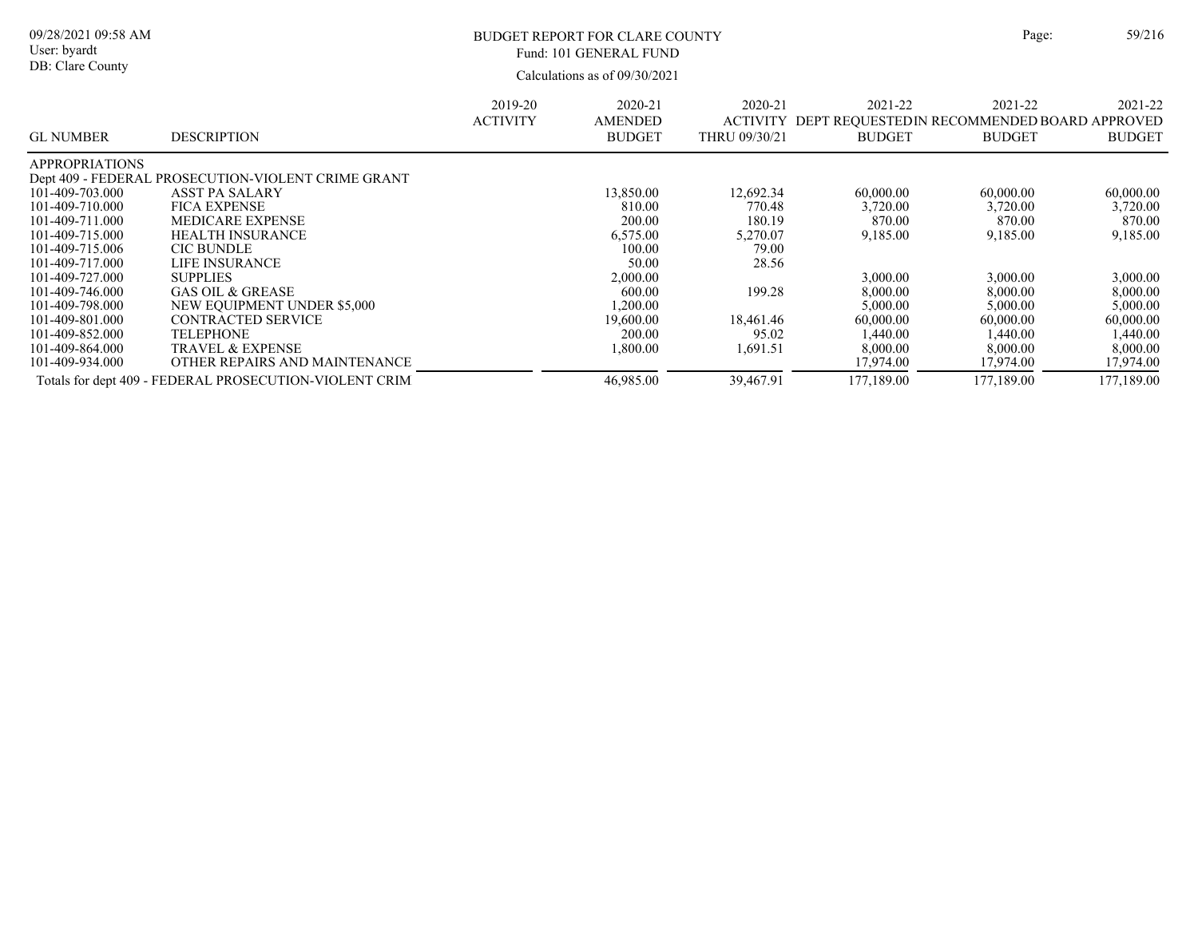BUDGET REPORT FOR CLARE COUNTY
Fund: 101 GENERAL FUND
Calculations as of 09/30/2021

| GL NUMBER | DESCRIPTION | 2019-20 ACTIVITY | 2020-21 AMENDED BUDGET | 2020-21 ACTIVITY THRU 09/30/21 | 2021-22 DEPT REQUESTED BUDGET | 2021-22 IN RECOMMENDED BUDGET | 2021-22 BOARD APPROVED BUDGET |
|---|---|---|---|---|---|---|---|
| APPROPRIATIONS | | | | | | | |
| Dept 409 - FEDERAL PROSECUTION-VIOLENT CRIME GRANT | | | | | | | |
| 101-409-703.000 | ASST PA SALARY | | 13,850.00 | 12,692.34 | 60,000.00 | 60,000.00 | 60,000.00 |
| 101-409-710.000 | FICA EXPENSE | | 810.00 | 770.48 | 3,720.00 | 3,720.00 | 3,720.00 |
| 101-409-711.000 | MEDICARE EXPENSE | | 200.00 | 180.19 | 870.00 | 870.00 | 870.00 |
| 101-409-715.000 | HEALTH INSURANCE | | 6,575.00 | 5,270.07 | 9,185.00 | 9,185.00 | 9,185.00 |
| 101-409-715.006 | CIC BUNDLE | | 100.00 | 79.00 | | | |
| 101-409-717.000 | LIFE INSURANCE | | 50.00 | 28.56 | | | |
| 101-409-727.000 | SUPPLIES | | 2,000.00 | | 3,000.00 | 3,000.00 | 3,000.00 |
| 101-409-746.000 | GAS OIL & GREASE | | 600.00 | 199.28 | 8,000.00 | 8,000.00 | 8,000.00 |
| 101-409-798.000 | NEW EQUIPMENT UNDER $5,000 | | 1,200.00 | | 5,000.00 | 5,000.00 | 5,000.00 |
| 101-409-801.000 | CONTRACTED SERVICE | | 19,600.00 | 18,461.46 | 60,000.00 | 60,000.00 | 60,000.00 |
| 101-409-852.000 | TELEPHONE | | 200.00 | 95.02 | 1,440.00 | 1,440.00 | 1,440.00 |
| 101-409-864.000 | TRAVEL & EXPENSE | | 1,800.00 | 1,691.51 | 8,000.00 | 8,000.00 | 8,000.00 |
| 101-409-934.000 | OTHER REPAIRS AND MAINTENANCE | | | | 17,974.00 | 17,974.00 | 17,974.00 |
| Totals for dept 409 - FEDERAL PROSECUTION-VIOLENT CRIM | | | 46,985.00 | 39,467.91 | 177,189.00 | 177,189.00 | 177,189.00 |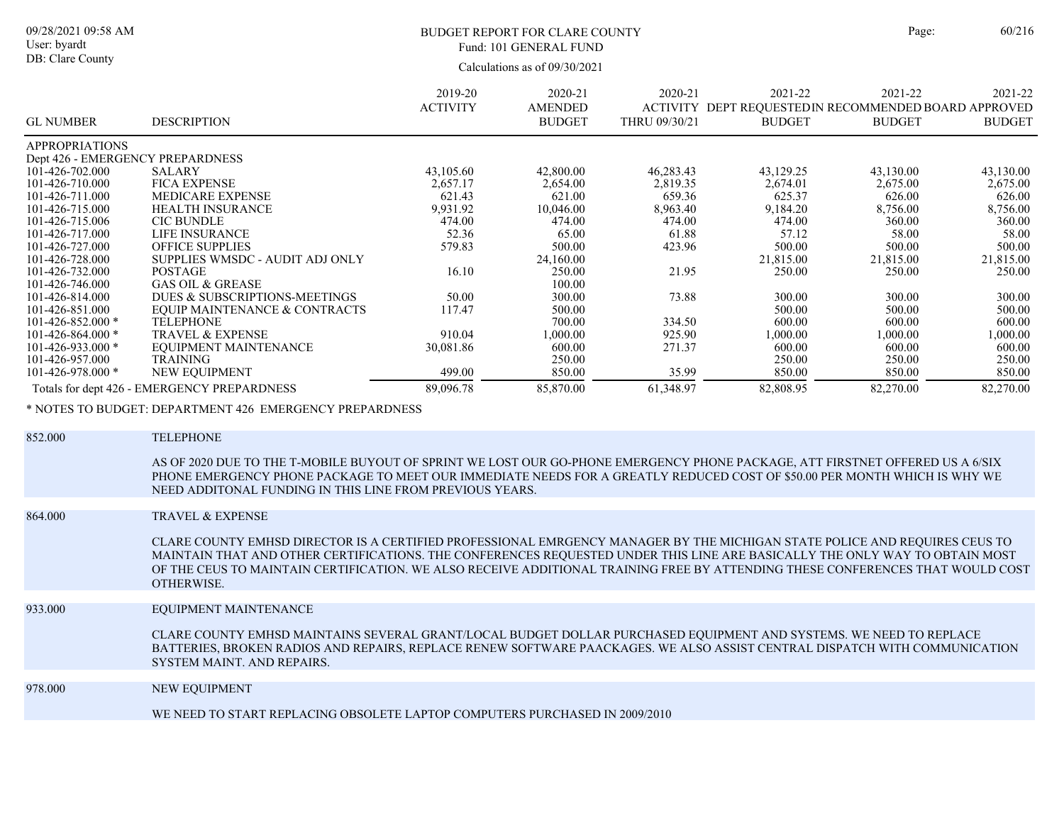# BUDGET REPORT FOR CLARE COUNTY

Fund: 101 GENERAL FUND

Calculations as of 09/30/2021

09/28/2021 09:58 AM
User: byardt
DB: Clare County

| GL NUMBER | DESCRIPTION | 2019-20 ACTIVITY | 2020-21 AMENDED BUDGET | 2020-21 ACTIVITY THRU 09/30/21 | 2021-22 DEPT REQUESTED BUDGET | 2021-22 IN RECOMMENDED BUDGET | 2021-22 BOARD APPROVED BUDGET |
|---|---|---|---|---|---|---|---|
| APPROPRIATIONS | | | | | | | |
| Dept 426 - EMERGENCY PREPARDNESS | | | | | | | |
| 101-426-702.000 | SALARY | 43,105.60 | 42,800.00 | 46,283.43 | 43,129.25 | 43,130.00 | 43,130.00 |
| 101-426-710.000 | FICA EXPENSE | 2,657.17 | 2,654.00 | 2,819.35 | 2,674.01 | 2,675.00 | 2,675.00 |
| 101-426-711.000 | MEDICARE EXPENSE | 621.43 | 621.00 | 659.36 | 625.37 | 626.00 | 626.00 |
| 101-426-715.000 | HEALTH INSURANCE | 9,931.92 | 10,046.00 | 8,963.40 | 9,184.20 | 8,756.00 | 8,756.00 |
| 101-426-715.006 | CIC BUNDLE | 474.00 | 474.00 | 474.00 | 474.00 | 360.00 | 360.00 |
| 101-426-717.000 | LIFE INSURANCE | 52.36 | 65.00 | 61.88 | 57.12 | 58.00 | 58.00 |
| 101-426-727.000 | OFFICE SUPPLIES | 579.83 | 500.00 | 423.96 | 500.00 | 500.00 | 500.00 |
| 101-426-728.000 | SUPPLIES WMSDC - AUDIT ADJ ONLY | | 24,160.00 | | 21,815.00 | 21,815.00 | 21,815.00 |
| 101-426-732.000 | POSTAGE | 16.10 | 250.00 | 21.95 | 250.00 | 250.00 | 250.00 |
| 101-426-746.000 | GAS OIL & GREASE | | 100.00 | | | | |
| 101-426-814.000 | DUES & SUBSCRIPTIONS-MEETINGS | 50.00 | 300.00 | 73.88 | 300.00 | 300.00 | 300.00 |
| 101-426-851.000 | EQUIP MAINTENANCE & CONTRACTS | 117.47 | 500.00 | | 500.00 | 500.00 | 500.00 |
| 101-426-852.000 * | TELEPHONE | | 700.00 | 334.50 | 600.00 | 600.00 | 600.00 |
| 101-426-864.000 * | TRAVEL & EXPENSE | 910.04 | 1,000.00 | 925.90 | 1,000.00 | 1,000.00 | 1,000.00 |
| 101-426-933.000 * | EQUIPMENT MAINTENANCE | 30,081.86 | 600.00 | 271.37 | 600.00 | 600.00 | 600.00 |
| 101-426-957.000 | TRAINING | | 250.00 | | 250.00 | 250.00 | 250.00 |
| 101-426-978.000 * | NEW EQUIPMENT | 499.00 | 850.00 | 35.99 | 850.00 | 850.00 | 850.00 |
| Totals for dept 426 - EMERGENCY PREPARDNESS | | 89,096.78 | 85,870.00 | 61,348.97 | 82,808.95 | 82,270.00 | 82,270.00 |

\* NOTES TO BUDGET: DEPARTMENT 426 EMERGENCY PREPARDNESS

**852.000 TELEPHONE**

AS OF 2020 DUE TO THE T-MOBILE BUYOUT OF SPRINT WE LOST OUR GO-PHONE EMERGENCY PHONE PACKAGE, ATT FIRSTNET OFFERED US A 6/SIX PHONE EMERGENCY PHONE PACKAGE TO MEET OUR IMMEDIATE NEEDS FOR A GREATLY REDUCED COST OF $50.00 PER MONTH WHICH IS WHY WE NEED ADDITONAL FUNDING IN THIS LINE FROM PREVIOUS YEARS.

**864.000 TRAVEL & EXPENSE**

CLARE COUNTY EMHSD DIRECTOR IS A CERTIFIED PROFESSIONAL EMRGENCY MANAGER BY THE MICHIGAN STATE POLICE AND REQUIRES CEUS TO MAINTAIN THAT AND OTHER CERTIFICATIONS. THE CONFERENCES REQUESTED UNDER THIS LINE ARE BASICALLY THE ONLY WAY TO OBTAIN MOST OF THE CEUS TO MAINTAIN CERTIFICATION. WE ALSO RECEIVE ADDITIONAL TRAINING FREE BY ATTENDING THESE CONFERENCES THAT WOULD COST OTHERWISE.

**933.000 EQUIPMENT MAINTENANCE**

CLARE COUNTY EMHSD MAINTAINS SEVERAL GRANT/LOCAL BUDGET DOLLAR PURCHASED EQUIPMENT AND SYSTEMS. WE NEED TO REPLACE BATTERIES, BROKEN RADIOS AND REPAIRS, REPLACE RENEW SOFTWARE PAACKAGES. WE ALSO ASSIST CENTRAL DISPATCH WITH COMMUNICATION SYSTEM MAINT. AND REPAIRS.

**978.000 NEW EQUIPMENT**

WE NEED TO START REPLACING OBSOLETE LAPTOP COMPUTERS PURCHASED IN 2009/2010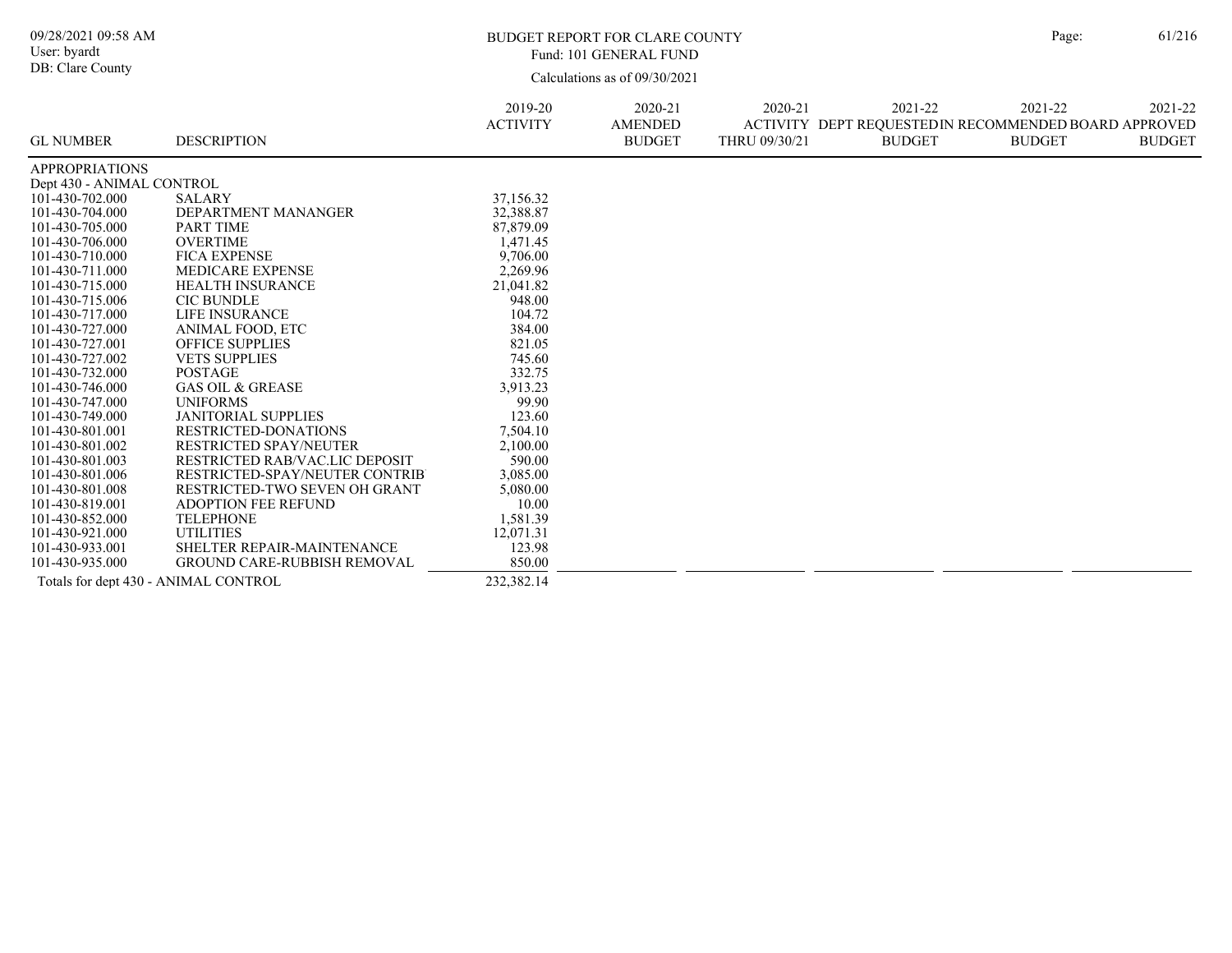BUDGET REPORT FOR CLARE COUNTY
Fund: 101 GENERAL FUND
Calculations as of 09/30/2021

| GL NUMBER | DESCRIPTION | 2019-20 ACTIVITY | 2020-21 AMENDED BUDGET | 2020-21 ACTIVITY THRU 09/30/21 | 2021-22 DEPT REQUESTED BUDGET | 2021-22 RECOMMENDED BUDGET | 2021-22 BOARD APPROVED BUDGET |
|---|---|---|---|---|---|---|---|
| APPROPRIATIONS | | | | | | | |
| Dept 430 - ANIMAL CONTROL | | | | | | | |
| 101-430-702.000 | SALARY | 37,156.32 | | | | | |
| 101-430-704.000 | DEPARTMENT MANANGER | 32,388.87 | | | | | |
| 101-430-705.000 | PART TIME | 87,879.09 | | | | | |
| 101-430-706.000 | OVERTIME | 1,471.45 | | | | | |
| 101-430-710.000 | FICA EXPENSE | 9,706.00 | | | | | |
| 101-430-711.000 | MEDICARE EXPENSE | 2,269.96 | | | | | |
| 101-430-715.000 | HEALTH INSURANCE | 21,041.82 | | | | | |
| 101-430-715.006 | CIC BUNDLE | 948.00 | | | | | |
| 101-430-717.000 | LIFE INSURANCE | 104.72 | | | | | |
| 101-430-727.000 | ANIMAL FOOD, ETC | 384.00 | | | | | |
| 101-430-727.001 | OFFICE SUPPLIES | 821.05 | | | | | |
| 101-430-727.002 | VETS SUPPLIES | 745.60 | | | | | |
| 101-430-732.000 | POSTAGE | 332.75 | | | | | |
| 101-430-746.000 | GAS OIL & GREASE | 3,913.23 | | | | | |
| 101-430-747.000 | UNIFORMS | 99.90 | | | | | |
| 101-430-749.000 | JANITORIAL SUPPLIES | 123.60 | | | | | |
| 101-430-801.001 | RESTRICTED-DONATIONS | 7,504.10 | | | | | |
| 101-430-801.002 | RESTRICTED SPAY/NEUTER | 2,100.00 | | | | | |
| 101-430-801.003 | RESTRICTED RAB/VAC.LIC DEPOSIT | 590.00 | | | | | |
| 101-430-801.006 | RESTRICTED-SPAY/NEUTER CONTRIB | 3,085.00 | | | | | |
| 101-430-801.008 | RESTRICTED-TWO SEVEN OH GRANT | 5,080.00 | | | | | |
| 101-430-819.001 | ADOPTION FEE REFUND | 10.00 | | | | | |
| 101-430-852.000 | TELEPHONE | 1,581.39 | | | | | |
| 101-430-921.000 | UTILITIES | 12,071.31 | | | | | |
| 101-430-933.001 | SHELTER REPAIR-MAINTENANCE | 123.98 | | | | | |
| 101-430-935.000 | GROUND CARE-RUBBISH REMOVAL | 850.00 | | | | | |
| Totals for dept 430 - ANIMAL CONTROL | | 232,382.14 | | | | | |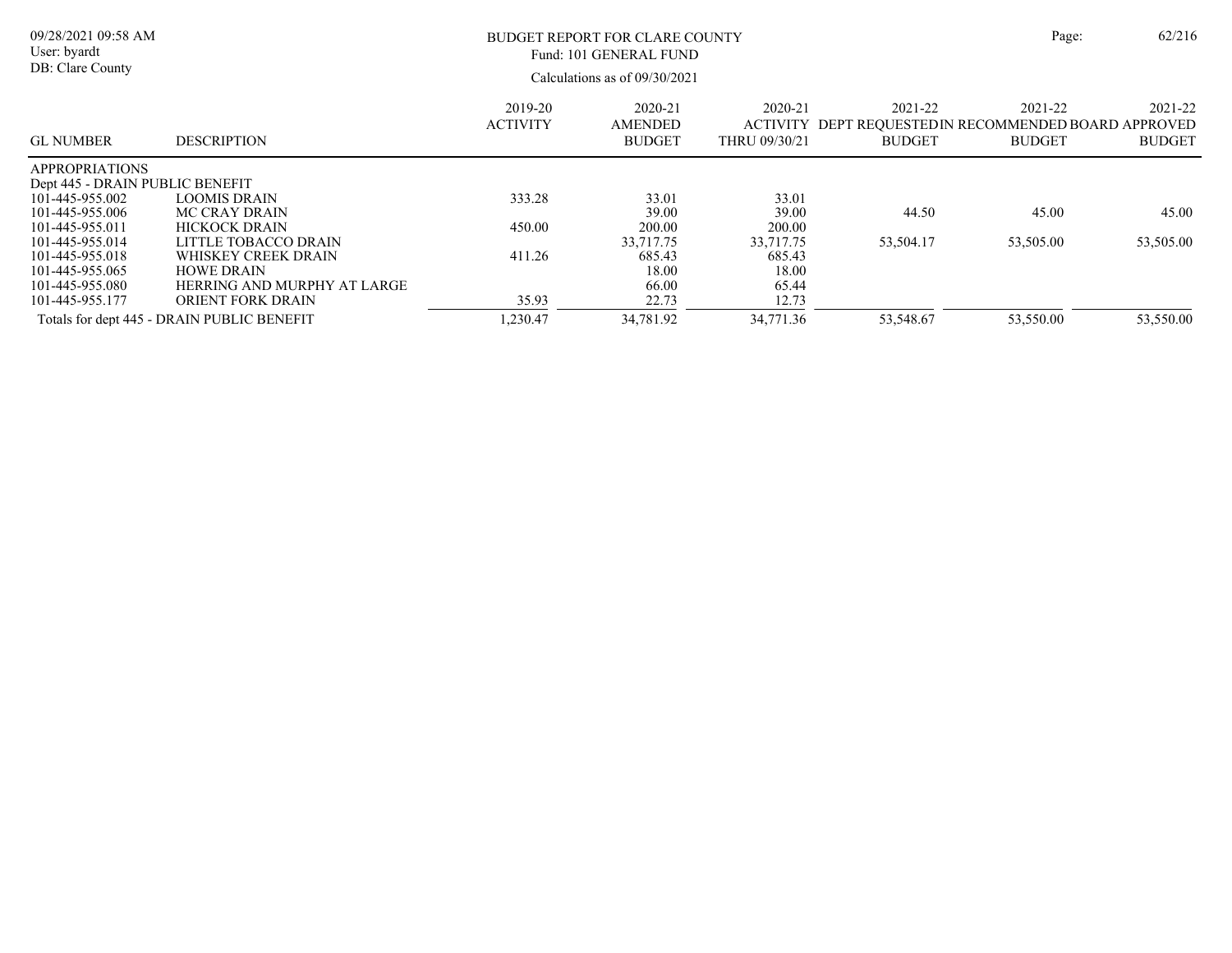# BUDGET REPORT FOR CLARE COUNTY

Fund: 101 GENERAL FUND

Calculations as of 09/30/2021

| GL NUMBER | DESCRIPTION | 2019-20 ACTIVITY | 2020-21 AMENDED BUDGET | 2020-21 ACTIVITY THRU 09/30/21 | 2021-22 DEPT REQUESTED BUDGET | 2021-22 RECOMMENDED BUDGET | 2021-22 BOARD APPROVED BUDGET |
|---|---|---|---|---|---|---|---|
| APPROPRIATIONS | | | | | | | |
| Dept 445 - DRAIN PUBLIC BENEFIT | | | | | | | |
| 101-445-955.002 | LOOMIS DRAIN | 333.28 | 33.01 | 33.01 | | | |
| 101-445-955.006 | MC CRAY DRAIN | | 39.00 | 39.00 | 44.50 | 45.00 | 45.00 |
| 101-445-955.011 | HICKOCK DRAIN | 450.00 | 200.00 | 200.00 | | | |
| 101-445-955.014 | LITTLE TOBACCO DRAIN | | 33,717.75 | 33,717.75 | 53,504.17 | 53,505.00 | 53,505.00 |
| 101-445-955.018 | WHISKEY CREEK DRAIN | 411.26 | 685.43 | 685.43 | | | |
| 101-445-955.065 | HOWE DRAIN | | 18.00 | 18.00 | | | |
| 101-445-955.080 | HERRING AND MURPHY AT LARGE | | 66.00 | 65.44 | | | |
| 101-445-955.177 | ORIENT FORK DRAIN | 35.93 | 22.73 | 12.73 | | | |
| Totals for dept 445 - DRAIN PUBLIC BENEFIT | | 1,230.47 | 34,781.92 | 34,771.36 | 53,548.67 | 53,550.00 | 53,550.00 |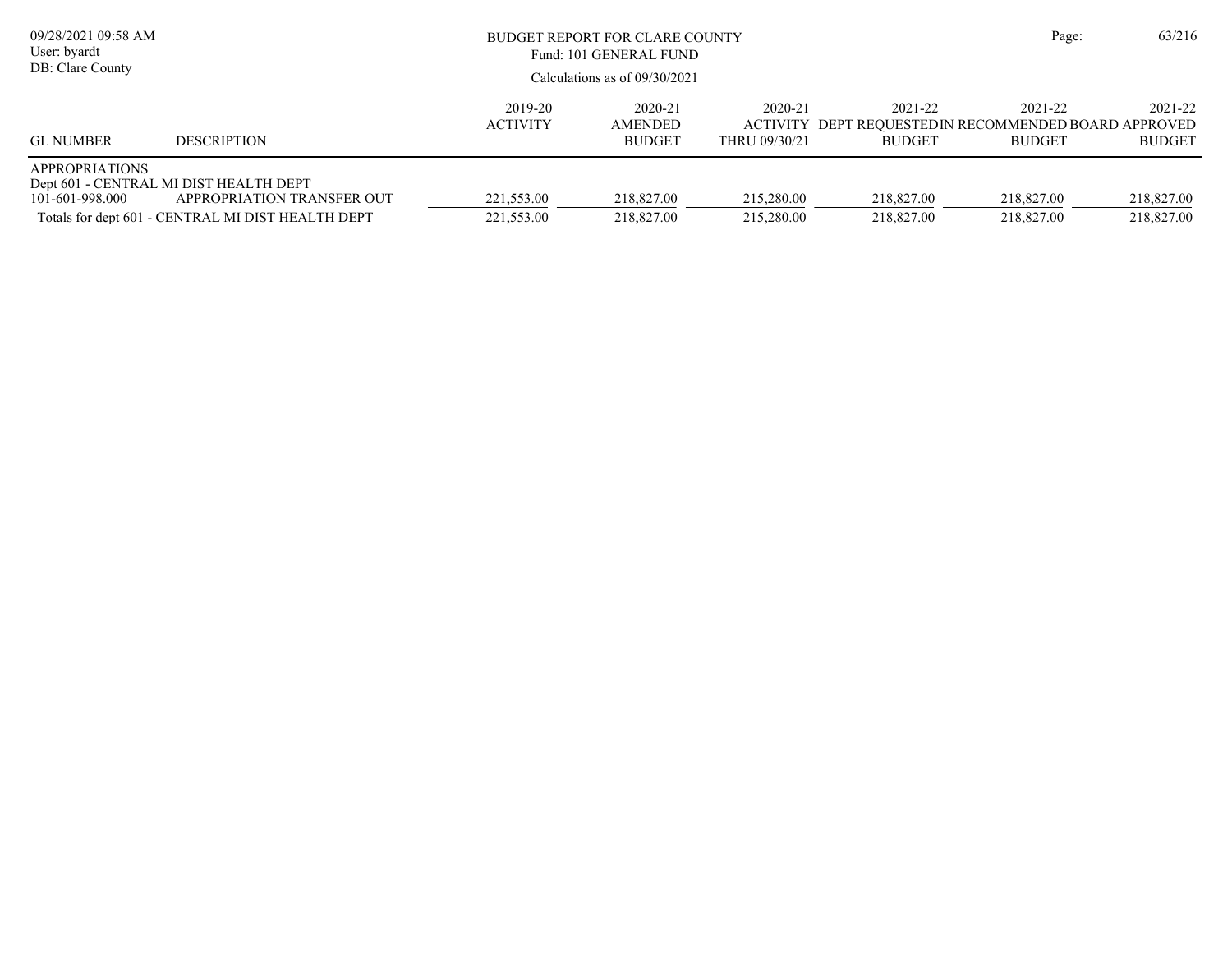BUDGET REPORT FOR CLARE COUNTY
Fund: 101 GENERAL FUND
Calculations as of 09/30/2021

| GL NUMBER | DESCRIPTION | 2019-20 ACTIVITY | 2020-21 AMENDED BUDGET | 2020-21 ACTIVITY THRU 09/30/21 | 2021-22 DEPT REQUESTED BUDGET | 2021-22 IN RECOMMENDED BUDGET | 2021-22 BOARD APPROVED BUDGET |
|---|---|---|---|---|---|---|---|
| APPROPRIATIONS | | | | | | | |
| Dept 601 - CENTRAL MI DIST HEALTH DEPT | | | | | | | |
| 101-601-998.000 | APPROPRIATION TRANSFER OUT | 221,553.00 | 218,827.00 | 215,280.00 | 218,827.00 | 218,827.00 | 218,827.00 |
| Totals for dept 601 - CENTRAL MI DIST HEALTH DEPT | | 221,553.00 | 218,827.00 | 215,280.00 | 218,827.00 | 218,827.00 | 218,827.00 |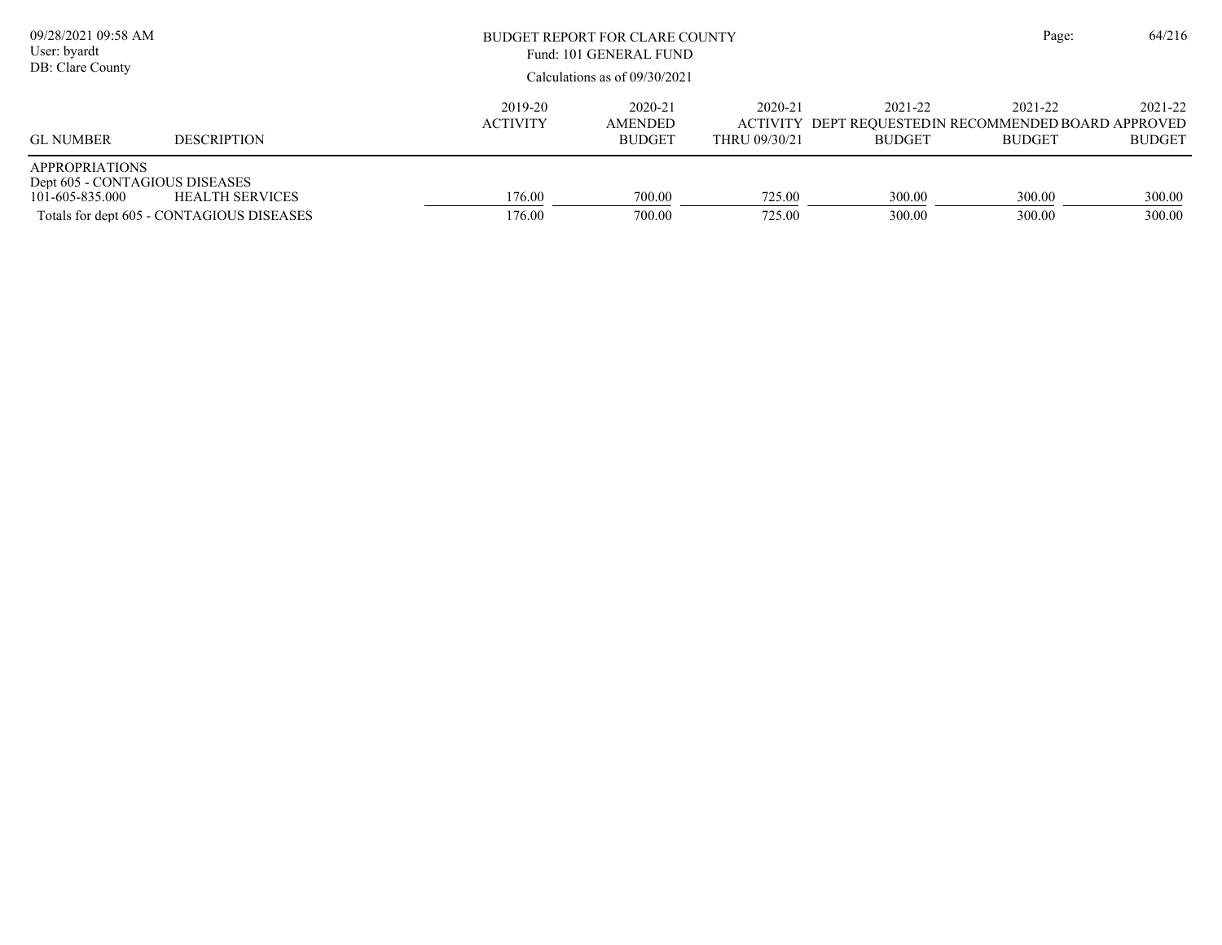BUDGET REPORT FOR CLARE COUNTY
Fund: 101 GENERAL FUND
Calculations as of 09/30/2021

| GL NUMBER | DESCRIPTION | 2019-20 ACTIVITY | 2020-21 AMENDED BUDGET | 2020-21 ACTIVITY THRU 09/30/21 | 2021-22 DEPT REQUESTED BUDGET | 2021-22 IN RECOMMENDED BUDGET | 2021-22 BOARD APPROVED BUDGET |
|---|---|---|---|---|---|---|---|
| APPROPRIATIONS | | | | | | | |
| Dept 605 - CONTAGIOUS DISEASES | | | | | | | |
| 101-605-835.000 | HEALTH SERVICES | 176.00 | 700.00 | 725.00 | 300.00 | 300.00 | 300.00 |
| Totals for dept 605 - CONTAGIOUS DISEASES | | 176.00 | 700.00 | 725.00 | 300.00 | 300.00 | 300.00 |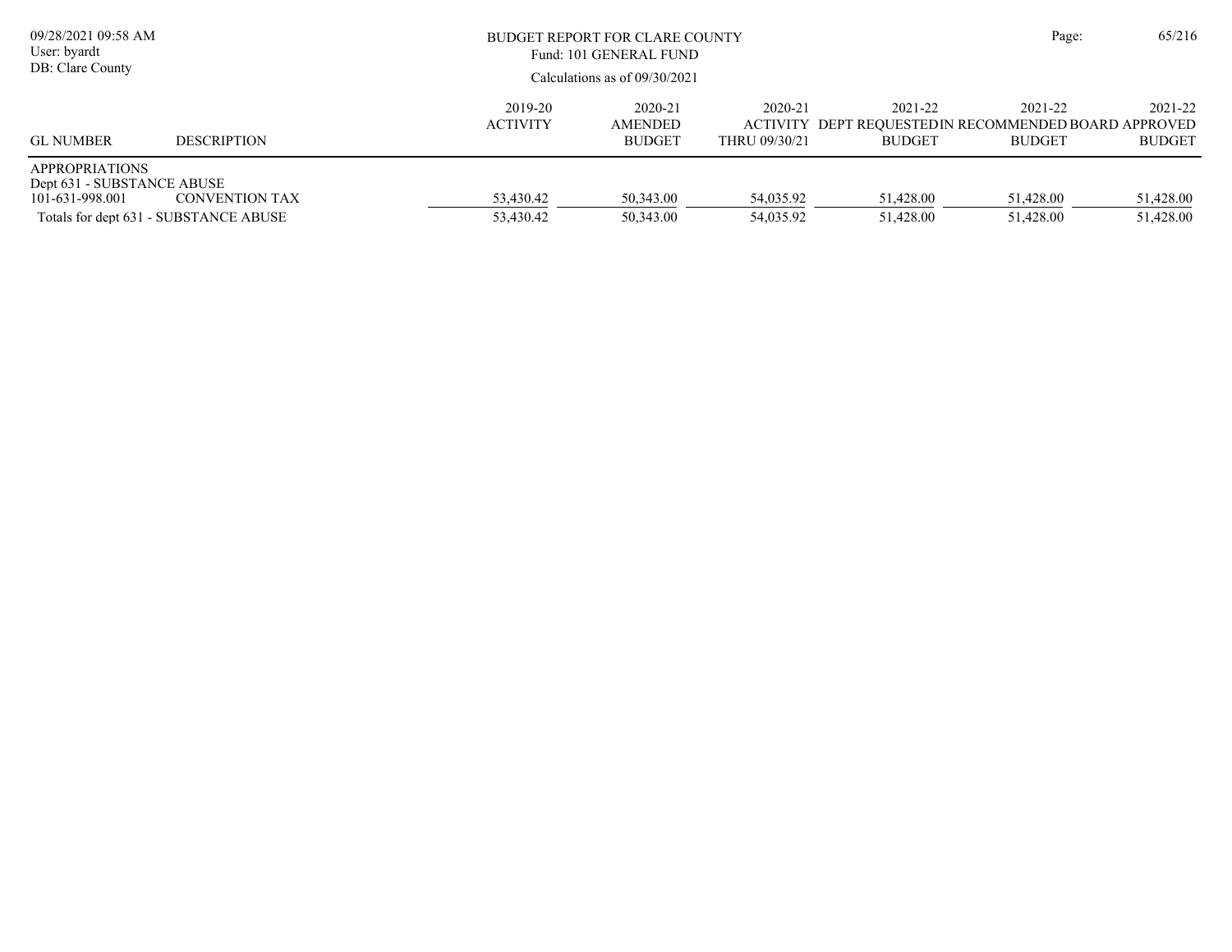BUDGET REPORT FOR CLARE COUNTY
Fund: 101 GENERAL FUND
Calculations as of 09/30/2021

| GL NUMBER | DESCRIPTION | 2019-20 ACTIVITY | 2020-21 AMENDED BUDGET | 2020-21 ACTIVITY THRU 09/30/21 | 2021-22 DEPT REQUESTED BUDGET | 2021-22 IN RECOMMENDED BUDGET | 2021-22 BOARD APPROVED BUDGET |
|---|---|---|---|---|---|---|---|
| APPROPRIATIONS | | | | | | | |
| Dept 631 - SUBSTANCE ABUSE | | | | | | | |
| 101-631-998.001 | CONVENTION TAX | 53,430.42 | 50,343.00 | 54,035.92 | 51,428.00 | 51,428.00 | 51,428.00 |
| Totals for dept 631 - SUBSTANCE ABUSE | | 53,430.42 | 50,343.00 | 54,035.92 | 51,428.00 | 51,428.00 | 51,428.00 |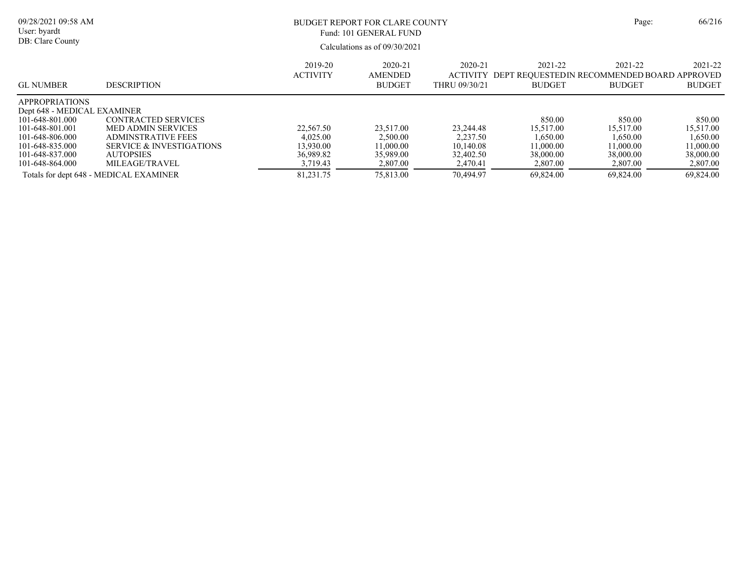BUDGET REPORT FOR CLARE COUNTY

Fund: 101 GENERAL FUND

Calculations as of 09/30/2021

| GL NUMBER | DESCRIPTION | 2019-20 ACTIVITY | 2020-21 AMENDED BUDGET | 2020-21 ACTIVITY THRU 09/30/21 | 2021-22 DEPT REQUESTED BUDGET | 2021-22 IN RECOMMENDED BUDGET | 2021-22 BOARD APPROVED BUDGET |
|---|---|---|---|---|---|---|---|
| APPROPRIATIONS | | | | | | | |
| Dept 648 - MEDICAL EXAMINER | | | | | | | |
| 101-648-801.000 | CONTRACTED SERVICES | | | | 850.00 | 850.00 | 850.00 |
| 101-648-801.001 | MED ADMIN SERVICES | 22,567.50 | 23,517.00 | 23,244.48 | 15,517.00 | 15,517.00 | 15,517.00 |
| 101-648-806.000 | ADMINSTRATIVE FEES | 4,025.00 | 2,500.00 | 2,237.50 | 1,650.00 | 1,650.00 | 1,650.00 |
| 101-648-835.000 | SERVICE & INVESTIGATIONS | 13,930.00 | 11,000.00 | 10,140.08 | 11,000.00 | 11,000.00 | 11,000.00 |
| 101-648-837.000 | AUTOPSIES | 36,989.82 | 35,989.00 | 32,402.50 | 38,000.00 | 38,000.00 | 38,000.00 |
| 101-648-864.000 | MILEAGE/TRAVEL | 3,719.43 | 2,807.00 | 2,470.41 | 2,807.00 | 2,807.00 | 2,807.00 |
| Totals for dept 648 - MEDICAL EXAMINER | | 81,231.75 | 75,813.00 | 70,494.97 | 69,824.00 | 69,824.00 | 69,824.00 |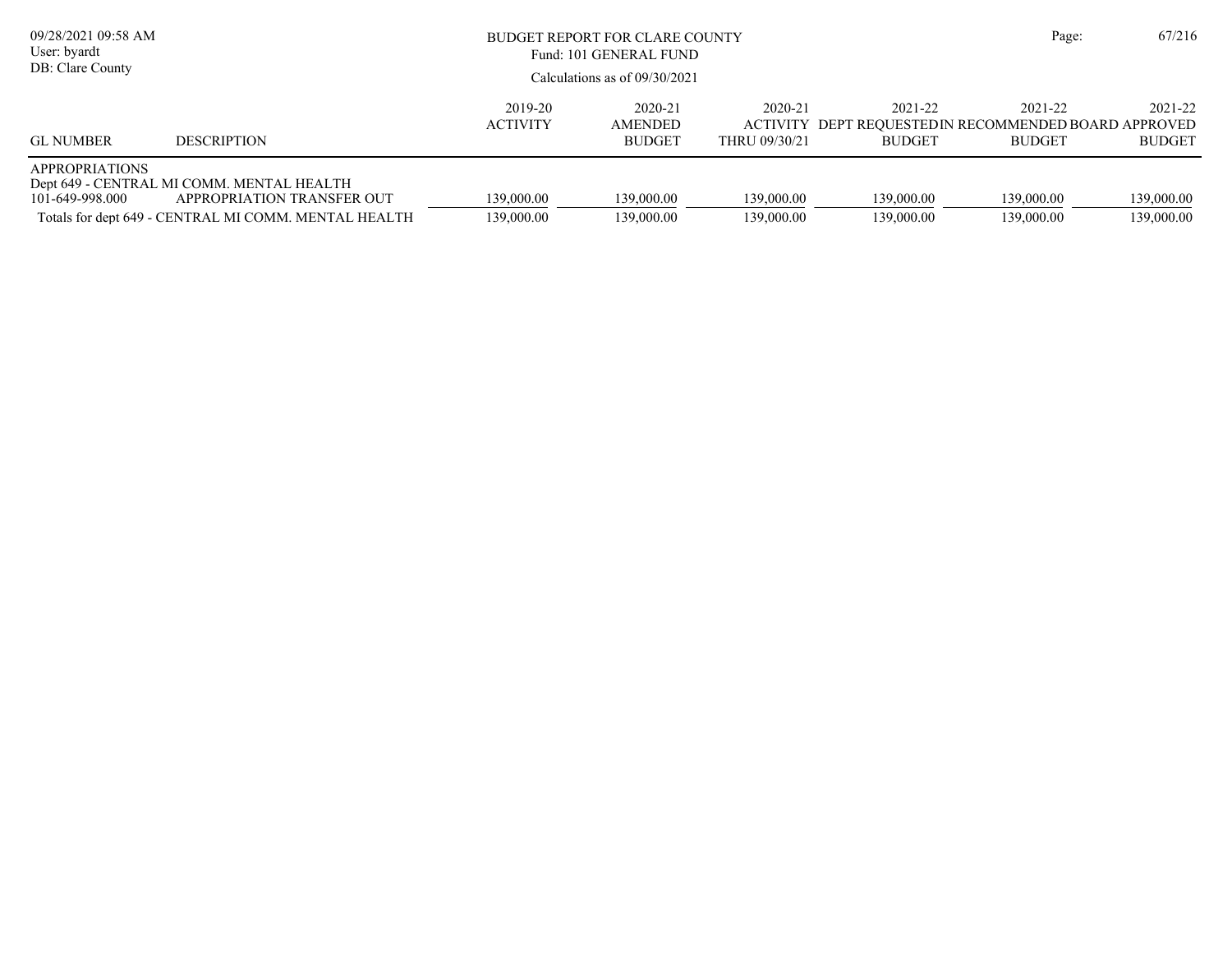# BUDGET REPORT FOR CLARE COUNTY

Fund: 101 GENERAL FUND

Calculations as of 09/30/2021

09/28/2021 09:58 AM
User: byardt
DB: Clare County

| GL NUMBER | DESCRIPTION | 2019-20 ACTIVITY | 2020-21 AMENDED BUDGET | 2020-21 ACTIVITY THRU 09/30/21 | 2021-22 DEPT REQUESTED BUDGET | 2021-22 IN RECOMMENDED BUDGET | 2021-22 BOARD APPROVED BUDGET |
|---|---|---|---|---|---|---|---|
| APPROPRIATIONS | | | | | | | |
| Dept 649 - CENTRAL MI COMM. MENTAL HEALTH | | | | | | | |
| 101-649-998.000 | APPROPRIATION TRANSFER OUT | 139,000.00 | 139,000.00 | 139,000.00 | 139,000.00 | 139,000.00 | 139,000.00 |
| Totals for dept 649 - CENTRAL MI COMM. MENTAL HEALTH | | 139,000.00 | 139,000.00 | 139,000.00 | 139,000.00 | 139,000.00 | 139,000.00 |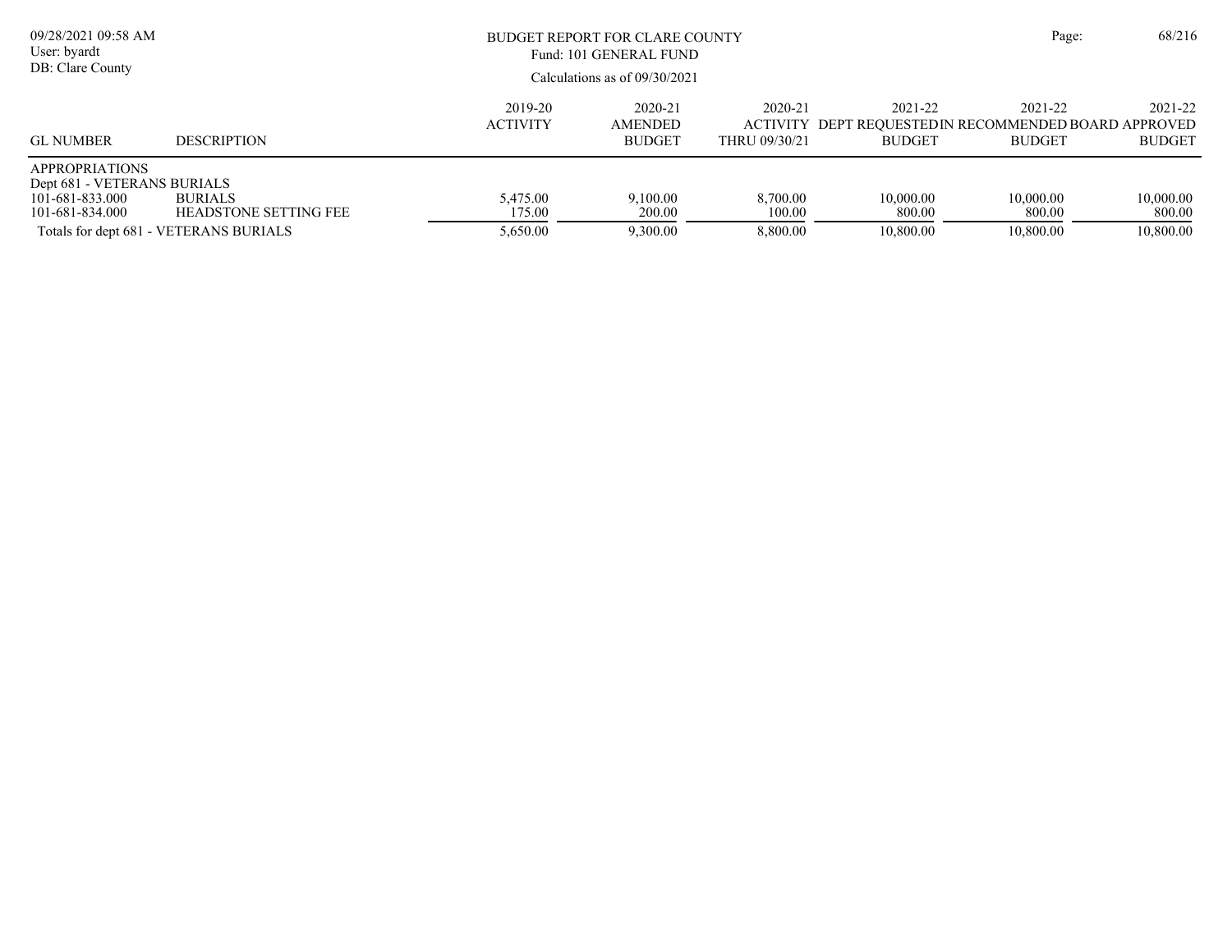BUDGET REPORT FOR CLARE COUNTY
Fund: 101 GENERAL FUND
Calculations as of 09/30/2021

| GL NUMBER | DESCRIPTION | 2019-20 ACTIVITY | 2020-21 AMENDED BUDGET | 2020-21 ACTIVITY THRU 09/30/21 | 2021-22 DEPT REQUESTED BUDGET | 2021-22 IN RECOMMENDED BUDGET | 2021-22 BOARD APPROVED BUDGET |
|---|---|---|---|---|---|---|---|
| APPROPRIATIONS | | | | | | | |
| Dept 681 - VETERANS BURIALS | | | | | | | |
| 101-681-833.000 | BURIALS | 5,475.00 | 9,100.00 | 8,700.00 | 10,000.00 | 10,000.00 | 10,000.00 |
| 101-681-834.000 | HEADSTONE SETTING FEE | 175.00 | 200.00 | 100.00 | 800.00 | 800.00 | 800.00 |
| Totals for dept 681 - VETERANS BURIALS | | 5,650.00 | 9,300.00 | 8,800.00 | 10,800.00 | 10,800.00 | 10,800.00 |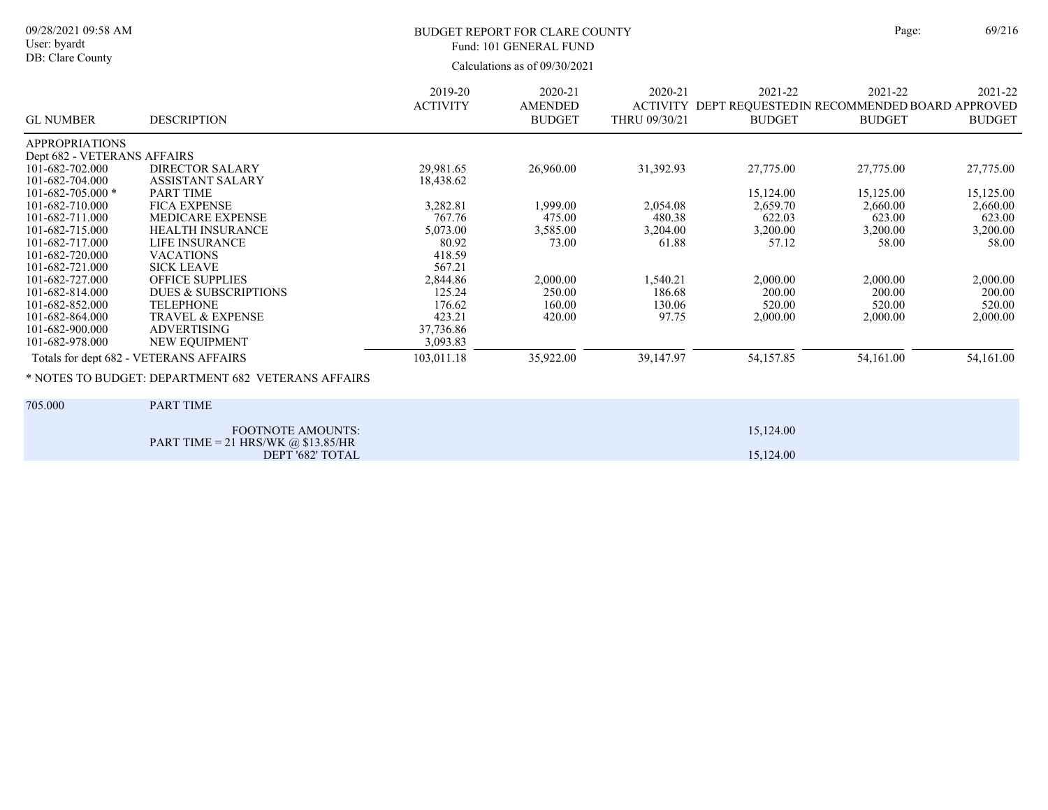# BUDGET REPORT FOR CLARE COUNTY

Fund: 101 GENERAL FUND

Calculations as of 09/30/2021

09/28/2021 09:58 AM
User: byardt
DB: Clare County

| GL NUMBER | DESCRIPTION | 2019-20 ACTIVITY | 2020-21 AMENDED BUDGET | 2020-21 ACTIVITY THRU 09/30/21 | 2021-22 DEPT REQUESTED BUDGET | 2021-22 IN RECOMMENDED BUDGET | 2021-22 BOARD APPROVED BUDGET |
|---|---|---|---|---|---|---|---|
| APPROPRIATIONS | | | | | | | |
| Dept 682 - VETERANS AFFAIRS | | | | | | | |
| 101-682-702.000 | DIRECTOR SALARY | 29,981.65 | 26,960.00 | 31,392.93 | 27,775.00 | 27,775.00 | 27,775.00 |
| 101-682-704.000 | ASSISTANT SALARY | 18,438.62 | | | | | |
| 101-682-705.000 * | PART TIME | | | | 15,124.00 | 15,125.00 | 15,125.00 |
| 101-682-710.000 | FICA EXPENSE | 3,282.81 | 1,999.00 | 2,054.08 | 2,659.70 | 2,660.00 | 2,660.00 |
| 101-682-711.000 | MEDICARE EXPENSE | 767.76 | 475.00 | 480.38 | 622.03 | 623.00 | 623.00 |
| 101-682-715.000 | HEALTH INSURANCE | 5,073.00 | 3,585.00 | 3,204.00 | 3,200.00 | 3,200.00 | 3,200.00 |
| 101-682-717.000 | LIFE INSURANCE | 80.92 | 73.00 | 61.88 | 57.12 | 58.00 | 58.00 |
| 101-682-720.000 | VACATIONS | 418.59 | | | | | |
| 101-682-721.000 | SICK LEAVE | 567.21 | | | | | |
| 101-682-727.000 | OFFICE SUPPLIES | 2,844.86 | 2,000.00 | 1,540.21 | 2,000.00 | 2,000.00 | 2,000.00 |
| 101-682-814.000 | DUES & SUBSCRIPTIONS | 125.24 | 250.00 | 186.68 | 200.00 | 200.00 | 200.00 |
| 101-682-852.000 | TELEPHONE | 176.62 | 160.00 | 130.06 | 520.00 | 520.00 | 520.00 |
| 101-682-864.000 | TRAVEL & EXPENSE | 423.21 | 420.00 | 97.75 | 2,000.00 | 2,000.00 | 2,000.00 |
| 101-682-900.000 | ADVERTISING | 37,736.86 | | | | | |
| 101-682-978.000 | NEW EQUIPMENT | 3,093.83 | | | | | |
| Totals for dept 682 - VETERANS AFFAIRS | | 103,011.18 | 35,922.00 | 39,147.97 | 54,157.85 | 54,161.00 | 54,161.00 |

\* NOTES TO BUDGET: DEPARTMENT 682 VETERANS AFFAIRS

| 705.000 | PART TIME | |
|---|---|---|
| | FOOTNOTE AMOUNTS: | 15,124.00 |
| | PART TIME = 21 HRS/WK @ $13.85/HR | |
| | DEPT '682' TOTAL | 15,124.00 |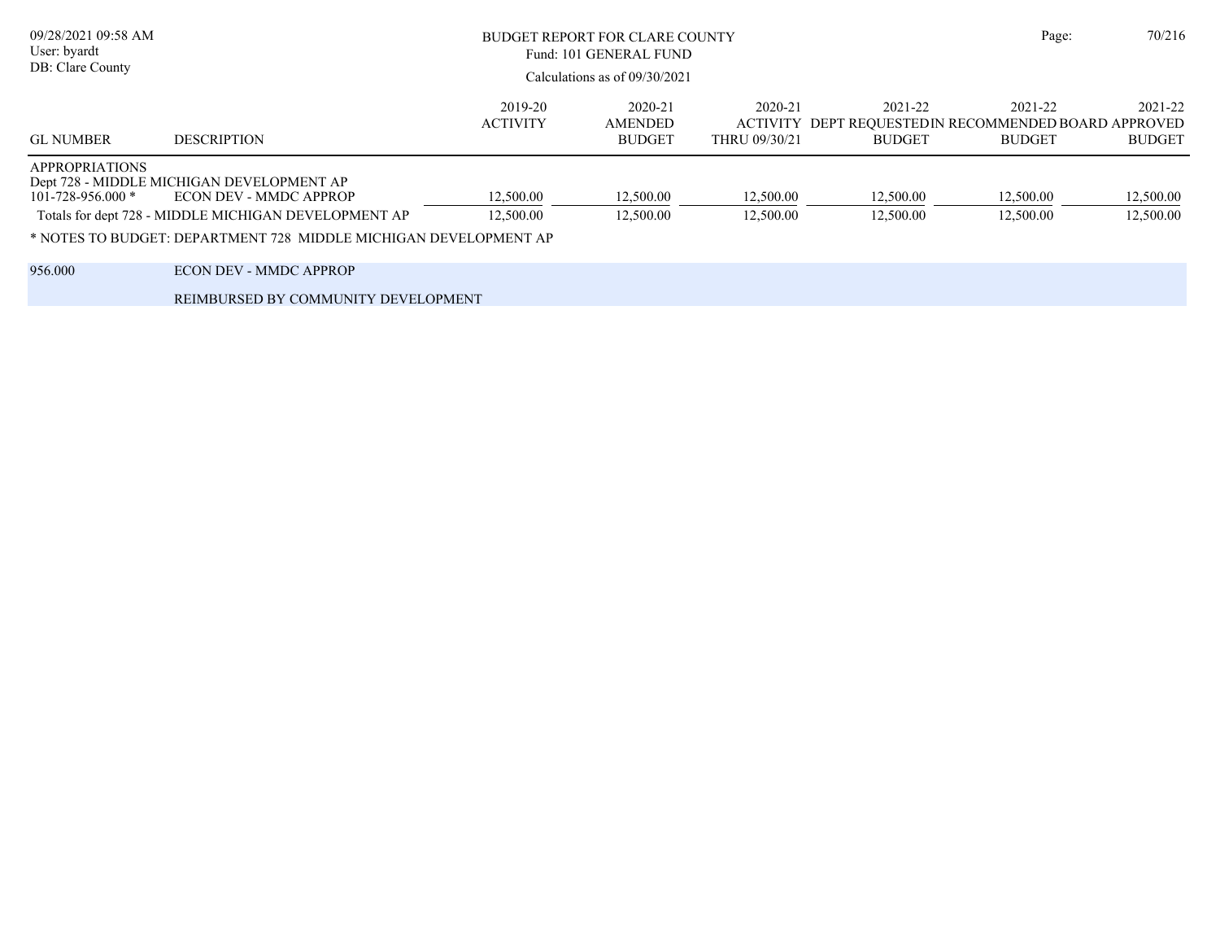# BUDGET REPORT FOR CLARE COUNTY

Fund: 101 GENERAL FUND

Calculations as of 09/30/2021

| GL NUMBER | DESCRIPTION | 2019-20 ACTIVITY | 2020-21 AMENDED BUDGET | 2020-21 ACTIVITY THRU 09/30/21 | 2021-22 DEPT REQUESTED BUDGET | 2021-22 IN RECOMMENDED BUDGET | 2021-22 BOARD APPROVED BUDGET |
|---|---|---|---|---|---|---|---|
| APPROPRIATIONS | | | | | | | |
| Dept 728 - MIDDLE MICHIGAN DEVELOPMENT AP | | | | | | | |
| 101-728-956.000 * | ECON DEV - MMDC APPROP | 12,500.00 | 12,500.00 | 12,500.00 | 12,500.00 | 12,500.00 | 12,500.00 |
| Totals for dept 728 - MIDDLE MICHIGAN DEVELOPMENT AP | | 12,500.00 | 12,500.00 | 12,500.00 | 12,500.00 | 12,500.00 | 12,500.00 |

* NOTES TO BUDGET: DEPARTMENT 728 MIDDLE MICHIGAN DEVELOPMENT AP

956.000 ECON DEV - MMDC APPROP

REIMBURSED BY COMMUNITY DEVELOPMENT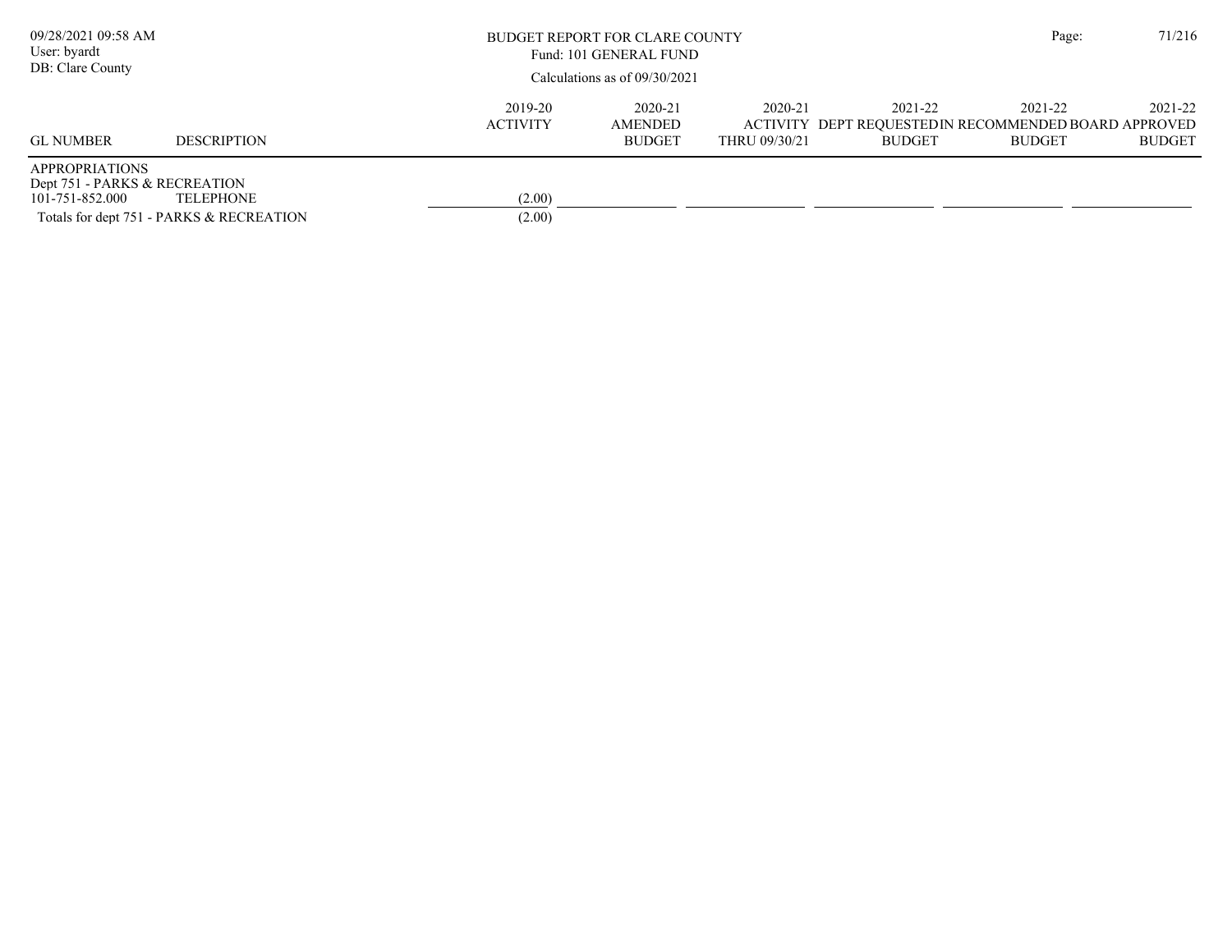BUDGET REPORT FOR CLARE COUNTY

Fund: 101 GENERAL FUND

Calculations as of 09/30/2021

| GL NUMBER | DESCRIPTION | 2019-20 ACTIVITY | 2020-21 AMENDED BUDGET | 2020-21 ACTIVITY THRU 09/30/21 | 2021-22 DEPT REQUESTED BUDGET | 2021-22 IN RECOMMENDED BUDGET | 2021-22 BOARD APPROVED BUDGET |
|---|---|---|---|---|---|---|---|
| APPROPRIATIONS | | | | | | | |
| Dept 751 - PARKS & RECREATION | | | | | | | |
| 101-751-852.000 | TELEPHONE | (2.00) | | | | | |
| Totals for dept 751 - PARKS & RECREATION | | (2.00) | | | | | |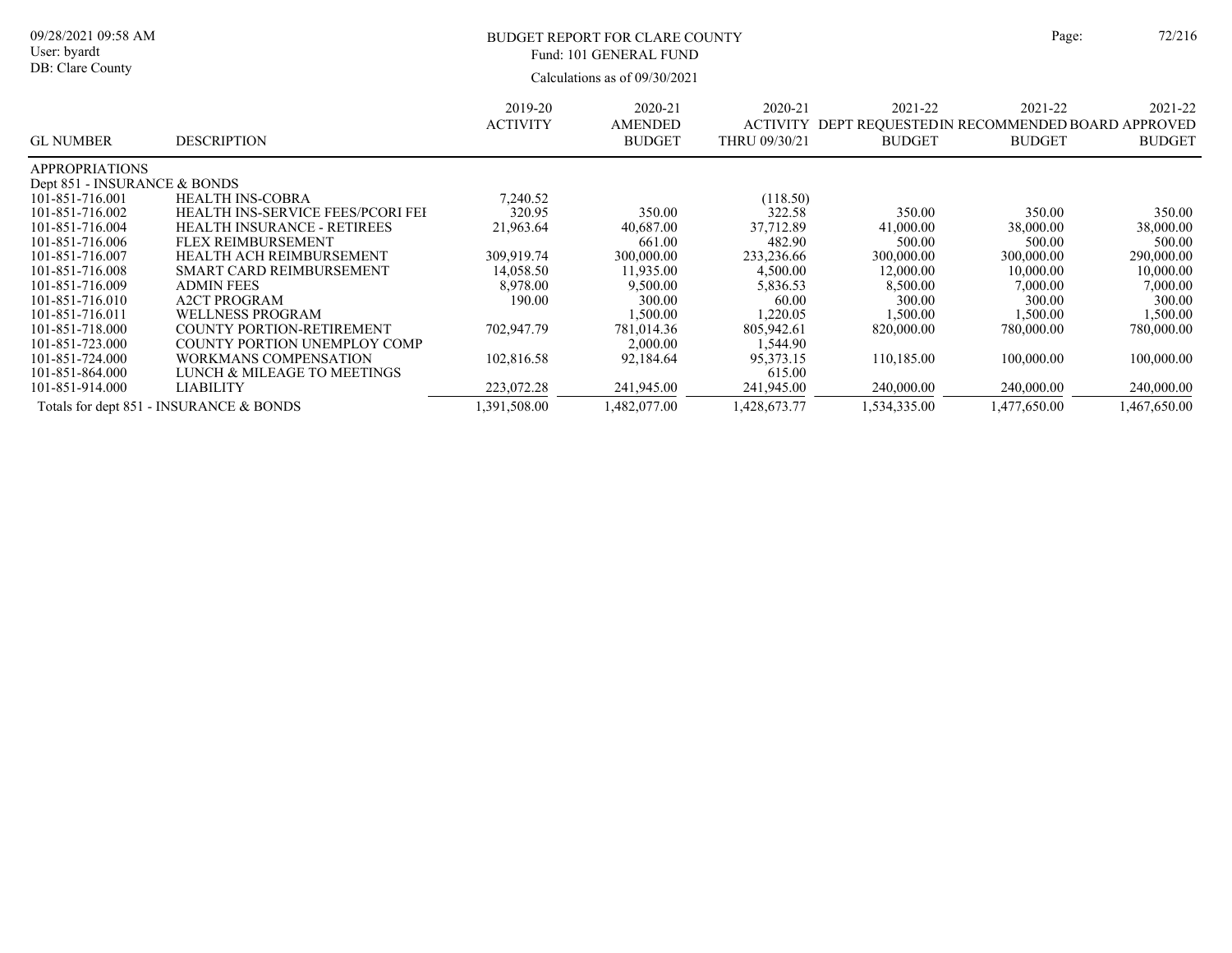BUDGET REPORT FOR CLARE COUNTY
Fund: 101 GENERAL FUND
Calculations as of 09/30/2021

| GL NUMBER | DESCRIPTION | 2019-20 ACTIVITY | 2020-21 AMENDED BUDGET | 2020-21 ACTIVITY THRU 09/30/21 | 2021-22 DEPT REQUESTED BUDGET | 2021-22 IN RECOMMENDED BUDGET | 2021-22 BOARD APPROVED BUDGET |
|---|---|---|---|---|---|---|---|
| APPROPRIATIONS | | | | | | | |
| Dept 851 - INSURANCE & BONDS | | | | | | | |
| 101-851-716.001 | HEALTH INS-COBRA | 7,240.52 | | (118.50) | | | |
| 101-851-716.002 | HEALTH INS-SERVICE FEES/PCORI FEI | 320.95 | 350.00 | 322.58 | 350.00 | 350.00 | 350.00 |
| 101-851-716.004 | HEALTH INSURANCE - RETIREES | 21,963.64 | 40,687.00 | 37,712.89 | 41,000.00 | 38,000.00 | 38,000.00 |
| 101-851-716.006 | FLEX REIMBURSEMENT | | 661.00 | 482.90 | 500.00 | 500.00 | 500.00 |
| 101-851-716.007 | HEALTH ACH REIMBURSEMENT | 309,919.74 | 300,000.00 | 233,236.66 | 300,000.00 | 300,000.00 | 290,000.00 |
| 101-851-716.008 | SMART CARD REIMBURSEMENT | 14,058.50 | 11,935.00 | 4,500.00 | 12,000.00 | 10,000.00 | 10,000.00 |
| 101-851-716.009 | ADMIN FEES | 8,978.00 | 9,500.00 | 5,836.53 | 8,500.00 | 7,000.00 | 7,000.00 |
| 101-851-716.010 | A2CT PROGRAM | 190.00 | 300.00 | 60.00 | 300.00 | 300.00 | 300.00 |
| 101-851-716.011 | WELLNESS PROGRAM | | 1,500.00 | 1,220.05 | 1,500.00 | 1,500.00 | 1,500.00 |
| 101-851-718.000 | COUNTY PORTION-RETIREMENT | 702,947.79 | 781,014.36 | 805,942.61 | 820,000.00 | 780,000.00 | 780,000.00 |
| 101-851-723.000 | COUNTY PORTION UNEMPLOY COMP | | 2,000.00 | 1,544.90 | | | |
| 101-851-724.000 | WORKMANS COMPENSATION | 102,816.58 | 92,184.64 | 95,373.15 | 110,185.00 | 100,000.00 | 100,000.00 |
| 101-851-864.000 | LUNCH & MILEAGE TO MEETINGS | | | 615.00 | | | |
| 101-851-914.000 | LIABILITY | 223,072.28 | 241,945.00 | 241,945.00 | 240,000.00 | 240,000.00 | 240,000.00 |
| Totals for dept 851 - INSURANCE & BONDS | | 1,391,508.00 | 1,482,077.00 | 1,428,673.77 | 1,534,335.00 | 1,477,650.00 | 1,467,650.00 |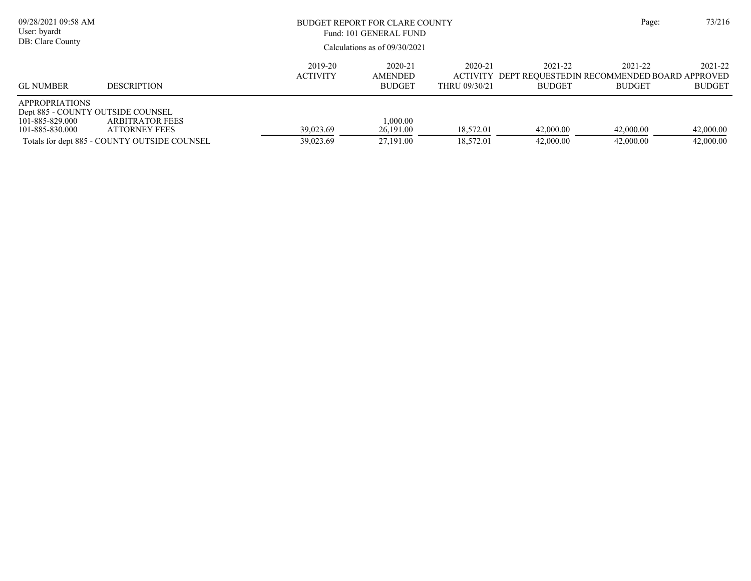# BUDGET REPORT FOR CLARE COUNTY

Fund: 101 GENERAL FUND

Calculations as of 09/30/2021

| GL NUMBER | DESCRIPTION | 2019-20 ACTIVITY | 2020-21 AMENDED BUDGET | 2020-21 ACTIVITY THRU 09/30/21 | 2021-22 DEPT REQUESTED BUDGET | 2021-22 IN RECOMMENDED BUDGET | 2021-22 BOARD APPROVED BUDGET |
|---|---|---|---|---|---|---|---|
| APPROPRIATIONS | | | | | | | |
| Dept 885 - COUNTY OUTSIDE COUNSEL | | | | | | | |
| 101-885-829.000 | ARBITRATOR FEES | | 1,000.00 | | | | |
| 101-885-830.000 | ATTORNEY FEES | 39,023.69 | 26,191.00 | 18,572.01 | 42,000.00 | 42,000.00 | 42,000.00 |
| Totals for dept 885 - COUNTY OUTSIDE COUNSEL | | 39,023.69 | 27,191.00 | 18,572.01 | 42,000.00 | 42,000.00 | 42,000.00 |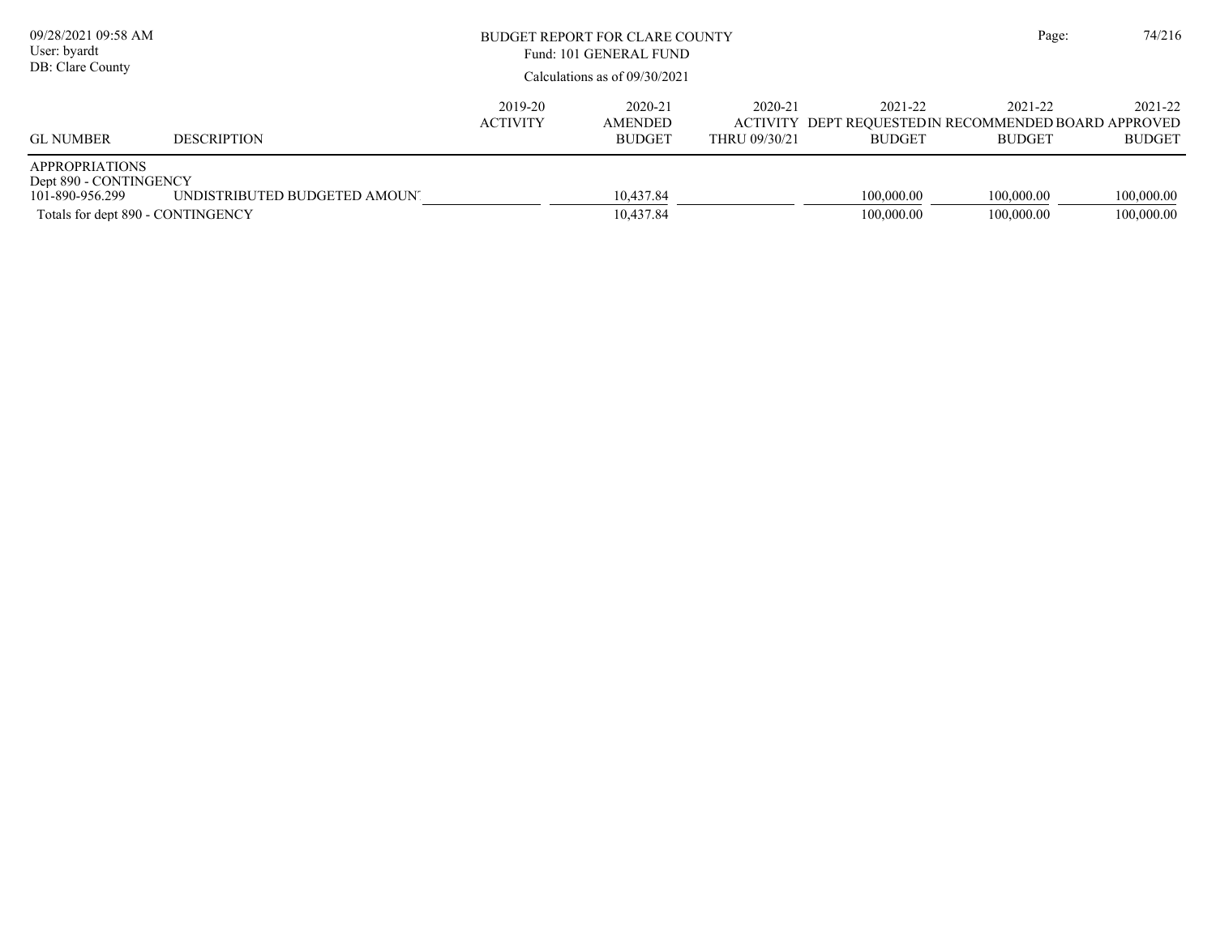BUDGET REPORT FOR CLARE COUNTY

Fund: 101 GENERAL FUND

Calculations as of 09/30/2021

| GL NUMBER | DESCRIPTION | 2019-20 ACTIVITY | 2020-21 AMENDED BUDGET | 2020-21 ACTIVITY THRU 09/30/21 | 2021-22 DEPT REQUESTED BUDGET | 2021-22 IN RECOMMENDED BUDGET | 2021-22 BOARD APPROVED BUDGET |
|---|---|---|---|---|---|---|---|
| APPROPRIATIONS | | | | | | | |
| Dept 890 - CONTINGENCY | | | | | | | |
| 101-890-956.299 | UNDISTRIBUTED BUDGETED AMOUN | | 10,437.84 | | 100,000.00 | 100,000.00 | 100,000.00 |
| Totals for dept 890 - CONTINGENCY | | | 10,437.84 | | 100,000.00 | 100,000.00 | 100,000.00 |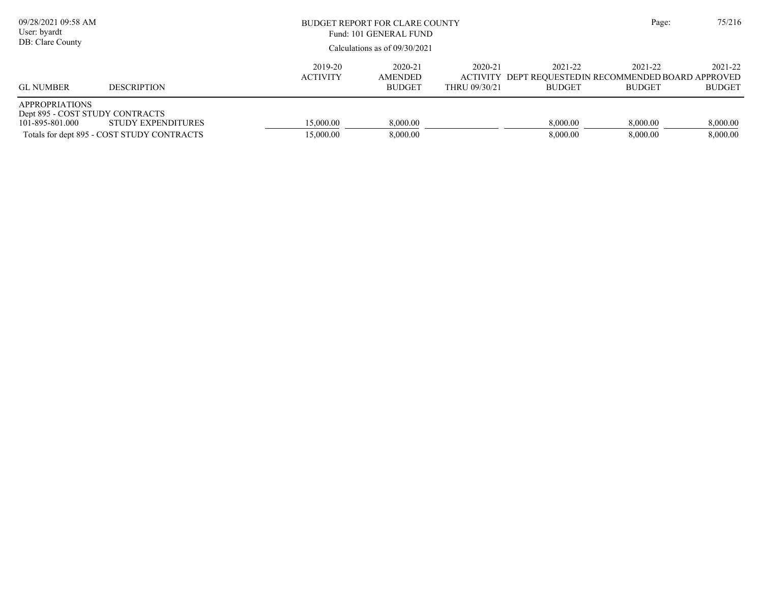# BUDGET REPORT FOR CLARE COUNTY

Fund: 101 GENERAL FUND

Calculations as of 09/30/2021

| GL NUMBER | DESCRIPTION | 2019-20 ACTIVITY | 2020-21 AMENDED BUDGET | 2020-21 ACTIVITY THRU 09/30/21 | 2021-22 DEPT REQUESTED BUDGET | 2021-22 IN RECOMMENDED BUDGET | 2021-22 BOARD APPROVED BUDGET |
|---|---|---|---|---|---|---|---|
| APPROPRIATIONS | | | | | | | |
| Dept 895 - COST STUDY CONTRACTS | | | | | | | |
| 101-895-801.000 | STUDY EXPENDITURES | 15,000.00 | 8,000.00 | | 8,000.00 | 8,000.00 | 8,000.00 |
| Totals for dept 895 - COST STUDY CONTRACTS | | 15,000.00 | 8,000.00 | | 8,000.00 | 8,000.00 | 8,000.00 |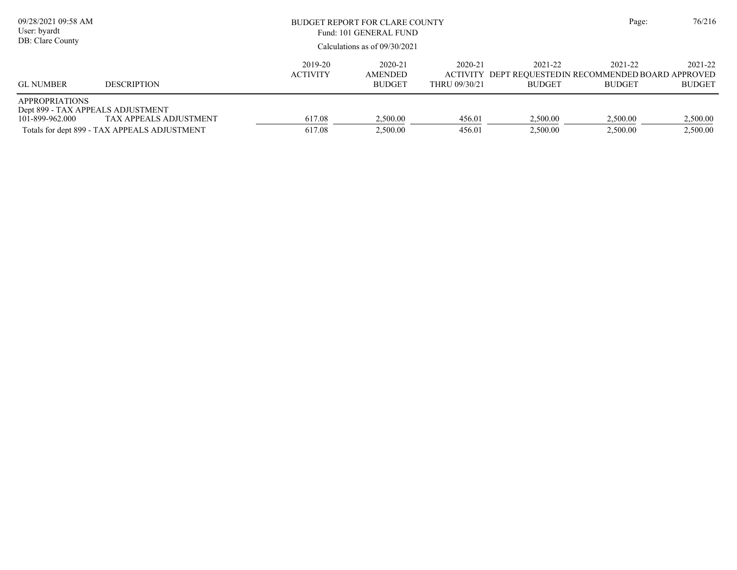BUDGET REPORT FOR CLARE COUNTY
Fund: 101 GENERAL FUND
Calculations as of 09/30/2021

| GL NUMBER | DESCRIPTION | 2019-20 ACTIVITY | 2020-21 AMENDED BUDGET | 2020-21 ACTIVITY THRU 09/30/21 | 2021-22 DEPT REQUESTED BUDGET | 2021-22 IN RECOMMENDED BUDGET | 2021-22 BOARD APPROVED BUDGET |
|---|---|---|---|---|---|---|---|
| APPROPRIATIONS | | | | | | | |
| Dept 899 - TAX APPEALS ADJUSTMENT | | | | | | | |
| 101-899-962.000 | TAX APPEALS ADJUSTMENT | 617.08 | 2,500.00 | 456.01 | 2,500.00 | 2,500.00 | 2,500.00 |
| Totals for dept 899 - TAX APPEALS ADJUSTMENT | | 617.08 | 2,500.00 | 456.01 | 2,500.00 | 2,500.00 | 2,500.00 |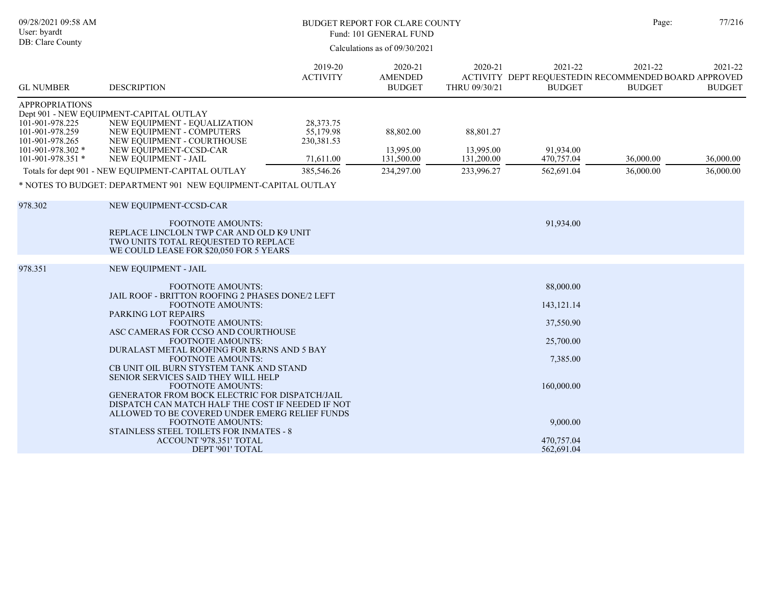# BUDGET REPORT FOR CLARE COUNTY

Fund: 101 GENERAL FUND

Calculations as of 09/30/2021

09/28/2021 09:58 AM
User: byardt
DB: Clare County

| GL NUMBER | DESCRIPTION | 2019-20 ACTIVITY | 2020-21 AMENDED BUDGET | 2020-21 ACTIVITY THRU 09/30/21 | 2021-22 DEPT REQUESTED BUDGET | 2021-22 RECOMMENDED BUDGET | 2021-22 BOARD APPROVED BUDGET |
|---|---|---|---|---|---|---|---|
| APPROPRIATIONS | | | | | | | |
| Dept 901 - NEW EQUIPMENT-CAPITAL OUTLAY | | | | | | | |
| 101-901-978.225 | NEW EQUIPMENT - EQUALIZATION | 28,373.75 | | | | | |
| 101-901-978.259 | NEW EQUIPMENT - COMPUTERS | 55,179.98 | 88,802.00 | 88,801.27 | | | |
| 101-901-978.265 | NEW EQUIPMENT - COURTHOUSE | 230,381.53 | | | | | |
| 101-901-978.302 * | NEW EQUIPMENT-CCSD-CAR | | 13,995.00 | 13,995.00 | 91,934.00 | | |
| 101-901-978.351 * | NEW EQUIPMENT - JAIL | 71,611.00 | 131,500.00 | 131,200.00 | 470,757.04 | 36,000.00 | 36,000.00 |
| Totals for dept 901 - NEW EQUIPMENT-CAPITAL OUTLAY | | 385,546.26 | 234,297.00 | 233,996.27 | 562,691.04 | 36,000.00 | 36,000.00 |

\* NOTES TO BUDGET: DEPARTMENT 901 NEW EQUIPMENT-CAPITAL OUTLAY

| Account | Description | Amount |
|---|---|---|
| 978.302 | NEW EQUIPMENT-CCSD-CAR | |
| | FOOTNOTE AMOUNTS: | 91,934.00 |
| | REPLACE LINCLOLN TWP CAR AND OLD K9 UNIT<br>TWO UNITS TOTAL REQUESTED TO REPLACE<br>WE COULD LEASE FOR $20,050 FOR 5 YEARS | |
| 978.351 | NEW EQUIPMENT - JAIL | |
| | FOOTNOTE AMOUNTS: | 88,000.00 |
| | JAIL ROOF - BRITTON ROOFING 2 PHASES DONE/2 LEFT | |
| | FOOTNOTE AMOUNTS: | 143,121.14 |
| | PARKING LOT REPAIRS | |
| | FOOTNOTE AMOUNTS: | 37,550.90 |
| | ASC CAMERAS FOR CCSO AND COURTHOUSE | |
| | FOOTNOTE AMOUNTS: | 25,700.00 |
| | DURALAST METAL ROOFING FOR BARNS AND 5 BAY | |
| | FOOTNOTE AMOUNTS: | 7,385.00 |
| | CB UNIT OIL BURN STYSTEM TANK AND STAND<br>SENIOR SERVICES SAID THEY WILL HELP | |
| | FOOTNOTE AMOUNTS: | 160,000.00 |
| | GENERATOR FROM BOCK ELECTRIC FOR DISPATCH/JAIL<br>DISPATCH CAN MATCH HALF THE COST IF NEEDED IF NOT<br>ALLOWED TO BE COVERED UNDER EMERG RELIEF FUNDS | |
| | FOOTNOTE AMOUNTS: | 9,000.00 |
| | STAINLESS STEEL TOILETS FOR INMATES - 8 | |
| | ACCOUNT '978.351' TOTAL | 470,757.04 |
| | DEPT '901' TOTAL | 562,691.04 |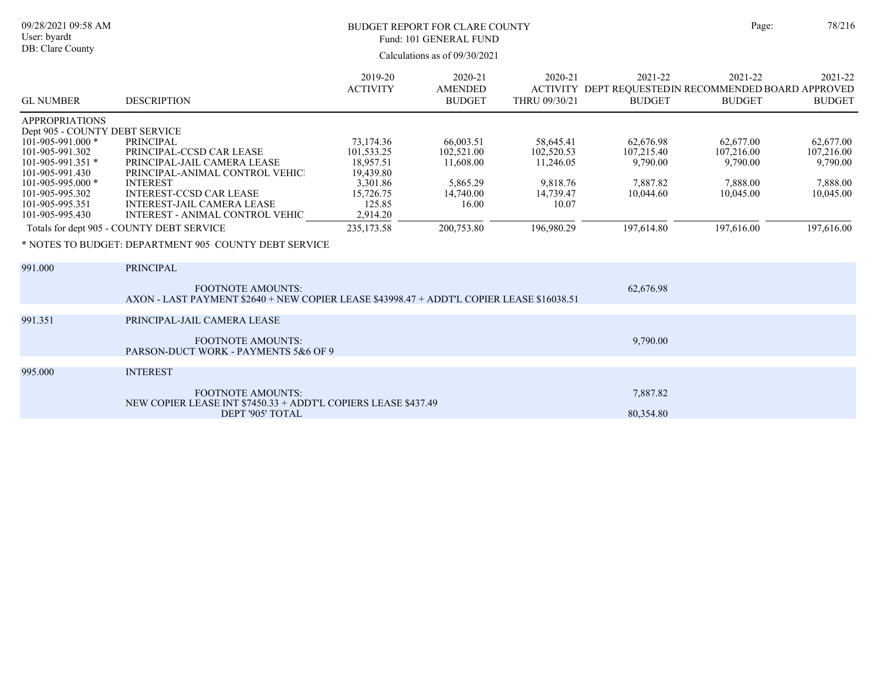BUDGET REPORT FOR CLARE COUNTY
Fund: 101 GENERAL FUND
Calculations as of 09/30/2021

09/28/2021 09:58 AM
User: byardt
DB: Clare County

| GL NUMBER | DESCRIPTION | 2019-20 ACTIVITY | 2020-21 AMENDED BUDGET | 2020-21 ACTIVITY THRU 09/30/21 | 2021-22 DEPT REQUESTED BUDGET | 2021-22 IN RECOMMENDED BUDGET | 2021-22 BOARD APPROVED BUDGET |
|---|---|---|---|---|---|---|---|
| APPROPRIATIONS | | | | | | | |
| Dept 905 - COUNTY DEBT SERVICE | | | | | | | |
| 101-905-991.000 * | PRINCIPAL | 73,174.36 | 66,003.51 | 58,645.41 | 62,676.98 | 62,677.00 | 62,677.00 |
| 101-905-991.302 | PRINCIPAL-CCSD CAR LEASE | 101,533.25 | 102,521.00 | 102,520.53 | 107,215.40 | 107,216.00 | 107,216.00 |
| 101-905-991.351 * | PRINCIPAL-JAIL CAMERA LEASE | 18,957.51 | 11,608.00 | 11,246.05 | 9,790.00 | 9,790.00 | 9,790.00 |
| 101-905-991.430 | PRINCIPAL-ANIMAL CONTROL VEHICI | 19,439.80 | | | | | |
| 101-905-995.000 * | INTEREST | 3,301.86 | 5,865.29 | 9,818.76 | 7,887.82 | 7,888.00 | 7,888.00 |
| 101-905-995.302 | INTEREST-CCSD CAR LEASE | 15,726.75 | 14,740.00 | 14,739.47 | 10,044.60 | 10,045.00 | 10,045.00 |
| 101-905-995.351 | INTEREST-JAIL CAMERA LEASE | 125.85 | 16.00 | 10.07 | | | |
| 101-905-995.430 | INTEREST - ANIMAL CONTROL VEHIC | 2,914.20 | | | | | |
| Totals for dept 905 - COUNTY DEBT SERVICE | | 235,173.58 | 200,753.80 | 196,980.29 | 197,614.80 | 197,616.00 | 197,616.00 |

* NOTES TO BUDGET: DEPARTMENT 905 COUNTY DEBT SERVICE

| | | |
|---|---|---|
| 991.000 | PRINCIPAL | |
| | FOOTNOTE AMOUNTS: | 62,676.98 |
| | AXON - LAST PAYMENT $2640 + NEW COPIER LEASE $43998.47 + ADDT'L COPIER LEASE $16038.51 | |
| 991.351 | PRINCIPAL-JAIL CAMERA LEASE | |
| | FOOTNOTE AMOUNTS: | 9,790.00 |
| | PARSON-DUCT WORK - PAYMENTS 5&6 OF 9 | |
| 995.000 | INTEREST | |
| | FOOTNOTE AMOUNTS: | 7,887.82 |
| | NEW COPIER LEASE INT $7450.33 + ADDT'L COPIERS LEASE $437.49 | |
| | DEPT '905' TOTAL | 80,354.80 |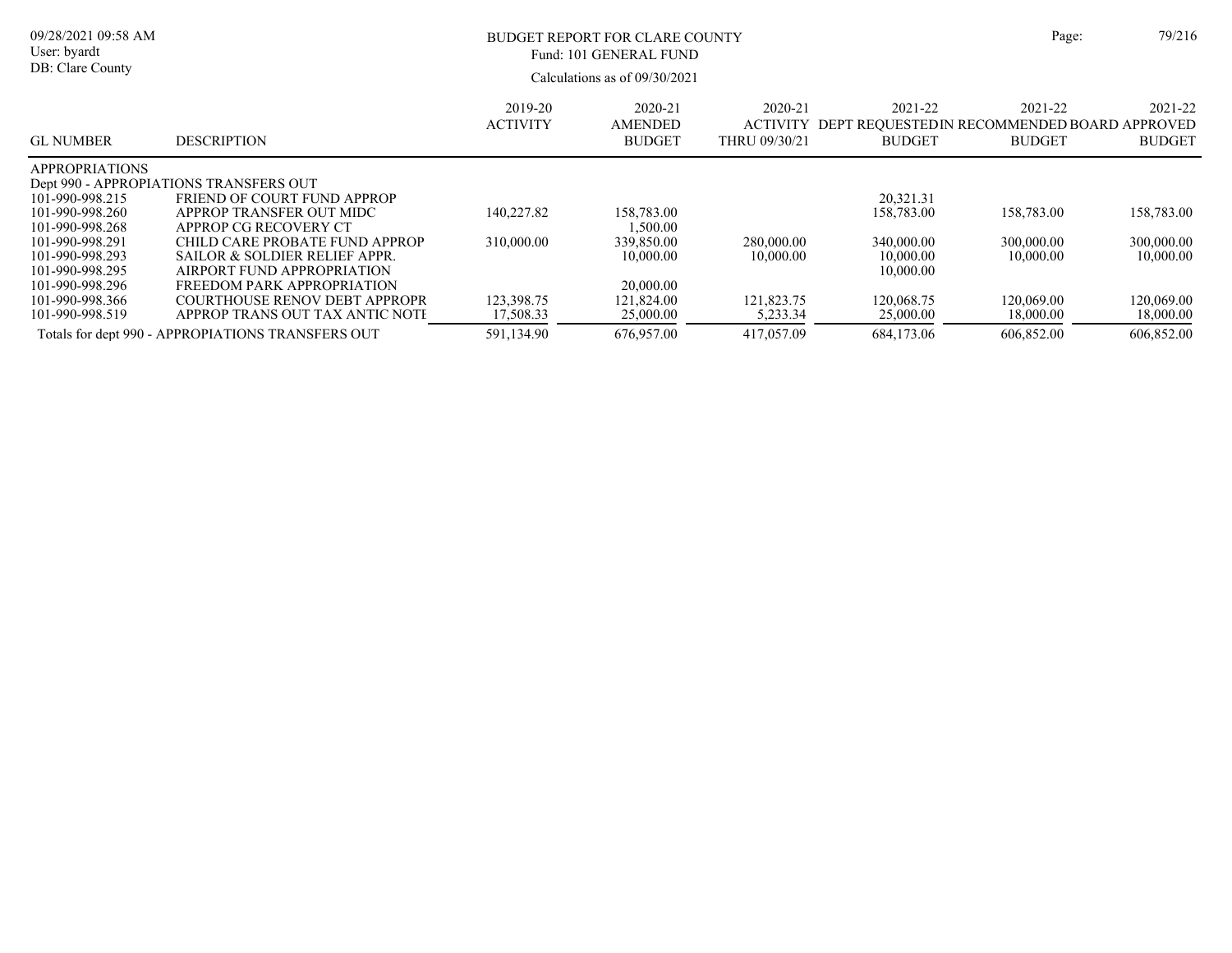# BUDGET REPORT FOR CLARE COUNTY

Fund: 101 GENERAL FUND

Calculations as of 09/30/2021

| GL NUMBER | DESCRIPTION | 2019-20 ACTIVITY | 2020-21 AMENDED BUDGET | 2020-21 ACTIVITY THRU 09/30/21 | 2021-22 DEPT REQUESTED BUDGET | 2021-22 IN RECOMMENDED BUDGET | 2021-22 BOARD APPROVED BUDGET |
|---|---|---|---|---|---|---|---|
| APPROPRIATIONS | | | | | | | |
| Dept 990 - APPROPIATIONS TRANSFERS OUT | | | | | | | |
| 101-990-998.215 | FRIEND OF COURT FUND APPROP | | | | 20,321.31 | | |
| 101-990-998.260 | APPROP TRANSFER OUT MIDC | 140,227.82 | 158,783.00 | | 158,783.00 | 158,783.00 | 158,783.00 |
| 101-990-998.268 | APPROP CG RECOVERY CT | | 1,500.00 | | | | |
| 101-990-998.291 | CHILD CARE PROBATE FUND APPROP | 310,000.00 | 339,850.00 | 280,000.00 | 340,000.00 | 300,000.00 | 300,000.00 |
| 101-990-998.293 | SAILOR & SOLDIER RELIEF APPR. | | 10,000.00 | 10,000.00 | 10,000.00 | 10,000.00 | 10,000.00 |
| 101-990-998.295 | AIRPORT FUND APPROPRIATION | | | | 10,000.00 | | |
| 101-990-998.296 | FREEDOM PARK APPROPRIATION | | 20,000.00 | | | | |
| 101-990-998.366 | COURTHOUSE RENOV DEBT APPROPR | 123,398.75 | 121,824.00 | 121,823.75 | 120,068.75 | 120,069.00 | 120,069.00 |
| 101-990-998.519 | APPROP TRANS OUT TAX ANTIC NOTE | 17,508.33 | 25,000.00 | 5,233.34 | 25,000.00 | 18,000.00 | 18,000.00 |
| Totals for dept 990 - APPROPIATIONS TRANSFERS OUT | | 591,134.90 | 676,957.00 | 417,057.09 | 684,173.06 | 606,852.00 | 606,852.00 |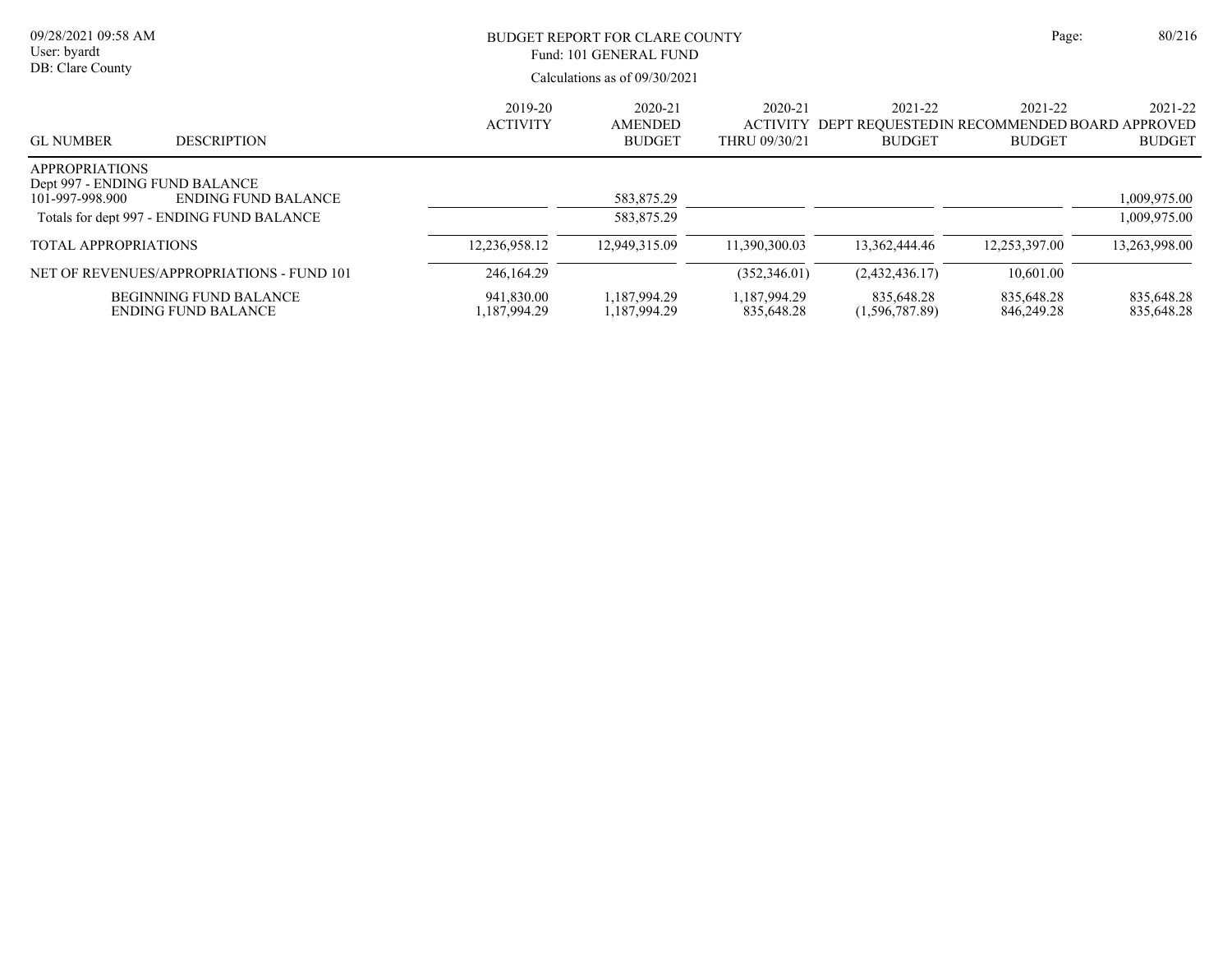# BUDGET REPORT FOR CLARE COUNTY

Fund: 101 GENERAL FUND

Calculations as of 09/30/2021

| GL NUMBER | DESCRIPTION | 2019-20 ACTIVITY | 2020-21 AMENDED BUDGET | 2020-21 ACTIVITY THRU 09/30/21 | 2021-22 DEPT REQUESTED BUDGET | 2021-22 IN RECOMMENDED BUDGET | 2021-22 BOARD APPROVED BUDGET |
|---|---|---|---|---|---|---|---|
| APPROPRIATIONS | | | | | | | |
| Dept 997 - ENDING FUND BALANCE | | | | | | | |
| 101-997-998.900 | ENDING FUND BALANCE | | 583,875.29 | | | | 1,009,975.00 |
| Totals for dept 997 - ENDING FUND BALANCE | | | 583,875.29 | | | | 1,009,975.00 |
| TOTAL APPROPRIATIONS | | 12,236,958.12 | 12,949,315.09 | 11,390,300.03 | 13,362,444.46 | 12,253,397.00 | 13,263,998.00 |
| NET OF REVENUES/APPROPRIATIONS - FUND 101 | | 246,164.29 | | (352,346.01) | (2,432,436.17) | 10,601.00 | |
| | BEGINNING FUND BALANCE | 941,830.00 | 1,187,994.29 | 1,187,994.29 | 835,648.28 | 835,648.28 | 835,648.28 |
| | ENDING FUND BALANCE | 1,187,994.29 | 1,187,994.29 | 835,648.28 | (1,596,787.89) | 846,249.28 | 835,648.28 |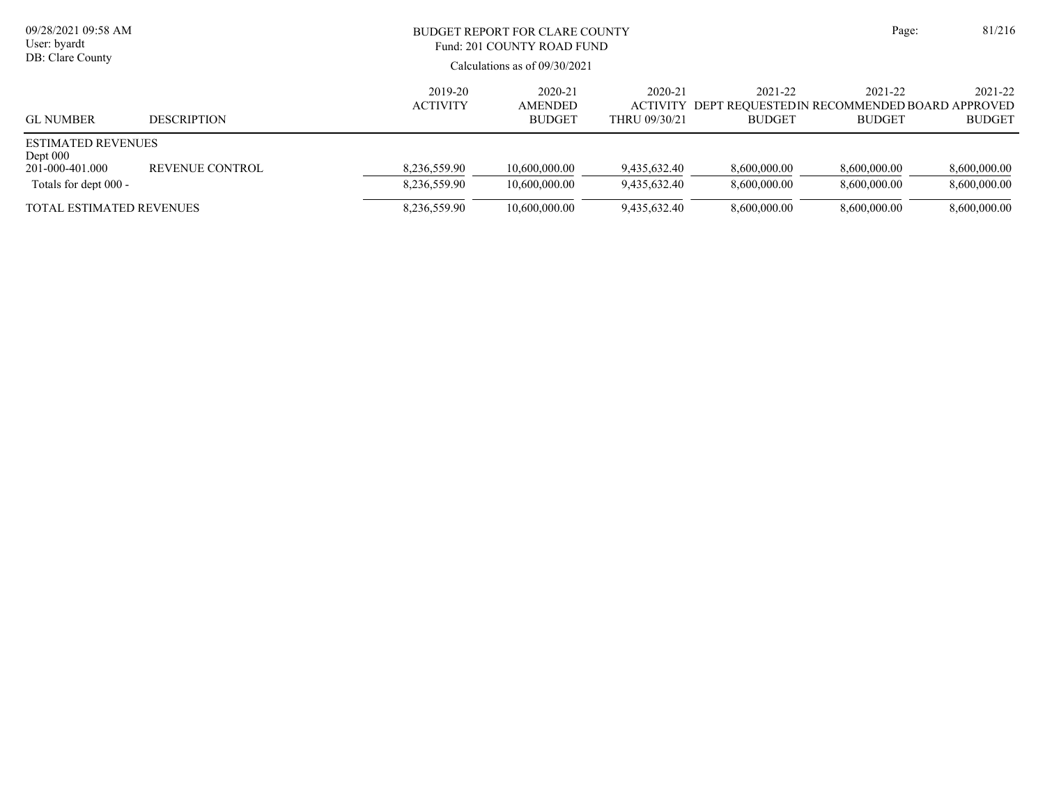BUDGET REPORT FOR CLARE COUNTY
Fund: 201 COUNTY ROAD FUND

Calculations as of 09/30/2021

| GL NUMBER | DESCRIPTION | 2019-20 ACTIVITY | 2020-21 AMENDED BUDGET | 2020-21 ACTIVITY THRU 09/30/21 | 2021-22 DEPT REQUESTED BUDGET | 2021-22 IN RECOMMENDED BUDGET | 2021-22 BOARD APPROVED BUDGET |
|---|---|---|---|---|---|---|---|
| ESTIMATED REVENUES | | | | | | | |
| Dept 000 | | | | | | | |
| 201-000-401.000 | REVENUE CONTROL | 8,236,559.90 | 10,600,000.00 | 9,435,632.40 | 8,600,000.00 | 8,600,000.00 | 8,600,000.00 |
| Totals for dept 000 - | | 8,236,559.90 | 10,600,000.00 | 9,435,632.40 | 8,600,000.00 | 8,600,000.00 | 8,600,000.00 |
| TOTAL ESTIMATED REVENUES | | 8,236,559.90 | 10,600,000.00 | 9,435,632.40 | 8,600,000.00 | 8,600,000.00 | 8,600,000.00 |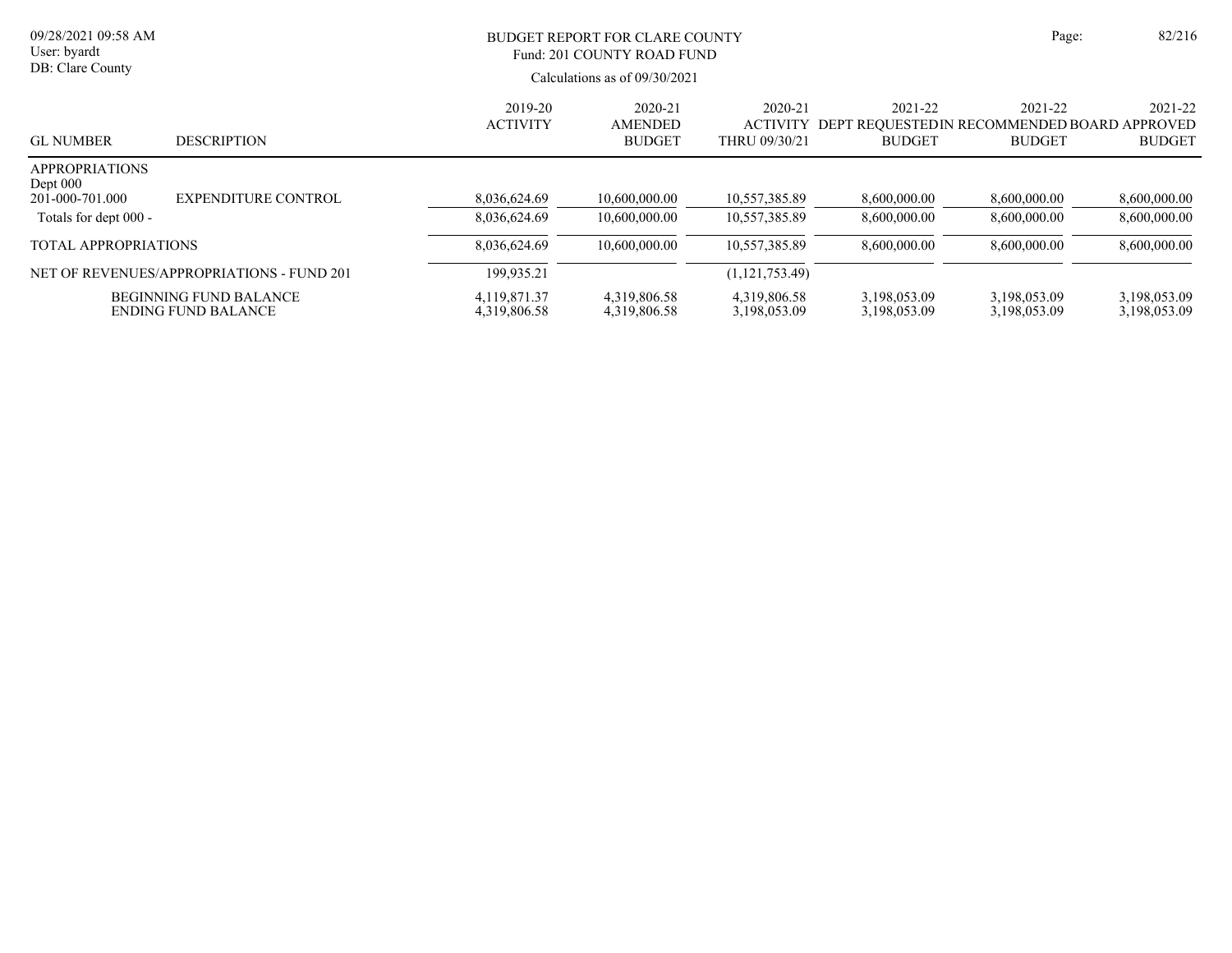BUDGET REPORT FOR CLARE COUNTY
Fund: 201 COUNTY ROAD FUND

Calculations as of 09/30/2021

| GL NUMBER | DESCRIPTION | 2019-20 ACTIVITY | 2020-21 AMENDED BUDGET | 2020-21 ACTIVITY THRU 09/30/21 | 2021-22 DEPT REQUESTED BUDGET | 2021-22 IN RECOMMENDED BUDGET | 2021-22 BOARD APPROVED BUDGET |
|---|---|---|---|---|---|---|---|
| APPROPRIATIONS | | | | | | | |
| Dept 000 | | | | | | | |
| 201-000-701.000 | EXPENDITURE CONTROL | 8,036,624.69 | 10,600,000.00 | 10,557,385.89 | 8,600,000.00 | 8,600,000.00 | 8,600,000.00 |
| Totals for dept 000 - | | 8,036,624.69 | 10,600,000.00 | 10,557,385.89 | 8,600,000.00 | 8,600,000.00 | 8,600,000.00 |
| TOTAL APPROPRIATIONS | | 8,036,624.69 | 10,600,000.00 | 10,557,385.89 | 8,600,000.00 | 8,600,000.00 | 8,600,000.00 |
| NET OF REVENUES/APPROPRIATIONS - FUND 201 | | 199,935.21 | | (1,121,753.49) | | | |
| | BEGINNING FUND BALANCE | 4,119,871.37 | 4,319,806.58 | 4,319,806.58 | 3,198,053.09 | 3,198,053.09 | 3,198,053.09 |
| | ENDING FUND BALANCE | 4,319,806.58 | 4,319,806.58 | 3,198,053.09 | 3,198,053.09 | 3,198,053.09 | 3,198,053.09 |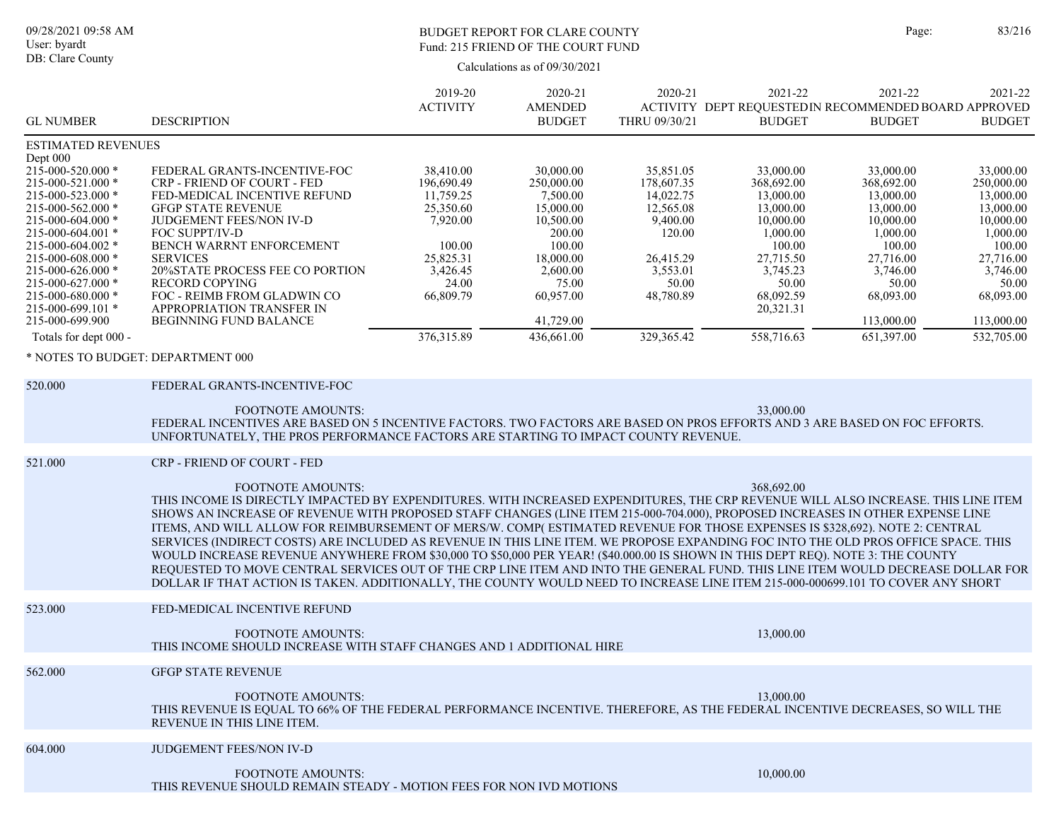BUDGET REPORT FOR CLARE COUNTY
Fund: 215 FRIEND OF THE COURT FUND

Calculations as of 09/30/2021

| GL NUMBER | DESCRIPTION | 2019-20 ACTIVITY | 2020-21 AMENDED BUDGET | 2020-21 ACTIVITY THRU 09/30/21 | 2021-22 DEPT REQUESTED BUDGET | 2021-22 IN RECOMMENDED BUDGET | 2021-22 BOARD APPROVED BUDGET |
|---|---|---|---|---|---|---|---|
| ESTIMATED REVENUES | | | | | | | |
| Dept 000 | | | | | | | |
| 215-000-520.000 * | FEDERAL GRANTS-INCENTIVE-FOC | 38,410.00 | 30,000.00 | 35,851.05 | 33,000.00 | 33,000.00 | 33,000.00 |
| 215-000-521.000 * | CRP - FRIEND OF COURT - FED | 196,690.49 | 250,000.00 | 178,607.35 | 368,692.00 | 368,692.00 | 250,000.00 |
| 215-000-523.000 * | FED-MEDICAL INCENTIVE REFUND | 11,759.25 | 7,500.00 | 14,022.75 | 13,000.00 | 13,000.00 | 13,000.00 |
| 215-000-562.000 * | GFGP STATE REVENUE | 25,350.60 | 15,000.00 | 12,565.08 | 13,000.00 | 13,000.00 | 13,000.00 |
| 215-000-604.000 * | JUDGEMENT FEES/NON IV-D | 7,920.00 | 10,500.00 | 9,400.00 | 10,000.00 | 10,000.00 | 10,000.00 |
| 215-000-604.001 * | FOC SUPPT/IV-D | | 200.00 | 120.00 | 1,000.00 | 1,000.00 | 1,000.00 |
| 215-000-604.002 * | BENCH WARRNT ENFORCEMENT | 100.00 | 100.00 | | 100.00 | 100.00 | 100.00 |
| 215-000-608.000 * | SERVICES | 25,825.31 | 18,000.00 | 26,415.29 | 27,715.50 | 27,716.00 | 27,716.00 |
| 215-000-626.000 * | 20%STATE PROCESS FEE CO PORTION | 3,426.45 | 2,600.00 | 3,553.01 | 3,745.23 | 3,746.00 | 3,746.00 |
| 215-000-627.000 * | RECORD COPYING | 24.00 | 75.00 | 50.00 | 50.00 | 50.00 | 50.00 |
| 215-000-680.000 * | FOC - REIMB FROM GLADWIN CO | 66,809.79 | 60,957.00 | 48,780.89 | 68,092.59 | 68,093.00 | 68,093.00 |
| 215-000-699.101 * | APPROPRIATION TRANSFER IN | | | | 20,321.31 | | |
| 215-000-699.900 | BEGINNING FUND BALANCE | | 41,729.00 | | | 113,000.00 | 113,000.00 |
| Totals for dept 000 - | | 376,315.89 | 436,661.00 | 329,365.42 | 558,716.63 | 651,397.00 | 532,705.00 |

\* NOTES TO BUDGET: DEPARTMENT 000

**520.000 — FEDERAL GRANTS-INCENTIVE-FOC**

FOOTNOTE AMOUNTS: 33,000.00

FEDERAL INCENTIVES ARE BASED ON 5 INCENTIVE FACTORS. TWO FACTORS ARE BASED ON PROS EFFORTS AND 3 ARE BASED ON FOC EFFORTS. UNFORTUNATELY, THE PROS PERFORMANCE FACTORS ARE STARTING TO IMPACT COUNTY REVENUE.

**521.000 — CRP - FRIEND OF COURT - FED**

FOOTNOTE AMOUNTS: 368,692.00

THIS INCOME IS DIRECTLY IMPACTED BY EXPENDITURES. WITH INCREASED EXPENDITURES, THE CRP REVENUE WILL ALSO INCREASE. THIS LINE ITEM SHOWS AN INCREASE OF REVENUE WITH PROPOSED STAFF CHANGES (LINE ITEM 215-000-704.000), PROPOSED INCREASES IN OTHER EXPENSE LINE ITEMS, AND WILL ALLOW FOR REIMBURSEMENT OF MERS/W. COMP( ESTIMATED REVENUE FOR THOSE EXPENSES IS $328,692). NOTE 2: CENTRAL SERVICES (INDIRECT COSTS) ARE INCLUDED AS REVENUE IN THIS LINE ITEM. WE PROPOSE EXPANDING FOC INTO THE OLD PROS OFFICE SPACE. THIS WOULD INCREASE REVENUE ANYWHERE FROM $30,000 TO $50,000 PER YEAR! ($40.000.00 IS SHOWN IN THIS DEPT REQ). NOTE 3: THE COUNTY REQUESTED TO MOVE CENTRAL SERVICES OUT OF THE CRP LINE ITEM AND INTO THE GENERAL FUND. THIS LINE ITEM WOULD DECREASE DOLLAR FOR DOLLAR IF THAT ACTION IS TAKEN. ADDITIONALLY, THE COUNTY WOULD NEED TO INCREASE LINE ITEM 215-000-000699.101 TO COVER ANY SHORT

**523.000 — FED-MEDICAL INCENTIVE REFUND**

FOOTNOTE AMOUNTS: 13,000.00

THIS INCOME SHOULD INCREASE WITH STAFF CHANGES AND 1 ADDITIONAL HIRE

**562.000 — GFGP STATE REVENUE**

FOOTNOTE AMOUNTS: 13,000.00

THIS REVENUE IS EQUAL TO 66% OF THE FEDERAL PERFORMANCE INCENTIVE. THEREFORE, AS THE FEDERAL INCENTIVE DECREASES, SO WILL THE REVENUE IN THIS LINE ITEM.

**604.000 — JUDGEMENT FEES/NON IV-D**

FOOTNOTE AMOUNTS: 10,000.00

THIS REVENUE SHOULD REMAIN STEADY - MOTION FEES FOR NON IVD MOTIONS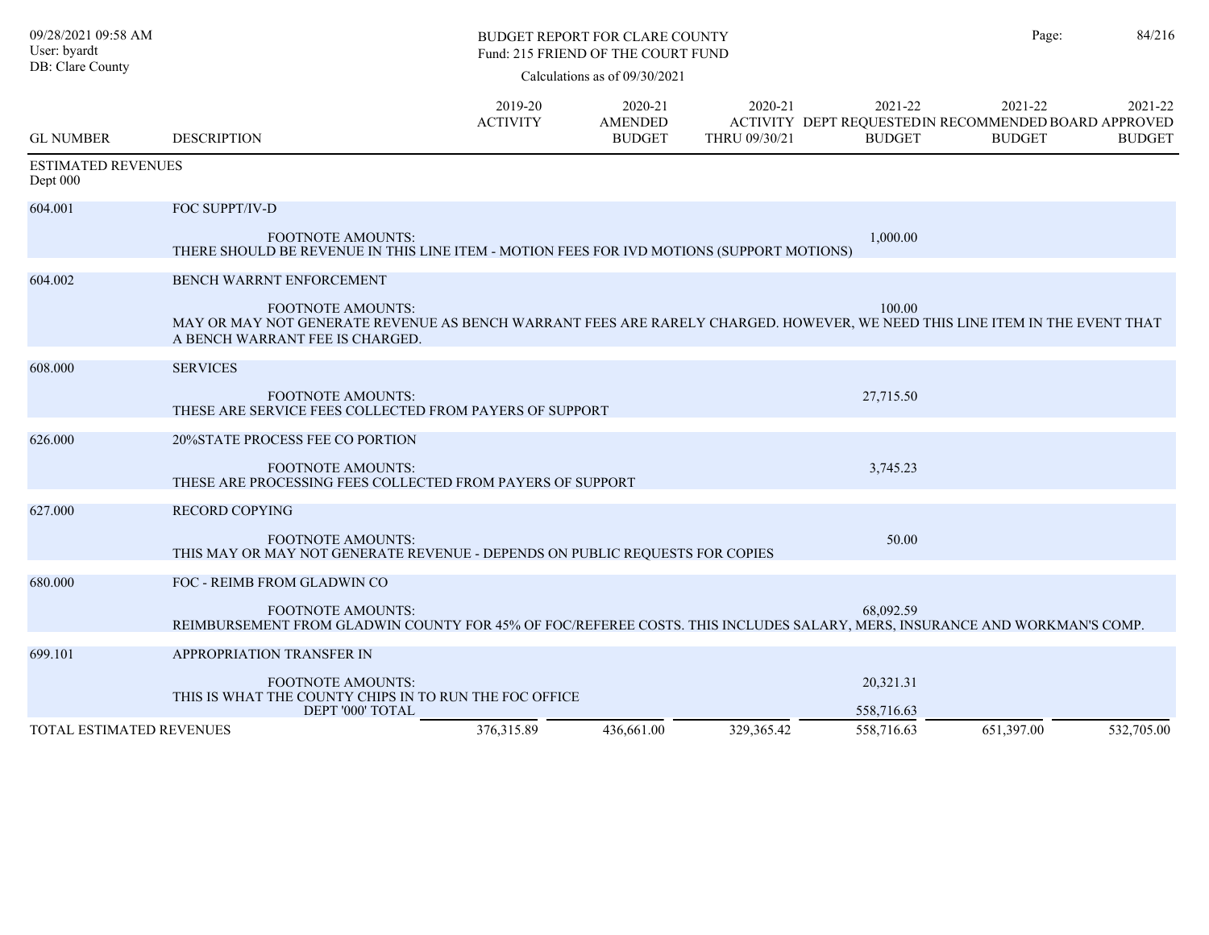# BUDGET REPORT FOR CLARE COUNTY

Fund: 215 FRIEND OF THE COURT FUND

Calculations as of 09/30/2021

| GL NUMBER | DESCRIPTION | 2019-20 ACTIVITY | 2020-21 AMENDED BUDGET | 2020-21 ACTIVITY THRU 09/30/21 | 2021-22 DEPT REQUESTED BUDGET | 2021-22 IN RECOMMENDED BUDGET | 2021-22 BOARD APPROVED BUDGET |
|---|---|---|---|---|---|---|---|
| **ESTIMATED REVENUES** | | | | | | | |
| Dept 000 | | | | | | | |
| 604.001 | FOC SUPPT/IV-D | | | | | | |
| | FOOTNOTE AMOUNTS: THERE SHOULD BE REVENUE IN THIS LINE ITEM - MOTION FEES FOR IVD MOTIONS (SUPPORT MOTIONS) | | | | 1,000.00 | | |
| 604.002 | BENCH WARRNT ENFORCEMENT | | | | | | |
| | FOOTNOTE AMOUNTS: MAY OR MAY NOT GENERATE REVENUE AS BENCH WARRANT FEES ARE RARELY CHARGED. HOWEVER, WE NEED THIS LINE ITEM IN THE EVENT THAT A BENCH WARRANT FEE IS CHARGED. | | | | 100.00 | | |
| 608.000 | SERVICES | | | | | | |
| | FOOTNOTE AMOUNTS: THESE ARE SERVICE FEES COLLECTED FROM PAYERS OF SUPPORT | | | | 27,715.50 | | |
| 626.000 | 20%STATE PROCESS FEE CO PORTION | | | | | | |
| | FOOTNOTE AMOUNTS: THESE ARE PROCESSING FEES COLLECTED FROM PAYERS OF SUPPORT | | | | 3,745.23 | | |
| 627.000 | RECORD COPYING | | | | | | |
| | FOOTNOTE AMOUNTS: THIS MAY OR MAY NOT GENERATE REVENUE - DEPENDS ON PUBLIC REQUESTS FOR COPIES | | | | 50.00 | | |
| 680.000 | FOC - REIMB FROM GLADWIN CO | | | | | | |
| | FOOTNOTE AMOUNTS: REIMBURSEMENT FROM GLADWIN COUNTY FOR 45% OF FOC/REFEREE COSTS. THIS INCLUDES SALARY, MERS, INSURANCE AND WORKMAN'S COMP. | | | | 68,092.59 | | |
| 699.101 | APPROPRIATION TRANSFER IN | | | | | | |
| | FOOTNOTE AMOUNTS: THIS IS WHAT THE COUNTY CHIPS IN TO RUN THE FOC OFFICE | | | | 20,321.31 | | |
| | DEPT '000' TOTAL | | | | 558,716.63 | | |
| **TOTAL ESTIMATED REVENUES** | | 376,315.89 | 436,661.00 | 329,365.42 | 558,716.63 | 651,397.00 | 532,705.00 |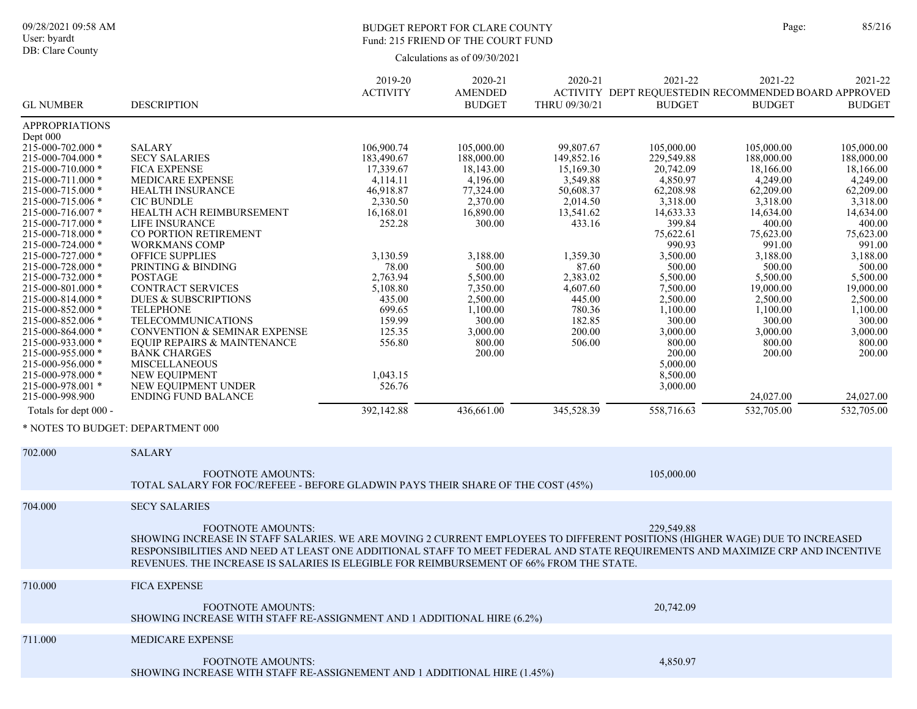BUDGET REPORT FOR CLARE COUNTY
Fund: 215 FRIEND OF THE COURT FUND

Calculations as of 09/30/2021

09/28/2021 09:58 AM
User: byardt
DB: Clare County

| GL NUMBER | DESCRIPTION | 2019-20 ACTIVITY | 2020-21 AMENDED BUDGET | 2020-21 ACTIVITY THRU 09/30/21 | 2021-22 DEPT REQUESTED BUDGET | 2021-22 IN RECOMMENDED BUDGET | 2021-22 BOARD APPROVED BUDGET |
|---|---|---|---|---|---|---|---|
| APPROPRIATIONS | | | | | | | |
| Dept 000 | | | | | | | |
| 215-000-702.000 * | SALARY | 106,900.74 | 105,000.00 | 99,807.67 | 105,000.00 | 105,000.00 | 105,000.00 |
| 215-000-704.000 * | SECY SALARIES | 183,490.67 | 188,000.00 | 149,852.16 | 229,549.88 | 188,000.00 | 188,000.00 |
| 215-000-710.000 * | FICA EXPENSE | 17,339.67 | 18,143.00 | 15,169.30 | 20,742.09 | 18,166.00 | 18,166.00 |
| 215-000-711.000 * | MEDICARE EXPENSE | 4,114.11 | 4,196.00 | 3,549.88 | 4,850.97 | 4,249.00 | 4,249.00 |
| 215-000-715.000 * | HEALTH INSURANCE | 46,918.87 | 77,324.00 | 50,608.37 | 62,208.98 | 62,209.00 | 62,209.00 |
| 215-000-715.006 * | CIC BUNDLE | 2,330.50 | 2,370.00 | 2,014.50 | 3,318.00 | 3,318.00 | 3,318.00 |
| 215-000-716.007 * | HEALTH ACH REIMBURSEMENT | 16,168.01 | 16,890.00 | 13,541.62 | 14,633.33 | 14,634.00 | 14,634.00 |
| 215-000-717.000 * | LIFE INSURANCE | 252.28 | 300.00 | 433.16 | 399.84 | 400.00 | 400.00 |
| 215-000-718.000 * | CO PORTION RETIREMENT | | | | 75,622.61 | 75,623.00 | 75,623.00 |
| 215-000-724.000 * | WORKMANS COMP | | | | 990.93 | 991.00 | 991.00 |
| 215-000-727.000 * | OFFICE SUPPLIES | 3,130.59 | 3,188.00 | 1,359.30 | 3,500.00 | 3,188.00 | 3,188.00 |
| 215-000-728.000 * | PRINTING & BINDING | 78.00 | 500.00 | 87.60 | 500.00 | 500.00 | 500.00 |
| 215-000-732.000 * | POSTAGE | 2,763.94 | 5,500.00 | 2,383.02 | 5,500.00 | 5,500.00 | 5,500.00 |
| 215-000-801.000 * | CONTRACT SERVICES | 5,108.80 | 7,350.00 | 4,607.60 | 7,500.00 | 19,000.00 | 19,000.00 |
| 215-000-814.000 * | DUES & SUBSCRIPTIONS | 435.00 | 2,500.00 | 445.00 | 2,500.00 | 2,500.00 | 2,500.00 |
| 215-000-852.000 * | TELEPHONE | 699.65 | 1,100.00 | 780.36 | 1,100.00 | 1,100.00 | 1,100.00 |
| 215-000-852.006 * | TELECOMMUNICATIONS | 159.99 | 300.00 | 182.85 | 300.00 | 300.00 | 300.00 |
| 215-000-864.000 * | CONVENTION & SEMINAR EXPENSE | 125.35 | 3,000.00 | 200.00 | 3,000.00 | 3,000.00 | 3,000.00 |
| 215-000-933.000 * | EQUIP REPAIRS & MAINTENANCE | 556.80 | 800.00 | 506.00 | 800.00 | 800.00 | 800.00 |
| 215-000-955.000 * | BANK CHARGES | | 200.00 | | 200.00 | 200.00 | 200.00 |
| 215-000-956.000 * | MISCELLANEOUS | | | | 5,000.00 | | |
| 215-000-978.000 * | NEW EQUIPMENT | 1,043.15 | | | 8,500.00 | | |
| 215-000-978.001 * | NEW EQUIPMENT UNDER | 526.76 | | | 3,000.00 | | |
| 215-000-998.900 | ENDING FUND BALANCE | | | | | 24,027.00 | 24,027.00 |
| Totals for dept 000 - | | 392,142.88 | 436,661.00 | 345,528.39 | 558,716.63 | 532,705.00 | 532,705.00 |

\* NOTES TO BUDGET: DEPARTMENT 000

**702.000 SALARY**

FOOTNOTE AMOUNTS: 105,000.00

TOTAL SALARY FOR FOC/REFEEE - BEFORE GLADWIN PAYS THEIR SHARE OF THE COST (45%)

**704.000 SECY SALARIES**

FOOTNOTE AMOUNTS: 229,549.88

SHOWING INCREASE IN STAFF SALARIES. WE ARE MOVING 2 CURRENT EMPLOYEES TO DIFFERENT POSITIONS (HIGHER WAGE) DUE TO INCREASED RESPONSIBILITIES AND NEED AT LEAST ONE ADDITIONAL STAFF TO MEET FEDERAL AND STATE REQUIREMENTS AND MAXIMIZE CRP AND INCENTIVE REVENUES. THE INCREASE IS SALARIES IS ELEGIBLE FOR REIMBURSEMENT OF 66% FROM THE STATE.

**710.000 FICA EXPENSE**

FOOTNOTE AMOUNTS: 20,742.09

SHOWING INCREASE WITH STAFF RE-ASSIGNMENT AND 1 ADDITIONAL HIRE (6.2%)

**711.000 MEDICARE EXPENSE**

FOOTNOTE AMOUNTS: 4,850.97

SHOWING INCREASE WITH STAFF RE-ASSIGNEMENT AND 1 ADDITIONAL HIRE (1.45%)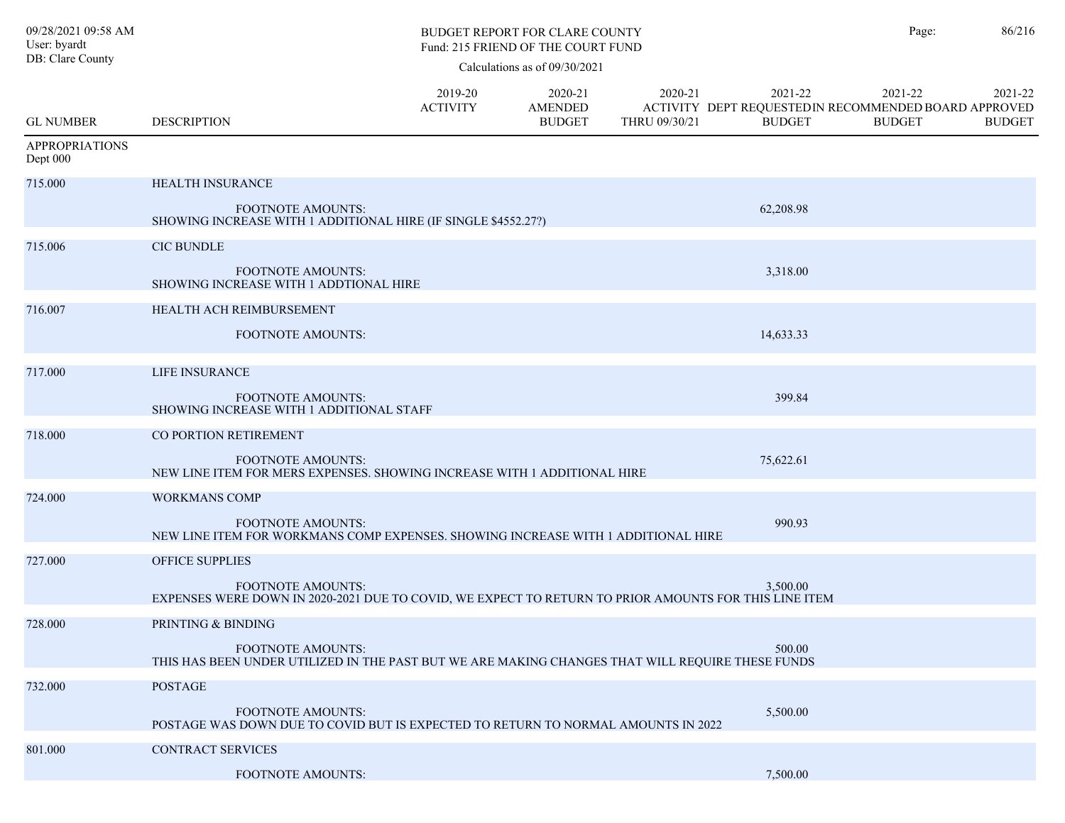BUDGET REPORT FOR CLARE COUNTY
Fund: 215 FRIEND OF THE COURT FUND

Calculations as of 09/30/2021

| GL NUMBER | DESCRIPTION | 2019-20 ACTIVITY | 2020-21 AMENDED BUDGET | 2020-21 ACTIVITY THRU 09/30/21 | 2021-22 DEPT REQUESTED BUDGET | 2021-22 IN RECOMMENDED BUDGET | 2021-22 BOARD APPROVED BUDGET |
|---|---|---|---|---|---|---|---|
| APPROPRIATIONS Dept 000 | | | | | | | |
| 715.000 | HEALTH INSURANCE | | | | | | |
| | FOOTNOTE AMOUNTS: SHOWING INCREASE WITH 1 ADDITIONAL HIRE (IF SINGLE $4552.27?) | | | | 62,208.98 | | |
| 715.006 | CIC BUNDLE | | | | | | |
| | FOOTNOTE AMOUNTS: SHOWING INCREASE WITH 1 ADDTIONAL HIRE | | | | 3,318.00 | | |
| 716.007 | HEALTH ACH REIMBURSEMENT | | | | | | |
| | FOOTNOTE AMOUNTS: | | | | 14,633.33 | | |
| 717.000 | LIFE INSURANCE | | | | | | |
| | FOOTNOTE AMOUNTS: SHOWING INCREASE WITH 1 ADDITIONAL STAFF | | | | 399.84 | | |
| 718.000 | CO PORTION RETIREMENT | | | | | | |
| | FOOTNOTE AMOUNTS: NEW LINE ITEM FOR MERS EXPENSES. SHOWING INCREASE WITH 1 ADDITIONAL HIRE | | | | 75,622.61 | | |
| 724.000 | WORKMANS COMP | | | | | | |
| | FOOTNOTE AMOUNTS: NEW LINE ITEM FOR WORKMANS COMP EXPENSES. SHOWING INCREASE WITH 1 ADDITIONAL HIRE | | | | 990.93 | | |
| 727.000 | OFFICE SUPPLIES | | | | | | |
| | FOOTNOTE AMOUNTS: EXPENSES WERE DOWN IN 2020-2021 DUE TO COVID, WE EXPECT TO RETURN TO PRIOR AMOUNTS FOR THIS LINE ITEM | | | | 3,500.00 | | |
| 728.000 | PRINTING & BINDING | | | | | | |
| | FOOTNOTE AMOUNTS: THIS HAS BEEN UNDER UTILIZED IN THE PAST BUT WE ARE MAKING CHANGES THAT WILL REQUIRE THESE FUNDS | | | | 500.00 | | |
| 732.000 | POSTAGE | | | | | | |
| | FOOTNOTE AMOUNTS: POSTAGE WAS DOWN DUE TO COVID BUT IS EXPECTED TO RETURN TO NORMAL AMOUNTS IN 2022 | | | | 5,500.00 | | |
| 801.000 | CONTRACT SERVICES | | | | | | |
| | FOOTNOTE AMOUNTS: | | | | 7,500.00 | | |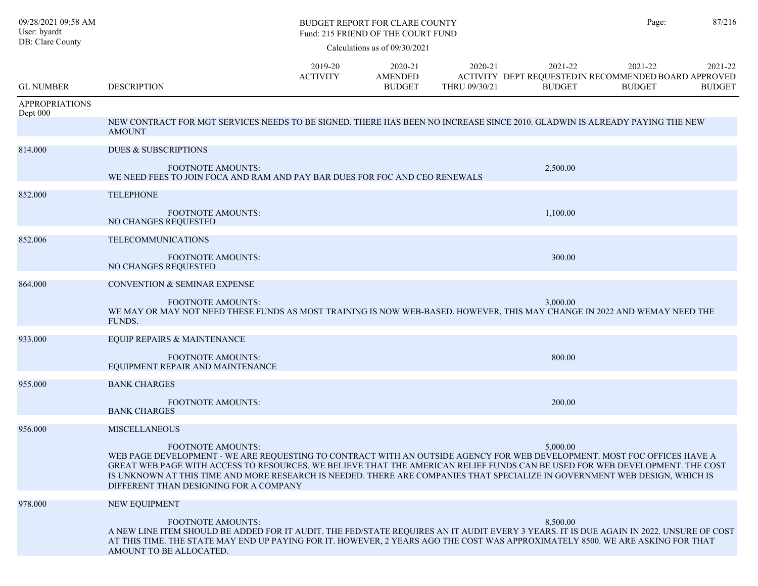# BUDGET REPORT FOR CLARE COUNTY

## Fund: 215 FRIEND OF THE COURT FUND

Calculations as of 09/30/2021

| GL NUMBER | DESCRIPTION | 2019-20 ACTIVITY | 2020-21 AMENDED BUDGET | 2020-21 ACTIVITY THRU 09/30/21 | 2021-22 DEPT REQUESTED BUDGET | 2021-22 IN RECOMMENDED BUDGET | 2021-22 BOARD APPROVED BUDGET |
|---|---|---|---|---|---|---|---|
| APPROPRIATIONS Dept 000 | | | | | | | |
| | NEW CONTRACT FOR MGT SERVICES NEEDS TO BE SIGNED. THERE HAS BEEN NO INCREASE SINCE 2010. GLADWIN IS ALREADY PAYING THE NEW AMOUNT | | | | | | |
| 814.000 | DUES & SUBSCRIPTIONS | | | | | | |
| | FOOTNOTE AMOUNTS: WE NEED FEES TO JOIN FOCA AND RAM AND PAY BAR DUES FOR FOC AND CEO RENEWALS | | | | 2,500.00 | | |
| 852.000 | TELEPHONE | | | | | | |
| | FOOTNOTE AMOUNTS: NO CHANGES REQUESTED | | | | 1,100.00 | | |
| 852.006 | TELECOMMUNICATIONS | | | | | | |
| | FOOTNOTE AMOUNTS: NO CHANGES REQUESTED | | | | 300.00 | | |
| 864.000 | CONVENTION & SEMINAR EXPENSE | | | | | | |
| | FOOTNOTE AMOUNTS: WE MAY OR MAY NOT NEED THESE FUNDS AS MOST TRAINING IS NOW WEB-BASED. HOWEVER, THIS MAY CHANGE IN 2022 AND WEMAY NEED THE FUNDS. | | | | 3,000.00 | | |
| 933.000 | EQUIP REPAIRS & MAINTENANCE | | | | | | |
| | FOOTNOTE AMOUNTS: EQUIPMENT REPAIR AND MAINTENANCE | | | | 800.00 | | |
| 955.000 | BANK CHARGES | | | | | | |
| | FOOTNOTE AMOUNTS: BANK CHARGES | | | | 200.00 | | |
| 956.000 | MISCELLANEOUS | | | | | | |
| | FOOTNOTE AMOUNTS: WEB PAGE DEVELOPMENT - WE ARE REQUESTING TO CONTRACT WITH AN OUTSIDE AGENCY FOR WEB DEVELOPMENT. MOST FOC OFFICES HAVE A GREAT WEB PAGE WITH ACCESS TO RESOURCES. WE BELIEVE THAT THE AMERICAN RELIEF FUNDS CAN BE USED FOR WEB DEVELOPMENT. THE COST IS UNKNOWN AT THIS TIME AND MORE RESEARCH IS NEEDED. THERE ARE COMPANIES THAT SPECIALIZE IN GOVERNMENT WEB DESIGN, WHICH IS DIFFERENT THAN DESIGNING FOR A COMPANY | | | | 5,000.00 | | |
| 978.000 | NEW EQUIPMENT | | | | | | |
| | FOOTNOTE AMOUNTS: A NEW LINE ITEM SHOULD BE ADDED FOR IT AUDIT. THE FED/STATE REQUIRES AN IT AUDIT EVERY 3 YEARS. IT IS DUE AGAIN IN 2022. UNSURE OF COST AT THIS TIME. THE STATE MAY END UP PAYING FOR IT. HOWEVER, 2 YEARS AGO THE COST WAS APPROXIMATELY 8500. WE ARE ASKING FOR THAT AMOUNT TO BE ALLOCATED. | | | | 8,500.00 | | |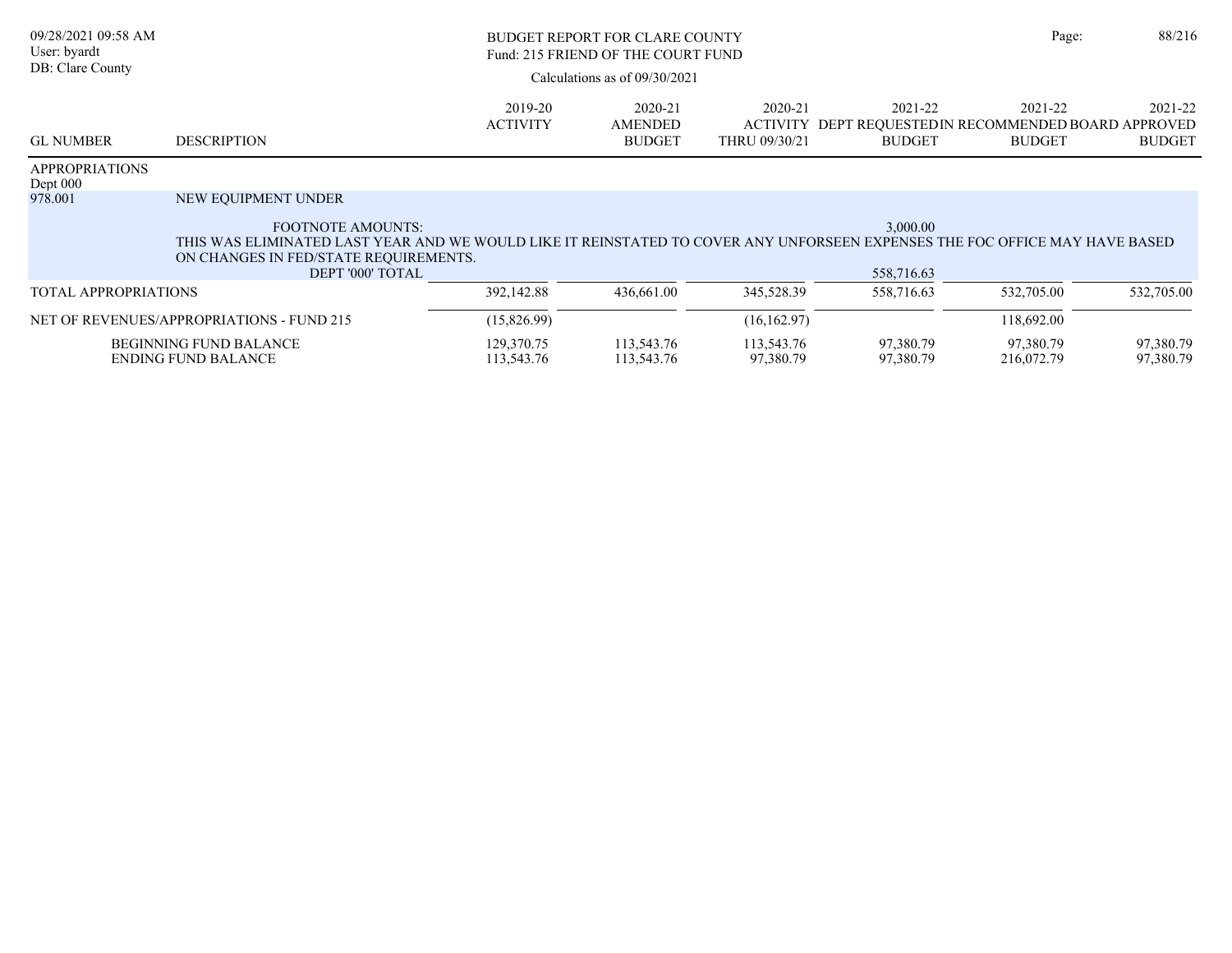BUDGET REPORT FOR CLARE COUNTY
Fund: 215 FRIEND OF THE COURT FUND

Calculations as of 09/30/2021

| GL NUMBER | DESCRIPTION | 2019-20 ACTIVITY | 2020-21 AMENDED BUDGET | 2020-21 ACTIVITY THRU 09/30/21 | 2021-22 DEPT REQUESTED BUDGET | 2021-22 RECOMMENDED BUDGET | 2021-22 BOARD APPROVED BUDGET |
|---|---|---|---|---|---|---|---|
| APPROPRIATIONS | | | | | | | |
| Dept 000 | | | | | | | |
| 978.001 | NEW EQUIPMENT UNDER | | | | | | |
| | FOOTNOTE AMOUNTS: | | | | 3,000.00 | | |
| | THIS WAS ELIMINATED LAST YEAR AND WE WOULD LIKE IT REINSTATED TO COVER ANY UNFORSEEN EXPENSES THE FOC OFFICE MAY HAVE BASED ON CHANGES IN FED/STATE REQUIREMENTS. | | | | | | |
| | DEPT '000' TOTAL | | | | 558,716.63 | | |
| TOTAL APPROPRIATIONS | | 392,142.88 | 436,661.00 | 345,528.39 | 558,716.63 | 532,705.00 | 532,705.00 |
| NET OF REVENUES/APPROPRIATIONS - FUND 215 | | (15,826.99) | | (16,162.97) | | 118,692.00 | |
| | BEGINNING FUND BALANCE | 129,370.75 | 113,543.76 | 113,543.76 | 97,380.79 | 97,380.79 | 97,380.79 |
| | ENDING FUND BALANCE | 113,543.76 | 113,543.76 | 97,380.79 | 97,380.79 | 216,072.79 | 97,380.79 |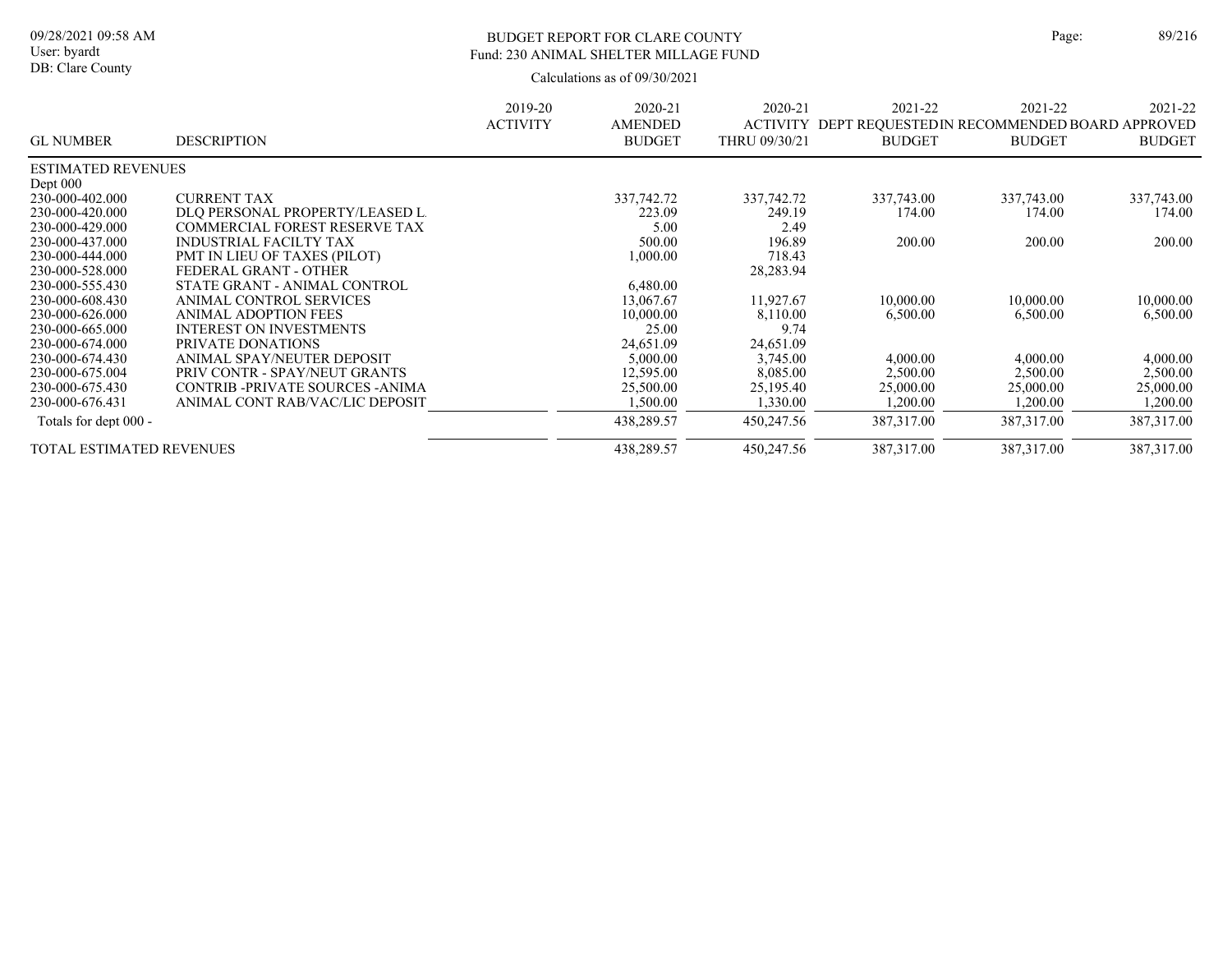BUDGET REPORT FOR CLARE COUNTY
Fund: 230 ANIMAL SHELTER MILLAGE FUND

Calculations as of 09/30/2021

| GL NUMBER | DESCRIPTION | 2019-20 ACTIVITY | 2020-21 AMENDED BUDGET | 2020-21 ACTIVITY THRU 09/30/21 | 2021-22 DEPT REQUESTED BUDGET | 2021-22 IN RECOMMENDED BUDGET | 2021-22 BOARD APPROVED BUDGET |
|---|---|---|---|---|---|---|---|
| ESTIMATED REVENUES | | | | | | | |
| Dept 000 | | | | | | | |
| 230-000-402.000 | CURRENT TAX | | 337,742.72 | 337,742.72 | 337,743.00 | 337,743.00 | 337,743.00 |
| 230-000-420.000 | DLQ PERSONAL PROPERTY/LEASED L. | | 223.09 | 249.19 | 174.00 | 174.00 | 174.00 |
| 230-000-429.000 | COMMERCIAL FOREST RESERVE TAX | | 5.00 | 2.49 | | | |
| 230-000-437.000 | INDUSTRIAL FACILTY TAX | | 500.00 | 196.89 | 200.00 | 200.00 | 200.00 |
| 230-000-444.000 | PMT IN LIEU OF TAXES (PILOT) | | 1,000.00 | 718.43 | | | |
| 230-000-528.000 | FEDERAL GRANT - OTHER | | | 28,283.94 | | | |
| 230-000-555.430 | STATE GRANT - ANIMAL CONTROL | | 6,480.00 | | | | |
| 230-000-608.430 | ANIMAL CONTROL SERVICES | | 13,067.67 | 11,927.67 | 10,000.00 | 10,000.00 | 10,000.00 |
| 230-000-626.000 | ANIMAL ADOPTION FEES | | 10,000.00 | 8,110.00 | 6,500.00 | 6,500.00 | 6,500.00 |
| 230-000-665.000 | INTEREST ON INVESTMENTS | | 25.00 | 9.74 | | | |
| 230-000-674.000 | PRIVATE DONATIONS | | 24,651.09 | 24,651.09 | | | |
| 230-000-674.430 | ANIMAL SPAY/NEUTER DEPOSIT | | 5,000.00 | 3,745.00 | 4,000.00 | 4,000.00 | 4,000.00 |
| 230-000-675.004 | PRIV CONTR - SPAY/NEUT GRANTS | | 12,595.00 | 8,085.00 | 2,500.00 | 2,500.00 | 2,500.00 |
| 230-000-675.430 | CONTRIB -PRIVATE SOURCES -ANIMA | | 25,500.00 | 25,195.40 | 25,000.00 | 25,000.00 | 25,000.00 |
| 230-000-676.431 | ANIMAL CONT RAB/VAC/LIC DEPOSIT | | 1,500.00 | 1,330.00 | 1,200.00 | 1,200.00 | 1,200.00 |
| Totals for dept 000 - | | | 438,289.57 | 450,247.56 | 387,317.00 | 387,317.00 | 387,317.00 |
| TOTAL ESTIMATED REVENUES | | | 438,289.57 | 450,247.56 | 387,317.00 | 387,317.00 | 387,317.00 |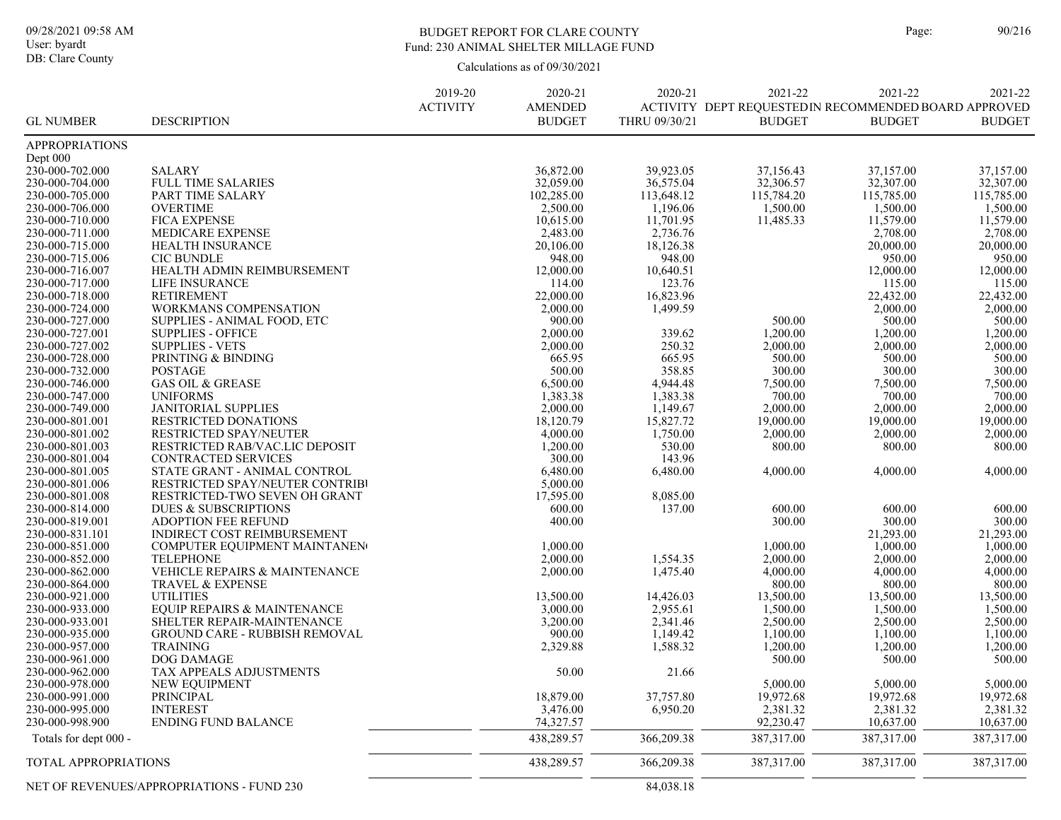BUDGET REPORT FOR CLARE COUNTY
Fund: 230 ANIMAL SHELTER MILLAGE FUND

Calculations as of 09/30/2021

09/28/2021 09:58 AM
User: byardt
DB: Clare County

| GL NUMBER | DESCRIPTION | 2019-20 ACTIVITY | 2020-21 AMENDED BUDGET | 2020-21 ACTIVITY THRU 09/30/21 | 2021-22 DEPT REQUESTED BUDGET | 2021-22 IN RECOMMENDED BUDGET | 2021-22 BOARD APPROVED BUDGET |
|---|---|---|---|---|---|---|---|
| APPROPRIATIONS | | | | | | | |
| Dept 000 | | | | | | | |
| 230-000-702.000 | SALARY | | 36,872.00 | 39,923.05 | 37,156.43 | 37,157.00 | 37,157.00 |
| 230-000-704.000 | FULL TIME SALARIES | | 32,059.00 | 36,575.04 | 32,306.57 | 32,307.00 | 32,307.00 |
| 230-000-705.000 | PART TIME SALARY | | 102,285.00 | 113,648.12 | 115,784.20 | 115,785.00 | 115,785.00 |
| 230-000-706.000 | OVERTIME | | 2,500.00 | 1,196.06 | 1,500.00 | 1,500.00 | 1,500.00 |
| 230-000-710.000 | FICA EXPENSE | | 10,615.00 | 11,701.95 | 11,485.33 | 11,579.00 | 11,579.00 |
| 230-000-711.000 | MEDICARE EXPENSE | | 2,483.00 | 2,736.76 | | 2,708.00 | 2,708.00 |
| 230-000-715.000 | HEALTH INSURANCE | | 20,106.00 | 18,126.38 | | 20,000.00 | 20,000.00 |
| 230-000-715.006 | CIC BUNDLE | | 948.00 | 948.00 | | 950.00 | 950.00 |
| 230-000-716.007 | HEALTH ADMIN REIMBURSEMENT | | 12,000.00 | 10,640.51 | | 12,000.00 | 12,000.00 |
| 230-000-717.000 | LIFE INSURANCE | | 114.00 | 123.76 | | 115.00 | 115.00 |
| 230-000-718.000 | RETIREMENT | | 22,000.00 | 16,823.96 | | 22,432.00 | 22,432.00 |
| 230-000-724.000 | WORKMANS COMPENSATION | | 2,000.00 | 1,499.59 | | 2,000.00 | 2,000.00 |
| 230-000-727.000 | SUPPLIES - ANIMAL FOOD, ETC | | 900.00 | | 500.00 | 500.00 | 500.00 |
| 230-000-727.001 | SUPPLIES - OFFICE | | 2,000.00 | 339.62 | 1,200.00 | 1,200.00 | 1,200.00 |
| 230-000-727.002 | SUPPLIES - VETS | | 2,000.00 | 250.32 | 2,000.00 | 2,000.00 | 2,000.00 |
| 230-000-728.000 | PRINTING & BINDING | | 665.95 | 665.95 | 500.00 | 500.00 | 500.00 |
| 230-000-732.000 | POSTAGE | | 500.00 | 358.85 | 300.00 | 300.00 | 300.00 |
| 230-000-746.000 | GAS OIL & GREASE | | 6,500.00 | 4,944.48 | 7,500.00 | 7,500.00 | 7,500.00 |
| 230-000-747.000 | UNIFORMS | | 1,383.38 | 1,383.38 | 700.00 | 700.00 | 700.00 |
| 230-000-749.000 | JANITORIAL SUPPLIES | | 2,000.00 | 1,149.67 | 2,000.00 | 2,000.00 | 2,000.00 |
| 230-000-801.001 | RESTRICTED DONATIONS | | 18,120.79 | 15,827.72 | 19,000.00 | 19,000.00 | 19,000.00 |
| 230-000-801.002 | RESTRICTED SPAY/NEUTER | | 4,000.00 | 1,750.00 | 2,000.00 | 2,000.00 | 2,000.00 |
| 230-000-801.003 | RESTRICTED RAB/VAC.LIC DEPOSIT | | 1,200.00 | 530.00 | 800.00 | 800.00 | 800.00 |
| 230-000-801.004 | CONTRACTED SERVICES | | 300.00 | 143.96 | | | |
| 230-000-801.005 | STATE GRANT - ANIMAL CONTROL | | 6,480.00 | 6,480.00 | 4,000.00 | 4,000.00 | 4,000.00 |
| 230-000-801.006 | RESTRICTED SPAY/NEUTER CONTRIBI | | 5,000.00 | | | | |
| 230-000-801.008 | RESTRICTED-TWO SEVEN OH GRANT | | 17,595.00 | 8,085.00 | | | |
| 230-000-814.000 | DUES & SUBSCRIPTIONS | | 600.00 | 137.00 | 600.00 | 600.00 | 600.00 |
| 230-000-819.001 | ADOPTION FEE REFUND | | 400.00 | | 300.00 | 300.00 | 300.00 |
| 230-000-831.101 | INDIRECT COST REIMBURSEMENT | | | | | 21,293.00 | 21,293.00 |
| 230-000-851.000 | COMPUTER EQUIPMENT MAINTANEN( | | 1,000.00 | | 1,000.00 | 1,000.00 | 1,000.00 |
| 230-000-852.000 | TELEPHONE | | 2,000.00 | 1,554.35 | 2,000.00 | 2,000.00 | 2,000.00 |
| 230-000-862.000 | VEHICLE REPAIRS & MAINTENANCE | | 2,000.00 | 1,475.40 | 4,000.00 | 4,000.00 | 4,000.00 |
| 230-000-864.000 | TRAVEL & EXPENSE | | | | 800.00 | 800.00 | 800.00 |
| 230-000-921.000 | UTILITIES | | 13,500.00 | 14,426.03 | 13,500.00 | 13,500.00 | 13,500.00 |
| 230-000-933.000 | EQUIP REPAIRS & MAINTENANCE | | 3,000.00 | 2,955.61 | 1,500.00 | 1,500.00 | 1,500.00 |
| 230-000-933.001 | SHELTER REPAIR-MAINTENANCE | | 3,200.00 | 2,341.46 | 2,500.00 | 2,500.00 | 2,500.00 |
| 230-000-935.000 | GROUND CARE - RUBBISH REMOVAL | | 900.00 | 1,149.42 | 1,100.00 | 1,100.00 | 1,100.00 |
| 230-000-957.000 | TRAINING | | 2,329.88 | 1,588.32 | 1,200.00 | 1,200.00 | 1,200.00 |
| 230-000-961.000 | DOG DAMAGE | | | | 500.00 | 500.00 | 500.00 |
| 230-000-962.000 | TAX APPEALS ADJUSTMENTS | | 50.00 | 21.66 | | | |
| 230-000-978.000 | NEW EQUIPMENT | | | | 5,000.00 | 5,000.00 | 5,000.00 |
| 230-000-991.000 | PRINCIPAL | | 18,879.00 | 37,757.80 | 19,972.68 | 19,972.68 | 19,972.68 |
| 230-000-995.000 | INTEREST | | 3,476.00 | 6,950.20 | 2,381.32 | 2,381.32 | 2,381.32 |
| 230-000-998.900 | ENDING FUND BALANCE | | 74,327.57 | | 92,230.47 | 10,637.00 | 10,637.00 |
| Totals for dept 000 - | | | 438,289.57 | 366,209.38 | 387,317.00 | 387,317.00 | 387,317.00 |
| TOTAL APPROPRIATIONS | | | 438,289.57 | 366,209.38 | 387,317.00 | 387,317.00 | 387,317.00 |
| NET OF REVENUES/APPROPRIATIONS - FUND 230 | | | | 84,038.18 | | | |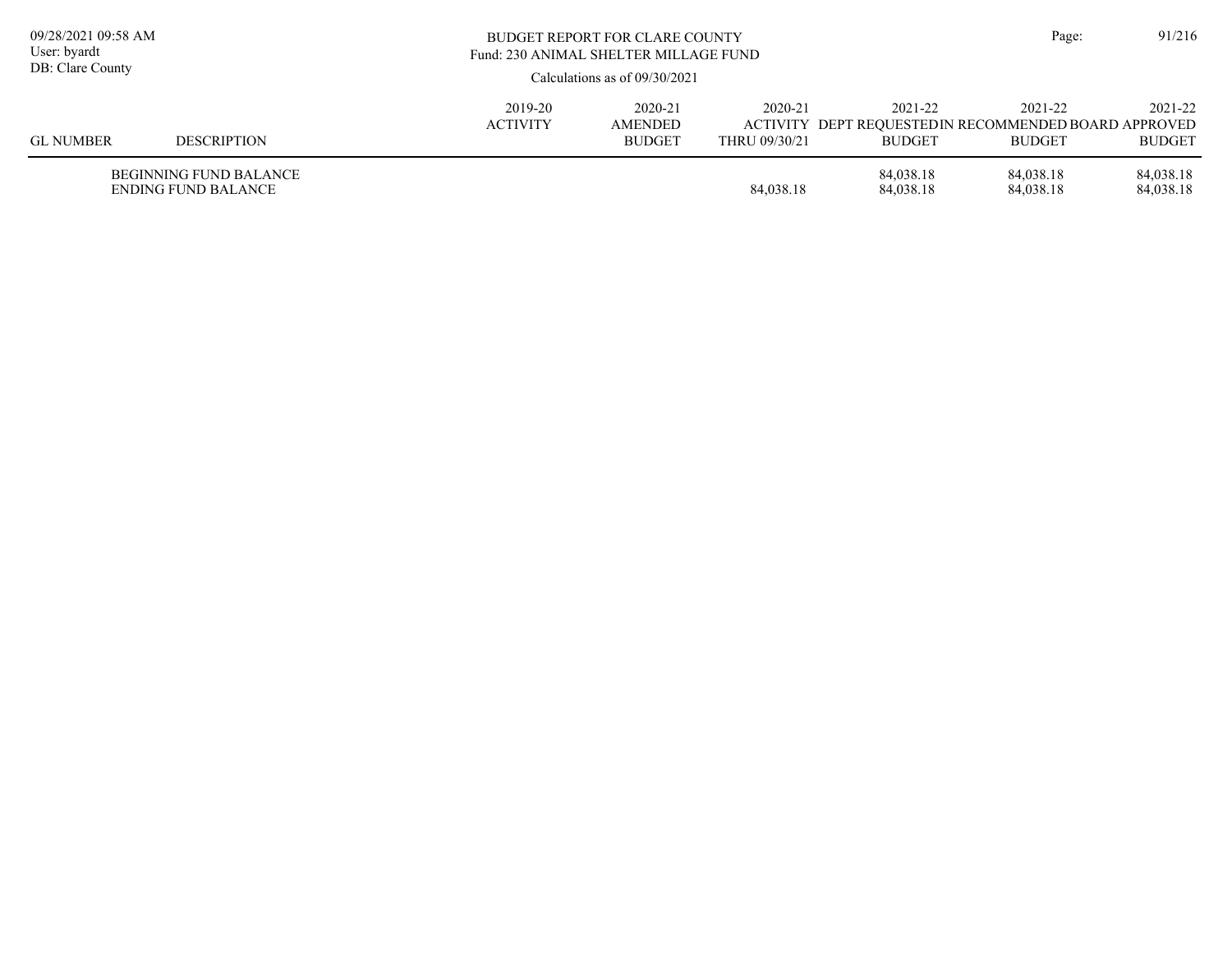BUDGET REPORT FOR CLARE COUNTY
Fund: 230 ANIMAL SHELTER MILLAGE FUND

Calculations as of 09/30/2021

| GL NUMBER | DESCRIPTION | 2019-20 ACTIVITY | 2020-21 AMENDED BUDGET | 2020-21 ACTIVITY THRU 09/30/21 | 2021-22 DEPT REQUESTED BUDGET | 2021-22 IN RECOMMENDED BUDGET | 2021-22 BOARD APPROVED BUDGET |
|---|---|---|---|---|---|---|---|
| | BEGINNING FUND BALANCE | | | | 84,038.18 | 84,038.18 | 84,038.18 |
| | ENDING FUND BALANCE | | | 84,038.18 | 84,038.18 | 84,038.18 | 84,038.18 |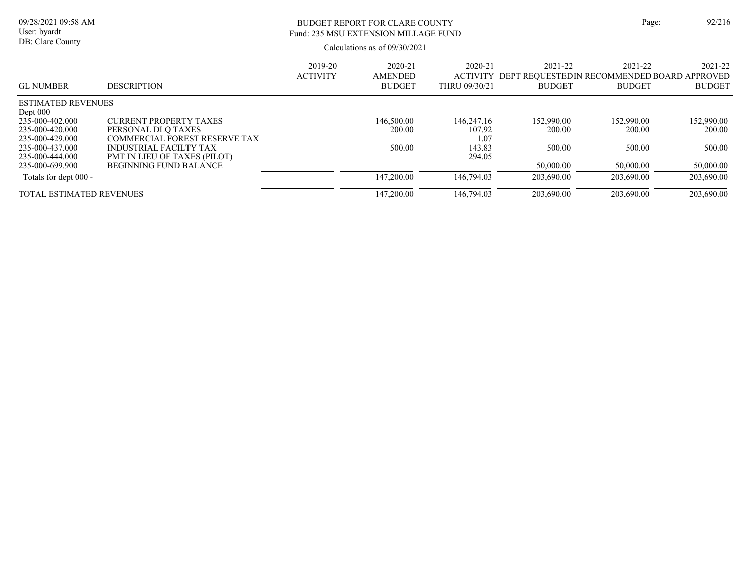BUDGET REPORT FOR CLARE COUNTY
Fund: 235 MSU EXTENSION MILLAGE FUND

Calculations as of 09/30/2021

| GL NUMBER | DESCRIPTION | 2019-20 ACTIVITY | 2020-21 AMENDED BUDGET | 2020-21 ACTIVITY THRU 09/30/21 | 2021-22 DEPT REQUESTED BUDGET | 2021-22 IN RECOMMENDED BUDGET | 2021-22 BOARD APPROVED BUDGET |
|---|---|---|---|---|---|---|---|
| ESTIMATED REVENUES | | | | | | | |
| Dept 000 | | | | | | | |
| 235-000-402.000 | CURRENT PROPERTY TAXES | | 146,500.00 | 146,247.16 | 152,990.00 | 152,990.00 | 152,990.00 |
| 235-000-420.000 | PERSONAL DLQ TAXES | | 200.00 | 107.92 | 200.00 | 200.00 | 200.00 |
| 235-000-429.000 | COMMERCIAL FOREST RESERVE TAX | | | 1.07 | | | |
| 235-000-437.000 | INDUSTRIAL FACILTY TAX | | 500.00 | 143.83 | 500.00 | 500.00 | 500.00 |
| 235-000-444.000 | PMT IN LIEU OF TAXES (PILOT) | | | 294.05 | | | |
| 235-000-699.900 | BEGINNING FUND BALANCE | | | | 50,000.00 | 50,000.00 | 50,000.00 |
| Totals for dept 000 - | | | 147,200.00 | 146,794.03 | 203,690.00 | 203,690.00 | 203,690.00 |
| TOTAL ESTIMATED REVENUES | | | 147,200.00 | 146,794.03 | 203,690.00 | 203,690.00 | 203,690.00 |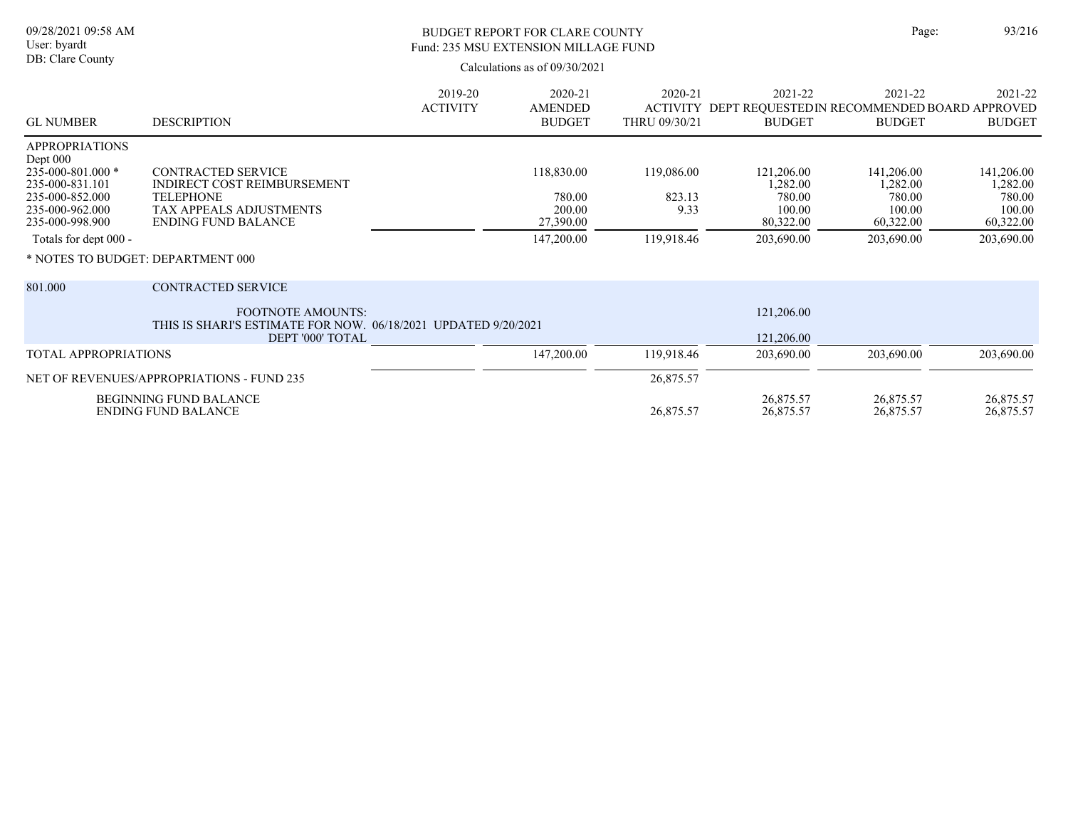BUDGET REPORT FOR CLARE COUNTY

Fund: 235 MSU EXTENSION MILLAGE FUND

Calculations as of 09/30/2021

| GL NUMBER | DESCRIPTION | 2019-20 ACTIVITY | 2020-21 AMENDED BUDGET | 2020-21 ACTIVITY THRU 09/30/21 | 2021-22 DEPT REQUESTED BUDGET | 2021-22 IN RECOMMENDED BUDGET | 2021-22 BOARD APPROVED BUDGET |
|---|---|---|---|---|---|---|---|
| APPROPRIATIONS | | | | | | | |
| Dept 000 | | | | | | | |
| 235-000-801.000 * | CONTRACTED SERVICE | | 118,830.00 | 119,086.00 | 121,206.00 | 141,206.00 | 141,206.00 |
| 235-000-831.101 | INDIRECT COST REIMBURSEMENT | | | | 1,282.00 | 1,282.00 | 1,282.00 |
| 235-000-852.000 | TELEPHONE | | 780.00 | 823.13 | 780.00 | 780.00 | 780.00 |
| 235-000-962.000 | TAX APPEALS ADJUSTMENTS | | 200.00 | 9.33 | 100.00 | 100.00 | 100.00 |
| 235-000-998.900 | ENDING FUND BALANCE | | 27,390.00 | | 80,322.00 | 60,322.00 | 60,322.00 |
| Totals for dept 000 - | | | 147,200.00 | 119,918.46 | 203,690.00 | 203,690.00 | 203,690.00 |

\* NOTES TO BUDGET: DEPARTMENT 000

| | | | | | | | |
|---|---|---|---|---|---|---|---|
| 801.000 | CONTRACTED SERVICE | | | | | | |
| | FOOTNOTE AMOUNTS: | | | | 121,206.00 | | |
| | THIS IS SHARI'S ESTIMATE FOR NOW. 06/18/2021 UPDATED 9/20/2021 | | | | | | |
| | DEPT '000' TOTAL | | | | 121,206.00 | | |
| TOTAL APPROPRIATIONS | | | 147,200.00 | 119,918.46 | 203,690.00 | 203,690.00 | 203,690.00 |
| NET OF REVENUES/APPROPRIATIONS - FUND 235 | | | | 26,875.57 | | | |
| | BEGINNING FUND BALANCE | | | | 26,875.57 | 26,875.57 | 26,875.57 |
| | ENDING FUND BALANCE | | | 26,875.57 | 26,875.57 | 26,875.57 | 26,875.57 |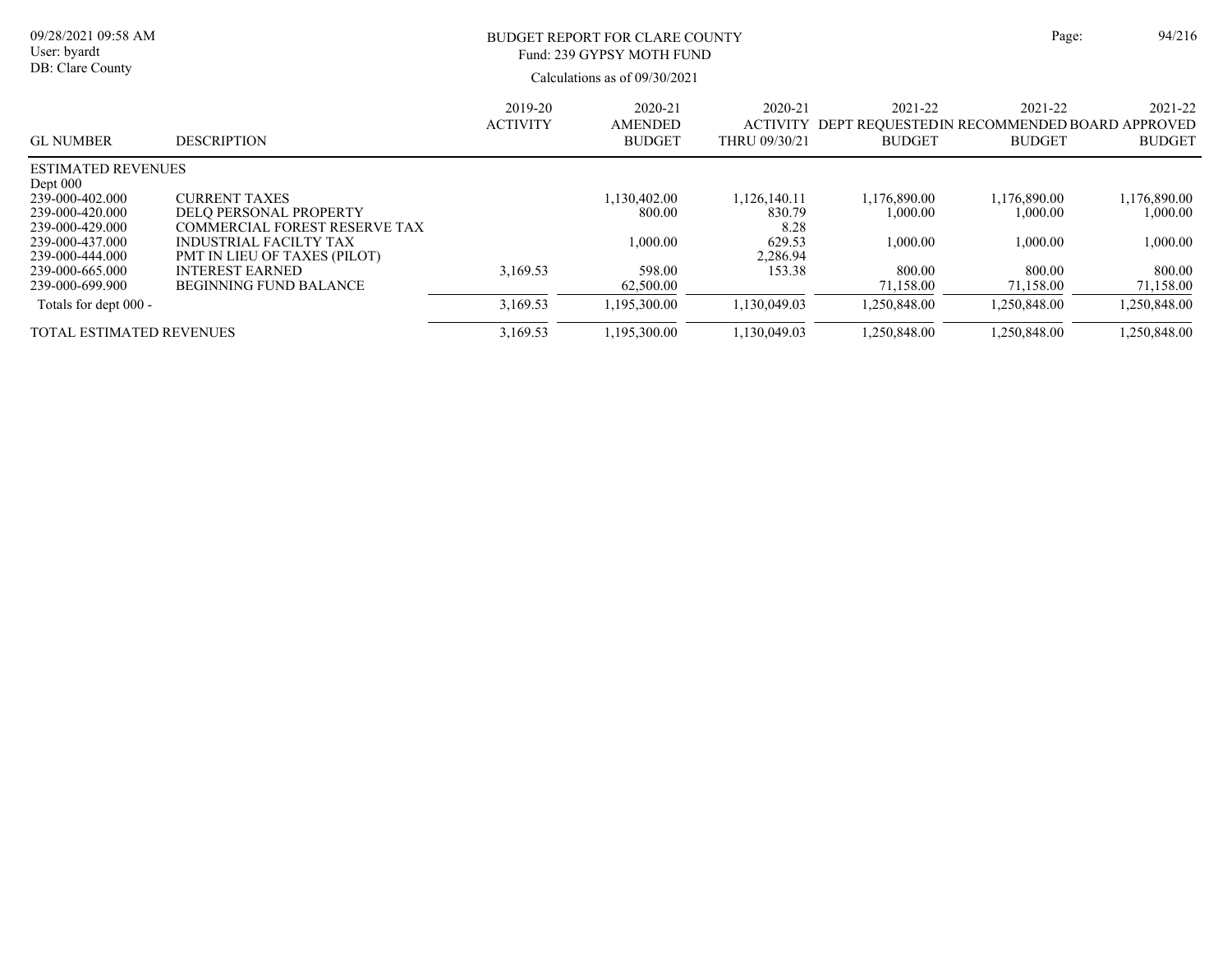# BUDGET REPORT FOR CLARE COUNTY

## Fund: 239 GYPSY MOTH FUND

Calculations as of 09/30/2021

| GL NUMBER | DESCRIPTION | 2019-20 ACTIVITY | 2020-21 AMENDED BUDGET | 2020-21 ACTIVITY THRU 09/30/21 | 2021-22 DEPT REQUESTED BUDGET | 2021-22 IN RECOMMENDED BUDGET | 2021-22 BOARD APPROVED BUDGET |
|---|---|---|---|---|---|---|---|
| ESTIMATED REVENUES | | | | | | | |
| Dept 000 | | | | | | | |
| 239-000-402.000 | CURRENT TAXES | | 1,130,402.00 | 1,126,140.11 | 1,176,890.00 | 1,176,890.00 | 1,176,890.00 |
| 239-000-420.000 | DELQ PERSONAL PROPERTY | | 800.00 | 830.79 | 1,000.00 | 1,000.00 | 1,000.00 |
| 239-000-429.000 | COMMERCIAL FOREST RESERVE TAX | | | 8.28 | | | |
| 239-000-437.000 | INDUSTRIAL FACILTY TAX | | 1,000.00 | 629.53 | 1,000.00 | 1,000.00 | 1,000.00 |
| 239-000-444.000 | PMT IN LIEU OF TAXES (PILOT) | | | 2,286.94 | | | |
| 239-000-665.000 | INTEREST EARNED | 3,169.53 | 598.00 | 153.38 | 800.00 | 800.00 | 800.00 |
| 239-000-699.900 | BEGINNING FUND BALANCE | | 62,500.00 | | 71,158.00 | 71,158.00 | 71,158.00 |
| Totals for dept 000 - | | 3,169.53 | 1,195,300.00 | 1,130,049.03 | 1,250,848.00 | 1,250,848.00 | 1,250,848.00 |
| TOTAL ESTIMATED REVENUES | | 3,169.53 | 1,195,300.00 | 1,130,049.03 | 1,250,848.00 | 1,250,848.00 | 1,250,848.00 |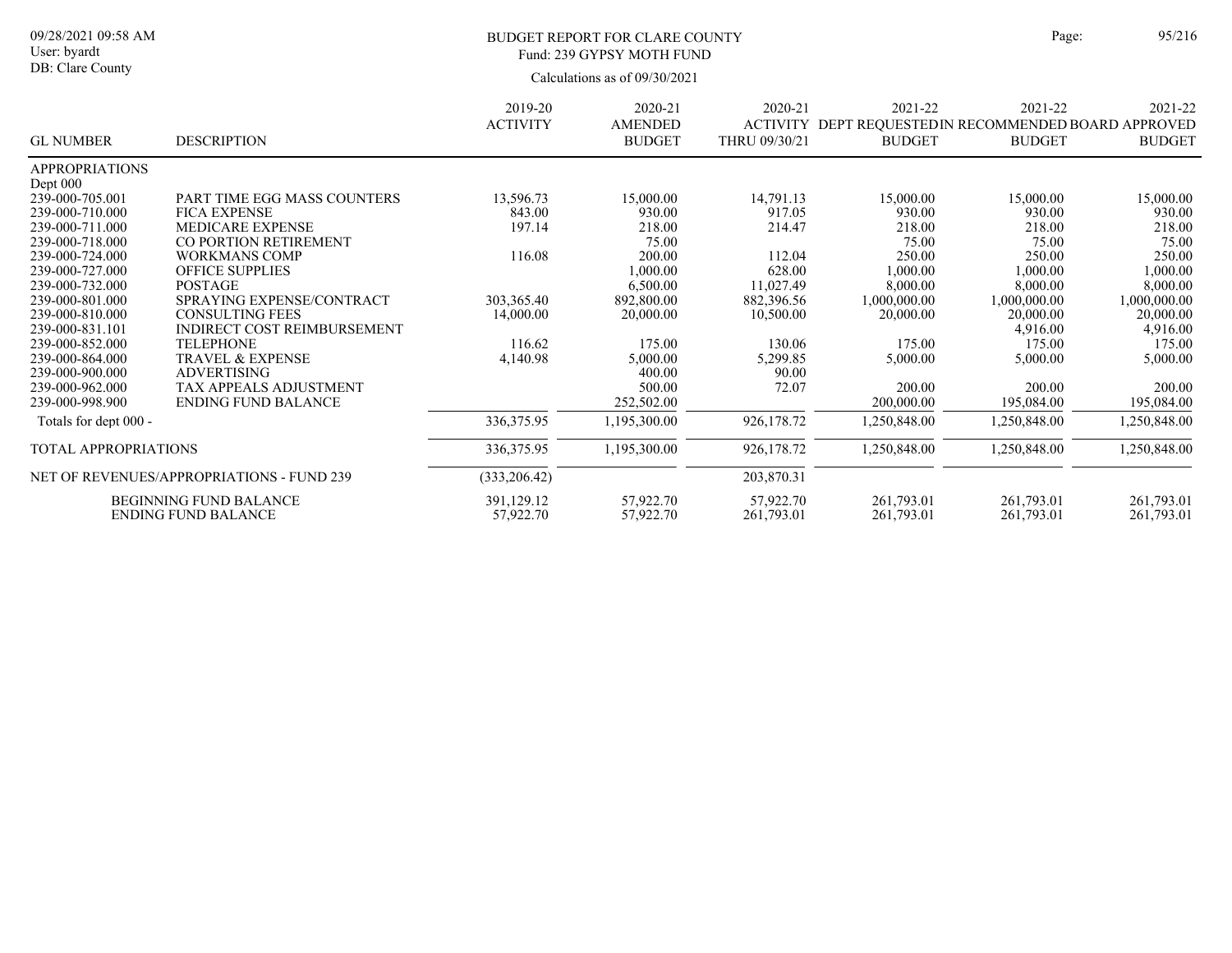BUDGET REPORT FOR CLARE COUNTY
Fund: 239 GYPSY MOTH FUND

Calculations as of 09/30/2021

| GL NUMBER | DESCRIPTION | 2019-20 ACTIVITY | 2020-21 AMENDED BUDGET | 2020-21 ACTIVITY THRU 09/30/21 | 2021-22 DEPT REQUESTED BUDGET | 2021-22 IN RECOMMENDED BUDGET | 2021-22 BOARD APPROVED BUDGET |
|---|---|---|---|---|---|---|---|
| APPROPRIATIONS | | | | | | | |
| Dept 000 | | | | | | | |
| 239-000-705.001 | PART TIME EGG MASS COUNTERS | 13,596.73 | 15,000.00 | 14,791.13 | 15,000.00 | 15,000.00 | 15,000.00 |
| 239-000-710.000 | FICA EXPENSE | 843.00 | 930.00 | 917.05 | 930.00 | 930.00 | 930.00 |
| 239-000-711.000 | MEDICARE EXPENSE | 197.14 | 218.00 | 214.47 | 218.00 | 218.00 | 218.00 |
| 239-000-718.000 | CO PORTION RETIREMENT | | 75.00 | | 75.00 | 75.00 | 75.00 |
| 239-000-724.000 | WORKMANS COMP | 116.08 | 200.00 | 112.04 | 250.00 | 250.00 | 250.00 |
| 239-000-727.000 | OFFICE SUPPLIES | | 1,000.00 | 628.00 | 1,000.00 | 1,000.00 | 1,000.00 |
| 239-000-732.000 | POSTAGE | | 6,500.00 | 11,027.49 | 8,000.00 | 8,000.00 | 8,000.00 |
| 239-000-801.000 | SPRAYING EXPENSE/CONTRACT | 303,365.40 | 892,800.00 | 882,396.56 | 1,000,000.00 | 1,000,000.00 | 1,000,000.00 |
| 239-000-810.000 | CONSULTING FEES | 14,000.00 | 20,000.00 | 10,500.00 | 20,000.00 | 20,000.00 | 20,000.00 |
| 239-000-831.101 | INDIRECT COST REIMBURSEMENT | | | | | 4,916.00 | 4,916.00 |
| 239-000-852.000 | TELEPHONE | 116.62 | 175.00 | 130.06 | 175.00 | 175.00 | 175.00 |
| 239-000-864.000 | TRAVEL & EXPENSE | 4,140.98 | 5,000.00 | 5,299.85 | 5,000.00 | 5,000.00 | 5,000.00 |
| 239-000-900.000 | ADVERTISING | | 400.00 | 90.00 | | | |
| 239-000-962.000 | TAX APPEALS ADJUSTMENT | | 500.00 | 72.07 | 200.00 | 200.00 | 200.00 |
| 239-000-998.900 | ENDING FUND BALANCE | | 252,502.00 | | 200,000.00 | 195,084.00 | 195,084.00 |
| Totals for dept 000 - | | 336,375.95 | 1,195,300.00 | 926,178.72 | 1,250,848.00 | 1,250,848.00 | 1,250,848.00 |
| TOTAL APPROPRIATIONS | | 336,375.95 | 1,195,300.00 | 926,178.72 | 1,250,848.00 | 1,250,848.00 | 1,250,848.00 |
| NET OF REVENUES/APPROPRIATIONS - FUND 239 | | (333,206.42) | | 203,870.31 | | | |
| BEGINNING FUND BALANCE | | 391,129.12 | 57,922.70 | 57,922.70 | 261,793.01 | 261,793.01 | 261,793.01 |
| ENDING FUND BALANCE | | 57,922.70 | 57,922.70 | 261,793.01 | 261,793.01 | 261,793.01 | 261,793.01 |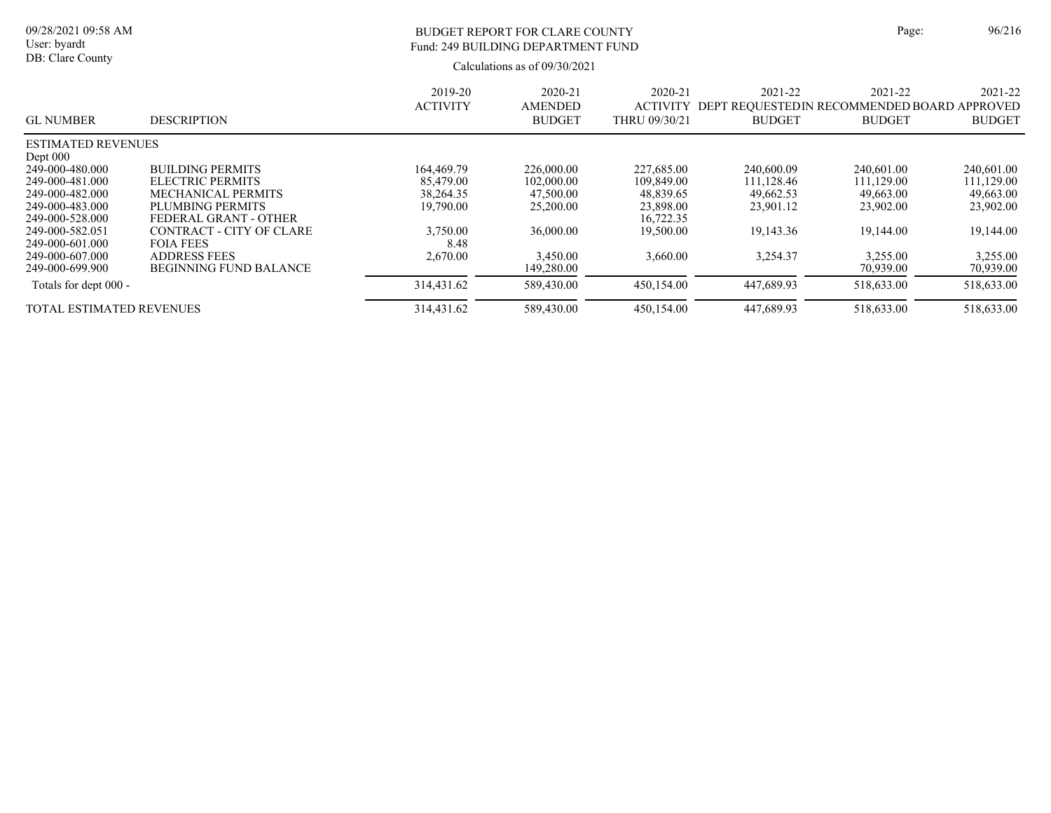BUDGET REPORT FOR CLARE COUNTY
Fund: 249 BUILDING DEPARTMENT FUND

Calculations as of 09/30/2021

| GL NUMBER | DESCRIPTION | 2019-20 ACTIVITY | 2020-21 AMENDED BUDGET | 2020-21 ACTIVITY THRU 09/30/21 | 2021-22 DEPT REQUESTED BUDGET | 2021-22 IN RECOMMENDED BUDGET | 2021-22 BOARD APPROVED BUDGET |
|---|---|---|---|---|---|---|---|
| ESTIMATED REVENUES | | | | | | | |
| Dept 000 | | | | | | | |
| 249-000-480.000 | BUILDING PERMITS | 164,469.79 | 226,000.00 | 227,685.00 | 240,600.09 | 240,601.00 | 240,601.00 |
| 249-000-481.000 | ELECTRIC PERMITS | 85,479.00 | 102,000.00 | 109,849.00 | 111,128.46 | 111,129.00 | 111,129.00 |
| 249-000-482.000 | MECHANICAL PERMITS | 38,264.35 | 47,500.00 | 48,839.65 | 49,662.53 | 49,663.00 | 49,663.00 |
| 249-000-483.000 | PLUMBING PERMITS | 19,790.00 | 25,200.00 | 23,898.00 | 23,901.12 | 23,902.00 | 23,902.00 |
| 249-000-528.000 | FEDERAL GRANT - OTHER | | | 16,722.35 | | | |
| 249-000-582.051 | CONTRACT - CITY OF CLARE | 3,750.00 | 36,000.00 | 19,500.00 | 19,143.36 | 19,144.00 | 19,144.00 |
| 249-000-601.000 | FOIA FEES | 8.48 | | | | | |
| 249-000-607.000 | ADDRESS FEES | 2,670.00 | 3,450.00 | 3,660.00 | 3,254.37 | 3,255.00 | 3,255.00 |
| 249-000-699.900 | BEGINNING FUND BALANCE | | 149,280.00 | | | 70,939.00 | 70,939.00 |
| Totals for dept 000 - | | 314,431.62 | 589,430.00 | 450,154.00 | 447,689.93 | 518,633.00 | 518,633.00 |
| TOTAL ESTIMATED REVENUES | | 314,431.62 | 589,430.00 | 450,154.00 | 447,689.93 | 518,633.00 | 518,633.00 |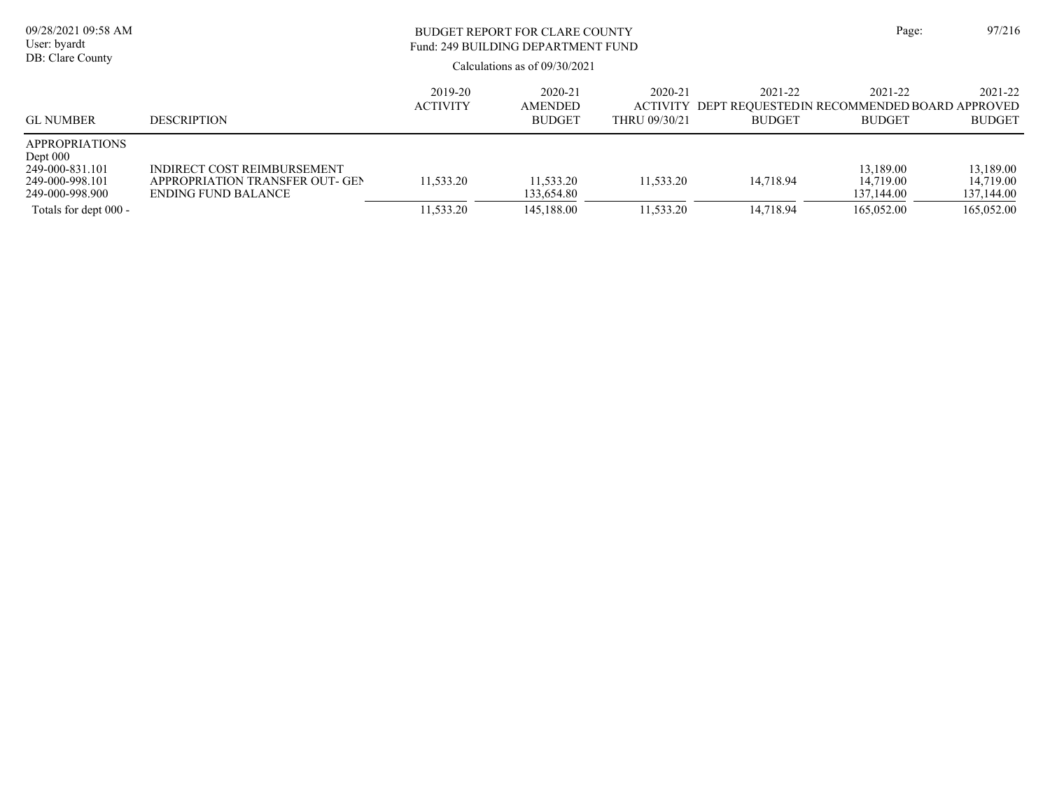BUDGET REPORT FOR CLARE COUNTY
Fund: 249 BUILDING DEPARTMENT FUND

Calculations as of 09/30/2021

| GL NUMBER | DESCRIPTION | 2019-20 ACTIVITY | 2020-21 AMENDED BUDGET | 2020-21 ACTIVITY THRU 09/30/21 | 2021-22 DEPT REQUESTED BUDGET | 2021-22 IN RECOMMENDED BUDGET | 2021-22 BOARD APPROVED BUDGET |
|---|---|---|---|---|---|---|---|
| APPROPRIATIONS | | | | | | | |
| Dept 000 | | | | | | | |
| 249-000-831.101 | INDIRECT COST REIMBURSEMENT | | | | | 13,189.00 | 13,189.00 |
| 249-000-998.101 | APPROPRIATION TRANSFER OUT- GEN | 11,533.20 | 11,533.20 | 11,533.20 | 14,718.94 | 14,719.00 | 14,719.00 |
| 249-000-998.900 | ENDING FUND BALANCE | | 133,654.80 | | | 137,144.00 | 137,144.00 |
| Totals for dept 000 - | | 11,533.20 | 145,188.00 | 11,533.20 | 14,718.94 | 165,052.00 | 165,052.00 |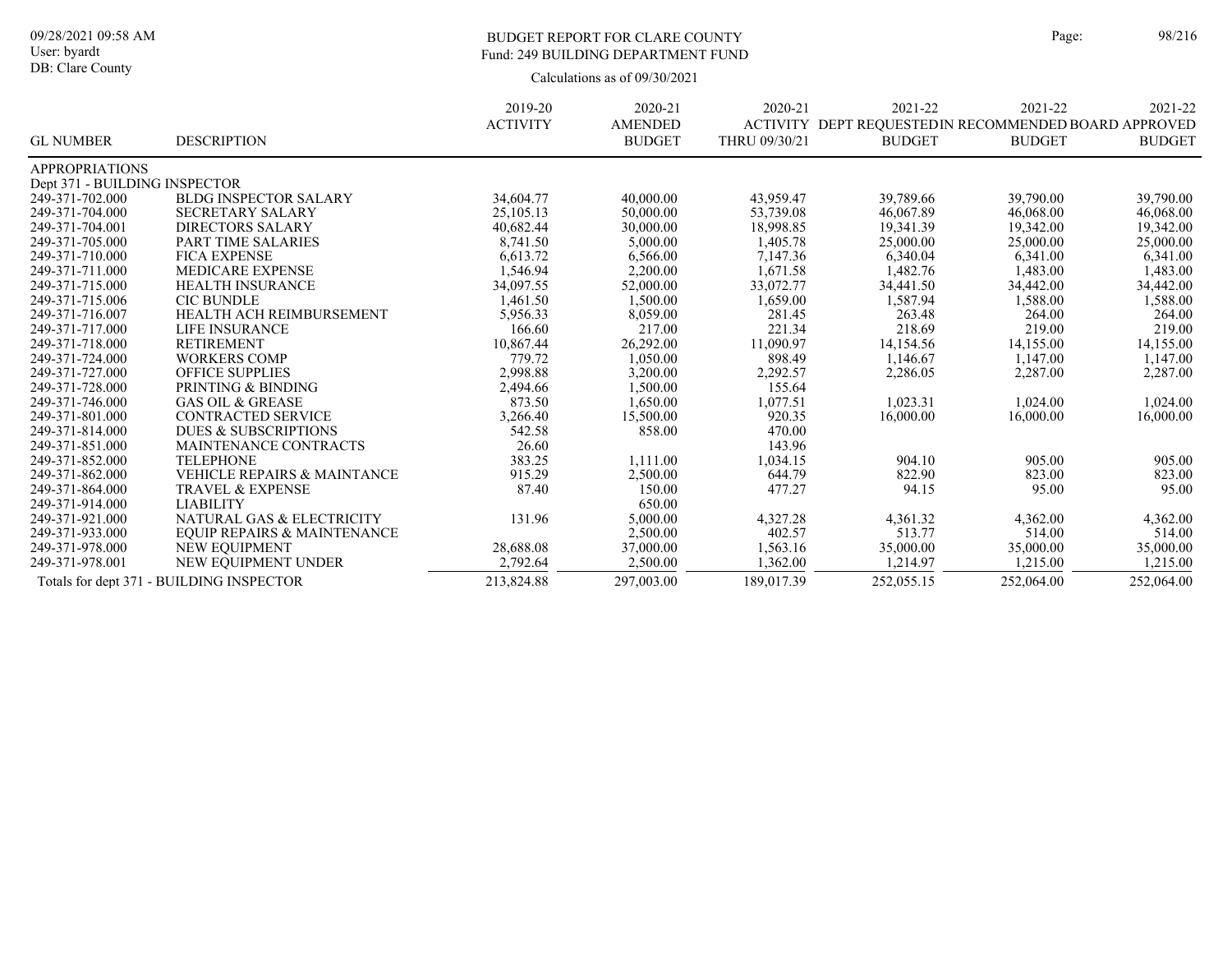# BUDGET REPORT FOR CLARE COUNTY

## Fund: 249 BUILDING DEPARTMENT FUND

Calculations as of 09/30/2021

| GL NUMBER | DESCRIPTION | 2019-20 ACTIVITY | 2020-21 AMENDED BUDGET | 2020-21 ACTIVITY THRU 09/30/21 | 2021-22 DEPT REQUESTED BUDGET | 2021-22 RECOMMENDED BUDGET | 2021-22 BOARD APPROVED BUDGET |
|---|---|---|---|---|---|---|---|
| **APPROPRIATIONS** | | | | | | | |
| Dept 371 - BUILDING INSPECTOR | | | | | | | |
| 249-371-702.000 | BLDG INSPECTOR SALARY | 34,604.77 | 40,000.00 | 43,959.47 | 39,789.66 | 39,790.00 | 39,790.00 |
| 249-371-704.000 | SECRETARY SALARY | 25,105.13 | 50,000.00 | 53,739.08 | 46,067.89 | 46,068.00 | 46,068.00 |
| 249-371-704.001 | DIRECTORS SALARY | 40,682.44 | 30,000.00 | 18,998.85 | 19,341.39 | 19,342.00 | 19,342.00 |
| 249-371-705.000 | PART TIME SALARIES | 8,741.50 | 5,000.00 | 1,405.78 | 25,000.00 | 25,000.00 | 25,000.00 |
| 249-371-710.000 | FICA EXPENSE | 6,613.72 | 6,566.00 | 7,147.36 | 6,340.04 | 6,341.00 | 6,341.00 |
| 249-371-711.000 | MEDICARE EXPENSE | 1,546.94 | 2,200.00 | 1,671.58 | 1,482.76 | 1,483.00 | 1,483.00 |
| 249-371-715.000 | HEALTH INSURANCE | 34,097.55 | 52,000.00 | 33,072.77 | 34,441.50 | 34,442.00 | 34,442.00 |
| 249-371-715.006 | CIC BUNDLE | 1,461.50 | 1,500.00 | 1,659.00 | 1,587.94 | 1,588.00 | 1,588.00 |
| 249-371-716.007 | HEALTH ACH REIMBURSEMENT | 5,956.33 | 8,059.00 | 281.45 | 263.48 | 264.00 | 264.00 |
| 249-371-717.000 | LIFE INSURANCE | 166.60 | 217.00 | 221.34 | 218.69 | 219.00 | 219.00 |
| 249-371-718.000 | RETIREMENT | 10,867.44 | 26,292.00 | 11,090.97 | 14,154.56 | 14,155.00 | 14,155.00 |
| 249-371-724.000 | WORKERS COMP | 779.72 | 1,050.00 | 898.49 | 1,146.67 | 1,147.00 | 1,147.00 |
| 249-371-727.000 | OFFICE SUPPLIES | 2,998.88 | 3,200.00 | 2,292.57 | 2,286.05 | 2,287.00 | 2,287.00 |
| 249-371-728.000 | PRINTING & BINDING | 2,494.66 | 1,500.00 | 155.64 | | | |
| 249-371-746.000 | GAS OIL & GREASE | 873.50 | 1,650.00 | 1,077.51 | 1,023.31 | 1,024.00 | 1,024.00 |
| 249-371-801.000 | CONTRACTED SERVICE | 3,266.40 | 15,500.00 | 920.35 | 16,000.00 | 16,000.00 | 16,000.00 |
| 249-371-814.000 | DUES & SUBSCRIPTIONS | 542.58 | 858.00 | 470.00 | | | |
| 249-371-851.000 | MAINTENANCE CONTRACTS | 26.60 | | 143.96 | | | |
| 249-371-852.000 | TELEPHONE | 383.25 | 1,111.00 | 1,034.15 | 904.10 | 905.00 | 905.00 |
| 249-371-862.000 | VEHICLE REPAIRS & MAINTANCE | 915.29 | 2,500.00 | 644.79 | 822.90 | 823.00 | 823.00 |
| 249-371-864.000 | TRAVEL & EXPENSE | 87.40 | 150.00 | 477.27 | 94.15 | 95.00 | 95.00 |
| 249-371-914.000 | LIABILITY | | 650.00 | | | | |
| 249-371-921.000 | NATURAL GAS & ELECTRICITY | 131.96 | 5,000.00 | 4,327.28 | 4,361.32 | 4,362.00 | 4,362.00 |
| 249-371-933.000 | EQUIP REPAIRS & MAINTENANCE | | 2,500.00 | 402.57 | 513.77 | 514.00 | 514.00 |
| 249-371-978.000 | NEW EQUIPMENT | 28,688.08 | 37,000.00 | 1,563.16 | 35,000.00 | 35,000.00 | 35,000.00 |
| 249-371-978.001 | NEW EQUIPMENT UNDER | 2,792.64 | 2,500.00 | 1,362.00 | 1,214.97 | 1,215.00 | 1,215.00 |
| Totals for dept 371 - BUILDING INSPECTOR | | 213,824.88 | 297,003.00 | 189,017.39 | 252,055.15 | 252,064.00 | 252,064.00 |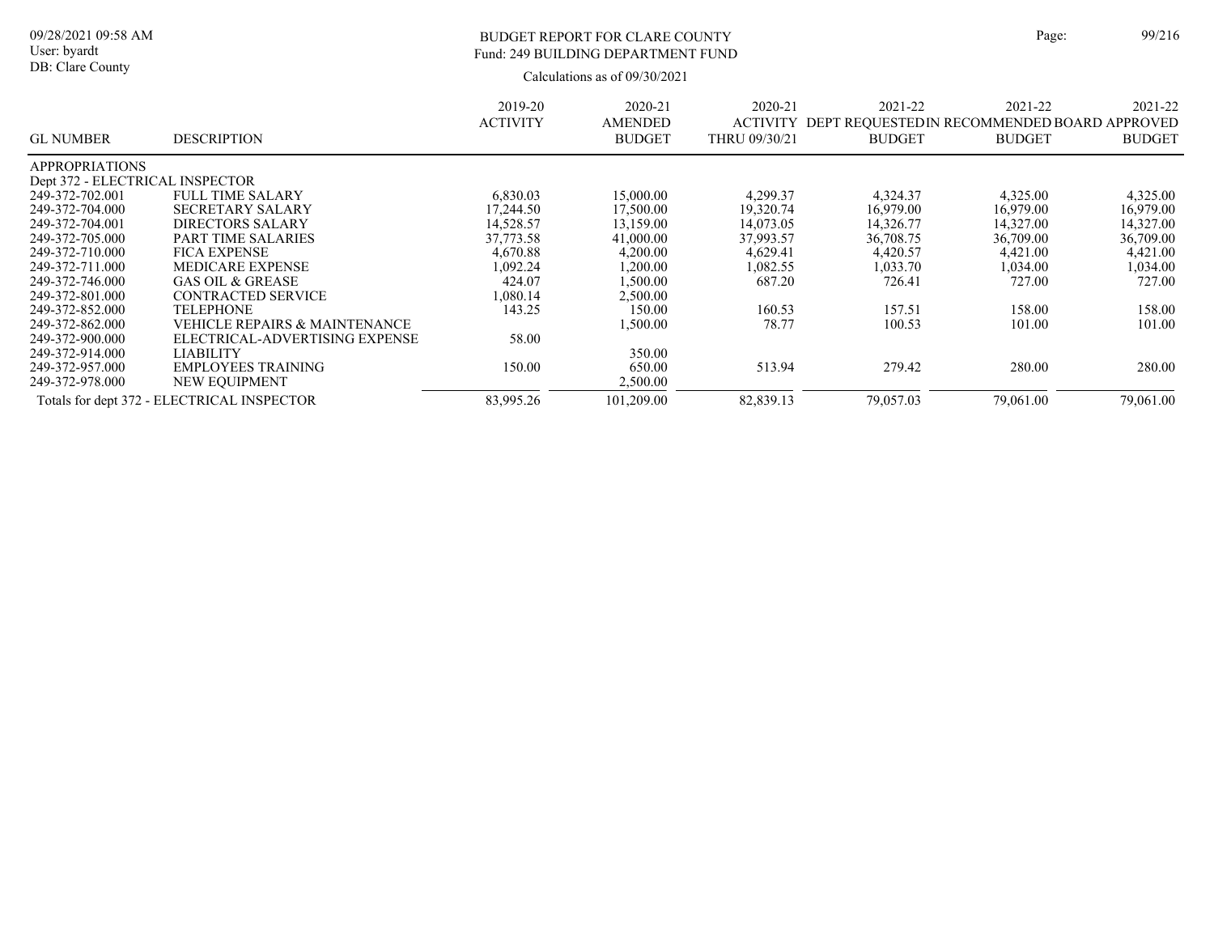BUDGET REPORT FOR CLARE COUNTY
Fund: 249 BUILDING DEPARTMENT FUND

Calculations as of 09/30/2021

| GL NUMBER | DESCRIPTION | 2019-20 ACTIVITY | 2020-21 AMENDED BUDGET | 2020-21 ACTIVITY THRU 09/30/21 | 2021-22 DEPT REQUESTED BUDGET | 2021-22 IN RECOMMENDED BUDGET | 2021-22 BOARD APPROVED BUDGET |
|---|---|---|---|---|---|---|---|
| APPROPRIATIONS | | | | | | | |
| Dept 372 - ELECTRICAL INSPECTOR | | | | | | | |
| 249-372-702.001 | FULL TIME SALARY | 6,830.03 | 15,000.00 | 4,299.37 | 4,324.37 | 4,325.00 | 4,325.00 |
| 249-372-704.000 | SECRETARY SALARY | 17,244.50 | 17,500.00 | 19,320.74 | 16,979.00 | 16,979.00 | 16,979.00 |
| 249-372-704.001 | DIRECTORS SALARY | 14,528.57 | 13,159.00 | 14,073.05 | 14,326.77 | 14,327.00 | 14,327.00 |
| 249-372-705.000 | PART TIME SALARIES | 37,773.58 | 41,000.00 | 37,993.57 | 36,708.75 | 36,709.00 | 36,709.00 |
| 249-372-710.000 | FICA EXPENSE | 4,670.88 | 4,200.00 | 4,629.41 | 4,420.57 | 4,421.00 | 4,421.00 |
| 249-372-711.000 | MEDICARE EXPENSE | 1,092.24 | 1,200.00 | 1,082.55 | 1,033.70 | 1,034.00 | 1,034.00 |
| 249-372-746.000 | GAS OIL & GREASE | 424.07 | 1,500.00 | 687.20 | 726.41 | 727.00 | 727.00 |
| 249-372-801.000 | CONTRACTED SERVICE | 1,080.14 | 2,500.00 | | | | |
| 249-372-852.000 | TELEPHONE | 143.25 | 150.00 | 160.53 | 157.51 | 158.00 | 158.00 |
| 249-372-862.000 | VEHICLE REPAIRS & MAINTENANCE | | 1,500.00 | 78.77 | 100.53 | 101.00 | 101.00 |
| 249-372-900.000 | ELECTRICAL-ADVERTISING EXPENSE | 58.00 | | | | | |
| 249-372-914.000 | LIABILITY | | 350.00 | | | | |
| 249-372-957.000 | EMPLOYEES TRAINING | 150.00 | 650.00 | 513.94 | 279.42 | 280.00 | 280.00 |
| 249-372-978.000 | NEW EQUIPMENT | | 2,500.00 | | | | |
| Totals for dept 372 - ELECTRICAL INSPECTOR | | 83,995.26 | 101,209.00 | 82,839.13 | 79,057.03 | 79,061.00 | 79,061.00 |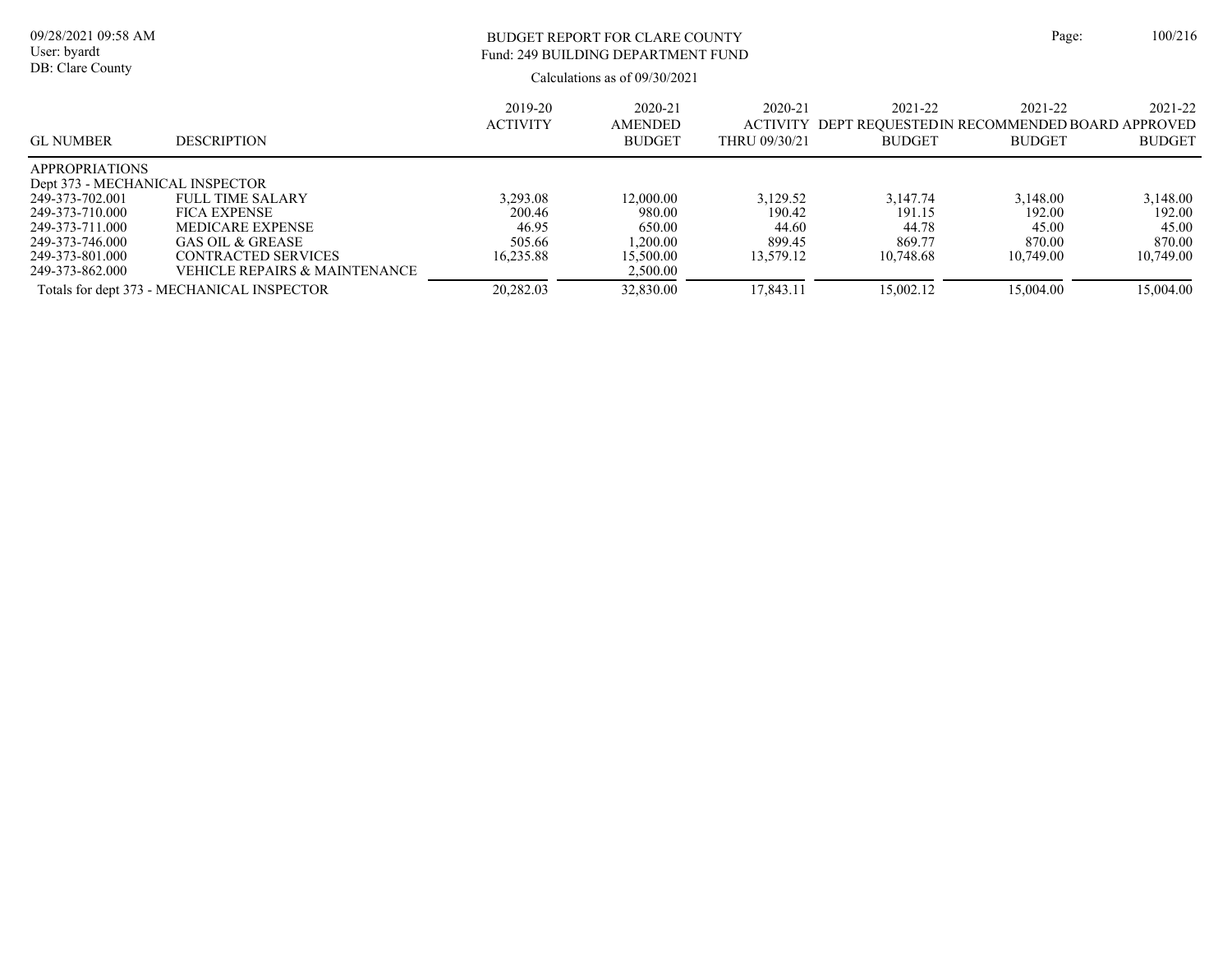# BUDGET REPORT FOR CLARE COUNTY

## Fund: 249 BUILDING DEPARTMENT FUND

Calculations as of 09/30/2021

| GL NUMBER | DESCRIPTION | 2019-20 ACTIVITY | 2020-21 AMENDED BUDGET | 2020-21 ACTIVITY THRU 09/30/21 | 2021-22 DEPT REQUESTED BUDGET | 2021-22 IN RECOMMENDED BUDGET | 2021-22 BOARD APPROVED BUDGET |
|---|---|---|---|---|---|---|---|
| APPROPRIATIONS | | | | | | | |
| Dept 373 - MECHANICAL INSPECTOR | | | | | | | |
| 249-373-702.001 | FULL TIME SALARY | 3,293.08 | 12,000.00 | 3,129.52 | 3,147.74 | 3,148.00 | 3,148.00 |
| 249-373-710.000 | FICA EXPENSE | 200.46 | 980.00 | 190.42 | 191.15 | 192.00 | 192.00 |
| 249-373-711.000 | MEDICARE EXPENSE | 46.95 | 650.00 | 44.60 | 44.78 | 45.00 | 45.00 |
| 249-373-746.000 | GAS OIL & GREASE | 505.66 | 1,200.00 | 899.45 | 869.77 | 870.00 | 870.00 |
| 249-373-801.000 | CONTRACTED SERVICES | 16,235.88 | 15,500.00 | 13,579.12 | 10,748.68 | 10,749.00 | 10,749.00 |
| 249-373-862.000 | VEHICLE REPAIRS & MAINTENANCE | | 2,500.00 | | | | |
| Totals for dept 373 - MECHANICAL INSPECTOR | | 20,282.03 | 32,830.00 | 17,843.11 | 15,002.12 | 15,004.00 | 15,004.00 |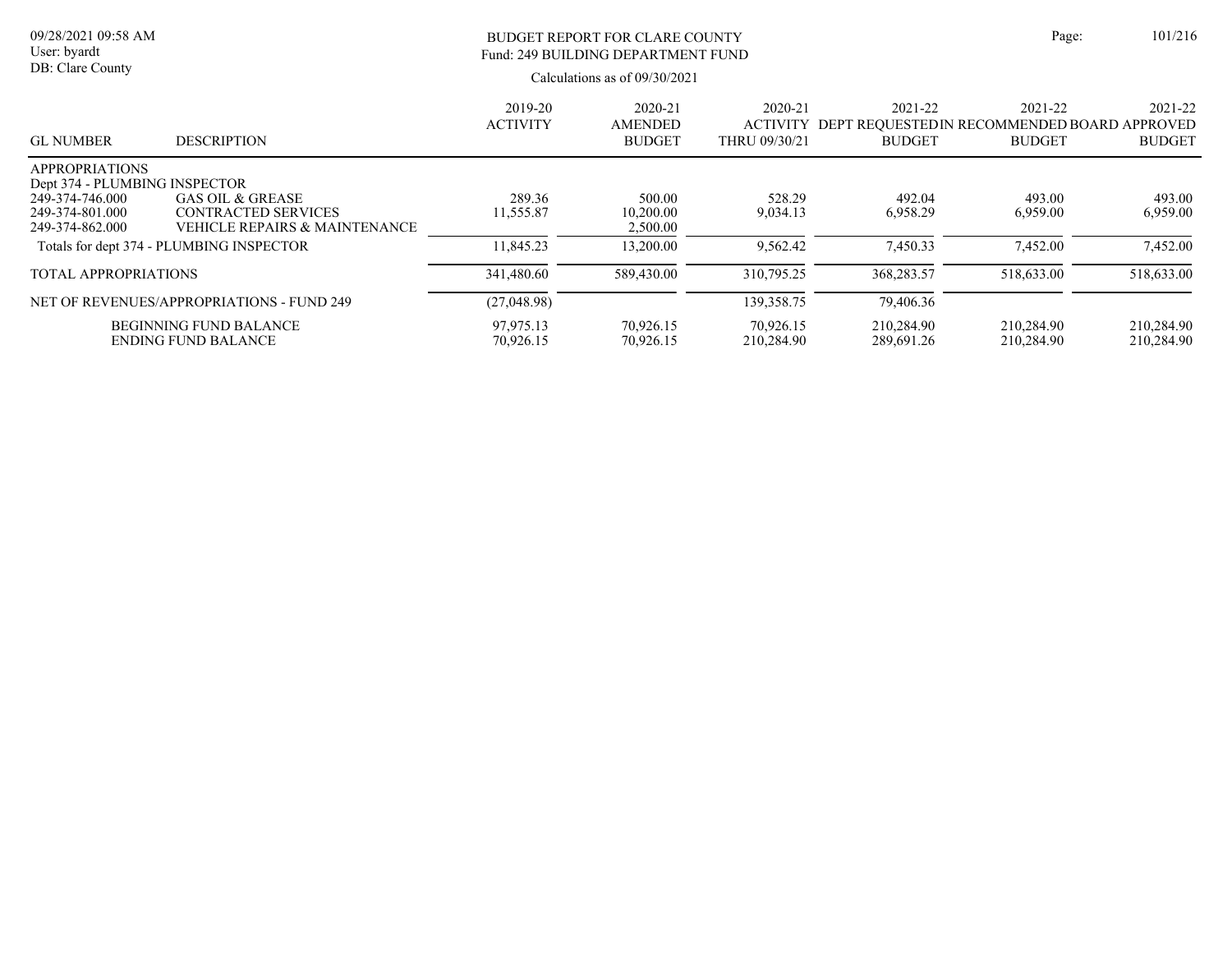BUDGET REPORT FOR CLARE COUNTY
Fund: 249 BUILDING DEPARTMENT FUND

Calculations as of 09/30/2021

| GL NUMBER | DESCRIPTION | 2019-20 ACTIVITY | 2020-21 AMENDED BUDGET | 2020-21 ACTIVITY THRU 09/30/21 | 2021-22 DEPT REQUESTED BUDGET | 2021-22 IN RECOMMENDED BUDGET | 2021-22 BOARD APPROVED BUDGET |
|---|---|---|---|---|---|---|---|
| APPROPRIATIONS | | | | | | | |
| Dept 374 - PLUMBING INSPECTOR | | | | | | | |
| 249-374-746.000 | GAS OIL & GREASE | 289.36 | 500.00 | 528.29 | 492.04 | 493.00 | 493.00 |
| 249-374-801.000 | CONTRACTED SERVICES | 11,555.87 | 10,200.00 | 9,034.13 | 6,958.29 | 6,959.00 | 6,959.00 |
| 249-374-862.000 | VEHICLE REPAIRS & MAINTENANCE | | 2,500.00 | | | | |
| Totals for dept 374 - PLUMBING INSPECTOR | | 11,845.23 | 13,200.00 | 9,562.42 | 7,450.33 | 7,452.00 | 7,452.00 |
| TOTAL APPROPRIATIONS | | 341,480.60 | 589,430.00 | 310,795.25 | 368,283.57 | 518,633.00 | 518,633.00 |
| NET OF REVENUES/APPROPRIATIONS - FUND 249 | | (27,048.98) | | 139,358.75 | 79,406.36 | | |
| | BEGINNING FUND BALANCE | 97,975.13 | 70,926.15 | 70,926.15 | 210,284.90 | 210,284.90 | 210,284.90 |
| | ENDING FUND BALANCE | 70,926.15 | 70,926.15 | 210,284.90 | 289,691.26 | 210,284.90 | 210,284.90 |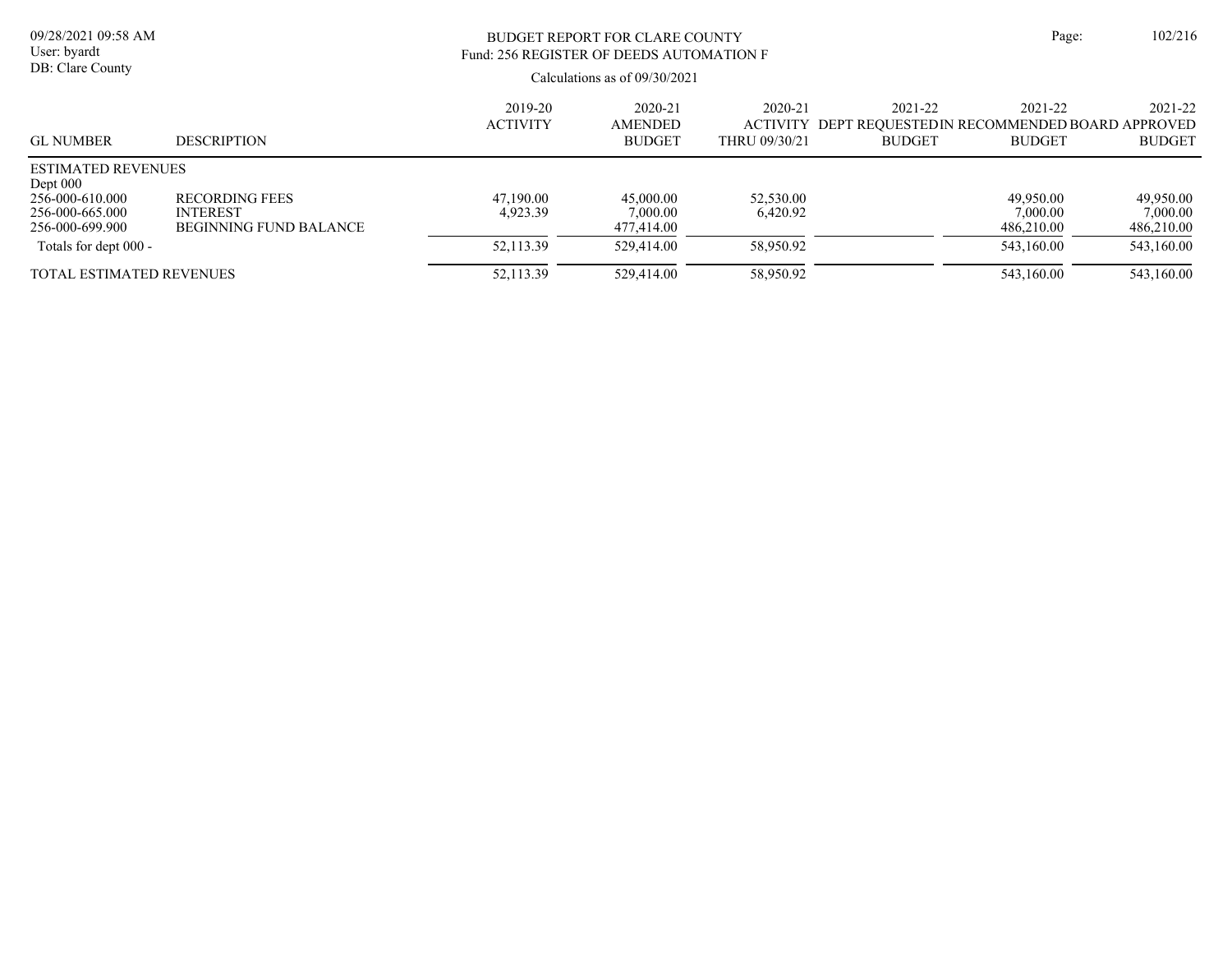BUDGET REPORT FOR CLARE COUNTY

Fund: 256 REGISTER OF DEEDS AUTOMATION F

Calculations as of 09/30/2021

| GL NUMBER | DESCRIPTION | 2019-20 ACTIVITY | 2020-21 AMENDED BUDGET | 2020-21 ACTIVITY THRU 09/30/21 | 2021-22 DEPT REQUESTED BUDGET | 2021-22 IN RECOMMENDED BUDGET | 2021-22 BOARD APPROVED BUDGET |
|---|---|---|---|---|---|---|---|
| ESTIMATED REVENUES | | | | | | | |
| Dept 000 | | | | | | | |
| 256-000-610.000 | RECORDING FEES | 47,190.00 | 45,000.00 | 52,530.00 | | 49,950.00 | 49,950.00 |
| 256-000-665.000 | INTEREST | 4,923.39 | 7,000.00 | 6,420.92 | | 7,000.00 | 7,000.00 |
| 256-000-699.900 | BEGINNING FUND BALANCE | | 477,414.00 | | | 486,210.00 | 486,210.00 |
| Totals for dept 000 - | | 52,113.39 | 529,414.00 | 58,950.92 | | 543,160.00 | 543,160.00 |
| TOTAL ESTIMATED REVENUES | | 52,113.39 | 529,414.00 | 58,950.92 | | 543,160.00 | 543,160.00 |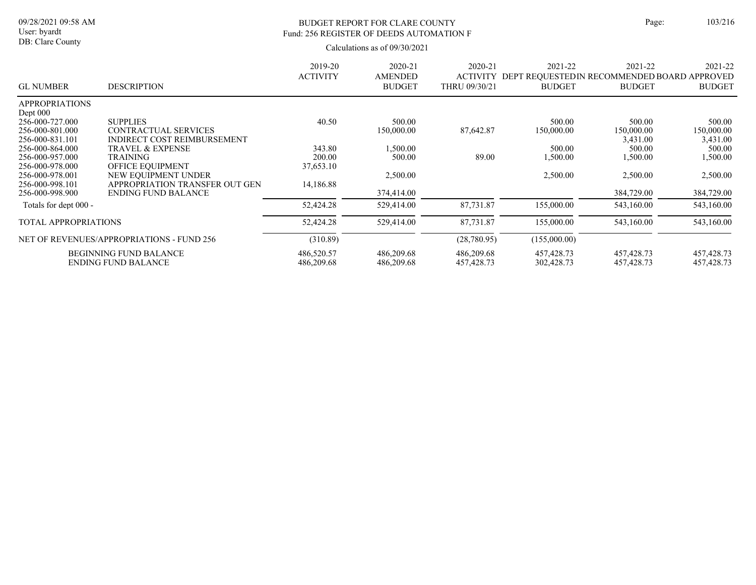BUDGET REPORT FOR CLARE COUNTY
Fund: 256 REGISTER OF DEEDS AUTOMATION F

Calculations as of 09/30/2021

| GL NUMBER | DESCRIPTION | 2019-20 ACTIVITY | 2020-21 AMENDED BUDGET | 2020-21 ACTIVITY THRU 09/30/21 | 2021-22 DEPT REQUESTED BUDGET | 2021-22 IN RECOMMENDED BUDGET | 2021-22 BOARD APPROVED BUDGET |
|---|---|---|---|---|---|---|---|
| APPROPRIATIONS | | | | | | | |
| Dept 000 | | | | | | | |
| 256-000-727.000 | SUPPLIES | 40.50 | 500.00 | | 500.00 | 500.00 | 500.00 |
| 256-000-801.000 | CONTRACTUAL SERVICES | | 150,000.00 | 87,642.87 | 150,000.00 | 150,000.00 | 150,000.00 |
| 256-000-831.101 | INDIRECT COST REIMBURSEMENT | | | | | 3,431.00 | 3,431.00 |
| 256-000-864.000 | TRAVEL & EXPENSE | 343.80 | 1,500.00 | | 500.00 | 500.00 | 500.00 |
| 256-000-957.000 | TRAINING | 200.00 | 500.00 | 89.00 | 1,500.00 | 1,500.00 | 1,500.00 |
| 256-000-978.000 | OFFICE EQUIPMENT | 37,653.10 | | | | | |
| 256-000-978.001 | NEW EQUIPMENT UNDER | | 2,500.00 | | 2,500.00 | 2,500.00 | 2,500.00 |
| 256-000-998.101 | APPROPRIATION TRANSFER OUT GEN | 14,186.88 | | | | | |
| 256-000-998.900 | ENDING FUND BALANCE | | 374,414.00 | | | 384,729.00 | 384,729.00 |
| Totals for dept 000 - | | 52,424.28 | 529,414.00 | 87,731.87 | 155,000.00 | 543,160.00 | 543,160.00 |
| TOTAL APPROPRIATIONS | | 52,424.28 | 529,414.00 | 87,731.87 | 155,000.00 | 543,160.00 | 543,160.00 |
| NET OF REVENUES/APPROPRIATIONS - FUND 256 | | (310.89) | | (28,780.95) | (155,000.00) | | |
| | BEGINNING FUND BALANCE | 486,520.57 | 486,209.68 | 486,209.68 | 457,428.73 | 457,428.73 | 457,428.73 |
| | ENDING FUND BALANCE | 486,209.68 | 486,209.68 | 457,428.73 | 302,428.73 | 457,428.73 | 457,428.73 |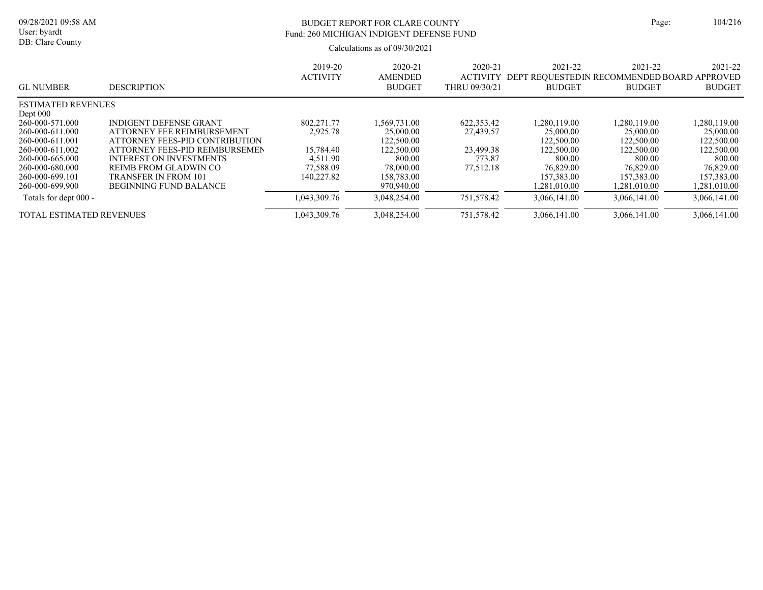# BUDGET REPORT FOR CLARE COUNTY

## Fund: 260 MICHIGAN INDIGENT DEFENSE FUND

Calculations as of 09/30/2021

| GL NUMBER | DESCRIPTION | 2019-20 ACTIVITY | 2020-21 AMENDED BUDGET | 2020-21 ACTIVITY THRU 09/30/21 | 2021-22 DEPT REQUESTED BUDGET | 2021-22 IN RECOMMENDED BUDGET | 2021-22 BOARD APPROVED BUDGET |
|---|---|---|---|---|---|---|---|
| ESTIMATED REVENUES | | | | | | | |
| Dept 000 | | | | | | | |
| 260-000-571.000 | INDIGENT DEFENSE GRANT | 802,271.77 | 1,569,731.00 | 622,353.42 | 1,280,119.00 | 1,280,119.00 | 1,280,119.00 |
| 260-000-611.000 | ATTORNEY FEE REIMBURSEMENT | 2,925.78 | 25,000.00 | 27,439.57 | 25,000.00 | 25,000.00 | 25,000.00 |
| 260-000-611.001 | ATTORNEY FEES-PID CONTRIBUTION | | 122,500.00 | | 122,500.00 | 122,500.00 | 122,500.00 |
| 260-000-611.002 | ATTORNEY FEES-PID REIMBURSEMEN | 15,784.40 | 122,500.00 | 23,499.38 | 122,500.00 | 122,500.00 | 122,500.00 |
| 260-000-665.000 | INTEREST ON INVESTMENTS | 4,511.90 | 800.00 | 773.87 | 800.00 | 800.00 | 800.00 |
| 260-000-680.000 | REIMB FROM GLADWIN CO | 77,588.09 | 78,000.00 | 77,512.18 | 76,829.00 | 76,829.00 | 76,829.00 |
| 260-000-699.101 | TRANSFER IN FROM 101 | 140,227.82 | 158,783.00 | | 157,383.00 | 157,383.00 | 157,383.00 |
| 260-000-699.900 | BEGINNING FUND BALANCE | | 970,940.00 | | 1,281,010.00 | 1,281,010.00 | 1,281,010.00 |
| Totals for dept 000 - | | 1,043,309.76 | 3,048,254.00 | 751,578.42 | 3,066,141.00 | 3,066,141.00 | 3,066,141.00 |
| TOTAL ESTIMATED REVENUES | | 1,043,309.76 | 3,048,254.00 | 751,578.42 | 3,066,141.00 | 3,066,141.00 | 3,066,141.00 |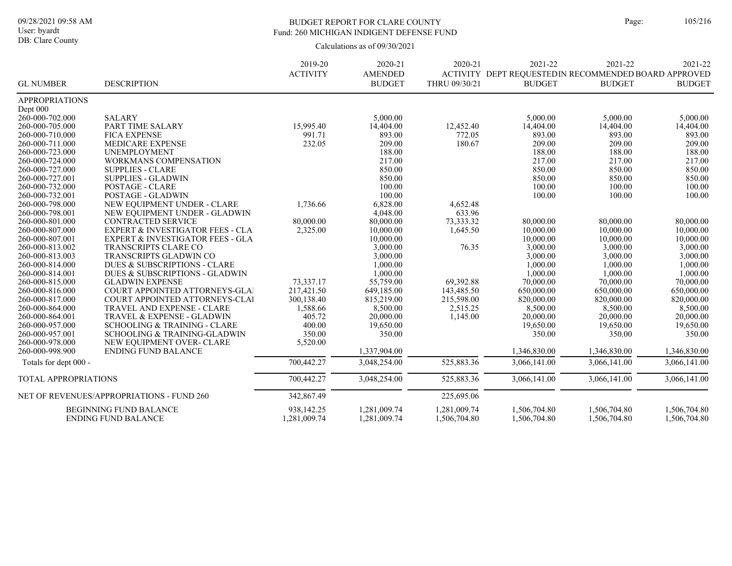BUDGET REPORT FOR CLARE COUNTY
Fund: 260 MICHIGAN INDIGENT DEFENSE FUND

Calculations as of 09/30/2021

| GL NUMBER | DESCRIPTION | 2019-20 ACTIVITY | 2020-21 AMENDED BUDGET | 2020-21 ACTIVITY THRU 09/30/21 | 2021-22 DEPT REQUESTED BUDGET | 2021-22 IN RECOMMENDED BUDGET | 2021-22 BOARD APPROVED BUDGET |
|---|---|---|---|---|---|---|---|
| APPROPRIATIONS | | | | | | | |
| Dept 000 | | | | | | | |
| 260-000-702.000 | SALARY | | 5,000.00 | | 5,000.00 | 5,000.00 | 5,000.00 |
| 260-000-705.000 | PART TIME SALARY | 15,995.40 | 14,404.00 | 12,452.40 | 14,404.00 | 14,404.00 | 14,404.00 |
| 260-000-710.000 | FICA EXPENSE | 991.71 | 893.00 | 772.05 | 893.00 | 893.00 | 893.00 |
| 260-000-711.000 | MEDICARE EXPENSE | 232.05 | 209.00 | 180.67 | 209.00 | 209.00 | 209.00 |
| 260-000-723.000 | UNEMPLOYMENT | | 188.00 | | 188.00 | 188.00 | 188.00 |
| 260-000-724.000 | WORKMANS COMPENSATION | | 217.00 | | 217.00 | 217.00 | 217.00 |
| 260-000-727.000 | SUPPLIES - CLARE | | 850.00 | | 850.00 | 850.00 | 850.00 |
| 260-000-727.001 | SUPPLIES - GLADWIN | | 850.00 | | 850.00 | 850.00 | 850.00 |
| 260-000-732.000 | POSTAGE - CLARE | | 100.00 | | 100.00 | 100.00 | 100.00 |
| 260-000-732.001 | POSTAGE - GLADWIN | | 100.00 | | 100.00 | 100.00 | 100.00 |
| 260-000-798.000 | NEW EQUIPMENT UNDER - CLARE | 1,736.66 | 6,828.00 | 4,652.48 | | | |
| 260-000-798.001 | NEW EQUIPMENT UNDER - GLADWIN | | 4,048.00 | 633.96 | | | |
| 260-000-801.000 | CONTRACTED SERVICE | 80,000.00 | 80,000.00 | 73,333.32 | 80,000.00 | 80,000.00 | 80,000.00 |
| 260-000-807.000 | EXPERT & INVESTIGATOR FEES - CLA | 2,325.00 | 10,000.00 | 1,645.50 | 10,000.00 | 10,000.00 | 10,000.00 |
| 260-000-807.001 | EXPERT & INVESTIGATOR FEES - GLA | | 10,000.00 | | 10,000.00 | 10,000.00 | 10,000.00 |
| 260-000-813.002 | TRANSCRIPTS CLARE CO | | 3,000.00 | 76.35 | 3,000.00 | 3,000.00 | 3,000.00 |
| 260-000-813.003 | TRANSCRIPTS GLADWIN CO | | 3,000.00 | | 3,000.00 | 3,000.00 | 3,000.00 |
| 260-000-814.000 | DUES & SUBSCRIPTIONS - CLARE | | 1,000.00 | | 1,000.00 | 1,000.00 | 1,000.00 |
| 260-000-814.001 | DUES & SUBSCRIPTIONS - GLADWIN | | 1,000.00 | | 1,000.00 | 1,000.00 | 1,000.00 |
| 260-000-815.000 | GLADWIN EXPENSE | 73,337.17 | 55,759.00 | 69,392.88 | 70,000.00 | 70,000.00 | 70,000.00 |
| 260-000-816.000 | COURT APPOINTED ATTORNEYS-GLAI | 217,421.50 | 649,185.00 | 143,485.50 | 650,000.00 | 650,000.00 | 650,000.00 |
| 260-000-817.000 | COURT APPOINTED ATTORNEYS-CLAI | 300,138.40 | 815,219.00 | 215,598.00 | 820,000.00 | 820,000.00 | 820,000.00 |
| 260-000-864.000 | TRAVEL AND EXPENSE - CLARE | 1,588.66 | 8,500.00 | 2,515.25 | 8,500.00 | 8,500.00 | 8,500.00 |
| 260-000-864.001 | TRAVEL & EXPENSE - GLADWIN | 405.72 | 20,000.00 | 1,145.00 | 20,000.00 | 20,000.00 | 20,000.00 |
| 260-000-957.000 | SCHOOLING & TRAINING - CLARE | 400.00 | 19,650.00 | | 19,650.00 | 19,650.00 | 19,650.00 |
| 260-000-957.001 | SCHOOLING & TRAINING-GLADWIN | 350.00 | 350.00 | | 350.00 | 350.00 | 350.00 |
| 260-000-978.000 | NEW EQUIPMENT OVER- CLARE | 5,520.00 | | | | | |
| 260-000-998.900 | ENDING FUND BALANCE | | 1,337,904.00 | | 1,346,830.00 | 1,346,830.00 | 1,346,830.00 |
| Totals for dept 000 - | | 700,442.27 | 3,048,254.00 | 525,883.36 | 3,066,141.00 | 3,066,141.00 | 3,066,141.00 |
| TOTAL APPROPRIATIONS | | 700,442.27 | 3,048,254.00 | 525,883.36 | 3,066,141.00 | 3,066,141.00 | 3,066,141.00 |
| NET OF REVENUES/APPROPRIATIONS - FUND 260 | | 342,867.49 | | 225,695.06 | | | |
| | BEGINNING FUND BALANCE | 938,142.25 | 1,281,009.74 | 1,281,009.74 | 1,506,704.80 | 1,506,704.80 | 1,506,704.80 |
| | ENDING FUND BALANCE | 1,281,009.74 | 1,281,009.74 | 1,506,704.80 | 1,506,704.80 | 1,506,704.80 | 1,506,704.80 |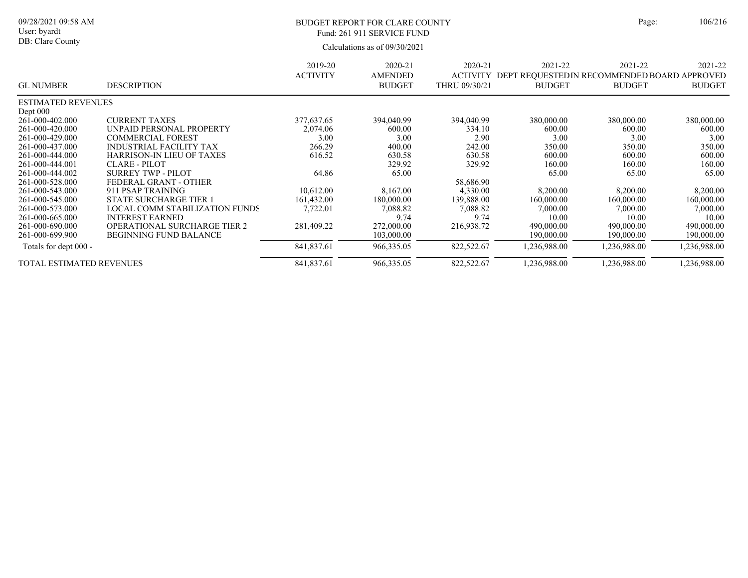# BUDGET REPORT FOR CLARE COUNTY

Fund: 261 911 SERVICE FUND

Calculations as of 09/30/2021

| GL NUMBER | DESCRIPTION | 2019-20 ACTIVITY | 2020-21 AMENDED BUDGET | 2020-21 ACTIVITY THRU 09/30/21 | 2021-22 DEPT REQUESTED BUDGET | 2021-22 IN RECOMMENDED BUDGET | 2021-22 BOARD APPROVED BUDGET |
|---|---|---|---|---|---|---|---|
| ESTIMATED REVENUES | | | | | | | |
| Dept 000 | | | | | | | |
| 261-000-402.000 | CURRENT TAXES | 377,637.65 | 394,040.99 | 394,040.99 | 380,000.00 | 380,000.00 | 380,000.00 |
| 261-000-420.000 | UNPAID PERSONAL PROPERTY | 2,074.06 | 600.00 | 334.10 | 600.00 | 600.00 | 600.00 |
| 261-000-429.000 | COMMERCIAL FOREST | 3.00 | 3.00 | 2.90 | 3.00 | 3.00 | 3.00 |
| 261-000-437.000 | INDUSTRIAL FACILITY TAX | 266.29 | 400.00 | 242.00 | 350.00 | 350.00 | 350.00 |
| 261-000-444.000 | HARRISON-IN LIEU OF TAXES | 616.52 | 630.58 | 630.58 | 600.00 | 600.00 | 600.00 |
| 261-000-444.001 | CLARE - PILOT | | 329.92 | 329.92 | 160.00 | 160.00 | 160.00 |
| 261-000-444.002 | SURREY TWP - PILOT | 64.86 | 65.00 | | 65.00 | 65.00 | 65.00 |
| 261-000-528.000 | FEDERAL GRANT - OTHER | | | 58,686.90 | | | |
| 261-000-543.000 | 911 PSAP TRAINING | 10,612.00 | 8,167.00 | 4,330.00 | 8,200.00 | 8,200.00 | 8,200.00 |
| 261-000-545.000 | STATE SURCHARGE TIER 1 | 161,432.00 | 180,000.00 | 139,888.00 | 160,000.00 | 160,000.00 | 160,000.00 |
| 261-000-573.000 | LOCAL COMM STABILIZATION FUNDS | 7,722.01 | 7,088.82 | 7,088.82 | 7,000.00 | 7,000.00 | 7,000.00 |
| 261-000-665.000 | INTEREST EARNED | | 9.74 | 9.74 | 10.00 | 10.00 | 10.00 |
| 261-000-690.000 | OPERATIONAL SURCHARGE TIER 2 | 281,409.22 | 272,000.00 | 216,938.72 | 490,000.00 | 490,000.00 | 490,000.00 |
| 261-000-699.900 | BEGINNING FUND BALANCE | | 103,000.00 | | 190,000.00 | 190,000.00 | 190,000.00 |
| Totals for dept 000 - | | 841,837.61 | 966,335.05 | 822,522.67 | 1,236,988.00 | 1,236,988.00 | 1,236,988.00 |
| TOTAL ESTIMATED REVENUES | | 841,837.61 | 966,335.05 | 822,522.67 | 1,236,988.00 | 1,236,988.00 | 1,236,988.00 |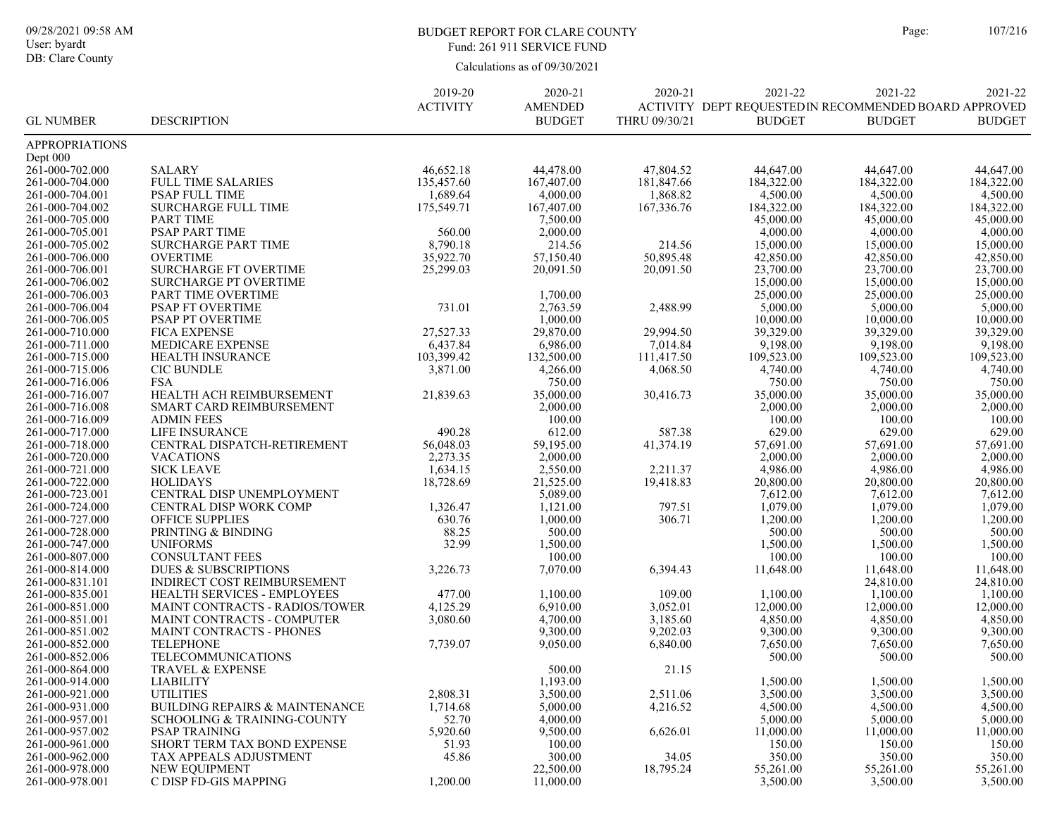BUDGET REPORT FOR CLARE COUNTY

Fund: 261 911 SERVICE FUND

Calculations as of 09/30/2021

| GL NUMBER | DESCRIPTION | 2019-20 ACTIVITY | 2020-21 AMENDED BUDGET | 2020-21 ACTIVITY THRU 09/30/21 | 2021-22 DEPT REQUESTED BUDGET | 2021-22 RECOMMENDED BUDGET | 2021-22 BOARD APPROVED BUDGET |
|---|---|---|---|---|---|---|---|
| APPROPRIATIONS | | | | | | | |
| Dept 000 | | | | | | | |
| 261-000-702.000 | SALARY | 46,652.18 | 44,478.00 | 47,804.52 | 44,647.00 | 44,647.00 | 44,647.00 |
| 261-000-704.000 | FULL TIME SALARIES | 135,457.60 | 167,407.00 | 181,847.66 | 184,322.00 | 184,322.00 | 184,322.00 |
| 261-000-704.001 | PSAP FULL TIME | 1,689.64 | 4,000.00 | 1,868.82 | 4,500.00 | 4,500.00 | 4,500.00 |
| 261-000-704.002 | SURCHARGE FULL TIME | 175,549.71 | 167,407.00 | 167,336.76 | 184,322.00 | 184,322.00 | 184,322.00 |
| 261-000-705.000 | PART TIME | | 7,500.00 | | 45,000.00 | 45,000.00 | 45,000.00 |
| 261-000-705.001 | PSAP PART TIME | 560.00 | 2,000.00 | | 4,000.00 | 4,000.00 | 4,000.00 |
| 261-000-705.002 | SURCHARGE PART TIME | 8,790.18 | 214.56 | 214.56 | 15,000.00 | 15,000.00 | 15,000.00 |
| 261-000-706.000 | OVERTIME | 35,922.70 | 57,150.40 | 50,895.48 | 42,850.00 | 42,850.00 | 42,850.00 |
| 261-000-706.001 | SURCHARGE FT OVERTIME | 25,299.03 | 20,091.50 | 20,091.50 | 23,700.00 | 23,700.00 | 23,700.00 |
| 261-000-706.002 | SURCHARGE PT OVERTIME | | | | 15,000.00 | 15,000.00 | 15,000.00 |
| 261-000-706.003 | PART TIME OVERTIME | | 1,700.00 | | 25,000.00 | 25,000.00 | 25,000.00 |
| 261-000-706.004 | PSAP FT OVERTIME | 731.01 | 2,763.59 | 2,488.99 | 5,000.00 | 5,000.00 | 5,000.00 |
| 261-000-706.005 | PSAP PT OVERTIME | | 1,000.00 | | 10,000.00 | 10,000.00 | 10,000.00 |
| 261-000-710.000 | FICA EXPENSE | 27,527.33 | 29,870.00 | 29,994.50 | 39,329.00 | 39,329.00 | 39,329.00 |
| 261-000-711.000 | MEDICARE EXPENSE | 6,437.84 | 6,986.00 | 7,014.84 | 9,198.00 | 9,198.00 | 9,198.00 |
| 261-000-715.000 | HEALTH INSURANCE | 103,399.42 | 132,500.00 | 111,417.50 | 109,523.00 | 109,523.00 | 109,523.00 |
| 261-000-715.006 | CIC BUNDLE | 3,871.00 | 4,266.00 | 4,068.50 | 4,740.00 | 4,740.00 | 4,740.00 |
| 261-000-716.006 | FSA | | 750.00 | | 750.00 | 750.00 | 750.00 |
| 261-000-716.007 | HEALTH ACH REIMBURSEMENT | 21,839.63 | 35,000.00 | 30,416.73 | 35,000.00 | 35,000.00 | 35,000.00 |
| 261-000-716.008 | SMART CARD REIMBURSEMENT | | 2,000.00 | | 2,000.00 | 2,000.00 | 2,000.00 |
| 261-000-716.009 | ADMIN FEES | | 100.00 | | 100.00 | 100.00 | 100.00 |
| 261-000-717.000 | LIFE INSURANCE | 490.28 | 612.00 | 587.38 | 629.00 | 629.00 | 629.00 |
| 261-000-718.000 | CENTRAL DISPATCH-RETIREMENT | 56,048.03 | 59,195.00 | 41,374.19 | 57,691.00 | 57,691.00 | 57,691.00 |
| 261-000-720.000 | VACATIONS | 2,273.35 | 2,000.00 | | 2,000.00 | 2,000.00 | 2,000.00 |
| 261-000-721.000 | SICK LEAVE | 1,634.15 | 2,550.00 | 2,211.37 | 4,986.00 | 4,986.00 | 4,986.00 |
| 261-000-722.000 | HOLIDAYS | 18,728.69 | 21,525.00 | 19,418.83 | 20,800.00 | 20,800.00 | 20,800.00 |
| 261-000-723.001 | CENTRAL DISP UNEMPLOYMENT | | 5,089.00 | | 7,612.00 | 7,612.00 | 7,612.00 |
| 261-000-724.000 | CENTRAL DISP WORK COMP | 1,326.47 | 1,121.00 | 797.51 | 1,079.00 | 1,079.00 | 1,079.00 |
| 261-000-727.000 | OFFICE SUPPLIES | 630.76 | 1,000.00 | 306.71 | 1,200.00 | 1,200.00 | 1,200.00 |
| 261-000-728.000 | PRINTING & BINDING | 88.25 | 500.00 | | 500.00 | 500.00 | 500.00 |
| 261-000-747.000 | UNIFORMS | 32.99 | 1,500.00 | | 1,500.00 | 1,500.00 | 1,500.00 |
| 261-000-807.000 | CONSULTANT FEES | | 100.00 | | 100.00 | 100.00 | 100.00 |
| 261-000-814.000 | DUES & SUBSCRIPTIONS | 3,226.73 | 7,070.00 | 6,394.43 | 11,648.00 | 11,648.00 | 11,648.00 |
| 261-000-831.101 | INDIRECT COST REIMBURSEMENT | | | | | 24,810.00 | 24,810.00 |
| 261-000-835.001 | HEALTH SERVICES - EMPLOYEES | 477.00 | 1,100.00 | 109.00 | 1,100.00 | 1,100.00 | 1,100.00 |
| 261-000-851.000 | MAINT CONTRACTS - RADIOS/TOWER | 4,125.29 | 6,910.00 | 3,052.01 | 12,000.00 | 12,000.00 | 12,000.00 |
| 261-000-851.001 | MAINT CONTRACTS - COMPUTER | 3,080.60 | 4,700.00 | 3,185.60 | 4,850.00 | 4,850.00 | 4,850.00 |
| 261-000-851.002 | MAINT CONTRACTS - PHONES | | 9,300.00 | 9,202.03 | 9,300.00 | 9,300.00 | 9,300.00 |
| 261-000-852.000 | TELEPHONE | 7,739.07 | 9,050.00 | 6,840.00 | 7,650.00 | 7,650.00 | 7,650.00 |
| 261-000-852.006 | TELECOMMUNICATIONS | | | | 500.00 | 500.00 | 500.00 |
| 261-000-864.000 | TRAVEL & EXPENSE | | 500.00 | 21.15 | | | |
| 261-000-914.000 | LIABILITY | | 1,193.00 | | 1,500.00 | 1,500.00 | 1,500.00 |
| 261-000-921.000 | UTILITIES | 2,808.31 | 3,500.00 | 2,511.06 | 3,500.00 | 3,500.00 | 3,500.00 |
| 261-000-931.000 | BUILDING REPAIRS & MAINTENANCE | 1,714.68 | 5,000.00 | 4,216.52 | 4,500.00 | 4,500.00 | 4,500.00 |
| 261-000-957.001 | SCHOOLING & TRAINING-COUNTY | 52.70 | 4,000.00 | | 5,000.00 | 5,000.00 | 5,000.00 |
| 261-000-957.002 | PSAP TRAINING | 5,920.60 | 9,500.00 | 6,626.01 | 11,000.00 | 11,000.00 | 11,000.00 |
| 261-000-961.000 | SHORT TERM TAX BOND EXPENSE | 51.93 | 100.00 | | 150.00 | 150.00 | 150.00 |
| 261-000-962.000 | TAX APPEALS ADJUSTMENT | 45.86 | 300.00 | 34.05 | 350.00 | 350.00 | 350.00 |
| 261-000-978.000 | NEW EQUIPMENT | | 22,500.00 | 18,795.24 | 55,261.00 | 55,261.00 | 55,261.00 |
| 261-000-978.001 | C DISP FD-GIS MAPPING | 1,200.00 | 11,000.00 | | 3,500.00 | 3,500.00 | 3,500.00 |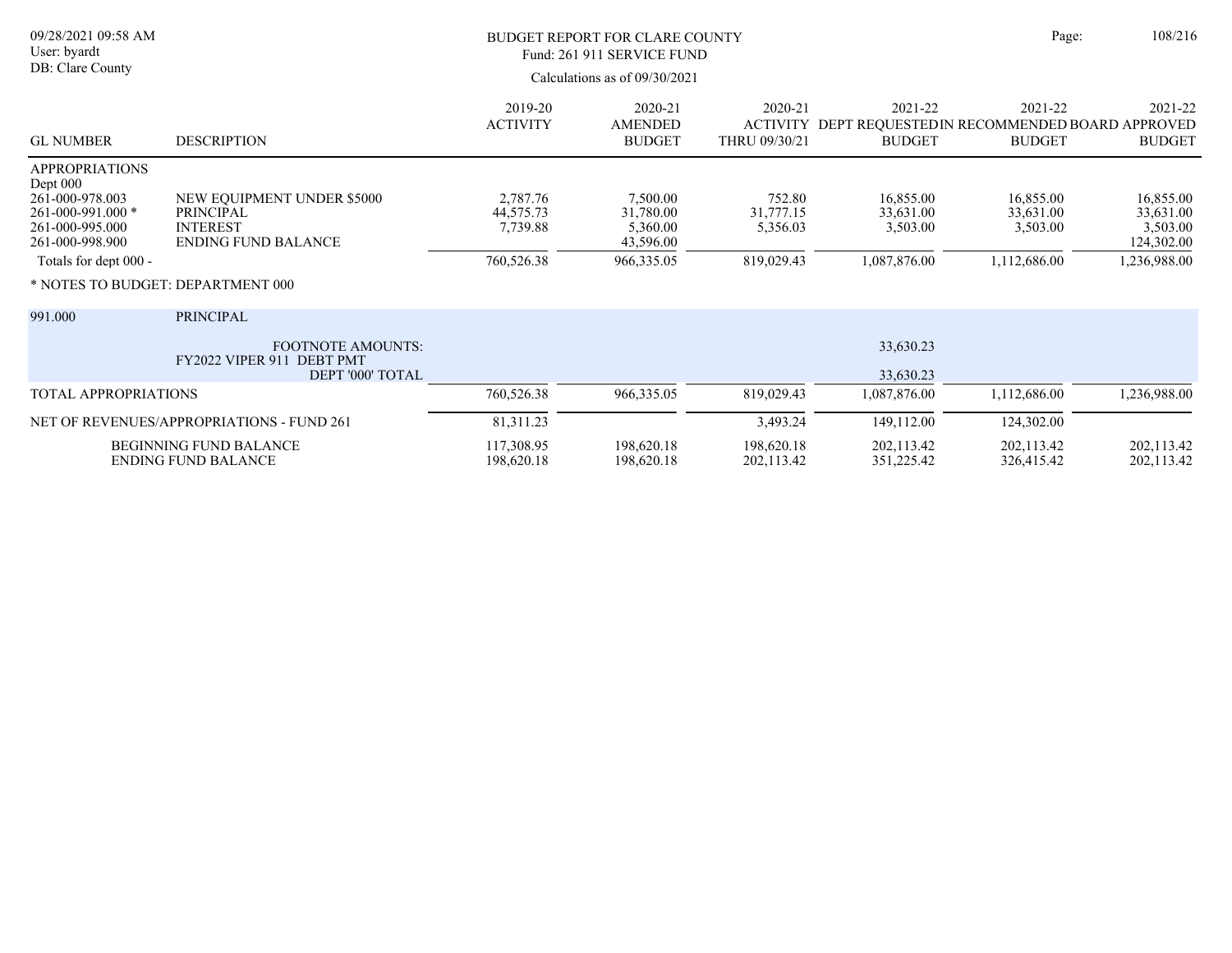BUDGET REPORT FOR CLARE COUNTY

Fund: 261 911 SERVICE FUND

Calculations as of 09/30/2021

| GL NUMBER | DESCRIPTION | 2019-20 ACTIVITY | 2020-21 AMENDED BUDGET | 2020-21 ACTIVITY THRU 09/30/21 | 2021-22 DEPT REQUESTED BUDGET | 2021-22 IN RECOMMENDED BUDGET | 2021-22 BOARD APPROVED BUDGET |
|---|---|---|---|---|---|---|---|
| APPROPRIATIONS | | | | | | | |
| Dept 000 | | | | | | | |
| 261-000-978.003 | NEW EQUIPMENT UNDER $5000 | 2,787.76 | 7,500.00 | 752.80 | 16,855.00 | 16,855.00 | 16,855.00 |
| 261-000-991.000 * | PRINCIPAL | 44,575.73 | 31,780.00 | 31,777.15 | 33,631.00 | 33,631.00 | 33,631.00 |
| 261-000-995.000 | INTEREST | 7,739.88 | 5,360.00 | 5,356.03 | 3,503.00 | 3,503.00 | 3,503.00 |
| 261-000-998.900 | ENDING FUND BALANCE | | 43,596.00 | | | | 124,302.00 |
| Totals for dept 000 - | | 760,526.38 | 966,335.05 | 819,029.43 | 1,087,876.00 | 1,112,686.00 | 1,236,988.00 |

\* NOTES TO BUDGET: DEPARTMENT 000

| | | | | | | | |
|---|---|---|---|---|---|---|---|
| 991.000 | PRINCIPAL | | | | | | |
| | FOOTNOTE AMOUNTS: | | | | 33,630.23 | | |
| | FY2022 VIPER 911 DEBT PMT | | | | | | |
| | DEPT '000' TOTAL | | | | 33,630.23 | | |
| TOTAL APPROPRIATIONS | | 760,526.38 | 966,335.05 | 819,029.43 | 1,087,876.00 | 1,112,686.00 | 1,236,988.00 |
| NET OF REVENUES/APPROPRIATIONS - FUND 261 | | 81,311.23 | | 3,493.24 | 149,112.00 | 124,302.00 | |
| | BEGINNING FUND BALANCE | 117,308.95 | 198,620.18 | 198,620.18 | 202,113.42 | 202,113.42 | 202,113.42 |
| | ENDING FUND BALANCE | 198,620.18 | 198,620.18 | 202,113.42 | 351,225.42 | 326,415.42 | 202,113.42 |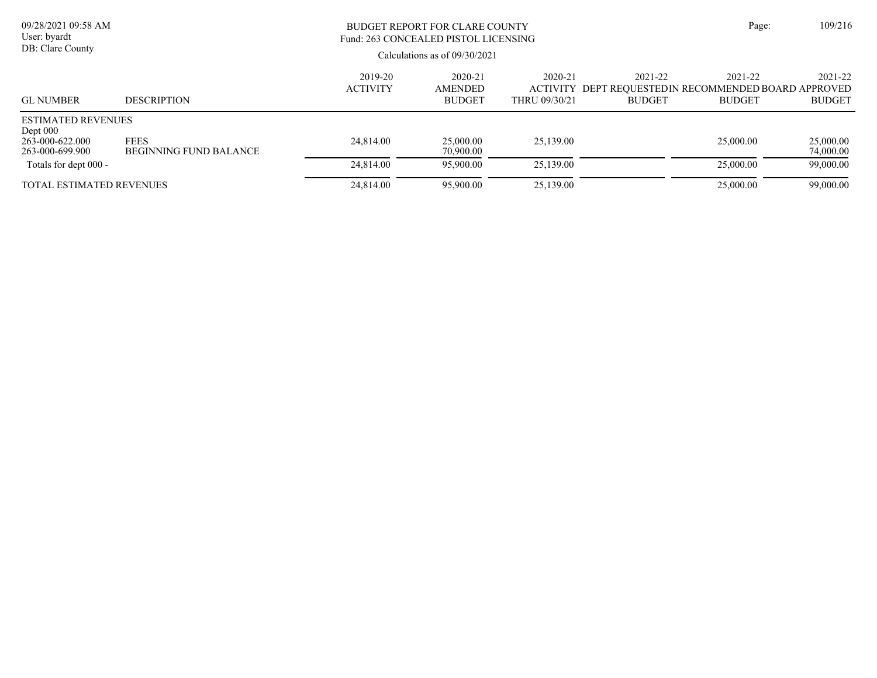# BUDGET REPORT FOR CLARE COUNTY
## Fund: 263 CONCEALED PISTOL LICENSING

Calculations as of 09/30/2021

| GL NUMBER | DESCRIPTION | 2019-20 ACTIVITY | 2020-21 AMENDED BUDGET | 2020-21 ACTIVITY THRU 09/30/21 | 2021-22 DEPT REQUESTED BUDGET | 2021-22 IN RECOMMENDED BUDGET | 2021-22 BOARD APPROVED BUDGET |
|---|---|---|---|---|---|---|---|
| ESTIMATED REVENUES | | | | | | | |
| Dept 000 | | | | | | | |
| 263-000-622.000 | FEES | 24,814.00 | 25,000.00 | 25,139.00 | | 25,000.00 | 25,000.00 |
| 263-000-699.900 | BEGINNING FUND BALANCE | | 70,900.00 | | | | 74,000.00 |
| Totals for dept 000 - | | 24,814.00 | 95,900.00 | 25,139.00 | | 25,000.00 | 99,000.00 |
| TOTAL ESTIMATED REVENUES | | 24,814.00 | 95,900.00 | 25,139.00 | | 25,000.00 | 99,000.00 |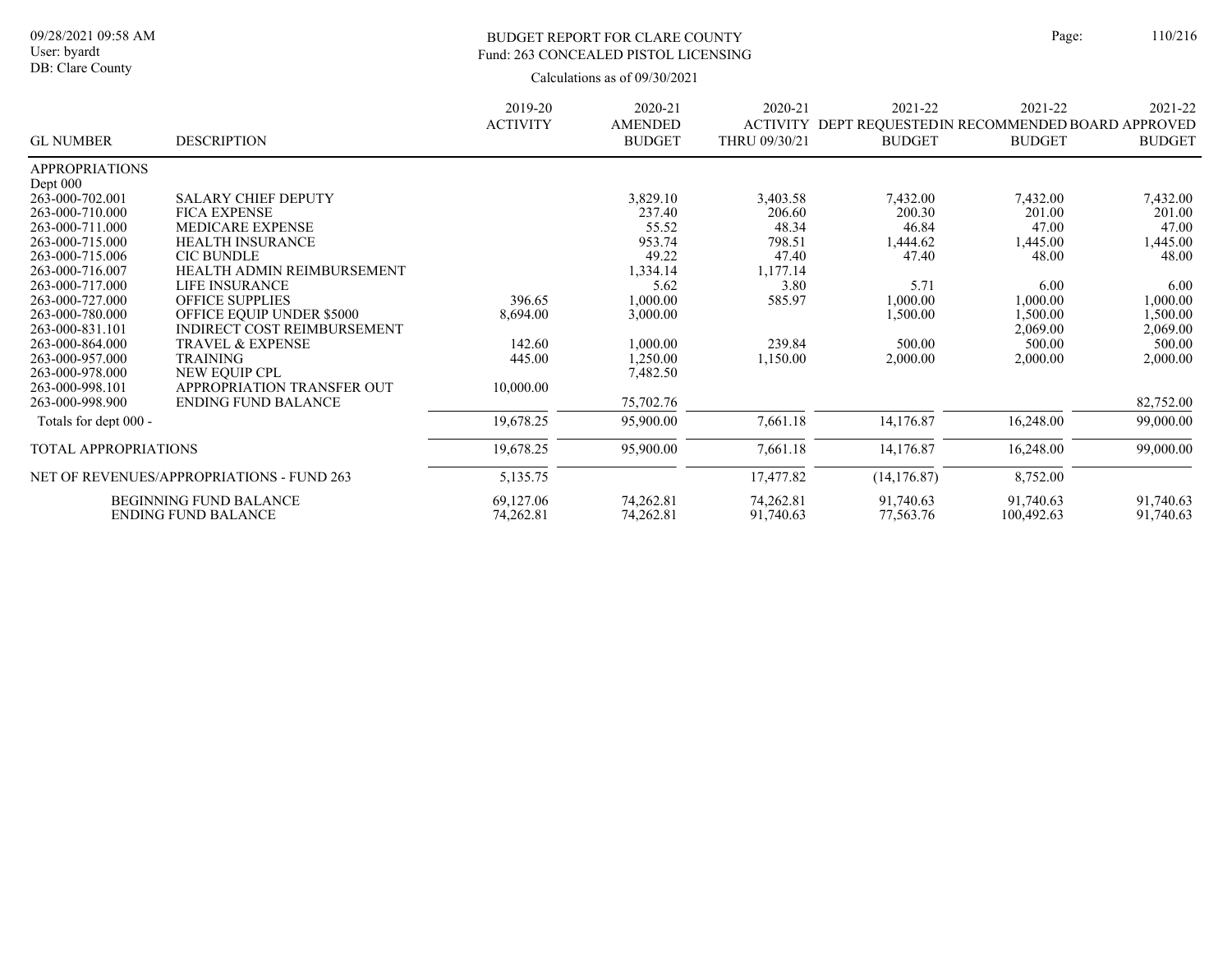BUDGET REPORT FOR CLARE COUNTY
Fund: 263 CONCEALED PISTOL LICENSING

Calculations as of 09/30/2021

| GL NUMBER | DESCRIPTION | 2019-20 ACTIVITY | 2020-21 AMENDED BUDGET | 2020-21 ACTIVITY THRU 09/30/21 | 2021-22 DEPT REQUESTED BUDGET | 2021-22 IN RECOMMENDED BUDGET | 2021-22 BOARD APPROVED BUDGET |
|---|---|---|---|---|---|---|---|
| APPROPRIATIONS | | | | | | | |
| Dept 000 | | | | | | | |
| 263-000-702.001 | SALARY CHIEF DEPUTY | | 3,829.10 | 3,403.58 | 7,432.00 | 7,432.00 | 7,432.00 |
| 263-000-710.000 | FICA EXPENSE | | 237.40 | 206.60 | 200.30 | 201.00 | 201.00 |
| 263-000-711.000 | MEDICARE EXPENSE | | 55.52 | 48.34 | 46.84 | 47.00 | 47.00 |
| 263-000-715.000 | HEALTH INSURANCE | | 953.74 | 798.51 | 1,444.62 | 1,445.00 | 1,445.00 |
| 263-000-715.006 | CIC BUNDLE | | 49.22 | 47.40 | 47.40 | 48.00 | 48.00 |
| 263-000-716.007 | HEALTH ADMIN REIMBURSEMENT | | 1,334.14 | 1,177.14 | | | |
| 263-000-717.000 | LIFE INSURANCE | | 5.62 | 3.80 | 5.71 | 6.00 | 6.00 |
| 263-000-727.000 | OFFICE SUPPLIES | 396.65 | 1,000.00 | 585.97 | 1,000.00 | 1,000.00 | 1,000.00 |
| 263-000-780.000 | OFFICE EQUIP UNDER $5000 | 8,694.00 | 3,000.00 | | 1,500.00 | 1,500.00 | 1,500.00 |
| 263-000-831.101 | INDIRECT COST REIMBURSEMENT | | | | | 2,069.00 | 2,069.00 |
| 263-000-864.000 | TRAVEL & EXPENSE | 142.60 | 1,000.00 | 239.84 | 500.00 | 500.00 | 500.00 |
| 263-000-957.000 | TRAINING | 445.00 | 1,250.00 | 1,150.00 | 2,000.00 | 2,000.00 | 2,000.00 |
| 263-000-978.000 | NEW EQUIP CPL | | 7,482.50 | | | | |
| 263-000-998.101 | APPROPRIATION TRANSFER OUT | 10,000.00 | | | | | |
| 263-000-998.900 | ENDING FUND BALANCE | | 75,702.76 | | | | 82,752.00 |
| Totals for dept 000 - | | 19,678.25 | 95,900.00 | 7,661.18 | 14,176.87 | 16,248.00 | 99,000.00 |
| TOTAL APPROPRIATIONS | | 19,678.25 | 95,900.00 | 7,661.18 | 14,176.87 | 16,248.00 | 99,000.00 |
| NET OF REVENUES/APPROPRIATIONS - FUND 263 | | 5,135.75 | | 17,477.82 | (14,176.87) | 8,752.00 | |
| | BEGINNING FUND BALANCE | 69,127.06 | 74,262.81 | 74,262.81 | 91,740.63 | 91,740.63 | 91,740.63 |
| | ENDING FUND BALANCE | 74,262.81 | 74,262.81 | 91,740.63 | 77,563.76 | 100,492.63 | 91,740.63 |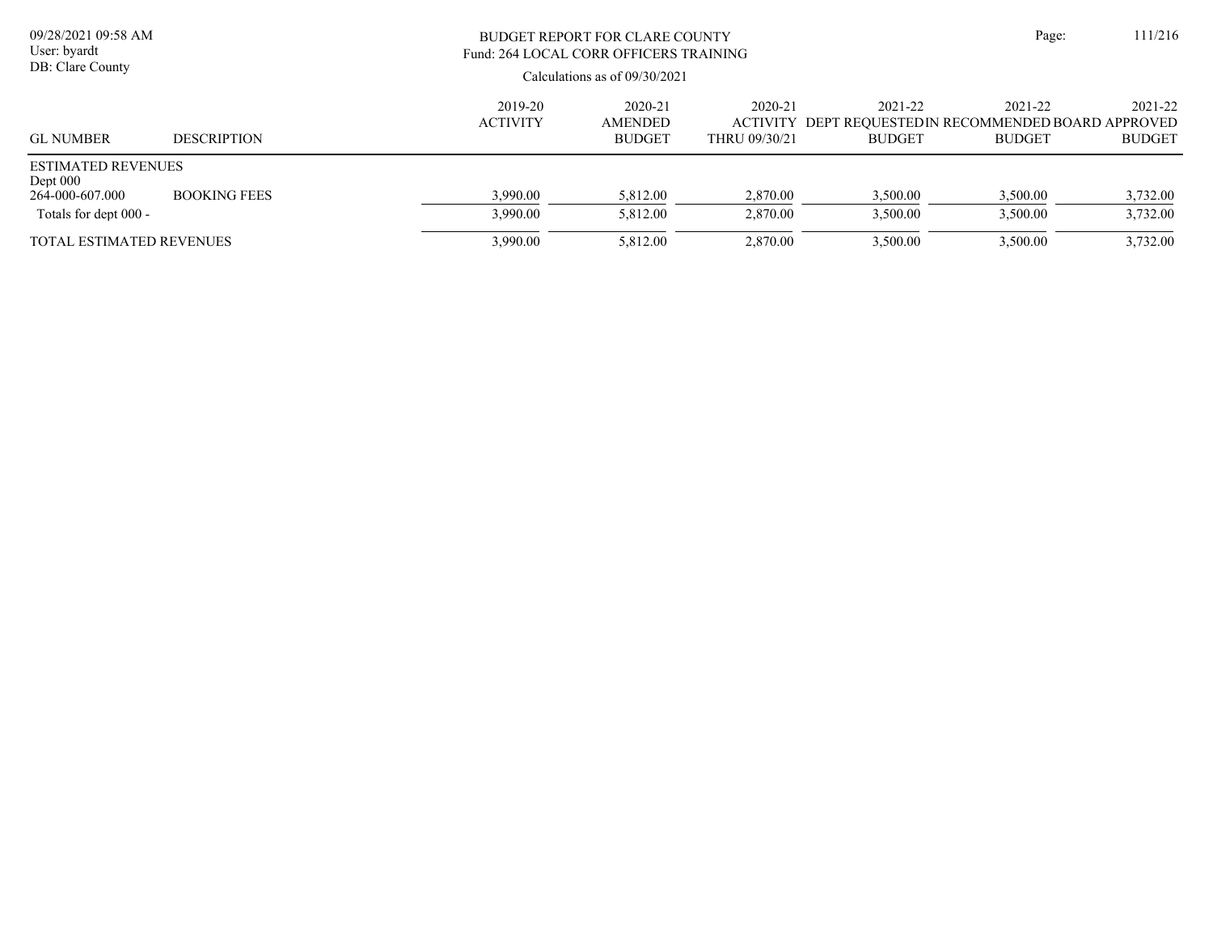# BUDGET REPORT FOR CLARE COUNTY

Fund: 264 LOCAL CORR OFFICERS TRAINING

Calculations as of 09/30/2021

| GL NUMBER | DESCRIPTION | 2019-20 ACTIVITY | 2020-21 AMENDED BUDGET | 2020-21 ACTIVITY THRU 09/30/21 | 2021-22 DEPT REQUESTED BUDGET | 2021-22 IN RECOMMENDED BUDGET | 2021-22 BOARD APPROVED BUDGET |
|---|---|---|---|---|---|---|---|
| ESTIMATED REVENUES | | | | | | | |
| Dept 000 | | | | | | | |
| 264-000-607.000 | BOOKING FEES | 3,990.00 | 5,812.00 | 2,870.00 | 3,500.00 | 3,500.00 | 3,732.00 |
| Totals for dept 000 - | | 3,990.00 | 5,812.00 | 2,870.00 | 3,500.00 | 3,500.00 | 3,732.00 |
| TOTAL ESTIMATED REVENUES | | 3,990.00 | 5,812.00 | 2,870.00 | 3,500.00 | 3,500.00 | 3,732.00 |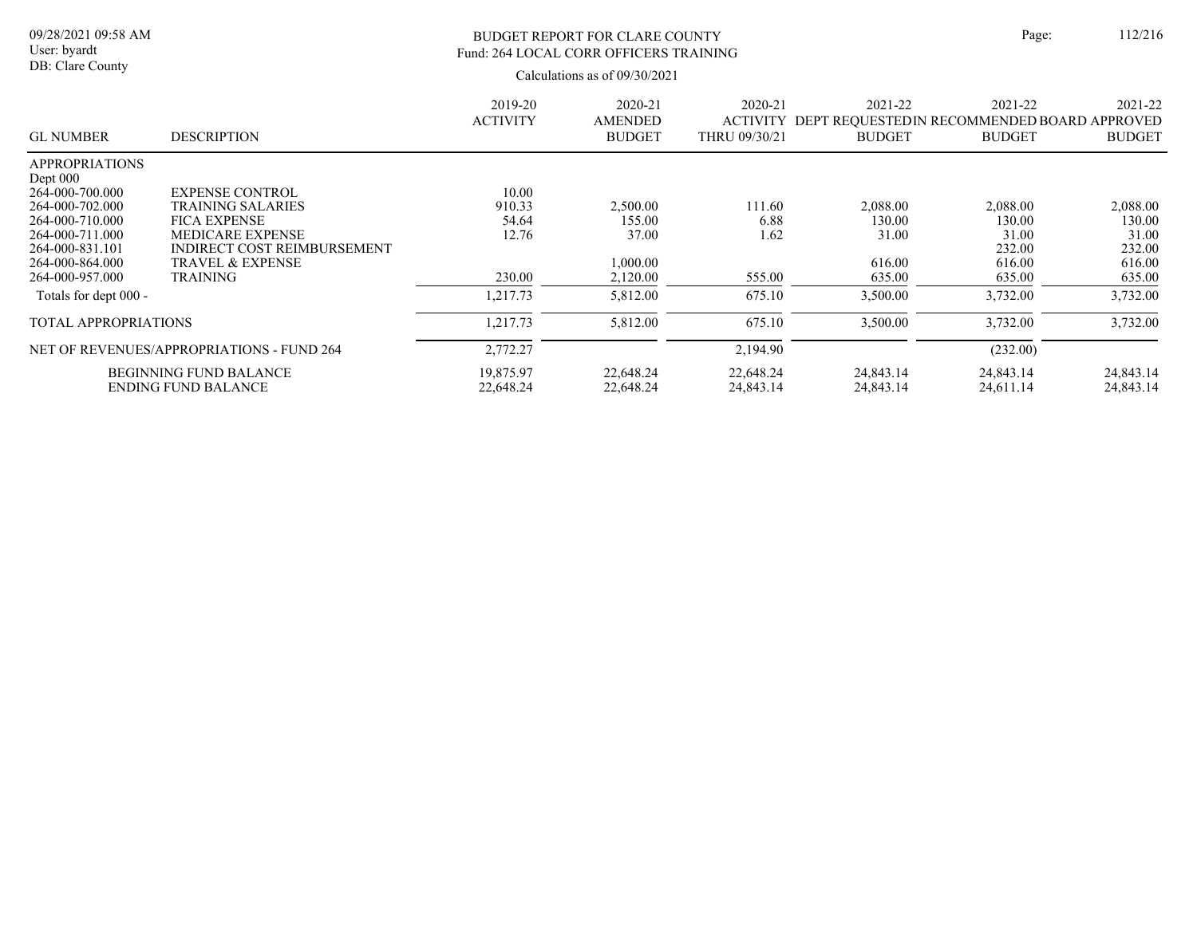# BUDGET REPORT FOR CLARE COUNTY

## Fund: 264 LOCAL CORR OFFICERS TRAINING

Calculations as of 09/30/2021

| GL NUMBER | DESCRIPTION | 2019-20 ACTIVITY | 2020-21 AMENDED BUDGET | 2020-21 ACTIVITY THRU 09/30/21 | 2021-22 DEPT REQUESTED BUDGET | 2021-22 IN RECOMMENDED BUDGET | 2021-22 BOARD APPROVED BUDGET |
|---|---|---|---|---|---|---|---|
| APPROPRIATIONS | | | | | | | |
| Dept 000 | | | | | | | |
| 264-000-700.000 | EXPENSE CONTROL | 10.00 | | | | | |
| 264-000-702.000 | TRAINING SALARIES | 910.33 | 2,500.00 | 111.60 | 2,088.00 | 2,088.00 | 2,088.00 |
| 264-000-710.000 | FICA EXPENSE | 54.64 | 155.00 | 6.88 | 130.00 | 130.00 | 130.00 |
| 264-000-711.000 | MEDICARE EXPENSE | 12.76 | 37.00 | 1.62 | 31.00 | 31.00 | 31.00 |
| 264-000-831.101 | INDIRECT COST REIMBURSEMENT | | | | | 232.00 | 232.00 |
| 264-000-864.000 | TRAVEL & EXPENSE | | 1,000.00 | | 616.00 | 616.00 | 616.00 |
| 264-000-957.000 | TRAINING | 230.00 | 2,120.00 | 555.00 | 635.00 | 635.00 | 635.00 |
| Totals for dept 000 - | | 1,217.73 | 5,812.00 | 675.10 | 3,500.00 | 3,732.00 | 3,732.00 |
| TOTAL APPROPRIATIONS | | 1,217.73 | 5,812.00 | 675.10 | 3,500.00 | 3,732.00 | 3,732.00 |
| NET OF REVENUES/APPROPRIATIONS - FUND 264 | | 2,772.27 | | 2,194.90 | | (232.00) | |
| | BEGINNING FUND BALANCE | 19,875.97 | 22,648.24 | 22,648.24 | 24,843.14 | 24,843.14 | 24,843.14 |
| | ENDING FUND BALANCE | 22,648.24 | 22,648.24 | 24,843.14 | 24,843.14 | 24,611.14 | 24,843.14 |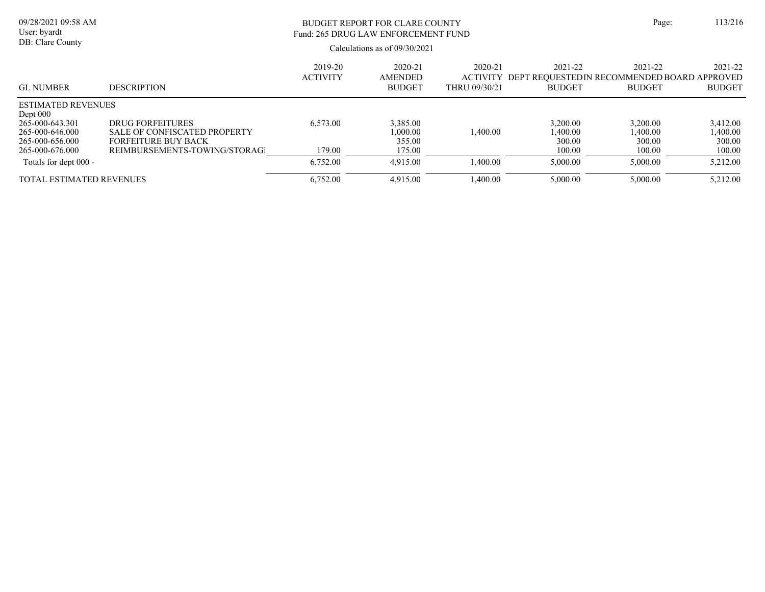BUDGET REPORT FOR CLARE COUNTY
Fund: 265 DRUG LAW ENFORCEMENT FUND

Calculations as of 09/30/2021

| GL NUMBER | DESCRIPTION | 2019-20 ACTIVITY | 2020-21 AMENDED BUDGET | 2020-21 ACTIVITY THRU 09/30/21 | 2021-22 DEPT REQUESTED BUDGET | 2021-22 IN RECOMMENDED BUDGET | 2021-22 BOARD APPROVED BUDGET |
|---|---|---|---|---|---|---|---|
| ESTIMATED REVENUES | | | | | | | |
| Dept 000 | | | | | | | |
| 265-000-643.301 | DRUG FORFEITURES | 6,573.00 | 3,385.00 | | 3,200.00 | 3,200.00 | 3,412.00 |
| 265-000-646.000 | SALE OF CONFISCATED PROPERTY | | 1,000.00 | 1,400.00 | 1,400.00 | 1,400.00 | 1,400.00 |
| 265-000-656.000 | FORFEITURE BUY BACK | | 355.00 | | 300.00 | 300.00 | 300.00 |
| 265-000-676.000 | REIMBURSEMENTS-TOWING/STORAGI | 179.00 | 175.00 | | 100.00 | 100.00 | 100.00 |
| Totals for dept 000 - | | 6,752.00 | 4,915.00 | 1,400.00 | 5,000.00 | 5,000.00 | 5,212.00 |
| TOTAL ESTIMATED REVENUES | | 6,752.00 | 4,915.00 | 1,400.00 | 5,000.00 | 5,000.00 | 5,212.00 |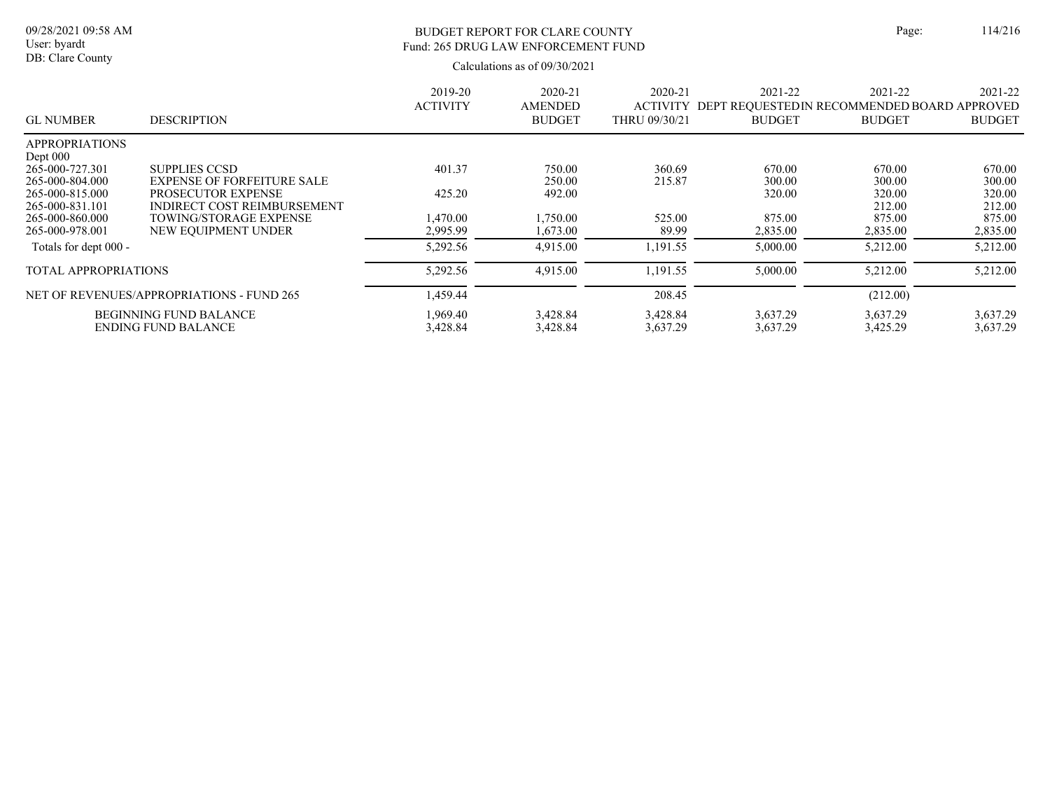# BUDGET REPORT FOR CLARE COUNTY

## Fund: 265 DRUG LAW ENFORCEMENT FUND

Calculations as of 09/30/2021

| GL NUMBER | DESCRIPTION | 2019-20 ACTIVITY | 2020-21 AMENDED BUDGET | 2020-21 ACTIVITY THRU 09/30/21 | 2021-22 DEPT REQUESTED BUDGET | 2021-22 IN RECOMMENDED BUDGET | 2021-22 BOARD APPROVED BUDGET |
|---|---|---|---|---|---|---|---|
| APPROPRIATIONS | | | | | | | |
| Dept 000 | | | | | | | |
| 265-000-727.301 | SUPPLIES CCSD | 401.37 | 750.00 | 360.69 | 670.00 | 670.00 | 670.00 |
| 265-000-804.000 | EXPENSE OF FORFEITURE SALE | | 250.00 | 215.87 | 300.00 | 300.00 | 300.00 |
| 265-000-815.000 | PROSECUTOR EXPENSE | 425.20 | 492.00 | | 320.00 | 320.00 | 320.00 |
| 265-000-831.101 | INDIRECT COST REIMBURSEMENT | | | | | 212.00 | 212.00 |
| 265-000-860.000 | TOWING/STORAGE EXPENSE | 1,470.00 | 1,750.00 | 525.00 | 875.00 | 875.00 | 875.00 |
| 265-000-978.001 | NEW EQUIPMENT UNDER | 2,995.99 | 1,673.00 | 89.99 | 2,835.00 | 2,835.00 | 2,835.00 |
| Totals for dept 000 - | | 5,292.56 | 4,915.00 | 1,191.55 | 5,000.00 | 5,212.00 | 5,212.00 |
| TOTAL APPROPRIATIONS | | 5,292.56 | 4,915.00 | 1,191.55 | 5,000.00 | 5,212.00 | 5,212.00 |
| NET OF REVENUES/APPROPRIATIONS - FUND 265 | | 1,459.44 | | 208.45 | | (212.00) | |
| | BEGINNING FUND BALANCE | 1,969.40 | 3,428.84 | 3,428.84 | 3,637.29 | 3,637.29 | 3,637.29 |
| | ENDING FUND BALANCE | 3,428.84 | 3,428.84 | 3,637.29 | 3,637.29 | 3,425.29 | 3,637.29 |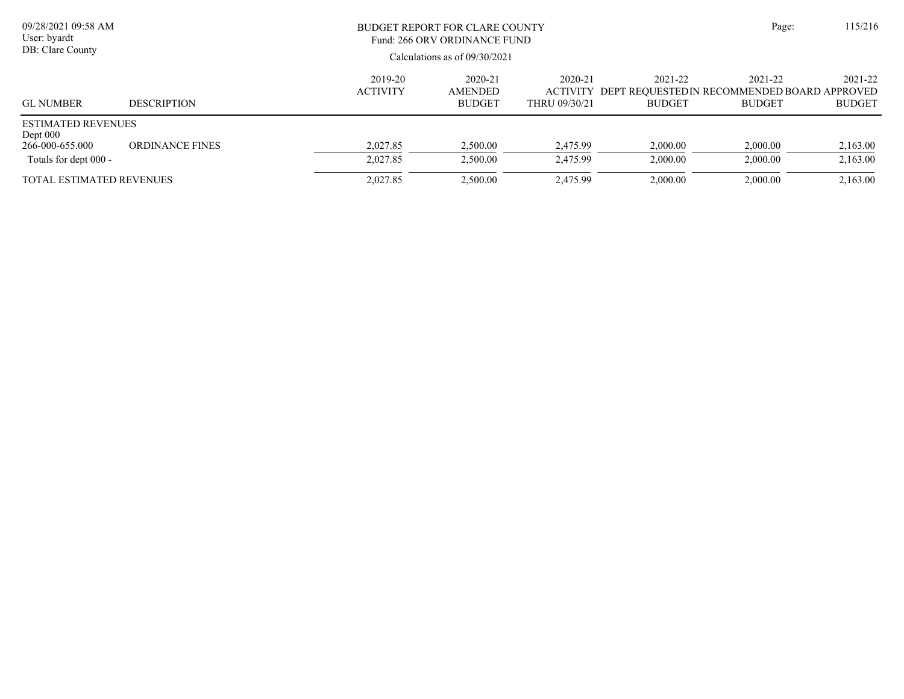BUDGET REPORT FOR CLARE COUNTY
Fund: 266 ORV ORDINANCE FUND

Calculations as of 09/30/2021

| GL NUMBER | DESCRIPTION | 2019-20 ACTIVITY | 2020-21 AMENDED BUDGET | 2020-21 ACTIVITY THRU 09/30/21 | 2021-22 DEPT REQUESTED BUDGET | 2021-22 IN RECOMMENDED BUDGET | 2021-22 BOARD APPROVED BUDGET |
|---|---|---|---|---|---|---|---|
| ESTIMATED REVENUES | | | | | | | |
| Dept 000 | | | | | | | |
| 266-000-655.000 | ORDINANCE FINES | 2,027.85 | 2,500.00 | 2,475.99 | 2,000.00 | 2,000.00 | 2,163.00 |
| Totals for dept 000 - | | 2,027.85 | 2,500.00 | 2,475.99 | 2,000.00 | 2,000.00 | 2,163.00 |
| TOTAL ESTIMATED REVENUES | | 2,027.85 | 2,500.00 | 2,475.99 | 2,000.00 | 2,000.00 | 2,163.00 |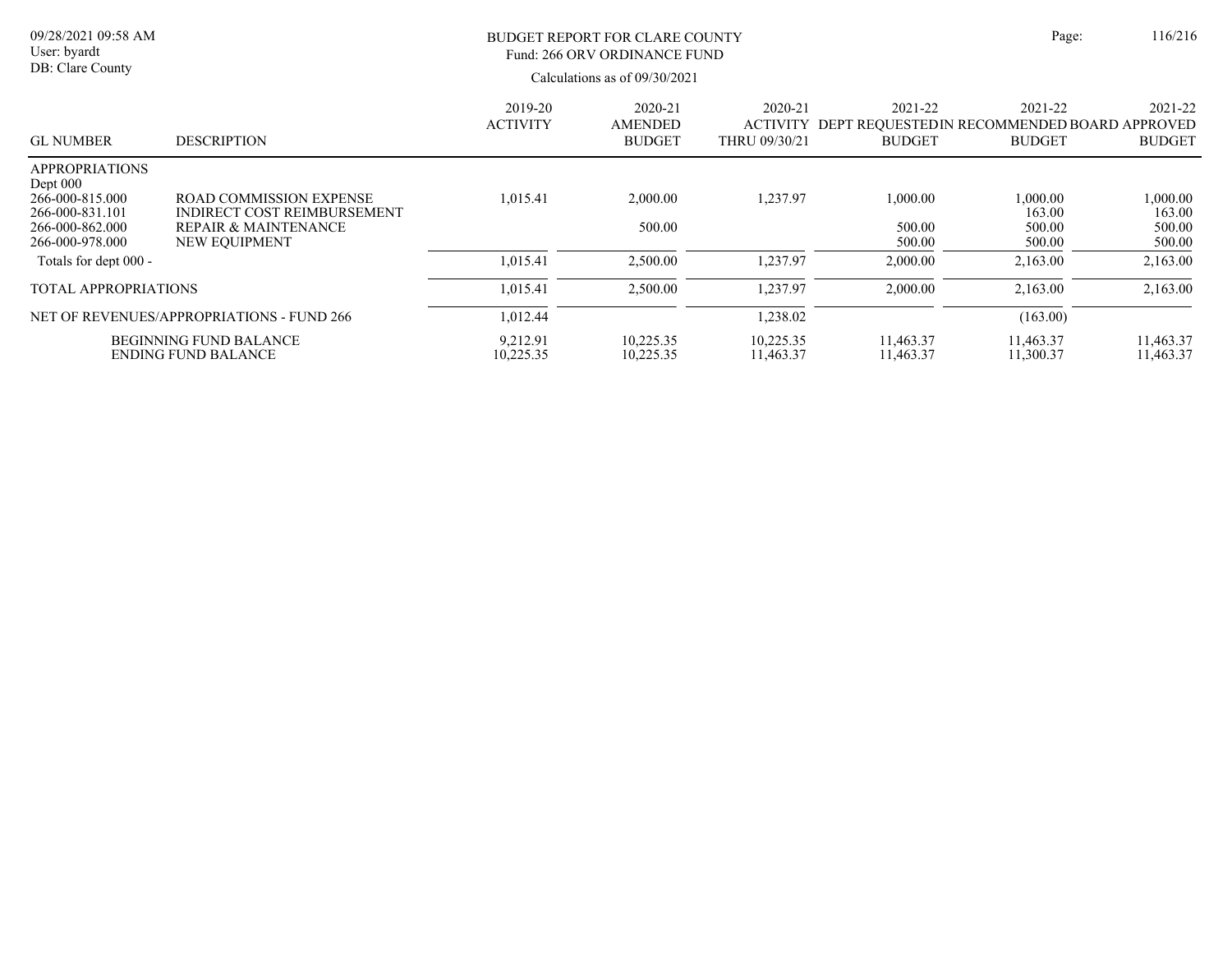BUDGET REPORT FOR CLARE COUNTY
Fund: 266 ORV ORDINANCE FUND

Calculations as of 09/30/2021

| GL NUMBER | DESCRIPTION | 2019-20 ACTIVITY | 2020-21 AMENDED BUDGET | 2020-21 ACTIVITY THRU 09/30/21 | 2021-22 DEPT REQUESTED BUDGET | 2021-22 IN RECOMMENDED BUDGET | 2021-22 BOARD APPROVED BUDGET |
|---|---|---|---|---|---|---|---|
| APPROPRIATIONS | | | | | | | |
| Dept 000 | | | | | | | |
| 266-000-815.000 | ROAD COMMISSION EXPENSE | 1,015.41 | 2,000.00 | 1,237.97 | 1,000.00 | 1,000.00 | 1,000.00 |
| 266-000-831.101 | INDIRECT COST REIMBURSEMENT | | | | | 163.00 | 163.00 |
| 266-000-862.000 | REPAIR & MAINTENANCE | | 500.00 | | 500.00 | 500.00 | 500.00 |
| 266-000-978.000 | NEW EQUIPMENT | | | | 500.00 | 500.00 | 500.00 |
| Totals for dept 000 - | | 1,015.41 | 2,500.00 | 1,237.97 | 2,000.00 | 2,163.00 | 2,163.00 |
| TOTAL APPROPRIATIONS | | 1,015.41 | 2,500.00 | 1,237.97 | 2,000.00 | 2,163.00 | 2,163.00 |
| NET OF REVENUES/APPROPRIATIONS - FUND 266 | | 1,012.44 | | 1,238.02 | | (163.00) | |
| | BEGINNING FUND BALANCE | 9,212.91 | 10,225.35 | 10,225.35 | 11,463.37 | 11,463.37 | 11,463.37 |
| | ENDING FUND BALANCE | 10,225.35 | 10,225.35 | 11,463.37 | 11,463.37 | 11,300.37 | 11,463.37 |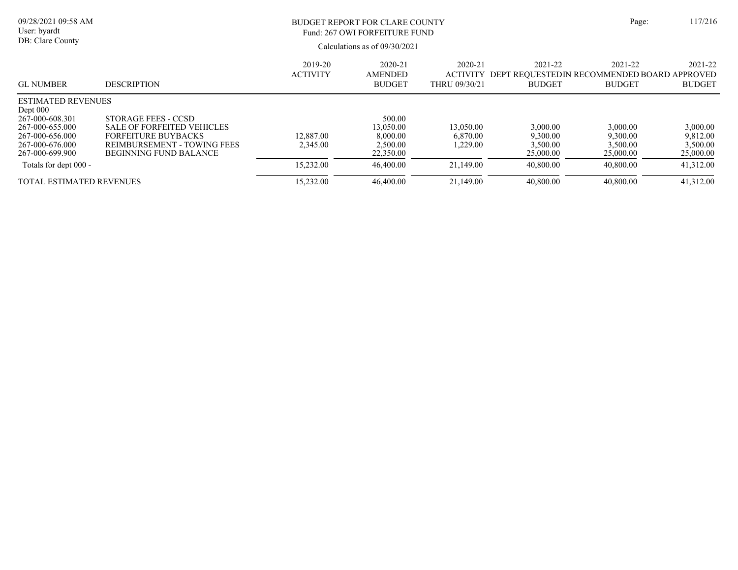BUDGET REPORT FOR CLARE COUNTY
Fund: 267 OWI FORFEITURE FUND

Calculations as of 09/30/2021

| GL NUMBER | DESCRIPTION | 2019-20 ACTIVITY | 2020-21 AMENDED BUDGET | 2020-21 ACTIVITY THRU 09/30/21 | 2021-22 DEPT REQUESTED BUDGET | 2021-22 IN RECOMMENDED BUDGET | 2021-22 BOARD APPROVED BUDGET |
|---|---|---|---|---|---|---|---|
| ESTIMATED REVENUES | | | | | | | |
| Dept 000 | | | | | | | |
| 267-000-608.301 | STORAGE FEES - CCSD | | 500.00 | | | | |
| 267-000-655.000 | SALE OF FORFEITED VEHICLES | | 13,050.00 | 13,050.00 | 3,000.00 | 3,000.00 | 3,000.00 |
| 267-000-656.000 | FORFEITURE BUYBACKS | 12,887.00 | 8,000.00 | 6,870.00 | 9,300.00 | 9,300.00 | 9,812.00 |
| 267-000-676.000 | REIMBURSEMENT - TOWING FEES | 2,345.00 | 2,500.00 | 1,229.00 | 3,500.00 | 3,500.00 | 3,500.00 |
| 267-000-699.900 | BEGINNING FUND BALANCE | | 22,350.00 | | 25,000.00 | 25,000.00 | 25,000.00 |
| Totals for dept 000 - | | 15,232.00 | 46,400.00 | 21,149.00 | 40,800.00 | 40,800.00 | 41,312.00 |
| TOTAL ESTIMATED REVENUES | | 15,232.00 | 46,400.00 | 21,149.00 | 40,800.00 | 40,800.00 | 41,312.00 |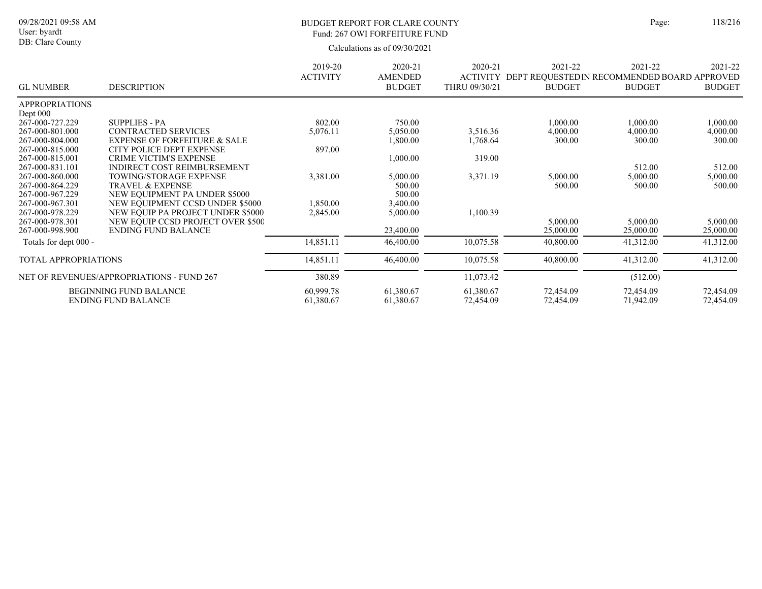BUDGET REPORT FOR CLARE COUNTY
Fund: 267 OWI FORFEITURE FUND

Calculations as of 09/30/2021

| GL NUMBER | DESCRIPTION | 2019-20 ACTIVITY | 2020-21 AMENDED BUDGET | 2020-21 ACTIVITY THRU 09/30/21 | 2021-22 DEPT REQUESTED BUDGET | 2021-22 IN RECOMMENDED BUDGET | 2021-22 BOARD APPROVED BUDGET |
|---|---|---|---|---|---|---|---|
| APPROPRIATIONS | | | | | | | |
| Dept 000 | | | | | | | |
| 267-000-727.229 | SUPPLIES - PA | 802.00 | 750.00 | | 1,000.00 | 1,000.00 | 1,000.00 |
| 267-000-801.000 | CONTRACTED SERVICES | 5,076.11 | 5,050.00 | 3,516.36 | 4,000.00 | 4,000.00 | 4,000.00 |
| 267-000-804.000 | EXPENSE OF FORFEITURE & SALE | | 1,800.00 | 1,768.64 | 300.00 | 300.00 | 300.00 |
| 267-000-815.000 | CITY POLICE DEPT EXPENSE | 897.00 | | | | | |
| 267-000-815.001 | CRIME VICTIM'S EXPENSE | | 1,000.00 | 319.00 | | | |
| 267-000-831.101 | INDIRECT COST REIMBURSEMENT | | | | | 512.00 | 512.00 |
| 267-000-860.000 | TOWING/STORAGE EXPENSE | 3,381.00 | 5,000.00 | 3,371.19 | 5,000.00 | 5,000.00 | 5,000.00 |
| 267-000-864.229 | TRAVEL & EXPENSE | | 500.00 | | 500.00 | 500.00 | 500.00 |
| 267-000-967.229 | NEW EQUIPMENT PA UNDER $5000 | | 500.00 | | | | |
| 267-000-967.301 | NEW EQUIPMENT CCSD UNDER $5000 | 1,850.00 | 3,400.00 | | | | |
| 267-000-978.229 | NEW EQUIP PA PROJECT UNDER $5000 | 2,845.00 | 5,000.00 | 1,100.39 | | | |
| 267-000-978.301 | NEW EQUIP CCSD PROJECT OVER $500 | | | | 5,000.00 | 5,000.00 | 5,000.00 |
| 267-000-998.900 | ENDING FUND BALANCE | | 23,400.00 | | 25,000.00 | 25,000.00 | 25,000.00 |
| Totals for dept 000 - | | 14,851.11 | 46,400.00 | 10,075.58 | 40,800.00 | 41,312.00 | 41,312.00 |
| TOTAL APPROPRIATIONS | | 14,851.11 | 46,400.00 | 10,075.58 | 40,800.00 | 41,312.00 | 41,312.00 |
| NET OF REVENUES/APPROPRIATIONS - FUND 267 | | 380.89 | | 11,073.42 | | (512.00) | |
| | BEGINNING FUND BALANCE | 60,999.78 | 61,380.67 | 61,380.67 | 72,454.09 | 72,454.09 | 72,454.09 |
| | ENDING FUND BALANCE | 61,380.67 | 61,380.67 | 72,454.09 | 72,454.09 | 71,942.09 | 72,454.09 |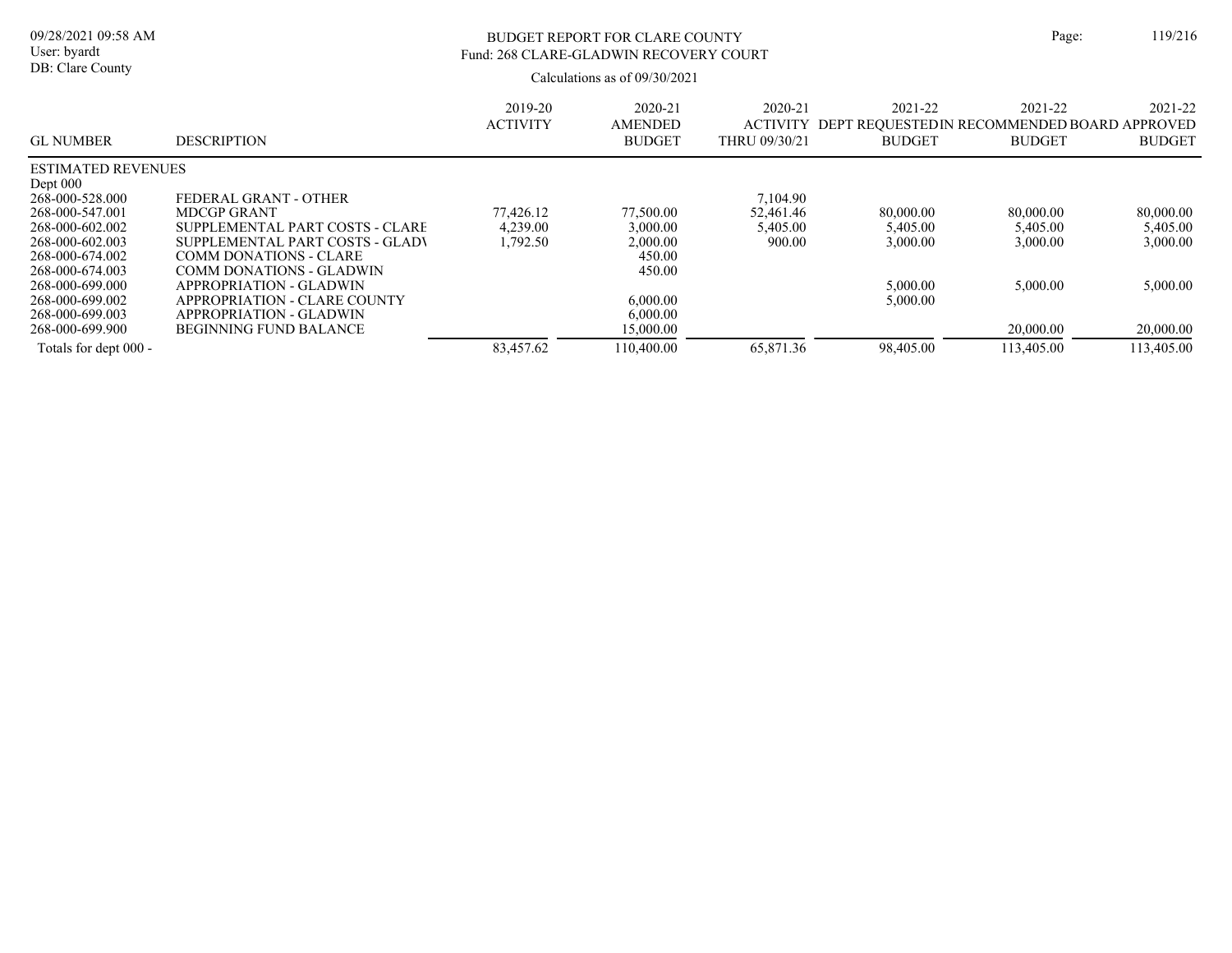BUDGET REPORT FOR CLARE COUNTY
Fund: 268 CLARE-GLADWIN RECOVERY COURT

Calculations as of 09/30/2021

| GL NUMBER | DESCRIPTION | 2019-20 ACTIVITY | 2020-21 AMENDED BUDGET | 2020-21 ACTIVITY THRU 09/30/21 | 2021-22 DEPT REQUESTED BUDGET | 2021-22 IN RECOMMENDED BUDGET | 2021-22 BOARD APPROVED BUDGET |
|---|---|---|---|---|---|---|---|
| ESTIMATED REVENUES | | | | | | | |
| Dept 000 | | | | | | | |
| 268-000-528.000 | FEDERAL GRANT - OTHER | | | 7,104.90 | | | |
| 268-000-547.001 | MDCGP GRANT | 77,426.12 | 77,500.00 | 52,461.46 | 80,000.00 | 80,000.00 | 80,000.00 |
| 268-000-602.002 | SUPPLEMENTAL PART COSTS - CLARE | 4,239.00 | 3,000.00 | 5,405.00 | 5,405.00 | 5,405.00 | 5,405.00 |
| 268-000-602.003 | SUPPLEMENTAL PART COSTS - GLADV | 1,792.50 | 2,000.00 | 900.00 | 3,000.00 | 3,000.00 | 3,000.00 |
| 268-000-674.002 | COMM DONATIONS - CLARE | | 450.00 | | | | |
| 268-000-674.003 | COMM DONATIONS - GLADWIN | | 450.00 | | | | |
| 268-000-699.000 | APPROPRIATION - GLADWIN | | | | 5,000.00 | 5,000.00 | 5,000.00 |
| 268-000-699.002 | APPROPRIATION - CLARE COUNTY | | 6,000.00 | | 5,000.00 | | |
| 268-000-699.003 | APPROPRIATION - GLADWIN | | 6,000.00 | | | | |
| 268-000-699.900 | BEGINNING FUND BALANCE | | 15,000.00 | | | 20,000.00 | 20,000.00 |
| Totals for dept 000 - | | 83,457.62 | 110,400.00 | 65,871.36 | 98,405.00 | 113,405.00 | 113,405.00 |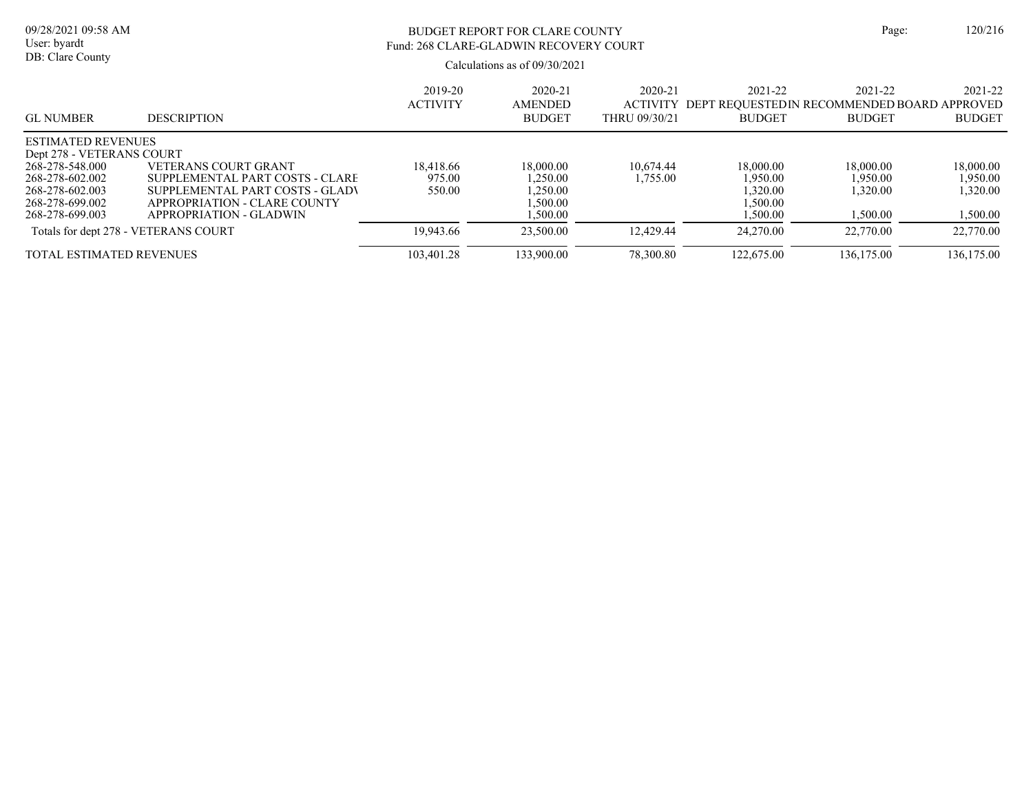# BUDGET REPORT FOR CLARE COUNTY
## Fund: 268 CLARE-GLADWIN RECOVERY COURT

Calculations as of 09/30/2021

| GL NUMBER | DESCRIPTION | 2019-20 ACTIVITY | 2020-21 AMENDED BUDGET | 2020-21 ACTIVITY THRU 09/30/21 | 2021-22 DEPT REQUESTED BUDGET | 2021-22 IN RECOMMENDED BUDGET | 2021-22 BOARD APPROVED BUDGET |
|---|---|---|---|---|---|---|---|
| ESTIMATED REVENUES | | | | | | | |
| Dept 278 - VETERANS COURT | | | | | | | |
| 268-278-548.000 | VETERANS COURT GRANT | 18,418.66 | 18,000.00 | 10,674.44 | 18,000.00 | 18,000.00 | 18,000.00 |
| 268-278-602.002 | SUPPLEMENTAL PART COSTS - CLARE | 975.00 | 1,250.00 | 1,755.00 | 1,950.00 | 1,950.00 | 1,950.00 |
| 268-278-602.003 | SUPPLEMENTAL PART COSTS - GLADV | 550.00 | 1,250.00 | | 1,320.00 | 1,320.00 | 1,320.00 |
| 268-278-699.002 | APPROPRIATION - CLARE COUNTY | | 1,500.00 | | 1,500.00 | | |
| 268-278-699.003 | APPROPRIATION - GLADWIN | | 1,500.00 | | 1,500.00 | 1,500.00 | 1,500.00 |
| Totals for dept 278 - VETERANS COURT | | 19,943.66 | 23,500.00 | 12,429.44 | 24,270.00 | 22,770.00 | 22,770.00 |
| TOTAL ESTIMATED REVENUES | | 103,401.28 | 133,900.00 | 78,300.80 | 122,675.00 | 136,175.00 | 136,175.00 |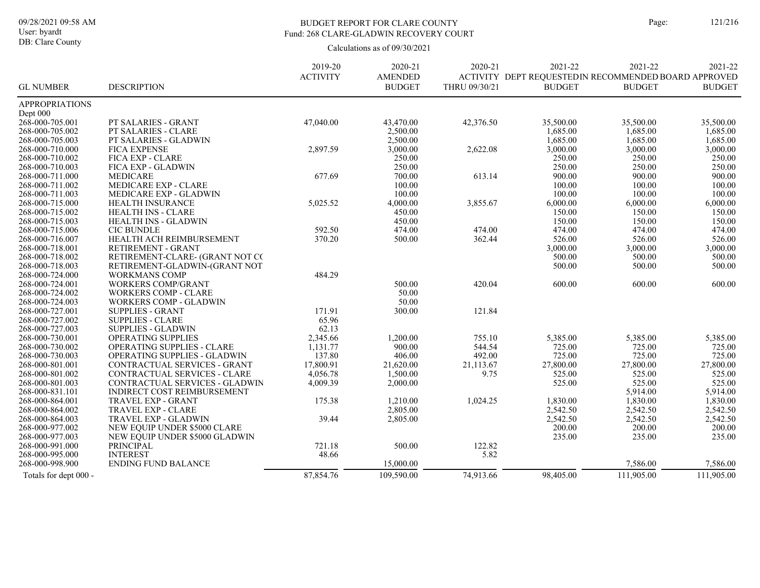# BUDGET REPORT FOR CLARE COUNTY

## Fund: 268 CLARE-GLADWIN RECOVERY COURT

Calculations as of 09/30/2021

09/28/2021 09:58 AM
User: byardt
DB: Clare County

| GL NUMBER | DESCRIPTION | 2019-20 ACTIVITY | 2020-21 AMENDED BUDGET | 2020-21 ACTIVITY THRU 09/30/21 | 2021-22 DEPT REQUESTED BUDGET | 2021-22 RECOMMENDED BUDGET | 2021-22 BOARD APPROVED BUDGET |
|---|---|---|---|---|---|---|---|
| APPROPRIATIONS | | | | | | | |
| Dept 000 | | | | | | | |
| 268-000-705.001 | PT SALARIES - GRANT | 47,040.00 | 43,470.00 | 42,376.50 | 35,500.00 | 35,500.00 | 35,500.00 |
| 268-000-705.002 | PT SALARIES - CLARE | | 2,500.00 | | 1,685.00 | 1,685.00 | 1,685.00 |
| 268-000-705.003 | PT SALARIES - GLADWIN | | 2,500.00 | | 1,685.00 | 1,685.00 | 1,685.00 |
| 268-000-710.000 | FICA EXPENSE | 2,897.59 | 3,000.00 | 2,622.08 | 3,000.00 | 3,000.00 | 3,000.00 |
| 268-000-710.002 | FICA EXP - CLARE | | 250.00 | | 250.00 | 250.00 | 250.00 |
| 268-000-710.003 | FICA EXP - GLADWIN | | 250.00 | | 250.00 | 250.00 | 250.00 |
| 268-000-711.000 | MEDICARE | 677.69 | 700.00 | 613.14 | 900.00 | 900.00 | 900.00 |
| 268-000-711.002 | MEDICARE EXP - CLARE | | 100.00 | | 100.00 | 100.00 | 100.00 |
| 268-000-711.003 | MEDICARE EXP - GLADWIN | | 100.00 | | 100.00 | 100.00 | 100.00 |
| 268-000-715.000 | HEALTH INSURANCE | 5,025.52 | 4,000.00 | 3,855.67 | 6,000.00 | 6,000.00 | 6,000.00 |
| 268-000-715.002 | HEALTH INS - CLARE | | 450.00 | | 150.00 | 150.00 | 150.00 |
| 268-000-715.003 | HEALTH INS - GLADWIN | | 450.00 | | 150.00 | 150.00 | 150.00 |
| 268-000-715.006 | CIC BUNDLE | 592.50 | 474.00 | 474.00 | 474.00 | 474.00 | 474.00 |
| 268-000-716.007 | HEALTH ACH REIMBURSEMENT | 370.20 | 500.00 | 362.44 | 526.00 | 526.00 | 526.00 |
| 268-000-718.001 | RETIREMENT - GRANT | | | | 3,000.00 | 3,000.00 | 3,000.00 |
| 268-000-718.002 | RETIREMENT-CLARE- (GRANT NOT CC | | | | 500.00 | 500.00 | 500.00 |
| 268-000-718.003 | RETIREMENT-GLADWIN-(GRANT NOT | | | | 500.00 | 500.00 | 500.00 |
| 268-000-724.000 | WORKMANS COMP | 484.29 | | | | | |
| 268-000-724.001 | WORKERS COMP/GRANT | | 500.00 | 420.04 | 600.00 | 600.00 | 600.00 |
| 268-000-724.002 | WORKERS COMP - CLARE | | 50.00 | | | | |
| 268-000-724.003 | WORKERS COMP - GLADWIN | | 50.00 | | | | |
| 268-000-727.001 | SUPPLIES - GRANT | 171.91 | 300.00 | 121.84 | | | |
| 268-000-727.002 | SUPPLIES - CLARE | 65.96 | | | | | |
| 268-000-727.003 | SUPPLIES - GLADWIN | 62.13 | | | | | |
| 268-000-730.001 | OPERATING SUPPLIES | 2,345.66 | 1,200.00 | 755.10 | 5,385.00 | 5,385.00 | 5,385.00 |
| 268-000-730.002 | OPERATING SUPPLIES - CLARE | 1,131.77 | 900.00 | 544.54 | 725.00 | 725.00 | 725.00 |
| 268-000-730.003 | OPERATING SUPPLIES - GLADWIN | 137.80 | 406.00 | 492.00 | 725.00 | 725.00 | 725.00 |
| 268-000-801.001 | CONTRACTUAL SERVICES - GRANT | 17,800.91 | 21,620.00 | 21,113.67 | 27,800.00 | 27,800.00 | 27,800.00 |
| 268-000-801.002 | CONTRACTUAL SERVICES - CLARE | 4,056.78 | 1,500.00 | 9.75 | 525.00 | 525.00 | 525.00 |
| 268-000-801.003 | CONTRACTUAL SERVICES - GLADWIN | 4,009.39 | 2,000.00 | | 525.00 | 525.00 | 525.00 |
| 268-000-831.101 | INDIRECT COST REIMBURSEMENT | | | | | 5,914.00 | 5,914.00 |
| 268-000-864.001 | TRAVEL EXP - GRANT | 175.38 | 1,210.00 | 1,024.25 | 1,830.00 | 1,830.00 | 1,830.00 |
| 268-000-864.002 | TRAVEL EXP - CLARE | | 2,805.00 | | 2,542.50 | 2,542.50 | 2,542.50 |
| 268-000-864.003 | TRAVEL EXP - GLADWIN | 39.44 | 2,805.00 | | 2,542.50 | 2,542.50 | 2,542.50 |
| 268-000-977.002 | NEW EQUIP UNDER $5000 CLARE | | | | 200.00 | 200.00 | 200.00 |
| 268-000-977.003 | NEW EQUIP UNDER $5000 GLADWIN | | | | 235.00 | 235.00 | 235.00 |
| 268-000-991.000 | PRINCIPAL | 721.18 | 500.00 | 122.82 | | | |
| 268-000-995.000 | INTEREST | 48.66 | | 5.82 | | | |
| 268-000-998.900 | ENDING FUND BALANCE | | 15,000.00 | | | 7,586.00 | 7,586.00 |
| Totals for dept 000 - | | 87,854.76 | 109,590.00 | 74,913.66 | 98,405.00 | 111,905.00 | 111,905.00 |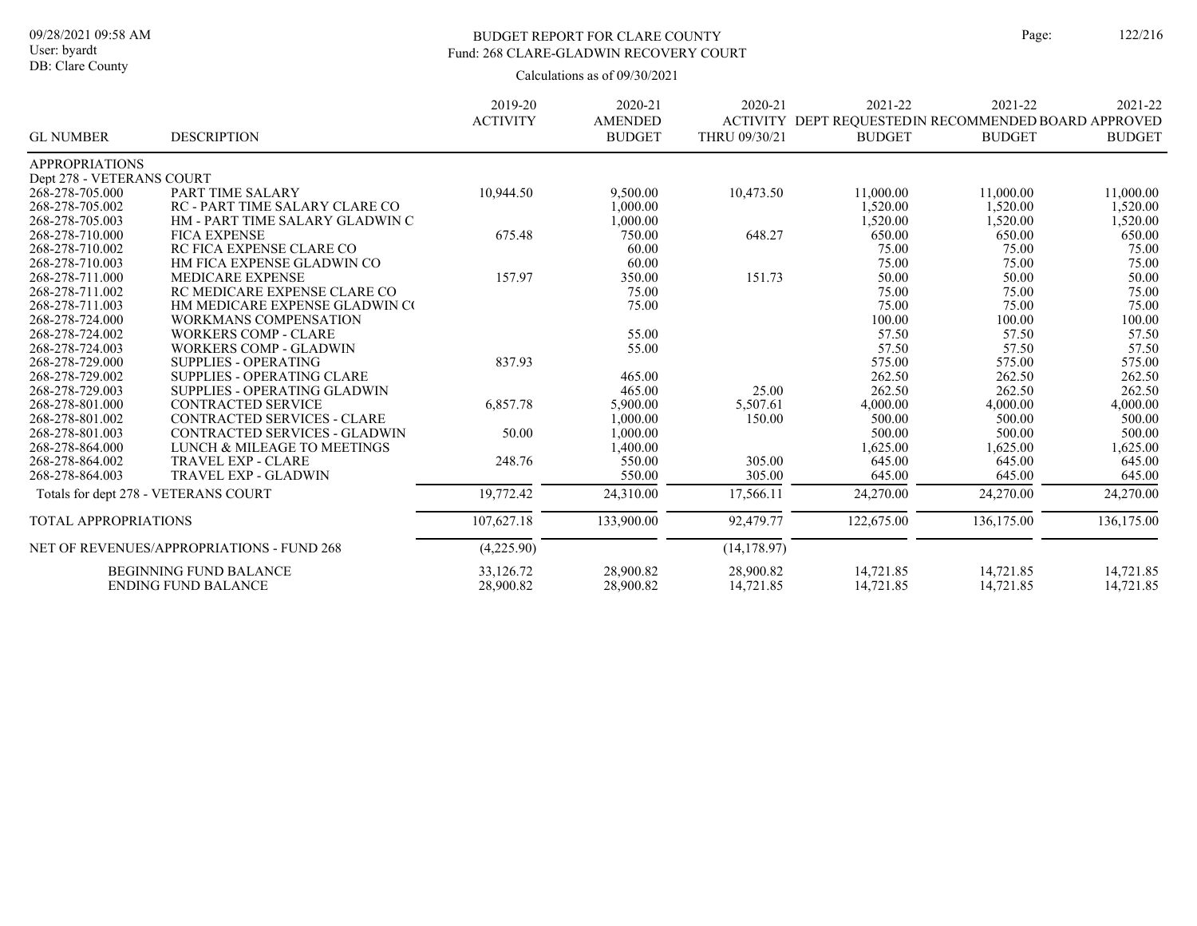# BUDGET REPORT FOR CLARE COUNTY

## Fund: 268 CLARE-GLADWIN RECOVERY COURT

Calculations as of 09/30/2021

| GL NUMBER | DESCRIPTION | 2019-20 ACTIVITY | 2020-21 AMENDED BUDGET | 2020-21 ACTIVITY THRU 09/30/21 | 2021-22 DEPT REQUESTED BUDGET | 2021-22 IN RECOMMENDED BUDGET | 2021-22 BOARD APPROVED BUDGET |
|---|---|---|---|---|---|---|---|
| APPROPRIATIONS | | | | | | | |
| Dept 278 - VETERANS COURT | | | | | | | |
| 268-278-705.000 | PART TIME SALARY | 10,944.50 | 9,500.00 | 10,473.50 | 11,000.00 | 11,000.00 | 11,000.00 |
| 268-278-705.002 | RC - PART TIME SALARY CLARE CO | | 1,000.00 | | 1,520.00 | 1,520.00 | 1,520.00 |
| 268-278-705.003 | HM - PART TIME SALARY GLADWIN C | | 1,000.00 | | 1,520.00 | 1,520.00 | 1,520.00 |
| 268-278-710.000 | FICA EXPENSE | 675.48 | 750.00 | 648.27 | 650.00 | 650.00 | 650.00 |
| 268-278-710.002 | RC FICA EXPENSE CLARE CO | | 60.00 | | 75.00 | 75.00 | 75.00 |
| 268-278-710.003 | HM FICA EXPENSE GLADWIN CO | | 60.00 | | 75.00 | 75.00 | 75.00 |
| 268-278-711.000 | MEDICARE EXPENSE | 157.97 | 350.00 | 151.73 | 50.00 | 50.00 | 50.00 |
| 268-278-711.002 | RC MEDICARE EXPENSE CLARE CO | | 75.00 | | 75.00 | 75.00 | 75.00 |
| 268-278-711.003 | HM MEDICARE EXPENSE GLADWIN C( | | 75.00 | | 75.00 | 75.00 | 75.00 |
| 268-278-724.000 | WORKMANS COMPENSATION | | | | 100.00 | 100.00 | 100.00 |
| 268-278-724.002 | WORKERS COMP - CLARE | | 55.00 | | 57.50 | 57.50 | 57.50 |
| 268-278-724.003 | WORKERS COMP - GLADWIN | | 55.00 | | 57.50 | 57.50 | 57.50 |
| 268-278-729.000 | SUPPLIES - OPERATING | 837.93 | | | 575.00 | 575.00 | 575.00 |
| 268-278-729.002 | SUPPLIES - OPERATING CLARE | | 465.00 | | 262.50 | 262.50 | 262.50 |
| 268-278-729.003 | SUPPLIES - OPERATING GLADWIN | | 465.00 | 25.00 | 262.50 | 262.50 | 262.50 |
| 268-278-801.000 | CONTRACTED SERVICE | 6,857.78 | 5,900.00 | 5,507.61 | 4,000.00 | 4,000.00 | 4,000.00 |
| 268-278-801.002 | CONTRACTED SERVICES - CLARE | | 1,000.00 | 150.00 | 500.00 | 500.00 | 500.00 |
| 268-278-801.003 | CONTRACTED SERVICES - GLADWIN | 50.00 | 1,000.00 | | 500.00 | 500.00 | 500.00 |
| 268-278-864.000 | LUNCH & MILEAGE TO MEETINGS | | 1,400.00 | | 1,625.00 | 1,625.00 | 1,625.00 |
| 268-278-864.002 | TRAVEL EXP - CLARE | 248.76 | 550.00 | 305.00 | 645.00 | 645.00 | 645.00 |
| 268-278-864.003 | TRAVEL EXP - GLADWIN | | 550.00 | 305.00 | 645.00 | 645.00 | 645.00 |
| Totals for dept 278 - VETERANS COURT | | 19,772.42 | 24,310.00 | 17,566.11 | 24,270.00 | 24,270.00 | 24,270.00 |
| TOTAL APPROPRIATIONS | | 107,627.18 | 133,900.00 | 92,479.77 | 122,675.00 | 136,175.00 | 136,175.00 |
| NET OF REVENUES/APPROPRIATIONS - FUND 268 | | (4,225.90) | | (14,178.97) | | | |
| BEGINNING FUND BALANCE | | 33,126.72 | 28,900.82 | 28,900.82 | 14,721.85 | 14,721.85 | 14,721.85 |
| ENDING FUND BALANCE | | 28,900.82 | 28,900.82 | 14,721.85 | 14,721.85 | 14,721.85 | 14,721.85 |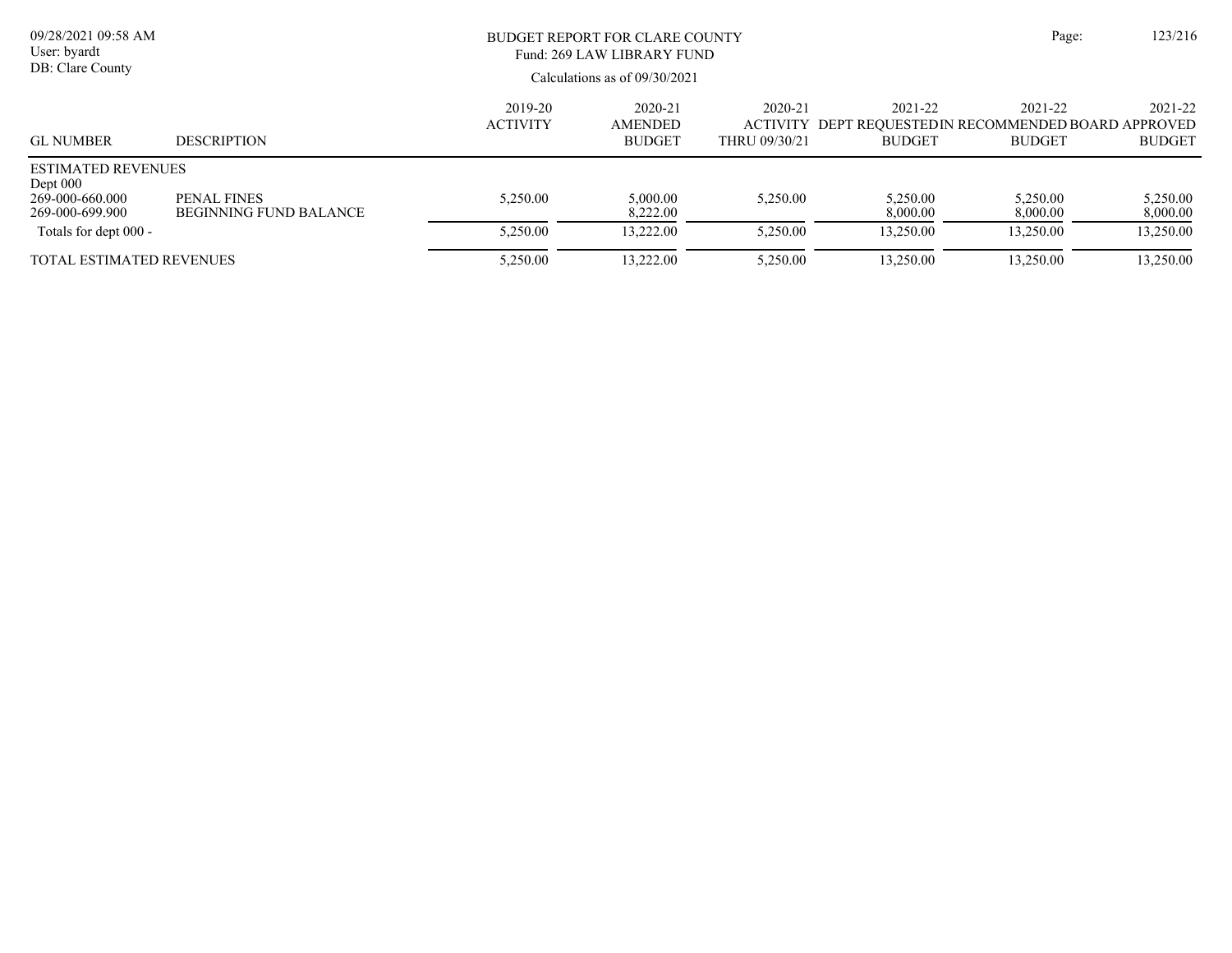BUDGET REPORT FOR CLARE COUNTY

Fund: 269 LAW LIBRARY FUND

Calculations as of 09/30/2021

| GL NUMBER | DESCRIPTION | 2019-20 ACTIVITY | 2020-21 AMENDED BUDGET | 2020-21 ACTIVITY THRU 09/30/21 | 2021-22 DEPT REQUESTED BUDGET | 2021-22 IN RECOMMENDED BUDGET | 2021-22 BOARD APPROVED BUDGET |
|---|---|---|---|---|---|---|---|
| ESTIMATED REVENUES | | | | | | | |
| Dept 000 | | | | | | | |
| 269-000-660.000 | PENAL FINES | 5,250.00 | 5,000.00 | 5,250.00 | 5,250.00 | 5,250.00 | 5,250.00 |
| 269-000-699.900 | BEGINNING FUND BALANCE | | 8,222.00 | | 8,000.00 | 8,000.00 | 8,000.00 |
| Totals for dept 000 - | | 5,250.00 | 13,222.00 | 5,250.00 | 13,250.00 | 13,250.00 | 13,250.00 |
| TOTAL ESTIMATED REVENUES | | 5,250.00 | 13,222.00 | 5,250.00 | 13,250.00 | 13,250.00 | 13,250.00 |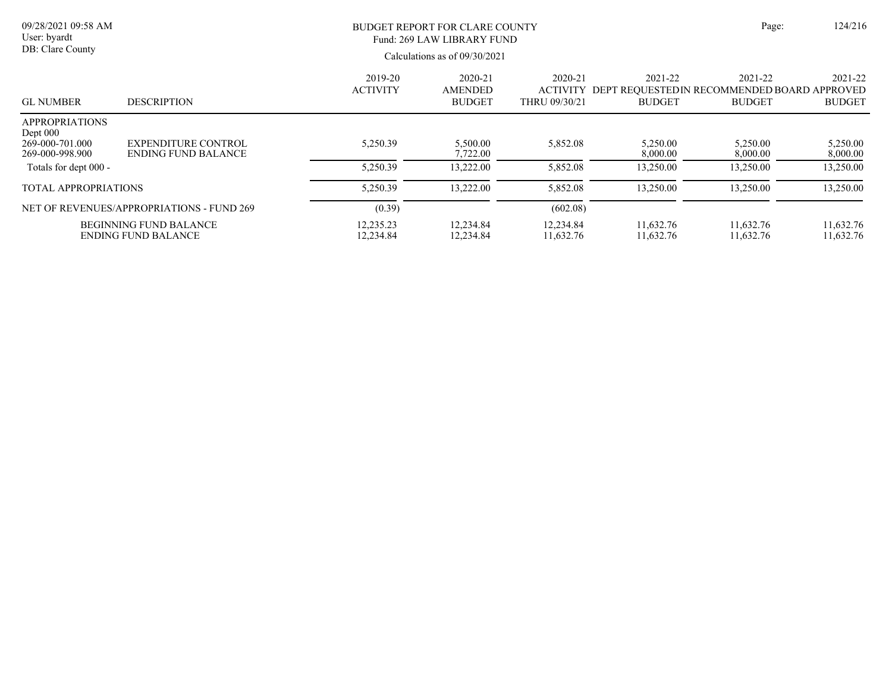09/28/2021 09:58 AM
User: byardt
DB: Clare County

# BUDGET REPORT FOR CLARE COUNTY
## Fund: 269 LAW LIBRARY FUND

Calculations as of 09/30/2021

| GL NUMBER | DESCRIPTION | 2019-20 ACTIVITY | 2020-21 AMENDED BUDGET | 2020-21 ACTIVITY THRU 09/30/21 | 2021-22 DEPT REQUESTED BUDGET | 2021-22 IN RECOMMENDED BUDGET | 2021-22 BOARD APPROVED BUDGET |
|---|---|---|---|---|---|---|---|
| APPROPRIATIONS | | | | | | | |
| Dept 000 | | | | | | | |
| 269-000-701.000 | EXPENDITURE CONTROL | 5,250.39 | 5,500.00 | 5,852.08 | 5,250.00 | 5,250.00 | 5,250.00 |
| 269-000-998.900 | ENDING FUND BALANCE | | 7,722.00 | | 8,000.00 | 8,000.00 | 8,000.00 |
| Totals for dept 000 - | | 5,250.39 | 13,222.00 | 5,852.08 | 13,250.00 | 13,250.00 | 13,250.00 |
| TOTAL APPROPRIATIONS | | 5,250.39 | 13,222.00 | 5,852.08 | 13,250.00 | 13,250.00 | 13,250.00 |
| NET OF REVENUES/APPROPRIATIONS - FUND 269 | | (0.39) | | (602.08) | | | |
| | BEGINNING FUND BALANCE | 12,235.23 | 12,234.84 | 12,234.84 | 11,632.76 | 11,632.76 | 11,632.76 |
| | ENDING FUND BALANCE | 12,234.84 | 12,234.84 | 11,632.76 | 11,632.76 | 11,632.76 | 11,632.76 |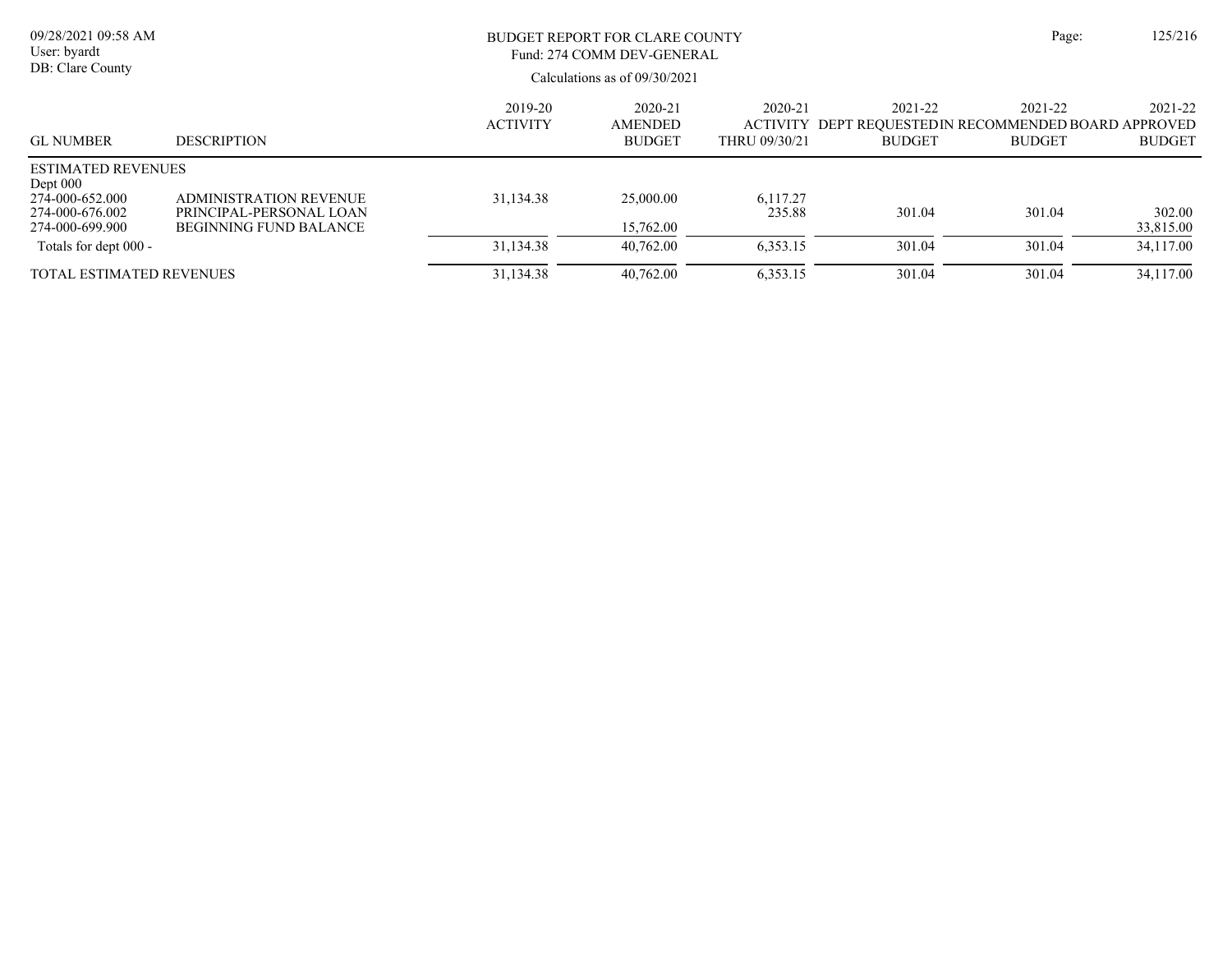BUDGET REPORT FOR CLARE COUNTY
Fund: 274 COMM DEV-GENERAL

Calculations as of 09/30/2021

| GL NUMBER | DESCRIPTION | 2019-20 ACTIVITY | 2020-21 AMENDED BUDGET | 2020-21 ACTIVITY THRU 09/30/21 | 2021-22 DEPT REQUESTED BUDGET | 2021-22 IN RECOMMENDED BUDGET | 2021-22 BOARD APPROVED BUDGET |
|---|---|---|---|---|---|---|---|
| ESTIMATED REVENUES | | | | | | | |
| Dept 000 | | | | | | | |
| 274-000-652.000 | ADMINISTRATION REVENUE | 31,134.38 | 25,000.00 | 6,117.27 | | | |
| 274-000-676.002 | PRINCIPAL-PERSONAL LOAN | | | 235.88 | 301.04 | 301.04 | 302.00 |
| 274-000-699.900 | BEGINNING FUND BALANCE | | 15,762.00 | | | | 33,815.00 |
| Totals for dept 000 - | | 31,134.38 | 40,762.00 | 6,353.15 | 301.04 | 301.04 | 34,117.00 |
| TOTAL ESTIMATED REVENUES | | 31,134.38 | 40,762.00 | 6,353.15 | 301.04 | 301.04 | 34,117.00 |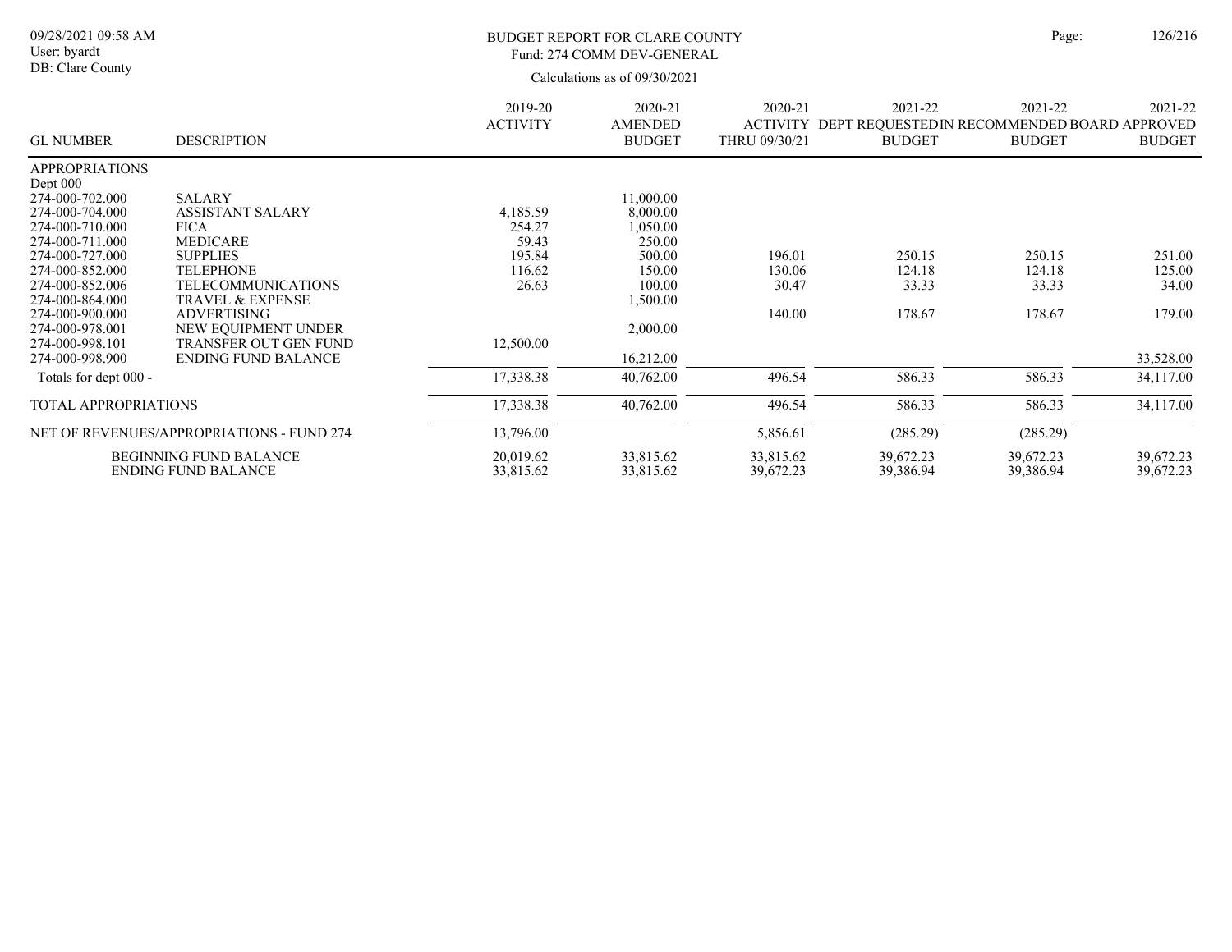BUDGET REPORT FOR CLARE COUNTY
Fund: 274 COMM DEV-GENERAL

Calculations as of 09/30/2021

| GL NUMBER | DESCRIPTION | 2019-20 ACTIVITY | 2020-21 AMENDED BUDGET | 2020-21 ACTIVITY THRU 09/30/21 | 2021-22 DEPT REQUESTED BUDGET | 2021-22 IN RECOMMENDED BUDGET | 2021-22 BOARD APPROVED BUDGET |
|---|---|---|---|---|---|---|---|
| APPROPRIATIONS | | | | | | | |
| Dept 000 | | | | | | | |
| 274-000-702.000 | SALARY | | 11,000.00 | | | | |
| 274-000-704.000 | ASSISTANT SALARY | 4,185.59 | 8,000.00 | | | | |
| 274-000-710.000 | FICA | 254.27 | 1,050.00 | | | | |
| 274-000-711.000 | MEDICARE | 59.43 | 250.00 | | | | |
| 274-000-727.000 | SUPPLIES | 195.84 | 500.00 | 196.01 | 250.15 | 250.15 | 251.00 |
| 274-000-852.000 | TELEPHONE | 116.62 | 150.00 | 130.06 | 124.18 | 124.18 | 125.00 |
| 274-000-852.006 | TELECOMMUNICATIONS | 26.63 | 100.00 | 30.47 | 33.33 | 33.33 | 34.00 |
| 274-000-864.000 | TRAVEL & EXPENSE | | 1,500.00 | | | | |
| 274-000-900.000 | ADVERTISING | | | 140.00 | 178.67 | 178.67 | 179.00 |
| 274-000-978.001 | NEW EQUIPMENT UNDER | | 2,000.00 | | | | |
| 274-000-998.101 | TRANSFER OUT GEN FUND | 12,500.00 | | | | | |
| 274-000-998.900 | ENDING FUND BALANCE | | 16,212.00 | | | | 33,528.00 |
| Totals for dept 000 - | | 17,338.38 | 40,762.00 | 496.54 | 586.33 | 586.33 | 34,117.00 |
| TOTAL APPROPRIATIONS | | 17,338.38 | 40,762.00 | 496.54 | 586.33 | 586.33 | 34,117.00 |
| NET OF REVENUES/APPROPRIATIONS - FUND 274 | | 13,796.00 | | 5,856.61 | (285.29) | (285.29) | |
| | BEGINNING FUND BALANCE | 20,019.62 | 33,815.62 | 33,815.62 | 39,672.23 | 39,672.23 | 39,672.23 |
| | ENDING FUND BALANCE | 33,815.62 | 33,815.62 | 39,672.23 | 39,386.94 | 39,386.94 | 39,672.23 |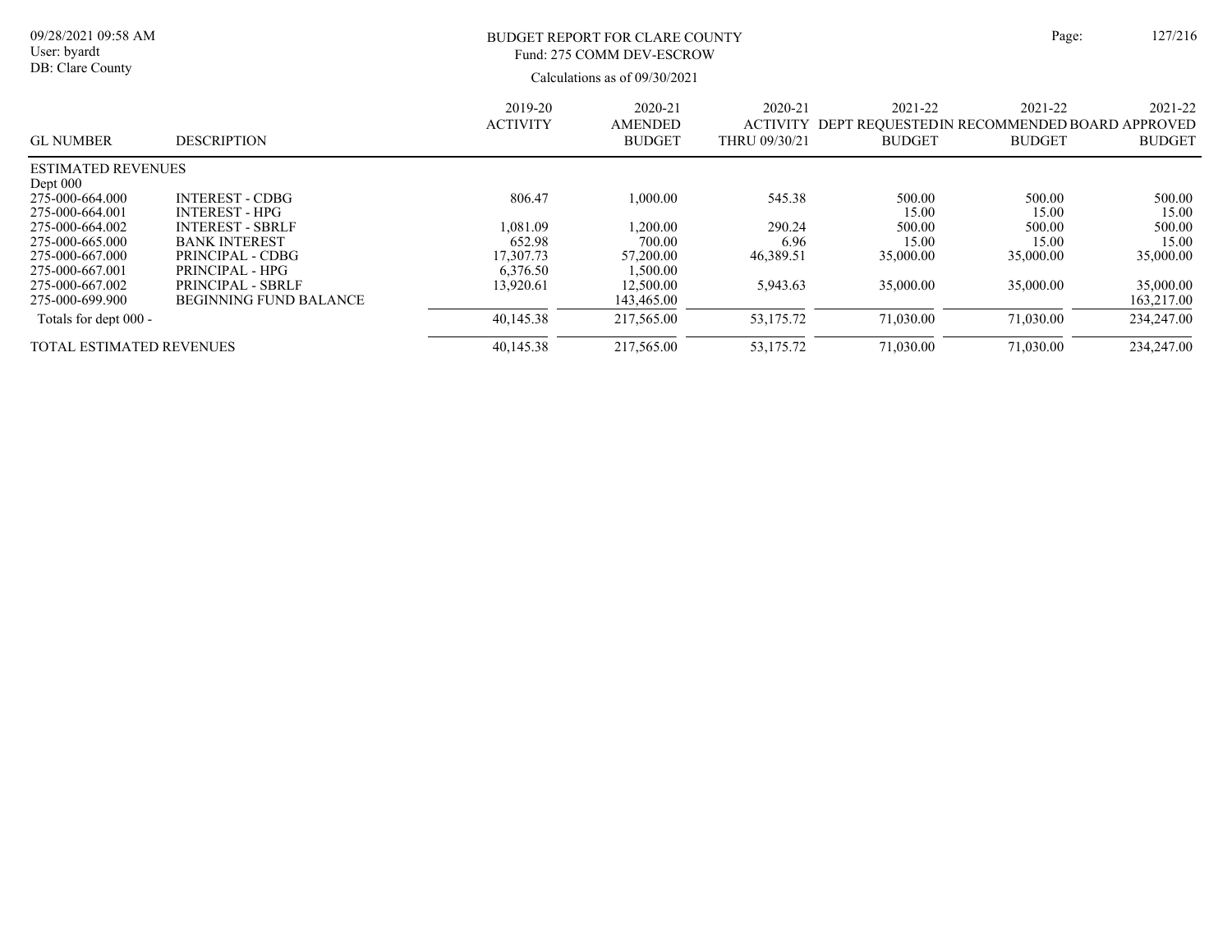BUDGET REPORT FOR CLARE COUNTY
Fund: 275 COMM DEV-ESCROW

Calculations as of 09/30/2021

| GL NUMBER | DESCRIPTION | 2019-20 ACTIVITY | 2020-21 AMENDED BUDGET | 2020-21 ACTIVITY THRU 09/30/21 | 2021-22 DEPT REQUESTED BUDGET | 2021-22 IN RECOMMENDED BUDGET | 2021-22 BOARD APPROVED BUDGET |
|---|---|---|---|---|---|---|---|
| ESTIMATED REVENUES | | | | | | | |
| Dept 000 | | | | | | | |
| 275-000-664.000 | INTEREST - CDBG | 806.47 | 1,000.00 | 545.38 | 500.00 | 500.00 | 500.00 |
| 275-000-664.001 | INTEREST - HPG | | | | 15.00 | 15.00 | 15.00 |
| 275-000-664.002 | INTEREST - SBRLF | 1,081.09 | 1,200.00 | 290.24 | 500.00 | 500.00 | 500.00 |
| 275-000-665.000 | BANK INTEREST | 652.98 | 700.00 | 6.96 | 15.00 | 15.00 | 15.00 |
| 275-000-667.000 | PRINCIPAL - CDBG | 17,307.73 | 57,200.00 | 46,389.51 | 35,000.00 | 35,000.00 | 35,000.00 |
| 275-000-667.001 | PRINCIPAL - HPG | 6,376.50 | 1,500.00 | | | | |
| 275-000-667.002 | PRINCIPAL - SBRLF | 13,920.61 | 12,500.00 | 5,943.63 | 35,000.00 | 35,000.00 | 35,000.00 |
| 275-000-699.900 | BEGINNING FUND BALANCE | | 143,465.00 | | | | 163,217.00 |
| Totals for dept 000 - | | 40,145.38 | 217,565.00 | 53,175.72 | 71,030.00 | 71,030.00 | 234,247.00 |
| TOTAL ESTIMATED REVENUES | | 40,145.38 | 217,565.00 | 53,175.72 | 71,030.00 | 71,030.00 | 234,247.00 |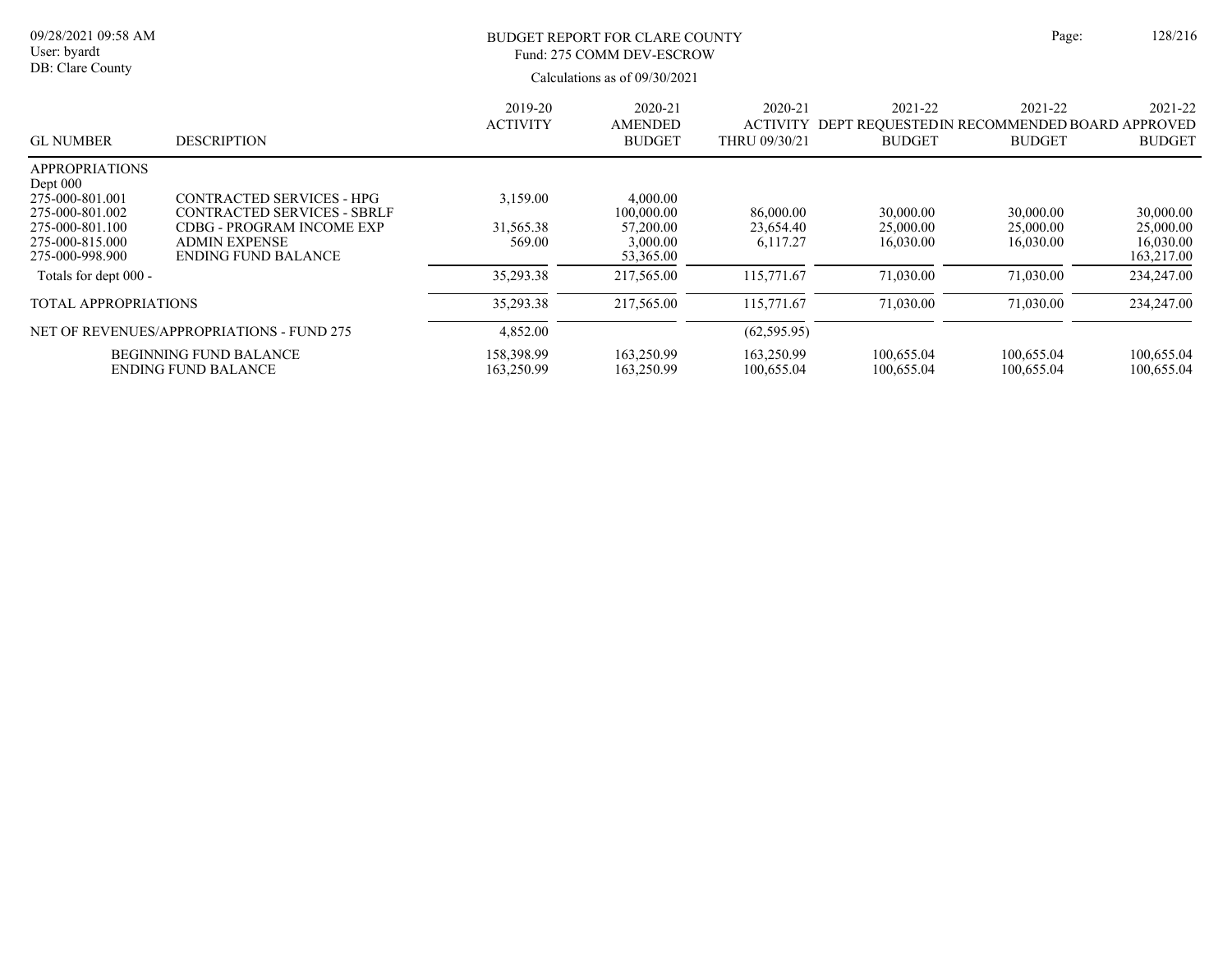# BUDGET REPORT FOR CLARE COUNTY

## Fund: 275 COMM DEV-ESCROW

Calculations as of 09/30/2021

| GL NUMBER | DESCRIPTION | 2019-20 ACTIVITY | 2020-21 AMENDED BUDGET | 2020-21 ACTIVITY THRU 09/30/21 | 2021-22 DEPT REQUESTED BUDGET | 2021-22 IN RECOMMENDED BUDGET | 2021-22 BOARD APPROVED BUDGET |
|---|---|---|---|---|---|---|---|
| APPROPRIATIONS | | | | | | | |
| Dept 000 | | | | | | | |
| 275-000-801.001 | CONTRACTED SERVICES - HPG | 3,159.00 | 4,000.00 | | | | |
| 275-000-801.002 | CONTRACTED SERVICES - SBRLF | | 100,000.00 | 86,000.00 | 30,000.00 | 30,000.00 | 30,000.00 |
| 275-000-801.100 | CDBG - PROGRAM INCOME EXP | 31,565.38 | 57,200.00 | 23,654.40 | 25,000.00 | 25,000.00 | 25,000.00 |
| 275-000-815.000 | ADMIN EXPENSE | 569.00 | 3,000.00 | 6,117.27 | 16,030.00 | 16,030.00 | 16,030.00 |
| 275-000-998.900 | ENDING FUND BALANCE | | 53,365.00 | | | | 163,217.00 |
| Totals for dept 000 - | | 35,293.38 | 217,565.00 | 115,771.67 | 71,030.00 | 71,030.00 | 234,247.00 |
| TOTAL APPROPRIATIONS | | 35,293.38 | 217,565.00 | 115,771.67 | 71,030.00 | 71,030.00 | 234,247.00 |
| NET OF REVENUES/APPROPRIATIONS - FUND 275 | | 4,852.00 | | (62,595.95) | | | |
| | BEGINNING FUND BALANCE | 158,398.99 | 163,250.99 | 163,250.99 | 100,655.04 | 100,655.04 | 100,655.04 |
| | ENDING FUND BALANCE | 163,250.99 | 163,250.99 | 100,655.04 | 100,655.04 | 100,655.04 | 100,655.04 |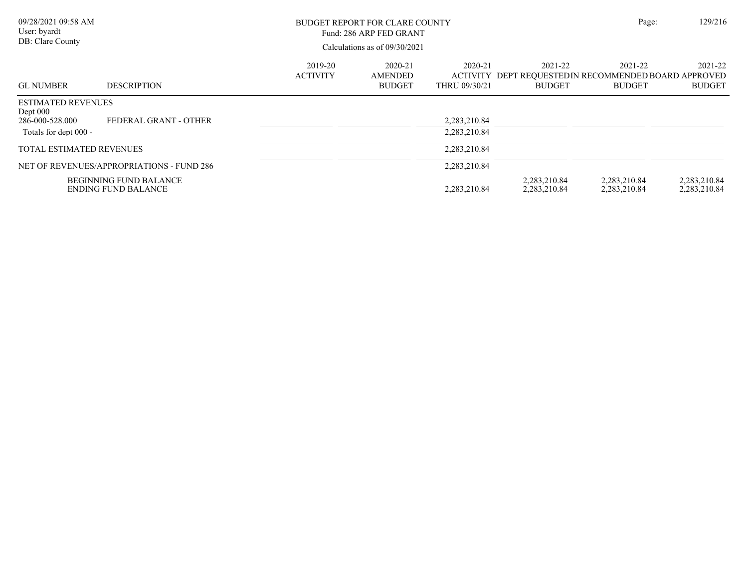BUDGET REPORT FOR CLARE COUNTY
Fund: 286 ARP FED GRANT
Calculations as of 09/30/2021

| GL NUMBER | DESCRIPTION | 2019-20 ACTIVITY | 2020-21 AMENDED BUDGET | 2020-21 ACTIVITY THRU 09/30/21 | 2021-22 DEPT REQUESTED BUDGET | 2021-22 IN RECOMMENDED BUDGET | 2021-22 BOARD APPROVED BUDGET |
|---|---|---|---|---|---|---|---|
| ESTIMATED REVENUES | | | | | | | |
| Dept 000 | | | | | | | |
| 286-000-528.000 | FEDERAL GRANT - OTHER | | | 2,283,210.84 | | | |
| Totals for dept 000 - | | | | 2,283,210.84 | | | |
| TOTAL ESTIMATED REVENUES | | | | 2,283,210.84 | | | |
| NET OF REVENUES/APPROPRIATIONS - FUND 286 | | | | 2,283,210.84 | | | |
| | BEGINNING FUND BALANCE | | | | 2,283,210.84 | 2,283,210.84 | 2,283,210.84 |
| | ENDING FUND BALANCE | | | 2,283,210.84 | 2,283,210.84 | 2,283,210.84 | 2,283,210.84 |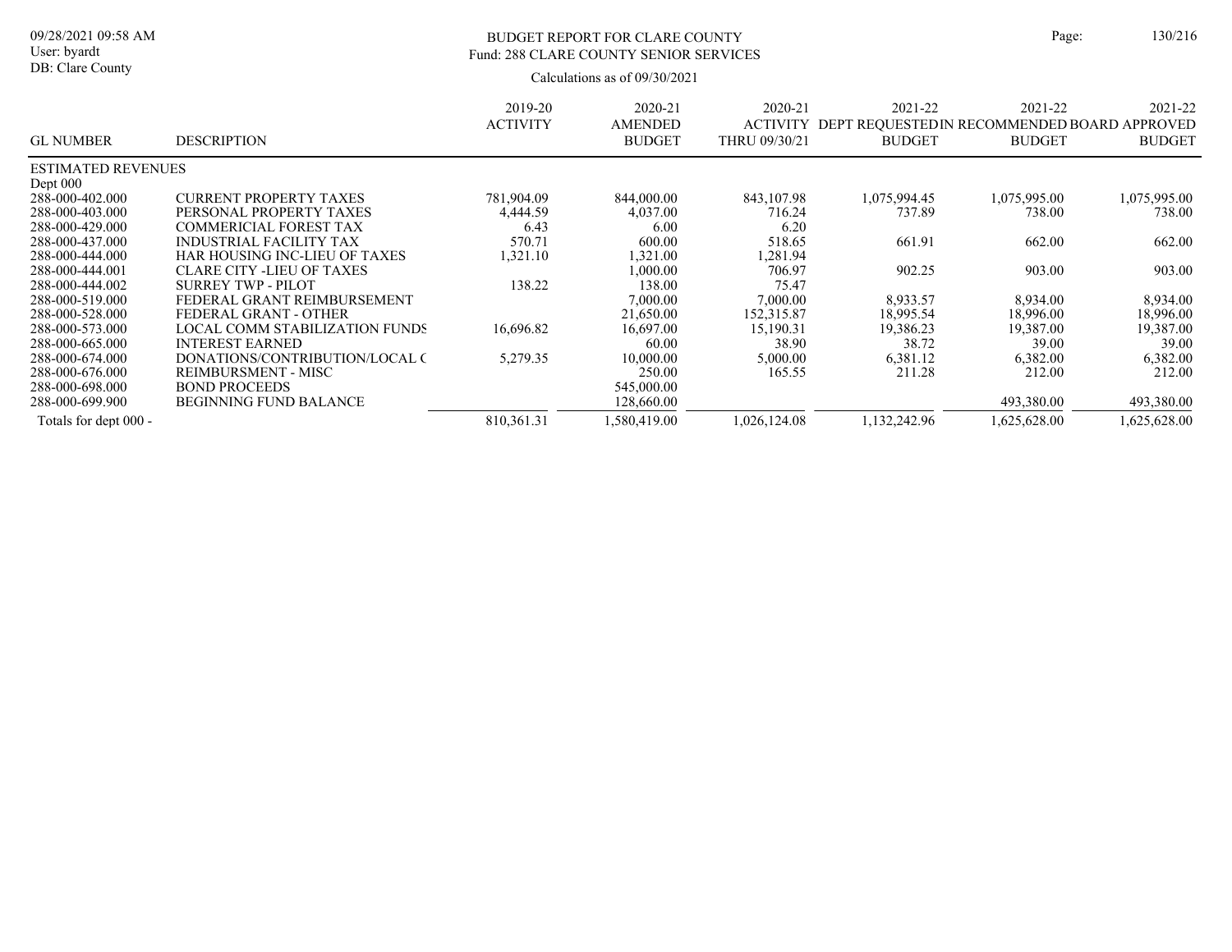# BUDGET REPORT FOR CLARE COUNTY

## Fund: 288 CLARE COUNTY SENIOR SERVICES

Calculations as of 09/30/2021

| GL NUMBER | DESCRIPTION | 2019-20 ACTIVITY | 2020-21 AMENDED BUDGET | 2020-21 ACTIVITY THRU 09/30/21 | 2021-22 DEPT REQUESTED BUDGET | 2021-22 IN RECOMMENDED BUDGET | 2021-22 BOARD APPROVED BUDGET |
|---|---|---|---|---|---|---|---|
| ESTIMATED REVENUES | | | | | | | |
| Dept 000 | | | | | | | |
| 288-000-402.000 | CURRENT PROPERTY TAXES | 781,904.09 | 844,000.00 | 843,107.98 | 1,075,994.45 | 1,075,995.00 | 1,075,995.00 |
| 288-000-403.000 | PERSONAL PROPERTY TAXES | 4,444.59 | 4,037.00 | 716.24 | 737.89 | 738.00 | 738.00 |
| 288-000-429.000 | COMMERICIAL FOREST TAX | 6.43 | 6.00 | 6.20 | | | |
| 288-000-437.000 | INDUSTRIAL FACILITY TAX | 570.71 | 600.00 | 518.65 | 661.91 | 662.00 | 662.00 |
| 288-000-444.000 | HAR HOUSING INC-LIEU OF TAXES | 1,321.10 | 1,321.00 | 1,281.94 | | | |
| 288-000-444.001 | CLARE CITY -LIEU OF TAXES | | 1,000.00 | 706.97 | 902.25 | 903.00 | 903.00 |
| 288-000-444.002 | SURREY TWP - PILOT | 138.22 | 138.00 | 75.47 | | | |
| 288-000-519.000 | FEDERAL GRANT REIMBURSEMENT | | 7,000.00 | 7,000.00 | 8,933.57 | 8,934.00 | 8,934.00 |
| 288-000-528.000 | FEDERAL GRANT - OTHER | | 21,650.00 | 152,315.87 | 18,995.54 | 18,996.00 | 18,996.00 |
| 288-000-573.000 | LOCAL COMM STABILIZATION FUNDS | 16,696.82 | 16,697.00 | 15,190.31 | 19,386.23 | 19,387.00 | 19,387.00 |
| 288-000-665.000 | INTEREST EARNED | | 60.00 | 38.90 | 38.72 | 39.00 | 39.00 |
| 288-000-674.000 | DONATIONS/CONTRIBUTION/LOCAL ( | 5,279.35 | 10,000.00 | 5,000.00 | 6,381.12 | 6,382.00 | 6,382.00 |
| 288-000-676.000 | REIMBURSMENT - MISC | | 250.00 | 165.55 | 211.28 | 212.00 | 212.00 |
| 288-000-698.000 | BOND PROCEEDS | | 545,000.00 | | | | |
| 288-000-699.900 | BEGINNING FUND BALANCE | | 128,660.00 | | | 493,380.00 | 493,380.00 |
| Totals for dept 000 - | | 810,361.31 | 1,580,419.00 | 1,026,124.08 | 1,132,242.96 | 1,625,628.00 | 1,625,628.00 |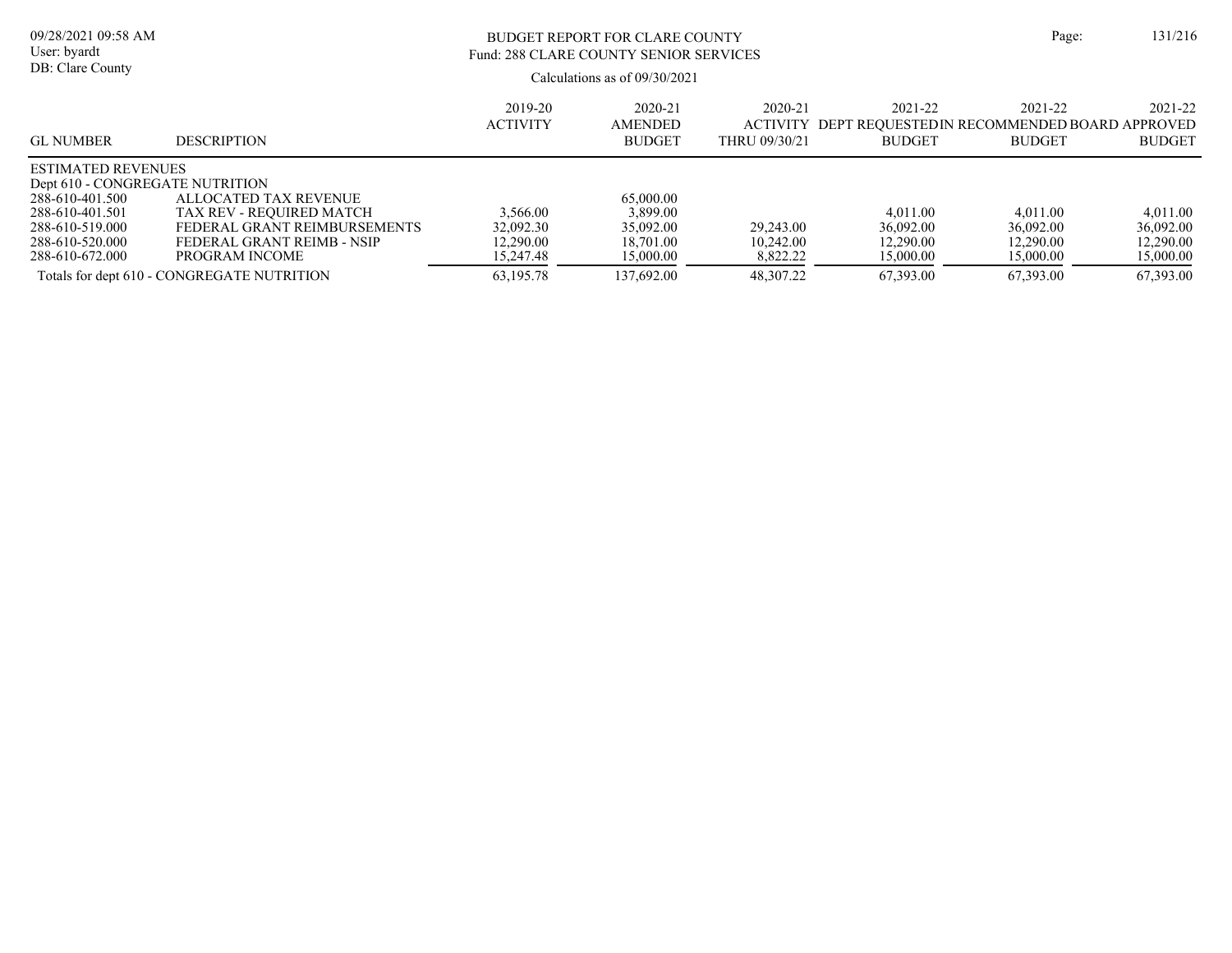# BUDGET REPORT FOR CLARE COUNTY

## Fund: 288 CLARE COUNTY SENIOR SERVICES

Calculations as of 09/30/2021

| GL NUMBER | DESCRIPTION | 2019-20 ACTIVITY | 2020-21 AMENDED BUDGET | 2020-21 ACTIVITY THRU 09/30/21 | 2021-22 DEPT REQUESTED BUDGET | 2021-22 IN RECOMMENDED BUDGET | 2021-22 BOARD APPROVED BUDGET |
|---|---|---|---|---|---|---|---|
| ESTIMATED REVENUES | | | | | | | |
| Dept 610 - CONGREGATE NUTRITION | | | | | | | |
| 288-610-401.500 | ALLOCATED TAX REVENUE | | 65,000.00 | | | | |
| 288-610-401.501 | TAX REV - REQUIRED MATCH | 3,566.00 | 3,899.00 | | 4,011.00 | 4,011.00 | 4,011.00 |
| 288-610-519.000 | FEDERAL GRANT REIMBURSEMENTS | 32,092.30 | 35,092.00 | 29,243.00 | 36,092.00 | 36,092.00 | 36,092.00 |
| 288-610-520.000 | FEDERAL GRANT REIMB - NSIP | 12,290.00 | 18,701.00 | 10,242.00 | 12,290.00 | 12,290.00 | 12,290.00 |
| 288-610-672.000 | PROGRAM INCOME | 15,247.48 | 15,000.00 | 8,822.22 | 15,000.00 | 15,000.00 | 15,000.00 |
| Totals for dept 610 - CONGREGATE NUTRITION | | 63,195.78 | 137,692.00 | 48,307.22 | 67,393.00 | 67,393.00 | 67,393.00 |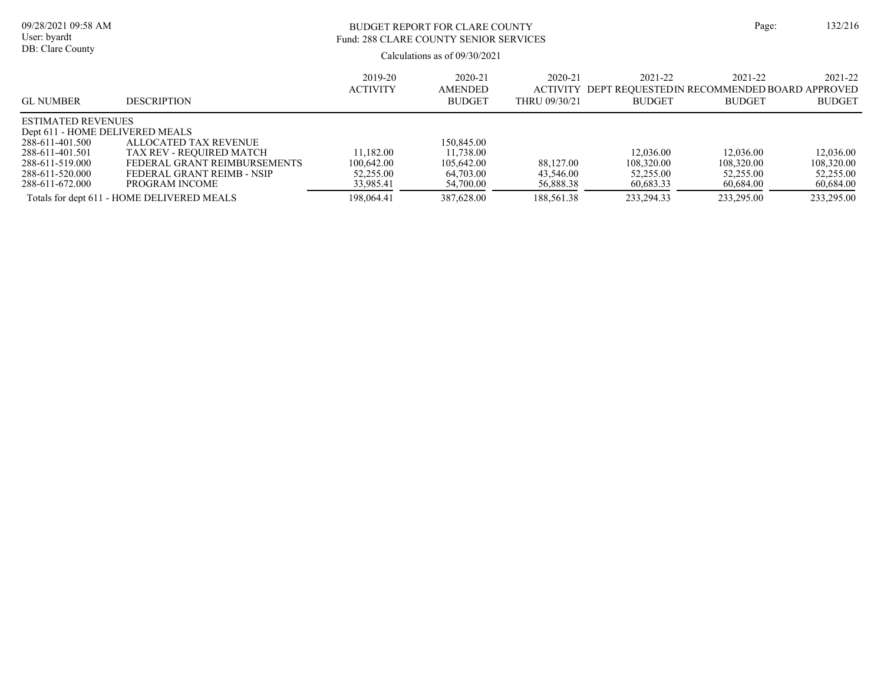BUDGET REPORT FOR CLARE COUNTY
Fund: 288 CLARE COUNTY SENIOR SERVICES

Calculations as of 09/30/2021

| GL NUMBER | DESCRIPTION | 2019-20 ACTIVITY | 2020-21 AMENDED BUDGET | 2020-21 ACTIVITY THRU 09/30/21 | 2021-22 DEPT REQUESTED BUDGET | 2021-22 RECOMMENDED BUDGET | 2021-22 BOARD APPROVED BUDGET |
|---|---|---|---|---|---|---|---|
| ESTIMATED REVENUES | | | | | | | |
| Dept 611 - HOME DELIVERED MEALS | | | | | | | |
| 288-611-401.500 | ALLOCATED TAX REVENUE | | 150,845.00 | | | | |
| 288-611-401.501 | TAX REV - REQUIRED MATCH | 11,182.00 | 11,738.00 | | 12,036.00 | 12,036.00 | 12,036.00 |
| 288-611-519.000 | FEDERAL GRANT REIMBURSEMENTS | 100,642.00 | 105,642.00 | 88,127.00 | 108,320.00 | 108,320.00 | 108,320.00 |
| 288-611-520.000 | FEDERAL GRANT REIMB - NSIP | 52,255.00 | 64,703.00 | 43,546.00 | 52,255.00 | 52,255.00 | 52,255.00 |
| 288-611-672.000 | PROGRAM INCOME | 33,985.41 | 54,700.00 | 56,888.38 | 60,683.33 | 60,684.00 | 60,684.00 |
| Totals for dept 611 - HOME DELIVERED MEALS | | 198,064.41 | 387,628.00 | 188,561.38 | 233,294.33 | 233,295.00 | 233,295.00 |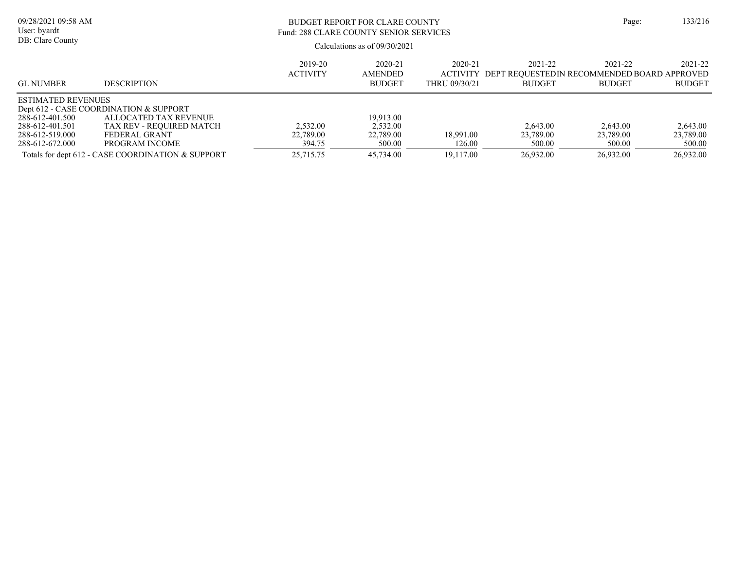BUDGET REPORT FOR CLARE COUNTY
Fund: 288 CLARE COUNTY SENIOR SERVICES

Calculations as of 09/30/2021

| GL NUMBER | DESCRIPTION | 2019-20 ACTIVITY | 2020-21 AMENDED BUDGET | 2020-21 ACTIVITY THRU 09/30/21 | 2021-22 DEPT REQUESTED BUDGET | 2021-22 IN RECOMMENDED BUDGET | 2021-22 BOARD APPROVED BUDGET |
|---|---|---|---|---|---|---|---|
| ESTIMATED REVENUES | | | | | | | |
| Dept 612 - CASE COORDINATION & SUPPORT | | | | | | | |
| 288-612-401.500 | ALLOCATED TAX REVENUE | | 19,913.00 | | | | |
| 288-612-401.501 | TAX REV - REQUIRED MATCH | 2,532.00 | 2,532.00 | | 2,643.00 | 2,643.00 | 2,643.00 |
| 288-612-519.000 | FEDERAL GRANT | 22,789.00 | 22,789.00 | 18,991.00 | 23,789.00 | 23,789.00 | 23,789.00 |
| 288-612-672.000 | PROGRAM INCOME | 394.75 | 500.00 | 126.00 | 500.00 | 500.00 | 500.00 |
| Totals for dept 612 - CASE COORDINATION & SUPPORT | | 25,715.75 | 45,734.00 | 19,117.00 | 26,932.00 | 26,932.00 | 26,932.00 |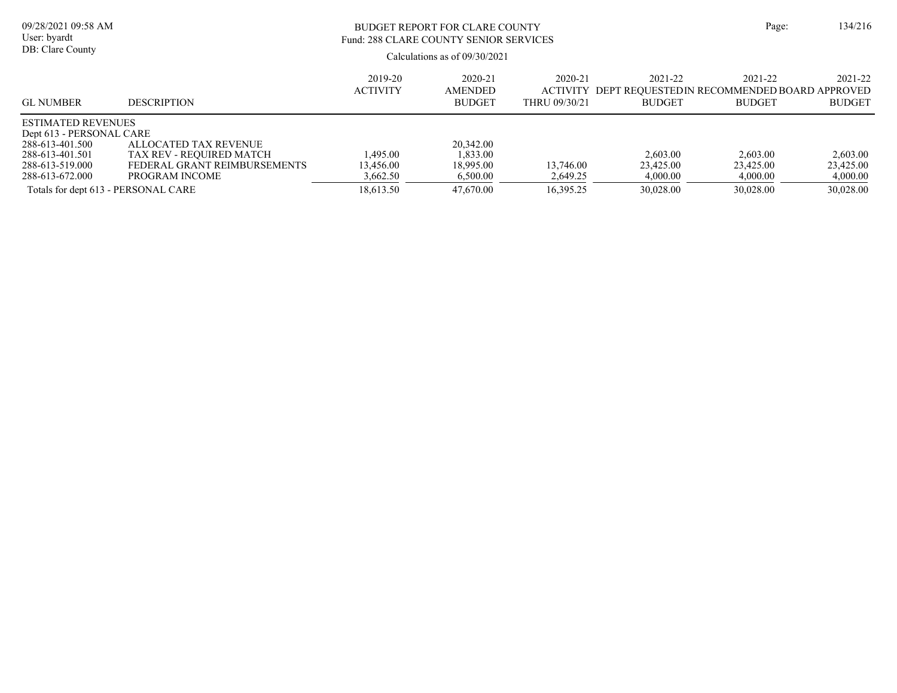BUDGET REPORT FOR CLARE COUNTY
Fund: 288 CLARE COUNTY SENIOR SERVICES

Calculations as of 09/30/2021

| GL NUMBER | DESCRIPTION | 2019-20 ACTIVITY | 2020-21 AMENDED BUDGET | 2020-21 ACTIVITY THRU 09/30/21 | 2021-22 DEPT REQUESTED BUDGET | 2021-22 IN RECOMMENDED BUDGET | 2021-22 BOARD APPROVED BUDGET |
|---|---|---|---|---|---|---|---|
| ESTIMATED REVENUES | | | | | | | |
| Dept 613 - PERSONAL CARE | | | | | | | |
| 288-613-401.500 | ALLOCATED TAX REVENUE | | 20,342.00 | | | | |
| 288-613-401.501 | TAX REV - REQUIRED MATCH | 1,495.00 | 1,833.00 | | 2,603.00 | 2,603.00 | 2,603.00 |
| 288-613-519.000 | FEDERAL GRANT REIMBURSEMENTS | 13,456.00 | 18,995.00 | 13,746.00 | 23,425.00 | 23,425.00 | 23,425.00 |
| 288-613-672.000 | PROGRAM INCOME | 3,662.50 | 6,500.00 | 2,649.25 | 4,000.00 | 4,000.00 | 4,000.00 |
| Totals for dept 613 - PERSONAL CARE | | 18,613.50 | 47,670.00 | 16,395.25 | 30,028.00 | 30,028.00 | 30,028.00 |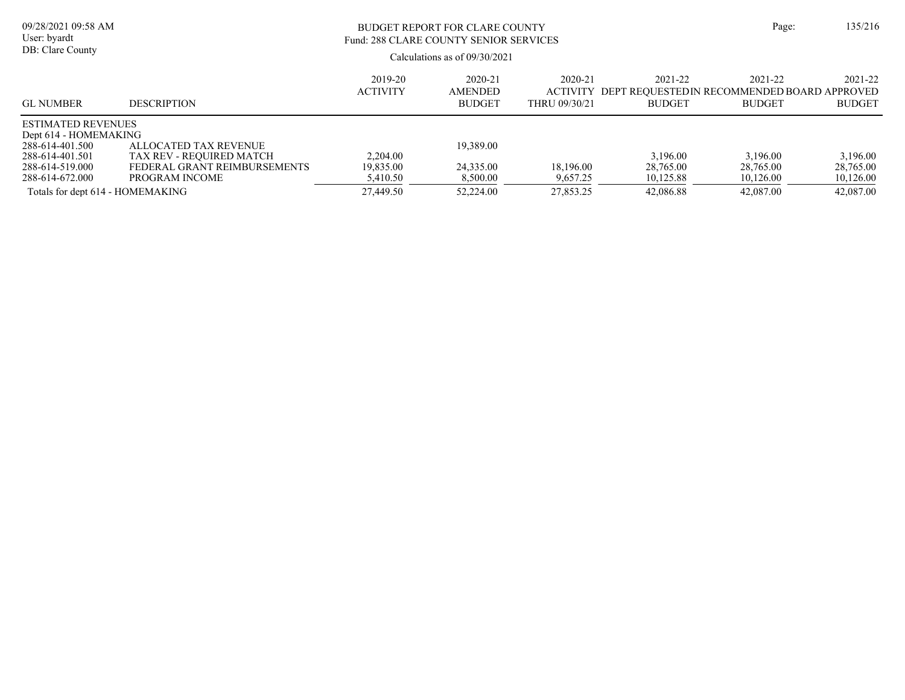# BUDGET REPORT FOR CLARE COUNTY
## Fund: 288 CLARE COUNTY SENIOR SERVICES

Calculations as of 09/30/2021

| GL NUMBER | DESCRIPTION | 2019-20 ACTIVITY | 2020-21 AMENDED BUDGET | 2020-21 ACTIVITY THRU 09/30/21 | 2021-22 DEPT REQUESTED BUDGET | 2021-22 IN RECOMMENDED BUDGET | 2021-22 BOARD APPROVED BUDGET |
|---|---|---|---|---|---|---|---|
| ESTIMATED REVENUES | | | | | | | |
| Dept 614 - HOMEMAKING | | | | | | | |
| 288-614-401.500 | ALLOCATED TAX REVENUE | | 19,389.00 | | | | |
| 288-614-401.501 | TAX REV - REQUIRED MATCH | 2,204.00 | | | 3,196.00 | 3,196.00 | 3,196.00 |
| 288-614-519.000 | FEDERAL GRANT REIMBURSEMENTS | 19,835.00 | 24,335.00 | 18,196.00 | 28,765.00 | 28,765.00 | 28,765.00 |
| 288-614-672.000 | PROGRAM INCOME | 5,410.50 | 8,500.00 | 9,657.25 | 10,125.88 | 10,126.00 | 10,126.00 |
| Totals for dept 614 - HOMEMAKING | | 27,449.50 | 52,224.00 | 27,853.25 | 42,086.88 | 42,087.00 | 42,087.00 |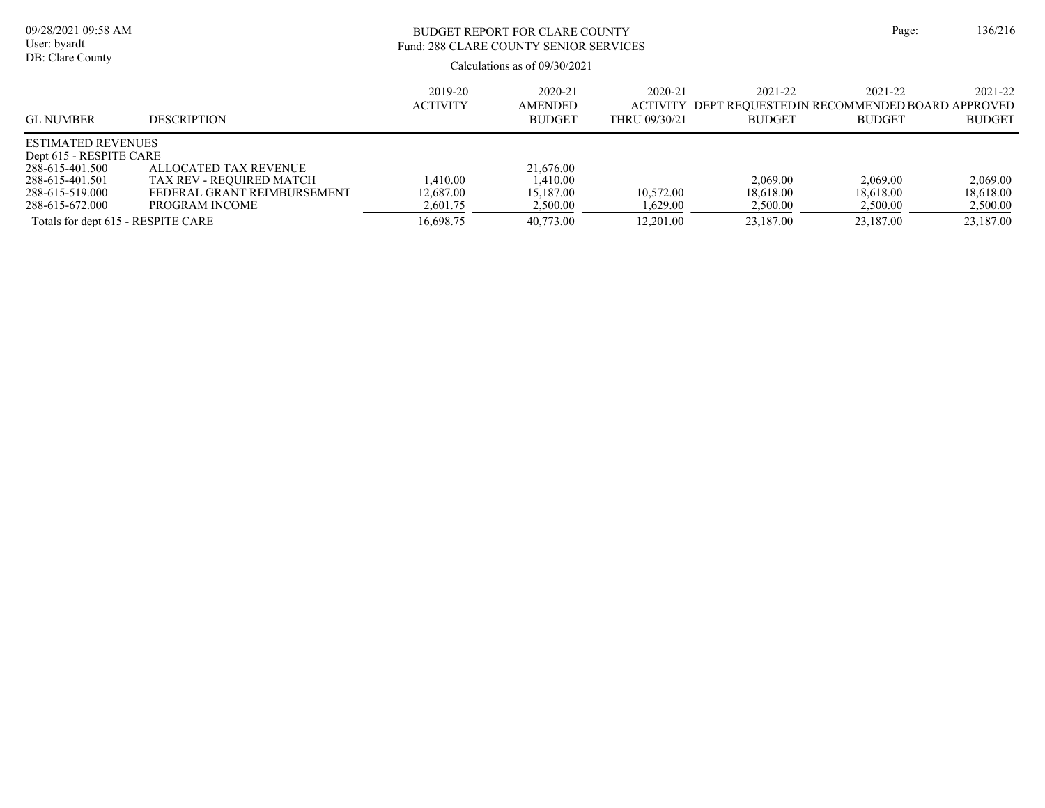# BUDGET REPORT FOR CLARE COUNTY

## Fund: 288 CLARE COUNTY SENIOR SERVICES

Calculations as of 09/30/2021

| GL NUMBER | DESCRIPTION | 2019-20 ACTIVITY | 2020-21 AMENDED BUDGET | 2020-21 ACTIVITY THRU 09/30/21 | 2021-22 DEPT REQUESTED BUDGET | 2021-22 IN RECOMMENDED BUDGET | 2021-22 BOARD APPROVED BUDGET |
|---|---|---|---|---|---|---|---|
| ESTIMATED REVENUES | | | | | | | |
| Dept 615 - RESPITE CARE | | | | | | | |
| 288-615-401.500 | ALLOCATED TAX REVENUE | | 21,676.00 | | | | |
| 288-615-401.501 | TAX REV - REQUIRED MATCH | 1,410.00 | 1,410.00 | | 2,069.00 | 2,069.00 | 2,069.00 |
| 288-615-519.000 | FEDERAL GRANT REIMBURSEMENT | 12,687.00 | 15,187.00 | 10,572.00 | 18,618.00 | 18,618.00 | 18,618.00 |
| 288-615-672.000 | PROGRAM INCOME | 2,601.75 | 2,500.00 | 1,629.00 | 2,500.00 | 2,500.00 | 2,500.00 |
| Totals for dept 615 - RESPITE CARE | | 16,698.75 | 40,773.00 | 12,201.00 | 23,187.00 | 23,187.00 | 23,187.00 |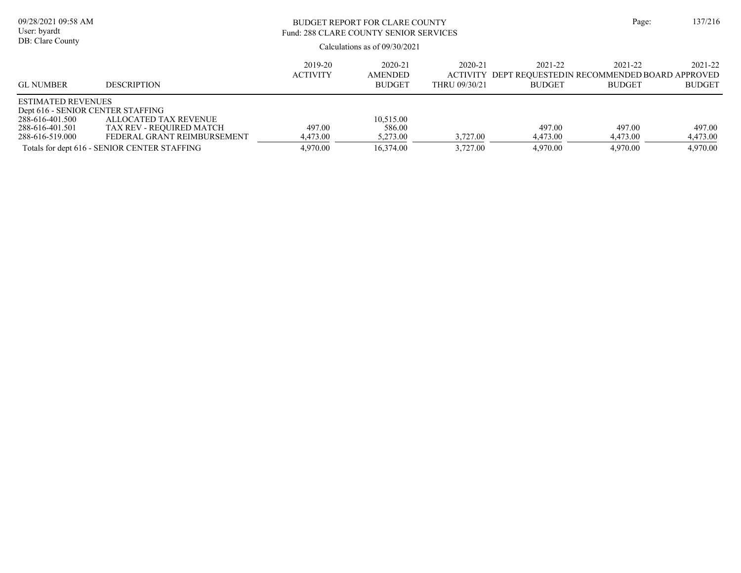BUDGET REPORT FOR CLARE COUNTY
Fund: 288 CLARE COUNTY SENIOR SERVICES

Calculations as of 09/30/2021

| GL NUMBER | DESCRIPTION | 2019-20 ACTIVITY | 2020-21 AMENDED BUDGET | 2020-21 ACTIVITY THRU 09/30/21 | 2021-22 DEPT REQUESTED BUDGET | 2021-22 IN RECOMMENDED BUDGET | 2021-22 BOARD APPROVED BUDGET |
|---|---|---|---|---|---|---|---|
| ESTIMATED REVENUES | | | | | | | |
| Dept 616 - SENIOR CENTER STAFFING | | | | | | | |
| 288-616-401.500 | ALLOCATED TAX REVENUE | | 10,515.00 | | | | |
| 288-616-401.501 | TAX REV - REQUIRED MATCH | 497.00 | 586.00 | | 497.00 | 497.00 | 497.00 |
| 288-616-519.000 | FEDERAL GRANT REIMBURSEMENT | 4,473.00 | 5,273.00 | 3,727.00 | 4,473.00 | 4,473.00 | 4,473.00 |
| Totals for dept 616 - SENIOR CENTER STAFFING | | 4,970.00 | 16,374.00 | 3,727.00 | 4,970.00 | 4,970.00 | 4,970.00 |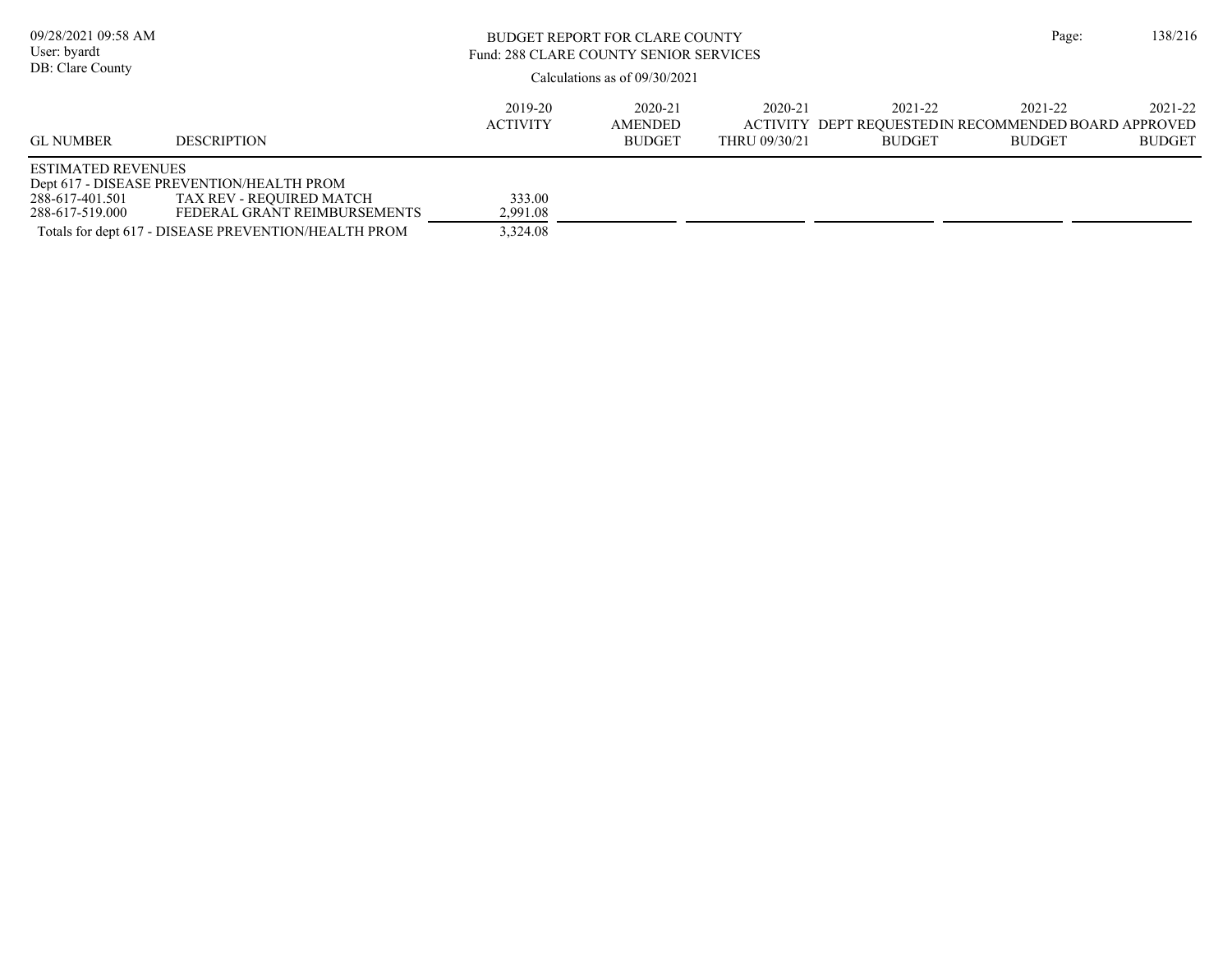BUDGET REPORT FOR CLARE COUNTY
Fund: 288 CLARE COUNTY SENIOR SERVICES

Calculations as of 09/30/2021

| GL NUMBER | DESCRIPTION | 2019-20 ACTIVITY | 2020-21 AMENDED BUDGET | 2020-21 ACTIVITY THRU 09/30/21 | 2021-22 DEPT REQUESTED BUDGET | 2021-22 IN RECOMMENDED BUDGET | 2021-22 BOARD APPROVED BUDGET |
|---|---|---|---|---|---|---|---|
| ESTIMATED REVENUES | | | | | | | |
| Dept 617 - DISEASE PREVENTION/HEALTH PROM | | | | | | | |
| 288-617-401.501 | TAX REV - REQUIRED MATCH | 333.00 | | | | | |
| 288-617-519.000 | FEDERAL GRANT REIMBURSEMENTS | 2,991.08 | | | | | |
| Totals for dept 617 - DISEASE PREVENTION/HEALTH PROM | | 3,324.08 | | | | | |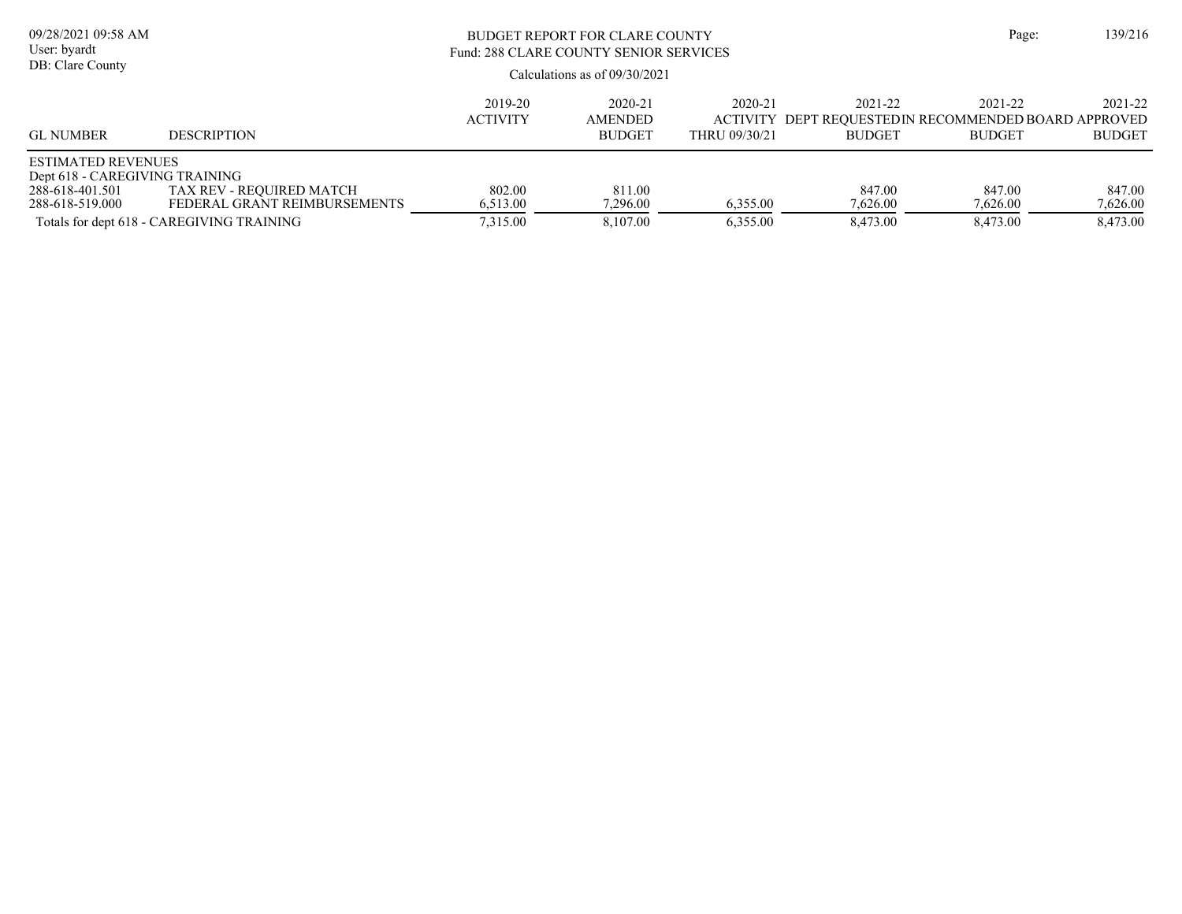# BUDGET REPORT FOR CLARE COUNTY

Fund: 288 CLARE COUNTY SENIOR SERVICES

Calculations as of 09/30/2021

| GL NUMBER | DESCRIPTION | 2019-20 ACTIVITY | 2020-21 AMENDED BUDGET | 2020-21 ACTIVITY THRU 09/30/21 | 2021-22 DEPT REQUESTED BUDGET | 2021-22 IN RECOMMENDED BUDGET | 2021-22 BOARD APPROVED BUDGET |
|---|---|---|---|---|---|---|---|
| ESTIMATED REVENUES | | | | | | | |
| Dept 618 - CAREGIVING TRAINING | | | | | | | |
| 288-618-401.501 | TAX REV - REQUIRED MATCH | 802.00 | 811.00 | | 847.00 | 847.00 | 847.00 |
| 288-618-519.000 | FEDERAL GRANT REIMBURSEMENTS | 6,513.00 | 7,296.00 | 6,355.00 | 7,626.00 | 7,626.00 | 7,626.00 |
| Totals for dept 618 - CAREGIVING TRAINING | | 7,315.00 | 8,107.00 | 6,355.00 | 8,473.00 | 8,473.00 | 8,473.00 |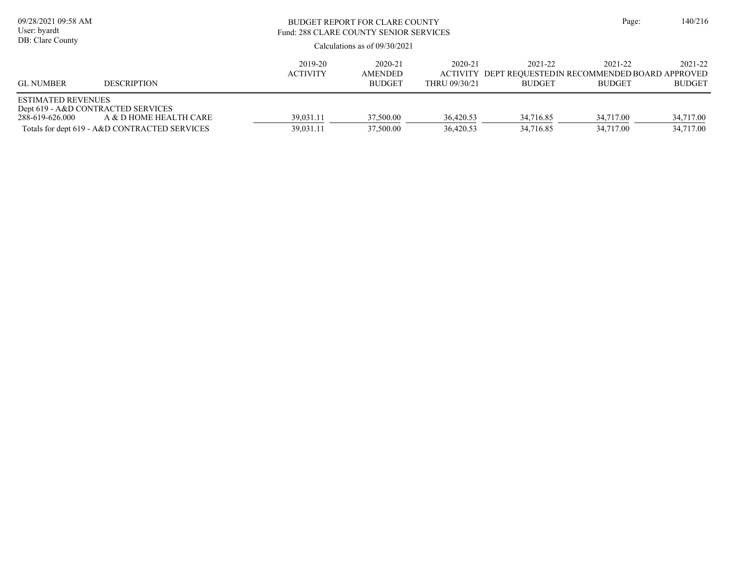BUDGET REPORT FOR CLARE COUNTY
Fund: 288 CLARE COUNTY SENIOR SERVICES

Calculations as of 09/30/2021

09/28/2021 09:58 AM
User: byardt
DB: Clare County

| GL NUMBER | DESCRIPTION | 2019-20 ACTIVITY | 2020-21 AMENDED BUDGET | 2020-21 ACTIVITY THRU 09/30/21 | 2021-22 DEPT REQUESTED BUDGET | 2021-22 IN RECOMMENDED BUDGET | 2021-22 BOARD APPROVED BUDGET |
|---|---|---|---|---|---|---|---|
| ESTIMATED REVENUES | | | | | | | |
| Dept 619 - A&D CONTRACTED SERVICES | | | | | | | |
| 288-619-626.000 | A & D HOME HEALTH CARE | 39,031.11 | 37,500.00 | 36,420.53 | 34,716.85 | 34,717.00 | 34,717.00 |
| Totals for dept 619 - A&D CONTRACTED SERVICES | | 39,031.11 | 37,500.00 | 36,420.53 | 34,716.85 | 34,717.00 | 34,717.00 |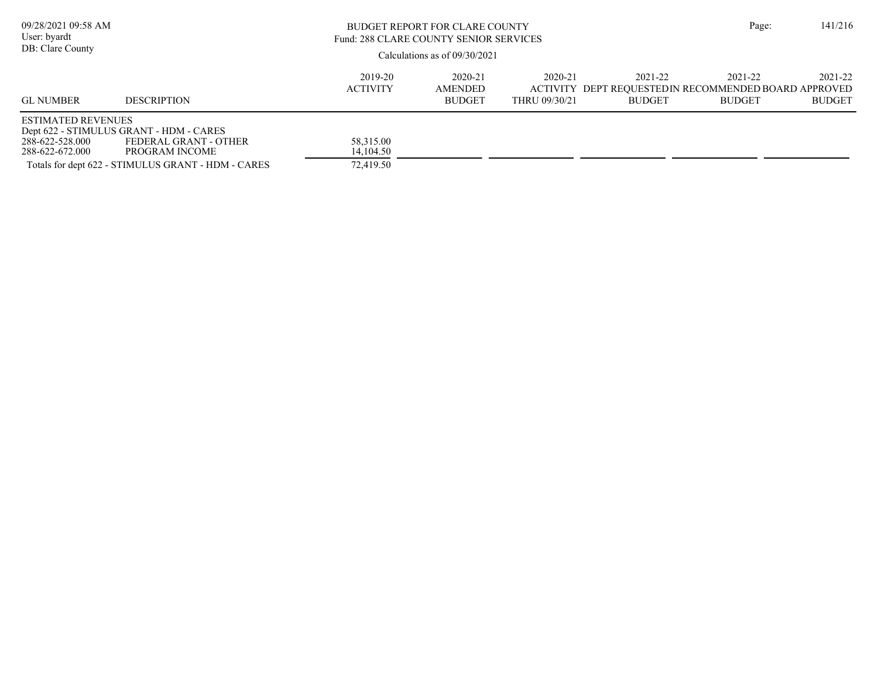# BUDGET REPORT FOR CLARE COUNTY

Fund: 288 CLARE COUNTY SENIOR SERVICES

Calculations as of 09/30/2021

09/28/2021 09:58 AM
User: byardt
DB: Clare County

| GL NUMBER | DESCRIPTION | 2019-20 ACTIVITY | 2020-21 AMENDED BUDGET | 2020-21 ACTIVITY THRU 09/30/21 | 2021-22 DEPT REQUESTED BUDGET | 2021-22 IN RECOMMENDED BUDGET | 2021-22 BOARD APPROVED BUDGET |
|---|---|---|---|---|---|---|---|
| ESTIMATED REVENUES | | | | | | | |
| Dept 622 - STIMULUS GRANT - HDM - CARES | | | | | | | |
| 288-622-528.000 | FEDERAL GRANT - OTHER | 58,315.00 | | | | | |
| 288-622-672.000 | PROGRAM INCOME | 14,104.50 | | | | | |
| Totals for dept 622 - STIMULUS GRANT - HDM - CARES | | 72,419.50 | | | | | |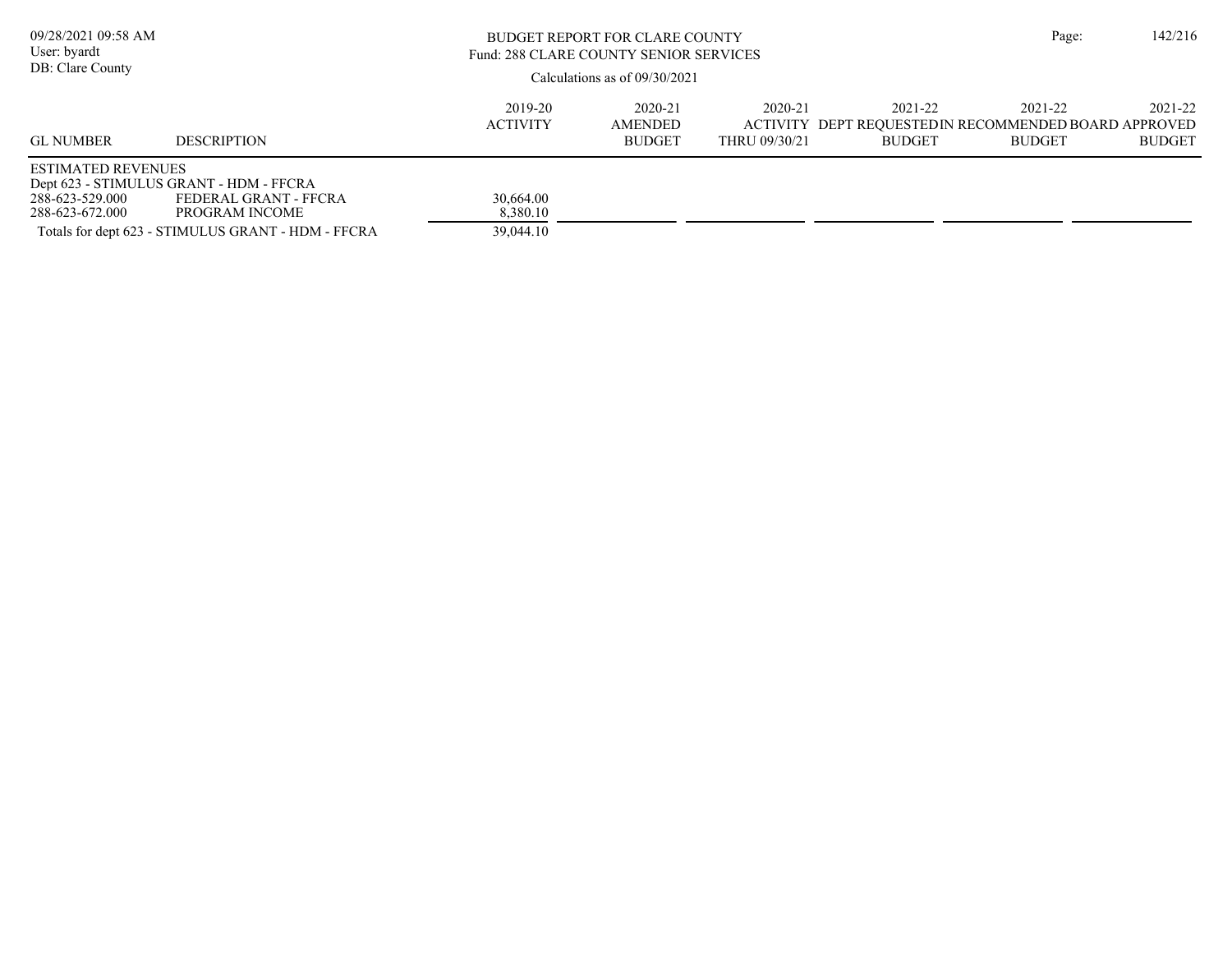BUDGET REPORT FOR CLARE COUNTY
Fund: 288 CLARE COUNTY SENIOR SERVICES

Calculations as of 09/30/2021

| GL NUMBER | DESCRIPTION | 2019-20 ACTIVITY | 2020-21 AMENDED BUDGET | 2020-21 ACTIVITY THRU 09/30/21 | 2021-22 DEPT REQUESTED BUDGET | 2021-22 IN RECOMMENDED BUDGET | 2021-22 BOARD APPROVED BUDGET |
|---|---|---|---|---|---|---|---|
| ESTIMATED REVENUES | | | | | | | |
| Dept 623 - STIMULUS GRANT - HDM - FFCRA | | | | | | | |
| 288-623-529.000 | FEDERAL GRANT - FFCRA | 30,664.00 | | | | | |
| 288-623-672.000 | PROGRAM INCOME | 8,380.10 | | | | | |
| Totals for dept 623 - STIMULUS GRANT - HDM - FFCRA | | 39,044.10 | | | | | |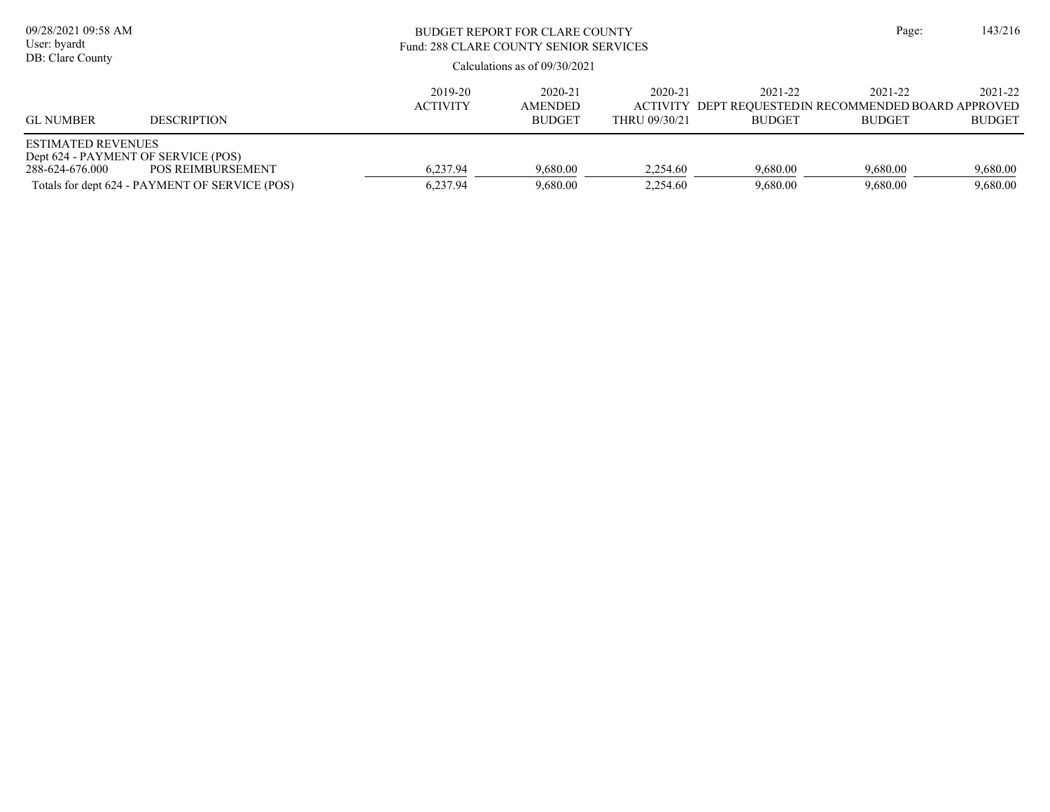BUDGET REPORT FOR CLARE COUNTY
Fund: 288 CLARE COUNTY SENIOR SERVICES

Calculations as of 09/30/2021

| GL NUMBER | DESCRIPTION | 2019-20 ACTIVITY | 2020-21 AMENDED BUDGET | 2020-21 ACTIVITY THRU 09/30/21 | 2021-22 DEPT REQUESTED BUDGET | 2021-22 IN RECOMMENDED BUDGET | 2021-22 BOARD APPROVED BUDGET |
|---|---|---|---|---|---|---|---|
| ESTIMATED REVENUES | | | | | | | |
| Dept 624 - PAYMENT OF SERVICE (POS) | | | | | | | |
| 288-624-676.000 | POS REIMBURSEMENT | 6,237.94 | 9,680.00 | 2,254.60 | 9,680.00 | 9,680.00 | 9,680.00 |
| Totals for dept 624 - PAYMENT OF SERVICE (POS) | | 6,237.94 | 9,680.00 | 2,254.60 | 9,680.00 | 9,680.00 | 9,680.00 |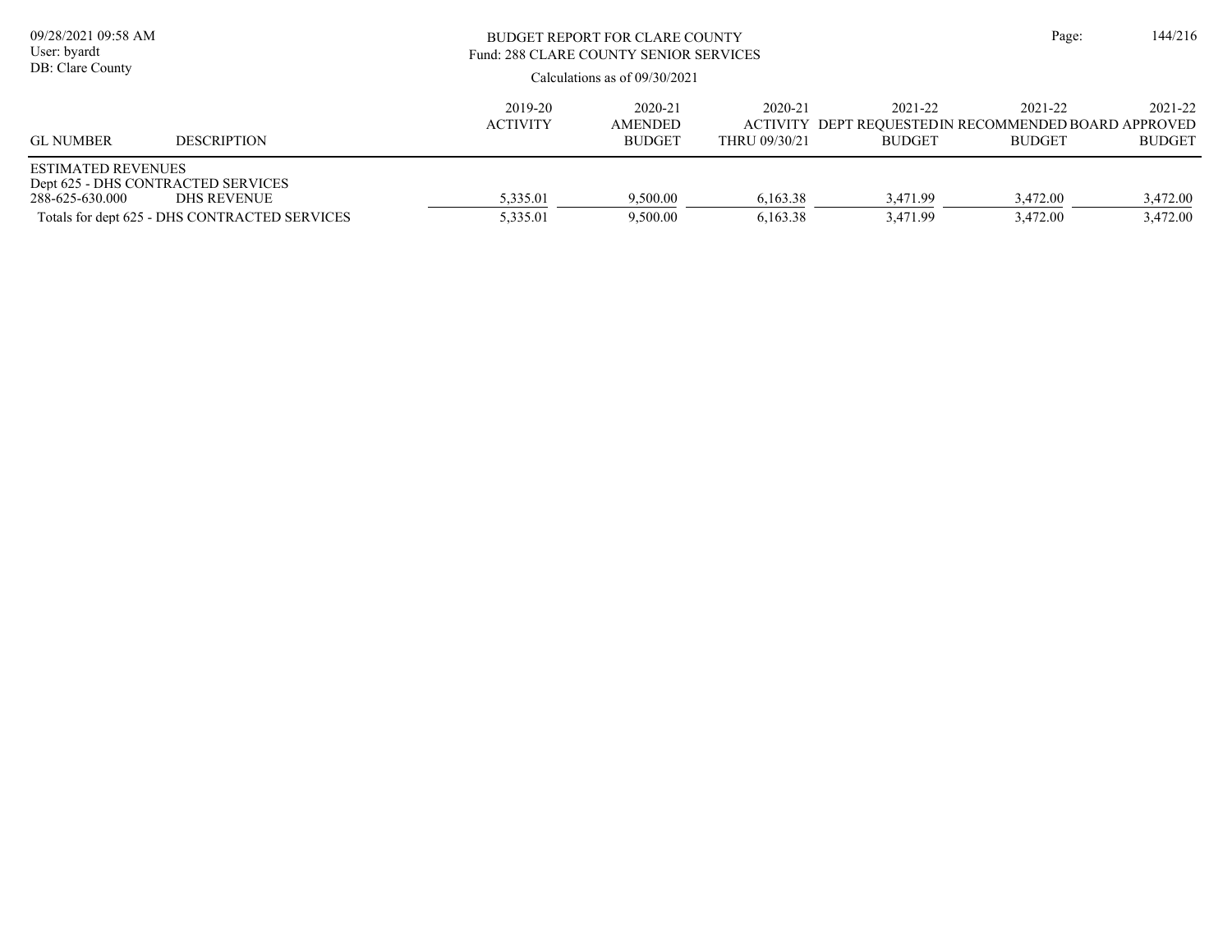BUDGET REPORT FOR CLARE COUNTY
Fund: 288 CLARE COUNTY SENIOR SERVICES

Calculations as of 09/30/2021

09/28/2021 09:58 AM
User: byardt
DB: Clare County

| GL NUMBER | DESCRIPTION | 2019-20 ACTIVITY | 2020-21 AMENDED BUDGET | 2020-21 ACTIVITY THRU 09/30/21 | 2021-22 DEPT REQUESTED BUDGET | 2021-22 IN RECOMMENDED BUDGET | 2021-22 BOARD APPROVED BUDGET |
|---|---|---|---|---|---|---|---|
| ESTIMATED REVENUES | | | | | | | |
| Dept 625 - DHS CONTRACTED SERVICES | | | | | | | |
| 288-625-630.000 | DHS REVENUE | 5,335.01 | 9,500.00 | 6,163.38 | 3,471.99 | 3,472.00 | 3,472.00 |
| Totals for dept 625 - DHS CONTRACTED SERVICES | | 5,335.01 | 9,500.00 | 6,163.38 | 3,471.99 | 3,472.00 | 3,472.00 |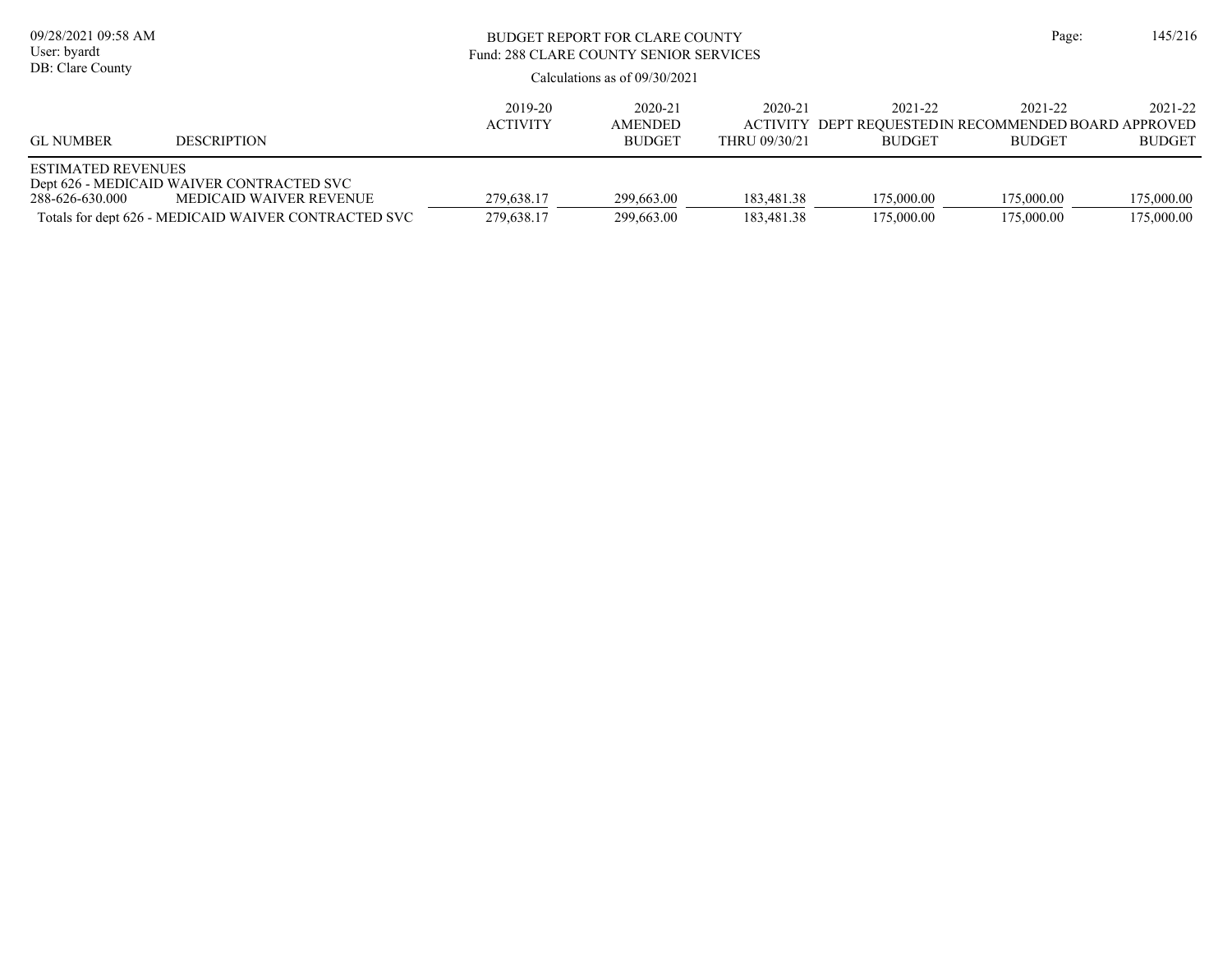# BUDGET REPORT FOR CLARE COUNTY

Fund: 288 CLARE COUNTY SENIOR SERVICES

Calculations as of 09/30/2021

| GL NUMBER | DESCRIPTION | 2019-20 ACTIVITY | 2020-21 AMENDED BUDGET | 2020-21 ACTIVITY THRU 09/30/21 | 2021-22 DEPT REQUESTED BUDGET | 2021-22 IN RECOMMENDED BUDGET | 2021-22 BOARD APPROVED BUDGET |
|---|---|---|---|---|---|---|---|
| ESTIMATED REVENUES | | | | | | | |
| Dept 626 - MEDICAID WAIVER CONTRACTED SVC | | | | | | | |
| 288-626-630.000 | MEDICAID WAIVER REVENUE | 279,638.17 | 299,663.00 | 183,481.38 | 175,000.00 | 175,000.00 | 175,000.00 |
| Totals for dept 626 - MEDICAID WAIVER CONTRACTED SVC | | 279,638.17 | 299,663.00 | 183,481.38 | 175,000.00 | 175,000.00 | 175,000.00 |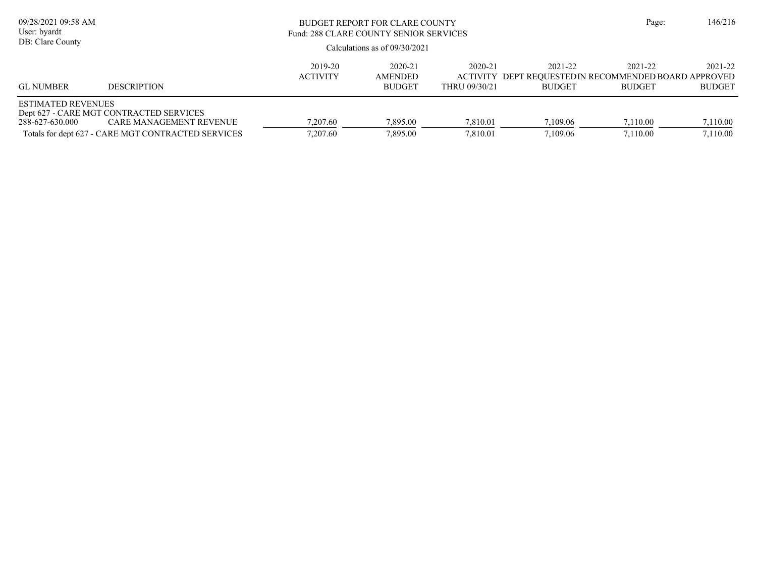# BUDGET REPORT FOR CLARE COUNTY

Fund: 288 CLARE COUNTY SENIOR SERVICES

Calculations as of 09/30/2021

09/28/2021 09:58 AM
User: byardt
DB: Clare County

| GL NUMBER | DESCRIPTION | 2019-20 ACTIVITY | 2020-21 AMENDED BUDGET | 2020-21 ACTIVITY THRU 09/30/21 | 2021-22 DEPT REQUESTED BUDGET | 2021-22 RECOMMENDED BUDGET | 2021-22 BOARD APPROVED BUDGET |
|---|---|---|---|---|---|---|---|
| ESTIMATED REVENUES | | | | | | | |
| Dept 627 - CARE MGT CONTRACTED SERVICES | | | | | | | |
| 288-627-630.000 | CARE MANAGEMENT REVENUE | 7,207.60 | 7,895.00 | 7,810.01 | 7,109.06 | 7,110.00 | 7,110.00 |
| Totals for dept 627 - CARE MGT CONTRACTED SERVICES | | 7,207.60 | 7,895.00 | 7,810.01 | 7,109.06 | 7,110.00 | 7,110.00 |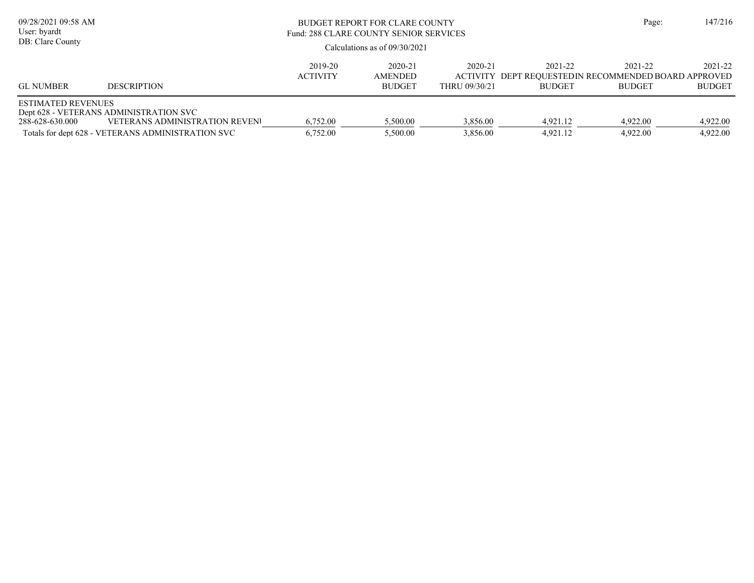BUDGET REPORT FOR CLARE COUNTY
Fund: 288 CLARE COUNTY SENIOR SERVICES

Calculations as of 09/30/2021

| GL NUMBER | DESCRIPTION | 2019-20 ACTIVITY | 2020-21 AMENDED BUDGET | 2020-21 ACTIVITY THRU 09/30/21 | 2021-22 DEPT REQUESTED BUDGET | 2021-22 IN RECOMMENDED BUDGET | 2021-22 BOARD APPROVED BUDGET |
|---|---|---|---|---|---|---|---|
| ESTIMATED REVENUES | | | | | | | |
| Dept 628 - VETERANS ADMINISTRATION SVC | | | | | | | |
| 288-628-630.000 | VETERANS ADMINISTRATION REVENU | 6,752.00 | 5,500.00 | 3,856.00 | 4,921.12 | 4,922.00 | 4,922.00 |
| Totals for dept 628 - VETERANS ADMINISTRATION SVC | | 6,752.00 | 5,500.00 | 3,856.00 | 4,921.12 | 4,922.00 | 4,922.00 |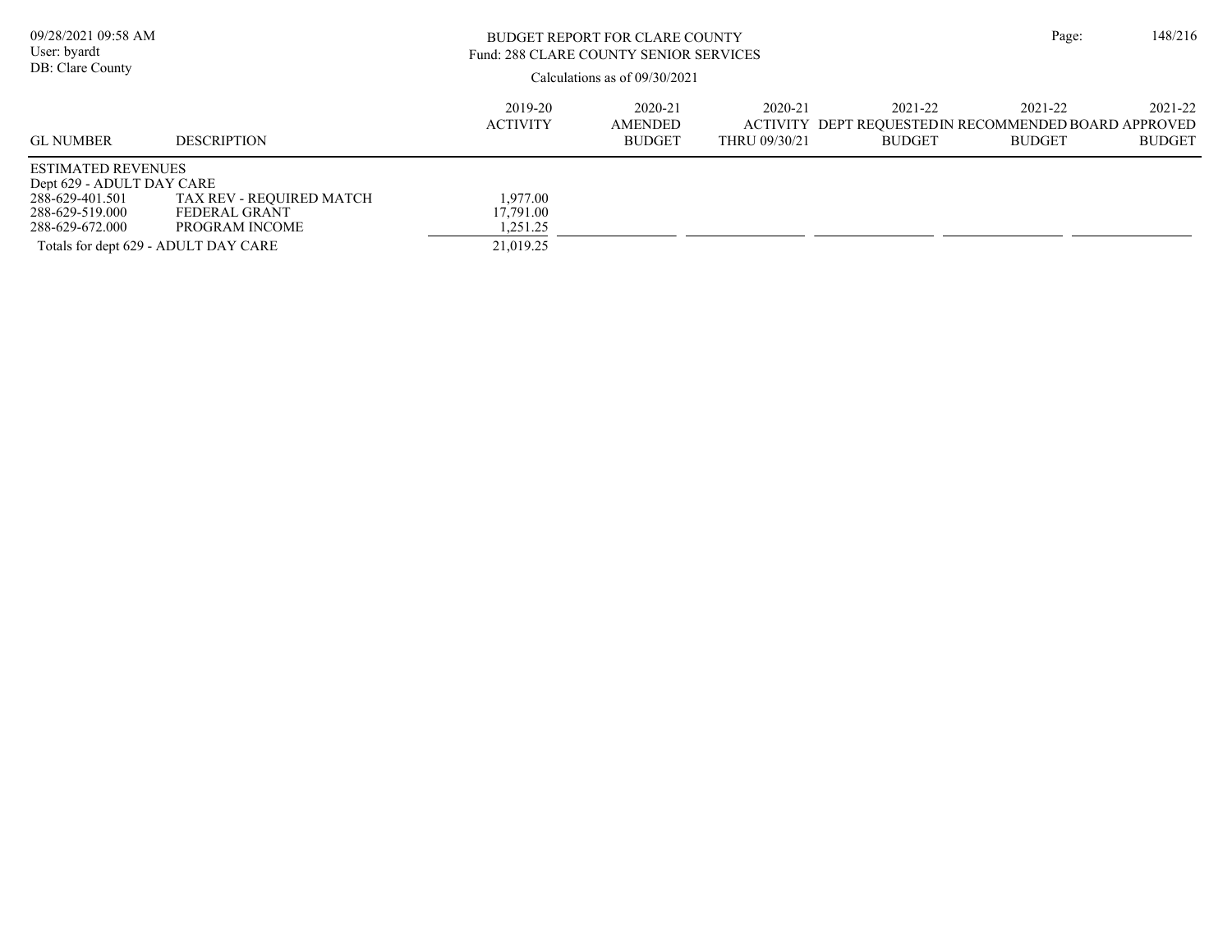BUDGET REPORT FOR CLARE COUNTY
Fund: 288 CLARE COUNTY SENIOR SERVICES

Calculations as of 09/30/2021

| GL NUMBER | DESCRIPTION | 2019-20 ACTIVITY | 2020-21 AMENDED BUDGET | 2020-21 ACTIVITY THRU 09/30/21 | 2021-22 DEPT REQUESTED BUDGET | 2021-22 IN RECOMMENDED BUDGET | 2021-22 BOARD APPROVED BUDGET |
|---|---|---|---|---|---|---|---|
| ESTIMATED REVENUES | | | | | | | |
| Dept 629 - ADULT DAY CARE | | | | | | | |
| 288-629-401.501 | TAX REV - REQUIRED MATCH | 1,977.00 | | | | | |
| 288-629-519.000 | FEDERAL GRANT | 17,791.00 | | | | | |
| 288-629-672.000 | PROGRAM INCOME | 1,251.25 | | | | | |
| Totals for dept 629 - ADULT DAY CARE | | 21,019.25 | | | | | |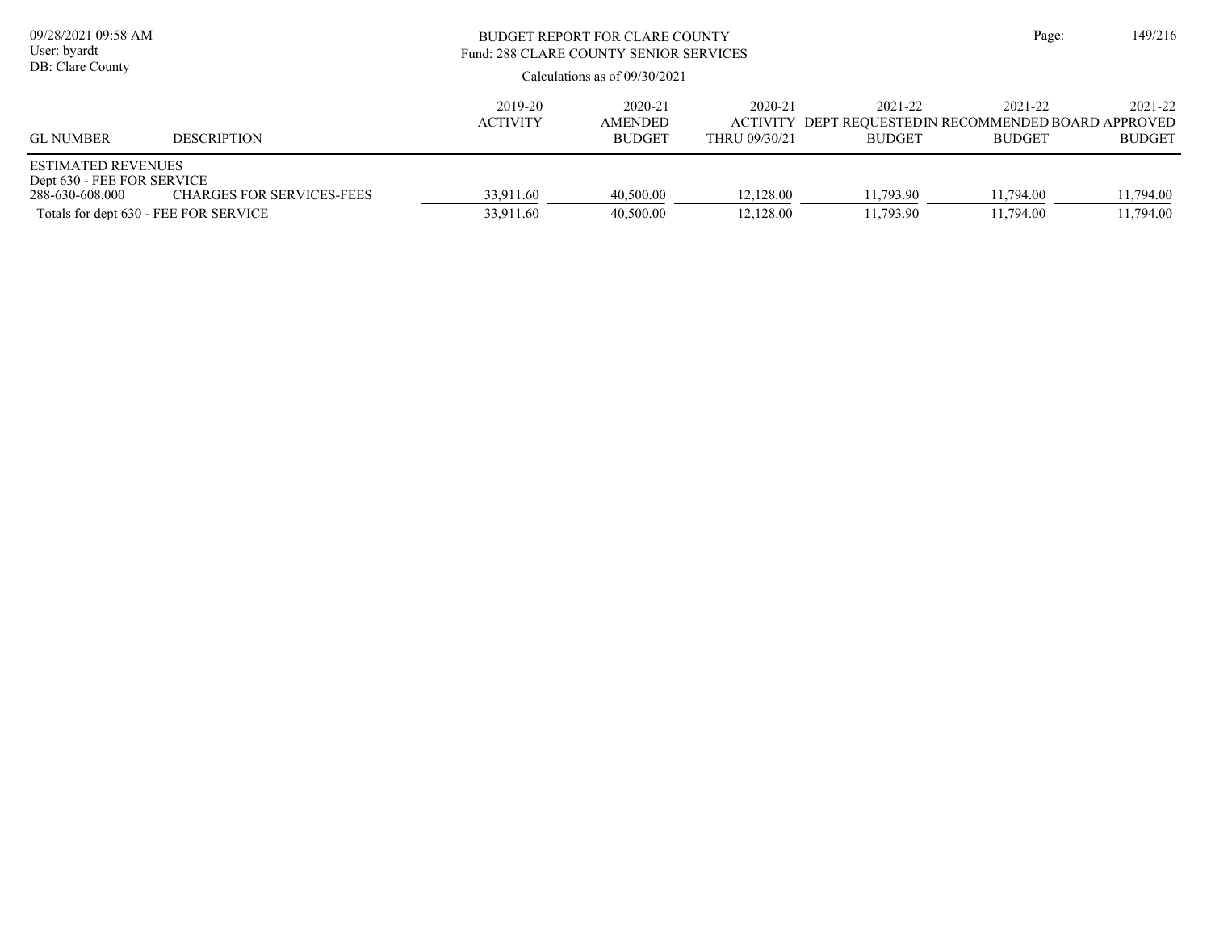BUDGET REPORT FOR CLARE COUNTY
Fund: 288 CLARE COUNTY SENIOR SERVICES

Calculations as of 09/30/2021

| GL NUMBER | DESCRIPTION | 2019-20 ACTIVITY | 2020-21 AMENDED BUDGET | 2020-21 ACTIVITY THRU 09/30/21 | 2021-22 DEPT REQUESTED BUDGET | 2021-22 IN RECOMMENDED BUDGET | 2021-22 BOARD APPROVED BUDGET |
|---|---|---|---|---|---|---|---|
| ESTIMATED REVENUES | | | | | | | |
| Dept 630 - FEE FOR SERVICE | | | | | | | |
| 288-630-608.000 | CHARGES FOR SERVICES-FEES | 33,911.60 | 40,500.00 | 12,128.00 | 11,793.90 | 11,794.00 | 11,794.00 |
| Totals for dept 630 - FEE FOR SERVICE | | 33,911.60 | 40,500.00 | 12,128.00 | 11,793.90 | 11,794.00 | 11,794.00 |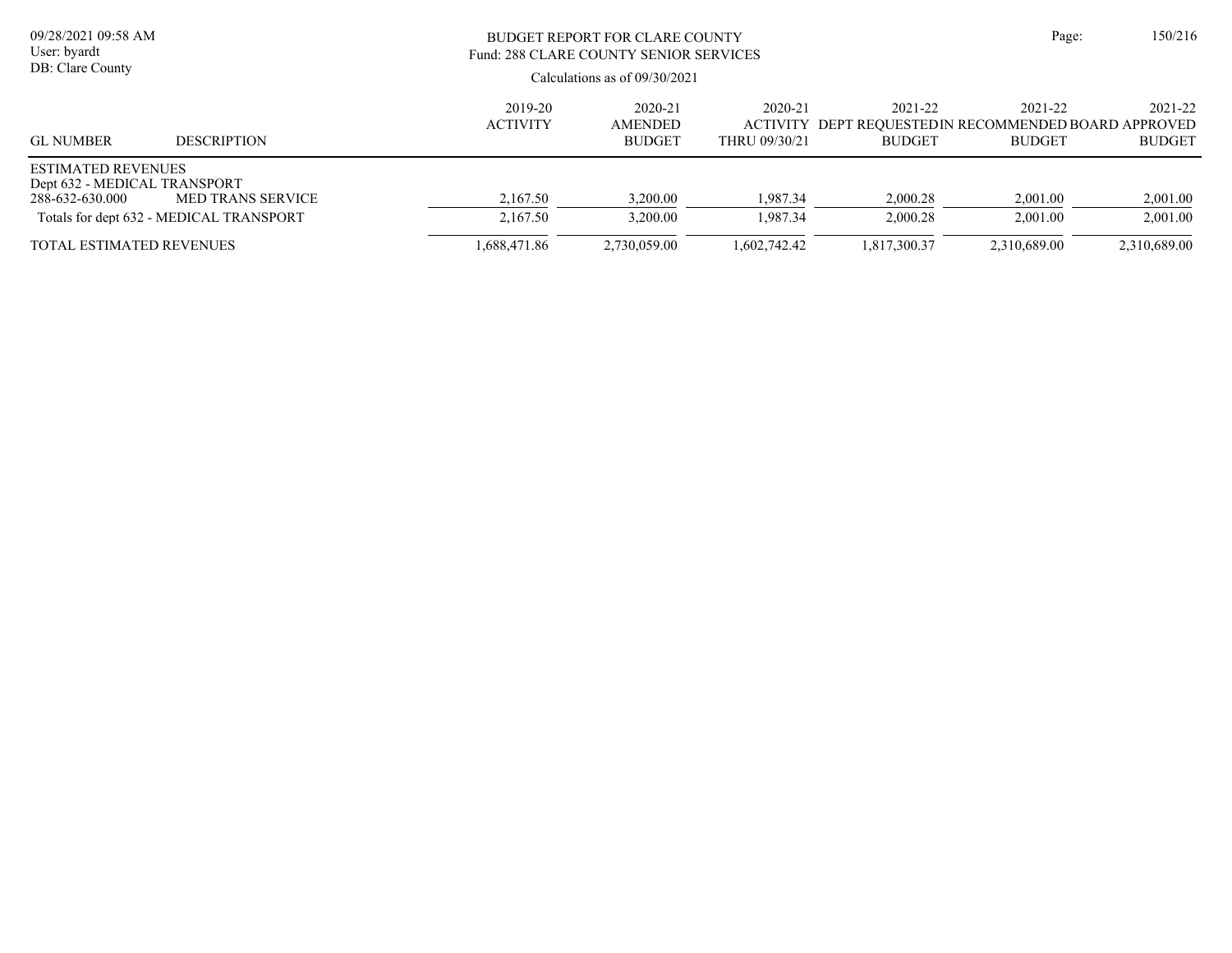# BUDGET REPORT FOR CLARE COUNTY
## Fund: 288 CLARE COUNTY SENIOR SERVICES

Calculations as of 09/30/2021

| GL NUMBER | DESCRIPTION | 2019-20 ACTIVITY | 2020-21 AMENDED BUDGET | 2020-21 ACTIVITY THRU 09/30/21 | 2021-22 DEPT REQUESTED BUDGET | 2021-22 IN RECOMMENDED BUDGET | 2021-22 BOARD APPROVED BUDGET |
|---|---|---|---|---|---|---|---|
| ESTIMATED REVENUES | | | | | | | |
| Dept 632 - MEDICAL TRANSPORT | | | | | | | |
| 288-632-630.000 | MED TRANS SERVICE | 2,167.50 | 3,200.00 | 1,987.34 | 2,000.28 | 2,001.00 | 2,001.00 |
| Totals for dept 632 - MEDICAL TRANSPORT | | 2,167.50 | 3,200.00 | 1,987.34 | 2,000.28 | 2,001.00 | 2,001.00 |
| TOTAL ESTIMATED REVENUES | | 1,688,471.86 | 2,730,059.00 | 1,602,742.42 | 1,817,300.37 | 2,310,689.00 | 2,310,689.00 |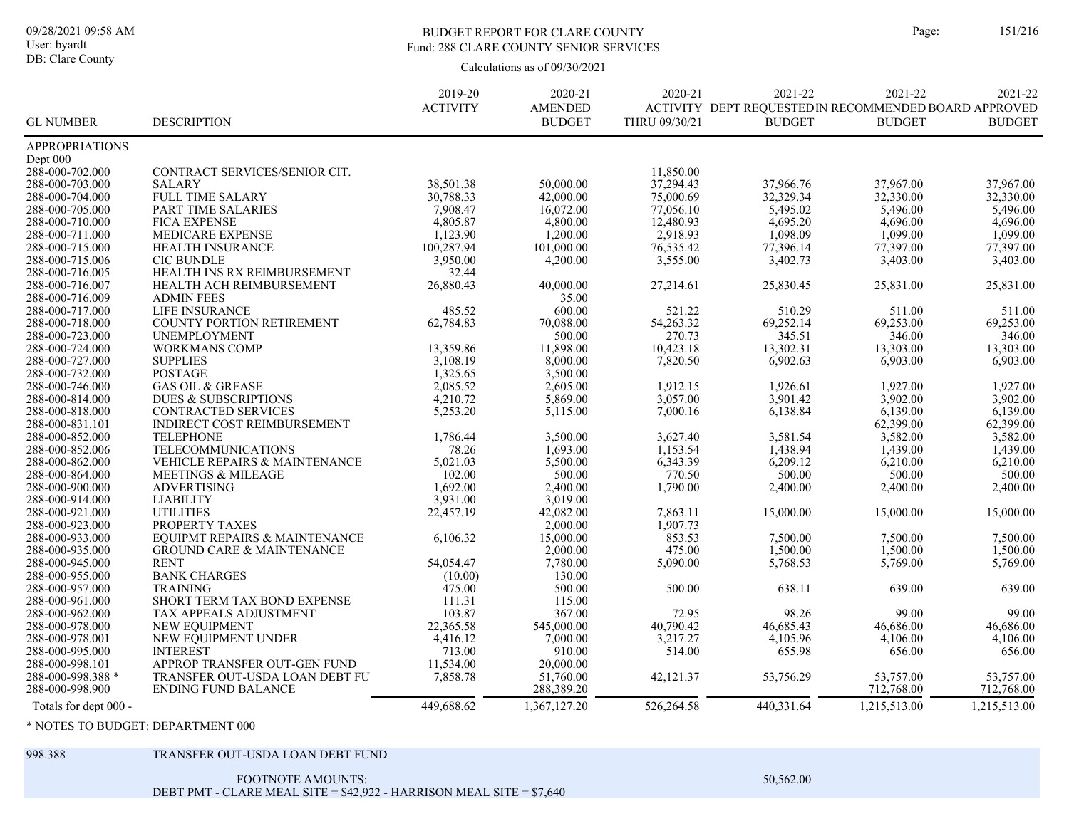09/28/2021 09:58 AM
User: byardt
DB: Clare County

# BUDGET REPORT FOR CLARE COUNTY
## Fund: 288 CLARE COUNTY SENIOR SERVICES

Calculations as of 09/30/2021

| GL NUMBER | DESCRIPTION | 2019-20 ACTIVITY | 2020-21 AMENDED BUDGET | 2020-21 ACTIVITY THRU 09/30/21 | 2021-22 DEPT REQUESTED BUDGET | 2021-22 RECOMMENDED BUDGET | 2021-22 BOARD APPROVED BUDGET |
|---|---|---|---|---|---|---|---|
| APPROPRIATIONS | | | | | | | |
| Dept 000 | | | | | | | |
| 288-000-702.000 | CONTRACT SERVICES/SENIOR CIT. | | | 11,850.00 | | | |
| 288-000-703.000 | SALARY | 38,501.38 | 50,000.00 | 37,294.43 | 37,966.76 | 37,967.00 | 37,967.00 |
| 288-000-704.000 | FULL TIME SALARY | 30,788.33 | 42,000.00 | 75,000.69 | 32,329.34 | 32,330.00 | 32,330.00 |
| 288-000-705.000 | PART TIME SALARIES | 7,908.47 | 16,072.00 | 77,056.10 | 5,495.02 | 5,496.00 | 5,496.00 |
| 288-000-710.000 | FICA EXPENSE | 4,805.87 | 4,800.00 | 12,480.93 | 4,695.20 | 4,696.00 | 4,696.00 |
| 288-000-711.000 | MEDICARE EXPENSE | 1,123.90 | 1,200.00 | 2,918.93 | 1,098.09 | 1,099.00 | 1,099.00 |
| 288-000-715.000 | HEALTH INSURANCE | 100,287.94 | 101,000.00 | 76,535.42 | 77,396.14 | 77,397.00 | 77,397.00 |
| 288-000-715.006 | CIC BUNDLE | 3,950.00 | 4,200.00 | 3,555.00 | 3,402.73 | 3,403.00 | 3,403.00 |
| 288-000-716.005 | HEALTH INS RX REIMBURSEMENT | 32.44 | | | | | |
| 288-000-716.007 | HEALTH ACH REIMBURSEMENT | 26,880.43 | 40,000.00 | 27,214.61 | 25,830.45 | 25,831.00 | 25,831.00 |
| 288-000-716.009 | ADMIN FEES | | 35.00 | | | | |
| 288-000-717.000 | LIFE INSURANCE | 485.52 | 600.00 | 521.22 | 510.29 | 511.00 | 511.00 |
| 288-000-718.000 | COUNTY PORTION RETIREMENT | 62,784.83 | 70,088.00 | 54,263.32 | 69,252.14 | 69,253.00 | 69,253.00 |
| 288-000-723.000 | UNEMPLOYMENT | | 500.00 | 270.73 | 345.51 | 346.00 | 346.00 |
| 288-000-724.000 | WORKMANS COMP | 13,359.86 | 11,898.00 | 10,423.18 | 13,302.31 | 13,303.00 | 13,303.00 |
| 288-000-727.000 | SUPPLIES | 3,108.19 | 8,000.00 | 7,820.50 | 6,902.63 | 6,903.00 | 6,903.00 |
| 288-000-732.000 | POSTAGE | 1,325.65 | 3,500.00 | | | | |
| 288-000-746.000 | GAS OIL & GREASE | 2,085.52 | 2,605.00 | 1,912.15 | 1,926.61 | 1,927.00 | 1,927.00 |
| 288-000-814.000 | DUES & SUBSCRIPTIONS | 4,210.72 | 5,869.00 | 3,057.00 | 3,901.42 | 3,902.00 | 3,902.00 |
| 288-000-818.000 | CONTRACTED SERVICES | 5,253.20 | 5,115.00 | 7,000.16 | 6,138.84 | 6,139.00 | 6,139.00 |
| 288-000-831.101 | INDIRECT COST REIMBURSEMENT | | | | | 62,399.00 | 62,399.00 |
| 288-000-852.000 | TELEPHONE | 1,786.44 | 3,500.00 | 3,627.40 | 3,581.54 | 3,582.00 | 3,582.00 |
| 288-000-852.006 | TELECOMMUNICATIONS | 78.26 | 1,693.00 | 1,153.54 | 1,438.94 | 1,439.00 | 1,439.00 |
| 288-000-862.000 | VEHICLE REPAIRS & MAINTENANCE | 5,021.03 | 5,500.00 | 6,343.39 | 6,209.12 | 6,210.00 | 6,210.00 |
| 288-000-864.000 | MEETINGS & MILEAGE | 102.00 | 500.00 | 770.50 | 500.00 | 500.00 | 500.00 |
| 288-000-900.000 | ADVERTISING | 1,692.00 | 2,400.00 | 1,790.00 | 2,400.00 | 2,400.00 | 2,400.00 |
| 288-000-914.000 | LIABILITY | 3,931.00 | 3,019.00 | | | | |
| 288-000-921.000 | UTILITIES | 22,457.19 | 42,082.00 | 7,863.11 | 15,000.00 | 15,000.00 | 15,000.00 |
| 288-000-923.000 | PROPERTY TAXES | | 2,000.00 | 1,907.73 | | | |
| 288-000-933.000 | EQUIPMT REPAIRS & MAINTENANCE | 6,106.32 | 15,000.00 | 853.53 | 7,500.00 | 7,500.00 | 7,500.00 |
| 288-000-935.000 | GROUND CARE & MAINTENANCE | | 2,000.00 | 475.00 | 1,500.00 | 1,500.00 | 1,500.00 |
| 288-000-945.000 | RENT | 54,054.47 | 7,780.00 | 5,090.00 | 5,768.53 | 5,769.00 | 5,769.00 |
| 288-000-955.000 | BANK CHARGES | (10.00) | 130.00 | | | | |
| 288-000-957.000 | TRAINING | 475.00 | 500.00 | 500.00 | 638.11 | 639.00 | 639.00 |
| 288-000-961.000 | SHORT TERM TAX BOND EXPENSE | 111.31 | 115.00 | | | | |
| 288-000-962.000 | TAX APPEALS ADJUSTMENT | 103.87 | 367.00 | 72.95 | 98.26 | 99.00 | 99.00 |
| 288-000-978.000 | NEW EQUIPMENT | 22,365.58 | 545,000.00 | 40,790.42 | 46,685.43 | 46,686.00 | 46,686.00 |
| 288-000-978.001 | NEW EQUIPMENT UNDER | 4,416.12 | 7,000.00 | 3,217.27 | 4,105.96 | 4,106.00 | 4,106.00 |
| 288-000-995.000 | INTEREST | 713.00 | 910.00 | 514.00 | 655.98 | 656.00 | 656.00 |
| 288-000-998.101 | APPROP TRANSFER OUT-GEN FUND | 11,534.00 | 20,000.00 | | | | |
| 288-000-998.388 * | TRANSFER OUT-USDA LOAN DEBT FU | 7,858.78 | 51,760.00 | 42,121.37 | 53,756.29 | 53,757.00 | 53,757.00 |
| 288-000-998.900 | ENDING FUND BALANCE | | 288,389.20 | | | 712,768.00 | 712,768.00 |
| Totals for dept 000 - | | 449,688.62 | 1,367,127.20 | 526,264.58 | 440,331.64 | 1,215,513.00 | 1,215,513.00 |

* NOTES TO BUDGET: DEPARTMENT 000

| | | |
|---|---|---|
| 998.388 | TRANSFER OUT-USDA LOAN DEBT FUND | |
| | FOOTNOTE AMOUNTS: | 50,562.00 |
| | DEBT PMT - CLARE MEAL SITE = $42,922 - HARRISON MEAL SITE = $7,640 | |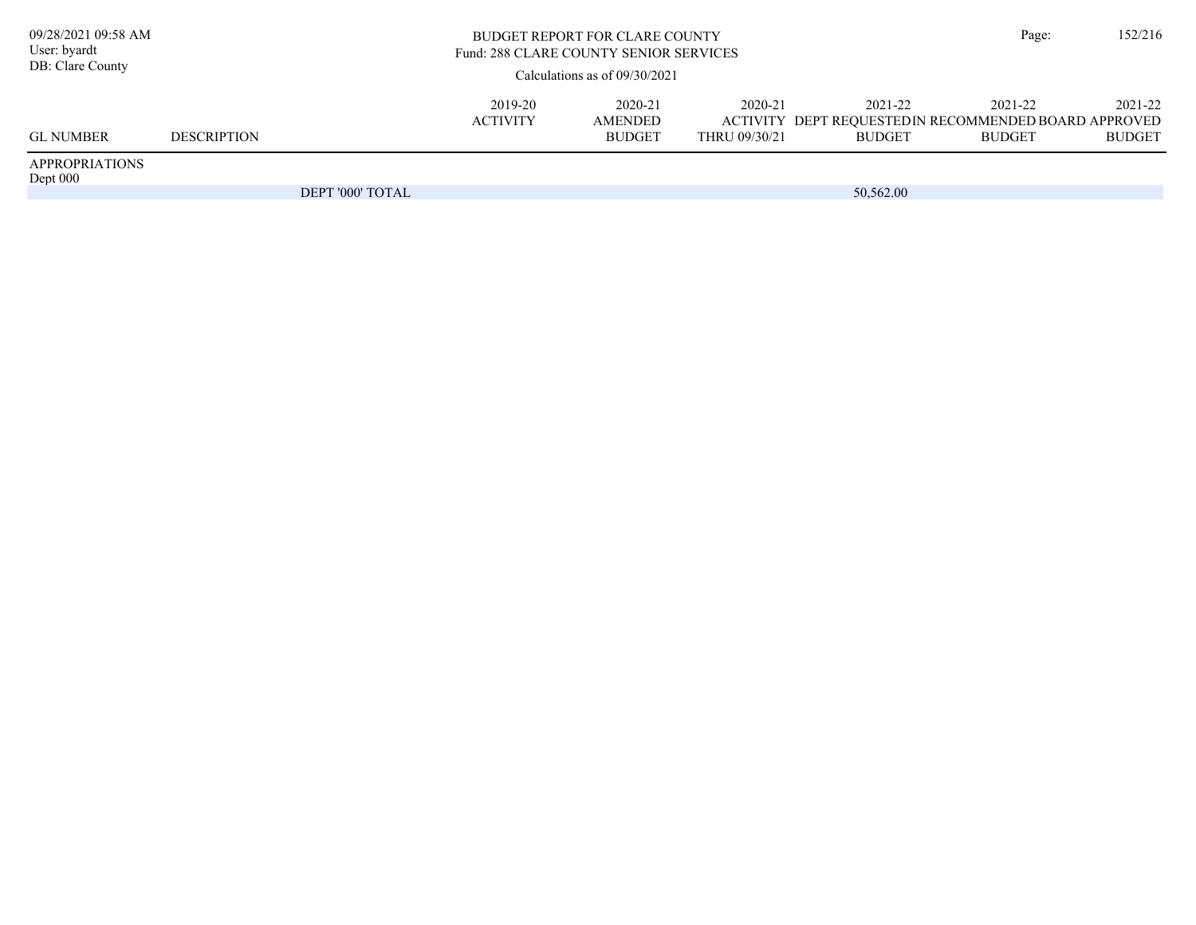BUDGET REPORT FOR CLARE COUNTY
Fund: 288 CLARE COUNTY SENIOR SERVICES

Calculations as of 09/30/2021

| GL NUMBER | DESCRIPTION | 2019-20 ACTIVITY | 2020-21 AMENDED BUDGET | 2020-21 ACTIVITY THRU 09/30/21 | 2021-22 DEPT REQUESTED BUDGET | 2021-22 IN RECOMMENDED BUDGET | 2021-22 BOARD APPROVED BUDGET |
|---|---|---|---|---|---|---|---|
| APPROPRIATIONS | | | | | | | |
| Dept 000 | | | | | | | |
| | DEPT '000' TOTAL | | | | 50,562.00 | | |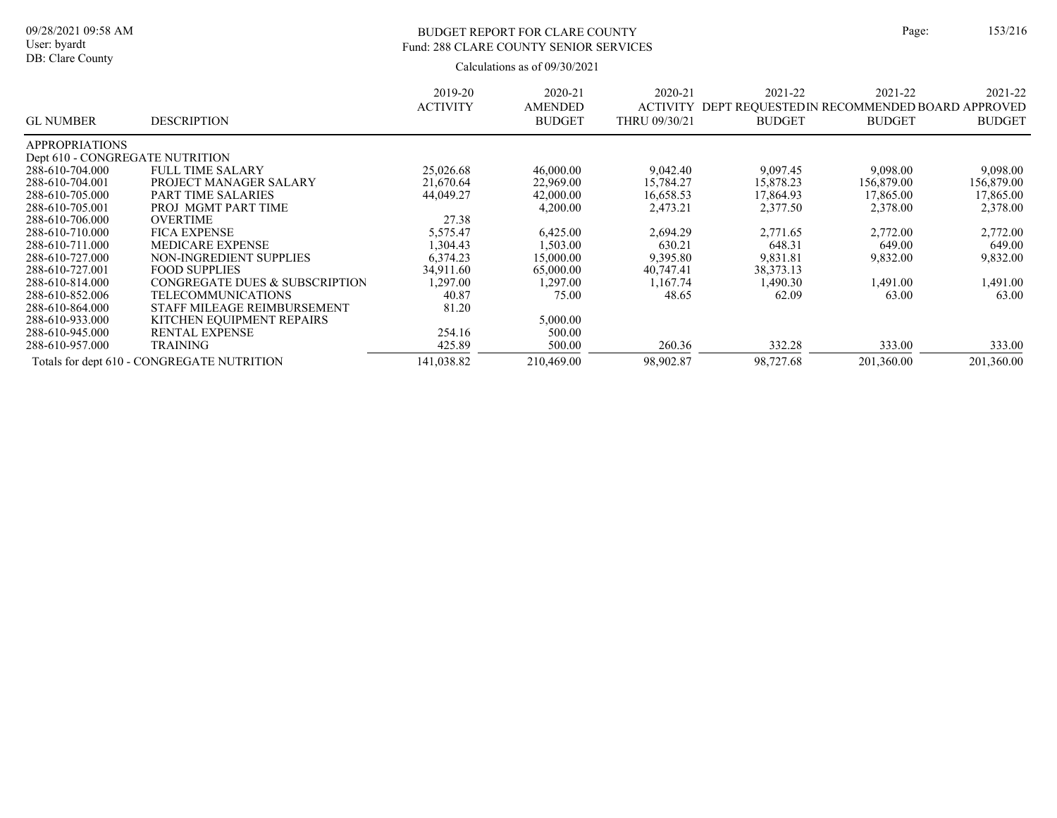BUDGET REPORT FOR CLARE COUNTY
Fund: 288 CLARE COUNTY SENIOR SERVICES

Calculations as of 09/30/2021

| GL NUMBER | DESCRIPTION | 2019-20 ACTIVITY | 2020-21 AMENDED BUDGET | 2020-21 ACTIVITY THRU 09/30/21 | 2021-22 DEPT REQUESTED BUDGET | 2021-22 IN RECOMMENDED BUDGET | 2021-22 BOARD APPROVED BUDGET |
|---|---|---|---|---|---|---|---|
| APPROPRIATIONS | | | | | | | |
| Dept 610 - CONGREGATE NUTRITION | | | | | | | |
| 288-610-704.000 | FULL TIME SALARY | 25,026.68 | 46,000.00 | 9,042.40 | 9,097.45 | 9,098.00 | 9,098.00 |
| 288-610-704.001 | PROJECT MANAGER SALARY | 21,670.64 | 22,969.00 | 15,784.27 | 15,878.23 | 156,879.00 | 156,879.00 |
| 288-610-705.000 | PART TIME SALARIES | 44,049.27 | 42,000.00 | 16,658.53 | 17,864.93 | 17,865.00 | 17,865.00 |
| 288-610-705.001 | PROJ MGMT PART TIME | | 4,200.00 | 2,473.21 | 2,377.50 | 2,378.00 | 2,378.00 |
| 288-610-706.000 | OVERTIME | 27.38 | | | | | |
| 288-610-710.000 | FICA EXPENSE | 5,575.47 | 6,425.00 | 2,694.29 | 2,771.65 | 2,772.00 | 2,772.00 |
| 288-610-711.000 | MEDICARE EXPENSE | 1,304.43 | 1,503.00 | 630.21 | 648.31 | 649.00 | 649.00 |
| 288-610-727.000 | NON-INGREDIENT SUPPLIES | 6,374.23 | 15,000.00 | 9,395.80 | 9,831.81 | 9,832.00 | 9,832.00 |
| 288-610-727.001 | FOOD SUPPLIES | 34,911.60 | 65,000.00 | 40,747.41 | 38,373.13 | | |
| 288-610-814.000 | CONGREGATE DUES & SUBSCRIPTION | 1,297.00 | 1,297.00 | 1,167.74 | 1,490.30 | 1,491.00 | 1,491.00 |
| 288-610-852.006 | TELECOMMUNICATIONS | 40.87 | 75.00 | 48.65 | 62.09 | 63.00 | 63.00 |
| 288-610-864.000 | STAFF MILEAGE REIMBURSEMENT | 81.20 | | | | | |
| 288-610-933.000 | KITCHEN EQUIPMENT REPAIRS | | 5,000.00 | | | | |
| 288-610-945.000 | RENTAL EXPENSE | 254.16 | 500.00 | | | | |
| 288-610-957.000 | TRAINING | 425.89 | 500.00 | 260.36 | 332.28 | 333.00 | 333.00 |
| Totals for dept 610 - CONGREGATE NUTRITION | | 141,038.82 | 210,469.00 | 98,902.87 | 98,727.68 | 201,360.00 | 201,360.00 |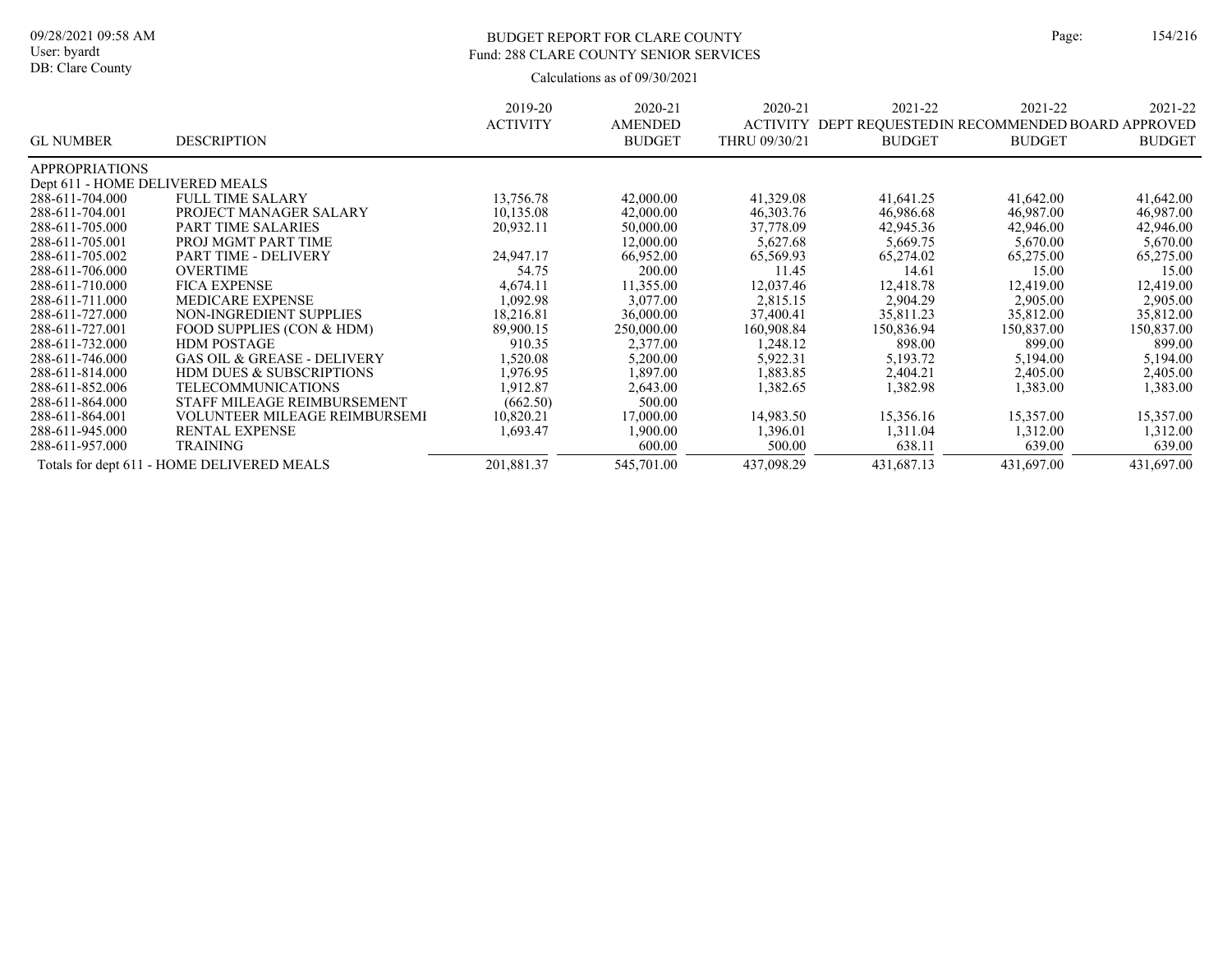# BUDGET REPORT FOR CLARE COUNTY

Fund: 288 CLARE COUNTY SENIOR SERVICES

Calculations as of 09/30/2021

| GL NUMBER | DESCRIPTION | 2019-20 ACTIVITY | 2020-21 AMENDED BUDGET | 2020-21 ACTIVITY THRU 09/30/21 | 2021-22 DEPT REQUESTED BUDGET | 2021-22 IN RECOMMENDED BUDGET | 2021-22 BOARD APPROVED BUDGET |
|---|---|---|---|---|---|---|---|
| APPROPRIATIONS | | | | | | | |
| Dept 611 - HOME DELIVERED MEALS | | | | | | | |
| 288-611-704.000 | FULL TIME SALARY | 13,756.78 | 42,000.00 | 41,329.08 | 41,641.25 | 41,642.00 | 41,642.00 |
| 288-611-704.001 | PROJECT MANAGER SALARY | 10,135.08 | 42,000.00 | 46,303.76 | 46,986.68 | 46,987.00 | 46,987.00 |
| 288-611-705.000 | PART TIME SALARIES | 20,932.11 | 50,000.00 | 37,778.09 | 42,945.36 | 42,946.00 | 42,946.00 |
| 288-611-705.001 | PROJ MGMT PART TIME | | 12,000.00 | 5,627.68 | 5,669.75 | 5,670.00 | 5,670.00 |
| 288-611-705.002 | PART TIME - DELIVERY | 24,947.17 | 66,952.00 | 65,569.93 | 65,274.02 | 65,275.00 | 65,275.00 |
| 288-611-706.000 | OVERTIME | 54.75 | 200.00 | 11.45 | 14.61 | 15.00 | 15.00 |
| 288-611-710.000 | FICA EXPENSE | 4,674.11 | 11,355.00 | 12,037.46 | 12,418.78 | 12,419.00 | 12,419.00 |
| 288-611-711.000 | MEDICARE EXPENSE | 1,092.98 | 3,077.00 | 2,815.15 | 2,904.29 | 2,905.00 | 2,905.00 |
| 288-611-727.000 | NON-INGREDIENT SUPPLIES | 18,216.81 | 36,000.00 | 37,400.41 | 35,811.23 | 35,812.00 | 35,812.00 |
| 288-611-727.001 | FOOD SUPPLIES (CON & HDM) | 89,900.15 | 250,000.00 | 160,908.84 | 150,836.94 | 150,837.00 | 150,837.00 |
| 288-611-732.000 | HDM POSTAGE | 910.35 | 2,377.00 | 1,248.12 | 898.00 | 899.00 | 899.00 |
| 288-611-746.000 | GAS OIL & GREASE - DELIVERY | 1,520.08 | 5,200.00 | 5,922.31 | 5,193.72 | 5,194.00 | 5,194.00 |
| 288-611-814.000 | HDM DUES & SUBSCRIPTIONS | 1,976.95 | 1,897.00 | 1,883.85 | 2,404.21 | 2,405.00 | 2,405.00 |
| 288-611-852.006 | TELECOMMUNICATIONS | 1,912.87 | 2,643.00 | 1,382.65 | 1,382.98 | 1,383.00 | 1,383.00 |
| 288-611-864.000 | STAFF MILEAGE REIMBURSEMENT | (662.50) | 500.00 | | | | |
| 288-611-864.001 | VOLUNTEER MILEAGE REIMBURSEMI | 10,820.21 | 17,000.00 | 14,983.50 | 15,356.16 | 15,357.00 | 15,357.00 |
| 288-611-945.000 | RENTAL EXPENSE | 1,693.47 | 1,900.00 | 1,396.01 | 1,311.04 | 1,312.00 | 1,312.00 |
| 288-611-957.000 | TRAINING | | 600.00 | 500.00 | 638.11 | 639.00 | 639.00 |
| Totals for dept 611 - HOME DELIVERED MEALS | | 201,881.37 | 545,701.00 | 437,098.29 | 431,687.13 | 431,697.00 | 431,697.00 |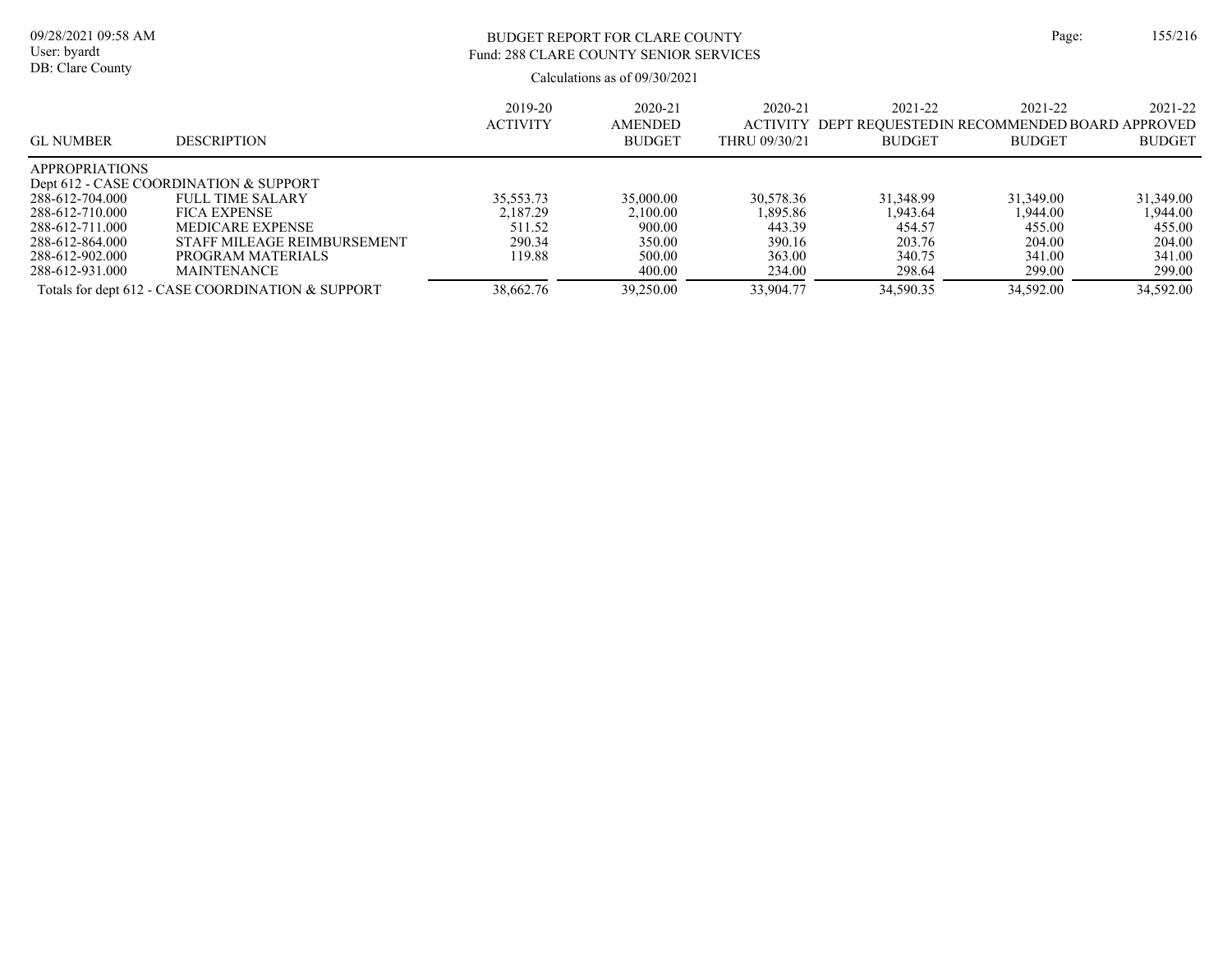BUDGET REPORT FOR CLARE COUNTY
Fund: 288 CLARE COUNTY SENIOR SERVICES

Calculations as of 09/30/2021

| GL NUMBER | DESCRIPTION | 2019-20 ACTIVITY | 2020-21 AMENDED BUDGET | 2020-21 ACTIVITY THRU 09/30/21 | 2021-22 DEPT REQUESTED BUDGET | 2021-22 IN RECOMMENDED BUDGET | 2021-22 BOARD APPROVED BUDGET |
|---|---|---|---|---|---|---|---|
| APPROPRIATIONS | | | | | | | |
| Dept 612 - CASE COORDINATION & SUPPORT | | | | | | | |
| 288-612-704.000 | FULL TIME SALARY | 35,553.73 | 35,000.00 | 30,578.36 | 31,348.99 | 31,349.00 | 31,349.00 |
| 288-612-710.000 | FICA EXPENSE | 2,187.29 | 2,100.00 | 1,895.86 | 1,943.64 | 1,944.00 | 1,944.00 |
| 288-612-711.000 | MEDICARE EXPENSE | 511.52 | 900.00 | 443.39 | 454.57 | 455.00 | 455.00 |
| 288-612-864.000 | STAFF MILEAGE REIMBURSEMENT | 290.34 | 350.00 | 390.16 | 203.76 | 204.00 | 204.00 |
| 288-612-902.000 | PROGRAM MATERIALS | 119.88 | 500.00 | 363.00 | 340.75 | 341.00 | 341.00 |
| 288-612-931.000 | MAINTENANCE | | 400.00 | 234.00 | 298.64 | 299.00 | 299.00 |
| Totals for dept 612 - CASE COORDINATION & SUPPORT | | 38,662.76 | 39,250.00 | 33,904.77 | 34,590.35 | 34,592.00 | 34,592.00 |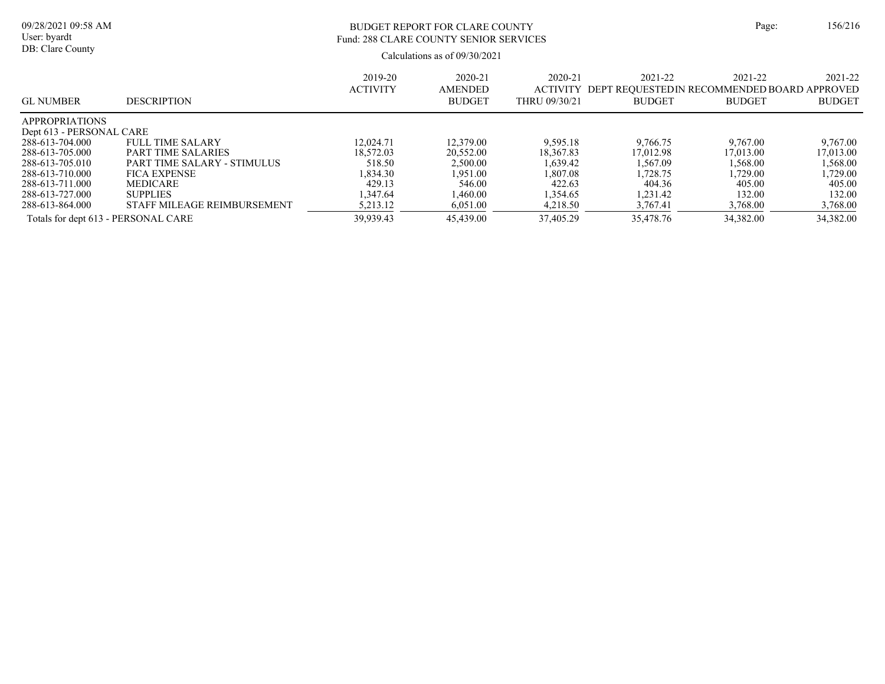BUDGET REPORT FOR CLARE COUNTY
Fund: 288 CLARE COUNTY SENIOR SERVICES

Calculations as of 09/30/2021

| GL NUMBER | DESCRIPTION | 2019-20 ACTIVITY | 2020-21 AMENDED BUDGET | 2020-21 ACTIVITY THRU 09/30/21 | 2021-22 DEPT REQUESTED BUDGET | 2021-22 RECOMMENDED BUDGET | 2021-22 BOARD APPROVED BUDGET |
|---|---|---|---|---|---|---|---|
| APPROPRIATIONS | | | | | | | |
| Dept 613 - PERSONAL CARE | | | | | | | |
| 288-613-704.000 | FULL TIME SALARY | 12,024.71 | 12,379.00 | 9,595.18 | 9,766.75 | 9,767.00 | 9,767.00 |
| 288-613-705.000 | PART TIME SALARIES | 18,572.03 | 20,552.00 | 18,367.83 | 17,012.98 | 17,013.00 | 17,013.00 |
| 288-613-705.010 | PART TIME SALARY - STIMULUS | 518.50 | 2,500.00 | 1,639.42 | 1,567.09 | 1,568.00 | 1,568.00 |
| 288-613-710.000 | FICA EXPENSE | 1,834.30 | 1,951.00 | 1,807.08 | 1,728.75 | 1,729.00 | 1,729.00 |
| 288-613-711.000 | MEDICARE | 429.13 | 546.00 | 422.63 | 404.36 | 405.00 | 405.00 |
| 288-613-727.000 | SUPPLIES | 1,347.64 | 1,460.00 | 1,354.65 | 1,231.42 | 132.00 | 132.00 |
| 288-613-864.000 | STAFF MILEAGE REIMBURSEMENT | 5,213.12 | 6,051.00 | 4,218.50 | 3,767.41 | 3,768.00 | 3,768.00 |
| Totals for dept 613 - PERSONAL CARE | | 39,939.43 | 45,439.00 | 37,405.29 | 35,478.76 | 34,382.00 | 34,382.00 |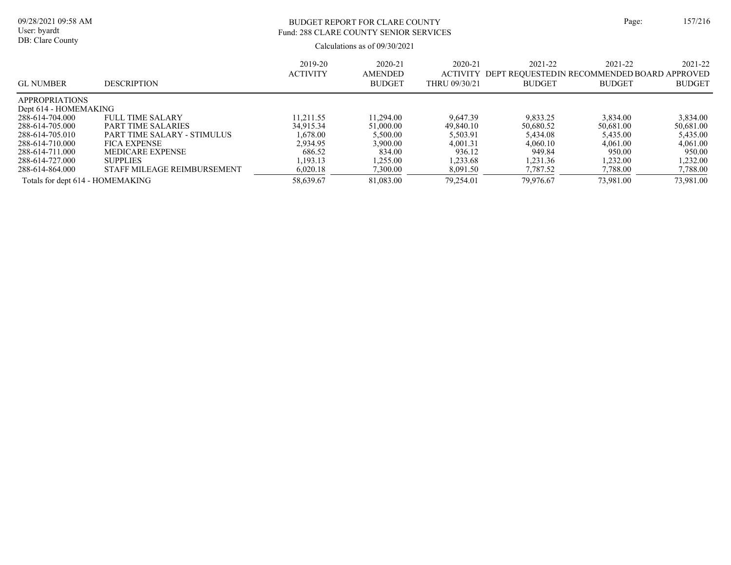BUDGET REPORT FOR CLARE COUNTY
Fund: 288 CLARE COUNTY SENIOR SERVICES

Calculations as of 09/30/2021

| GL NUMBER | DESCRIPTION | 2019-20 ACTIVITY | 2020-21 AMENDED BUDGET | 2020-21 ACTIVITY THRU 09/30/21 | 2021-22 DEPT REQUESTED BUDGET | 2021-22 IN RECOMMENDED BUDGET | 2021-22 BOARD APPROVED BUDGET |
|---|---|---|---|---|---|---|---|
| APPROPRIATIONS | | | | | | | |
| Dept 614 - HOMEMAKING | | | | | | | |
| 288-614-704.000 | FULL TIME SALARY | 11,211.55 | 11,294.00 | 9,647.39 | 9,833.25 | 3,834.00 | 3,834.00 |
| 288-614-705.000 | PART TIME SALARIES | 34,915.34 | 51,000.00 | 49,840.10 | 50,680.52 | 50,681.00 | 50,681.00 |
| 288-614-705.010 | PART TIME SALARY - STIMULUS | 1,678.00 | 5,500.00 | 5,503.91 | 5,434.08 | 5,435.00 | 5,435.00 |
| 288-614-710.000 | FICA EXPENSE | 2,934.95 | 3,900.00 | 4,001.31 | 4,060.10 | 4,061.00 | 4,061.00 |
| 288-614-711.000 | MEDICARE EXPENSE | 686.52 | 834.00 | 936.12 | 949.84 | 950.00 | 950.00 |
| 288-614-727.000 | SUPPLIES | 1,193.13 | 1,255.00 | 1,233.68 | 1,231.36 | 1,232.00 | 1,232.00 |
| 288-614-864.000 | STAFF MILEAGE REIMBURSEMENT | 6,020.18 | 7,300.00 | 8,091.50 | 7,787.52 | 7,788.00 | 7,788.00 |
| Totals for dept 614 - HOMEMAKING | | 58,639.67 | 81,083.00 | 79,254.01 | 79,976.67 | 73,981.00 | 73,981.00 |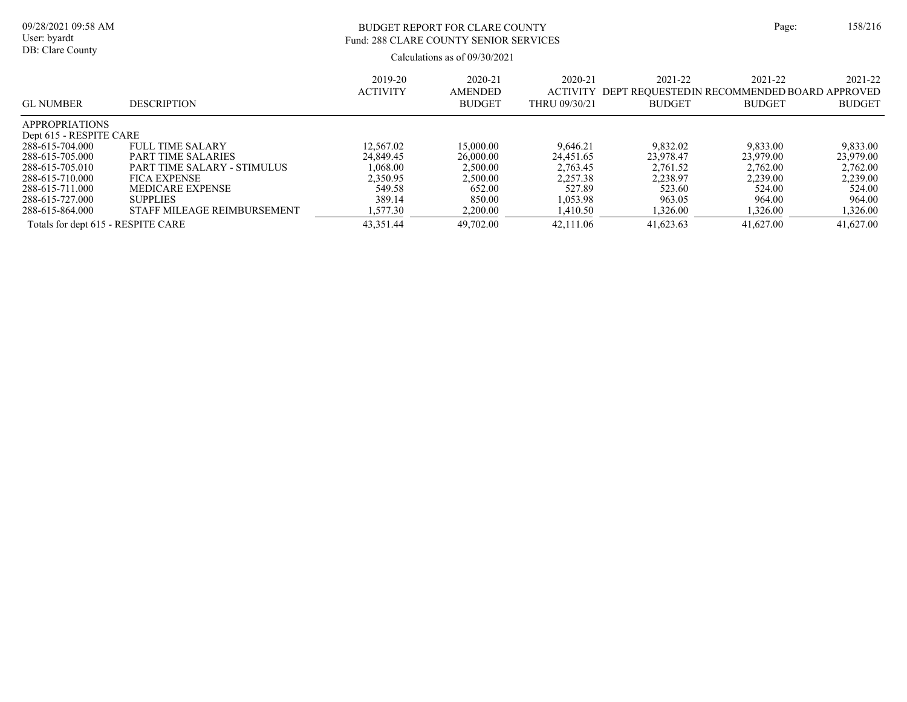BUDGET REPORT FOR CLARE COUNTY
Fund: 288 CLARE COUNTY SENIOR SERVICES

Calculations as of 09/30/2021

09/28/2021 09:58 AM
User: byardt
DB: Clare County

| GL NUMBER | DESCRIPTION | 2019-20 ACTIVITY | 2020-21 AMENDED BUDGET | 2020-21 ACTIVITY THRU 09/30/21 | 2021-22 DEPT REQUESTED BUDGET | 2021-22 IN RECOMMENDED BUDGET | 2021-22 BOARD APPROVED BUDGET |
|---|---|---|---|---|---|---|---|
| APPROPRIATIONS | | | | | | | |
| Dept 615 - RESPITE CARE | | | | | | | |
| 288-615-704.000 | FULL TIME SALARY | 12,567.02 | 15,000.00 | 9,646.21 | 9,832.02 | 9,833.00 | 9,833.00 |
| 288-615-705.000 | PART TIME SALARIES | 24,849.45 | 26,000.00 | 24,451.65 | 23,978.47 | 23,979.00 | 23,979.00 |
| 288-615-705.010 | PART TIME SALARY - STIMULUS | 1,068.00 | 2,500.00 | 2,763.45 | 2,761.52 | 2,762.00 | 2,762.00 |
| 288-615-710.000 | FICA EXPENSE | 2,350.95 | 2,500.00 | 2,257.38 | 2,238.97 | 2,239.00 | 2,239.00 |
| 288-615-711.000 | MEDICARE EXPENSE | 549.58 | 652.00 | 527.89 | 523.60 | 524.00 | 524.00 |
| 288-615-727.000 | SUPPLIES | 389.14 | 850.00 | 1,053.98 | 963.05 | 964.00 | 964.00 |
| 288-615-864.000 | STAFF MILEAGE REIMBURSEMENT | 1,577.30 | 2,200.00 | 1,410.50 | 1,326.00 | 1,326.00 | 1,326.00 |
| Totals for dept 615 - RESPITE CARE | | 43,351.44 | 49,702.00 | 42,111.06 | 41,623.63 | 41,627.00 | 41,627.00 |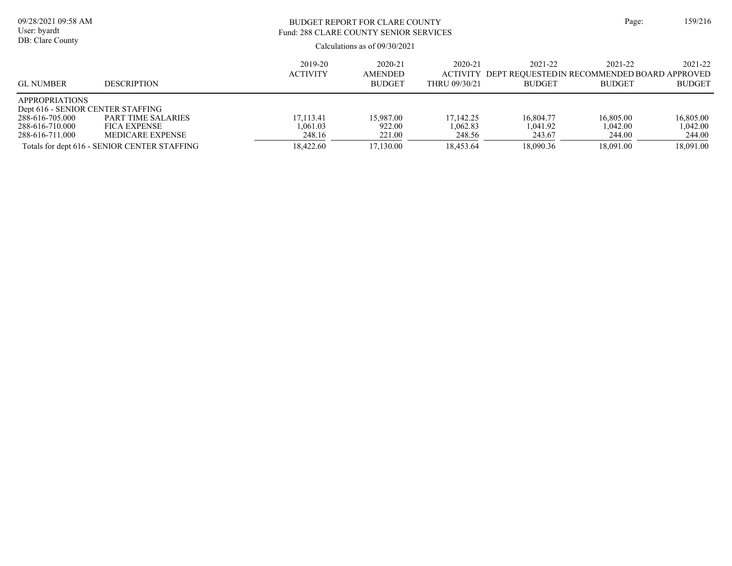# BUDGET REPORT FOR CLARE COUNTY

## Fund: 288 CLARE COUNTY SENIOR SERVICES

Calculations as of 09/30/2021

| GL NUMBER | DESCRIPTION | 2019-20 ACTIVITY | 2020-21 AMENDED BUDGET | 2020-21 ACTIVITY THRU 09/30/21 | 2021-22 DEPT REQUESTED BUDGET | 2021-22 IN RECOMMENDED BUDGET | 2021-22 BOARD APPROVED BUDGET |
|---|---|---|---|---|---|---|---|
| APPROPRIATIONS | | | | | | | |
| Dept 616 - SENIOR CENTER STAFFING | | | | | | | |
| 288-616-705.000 | PART TIME SALARIES | 17,113.41 | 15,987.00 | 17,142.25 | 16,804.77 | 16,805.00 | 16,805.00 |
| 288-616-710.000 | FICA EXPENSE | 1,061.03 | 922.00 | 1,062.83 | 1,041.92 | 1,042.00 | 1,042.00 |
| 288-616-711.000 | MEDICARE EXPENSE | 248.16 | 221.00 | 248.56 | 243.67 | 244.00 | 244.00 |
| Totals for dept 616 - SENIOR CENTER STAFFING | | 18,422.60 | 17,130.00 | 18,453.64 | 18,090.36 | 18,091.00 | 18,091.00 |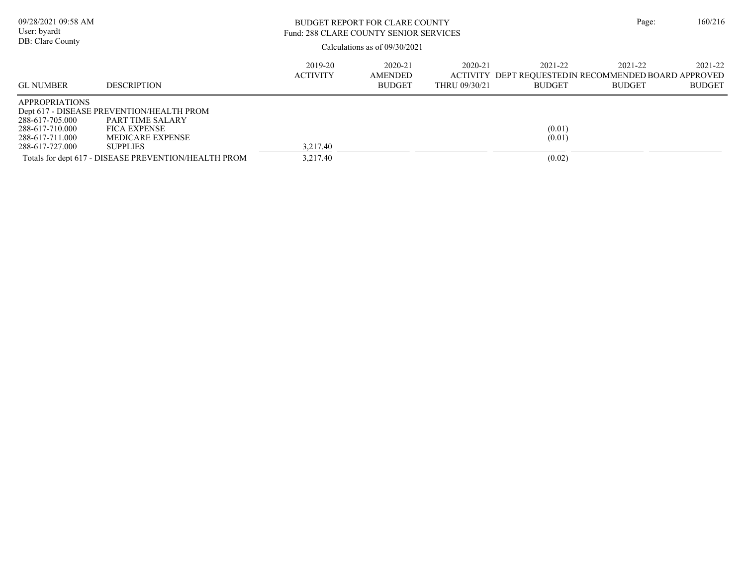BUDGET REPORT FOR CLARE COUNTY
Fund: 288 CLARE COUNTY SENIOR SERVICES

Calculations as of 09/30/2021

| GL NUMBER | DESCRIPTION | 2019-20 ACTIVITY | 2020-21 AMENDED BUDGET | 2020-21 ACTIVITY THRU 09/30/21 | 2021-22 DEPT REQUESTED BUDGET | 2021-22 IN RECOMMENDED BUDGET | 2021-22 BOARD APPROVED BUDGET |
|---|---|---|---|---|---|---|---|
| APPROPRIATIONS | | | | | | | |
| Dept 617 - DISEASE PREVENTION/HEALTH PROM | | | | | | | |
| 288-617-705.000 | PART TIME SALARY | | | | | | |
| 288-617-710.000 | FICA EXPENSE | | | | (0.01) | | |
| 288-617-711.000 | MEDICARE EXPENSE | | | | (0.01) | | |
| 288-617-727.000 | SUPPLIES | 3,217.40 | | | | | |
| Totals for dept 617 - DISEASE PREVENTION/HEALTH PROM | | 3,217.40 | | | (0.02) | | |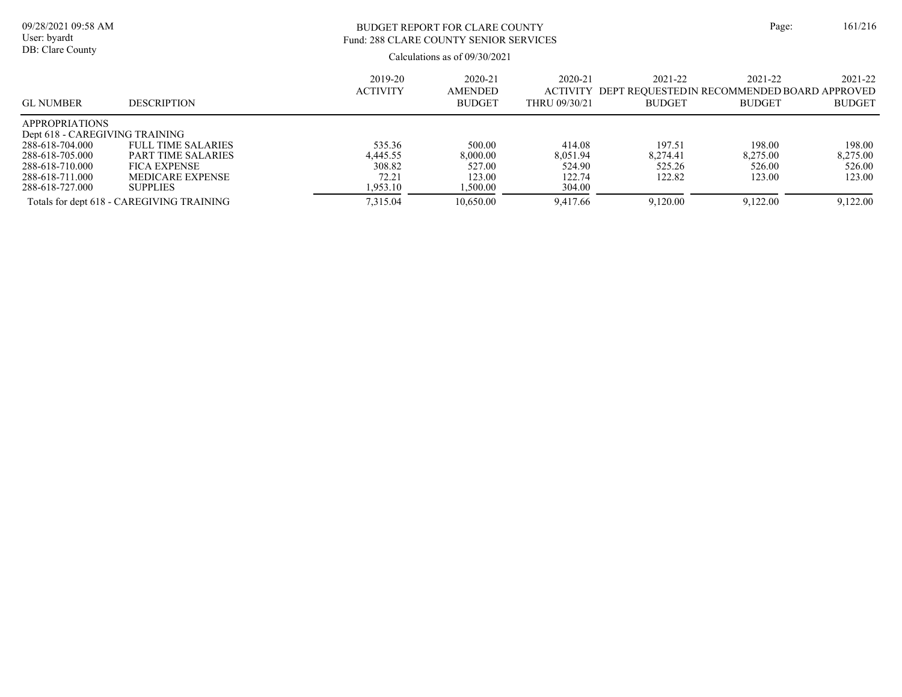# BUDGET REPORT FOR CLARE COUNTY

Fund: 288 CLARE COUNTY SENIOR SERVICES

Calculations as of 09/30/2021

| GL NUMBER | DESCRIPTION | 2019-20 ACTIVITY | 2020-21 AMENDED BUDGET | 2020-21 ACTIVITY THRU 09/30/21 | 2021-22 DEPT REQUESTED BUDGET | 2021-22 IN RECOMMENDED BUDGET | 2021-22 BOARD APPROVED BUDGET |
|---|---|---|---|---|---|---|---|
| APPROPRIATIONS | | | | | | | |
| Dept 618 - CAREGIVING TRAINING | | | | | | | |
| 288-618-704.000 | FULL TIME SALARIES | 535.36 | 500.00 | 414.08 | 197.51 | 198.00 | 198.00 |
| 288-618-705.000 | PART TIME SALARIES | 4,445.55 | 8,000.00 | 8,051.94 | 8,274.41 | 8,275.00 | 8,275.00 |
| 288-618-710.000 | FICA EXPENSE | 308.82 | 527.00 | 524.90 | 525.26 | 526.00 | 526.00 |
| 288-618-711.000 | MEDICARE EXPENSE | 72.21 | 123.00 | 122.74 | 122.82 | 123.00 | 123.00 |
| 288-618-727.000 | SUPPLIES | 1,953.10 | 1,500.00 | 304.00 | | | |
| Totals for dept 618 - CAREGIVING TRAINING | | 7,315.04 | 10,650.00 | 9,417.66 | 9,120.00 | 9,122.00 | 9,122.00 |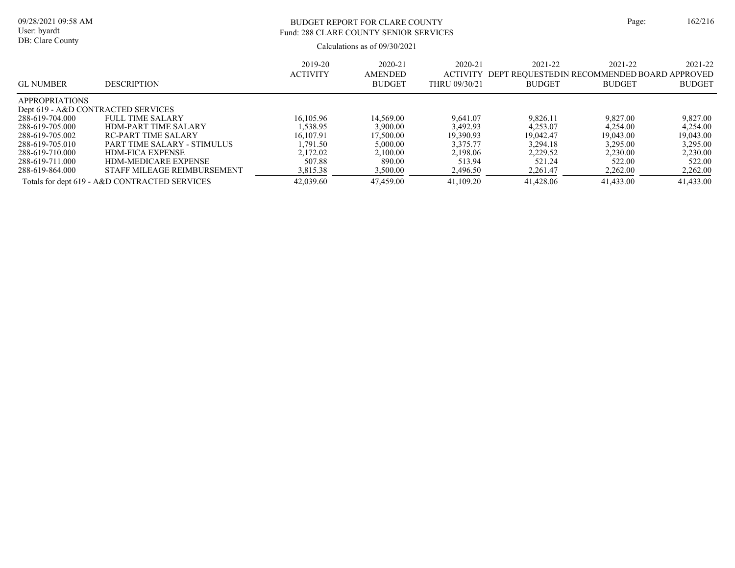BUDGET REPORT FOR CLARE COUNTY
Fund: 288 CLARE COUNTY SENIOR SERVICES

Calculations as of 09/30/2021

| GL NUMBER | DESCRIPTION | 2019-20 ACTIVITY | 2020-21 AMENDED BUDGET | 2020-21 ACTIVITY THRU 09/30/21 | 2021-22 DEPT REQUESTED BUDGET | 2021-22 IN RECOMMENDED BUDGET | 2021-22 BOARD APPROVED BUDGET |
|---|---|---|---|---|---|---|---|
| APPROPRIATIONS | | | | | | | |
| Dept 619 - A&D CONTRACTED SERVICES | | | | | | | |
| 288-619-704.000 | FULL TIME SALARY | 16,105.96 | 14,569.00 | 9,641.07 | 9,826.11 | 9,827.00 | 9,827.00 |
| 288-619-705.000 | HDM-PART TIME SALARY | 1,538.95 | 3,900.00 | 3,492.93 | 4,253.07 | 4,254.00 | 4,254.00 |
| 288-619-705.002 | RC-PART TIME SALARY | 16,107.91 | 17,500.00 | 19,390.93 | 19,042.47 | 19,043.00 | 19,043.00 |
| 288-619-705.010 | PART TIME SALARY - STIMULUS | 1,791.50 | 5,000.00 | 3,375.77 | 3,294.18 | 3,295.00 | 3,295.00 |
| 288-619-710.000 | HDM-FICA EXPENSE | 2,172.02 | 2,100.00 | 2,198.06 | 2,229.52 | 2,230.00 | 2,230.00 |
| 288-619-711.000 | HDM-MEDICARE EXPENSE | 507.88 | 890.00 | 513.94 | 521.24 | 522.00 | 522.00 |
| 288-619-864.000 | STAFF MILEAGE REIMBURSEMENT | 3,815.38 | 3,500.00 | 2,496.50 | 2,261.47 | 2,262.00 | 2,262.00 |
| Totals for dept 619 - A&D CONTRACTED SERVICES | | 42,039.60 | 47,459.00 | 41,109.20 | 41,428.06 | 41,433.00 | 41,433.00 |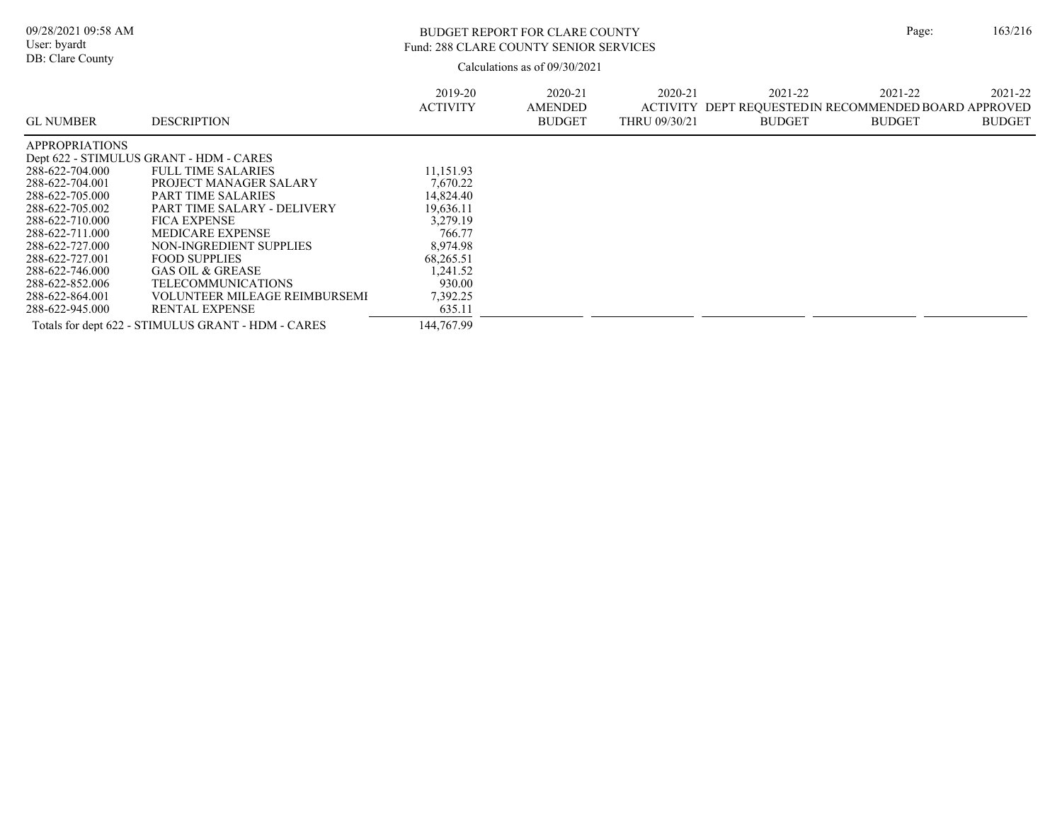BUDGET REPORT FOR CLARE COUNTY
Fund: 288 CLARE COUNTY SENIOR SERVICES

Calculations as of 09/30/2021

| GL NUMBER | DESCRIPTION | 2019-20 ACTIVITY | 2020-21 AMENDED BUDGET | 2020-21 ACTIVITY THRU 09/30/21 | 2021-22 DEPT REQUESTED BUDGET | 2021-22 IN RECOMMENDED BUDGET | 2021-22 BOARD APPROVED BUDGET |
|---|---|---|---|---|---|---|---|
| APPROPRIATIONS | | | | | | | |
| Dept 622 - STIMULUS GRANT - HDM - CARES | | | | | | | |
| 288-622-704.000 | FULL TIME SALARIES | 11,151.93 | | | | | |
| 288-622-704.001 | PROJECT MANAGER SALARY | 7,670.22 | | | | | |
| 288-622-705.000 | PART TIME SALARIES | 14,824.40 | | | | | |
| 288-622-705.002 | PART TIME SALARY - DELIVERY | 19,636.11 | | | | | |
| 288-622-710.000 | FICA EXPENSE | 3,279.19 | | | | | |
| 288-622-711.000 | MEDICARE EXPENSE | 766.77 | | | | | |
| 288-622-727.000 | NON-INGREDIENT SUPPLIES | 8,974.98 | | | | | |
| 288-622-727.001 | FOOD SUPPLIES | 68,265.51 | | | | | |
| 288-622-746.000 | GAS OIL & GREASE | 1,241.52 | | | | | |
| 288-622-852.006 | TELECOMMUNICATIONS | 930.00 | | | | | |
| 288-622-864.001 | VOLUNTEER MILEAGE REIMBURSEMI | 7,392.25 | | | | | |
| 288-622-945.000 | RENTAL EXPENSE | 635.11 | | | | | |
| Totals for dept 622 - STIMULUS GRANT - HDM - CARES | | 144,767.99 | | | | | |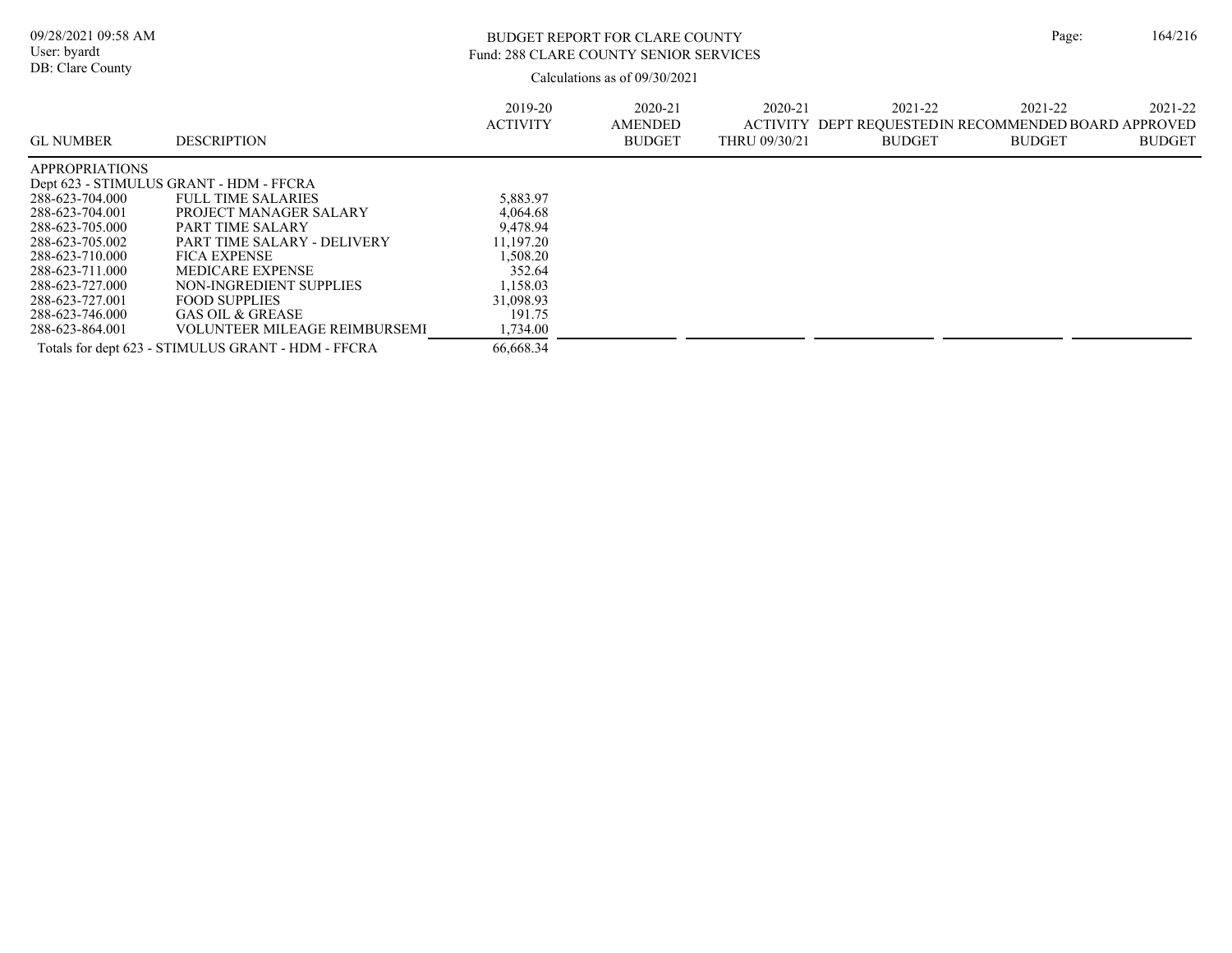BUDGET REPORT FOR CLARE COUNTY
Fund: 288 CLARE COUNTY SENIOR SERVICES

Calculations as of 09/30/2021

09/28/2021 09:58 AM
User: byardt
DB: Clare County

| GL NUMBER | DESCRIPTION | 2019-20 ACTIVITY | 2020-21 AMENDED BUDGET | 2020-21 ACTIVITY THRU 09/30/21 | 2021-22 DEPT REQUESTED BUDGET | 2021-22 RECOMMENDED BUDGET | 2021-22 BOARD APPROVED BUDGET |
|---|---|---|---|---|---|---|---|
| APPROPRIATIONS | | | | | | | |
| Dept 623 - STIMULUS GRANT - HDM - FFCRA | | | | | | | |
| 288-623-704.000 | FULL TIME SALARIES | 5,883.97 | | | | | |
| 288-623-704.001 | PROJECT MANAGER SALARY | 4,064.68 | | | | | |
| 288-623-705.000 | PART TIME SALARY | 9,478.94 | | | | | |
| 288-623-705.002 | PART TIME SALARY - DELIVERY | 11,197.20 | | | | | |
| 288-623-710.000 | FICA EXPENSE | 1,508.20 | | | | | |
| 288-623-711.000 | MEDICARE EXPENSE | 352.64 | | | | | |
| 288-623-727.000 | NON-INGREDIENT SUPPLIES | 1,158.03 | | | | | |
| 288-623-727.001 | FOOD SUPPLIES | 31,098.93 | | | | | |
| 288-623-746.000 | GAS OIL & GREASE | 191.75 | | | | | |
| 288-623-864.001 | VOLUNTEER MILEAGE REIMBURSEMI | 1,734.00 | | | | | |
| Totals for dept 623 - STIMULUS GRANT - HDM - FFCRA | | 66,668.34 | | | | | |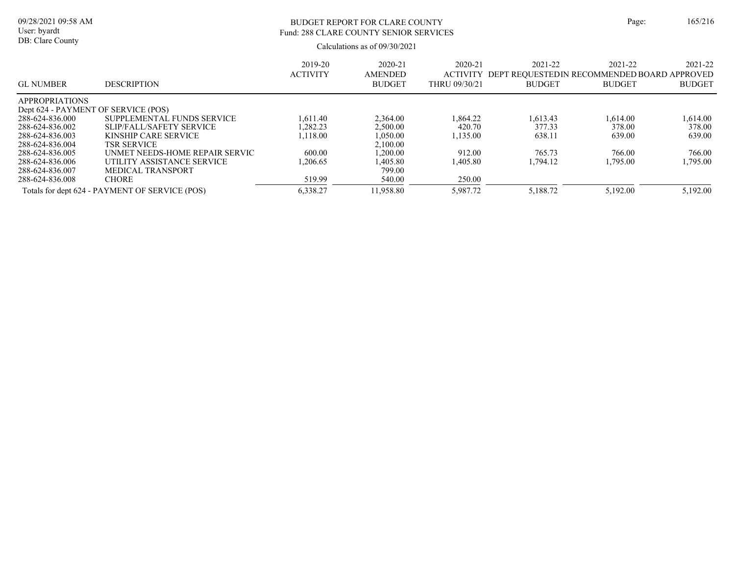# BUDGET REPORT FOR CLARE COUNTY

Fund: 288 CLARE COUNTY SENIOR SERVICES

Calculations as of 09/30/2021

| GL NUMBER | DESCRIPTION | 2019-20 ACTIVITY | 2020-21 AMENDED BUDGET | 2020-21 ACTIVITY THRU 09/30/21 | 2021-22 DEPT REQUESTED BUDGET | 2021-22 IN RECOMMENDED BUDGET | 2021-22 BOARD APPROVED BUDGET |
|---|---|---|---|---|---|---|---|
| APPROPRIATIONS | | | | | | | |
| Dept 624 - PAYMENT OF SERVICE (POS) | | | | | | | |
| 288-624-836.000 | SUPPLEMENTAL FUNDS SERVICE | 1,611.40 | 2,364.00 | 1,864.22 | 1,613.43 | 1,614.00 | 1,614.00 |
| 288-624-836.002 | SLIP/FALL/SAFETY SERVICE | 1,282.23 | 2,500.00 | 420.70 | 377.33 | 378.00 | 378.00 |
| 288-624-836.003 | KINSHIP CARE SERVICE | 1,118.00 | 1,050.00 | 1,135.00 | 638.11 | 639.00 | 639.00 |
| 288-624-836.004 | TSR SERVICE | | 2,100.00 | | | | |
| 288-624-836.005 | UNMET NEEDS-HOME REPAIR SERVIC | 600.00 | 1,200.00 | 912.00 | 765.73 | 766.00 | 766.00 |
| 288-624-836.006 | UTILITY ASSISTANCE SERVICE | 1,206.65 | 1,405.80 | 1,405.80 | 1,794.12 | 1,795.00 | 1,795.00 |
| 288-624-836.007 | MEDICAL TRANSPORT | | 799.00 | | | | |
| 288-624-836.008 | CHORE | 519.99 | 540.00 | 250.00 | | | |
| Totals for dept 624 - PAYMENT OF SERVICE (POS) | | 6,338.27 | 11,958.80 | 5,987.72 | 5,188.72 | 5,192.00 | 5,192.00 |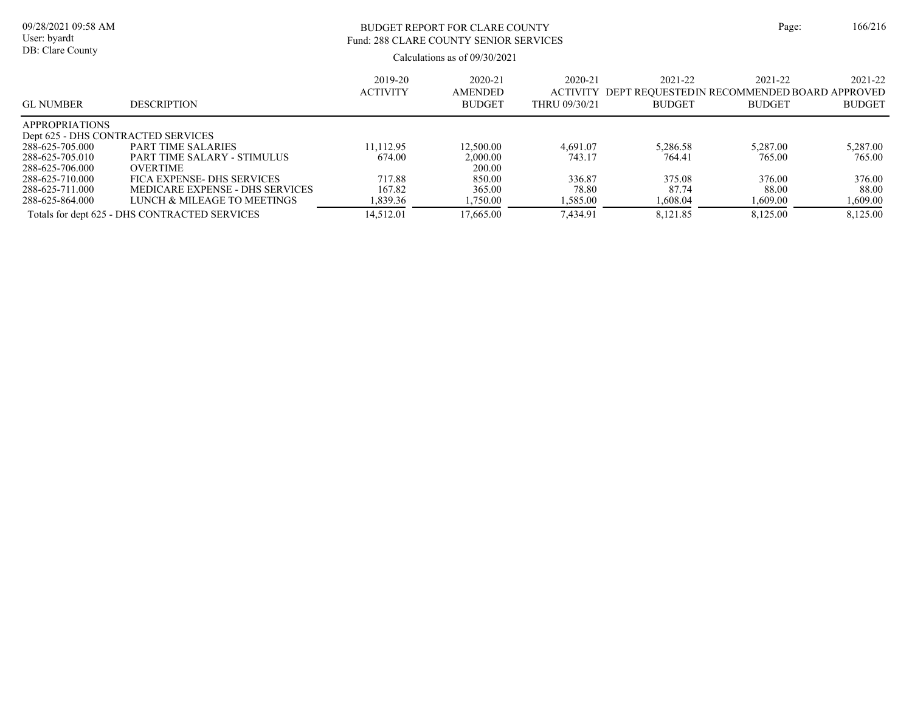# BUDGET REPORT FOR CLARE COUNTY

## Fund: 288 CLARE COUNTY SENIOR SERVICES

Calculations as of 09/30/2021

| GL NUMBER | DESCRIPTION | 2019-20 ACTIVITY | 2020-21 AMENDED BUDGET | 2020-21 ACTIVITY THRU 09/30/21 | 2021-22 DEPT REQUESTED BUDGET | 2021-22 IN RECOMMENDED BUDGET | 2021-22 BOARD APPROVED BUDGET |
|---|---|---|---|---|---|---|---|
| APPROPRIATIONS | | | | | | | |
| Dept 625 - DHS CONTRACTED SERVICES | | | | | | | |
| 288-625-705.000 | PART TIME SALARIES | 11,112.95 | 12,500.00 | 4,691.07 | 5,286.58 | 5,287.00 | 5,287.00 |
| 288-625-705.010 | PART TIME SALARY - STIMULUS | 674.00 | 2,000.00 | 743.17 | 764.41 | 765.00 | 765.00 |
| 288-625-706.000 | OVERTIME | | 200.00 | | | | |
| 288-625-710.000 | FICA EXPENSE- DHS SERVICES | 717.88 | 850.00 | 336.87 | 375.08 | 376.00 | 376.00 |
| 288-625-711.000 | MEDICARE EXPENSE - DHS SERVICES | 167.82 | 365.00 | 78.80 | 87.74 | 88.00 | 88.00 |
| 288-625-864.000 | LUNCH & MILEAGE TO MEETINGS | 1,839.36 | 1,750.00 | 1,585.00 | 1,608.04 | 1,609.00 | 1,609.00 |
| Totals for dept 625 - DHS CONTRACTED SERVICES | | 14,512.01 | 17,665.00 | 7,434.91 | 8,121.85 | 8,125.00 | 8,125.00 |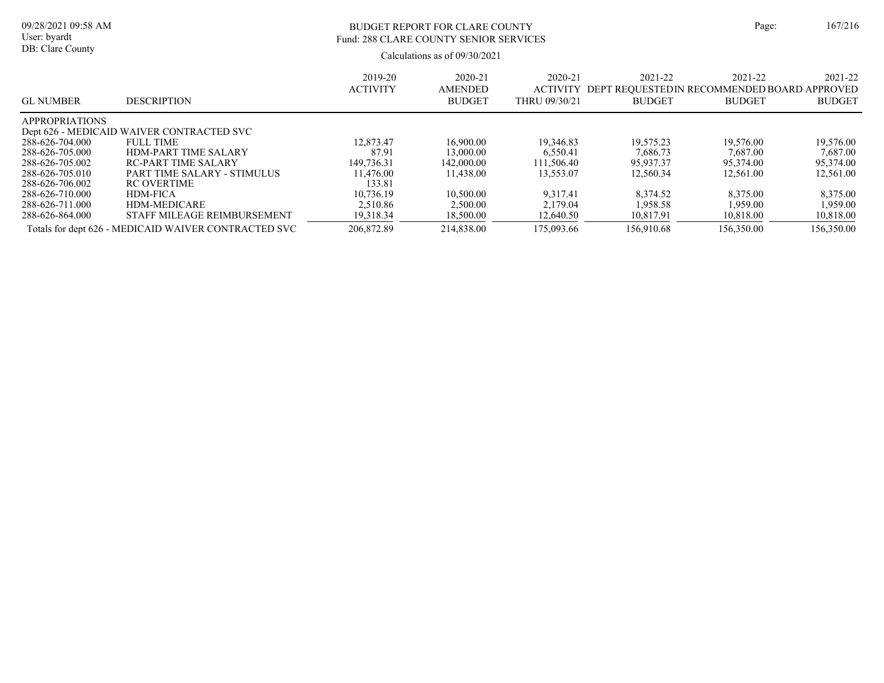BUDGET REPORT FOR CLARE COUNTY
Fund: 288 CLARE COUNTY SENIOR SERVICES

Calculations as of 09/30/2021

| GL NUMBER | DESCRIPTION | 2019-20 ACTIVITY | 2020-21 AMENDED BUDGET | 2020-21 ACTIVITY THRU 09/30/21 | 2021-22 DEPT REQUESTED BUDGET | 2021-22 IN RECOMMENDED BUDGET | 2021-22 BOARD APPROVED BUDGET |
|---|---|---|---|---|---|---|---|
| APPROPRIATIONS | | | | | | | |
| Dept 626 - MEDICAID WAIVER CONTRACTED SVC | | | | | | | |
| 288-626-704.000 | FULL TIME | 12,873.47 | 16,900.00 | 19,346.83 | 19,575.23 | 19,576.00 | 19,576.00 |
| 288-626-705.000 | HDM-PART TIME SALARY | 87.91 | 13,000.00 | 6,550.41 | 7,686.73 | 7,687.00 | 7,687.00 |
| 288-626-705.002 | RC-PART TIME SALARY | 149,736.31 | 142,000.00 | 111,506.40 | 95,937.37 | 95,374.00 | 95,374.00 |
| 288-626-705.010 | PART TIME SALARY - STIMULUS | 11,476.00 | 11,438.00 | 13,553.07 | 12,560.34 | 12,561.00 | 12,561.00 |
| 288-626-706.002 | RC OVERTIME | 133.81 | | | | | |
| 288-626-710.000 | HDM-FICA | 10,736.19 | 10,500.00 | 9,317.41 | 8,374.52 | 8,375.00 | 8,375.00 |
| 288-626-711.000 | HDM-MEDICARE | 2,510.86 | 2,500.00 | 2,179.04 | 1,958.58 | 1,959.00 | 1,959.00 |
| 288-626-864.000 | STAFF MILEAGE REIMBURSEMENT | 19,318.34 | 18,500.00 | 12,640.50 | 10,817.91 | 10,818.00 | 10,818.00 |
| Totals for dept 626 - MEDICAID WAIVER CONTRACTED SVC | | 206,872.89 | 214,838.00 | 175,093.66 | 156,910.68 | 156,350.00 | 156,350.00 |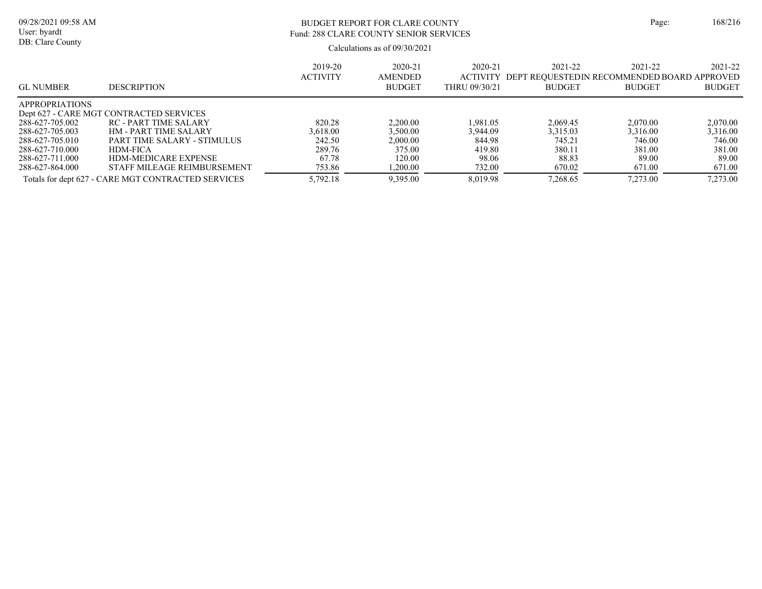BUDGET REPORT FOR CLARE COUNTY
Fund: 288 CLARE COUNTY SENIOR SERVICES

Calculations as of 09/30/2021

| GL NUMBER | DESCRIPTION | 2019-20 ACTIVITY | 2020-21 AMENDED BUDGET | 2020-21 ACTIVITY THRU 09/30/21 | 2021-22 DEPT REQUESTED BUDGET | 2021-22 IN RECOMMENDED BUDGET | 2021-22 BOARD APPROVED BUDGET |
|---|---|---|---|---|---|---|---|
| APPROPRIATIONS | | | | | | | |
| Dept 627 - CARE MGT CONTRACTED SERVICES | | | | | | | |
| 288-627-705.002 | RC - PART TIME SALARY | 820.28 | 2,200.00 | 1,981.05 | 2,069.45 | 2,070.00 | 2,070.00 |
| 288-627-705.003 | HM - PART TIME SALARY | 3,618.00 | 3,500.00 | 3,944.09 | 3,315.03 | 3,316.00 | 3,316.00 |
| 288-627-705.010 | PART TIME SALARY - STIMULUS | 242.50 | 2,000.00 | 844.98 | 745.21 | 746.00 | 746.00 |
| 288-627-710.000 | HDM-FICA | 289.76 | 375.00 | 419.80 | 380.11 | 381.00 | 381.00 |
| 288-627-711.000 | HDM-MEDICARE EXPENSE | 67.78 | 120.00 | 98.06 | 88.83 | 89.00 | 89.00 |
| 288-627-864.000 | STAFF MILEAGE REIMBURSEMENT | 753.86 | 1,200.00 | 732.00 | 670.02 | 671.00 | 671.00 |
| Totals for dept 627 - CARE MGT CONTRACTED SERVICES | | 5,792.18 | 9,395.00 | 8,019.98 | 7,268.65 | 7,273.00 | 7,273.00 |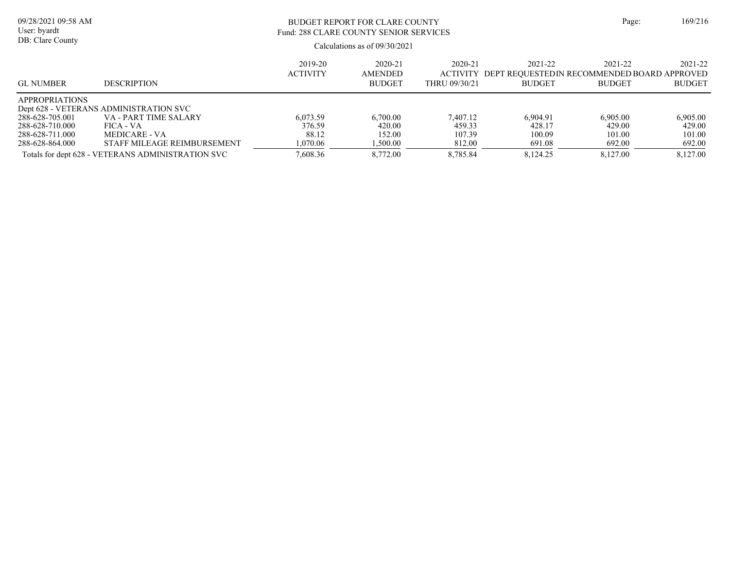BUDGET REPORT FOR CLARE COUNTY
Fund: 288 CLARE COUNTY SENIOR SERVICES

Calculations as of 09/30/2021

| GL NUMBER | DESCRIPTION | 2019-20 ACTIVITY | 2020-21 AMENDED BUDGET | 2020-21 ACTIVITY THRU 09/30/21 | 2021-22 DEPT REQUESTED BUDGET | 2021-22 IN RECOMMENDED BUDGET | 2021-22 BOARD APPROVED BUDGET |
|---|---|---|---|---|---|---|---|
| APPROPRIATIONS | | | | | | | |
| Dept 628 - VETERANS ADMINISTRATION SVC | | | | | | | |
| 288-628-705.001 | VA - PART TIME SALARY | 6,073.59 | 6,700.00 | 7,407.12 | 6,904.91 | 6,905.00 | 6,905.00 |
| 288-628-710.000 | FICA - VA | 376.59 | 420.00 | 459.33 | 428.17 | 429.00 | 429.00 |
| 288-628-711.000 | MEDICARE - VA | 88.12 | 152.00 | 107.39 | 100.09 | 101.00 | 101.00 |
| 288-628-864.000 | STAFF MILEAGE REIMBURSEMENT | 1,070.06 | 1,500.00 | 812.00 | 691.08 | 692.00 | 692.00 |
| Totals for dept 628 - VETERANS ADMINISTRATION SVC | | 7,608.36 | 8,772.00 | 8,785.84 | 8,124.25 | 8,127.00 | 8,127.00 |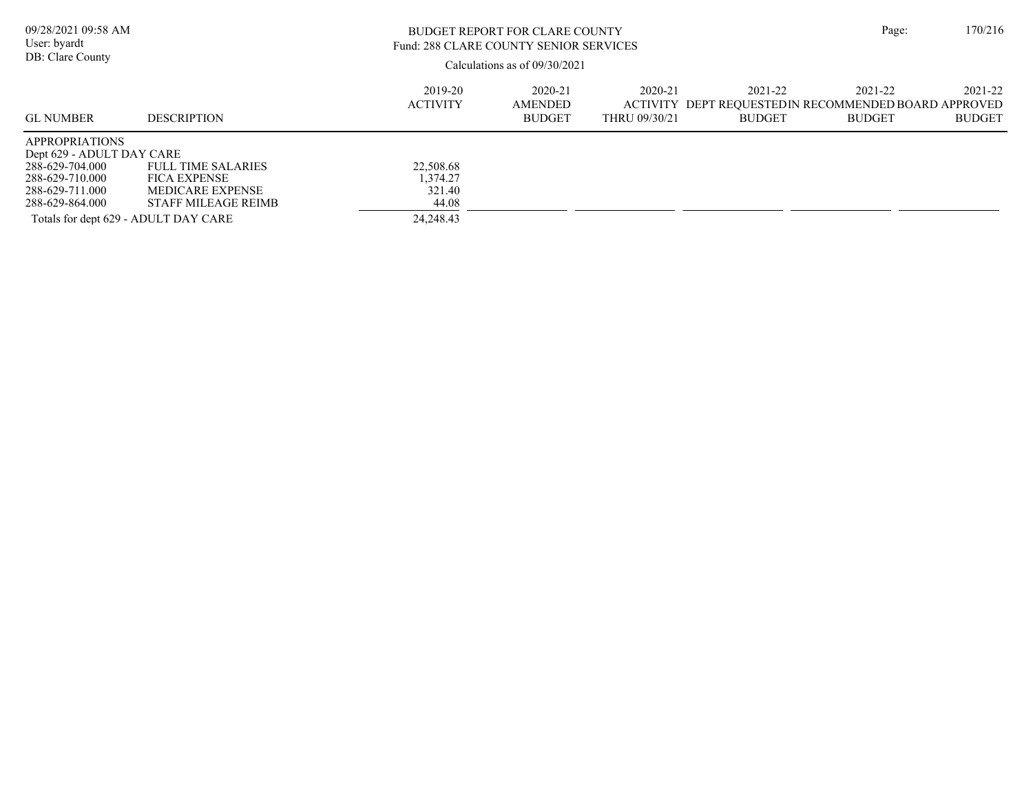BUDGET REPORT FOR CLARE COUNTY
Fund: 288 CLARE COUNTY SENIOR SERVICES

Calculations as of 09/30/2021

| GL NUMBER | DESCRIPTION | 2019-20 ACTIVITY | 2020-21 AMENDED BUDGET | 2020-21 ACTIVITY THRU 09/30/21 | 2021-22 DEPT REQUESTED BUDGET | 2021-22 IN RECOMMENDED BUDGET | 2021-22 BOARD APPROVED BUDGET |
|---|---|---|---|---|---|---|---|
| APPROPRIATIONS | | | | | | | |
| Dept 629 - ADULT DAY CARE | | | | | | | |
| 288-629-704.000 | FULL TIME SALARIES | 22,508.68 | | | | | |
| 288-629-710.000 | FICA EXPENSE | 1,374.27 | | | | | |
| 288-629-711.000 | MEDICARE EXPENSE | 321.40 | | | | | |
| 288-629-864.000 | STAFF MILEAGE REIMB | 44.08 | | | | | |
| Totals for dept 629 - ADULT DAY CARE | | 24,248.43 | | | | | |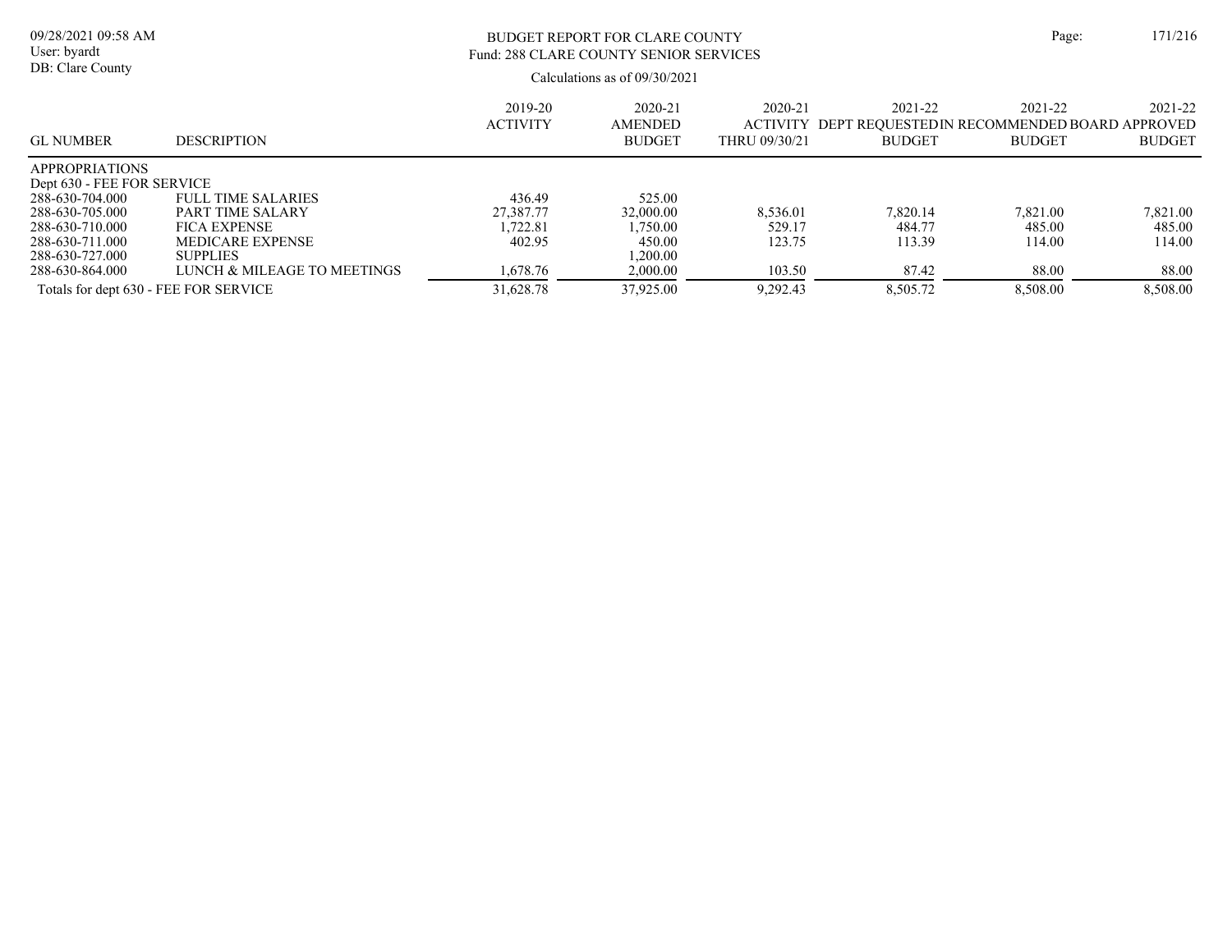BUDGET REPORT FOR CLARE COUNTY
Fund: 288 CLARE COUNTY SENIOR SERVICES

Calculations as of 09/30/2021

| GL NUMBER | DESCRIPTION | 2019-20 ACTIVITY | 2020-21 AMENDED BUDGET | 2020-21 ACTIVITY THRU 09/30/21 | 2021-22 DEPT REQUESTED BUDGET | 2021-22 IN RECOMMENDED BUDGET | 2021-22 BOARD APPROVED BUDGET |
|---|---|---|---|---|---|---|---|
| APPROPRIATIONS | | | | | | | |
| Dept 630 - FEE FOR SERVICE | | | | | | | |
| 288-630-704.000 | FULL TIME SALARIES | 436.49 | 525.00 | | | | |
| 288-630-705.000 | PART TIME SALARY | 27,387.77 | 32,000.00 | 8,536.01 | 7,820.14 | 7,821.00 | 7,821.00 |
| 288-630-710.000 | FICA EXPENSE | 1,722.81 | 1,750.00 | 529.17 | 484.77 | 485.00 | 485.00 |
| 288-630-711.000 | MEDICARE EXPENSE | 402.95 | 450.00 | 123.75 | 113.39 | 114.00 | 114.00 |
| 288-630-727.000 | SUPPLIES | | 1,200.00 | | | | |
| 288-630-864.000 | LUNCH & MILEAGE TO MEETINGS | 1,678.76 | 2,000.00 | 103.50 | 87.42 | 88.00 | 88.00 |
| Totals for dept 630 - FEE FOR SERVICE | | 31,628.78 | 37,925.00 | 9,292.43 | 8,505.72 | 8,508.00 | 8,508.00 |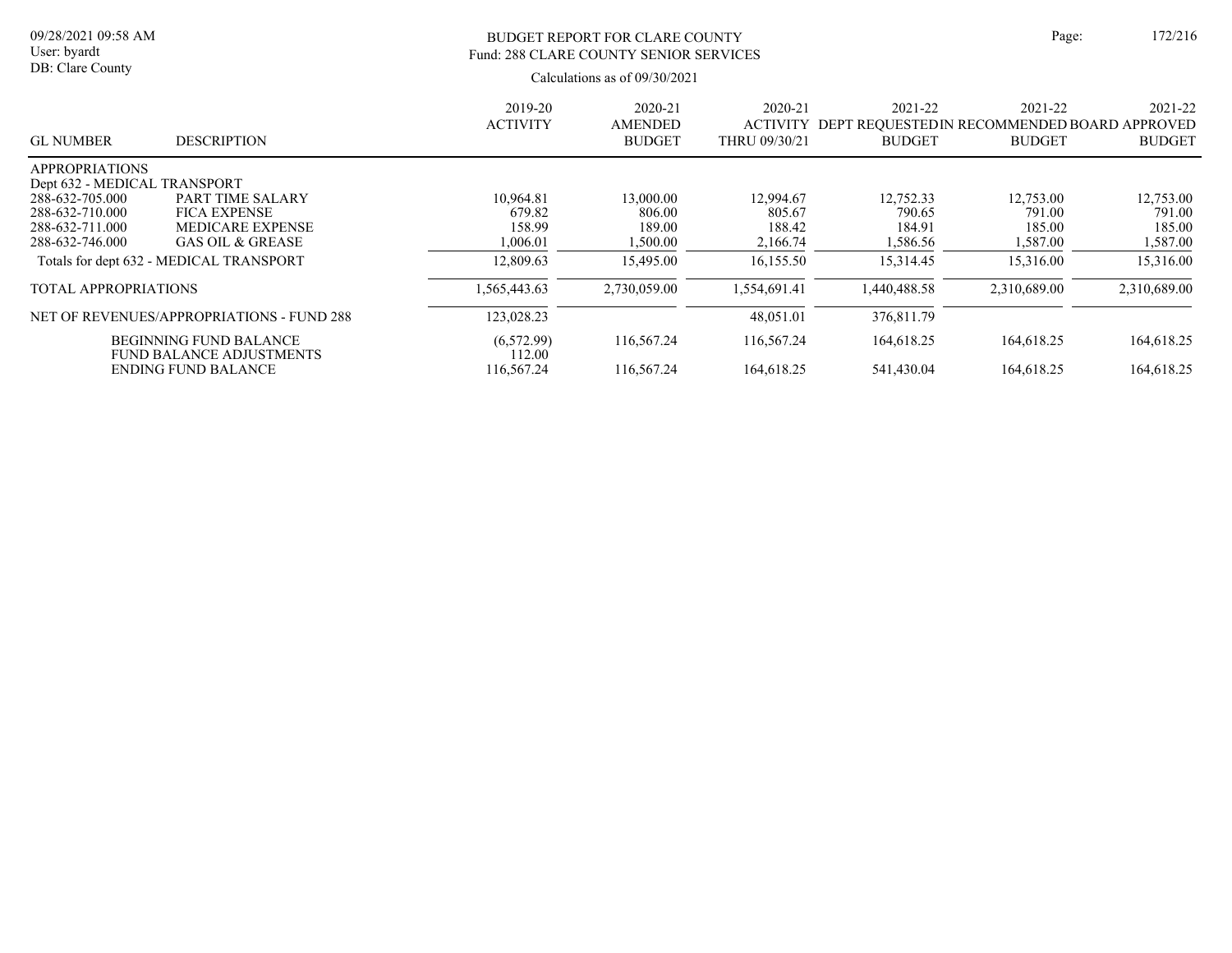BUDGET REPORT FOR CLARE COUNTY
Fund: 288 CLARE COUNTY SENIOR SERVICES

Calculations as of 09/30/2021

| GL NUMBER | DESCRIPTION | 2019-20 ACTIVITY | 2020-21 AMENDED BUDGET | 2020-21 ACTIVITY THRU 09/30/21 | 2021-22 DEPT REQUESTED BUDGET | 2021-22 IN RECOMMENDED BUDGET | 2021-22 BOARD APPROVED BUDGET |
|---|---|---|---|---|---|---|---|
| APPROPRIATIONS | | | | | | | |
| Dept 632 - MEDICAL TRANSPORT | | | | | | | |
| 288-632-705.000 | PART TIME SALARY | 10,964.81 | 13,000.00 | 12,994.67 | 12,752.33 | 12,753.00 | 12,753.00 |
| 288-632-710.000 | FICA EXPENSE | 679.82 | 806.00 | 805.67 | 790.65 | 791.00 | 791.00 |
| 288-632-711.000 | MEDICARE EXPENSE | 158.99 | 189.00 | 188.42 | 184.91 | 185.00 | 185.00 |
| 288-632-746.000 | GAS OIL & GREASE | 1,006.01 | 1,500.00 | 2,166.74 | 1,586.56 | 1,587.00 | 1,587.00 |
| Totals for dept 632 - MEDICAL TRANSPORT | | 12,809.63 | 15,495.00 | 16,155.50 | 15,314.45 | 15,316.00 | 15,316.00 |
| TOTAL APPROPRIATIONS | | 1,565,443.63 | 2,730,059.00 | 1,554,691.41 | 1,440,488.58 | 2,310,689.00 | 2,310,689.00 |
| NET OF REVENUES/APPROPRIATIONS - FUND 288 | | 123,028.23 | | 48,051.01 | 376,811.79 | | |
| | BEGINNING FUND BALANCE | (6,572.99) | 116,567.24 | 116,567.24 | 164,618.25 | 164,618.25 | 164,618.25 |
| | FUND BALANCE ADJUSTMENTS | 112.00 | | | | | |
| | ENDING FUND BALANCE | 116,567.24 | 116,567.24 | 164,618.25 | 541,430.04 | 164,618.25 | 164,618.25 |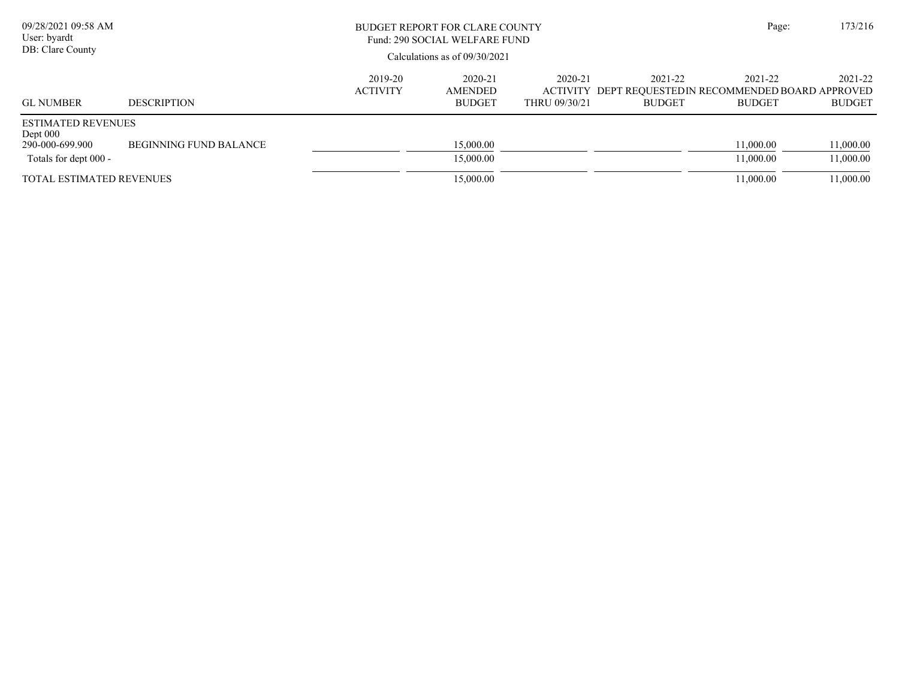BUDGET REPORT FOR CLARE COUNTY
Fund: 290 SOCIAL WELFARE FUND

Calculations as of 09/30/2021

| GL NUMBER | DESCRIPTION | 2019-20 ACTIVITY | 2020-21 AMENDED BUDGET | 2020-21 ACTIVITY THRU 09/30/21 | 2021-22 DEPT REQUESTED BUDGET | 2021-22 IN RECOMMENDED BUDGET | 2021-22 BOARD APPROVED BUDGET |
|---|---|---|---|---|---|---|---|
| ESTIMATED REVENUES | | | | | | | |
| Dept 000 | | | | | | | |
| 290-000-699.900 | BEGINNING FUND BALANCE | | 15,000.00 | | | 11,000.00 | 11,000.00 |
| Totals for dept 000 - | | | 15,000.00 | | | 11,000.00 | 11,000.00 |
| TOTAL ESTIMATED REVENUES | | | 15,000.00 | | | 11,000.00 | 11,000.00 |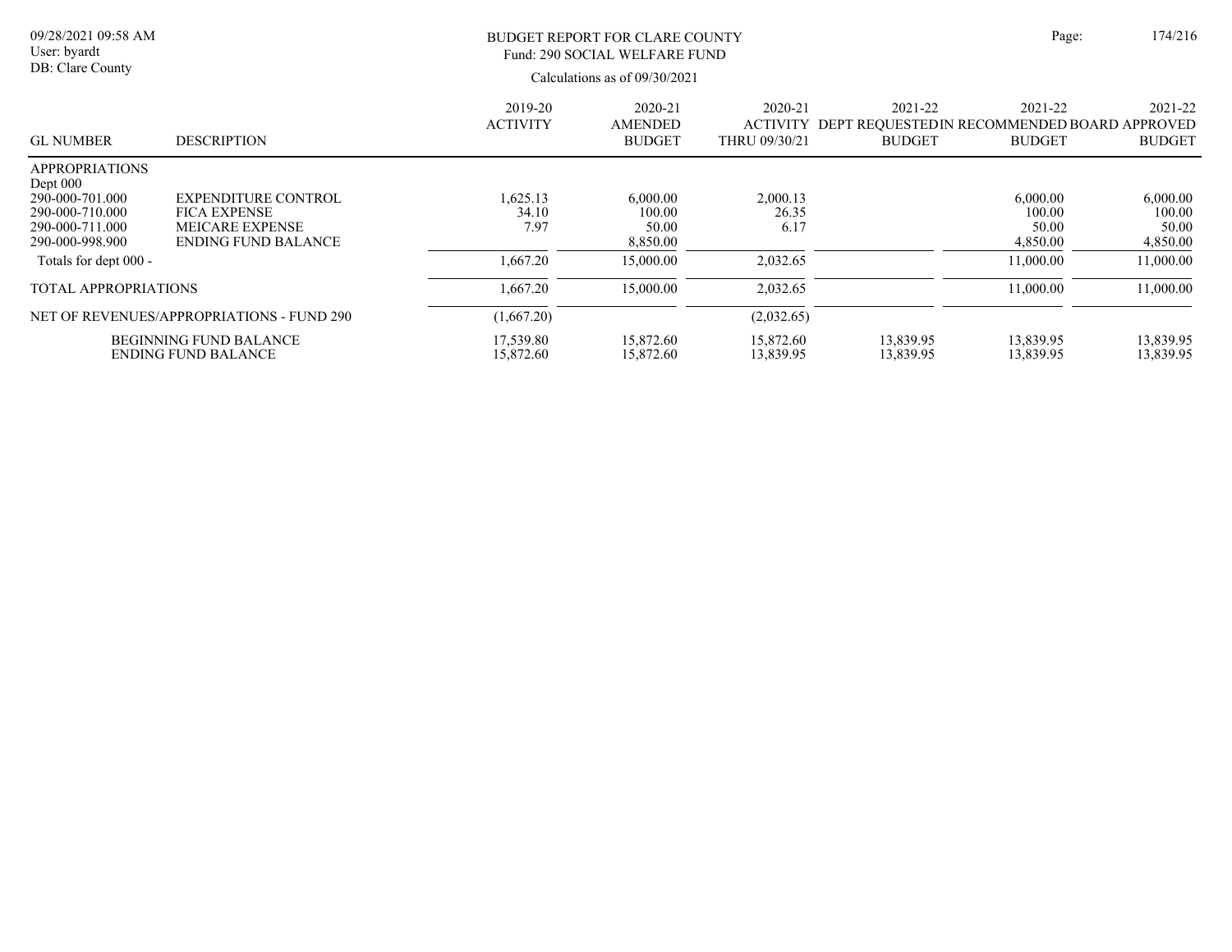BUDGET REPORT FOR CLARE COUNTY
Fund: 290 SOCIAL WELFARE FUND

Calculations as of 09/30/2021

| GL NUMBER | DESCRIPTION | 2019-20 ACTIVITY | 2020-21 AMENDED BUDGET | 2020-21 ACTIVITY THRU 09/30/21 | 2021-22 DEPT REQUESTED BUDGET | 2021-22 IN RECOMMENDED BUDGET | 2021-22 BOARD APPROVED BUDGET |
|---|---|---|---|---|---|---|---|
| APPROPRIATIONS | | | | | | | |
| Dept 000 | | | | | | | |
| 290-000-701.000 | EXPENDITURE CONTROL | 1,625.13 | 6,000.00 | 2,000.13 | | 6,000.00 | 6,000.00 |
| 290-000-710.000 | FICA EXPENSE | 34.10 | 100.00 | 26.35 | | 100.00 | 100.00 |
| 290-000-711.000 | MEICARE EXPENSE | 7.97 | 50.00 | 6.17 | | 50.00 | 50.00 |
| 290-000-998.900 | ENDING FUND BALANCE | | 8,850.00 | | | 4,850.00 | 4,850.00 |
| Totals for dept 000 - | | 1,667.20 | 15,000.00 | 2,032.65 | | 11,000.00 | 11,000.00 |
| TOTAL APPROPRIATIONS | | 1,667.20 | 15,000.00 | 2,032.65 | | 11,000.00 | 11,000.00 |
| NET OF REVENUES/APPROPRIATIONS - FUND 290 | | (1,667.20) | | (2,032.65) | | | |
| | BEGINNING FUND BALANCE | 17,539.80 | 15,872.60 | 15,872.60 | 13,839.95 | 13,839.95 | 13,839.95 |
| | ENDING FUND BALANCE | 15,872.60 | 15,872.60 | 13,839.95 | 13,839.95 | 13,839.95 | 13,839.95 |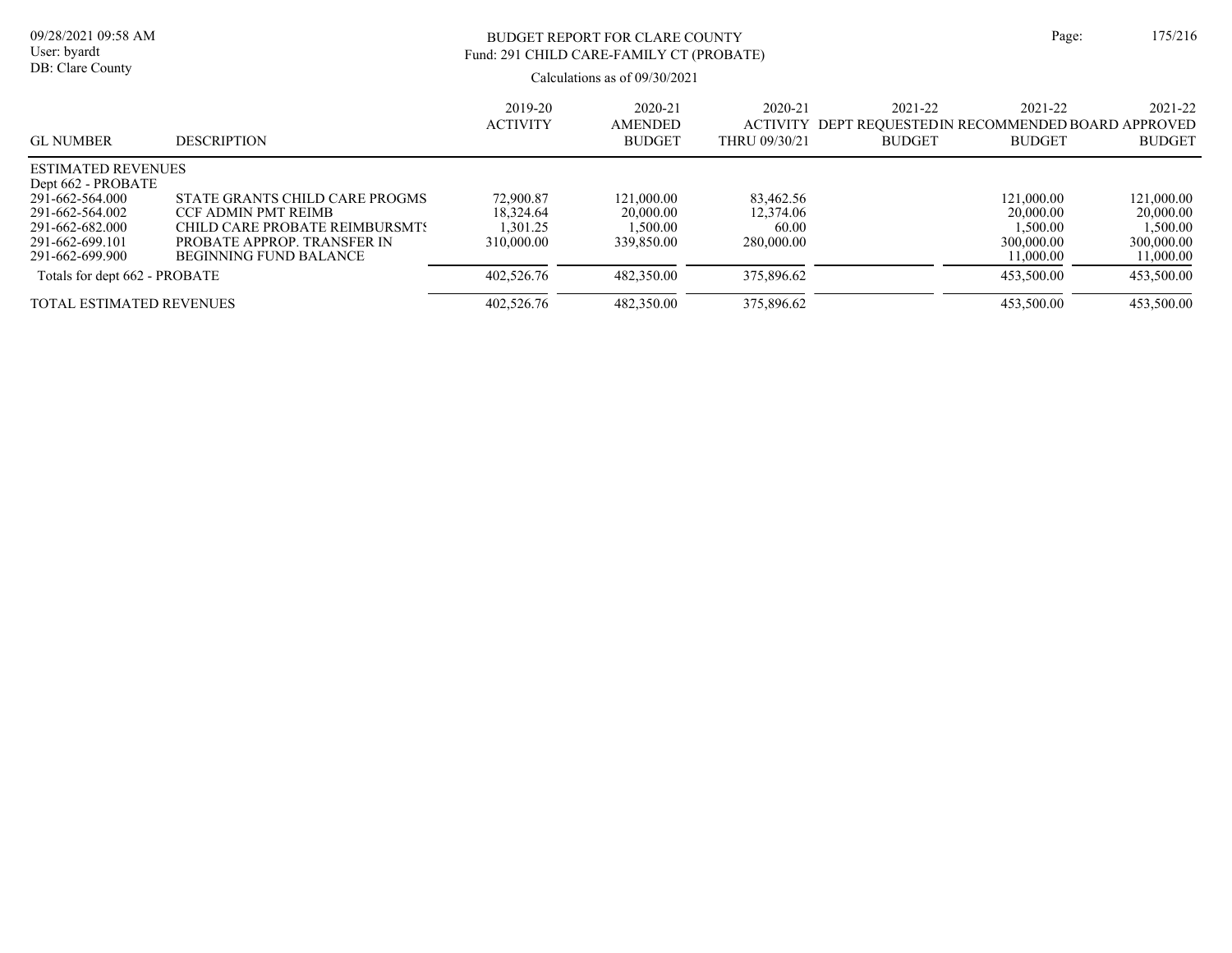BUDGET REPORT FOR CLARE COUNTY
Fund: 291 CHILD CARE-FAMILY CT (PROBATE)

Calculations as of 09/30/2021

| GL NUMBER | DESCRIPTION | 2019-20 ACTIVITY | 2020-21 AMENDED BUDGET | 2020-21 ACTIVITY THRU 09/30/21 | 2021-22 DEPT REQUESTED BUDGET | 2021-22 IN RECOMMENDED BUDGET | 2021-22 BOARD APPROVED BUDGET |
|---|---|---|---|---|---|---|---|
| ESTIMATED REVENUES | | | | | | | |
| Dept 662 - PROBATE | | | | | | | |
| 291-662-564.000 | STATE GRANTS CHILD CARE PROGMS | 72,900.87 | 121,000.00 | 83,462.56 | | 121,000.00 | 121,000.00 |
| 291-662-564.002 | CCF ADMIN PMT REIMB | 18,324.64 | 20,000.00 | 12,374.06 | | 20,000.00 | 20,000.00 |
| 291-662-682.000 | CHILD CARE PROBATE REIMBURSMTS | 1,301.25 | 1,500.00 | 60.00 | | 1,500.00 | 1,500.00 |
| 291-662-699.101 | PROBATE APPROP. TRANSFER IN | 310,000.00 | 339,850.00 | 280,000.00 | | 300,000.00 | 300,000.00 |
| 291-662-699.900 | BEGINNING FUND BALANCE | | | | | 11,000.00 | 11,000.00 |
| Totals for dept 662 - PROBATE | | 402,526.76 | 482,350.00 | 375,896.62 | | 453,500.00 | 453,500.00 |
| TOTAL ESTIMATED REVENUES | | 402,526.76 | 482,350.00 | 375,896.62 | | 453,500.00 | 453,500.00 |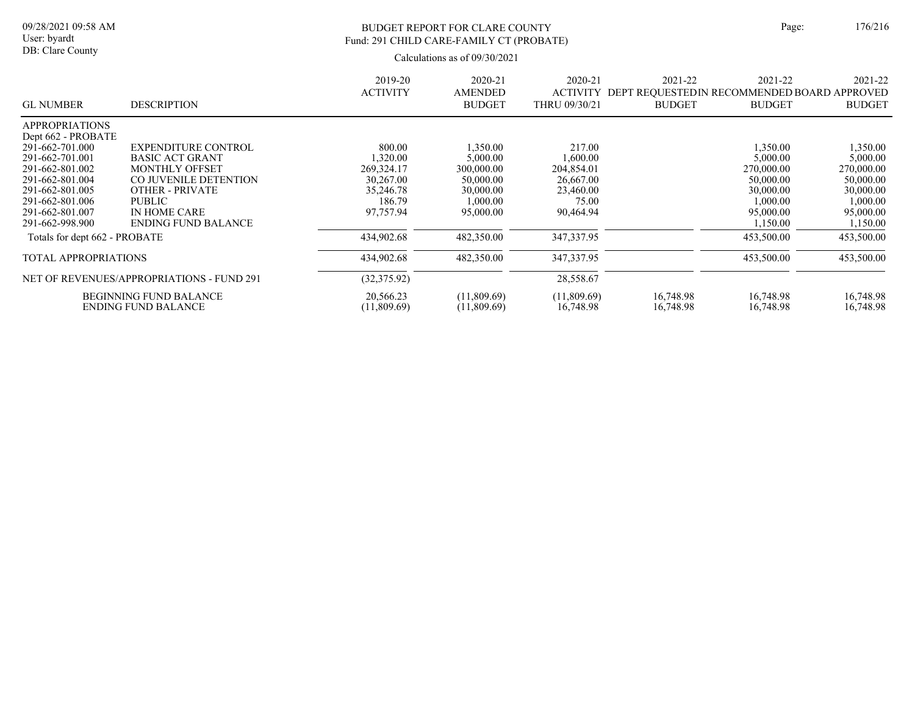# BUDGET REPORT FOR CLARE COUNTY

Fund: 291 CHILD CARE-FAMILY CT (PROBATE)

Calculations as of 09/30/2021

09/28/2021 09:58 AM
User: byardt
DB: Clare County

| GL NUMBER | DESCRIPTION | 2019-20 ACTIVITY | 2020-21 AMENDED BUDGET | 2020-21 ACTIVITY THRU 09/30/21 | 2021-22 DEPT REQUESTED BUDGET | 2021-22 IN RECOMMENDED BUDGET | 2021-22 BOARD APPROVED BUDGET |
|---|---|---|---|---|---|---|---|
| APPROPRIATIONS | | | | | | | |
| Dept 662 - PROBATE | | | | | | | |
| 291-662-701.000 | EXPENDITURE CONTROL | 800.00 | 1,350.00 | 217.00 | | 1,350.00 | 1,350.00 |
| 291-662-701.001 | BASIC ACT GRANT | 1,320.00 | 5,000.00 | 1,600.00 | | 5,000.00 | 5,000.00 |
| 291-662-801.002 | MONTHLY OFFSET | 269,324.17 | 300,000.00 | 204,854.01 | | 270,000.00 | 270,000.00 |
| 291-662-801.004 | CO JUVENILE DETENTION | 30,267.00 | 50,000.00 | 26,667.00 | | 50,000.00 | 50,000.00 |
| 291-662-801.005 | OTHER - PRIVATE | 35,246.78 | 30,000.00 | 23,460.00 | | 30,000.00 | 30,000.00 |
| 291-662-801.006 | PUBLIC | 186.79 | 1,000.00 | 75.00 | | 1,000.00 | 1,000.00 |
| 291-662-801.007 | IN HOME CARE | 97,757.94 | 95,000.00 | 90,464.94 | | 95,000.00 | 95,000.00 |
| 291-662-998.900 | ENDING FUND BALANCE | | | | | 1,150.00 | 1,150.00 |
| Totals for dept 662 - PROBATE | | 434,902.68 | 482,350.00 | 347,337.95 | | 453,500.00 | 453,500.00 |
| TOTAL APPROPRIATIONS | | 434,902.68 | 482,350.00 | 347,337.95 | | 453,500.00 | 453,500.00 |
| NET OF REVENUES/APPROPRIATIONS - FUND 291 | | (32,375.92) | | 28,558.67 | | | |
| BEGINNING FUND BALANCE | | 20,566.23 | (11,809.69) | (11,809.69) | 16,748.98 | 16,748.98 | 16,748.98 |
| ENDING FUND BALANCE | | (11,809.69) | (11,809.69) | 16,748.98 | 16,748.98 | 16,748.98 | 16,748.98 |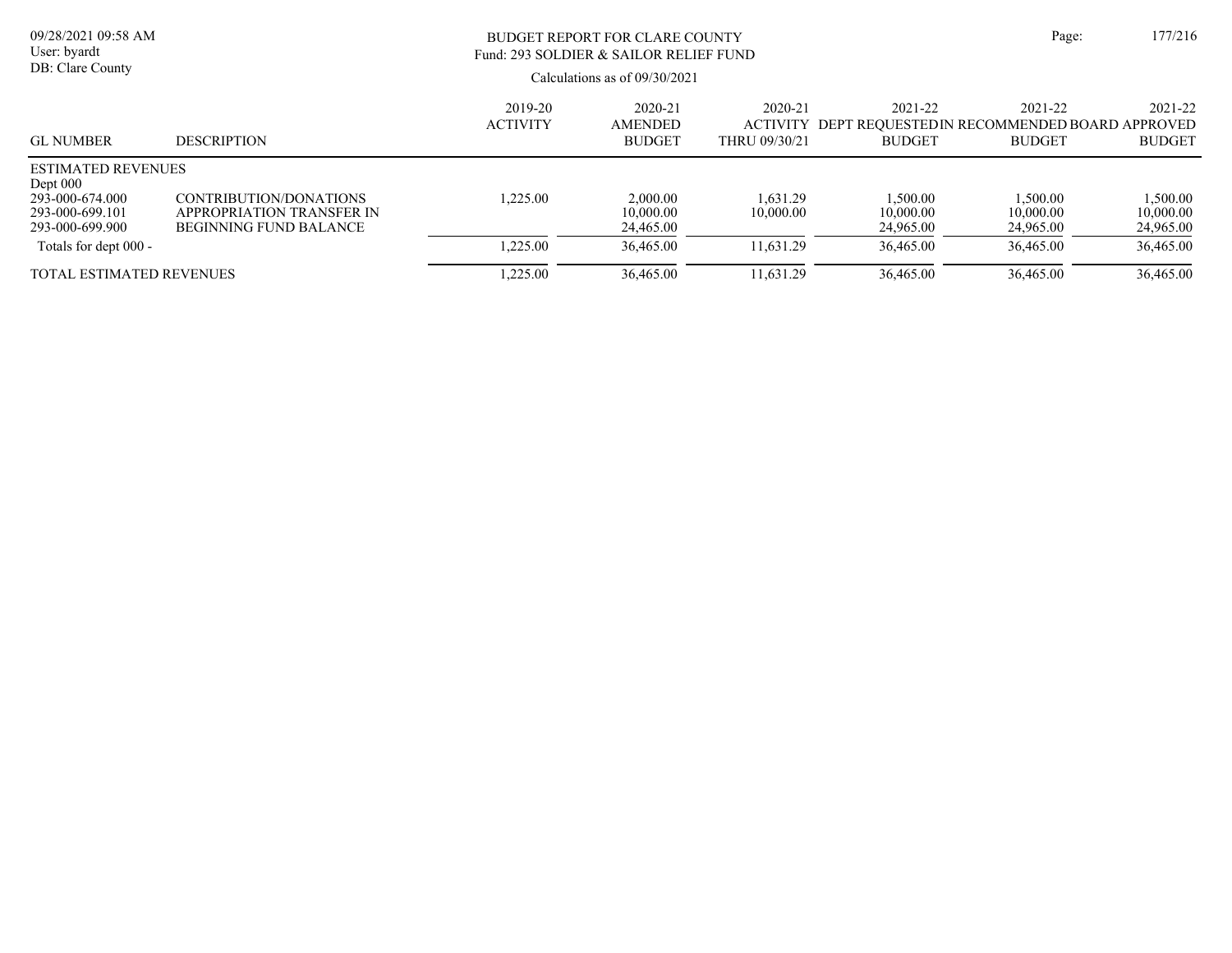BUDGET REPORT FOR CLARE COUNTY
Fund: 293 SOLDIER & SAILOR RELIEF FUND

Calculations as of 09/30/2021

| GL NUMBER | DESCRIPTION | 2019-20 ACTIVITY | 2020-21 AMENDED BUDGET | 2020-21 ACTIVITY THRU 09/30/21 | 2021-22 DEPT REQUESTED BUDGET | 2021-22 RECOMMENDED BUDGET | 2021-22 BOARD APPROVED BUDGET |
|---|---|---|---|---|---|---|---|
| ESTIMATED REVENUES | | | | | | | |
| Dept 000 | | | | | | | |
| 293-000-674.000 | CONTRIBUTION/DONATIONS | 1,225.00 | 2,000.00 | 1,631.29 | 1,500.00 | 1,500.00 | 1,500.00 |
| 293-000-699.101 | APPROPRIATION TRANSFER IN | | 10,000.00 | 10,000.00 | 10,000.00 | 10,000.00 | 10,000.00 |
| 293-000-699.900 | BEGINNING FUND BALANCE | | 24,465.00 | | 24,965.00 | 24,965.00 | 24,965.00 |
| Totals for dept 000 - | | 1,225.00 | 36,465.00 | 11,631.29 | 36,465.00 | 36,465.00 | 36,465.00 |
| TOTAL ESTIMATED REVENUES | | 1,225.00 | 36,465.00 | 11,631.29 | 36,465.00 | 36,465.00 | 36,465.00 |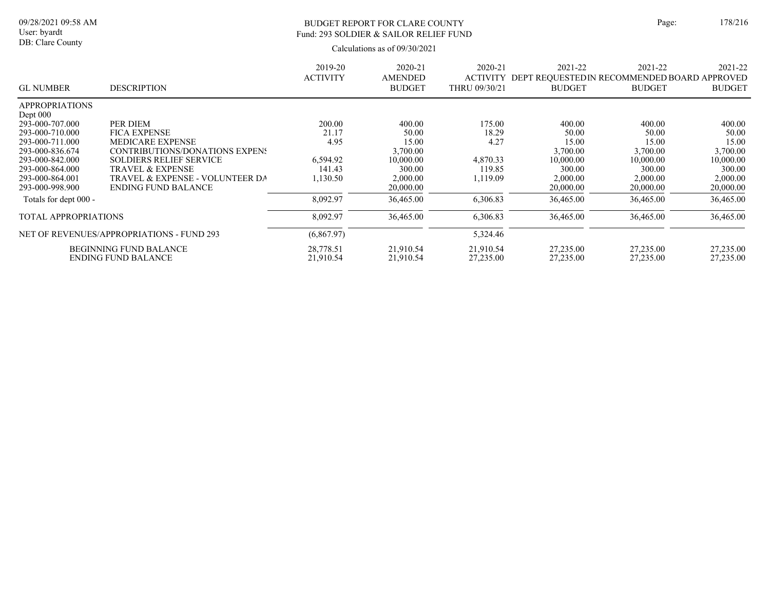# BUDGET REPORT FOR CLARE COUNTY

## Fund: 293 SOLDIER & SAILOR RELIEF FUND

Calculations as of 09/30/2021

| GL NUMBER | DESCRIPTION | 2019-20 ACTIVITY | 2020-21 AMENDED BUDGET | 2020-21 ACTIVITY THRU 09/30/21 | 2021-22 DEPT REQUESTED BUDGET | 2021-22 IN RECOMMENDED BUDGET | 2021-22 BOARD APPROVED BUDGET |
|---|---|---|---|---|---|---|---|
| APPROPRIATIONS | | | | | | | |
| Dept 000 | | | | | | | |
| 293-000-707.000 | PER DIEM | 200.00 | 400.00 | 175.00 | 400.00 | 400.00 | 400.00 |
| 293-000-710.000 | FICA EXPENSE | 21.17 | 50.00 | 18.29 | 50.00 | 50.00 | 50.00 |
| 293-000-711.000 | MEDICARE EXPENSE | 4.95 | 15.00 | 4.27 | 15.00 | 15.00 | 15.00 |
| 293-000-836.674 | CONTRIBUTIONS/DONATIONS EXPENS | | 3,700.00 | | 3,700.00 | 3,700.00 | 3,700.00 |
| 293-000-842.000 | SOLDIERS RELIEF SERVICE | 6,594.92 | 10,000.00 | 4,870.33 | 10,000.00 | 10,000.00 | 10,000.00 |
| 293-000-864.000 | TRAVEL & EXPENSE | 141.43 | 300.00 | 119.85 | 300.00 | 300.00 | 300.00 |
| 293-000-864.001 | TRAVEL & EXPENSE - VOLUNTEER DA | 1,130.50 | 2,000.00 | 1,119.09 | 2,000.00 | 2,000.00 | 2,000.00 |
| 293-000-998.900 | ENDING FUND BALANCE | | 20,000.00 | | 20,000.00 | 20,000.00 | 20,000.00 |
| Totals for dept 000 - | | 8,092.97 | 36,465.00 | 6,306.83 | 36,465.00 | 36,465.00 | 36,465.00 |
| TOTAL APPROPRIATIONS | | 8,092.97 | 36,465.00 | 6,306.83 | 36,465.00 | 36,465.00 | 36,465.00 |
| NET OF REVENUES/APPROPRIATIONS - FUND 293 | | (6,867.97) | | 5,324.46 | | | |
| | BEGINNING FUND BALANCE | 28,778.51 | 21,910.54 | 21,910.54 | 27,235.00 | 27,235.00 | 27,235.00 |
| | ENDING FUND BALANCE | 21,910.54 | 21,910.54 | 27,235.00 | 27,235.00 | 27,235.00 | 27,235.00 |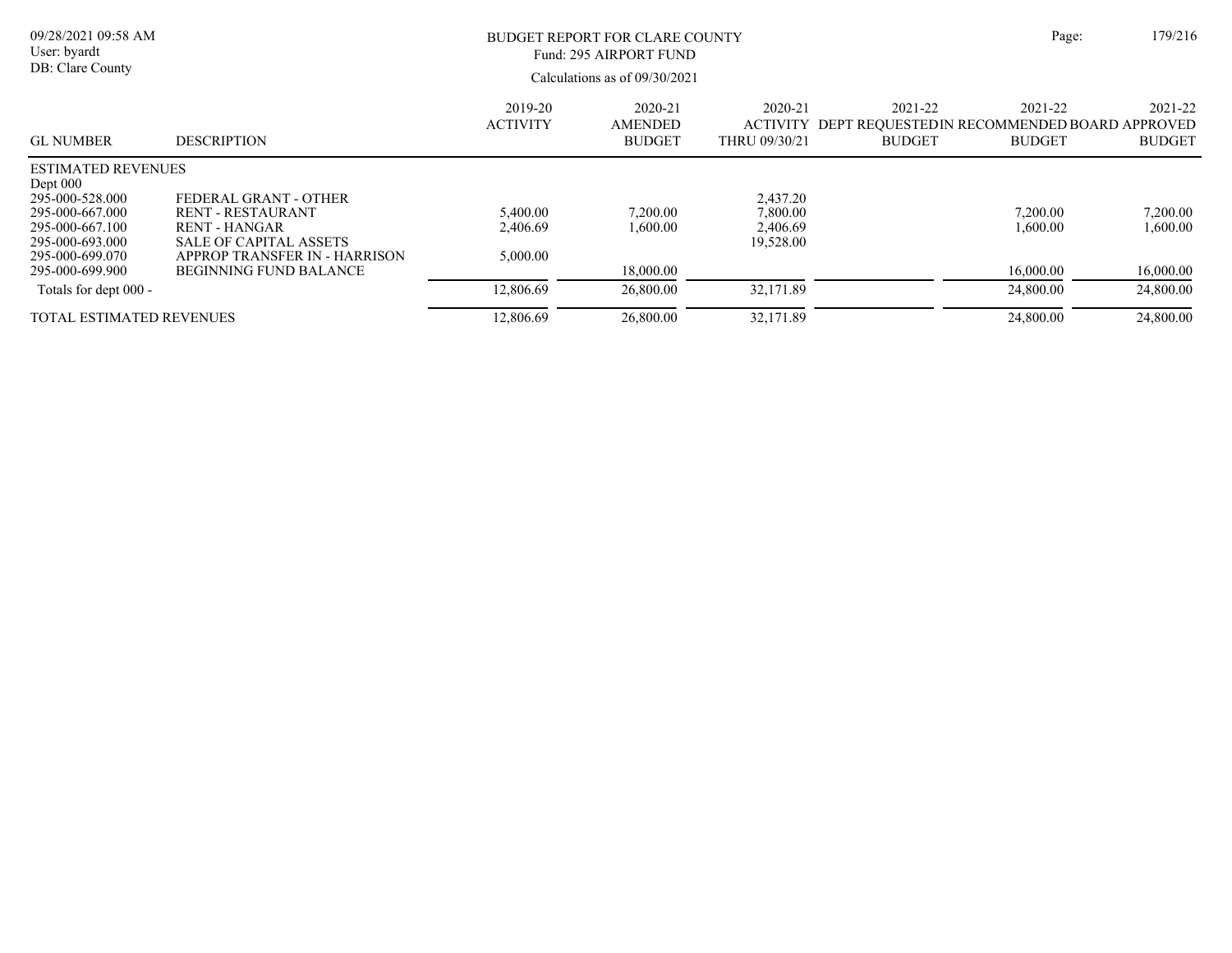BUDGET REPORT FOR CLARE COUNTY

Fund: 295 AIRPORT FUND

Calculations as of 09/30/2021

| GL NUMBER | DESCRIPTION | 2019-20 ACTIVITY | 2020-21 AMENDED BUDGET | 2020-21 ACTIVITY THRU 09/30/21 | 2021-22 DEPT REQUESTED BUDGET | 2021-22 IN RECOMMENDED BUDGET | 2021-22 BOARD APPROVED BUDGET |
|---|---|---|---|---|---|---|---|
| ESTIMATED REVENUES | | | | | | | |
| Dept 000 | | | | | | | |
| 295-000-528.000 | FEDERAL GRANT - OTHER | | | 2,437.20 | | | |
| 295-000-667.000 | RENT - RESTAURANT | 5,400.00 | 7,200.00 | 7,800.00 | | 7,200.00 | 7,200.00 |
| 295-000-667.100 | RENT - HANGAR | 2,406.69 | 1,600.00 | 2,406.69 | | 1,600.00 | 1,600.00 |
| 295-000-693.000 | SALE OF CAPITAL ASSETS | | | 19,528.00 | | | |
| 295-000-699.070 | APPROP TRANSFER IN - HARRISON | 5,000.00 | | | | | |
| 295-000-699.900 | BEGINNING FUND BALANCE | | 18,000.00 | | | 16,000.00 | 16,000.00 |
| Totals for dept 000 - | | 12,806.69 | 26,800.00 | 32,171.89 | | 24,800.00 | 24,800.00 |
| TOTAL ESTIMATED REVENUES | | 12,806.69 | 26,800.00 | 32,171.89 | | 24,800.00 | 24,800.00 |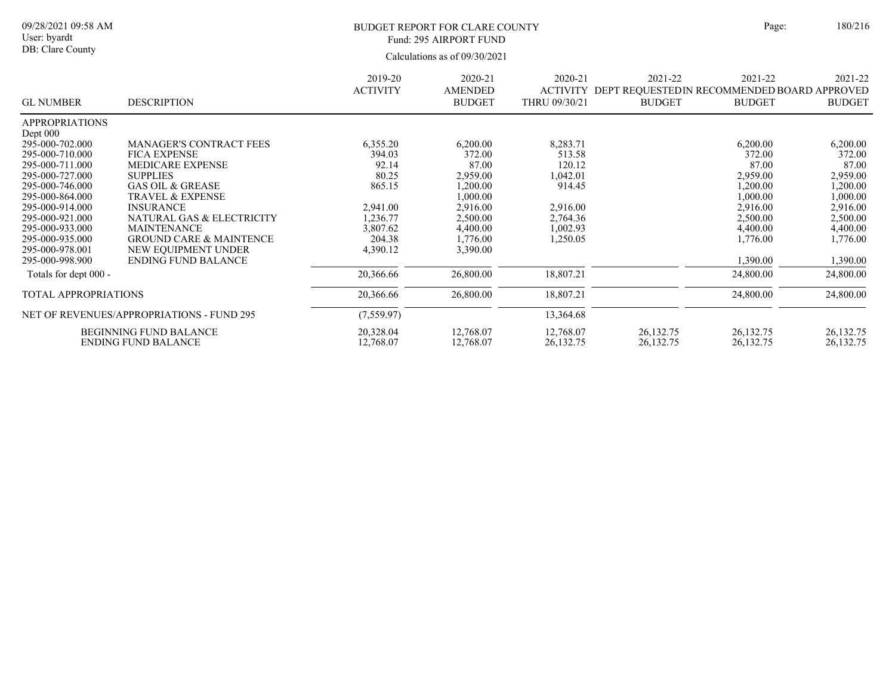# BUDGET REPORT FOR CLARE COUNTY

Fund: 295 AIRPORT FUND

Calculations as of 09/30/2021

09/28/2021 09:58 AM
User: byardt
DB: Clare County

| GL NUMBER | DESCRIPTION | 2019-20 ACTIVITY | 2020-21 AMENDED BUDGET | 2020-21 ACTIVITY THRU 09/30/21 | 2021-22 DEPT REQUESTED BUDGET | 2021-22 IN RECOMMENDED BUDGET | 2021-22 BOARD APPROVED BUDGET |
|---|---|---|---|---|---|---|---|
| APPROPRIATIONS | | | | | | | |
| Dept 000 | | | | | | | |
| 295-000-702.000 | MANAGER'S CONTRACT FEES | 6,355.20 | 6,200.00 | 8,283.71 | | 6,200.00 | 6,200.00 |
| 295-000-710.000 | FICA EXPENSE | 394.03 | 372.00 | 513.58 | | 372.00 | 372.00 |
| 295-000-711.000 | MEDICARE EXPENSE | 92.14 | 87.00 | 120.12 | | 87.00 | 87.00 |
| 295-000-727.000 | SUPPLIES | 80.25 | 2,959.00 | 1,042.01 | | 2,959.00 | 2,959.00 |
| 295-000-746.000 | GAS OIL & GREASE | 865.15 | 1,200.00 | 914.45 | | 1,200.00 | 1,200.00 |
| 295-000-864.000 | TRAVEL & EXPENSE | | 1,000.00 | | | 1,000.00 | 1,000.00 |
| 295-000-914.000 | INSURANCE | 2,941.00 | 2,916.00 | 2,916.00 | | 2,916.00 | 2,916.00 |
| 295-000-921.000 | NATURAL GAS & ELECTRICITY | 1,236.77 | 2,500.00 | 2,764.36 | | 2,500.00 | 2,500.00 |
| 295-000-933.000 | MAINTENANCE | 3,807.62 | 4,400.00 | 1,002.93 | | 4,400.00 | 4,400.00 |
| 295-000-935.000 | GROUND CARE & MAINTENCE | 204.38 | 1,776.00 | 1,250.05 | | 1,776.00 | 1,776.00 |
| 295-000-978.001 | NEW EQUIPMENT UNDER | 4,390.12 | 3,390.00 | | | | |
| 295-000-998.900 | ENDING FUND BALANCE | | | | | 1,390.00 | 1,390.00 |
| Totals for dept 000 - | | 20,366.66 | 26,800.00 | 18,807.21 | | 24,800.00 | 24,800.00 |
| TOTAL APPROPRIATIONS | | 20,366.66 | 26,800.00 | 18,807.21 | | 24,800.00 | 24,800.00 |
| NET OF REVENUES/APPROPRIATIONS - FUND 295 | | (7,559.97) | | 13,364.68 | | | |
| | BEGINNING FUND BALANCE | 20,328.04 | 12,768.07 | 12,768.07 | 26,132.75 | 26,132.75 | 26,132.75 |
| | ENDING FUND BALANCE | 12,768.07 | 12,768.07 | 26,132.75 | 26,132.75 | 26,132.75 | 26,132.75 |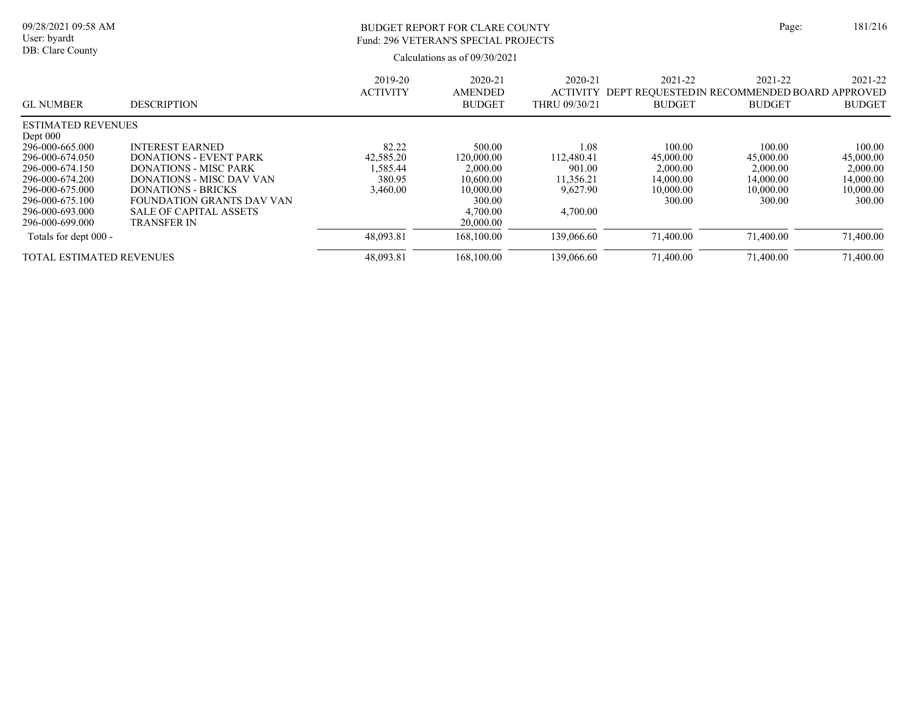BUDGET REPORT FOR CLARE COUNTY
Fund: 296 VETERAN'S SPECIAL PROJECTS

Calculations as of 09/30/2021

| GL NUMBER | DESCRIPTION | 2019-20 ACTIVITY | 2020-21 AMENDED BUDGET | 2020-21 ACTIVITY THRU 09/30/21 | 2021-22 DEPT REQUESTED BUDGET | 2021-22 IN RECOMMENDED BUDGET | 2021-22 BOARD APPROVED BUDGET |
|---|---|---|---|---|---|---|---|
| ESTIMATED REVENUES | | | | | | | |
| Dept 000 | | | | | | | |
| 296-000-665.000 | INTEREST EARNED | 82.22 | 500.00 | 1.08 | 100.00 | 100.00 | 100.00 |
| 296-000-674.050 | DONATIONS - EVENT PARK | 42,585.20 | 120,000.00 | 112,480.41 | 45,000.00 | 45,000.00 | 45,000.00 |
| 296-000-674.150 | DONATIONS - MISC PARK | 1,585.44 | 2,000.00 | 901.00 | 2,000.00 | 2,000.00 | 2,000.00 |
| 296-000-674.200 | DONATIONS - MISC DAV VAN | 380.95 | 10,600.00 | 11,356.21 | 14,000.00 | 14,000.00 | 14,000.00 |
| 296-000-675.000 | DONATIONS - BRICKS | 3,460.00 | 10,000.00 | 9,627.90 | 10,000.00 | 10,000.00 | 10,000.00 |
| 296-000-675.100 | FOUNDATION GRANTS DAV VAN | | 300.00 | | 300.00 | 300.00 | 300.00 |
| 296-000-693.000 | SALE OF CAPITAL ASSETS | | 4,700.00 | 4,700.00 | | | |
| 296-000-699.000 | TRANSFER IN | | 20,000.00 | | | | |
| Totals for dept 000 - | | 48,093.81 | 168,100.00 | 139,066.60 | 71,400.00 | 71,400.00 | 71,400.00 |
| TOTAL ESTIMATED REVENUES | | 48,093.81 | 168,100.00 | 139,066.60 | 71,400.00 | 71,400.00 | 71,400.00 |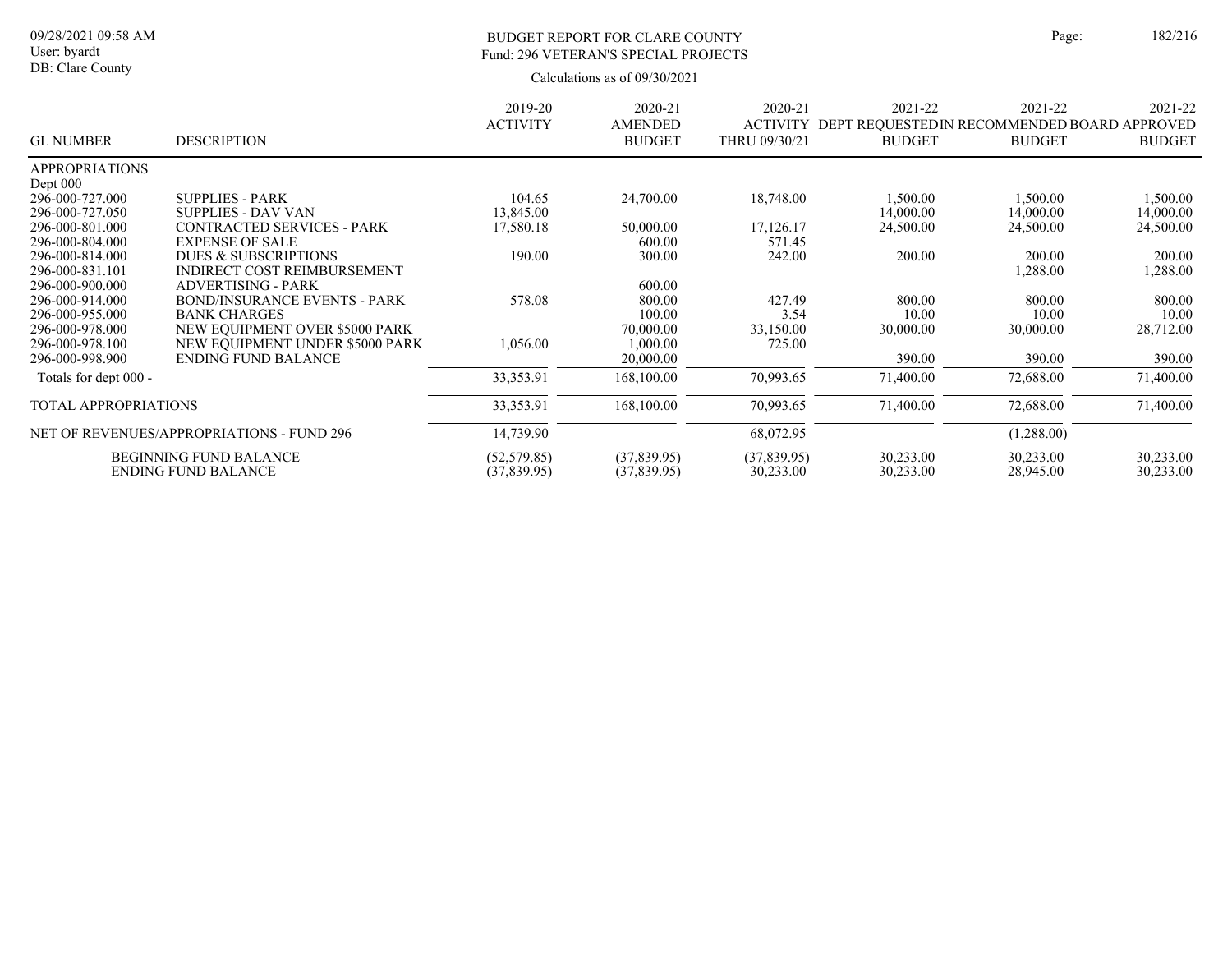# BUDGET REPORT FOR CLARE COUNTY

## Fund: 296 VETERAN'S SPECIAL PROJECTS

Calculations as of 09/30/2021

| GL NUMBER | DESCRIPTION | 2019-20 ACTIVITY | 2020-21 AMENDED BUDGET | 2020-21 ACTIVITY THRU 09/30/21 | 2021-22 DEPT REQUESTED BUDGET | 2021-22 IN RECOMMENDED BUDGET | 2021-22 BOARD APPROVED BUDGET |
|---|---|---|---|---|---|---|---|
| APPROPRIATIONS | | | | | | | |
| Dept 000 | | | | | | | |
| 296-000-727.000 | SUPPLIES - PARK | 104.65 | 24,700.00 | 18,748.00 | 1,500.00 | 1,500.00 | 1,500.00 |
| 296-000-727.050 | SUPPLIES - DAV VAN | 13,845.00 | | | 14,000.00 | 14,000.00 | 14,000.00 |
| 296-000-801.000 | CONTRACTED SERVICES - PARK | 17,580.18 | 50,000.00 | 17,126.17 | 24,500.00 | 24,500.00 | 24,500.00 |
| 296-000-804.000 | EXPENSE OF SALE | | 600.00 | 571.45 | | | |
| 296-000-814.000 | DUES & SUBSCRIPTIONS | 190.00 | 300.00 | 242.00 | 200.00 | 200.00 | 200.00 |
| 296-000-831.101 | INDIRECT COST REIMBURSEMENT | | | | | 1,288.00 | 1,288.00 |
| 296-000-900.000 | ADVERTISING - PARK | | 600.00 | | | | |
| 296-000-914.000 | BOND/INSURANCE EVENTS - PARK | 578.08 | 800.00 | 427.49 | 800.00 | 800.00 | 800.00 |
| 296-000-955.000 | BANK CHARGES | | 100.00 | 3.54 | 10.00 | 10.00 | 10.00 |
| 296-000-978.000 | NEW EQUIPMENT OVER $5000 PARK | | 70,000.00 | 33,150.00 | 30,000.00 | 30,000.00 | 28,712.00 |
| 296-000-978.100 | NEW EQUIPMENT UNDER $5000 PARK | 1,056.00 | 1,000.00 | 725.00 | | | |
| 296-000-998.900 | ENDING FUND BALANCE | | 20,000.00 | | 390.00 | 390.00 | 390.00 |
| Totals for dept 000 - | | 33,353.91 | 168,100.00 | 70,993.65 | 71,400.00 | 72,688.00 | 71,400.00 |
| TOTAL APPROPRIATIONS | | 33,353.91 | 168,100.00 | 70,993.65 | 71,400.00 | 72,688.00 | 71,400.00 |
| NET OF REVENUES/APPROPRIATIONS - FUND 296 | | 14,739.90 | | 68,072.95 | | (1,288.00) | |
| | BEGINNING FUND BALANCE | (52,579.85) | (37,839.95) | (37,839.95) | 30,233.00 | 30,233.00 | 30,233.00 |
| | ENDING FUND BALANCE | (37,839.95) | (37,839.95) | 30,233.00 | 30,233.00 | 28,945.00 | 30,233.00 |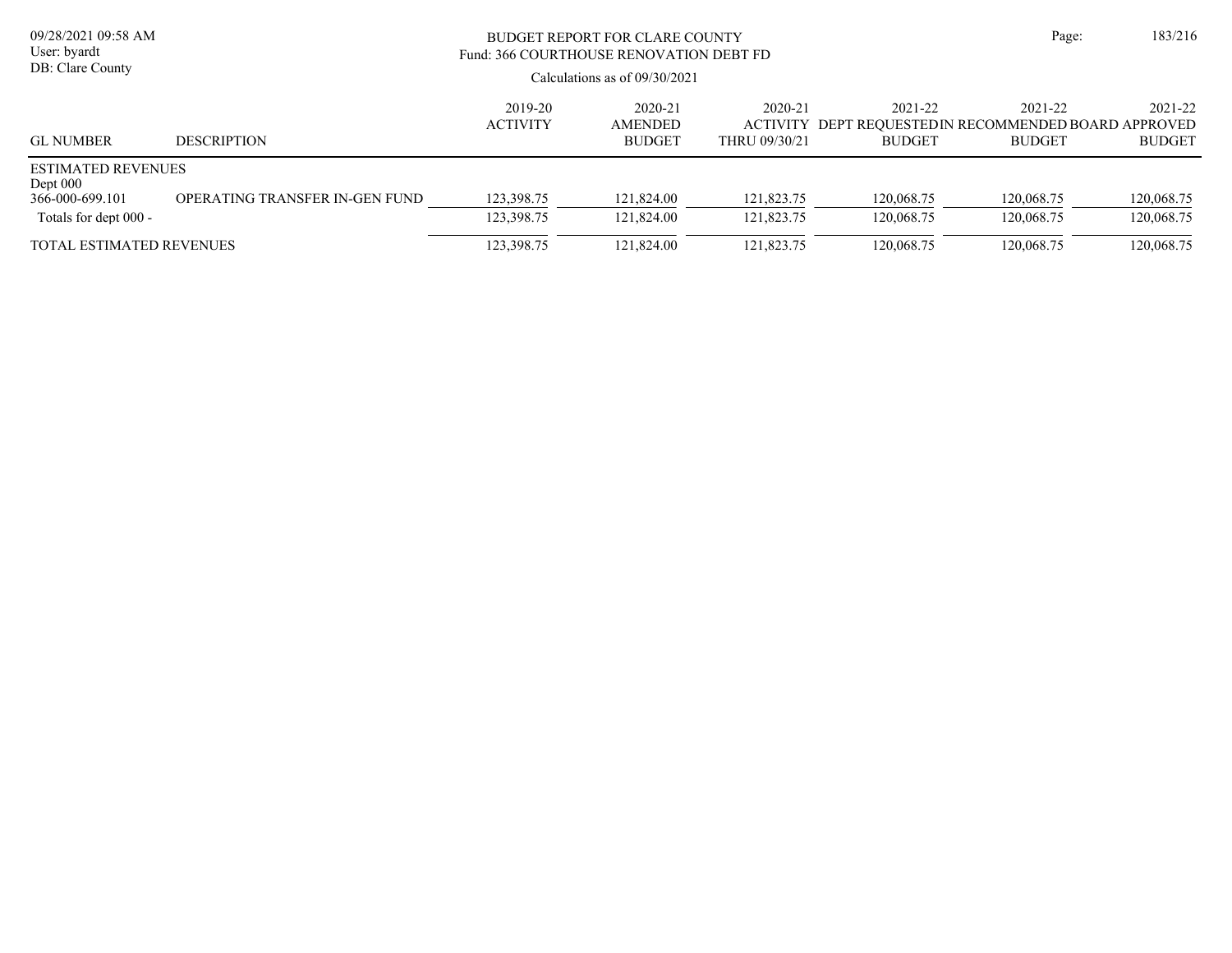BUDGET REPORT FOR CLARE COUNTY
Fund: 366 COURTHOUSE RENOVATION DEBT FD

Calculations as of 09/30/2021

| GL NUMBER | DESCRIPTION | 2019-20 ACTIVITY | 2020-21 AMENDED BUDGET | 2020-21 ACTIVITY THRU 09/30/21 | 2021-22 DEPT REQUESTED BUDGET | 2021-22 IN RECOMMENDED BUDGET | 2021-22 BOARD APPROVED BUDGET |
|---|---|---|---|---|---|---|---|
| ESTIMATED REVENUES | | | | | | | |
| Dept 000 | | | | | | | |
| 366-000-699.101 | OPERATING TRANSFER IN-GEN FUND | 123,398.75 | 121,824.00 | 121,823.75 | 120,068.75 | 120,068.75 | 120,068.75 |
| Totals for dept 000 - | | 123,398.75 | 121,824.00 | 121,823.75 | 120,068.75 | 120,068.75 | 120,068.75 |
| TOTAL ESTIMATED REVENUES | | 123,398.75 | 121,824.00 | 121,823.75 | 120,068.75 | 120,068.75 | 120,068.75 |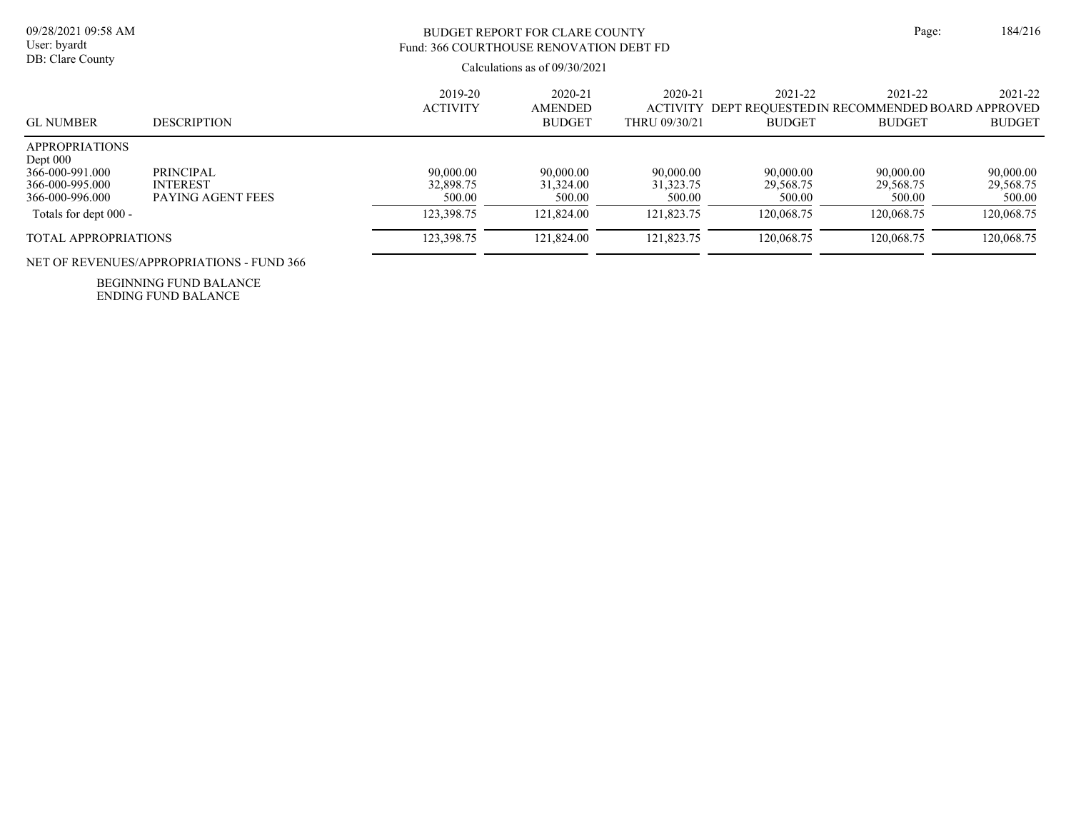# BUDGET REPORT FOR CLARE COUNTY

## Fund: 366 COURTHOUSE RENOVATION DEBT FD

Calculations as of 09/30/2021

| GL NUMBER | DESCRIPTION | 2019-20 ACTIVITY | 2020-21 AMENDED BUDGET | 2020-21 ACTIVITY THRU 09/30/21 | 2021-22 DEPT REQUESTED BUDGET | 2021-22 IN RECOMMENDED BUDGET | 2021-22 BOARD APPROVED BUDGET |
|---|---|---|---|---|---|---|---|
| APPROPRIATIONS | | | | | | | |
| Dept 000 | | | | | | | |
| 366-000-991.000 | PRINCIPAL | 90,000.00 | 90,000.00 | 90,000.00 | 90,000.00 | 90,000.00 | 90,000.00 |
| 366-000-995.000 | INTEREST | 32,898.75 | 31,324.00 | 31,323.75 | 29,568.75 | 29,568.75 | 29,568.75 |
| 366-000-996.000 | PAYING AGENT FEES | 500.00 | 500.00 | 500.00 | 500.00 | 500.00 | 500.00 |
| Totals for dept 000 - | | 123,398.75 | 121,824.00 | 121,823.75 | 120,068.75 | 120,068.75 | 120,068.75 |
| TOTAL APPROPRIATIONS | | 123,398.75 | 121,824.00 | 121,823.75 | 120,068.75 | 120,068.75 | 120,068.75 |
| NET OF REVENUES/APPROPRIATIONS - FUND 366 | | | | | | | |
| BEGINNING FUND BALANCE | | | | | | | |
| ENDING FUND BALANCE | | | | | | | |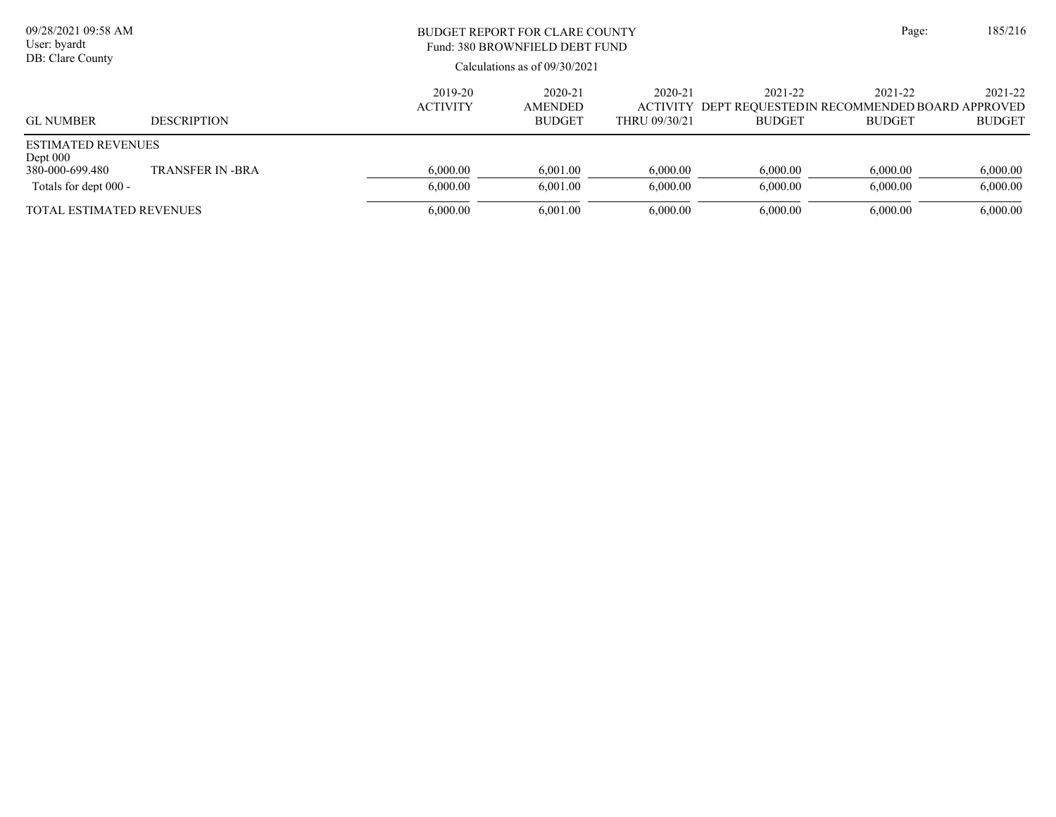BUDGET REPORT FOR CLARE COUNTY
Fund: 380 BROWNFIELD DEBT FUND

Calculations as of 09/30/2021

| GL NUMBER | DESCRIPTION | 2019-20 ACTIVITY | 2020-21 AMENDED BUDGET | 2020-21 ACTIVITY THRU 09/30/21 | 2021-22 DEPT REQUESTED BUDGET | 2021-22 IN RECOMMENDED BUDGET | 2021-22 BOARD APPROVED BUDGET |
|---|---|---|---|---|---|---|---|
| ESTIMATED REVENUES | | | | | | | |
| Dept 000 | | | | | | | |
| 380-000-699.480 | TRANSFER IN -BRA | 6,000.00 | 6,001.00 | 6,000.00 | 6,000.00 | 6,000.00 | 6,000.00 |
| Totals for dept 000 - | | 6,000.00 | 6,001.00 | 6,000.00 | 6,000.00 | 6,000.00 | 6,000.00 |
| TOTAL ESTIMATED REVENUES | | 6,000.00 | 6,001.00 | 6,000.00 | 6,000.00 | 6,000.00 | 6,000.00 |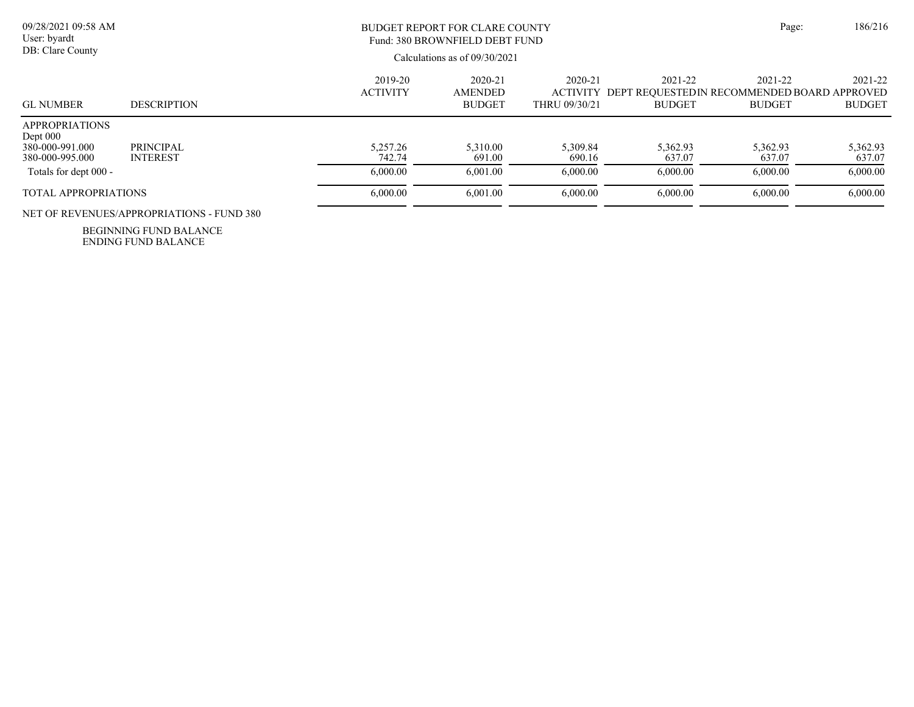BUDGET REPORT FOR CLARE COUNTY
Fund: 380 BROWNFIELD DEBT FUND

Calculations as of 09/30/2021

| GL NUMBER | DESCRIPTION | 2019-20 ACTIVITY | 2020-21 AMENDED BUDGET | 2020-21 ACTIVITY THRU 09/30/21 | 2021-22 DEPT REQUESTED BUDGET | 2021-22 IN RECOMMENDED BUDGET | 2021-22 BOARD APPROVED BUDGET |
|---|---|---|---|---|---|---|---|
| APPROPRIATIONS | | | | | | | |
| Dept 000 | | | | | | | |
| 380-000-991.000 | PRINCIPAL | 5,257.26 | 5,310.00 | 5,309.84 | 5,362.93 | 5,362.93 | 5,362.93 |
| 380-000-995.000 | INTEREST | 742.74 | 691.00 | 690.16 | 637.07 | 637.07 | 637.07 |
| Totals for dept 000 - | | 6,000.00 | 6,001.00 | 6,000.00 | 6,000.00 | 6,000.00 | 6,000.00 |
| TOTAL APPROPRIATIONS | | 6,000.00 | 6,001.00 | 6,000.00 | 6,000.00 | 6,000.00 | 6,000.00 |
| NET OF REVENUES/APPROPRIATIONS - FUND 380 | | | | | | | |
| BEGINNING FUND BALANCE | | | | | | | |
| ENDING FUND BALANCE | | | | | | | |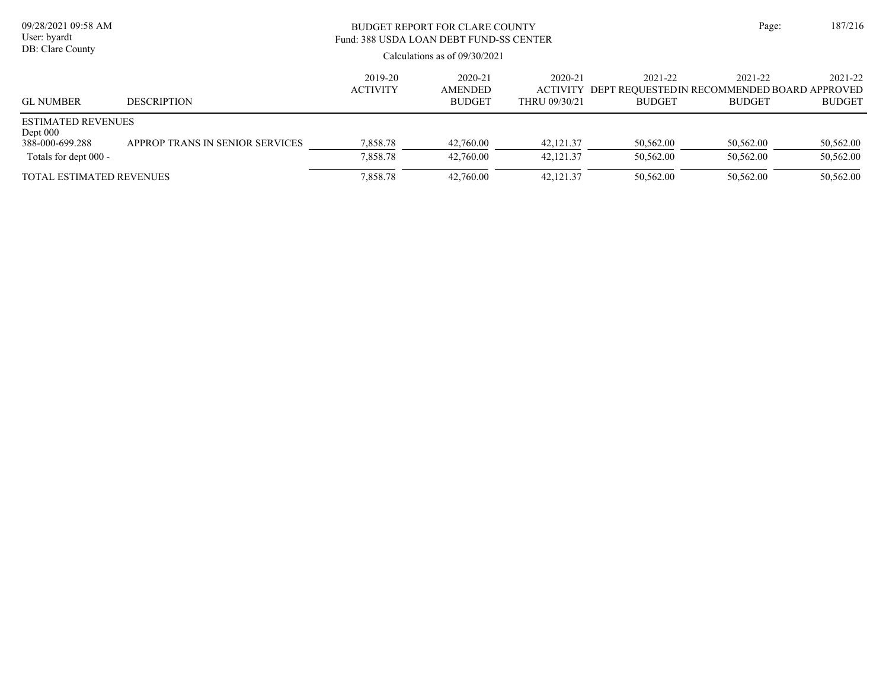# BUDGET REPORT FOR CLARE COUNTY

## Fund: 388 USDA LOAN DEBT FUND-SS CENTER

Calculations as of 09/30/2021

| GL NUMBER | DESCRIPTION | 2019-20 ACTIVITY | 2020-21 AMENDED BUDGET | 2020-21 ACTIVITY THRU 09/30/21 | 2021-22 DEPT REQUESTED BUDGET | 2021-22 IN RECOMMENDED BUDGET | 2021-22 BOARD APPROVED BUDGET |
|---|---|---|---|---|---|---|---|
| ESTIMATED REVENUES | | | | | | | |
| Dept 000 | | | | | | | |
| 388-000-699.288 | APPROP TRANS IN SENIOR SERVICES | 7,858.78 | 42,760.00 | 42,121.37 | 50,562.00 | 50,562.00 | 50,562.00 |
| Totals for dept 000 - | | 7,858.78 | 42,760.00 | 42,121.37 | 50,562.00 | 50,562.00 | 50,562.00 |
| TOTAL ESTIMATED REVENUES | | 7,858.78 | 42,760.00 | 42,121.37 | 50,562.00 | 50,562.00 | 50,562.00 |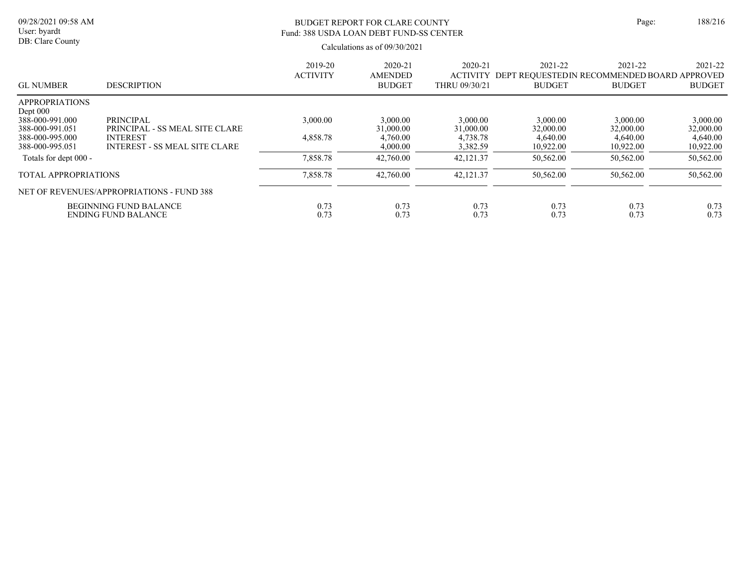# BUDGET REPORT FOR CLARE COUNTY

## Fund: 388 USDA LOAN DEBT FUND-SS CENTER

Calculations as of 09/30/2021

| GL NUMBER | DESCRIPTION | 2019-20 ACTIVITY | 2020-21 AMENDED BUDGET | 2020-21 ACTIVITY THRU 09/30/21 | 2021-22 DEPT REQUESTED BUDGET | 2021-22 IN RECOMMENDED BUDGET | 2021-22 BOARD APPROVED BUDGET |
|---|---|---|---|---|---|---|---|
| APPROPRIATIONS | | | | | | | |
| Dept 000 | | | | | | | |
| 388-000-991.000 | PRINCIPAL | 3,000.00 | 3,000.00 | 3,000.00 | 3,000.00 | 3,000.00 | 3,000.00 |
| 388-000-991.051 | PRINCIPAL - SS MEAL SITE CLARE | | 31,000.00 | 31,000.00 | 32,000.00 | 32,000.00 | 32,000.00 |
| 388-000-995.000 | INTEREST | 4,858.78 | 4,760.00 | 4,738.78 | 4,640.00 | 4,640.00 | 4,640.00 |
| 388-000-995.051 | INTEREST - SS MEAL SITE CLARE | | 4,000.00 | 3,382.59 | 10,922.00 | 10,922.00 | 10,922.00 |
| Totals for dept 000 - | | 7,858.78 | 42,760.00 | 42,121.37 | 50,562.00 | 50,562.00 | 50,562.00 |
| TOTAL APPROPRIATIONS | | 7,858.78 | 42,760.00 | 42,121.37 | 50,562.00 | 50,562.00 | 50,562.00 |
| NET OF REVENUES/APPROPRIATIONS - FUND 388 | | | | | | | |
| | BEGINNING FUND BALANCE | 0.73 | 0.73 | 0.73 | 0.73 | 0.73 | 0.73 |
| | ENDING FUND BALANCE | 0.73 | 0.73 | 0.73 | 0.73 | 0.73 | 0.73 |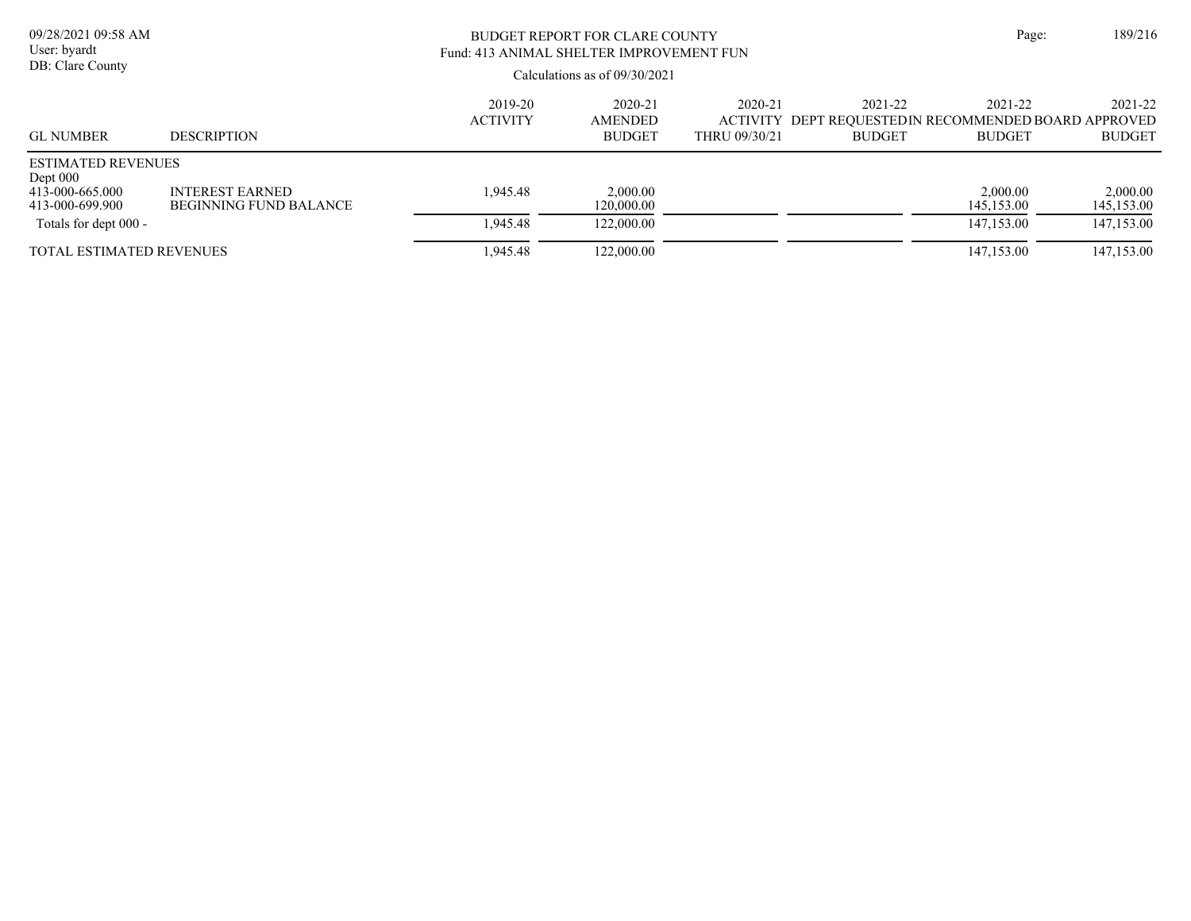# BUDGET REPORT FOR CLARE COUNTY

## Fund: 413 ANIMAL SHELTER IMPROVEMENT FUN

Calculations as of 09/30/2021

| GL NUMBER | DESCRIPTION | 2019-20 ACTIVITY | 2020-21 AMENDED BUDGET | 2020-21 ACTIVITY THRU 09/30/21 | 2021-22 DEPT REQUESTED BUDGET | 2021-22 IN RECOMMENDED BUDGET | 2021-22 BOARD APPROVED BUDGET |
|---|---|---|---|---|---|---|---|
| ESTIMATED REVENUES | | | | | | | |
| Dept 000 | | | | | | | |
| 413-000-665.000 | INTEREST EARNED | 1,945.48 | 2,000.00 | | | 2,000.00 | 2,000.00 |
| 413-000-699.900 | BEGINNING FUND BALANCE | | 120,000.00 | | | 145,153.00 | 145,153.00 |
| Totals for dept 000 - | | 1,945.48 | 122,000.00 | | | 147,153.00 | 147,153.00 |
| TOTAL ESTIMATED REVENUES | | 1,945.48 | 122,000.00 | | | 147,153.00 | 147,153.00 |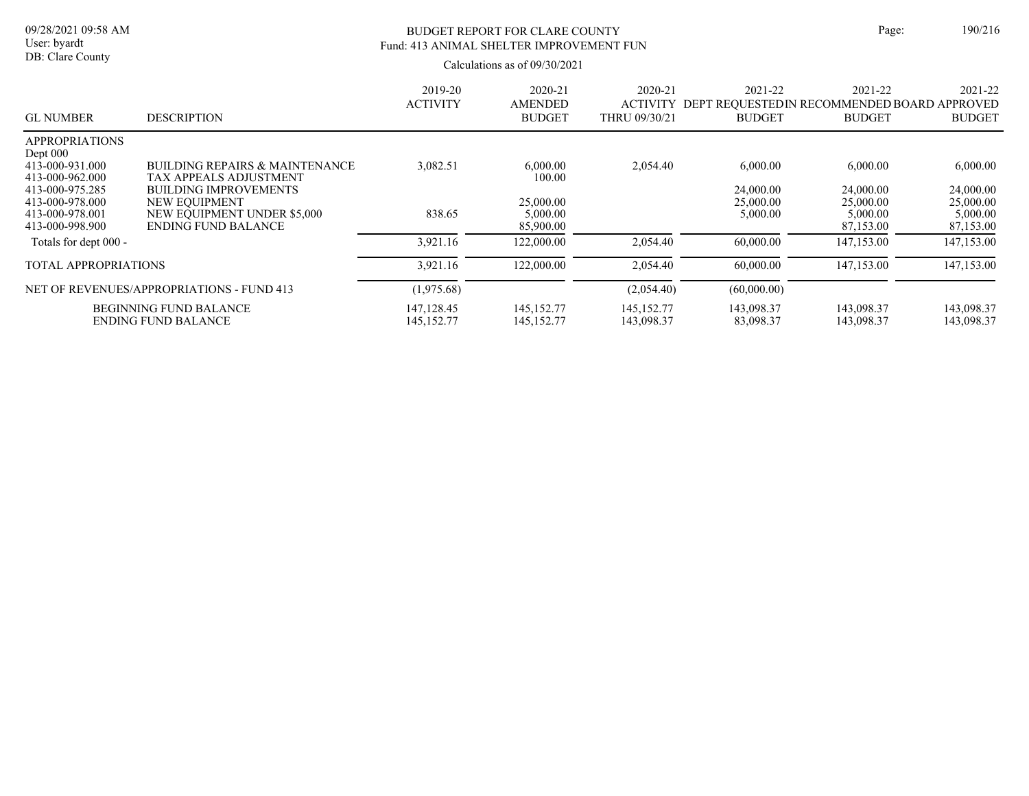BUDGET REPORT FOR CLARE COUNTY
Fund: 413 ANIMAL SHELTER IMPROVEMENT FUN

Calculations as of 09/30/2021

| GL NUMBER | DESCRIPTION | 2019-20 ACTIVITY | 2020-21 AMENDED BUDGET | 2020-21 ACTIVITY THRU 09/30/21 | 2021-22 DEPT REQUESTED BUDGET | 2021-22 IN RECOMMENDED BUDGET | 2021-22 BOARD APPROVED BUDGET |
|---|---|---|---|---|---|---|---|
| APPROPRIATIONS | | | | | | | |
| Dept 000 | | | | | | | |
| 413-000-931.000 | BUILDING REPAIRS & MAINTENANCE | 3,082.51 | 6,000.00 | 2,054.40 | 6,000.00 | 6,000.00 | 6,000.00 |
| 413-000-962.000 | TAX APPEALS ADJUSTMENT | | 100.00 | | | | |
| 413-000-975.285 | BUILDING IMPROVEMENTS | | | | 24,000.00 | 24,000.00 | 24,000.00 |
| 413-000-978.000 | NEW EQUIPMENT | | 25,000.00 | | 25,000.00 | 25,000.00 | 25,000.00 |
| 413-000-978.001 | NEW EQUIPMENT UNDER $5,000 | 838.65 | 5,000.00 | | 5,000.00 | 5,000.00 | 5,000.00 |
| 413-000-998.900 | ENDING FUND BALANCE | | 85,900.00 | | | 87,153.00 | 87,153.00 |
| Totals for dept 000 - | | 3,921.16 | 122,000.00 | 2,054.40 | 60,000.00 | 147,153.00 | 147,153.00 |
| TOTAL APPROPRIATIONS | | 3,921.16 | 122,000.00 | 2,054.40 | 60,000.00 | 147,153.00 | 147,153.00 |
| NET OF REVENUES/APPROPRIATIONS - FUND 413 | | (1,975.68) | | (2,054.40) | (60,000.00) | | |
| | BEGINNING FUND BALANCE | 147,128.45 | 145,152.77 | 145,152.77 | 143,098.37 | 143,098.37 | 143,098.37 |
| | ENDING FUND BALANCE | 145,152.77 | 145,152.77 | 143,098.37 | 83,098.37 | 143,098.37 | 143,098.37 |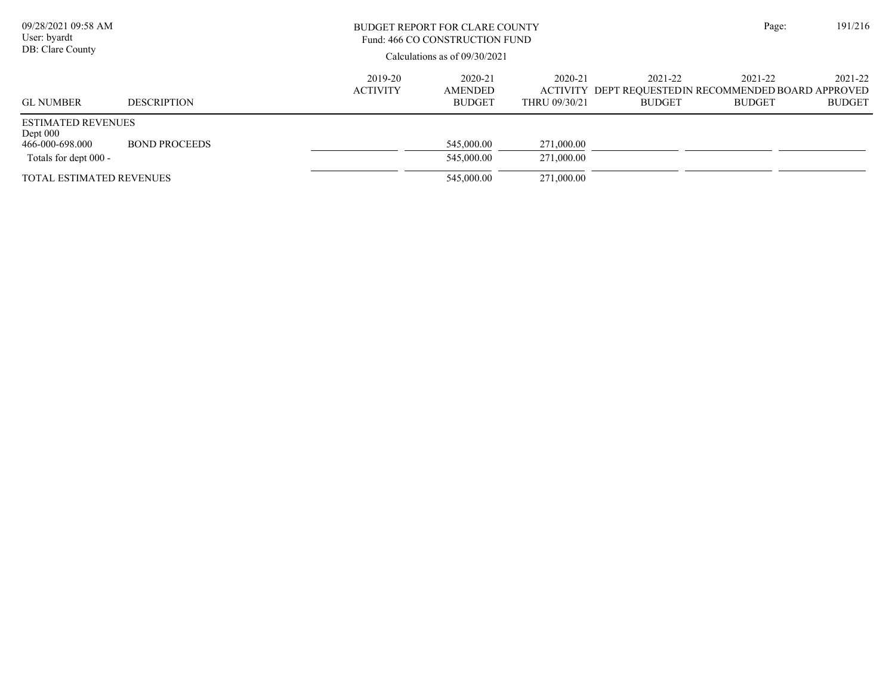BUDGET REPORT FOR CLARE COUNTY
Fund: 466 CO CONSTRUCTION FUND

Calculations as of 09/30/2021

| GL NUMBER | DESCRIPTION | 2019-20 ACTIVITY | 2020-21 AMENDED BUDGET | 2020-21 ACTIVITY THRU 09/30/21 | 2021-22 DEPT REQUESTED BUDGET | 2021-22 IN RECOMMENDED BUDGET | 2021-22 BOARD APPROVED BUDGET |
|---|---|---|---|---|---|---|---|
| ESTIMATED REVENUES | | | | | | | |
| Dept 000 | | | | | | | |
| 466-000-698.000 | BOND PROCEEDS | | 545,000.00 | 271,000.00 | | | |
| Totals for dept 000 - | | | 545,000.00 | 271,000.00 | | | |
| TOTAL ESTIMATED REVENUES | | | 545,000.00 | 271,000.00 | | | |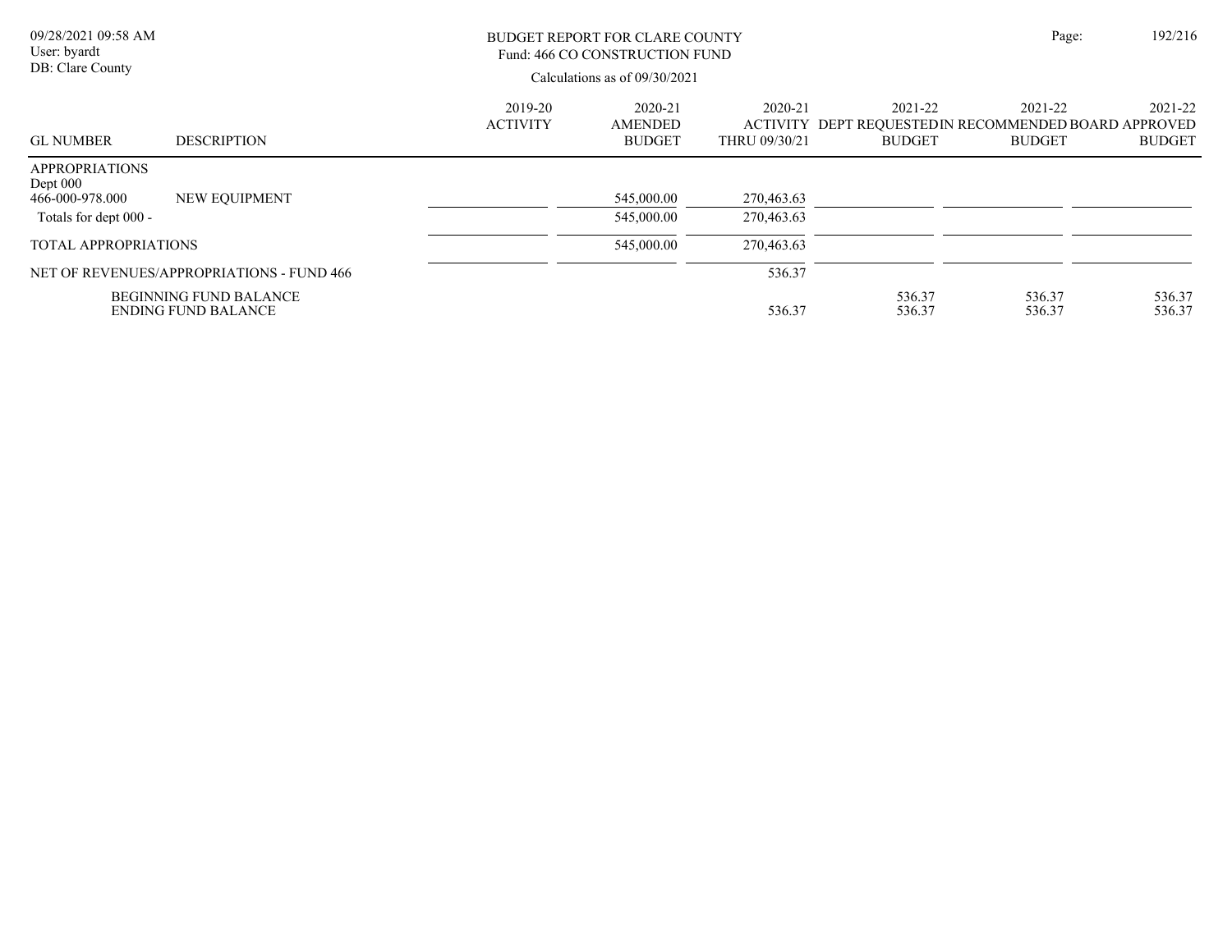BUDGET REPORT FOR CLARE COUNTY
Fund: 466 CO CONSTRUCTION FUND

Calculations as of 09/30/2021

| GL NUMBER | DESCRIPTION | 2019-20 ACTIVITY | 2020-21 AMENDED BUDGET | 2020-21 ACTIVITY THRU 09/30/21 | 2021-22 DEPT REQUESTED BUDGET | 2021-22 IN RECOMMENDED BUDGET | 2021-22 BOARD APPROVED BUDGET |
|---|---|---|---|---|---|---|---|
| APPROPRIATIONS | | | | | | | |
| Dept 000 | | | | | | | |
| 466-000-978.000 | NEW EQUIPMENT | | 545,000.00 | 270,463.63 | | | |
| Totals for dept 000 - | | | 545,000.00 | 270,463.63 | | | |
| TOTAL APPROPRIATIONS | | | 545,000.00 | 270,463.63 | | | |
| NET OF REVENUES/APPROPRIATIONS - FUND 466 | | | | 536.37 | | | |
| | BEGINNING FUND BALANCE | | | | 536.37 | 536.37 | 536.37 |
| | ENDING FUND BALANCE | | | 536.37 | 536.37 | 536.37 | 536.37 |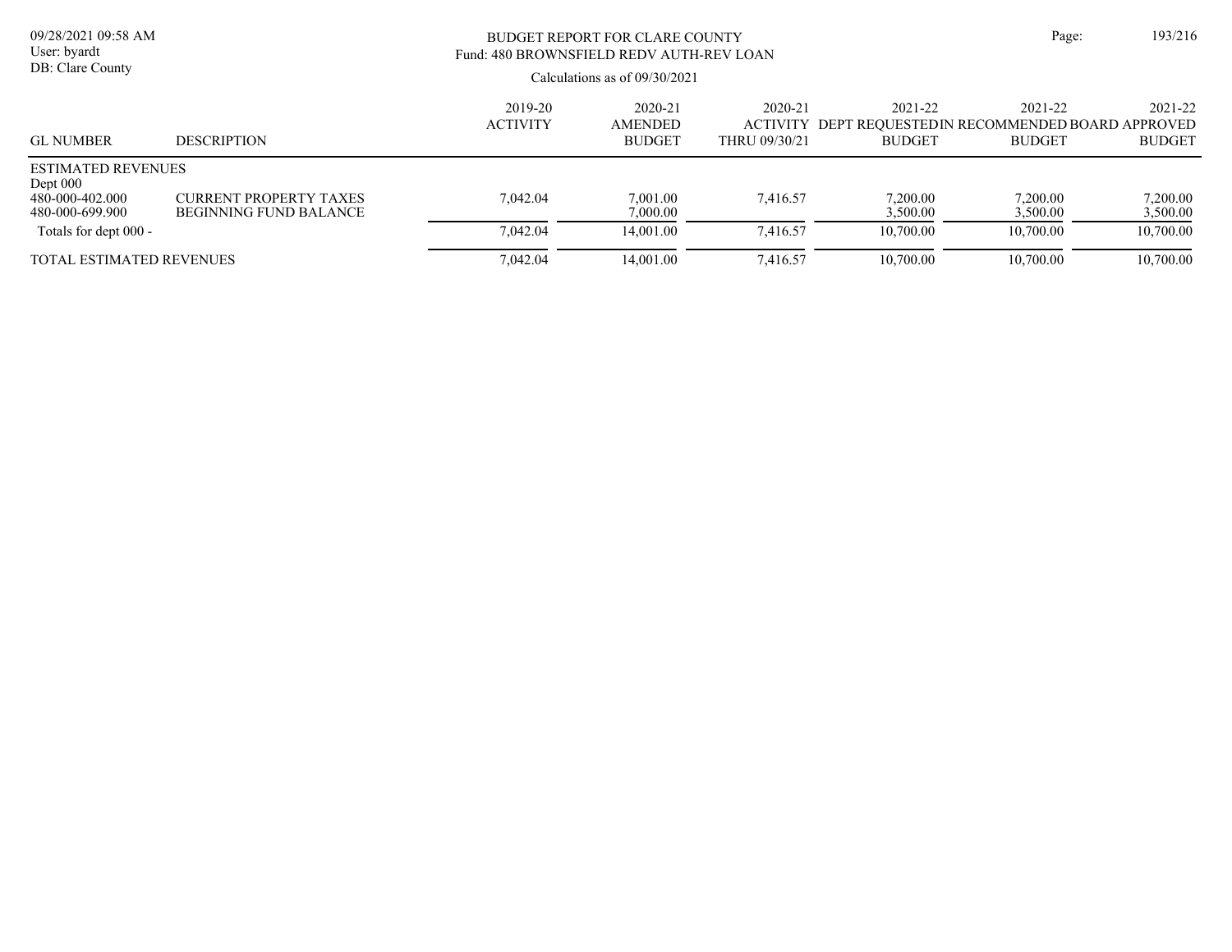BUDGET REPORT FOR CLARE COUNTY
Fund: 480 BROWNSFIELD REDV AUTH-REV LOAN

Calculations as of 09/30/2021

| GL NUMBER | DESCRIPTION | 2019-20 ACTIVITY | 2020-21 AMENDED BUDGET | 2020-21 ACTIVITY THRU 09/30/21 | 2021-22 DEPT REQUESTED BUDGET | 2021-22 IN RECOMMENDED BUDGET | 2021-22 BOARD APPROVED BUDGET |
|---|---|---|---|---|---|---|---|
| ESTIMATED REVENUES | | | | | | | |
| Dept 000 | | | | | | | |
| 480-000-402.000 | CURRENT PROPERTY TAXES | 7,042.04 | 7,001.00 | 7,416.57 | 7,200.00 | 7,200.00 | 7,200.00 |
| 480-000-699.900 | BEGINNING FUND BALANCE | | 7,000.00 | | 3,500.00 | 3,500.00 | 3,500.00 |
| Totals for dept 000 - | | 7,042.04 | 14,001.00 | 7,416.57 | 10,700.00 | 10,700.00 | 10,700.00 |
| TOTAL ESTIMATED REVENUES | | 7,042.04 | 14,001.00 | 7,416.57 | 10,700.00 | 10,700.00 | 10,700.00 |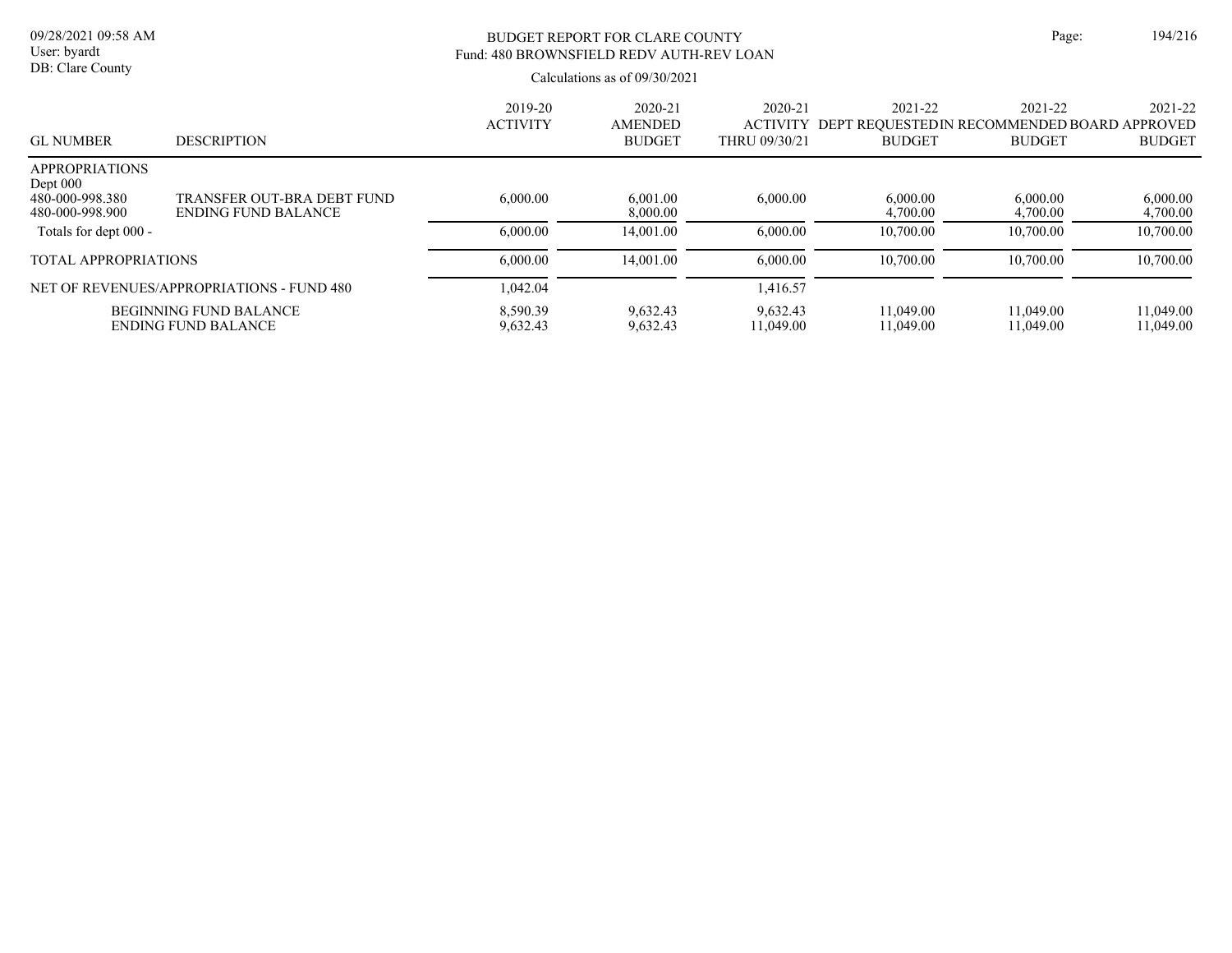# BUDGET REPORT FOR CLARE COUNTY
## Fund: 480 BROWNSFIELD REDV AUTH-REV LOAN

Calculations as of 09/30/2021

| GL NUMBER | DESCRIPTION | 2019-20 ACTIVITY | 2020-21 AMENDED BUDGET | 2020-21 ACTIVITY THRU 09/30/21 | 2021-22 DEPT REQUESTED BUDGET | 2021-22 IN RECOMMENDED BUDGET | 2021-22 BOARD APPROVED BUDGET |
|---|---|---|---|---|---|---|---|
| APPROPRIATIONS | | | | | | | |
| Dept 000 | | | | | | | |
| 480-000-998.380 | TRANSFER OUT-BRA DEBT FUND | 6,000.00 | 6,001.00 | 6,000.00 | 6,000.00 | 6,000.00 | 6,000.00 |
| 480-000-998.900 | ENDING FUND BALANCE | | 8,000.00 | | 4,700.00 | 4,700.00 | 4,700.00 |
| Totals for dept 000 - | | 6,000.00 | 14,001.00 | 6,000.00 | 10,700.00 | 10,700.00 | 10,700.00 |
| TOTAL APPROPRIATIONS | | 6,000.00 | 14,001.00 | 6,000.00 | 10,700.00 | 10,700.00 | 10,700.00 |
| NET OF REVENUES/APPROPRIATIONS - FUND 480 | | 1,042.04 | | 1,416.57 | | | |
| | BEGINNING FUND BALANCE | 8,590.39 | 9,632.43 | 9,632.43 | 11,049.00 | 11,049.00 | 11,049.00 |
| | ENDING FUND BALANCE | 9,632.43 | 9,632.43 | 11,049.00 | 11,049.00 | 11,049.00 | 11,049.00 |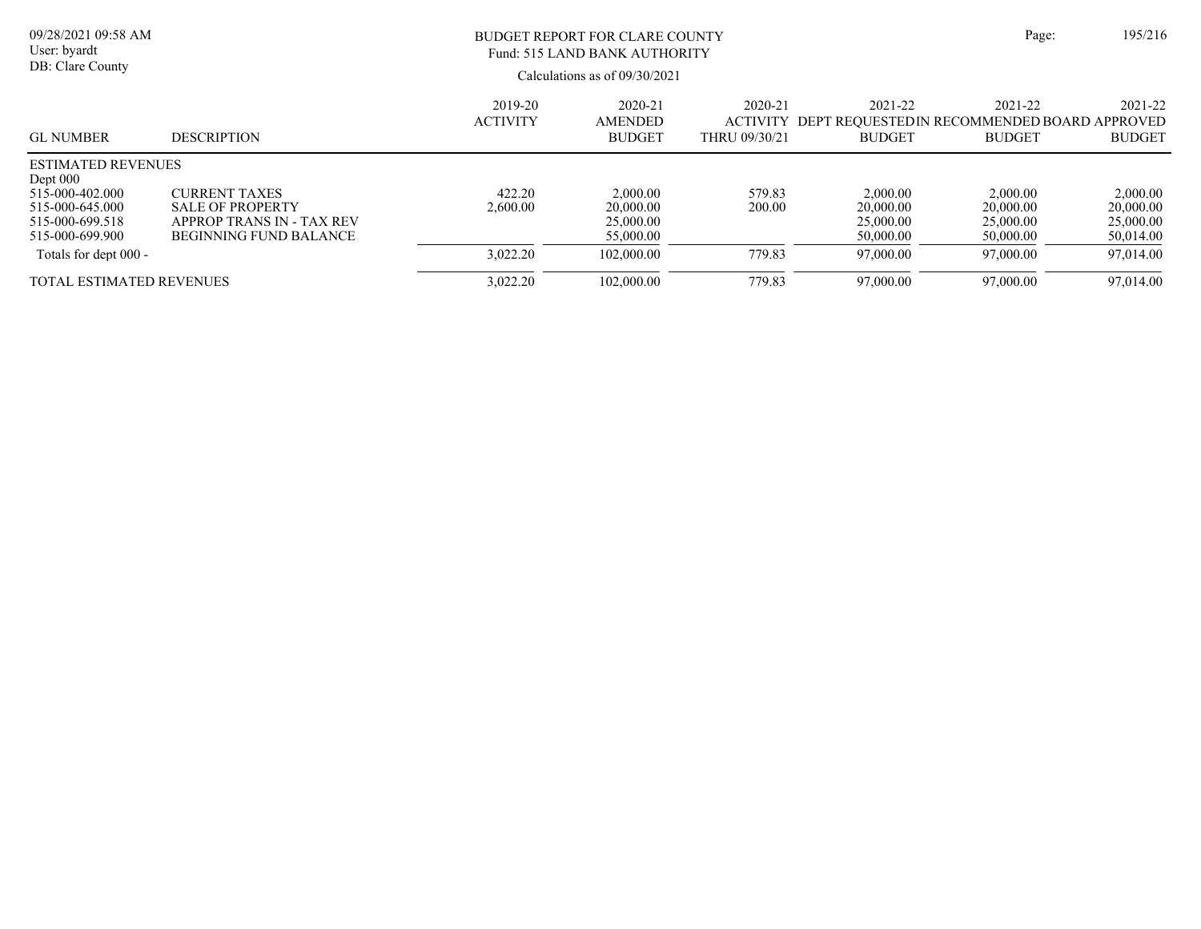# BUDGET REPORT FOR CLARE COUNTY

## Fund: 515 LAND BANK AUTHORITY

Calculations as of 09/30/2021

| GL NUMBER | DESCRIPTION | 2019-20 ACTIVITY | 2020-21 AMENDED BUDGET | 2020-21 ACTIVITY THRU 09/30/21 | 2021-22 DEPT REQUESTED BUDGET | 2021-22 IN RECOMMENDED BUDGET | 2021-22 BOARD APPROVED BUDGET |
|---|---|---|---|---|---|---|---|
| ESTIMATED REVENUES | | | | | | | |
| Dept 000 | | | | | | | |
| 515-000-402.000 | CURRENT TAXES | 422.20 | 2,000.00 | 579.83 | 2,000.00 | 2,000.00 | 2,000.00 |
| 515-000-645.000 | SALE OF PROPERTY | 2,600.00 | 20,000.00 | 200.00 | 20,000.00 | 20,000.00 | 20,000.00 |
| 515-000-699.518 | APPROP TRANS IN - TAX REV | | 25,000.00 | | 25,000.00 | 25,000.00 | 25,000.00 |
| 515-000-699.900 | BEGINNING FUND BALANCE | | 55,000.00 | | 50,000.00 | 50,000.00 | 50,014.00 |
| Totals for dept 000 - | | 3,022.20 | 102,000.00 | 779.83 | 97,000.00 | 97,000.00 | 97,014.00 |
| TOTAL ESTIMATED REVENUES | | 3,022.20 | 102,000.00 | 779.83 | 97,000.00 | 97,000.00 | 97,014.00 |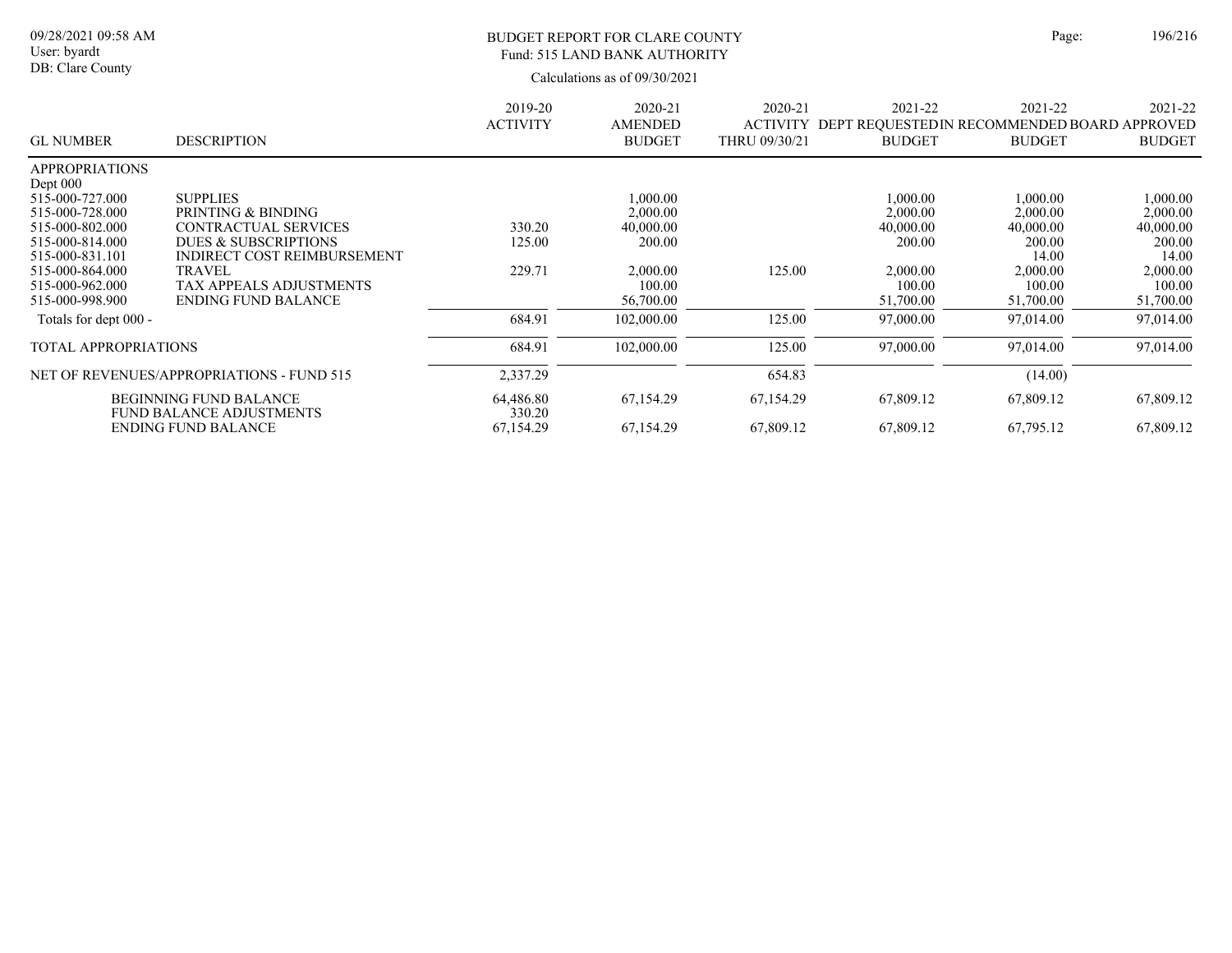BUDGET REPORT FOR CLARE COUNTY
Fund: 515 LAND BANK AUTHORITY

Calculations as of 09/30/2021

| GL NUMBER | DESCRIPTION | 2019-20 ACTIVITY | 2020-21 AMENDED BUDGET | 2020-21 ACTIVITY THRU 09/30/21 | 2021-22 DEPT REQUESTED BUDGET | 2021-22 IN RECOMMENDED BUDGET | 2021-22 BOARD APPROVED BUDGET |
|---|---|---|---|---|---|---|---|
| APPROPRIATIONS | | | | | | | |
| Dept 000 | | | | | | | |
| 515-000-727.000 | SUPPLIES | | 1,000.00 | | 1,000.00 | 1,000.00 | 1,000.00 |
| 515-000-728.000 | PRINTING & BINDING | | 2,000.00 | | 2,000.00 | 2,000.00 | 2,000.00 |
| 515-000-802.000 | CONTRACTUAL SERVICES | 330.20 | 40,000.00 | | 40,000.00 | 40,000.00 | 40,000.00 |
| 515-000-814.000 | DUES & SUBSCRIPTIONS | 125.00 | 200.00 | | 200.00 | 200.00 | 200.00 |
| 515-000-831.101 | INDIRECT COST REIMBURSEMENT | | | | | 14.00 | 14.00 |
| 515-000-864.000 | TRAVEL | 229.71 | 2,000.00 | 125.00 | 2,000.00 | 2,000.00 | 2,000.00 |
| 515-000-962.000 | TAX APPEALS ADJUSTMENTS | | 100.00 | | 100.00 | 100.00 | 100.00 |
| 515-000-998.900 | ENDING FUND BALANCE | | 56,700.00 | | 51,700.00 | 51,700.00 | 51,700.00 |
| Totals for dept 000 - | | 684.91 | 102,000.00 | 125.00 | 97,000.00 | 97,014.00 | 97,014.00 |
| TOTAL APPROPRIATIONS | | 684.91 | 102,000.00 | 125.00 | 97,000.00 | 97,014.00 | 97,014.00 |
| NET OF REVENUES/APPROPRIATIONS - FUND 515 | | 2,337.29 | | 654.83 | | (14.00) | |
| | BEGINNING FUND BALANCE | 64,486.80 | 67,154.29 | 67,154.29 | 67,809.12 | 67,809.12 | 67,809.12 |
| | FUND BALANCE ADJUSTMENTS | 330.20 | | | | | |
| | ENDING FUND BALANCE | 67,154.29 | 67,154.29 | 67,809.12 | 67,809.12 | 67,795.12 | 67,809.12 |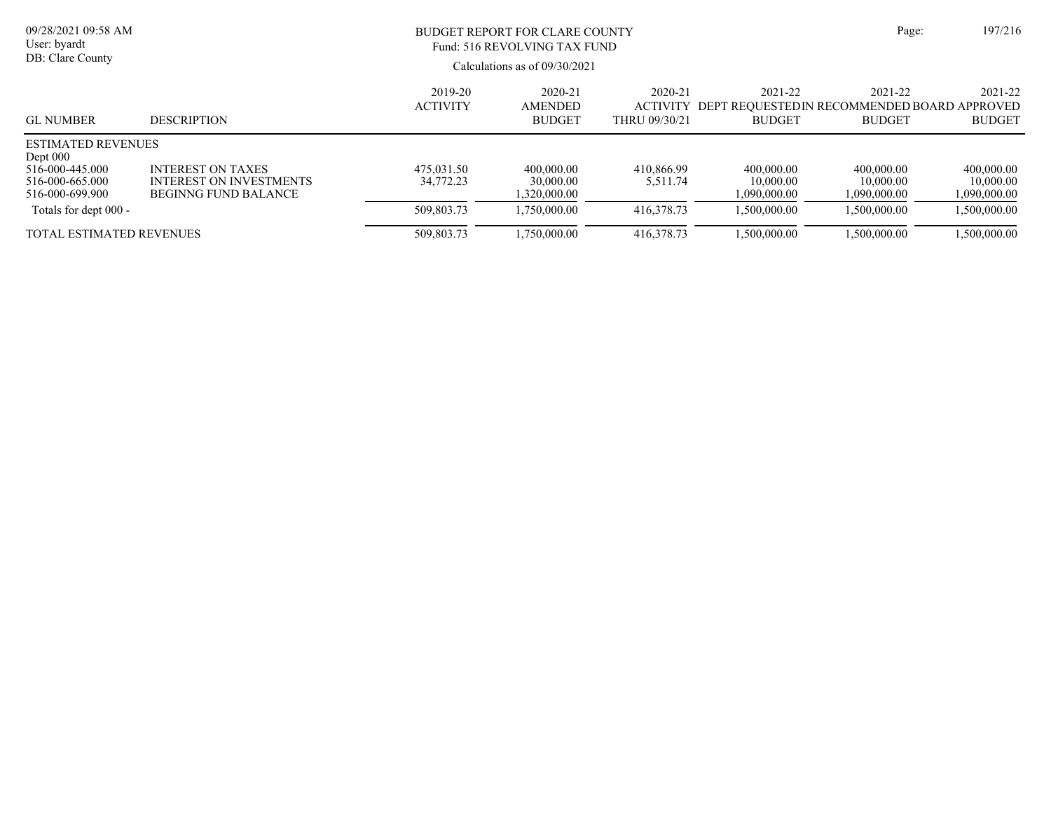# BUDGET REPORT FOR CLARE COUNTY

Fund: 516 REVOLVING TAX FUND

Calculations as of 09/30/2021

| GL NUMBER | DESCRIPTION | 2019-20 ACTIVITY | 2020-21 AMENDED BUDGET | 2020-21 ACTIVITY THRU 09/30/21 | 2021-22 DEPT REQUESTED BUDGET | 2021-22 IN RECOMMENDED BUDGET | 2021-22 BOARD APPROVED BUDGET |
|---|---|---|---|---|---|---|---|
| ESTIMATED REVENUES | | | | | | | |
| Dept 000 | | | | | | | |
| 516-000-445.000 | INTEREST ON TAXES | 475,031.50 | 400,000.00 | 410,866.99 | 400,000.00 | 400,000.00 | 400,000.00 |
| 516-000-665.000 | INTEREST ON INVESTMENTS | 34,772.23 | 30,000.00 | 5,511.74 | 10,000.00 | 10,000.00 | 10,000.00 |
| 516-000-699.900 | BEGINNG FUND BALANCE | | 1,320,000.00 | | 1,090,000.00 | 1,090,000.00 | 1,090,000.00 |
| Totals for dept 000 - | | 509,803.73 | 1,750,000.00 | 416,378.73 | 1,500,000.00 | 1,500,000.00 | 1,500,000.00 |
| TOTAL ESTIMATED REVENUES | | 509,803.73 | 1,750,000.00 | 416,378.73 | 1,500,000.00 | 1,500,000.00 | 1,500,000.00 |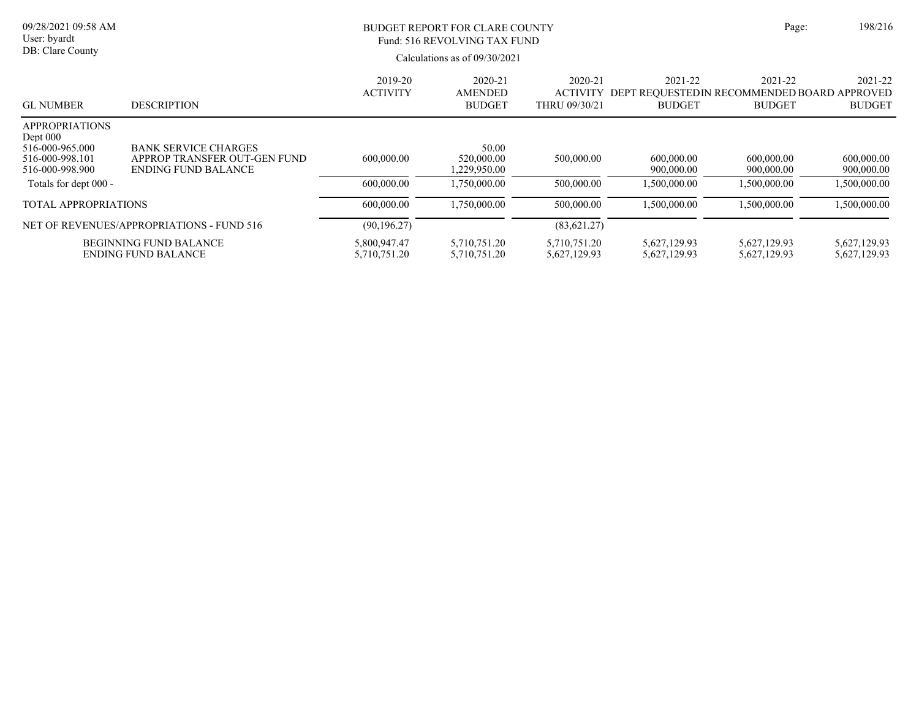BUDGET REPORT FOR CLARE COUNTY
Fund: 516 REVOLVING TAX FUND

Calculations as of 09/30/2021

| GL NUMBER | DESCRIPTION | 2019-20 ACTIVITY | 2020-21 AMENDED BUDGET | 2020-21 ACTIVITY THRU 09/30/21 | 2021-22 DEPT REQUESTED BUDGET | 2021-22 IN RECOMMENDED BUDGET | 2021-22 BOARD APPROVED BUDGET |
|---|---|---|---|---|---|---|---|
| APPROPRIATIONS | | | | | | | |
| Dept 000 | | | | | | | |
| 516-000-965.000 | BANK SERVICE CHARGES | | 50.00 | | | | |
| 516-000-998.101 | APPROP TRANSFER OUT-GEN FUND | 600,000.00 | 520,000.00 | 500,000.00 | 600,000.00 | 600,000.00 | 600,000.00 |
| 516-000-998.900 | ENDING FUND BALANCE | | 1,229,950.00 | | 900,000.00 | 900,000.00 | 900,000.00 |
| Totals for dept 000 - | | 600,000.00 | 1,750,000.00 | 500,000.00 | 1,500,000.00 | 1,500,000.00 | 1,500,000.00 |
| TOTAL APPROPRIATIONS | | 600,000.00 | 1,750,000.00 | 500,000.00 | 1,500,000.00 | 1,500,000.00 | 1,500,000.00 |
| NET OF REVENUES/APPROPRIATIONS - FUND 516 | | (90,196.27) | | (83,621.27) | | | |
| | BEGINNING FUND BALANCE | 5,800,947.47 | 5,710,751.20 | 5,710,751.20 | 5,627,129.93 | 5,627,129.93 | 5,627,129.93 |
| | ENDING FUND BALANCE | 5,710,751.20 | 5,710,751.20 | 5,627,129.93 | 5,627,129.93 | 5,627,129.93 | 5,627,129.93 |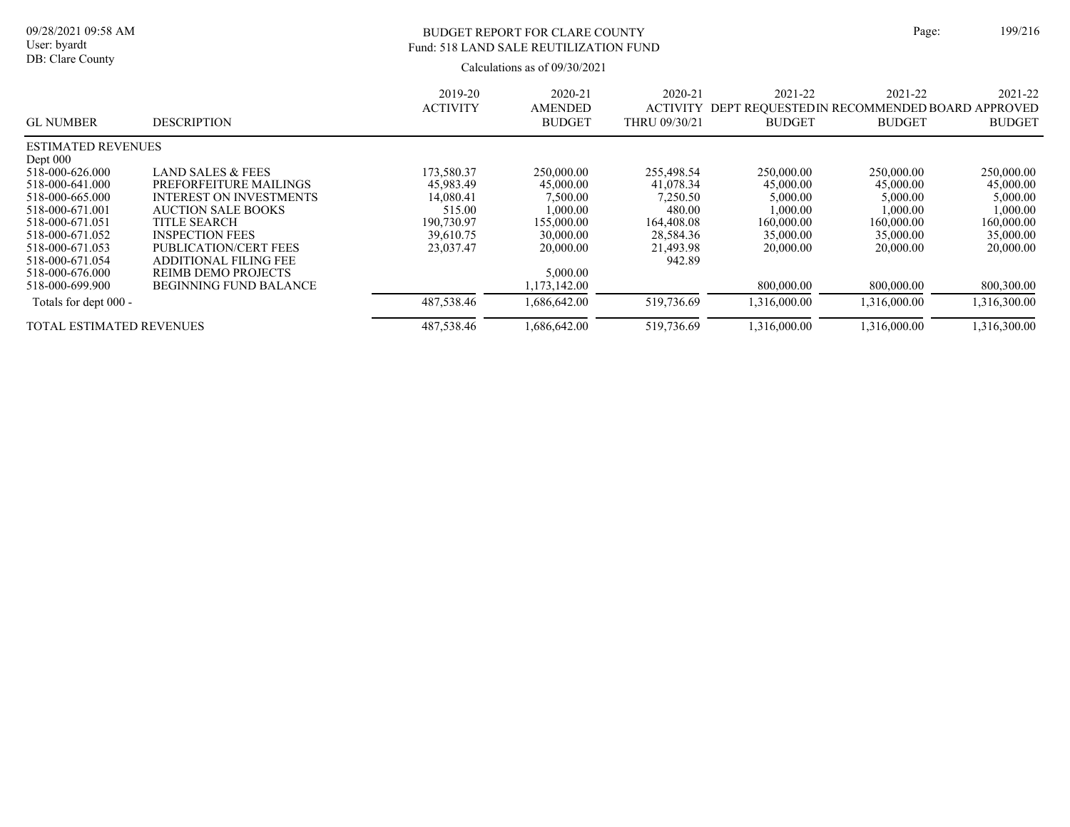BUDGET REPORT FOR CLARE COUNTY
Fund: 518 LAND SALE REUTILIZATION FUND

Calculations as of 09/30/2021

| GL NUMBER | DESCRIPTION | 2019-20 ACTIVITY | 2020-21 AMENDED BUDGET | 2020-21 ACTIVITY THRU 09/30/21 | 2021-22 DEPT REQUESTED BUDGET | 2021-22 IN RECOMMENDED BUDGET | 2021-22 BOARD APPROVED BUDGET |
|---|---|---|---|---|---|---|---|
| ESTIMATED REVENUES | | | | | | | |
| Dept 000 | | | | | | | |
| 518-000-626.000 | LAND SALES & FEES | 173,580.37 | 250,000.00 | 255,498.54 | 250,000.00 | 250,000.00 | 250,000.00 |
| 518-000-641.000 | PREFORFEITURE MAILINGS | 45,983.49 | 45,000.00 | 41,078.34 | 45,000.00 | 45,000.00 | 45,000.00 |
| 518-000-665.000 | INTEREST ON INVESTMENTS | 14,080.41 | 7,500.00 | 7,250.50 | 5,000.00 | 5,000.00 | 5,000.00 |
| 518-000-671.001 | AUCTION SALE BOOKS | 515.00 | 1,000.00 | 480.00 | 1,000.00 | 1,000.00 | 1,000.00 |
| 518-000-671.051 | TITLE SEARCH | 190,730.97 | 155,000.00 | 164,408.08 | 160,000.00 | 160,000.00 | 160,000.00 |
| 518-000-671.052 | INSPECTION FEES | 39,610.75 | 30,000.00 | 28,584.36 | 35,000.00 | 35,000.00 | 35,000.00 |
| 518-000-671.053 | PUBLICATION/CERT FEES | 23,037.47 | 20,000.00 | 21,493.98 | 20,000.00 | 20,000.00 | 20,000.00 |
| 518-000-671.054 | ADDITIONAL FILING FEE | | | 942.89 | | | |
| 518-000-676.000 | REIMB DEMO PROJECTS | | 5,000.00 | | | | |
| 518-000-699.900 | BEGINNING FUND BALANCE | | 1,173,142.00 | | 800,000.00 | 800,000.00 | 800,300.00 |
| Totals for dept 000 - | | 487,538.46 | 1,686,642.00 | 519,736.69 | 1,316,000.00 | 1,316,000.00 | 1,316,300.00 |
| TOTAL ESTIMATED REVENUES | | 487,538.46 | 1,686,642.00 | 519,736.69 | 1,316,000.00 | 1,316,000.00 | 1,316,300.00 |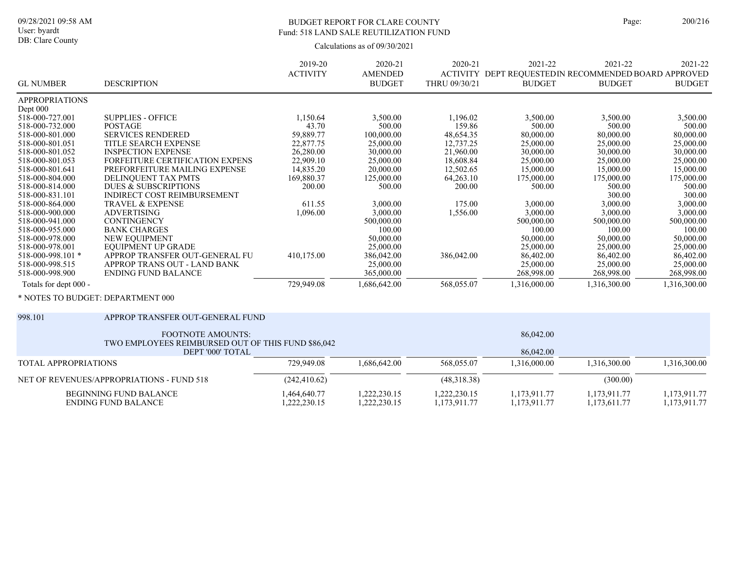# BUDGET REPORT FOR CLARE COUNTY

## Fund: 518 LAND SALE REUTILIZATION FUND

Calculations as of 09/30/2021

| GL NUMBER | DESCRIPTION | 2019-20 ACTIVITY | 2020-21 AMENDED BUDGET | 2020-21 ACTIVITY THRU 09/30/21 | 2021-22 DEPT REQUESTED BUDGET | 2021-22 IN RECOMMENDED BUDGET | 2021-22 BOARD APPROVED BUDGET |
|---|---|---|---|---|---|---|---|
| APPROPRIATIONS | | | | | | | |
| Dept 000 | | | | | | | |
| 518-000-727.001 | SUPPLIES - OFFICE | 1,150.64 | 3,500.00 | 1,196.02 | 3,500.00 | 3,500.00 | 3,500.00 |
| 518-000-732.000 | POSTAGE | 43.70 | 500.00 | 159.86 | 500.00 | 500.00 | 500.00 |
| 518-000-801.000 | SERVICES RENDERED | 59,889.77 | 100,000.00 | 48,654.35 | 80,000.00 | 80,000.00 | 80,000.00 |
| 518-000-801.051 | TITLE SEARCH EXPENSE | 22,877.75 | 25,000.00 | 12,737.25 | 25,000.00 | 25,000.00 | 25,000.00 |
| 518-000-801.052 | INSPECTION EXPENSE | 26,280.00 | 30,000.00 | 21,960.00 | 30,000.00 | 30,000.00 | 30,000.00 |
| 518-000-801.053 | FORFEITURE CERTIFICATION EXPENS | 22,909.10 | 25,000.00 | 18,608.84 | 25,000.00 | 25,000.00 | 25,000.00 |
| 518-000-801.641 | PREFORFEITURE MAILING EXPENSE | 14,835.20 | 20,000.00 | 12,502.65 | 15,000.00 | 15,000.00 | 15,000.00 |
| 518-000-804.000 | DELINQUENT TAX PMTS | 169,880.37 | 125,000.00 | 64,263.10 | 175,000.00 | 175,000.00 | 175,000.00 |
| 518-000-814.000 | DUES & SUBSCRIPTIONS | 200.00 | 500.00 | 200.00 | 500.00 | 500.00 | 500.00 |
| 518-000-831.101 | INDIRECT COST REIMBURSEMENT | | | | | 300.00 | 300.00 |
| 518-000-864.000 | TRAVEL & EXPENSE | 611.55 | 3,000.00 | 175.00 | 3,000.00 | 3,000.00 | 3,000.00 |
| 518-000-900.000 | ADVERTISING | 1,096.00 | 3,000.00 | 1,556.00 | 3,000.00 | 3,000.00 | 3,000.00 |
| 518-000-941.000 | CONTINGENCY | | 500,000.00 | | 500,000.00 | 500,000.00 | 500,000.00 |
| 518-000-955.000 | BANK CHARGES | | 100.00 | | 100.00 | 100.00 | 100.00 |
| 518-000-978.000 | NEW EQUIPMENT | | 50,000.00 | | 50,000.00 | 50,000.00 | 50,000.00 |
| 518-000-978.001 | EQUIPMENT UP GRADE | | 25,000.00 | | 25,000.00 | 25,000.00 | 25,000.00 |
| 518-000-998.101 * | APPROP TRANSFER OUT-GENERAL FU | 410,175.00 | 386,042.00 | 386,042.00 | 86,402.00 | 86,402.00 | 86,402.00 |
| 518-000-998.515 | APPROP TRANS OUT - LAND BANK | | 25,000.00 | | 25,000.00 | 25,000.00 | 25,000.00 |
| 518-000-998.900 | ENDING FUND BALANCE | | 365,000.00 | | 268,998.00 | 268,998.00 | 268,998.00 |
| Totals for dept 000 - | | 729,949.08 | 1,686,642.00 | 568,055.07 | 1,316,000.00 | 1,316,300.00 | 1,316,300.00 |

\* NOTES TO BUDGET: DEPARTMENT 000

| | | | | | | | |
|---|---|---|---|---|---|---|---|
| 998.101 | APPROP TRANSFER OUT-GENERAL FUND | | | | | | |
| | FOOTNOTE AMOUNTS: | | | | 86,042.00 | | |
| | TWO EMPLOYEES REIMBURSED OUT OF THIS FUND $86,042 | | | | | | |
| | DEPT '000' TOTAL | | | | 86,042.00 | | |
| TOTAL APPROPRIATIONS | | 729,949.08 | 1,686,642.00 | 568,055.07 | 1,316,000.00 | 1,316,300.00 | 1,316,300.00 |
| NET OF REVENUES/APPROPRIATIONS - FUND 518 | | (242,410.62) | | (48,318.38) | | (300.00) | |
| | BEGINNING FUND BALANCE | 1,464,640.77 | 1,222,230.15 | 1,222,230.15 | 1,173,911.77 | 1,173,911.77 | 1,173,911.77 |
| | ENDING FUND BALANCE | 1,222,230.15 | 1,222,230.15 | 1,173,911.77 | 1,173,911.77 | 1,173,611.77 | 1,173,911.77 |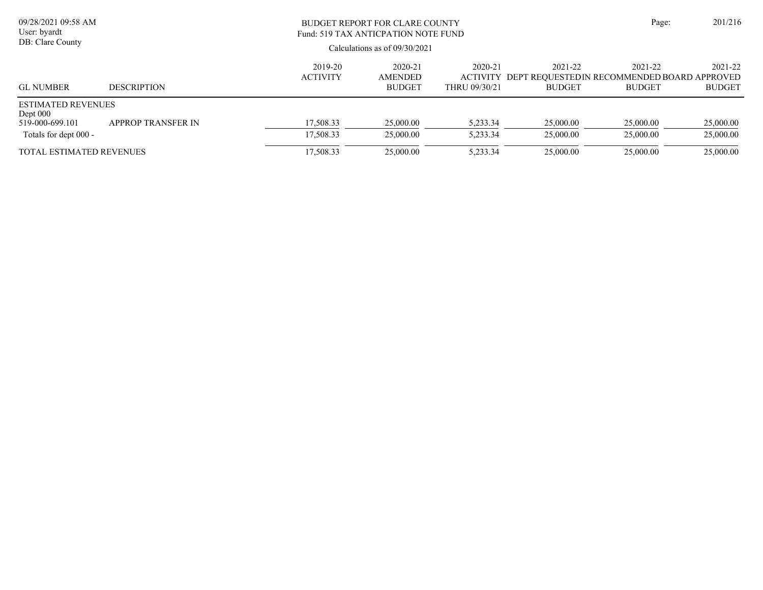09/28/2021 09:58 AM
User: byardt
DB: Clare County

# BUDGET REPORT FOR CLARE COUNTY
## Fund: 519 TAX ANTICPATION NOTE FUND

Calculations as of 09/30/2021

| GL NUMBER | DESCRIPTION | 2019-20 ACTIVITY | 2020-21 AMENDED BUDGET | 2020-21 ACTIVITY THRU 09/30/21 | 2021-22 DEPT REQUESTED BUDGET | 2021-22 IN RECOMMENDED BUDGET | 2021-22 BOARD APPROVED BUDGET |
|---|---|---|---|---|---|---|---|
| ESTIMATED REVENUES | | | | | | | |
| Dept 000 | | | | | | | |
| 519-000-699.101 | APPROP TRANSFER IN | 17,508.33 | 25,000.00 | 5,233.34 | 25,000.00 | 25,000.00 | 25,000.00 |
| Totals for dept 000 - | | 17,508.33 | 25,000.00 | 5,233.34 | 25,000.00 | 25,000.00 | 25,000.00 |
| TOTAL ESTIMATED REVENUES | | 17,508.33 | 25,000.00 | 5,233.34 | 25,000.00 | 25,000.00 | 25,000.00 |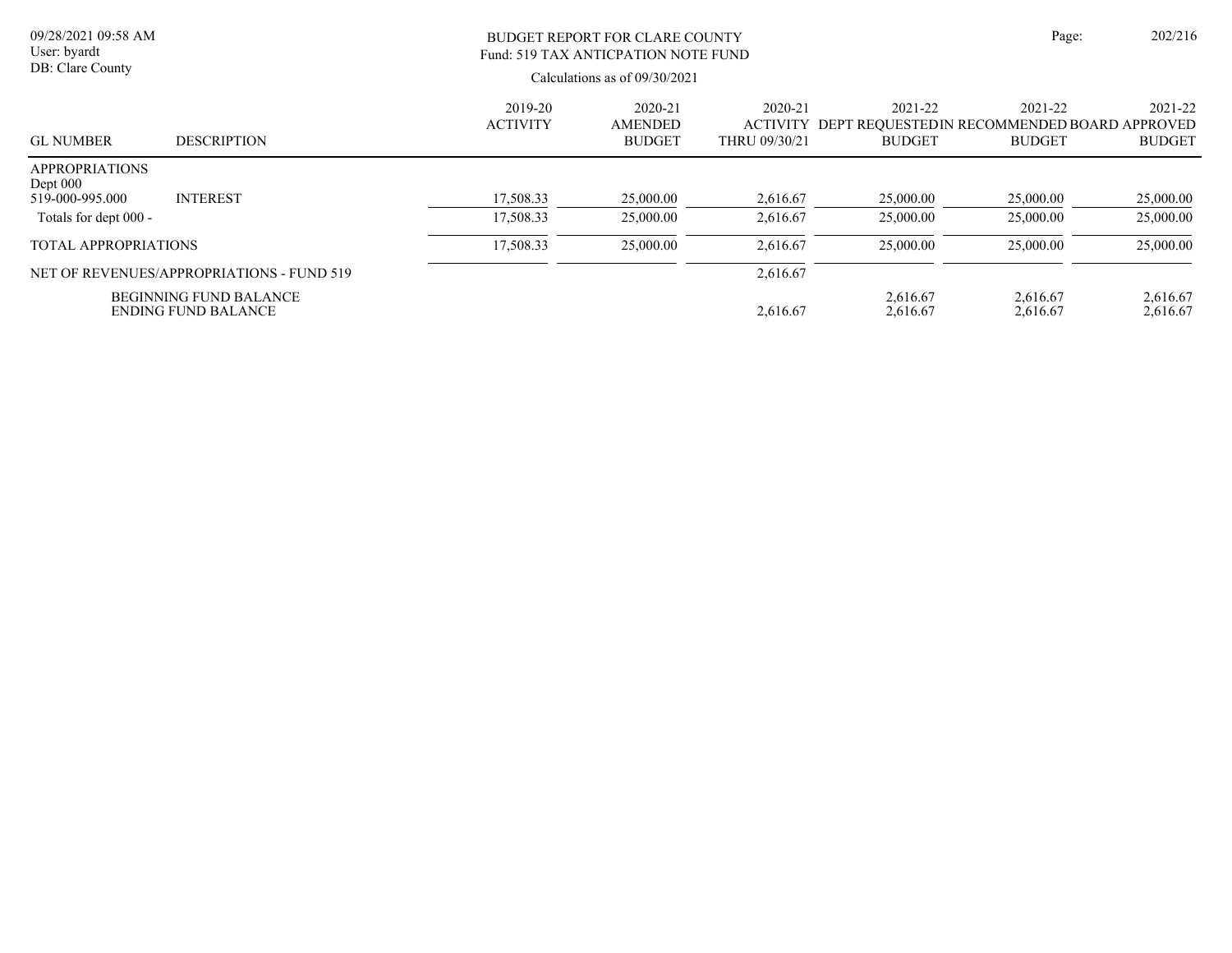09/28/2021 09:58 AM
User: byardt
DB: Clare County

BUDGET REPORT FOR CLARE COUNTY
Fund: 519 TAX ANTICPATION NOTE FUND

Calculations as of 09/30/2021

| GL NUMBER | DESCRIPTION | 2019-20 ACTIVITY | 2020-21 AMENDED BUDGET | 2020-21 ACTIVITY THRU 09/30/21 | 2021-22 DEPT REQUESTED BUDGET | 2021-22 IN RECOMMENDED BUDGET | 2021-22 BOARD APPROVED BUDGET |
|---|---|---|---|---|---|---|---|
| APPROPRIATIONS | | | | | | | |
| Dept 000 | | | | | | | |
| 519-000-995.000 | INTEREST | 17,508.33 | 25,000.00 | 2,616.67 | 25,000.00 | 25,000.00 | 25,000.00 |
| Totals for dept 000 - | | 17,508.33 | 25,000.00 | 2,616.67 | 25,000.00 | 25,000.00 | 25,000.00 |
| TOTAL APPROPRIATIONS | | 17,508.33 | 25,000.00 | 2,616.67 | 25,000.00 | 25,000.00 | 25,000.00 |
| NET OF REVENUES/APPROPRIATIONS - FUND 519 | | | | 2,616.67 | | | |
| | BEGINNING FUND BALANCE | | | | 2,616.67 | 2,616.67 | 2,616.67 |
| | ENDING FUND BALANCE | | | 2,616.67 | 2,616.67 | 2,616.67 | 2,616.67 |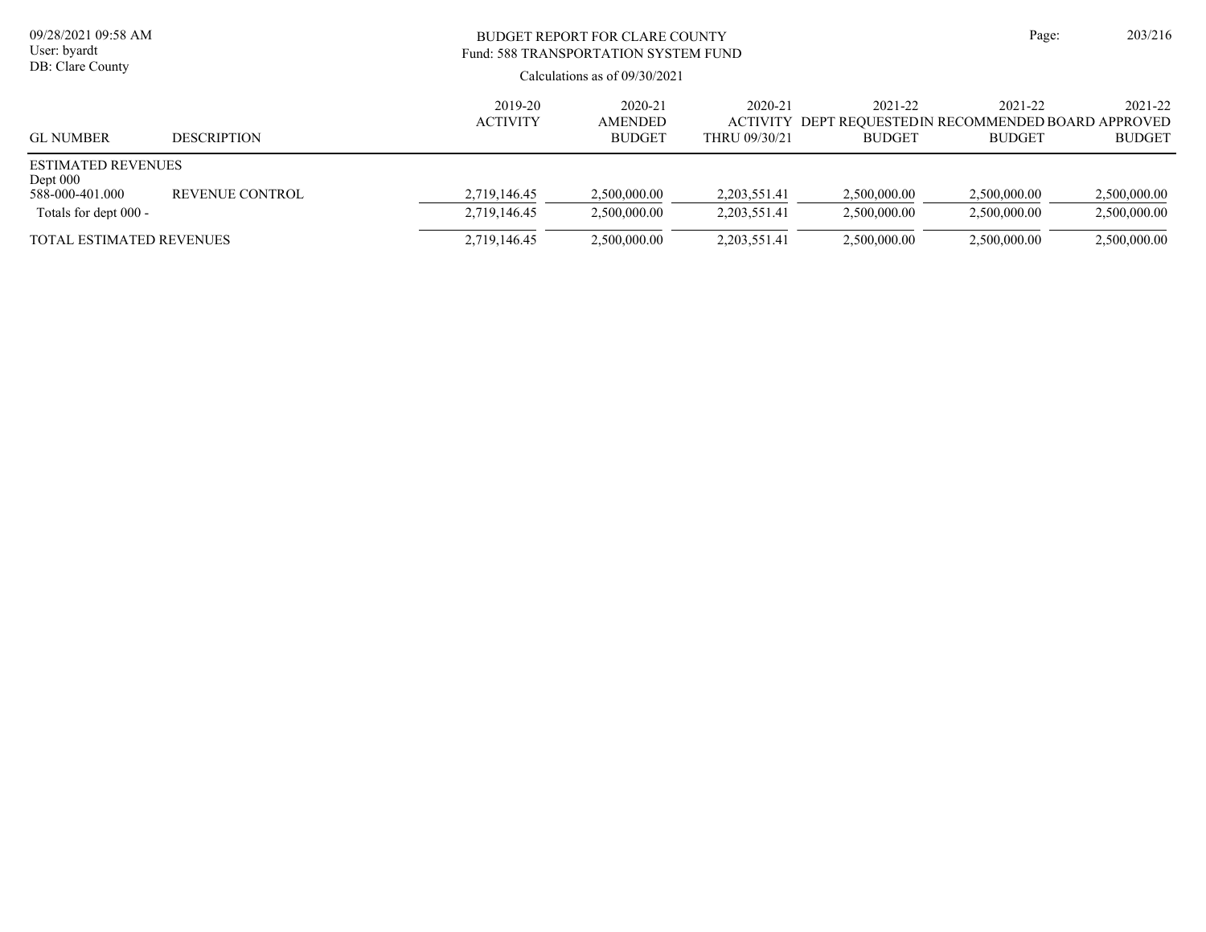09/28/2021 09:58 AM
User: byardt
DB: Clare County

# BUDGET REPORT FOR CLARE COUNTY
## Fund: 588 TRANSPORTATION SYSTEM FUND

Calculations as of 09/30/2021

| GL NUMBER | DESCRIPTION | 2019-20 ACTIVITY | 2020-21 AMENDED BUDGET | 2020-21 ACTIVITY THRU 09/30/21 | 2021-22 DEPT REQUESTED BUDGET | 2021-22 IN RECOMMENDED BUDGET | 2021-22 BOARD APPROVED BUDGET |
|---|---|---|---|---|---|---|---|
| ESTIMATED REVENUES | | | | | | | |
| Dept 000 | | | | | | | |
| 588-000-401.000 | REVENUE CONTROL | 2,719,146.45 | 2,500,000.00 | 2,203,551.41 | 2,500,000.00 | 2,500,000.00 | 2,500,000.00 |
| Totals for dept 000 - | | 2,719,146.45 | 2,500,000.00 | 2,203,551.41 | 2,500,000.00 | 2,500,000.00 | 2,500,000.00 |
| TOTAL ESTIMATED REVENUES | | 2,719,146.45 | 2,500,000.00 | 2,203,551.41 | 2,500,000.00 | 2,500,000.00 | 2,500,000.00 |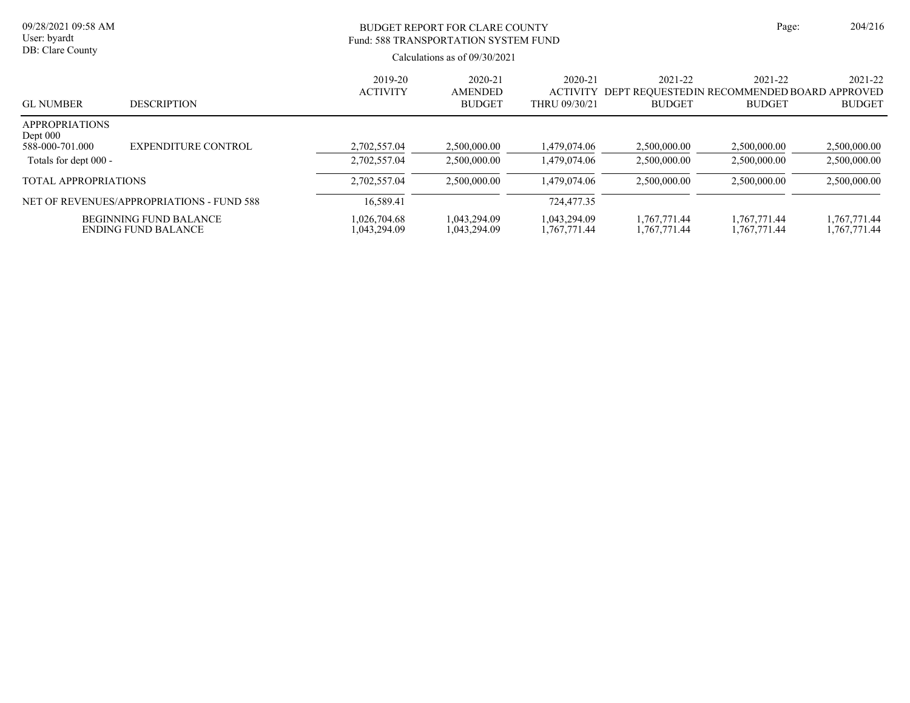BUDGET REPORT FOR CLARE COUNTY
Fund: 588 TRANSPORTATION SYSTEM FUND

Calculations as of 09/30/2021

| GL NUMBER | DESCRIPTION | 2019-20 ACTIVITY | 2020-21 AMENDED BUDGET | 2020-21 ACTIVITY THRU 09/30/21 | 2021-22 DEPT REQUESTED BUDGET | 2021-22 IN RECOMMENDED BUDGET | 2021-22 BOARD APPROVED BUDGET |
|---|---|---|---|---|---|---|---|
| APPROPRIATIONS | | | | | | | |
| Dept 000 | | | | | | | |
| 588-000-701.000 | EXPENDITURE CONTROL | 2,702,557.04 | 2,500,000.00 | 1,479,074.06 | 2,500,000.00 | 2,500,000.00 | 2,500,000.00 |
| Totals for dept 000 - | | 2,702,557.04 | 2,500,000.00 | 1,479,074.06 | 2,500,000.00 | 2,500,000.00 | 2,500,000.00 |
| TOTAL APPROPRIATIONS | | 2,702,557.04 | 2,500,000.00 | 1,479,074.06 | 2,500,000.00 | 2,500,000.00 | 2,500,000.00 |
| NET OF REVENUES/APPROPRIATIONS - FUND 588 | | 16,589.41 | | 724,477.35 | | | |
| | BEGINNING FUND BALANCE | 1,026,704.68 | 1,043,294.09 | 1,043,294.09 | 1,767,771.44 | 1,767,771.44 | 1,767,771.44 |
| | ENDING FUND BALANCE | 1,043,294.09 | 1,043,294.09 | 1,767,771.44 | 1,767,771.44 | 1,767,771.44 | 1,767,771.44 |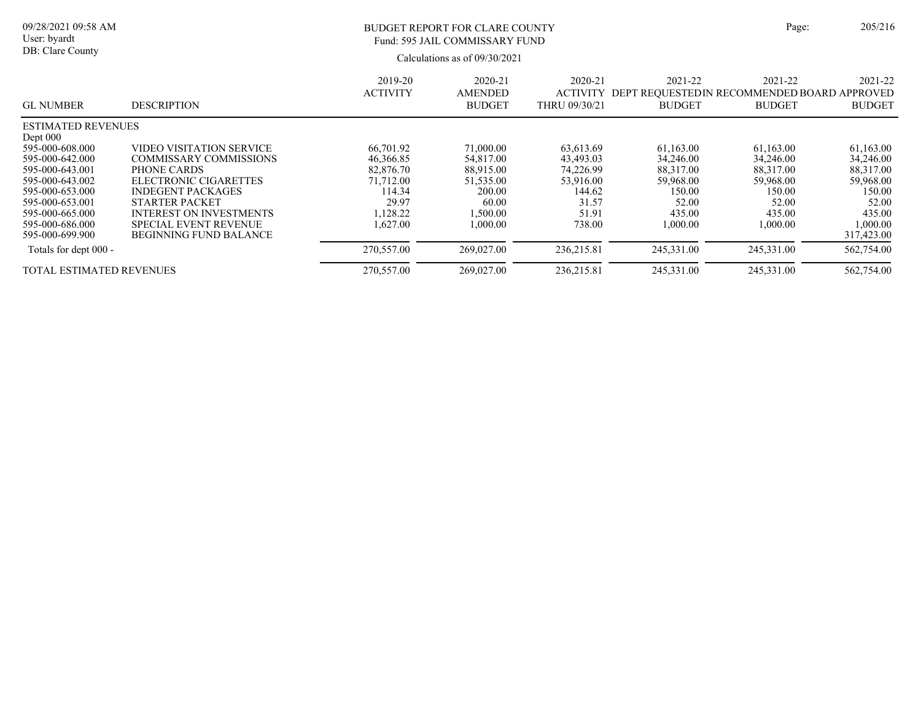BUDGET REPORT FOR CLARE COUNTY
Fund: 595 JAIL COMMISSARY FUND

Calculations as of 09/30/2021

| GL NUMBER | DESCRIPTION | 2019-20 ACTIVITY | 2020-21 AMENDED BUDGET | 2020-21 ACTIVITY THRU 09/30/21 | 2021-22 DEPT REQUESTED BUDGET | 2021-22 IN RECOMMENDED BUDGET | 2021-22 BOARD APPROVED BUDGET |
|---|---|---|---|---|---|---|---|
| ESTIMATED REVENUES | | | | | | | |
| Dept 000 | | | | | | | |
| 595-000-608.000 | VIDEO VISITATION SERVICE | 66,701.92 | 71,000.00 | 63,613.69 | 61,163.00 | 61,163.00 | 61,163.00 |
| 595-000-642.000 | COMMISSARY COMMISSIONS | 46,366.85 | 54,817.00 | 43,493.03 | 34,246.00 | 34,246.00 | 34,246.00 |
| 595-000-643.001 | PHONE CARDS | 82,876.70 | 88,915.00 | 74,226.99 | 88,317.00 | 88,317.00 | 88,317.00 |
| 595-000-643.002 | ELECTRONIC CIGARETTES | 71,712.00 | 51,535.00 | 53,916.00 | 59,968.00 | 59,968.00 | 59,968.00 |
| 595-000-653.000 | INDEGENT PACKAGES | 114.34 | 200.00 | 144.62 | 150.00 | 150.00 | 150.00 |
| 595-000-653.001 | STARTER PACKET | 29.97 | 60.00 | 31.57 | 52.00 | 52.00 | 52.00 |
| 595-000-665.000 | INTEREST ON INVESTMENTS | 1,128.22 | 1,500.00 | 51.91 | 435.00 | 435.00 | 435.00 |
| 595-000-686.000 | SPECIAL EVENT REVENUE | 1,627.00 | 1,000.00 | 738.00 | 1,000.00 | 1,000.00 | 1,000.00 |
| 595-000-699.900 | BEGINNING FUND BALANCE | | | | | | 317,423.00 |
| Totals for dept 000 - | | 270,557.00 | 269,027.00 | 236,215.81 | 245,331.00 | 245,331.00 | 562,754.00 |
| TOTAL ESTIMATED REVENUES | | 270,557.00 | 269,027.00 | 236,215.81 | 245,331.00 | 245,331.00 | 562,754.00 |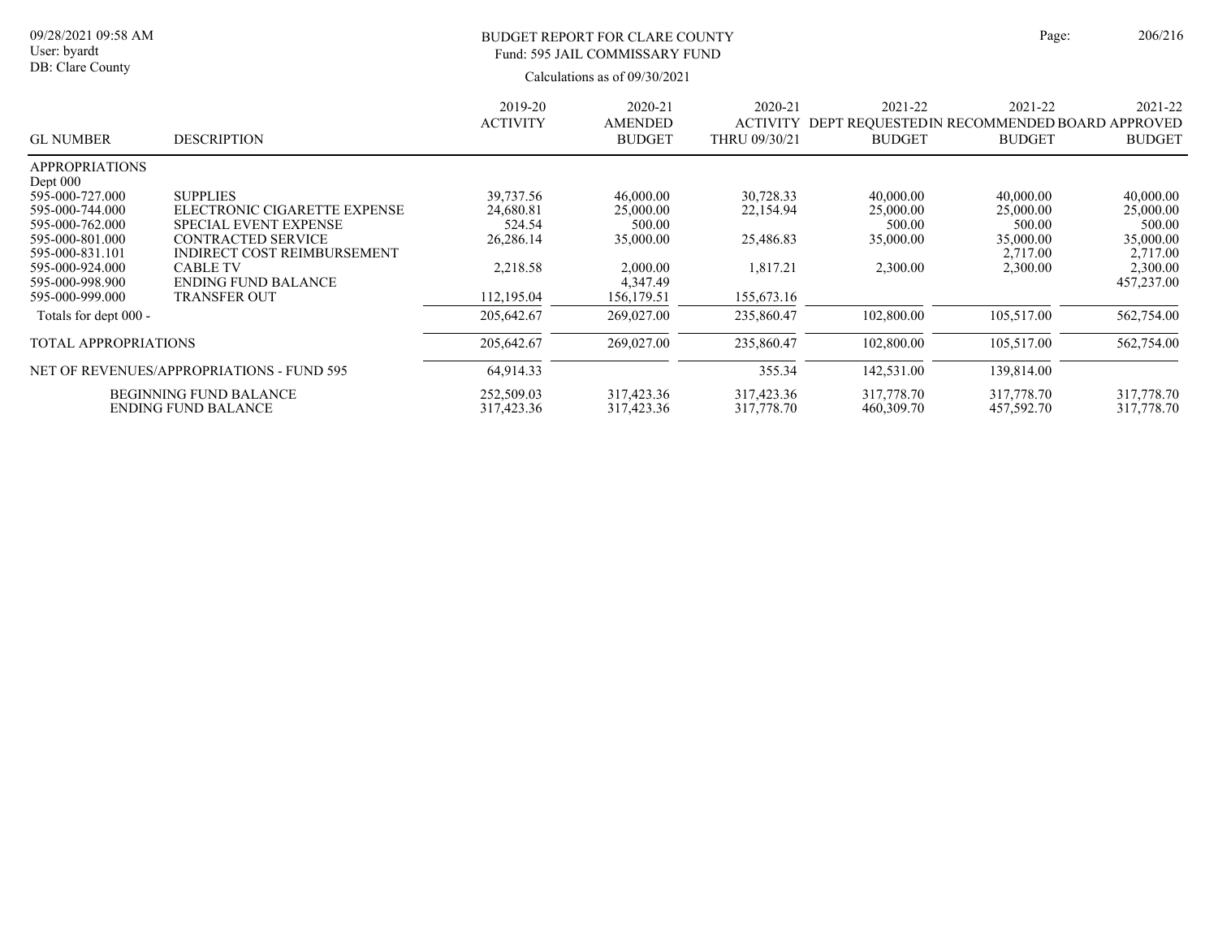BUDGET REPORT FOR CLARE COUNTY
Fund: 595 JAIL COMMISSARY FUND

Calculations as of 09/30/2021

| GL NUMBER | DESCRIPTION | 2019-20 ACTIVITY | 2020-21 AMENDED BUDGET | 2020-21 ACTIVITY THRU 09/30/21 | 2021-22 DEPT REQUESTED BUDGET | 2021-22 IN RECOMMENDED BUDGET | 2021-22 BOARD APPROVED BUDGET |
|---|---|---|---|---|---|---|---|
| APPROPRIATIONS | | | | | | | |
| Dept 000 | | | | | | | |
| 595-000-727.000 | SUPPLIES | 39,737.56 | 46,000.00 | 30,728.33 | 40,000.00 | 40,000.00 | 40,000.00 |
| 595-000-744.000 | ELECTRONIC CIGARETTE EXPENSE | 24,680.81 | 25,000.00 | 22,154.94 | 25,000.00 | 25,000.00 | 25,000.00 |
| 595-000-762.000 | SPECIAL EVENT EXPENSE | 524.54 | 500.00 | | 500.00 | 500.00 | 500.00 |
| 595-000-801.000 | CONTRACTED SERVICE | 26,286.14 | 35,000.00 | 25,486.83 | 35,000.00 | 35,000.00 | 35,000.00 |
| 595-000-831.101 | INDIRECT COST REIMBURSEMENT | | | | | 2,717.00 | 2,717.00 |
| 595-000-924.000 | CABLE TV | 2,218.58 | 2,000.00 | 1,817.21 | 2,300.00 | 2,300.00 | 2,300.00 |
| 595-000-998.900 | ENDING FUND BALANCE | | 4,347.49 | | | | 457,237.00 |
| 595-000-999.000 | TRANSFER OUT | 112,195.04 | 156,179.51 | 155,673.16 | | | |
| Totals for dept 000 - | | 205,642.67 | 269,027.00 | 235,860.47 | 102,800.00 | 105,517.00 | 562,754.00 |
| TOTAL APPROPRIATIONS | | 205,642.67 | 269,027.00 | 235,860.47 | 102,800.00 | 105,517.00 | 562,754.00 |
| NET OF REVENUES/APPROPRIATIONS - FUND 595 | | 64,914.33 | | 355.34 | 142,531.00 | 139,814.00 | |
| BEGINNING FUND BALANCE | | 252,509.03 | 317,423.36 | 317,423.36 | 317,778.70 | 317,778.70 | 317,778.70 |
| ENDING FUND BALANCE | | 317,423.36 | 317,423.36 | 317,778.70 | 460,309.70 | 457,592.70 | 317,778.70 |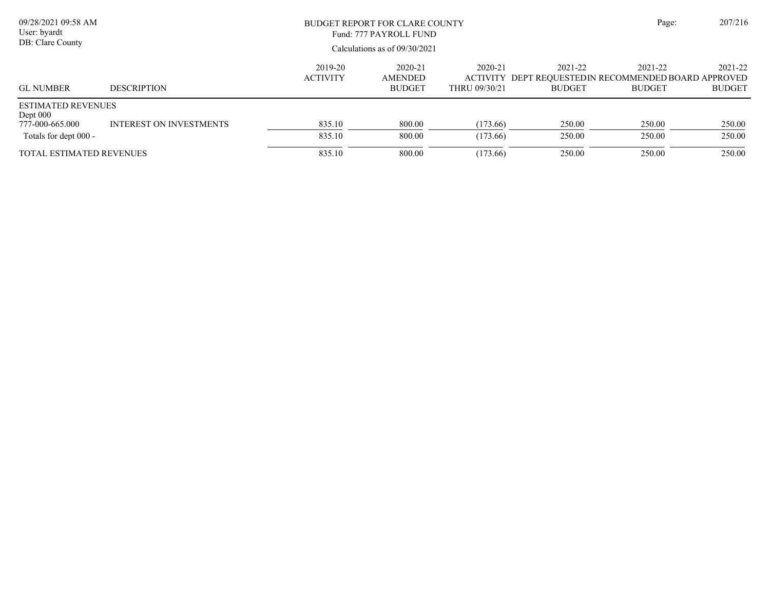BUDGET REPORT FOR CLARE COUNTY
Fund: 777 PAYROLL FUND
Calculations as of 09/30/2021

09/28/2021 09:58 AM
User: byardt
DB: Clare County

| GL NUMBER | DESCRIPTION | 2019-20 ACTIVITY | 2020-21 AMENDED BUDGET | 2020-21 ACTIVITY THRU 09/30/21 | 2021-22 DEPT REQUESTED BUDGET | 2021-22 IN RECOMMENDED BUDGET | 2021-22 BOARD APPROVED BUDGET |
|---|---|---|---|---|---|---|---|
| ESTIMATED REVENUES | | | | | | | |
| Dept 000 | | | | | | | |
| 777-000-665.000 | INTEREST ON INVESTMENTS | 835.10 | 800.00 | (173.66) | 250.00 | 250.00 | 250.00 |
| Totals for dept 000 - | | 835.10 | 800.00 | (173.66) | 250.00 | 250.00 | 250.00 |
| TOTAL ESTIMATED REVENUES | | 835.10 | 800.00 | (173.66) | 250.00 | 250.00 | 250.00 |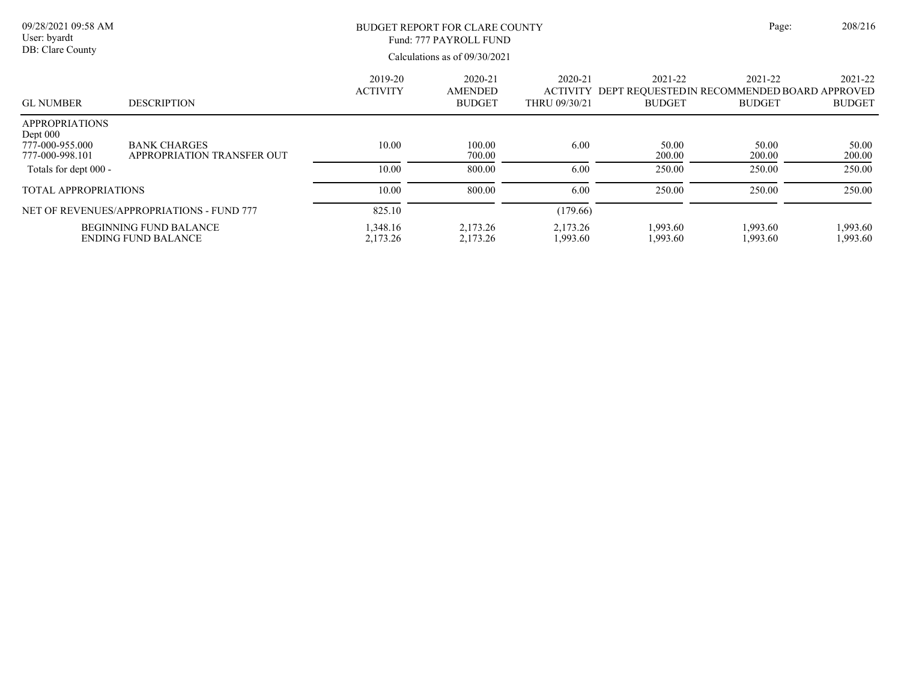# BUDGET REPORT FOR CLARE COUNTY

Fund: 777 PAYROLL FUND

Calculations as of 09/30/2021

| GL NUMBER | DESCRIPTION | 2019-20 ACTIVITY | 2020-21 AMENDED BUDGET | 2020-21 ACTIVITY THRU 09/30/21 | 2021-22 DEPT REQUESTED BUDGET | 2021-22 IN RECOMMENDED BUDGET | 2021-22 BOARD APPROVED BUDGET |
|---|---|---|---|---|---|---|---|
| APPROPRIATIONS | | | | | | | |
| Dept 000 | | | | | | | |
| 777-000-955.000 | BANK CHARGES | 10.00 | 100.00 | 6.00 | 50.00 | 50.00 | 50.00 |
| 777-000-998.101 | APPROPRIATION TRANSFER OUT | | 700.00 | | 200.00 | 200.00 | 200.00 |
| Totals for dept 000 - | | 10.00 | 800.00 | 6.00 | 250.00 | 250.00 | 250.00 |
| TOTAL APPROPRIATIONS | | 10.00 | 800.00 | 6.00 | 250.00 | 250.00 | 250.00 |
| NET OF REVENUES/APPROPRIATIONS - FUND 777 | | 825.10 | | (179.66) | | | |
| | BEGINNING FUND BALANCE | 1,348.16 | 2,173.26 | 2,173.26 | 1,993.60 | 1,993.60 | 1,993.60 |
| | ENDING FUND BALANCE | 2,173.26 | 2,173.26 | 1,993.60 | 1,993.60 | 1,993.60 | 1,993.60 |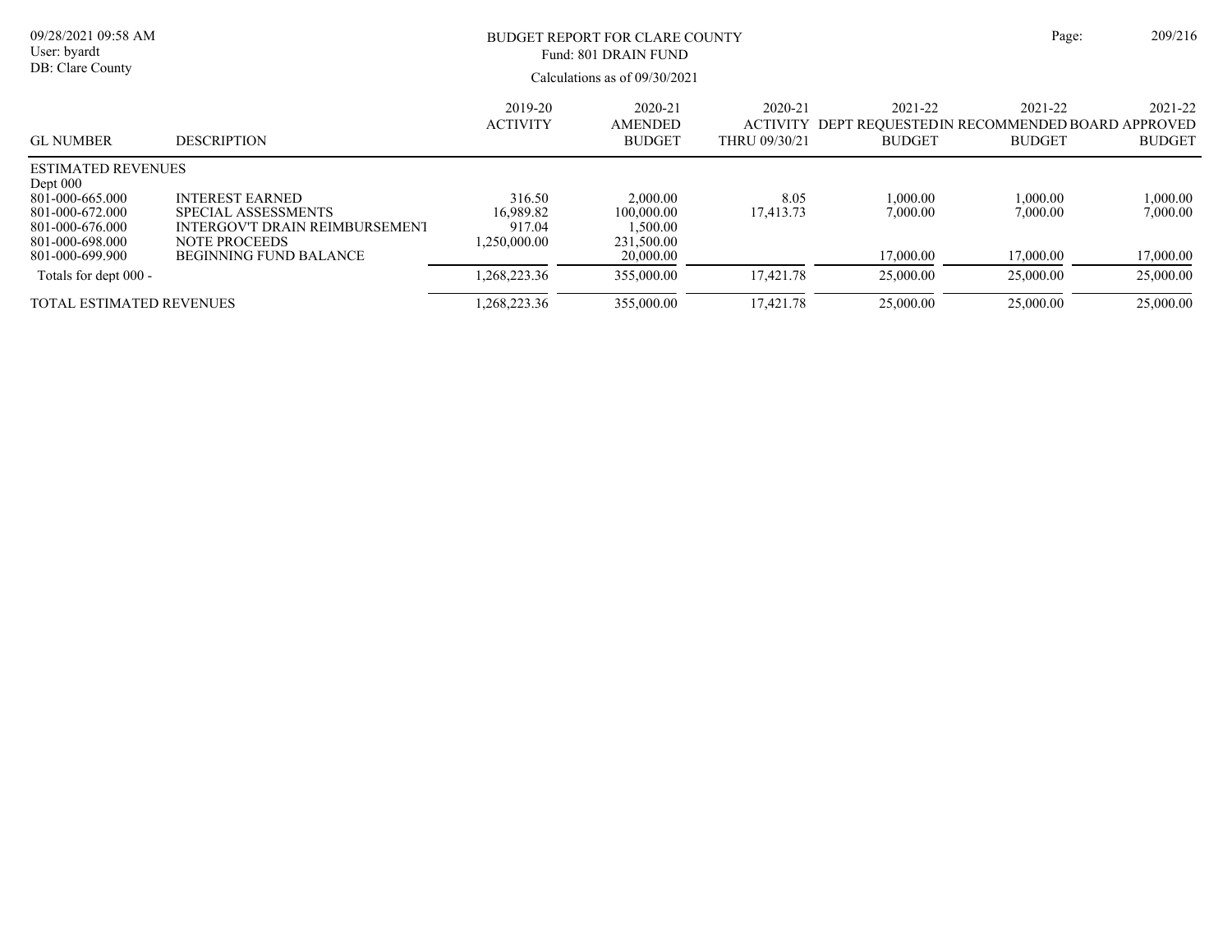BUDGET REPORT FOR CLARE COUNTY
Fund: 801 DRAIN FUND

Calculations as of 09/30/2021

| GL NUMBER | DESCRIPTION | 2019-20 ACTIVITY | 2020-21 AMENDED BUDGET | 2020-21 ACTIVITY THRU 09/30/21 | 2021-22 DEPT REQUESTED BUDGET | 2021-22 IN RECOMMENDED BUDGET | 2021-22 BOARD APPROVED BUDGET |
|---|---|---|---|---|---|---|---|
| ESTIMATED REVENUES | | | | | | | |
| Dept 000 | | | | | | | |
| 801-000-665.000 | INTEREST EARNED | 316.50 | 2,000.00 | 8.05 | 1,000.00 | 1,000.00 | 1,000.00 |
| 801-000-672.000 | SPECIAL ASSESSMENTS | 16,989.82 | 100,000.00 | 17,413.73 | 7,000.00 | 7,000.00 | 7,000.00 |
| 801-000-676.000 | INTERGOV'T DRAIN REIMBURSEMENT | 917.04 | 1,500.00 | | | | |
| 801-000-698.000 | NOTE PROCEEDS | 1,250,000.00 | 231,500.00 | | | | |
| 801-000-699.900 | BEGINNING FUND BALANCE | | 20,000.00 | | 17,000.00 | 17,000.00 | 17,000.00 |
| Totals for dept 000 - | | 1,268,223.36 | 355,000.00 | 17,421.78 | 25,000.00 | 25,000.00 | 25,000.00 |
| TOTAL ESTIMATED REVENUES | | 1,268,223.36 | 355,000.00 | 17,421.78 | 25,000.00 | 25,000.00 | 25,000.00 |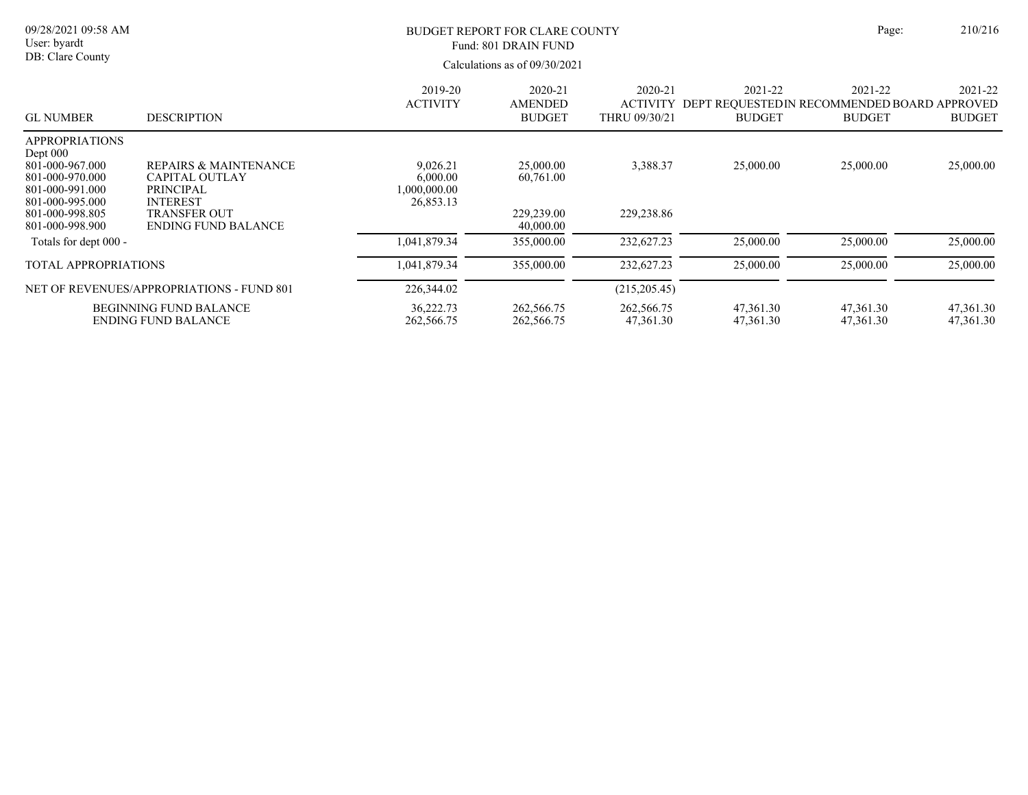# BUDGET REPORT FOR CLARE COUNTY

Fund: 801 DRAIN FUND

Calculations as of 09/30/2021

| GL NUMBER | DESCRIPTION | 2019-20 ACTIVITY | 2020-21 AMENDED BUDGET | 2020-21 ACTIVITY THRU 09/30/21 | 2021-22 DEPT REQUESTED BUDGET | 2021-22 RECOMMENDED BUDGET | 2021-22 BOARD APPROVED BUDGET |
|---|---|---|---|---|---|---|---|
| APPROPRIATIONS | | | | | | | |
| Dept 000 | | | | | | | |
| 801-000-967.000 | REPAIRS & MAINTENANCE | 9,026.21 | 25,000.00 | 3,388.37 | 25,000.00 | 25,000.00 | 25,000.00 |
| 801-000-970.000 | CAPITAL OUTLAY | 6,000.00 | 60,761.00 | | | | |
| 801-000-991.000 | PRINCIPAL | 1,000,000.00 | | | | | |
| 801-000-995.000 | INTEREST | 26,853.13 | | | | | |
| 801-000-998.805 | TRANSFER OUT | | 229,239.00 | 229,238.86 | | | |
| 801-000-998.900 | ENDING FUND BALANCE | | 40,000.00 | | | | |
| Totals for dept 000 - | | 1,041,879.34 | 355,000.00 | 232,627.23 | 25,000.00 | 25,000.00 | 25,000.00 |
| TOTAL APPROPRIATIONS | | 1,041,879.34 | 355,000.00 | 232,627.23 | 25,000.00 | 25,000.00 | 25,000.00 |
| NET OF REVENUES/APPROPRIATIONS - FUND 801 | | 226,344.02 | | (215,205.45) | | | |
| | BEGINNING FUND BALANCE | 36,222.73 | 262,566.75 | 262,566.75 | 47,361.30 | 47,361.30 | 47,361.30 |
| | ENDING FUND BALANCE | 262,566.75 | 262,566.75 | 47,361.30 | 47,361.30 | 47,361.30 | 47,361.30 |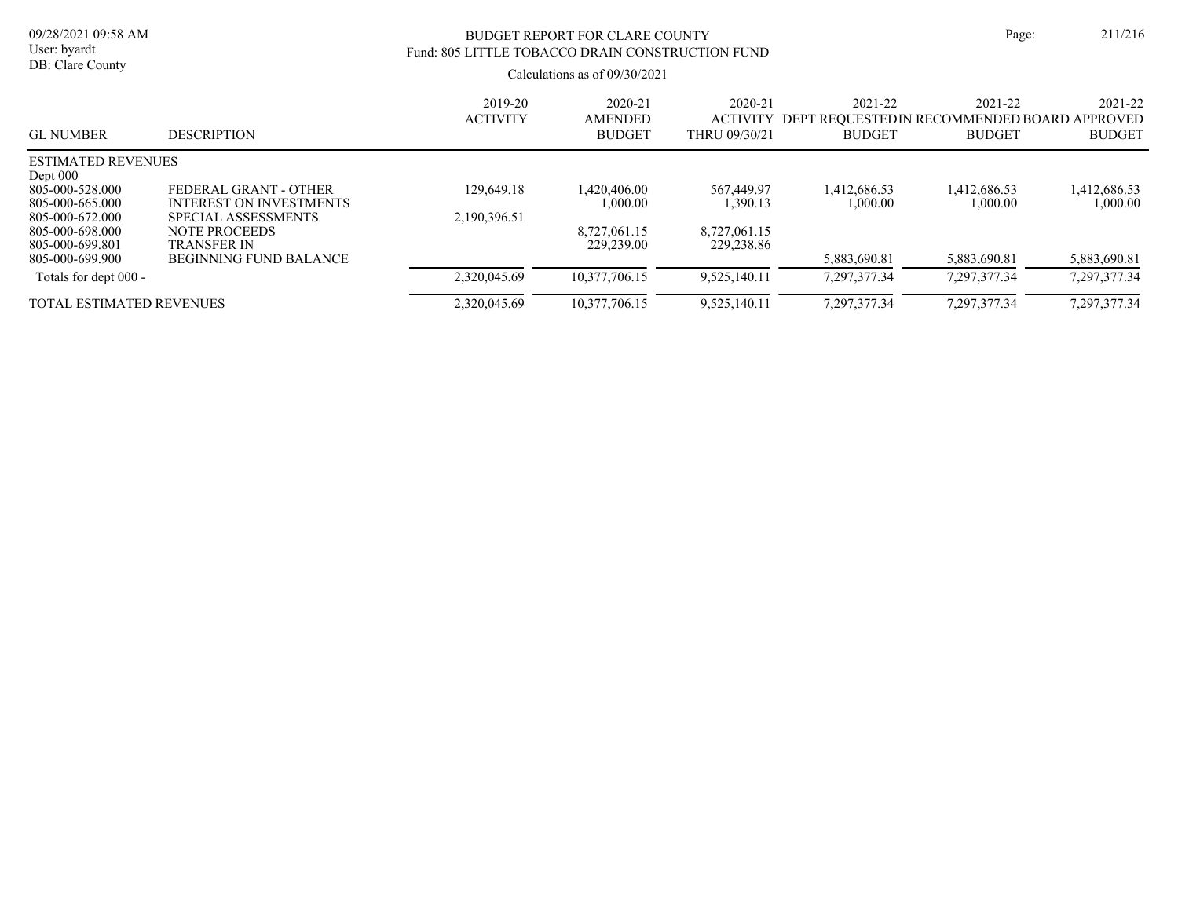BUDGET REPORT FOR CLARE COUNTY
Fund: 805 LITTLE TOBACCO DRAIN CONSTRUCTION FUND

Calculations as of 09/30/2021

| GL NUMBER | DESCRIPTION | 2019-20 ACTIVITY | 2020-21 AMENDED BUDGET | 2020-21 ACTIVITY THRU 09/30/21 | 2021-22 DEPT REQUESTED BUDGET | 2021-22 IN RECOMMENDED BUDGET | 2021-22 BOARD APPROVED BUDGET |
|---|---|---|---|---|---|---|---|
| ESTIMATED REVENUES | | | | | | | |
| Dept 000 | | | | | | | |
| 805-000-528.000 | FEDERAL GRANT - OTHER | 129,649.18 | 1,420,406.00 | 567,449.97 | 1,412,686.53 | 1,412,686.53 | 1,412,686.53 |
| 805-000-665.000 | INTEREST ON INVESTMENTS | | 1,000.00 | 1,390.13 | 1,000.00 | 1,000.00 | 1,000.00 |
| 805-000-672.000 | SPECIAL ASSESSMENTS | 2,190,396.51 | | | | | |
| 805-000-698.000 | NOTE PROCEEDS | | 8,727,061.15 | 8,727,061.15 | | | |
| 805-000-699.801 | TRANSFER IN | | 229,239.00 | 229,238.86 | | | |
| 805-000-699.900 | BEGINNING FUND BALANCE | | | | 5,883,690.81 | 5,883,690.81 | 5,883,690.81 |
| Totals for dept 000 - | | 2,320,045.69 | 10,377,706.15 | 9,525,140.11 | 7,297,377.34 | 7,297,377.34 | 7,297,377.34 |
| TOTAL ESTIMATED REVENUES | | 2,320,045.69 | 10,377,706.15 | 9,525,140.11 | 7,297,377.34 | 7,297,377.34 | 7,297,377.34 |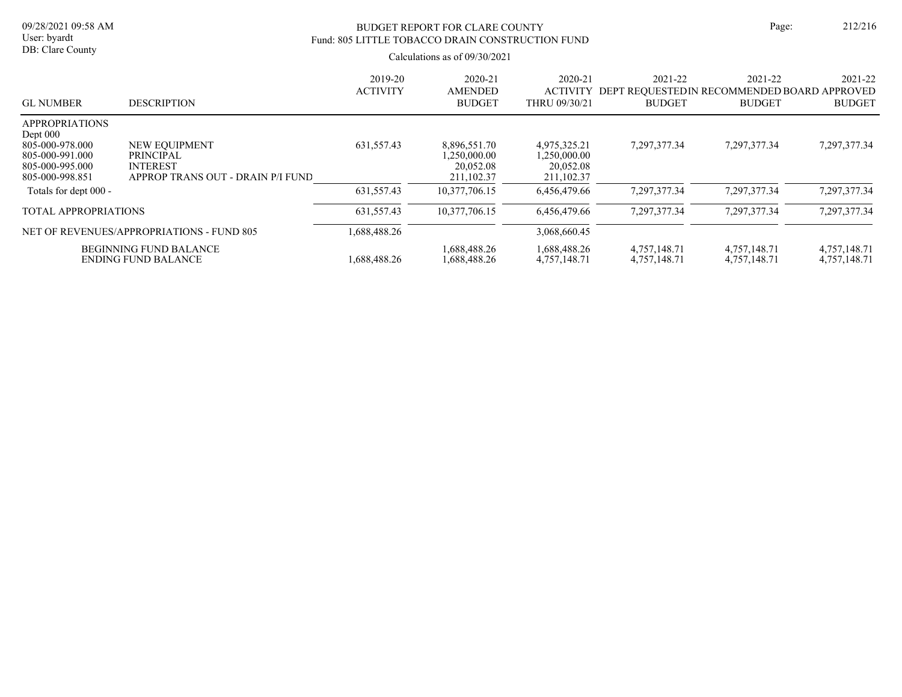# BUDGET REPORT FOR CLARE COUNTY

## Fund: 805 LITTLE TOBACCO DRAIN CONSTRUCTION FUND

Calculations as of 09/30/2021

09/28/2021 09:58 AM
User: byardt
DB: Clare County

| GL NUMBER | DESCRIPTION | 2019-20 ACTIVITY | 2020-21 AMENDED BUDGET | 2020-21 ACTIVITY THRU 09/30/21 | 2021-22 DEPT REQUESTED BUDGET | 2021-22 IN RECOMMENDED BUDGET | 2021-22 BOARD APPROVED BUDGET |
|---|---|---|---|---|---|---|---|
| APPROPRIATIONS | | | | | | | |
| Dept 000 | | | | | | | |
| 805-000-978.000 | NEW EQUIPMENT | 631,557.43 | 8,896,551.70 | 4,975,325.21 | 7,297,377.34 | 7,297,377.34 | 7,297,377.34 |
| 805-000-991.000 | PRINCIPAL | | 1,250,000.00 | 1,250,000.00 | | | |
| 805-000-995.000 | INTEREST | | 20,052.08 | 20,052.08 | | | |
| 805-000-998.851 | APPROP TRANS OUT - DRAIN P/I FUND | | 211,102.37 | 211,102.37 | | | |
| Totals for dept 000 - | | 631,557.43 | 10,377,706.15 | 6,456,479.66 | 7,297,377.34 | 7,297,377.34 | 7,297,377.34 |
| TOTAL APPROPRIATIONS | | 631,557.43 | 10,377,706.15 | 6,456,479.66 | 7,297,377.34 | 7,297,377.34 | 7,297,377.34 |
| NET OF REVENUES/APPROPRIATIONS - FUND 805 | | 1,688,488.26 | | 3,068,660.45 | | | |
| | BEGINNING FUND BALANCE | | 1,688,488.26 | 1,688,488.26 | 4,757,148.71 | 4,757,148.71 | 4,757,148.71 |
| | ENDING FUND BALANCE | 1,688,488.26 | 1,688,488.26 | 4,757,148.71 | 4,757,148.71 | 4,757,148.71 | 4,757,148.71 |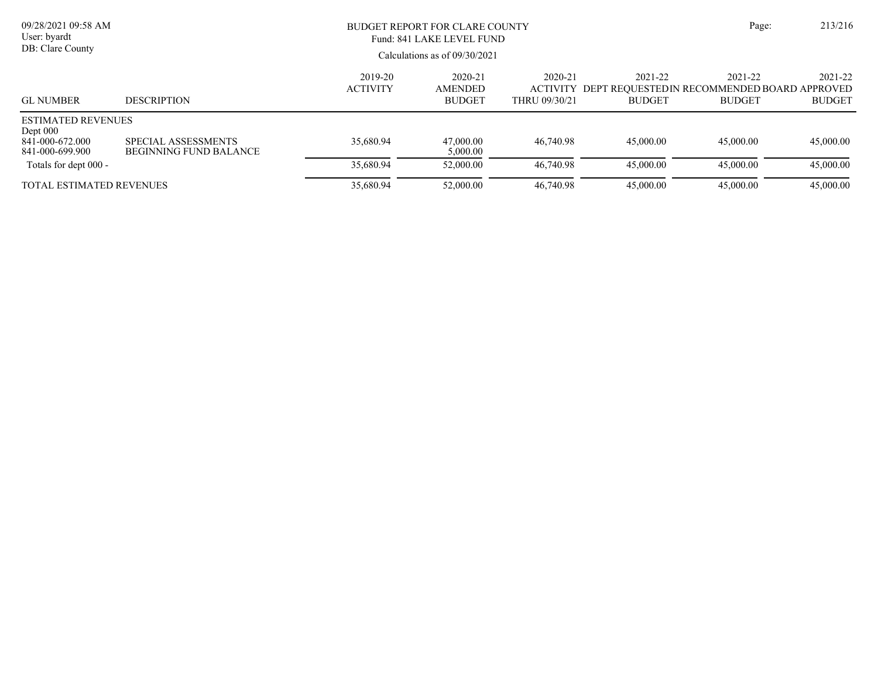# BUDGET REPORT FOR CLARE COUNTY

## Fund: 841 LAKE LEVEL FUND

Calculations as of 09/30/2021

| GL NUMBER | DESCRIPTION | 2019-20 ACTIVITY | 2020-21 AMENDED BUDGET | 2020-21 ACTIVITY THRU 09/30/21 | 2021-22 DEPT REQUESTED BUDGET | 2021-22 IN RECOMMENDED BUDGET | 2021-22 BOARD APPROVED BUDGET |
|---|---|---|---|---|---|---|---|
| ESTIMATED REVENUES | | | | | | | |
| Dept 000 | | | | | | | |
| 841-000-672.000 | SPECIAL ASSESSMENTS | 35,680.94 | 47,000.00 | 46,740.98 | 45,000.00 | 45,000.00 | 45,000.00 |
| 841-000-699.900 | BEGINNING FUND BALANCE | | 5,000.00 | | | | |
| Totals for dept 000 - | | 35,680.94 | 52,000.00 | 46,740.98 | 45,000.00 | 45,000.00 | 45,000.00 |
| TOTAL ESTIMATED REVENUES | | 35,680.94 | 52,000.00 | 46,740.98 | 45,000.00 | 45,000.00 | 45,000.00 |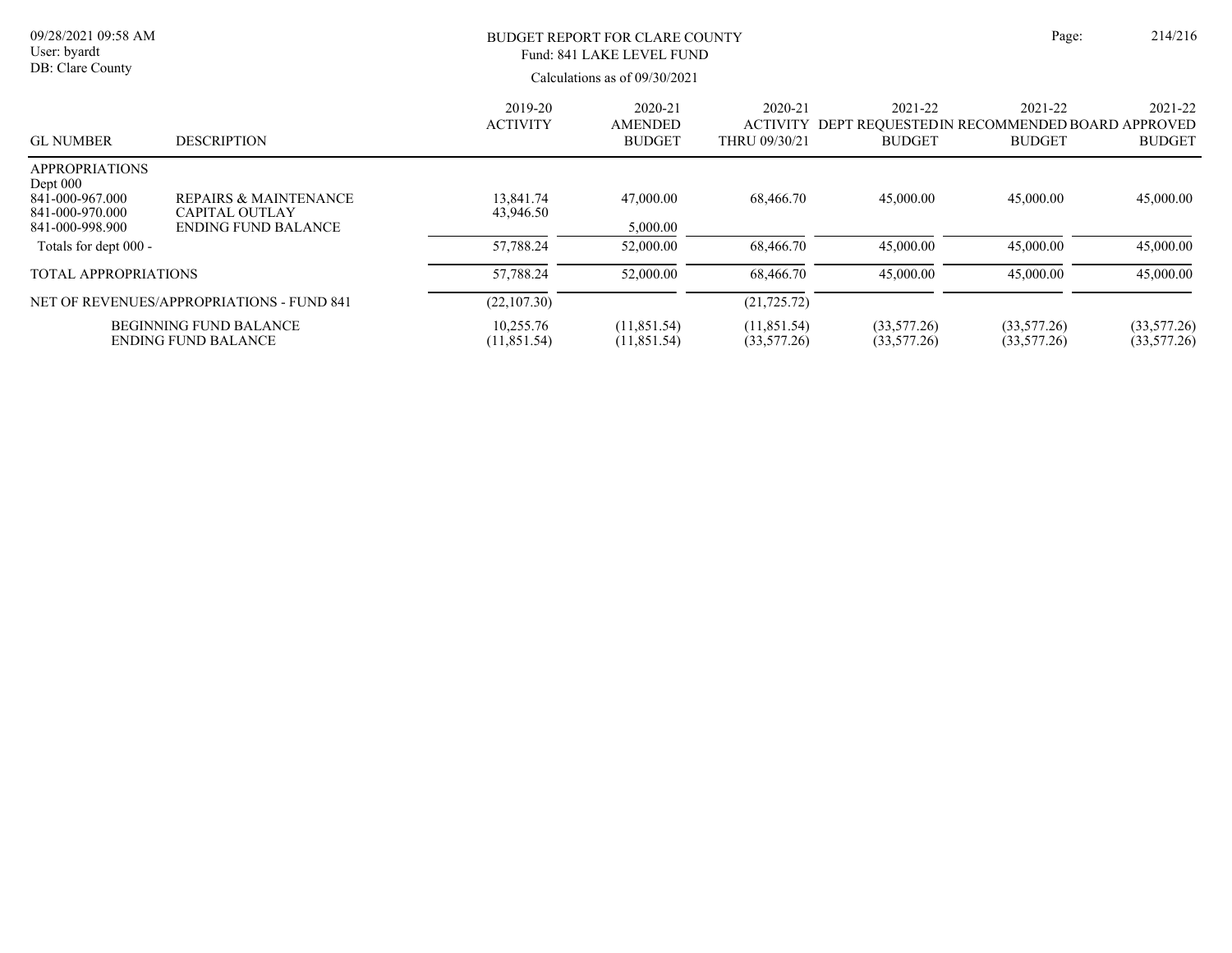BUDGET REPORT FOR CLARE COUNTY
Fund: 841 LAKE LEVEL FUND

Calculations as of 09/30/2021

| GL NUMBER | DESCRIPTION | 2019-20 ACTIVITY | 2020-21 AMENDED BUDGET | 2020-21 ACTIVITY THRU 09/30/21 | 2021-22 DEPT REQUESTED BUDGET | 2021-22 IN RECOMMENDED BUDGET | 2021-22 BOARD APPROVED BUDGET |
|---|---|---|---|---|---|---|---|
| APPROPRIATIONS | | | | | | | |
| Dept 000 | | | | | | | |
| 841-000-967.000 | REPAIRS & MAINTENANCE | 13,841.74 | 47,000.00 | 68,466.70 | 45,000.00 | 45,000.00 | 45,000.00 |
| 841-000-970.000 | CAPITAL OUTLAY | 43,946.50 | | | | | |
| 841-000-998.900 | ENDING FUND BALANCE | | 5,000.00 | | | | |
| Totals for dept 000 - | | 57,788.24 | 52,000.00 | 68,466.70 | 45,000.00 | 45,000.00 | 45,000.00 |
| TOTAL APPROPRIATIONS | | 57,788.24 | 52,000.00 | 68,466.70 | 45,000.00 | 45,000.00 | 45,000.00 |
| NET OF REVENUES/APPROPRIATIONS - FUND 841 | | (22,107.30) | | (21,725.72) | | | |
| | BEGINNING FUND BALANCE | 10,255.76 | (11,851.54) | (11,851.54) | (33,577.26) | (33,577.26) | (33,577.26) |
| | ENDING FUND BALANCE | (11,851.54) | (11,851.54) | (33,577.26) | (33,577.26) | (33,577.26) | (33,577.26) |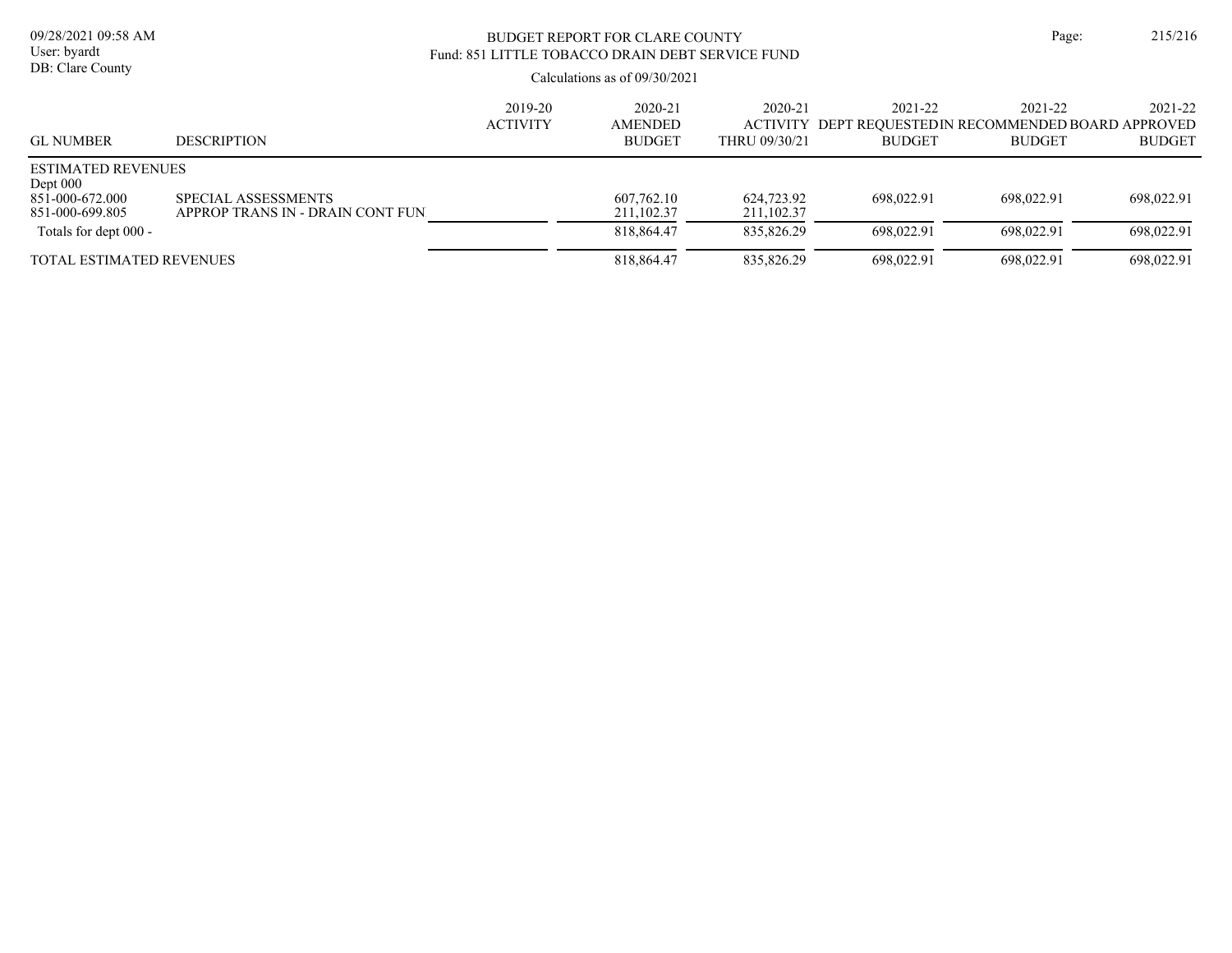# BUDGET REPORT FOR CLARE COUNTY

## Fund: 851 LITTLE TOBACCO DRAIN DEBT SERVICE FUND

Calculations as of 09/30/2021

| GL NUMBER | DESCRIPTION | 2019-20 ACTIVITY | 2020-21 AMENDED BUDGET | 2020-21 ACTIVITY THRU 09/30/21 | 2021-22 DEPT REQUESTED BUDGET | 2021-22 RECOMMENDED BUDGET | 2021-22 BOARD APPROVED BUDGET |
|---|---|---|---|---|---|---|---|
| ESTIMATED REVENUES | | | | | | | |
| Dept 000 | | | | | | | |
| 851-000-672.000 | SPECIAL ASSESSMENTS | | 607,762.10 | 624,723.92 | 698,022.91 | 698,022.91 | 698,022.91 |
| 851-000-699.805 | APPROP TRANS IN - DRAIN CONT FUN | | 211,102.37 | 211,102.37 | | | |
| Totals for dept 000 - | | | 818,864.47 | 835,826.29 | 698,022.91 | 698,022.91 | 698,022.91 |
| TOTAL ESTIMATED REVENUES | | | 818,864.47 | 835,826.29 | 698,022.91 | 698,022.91 | 698,022.91 |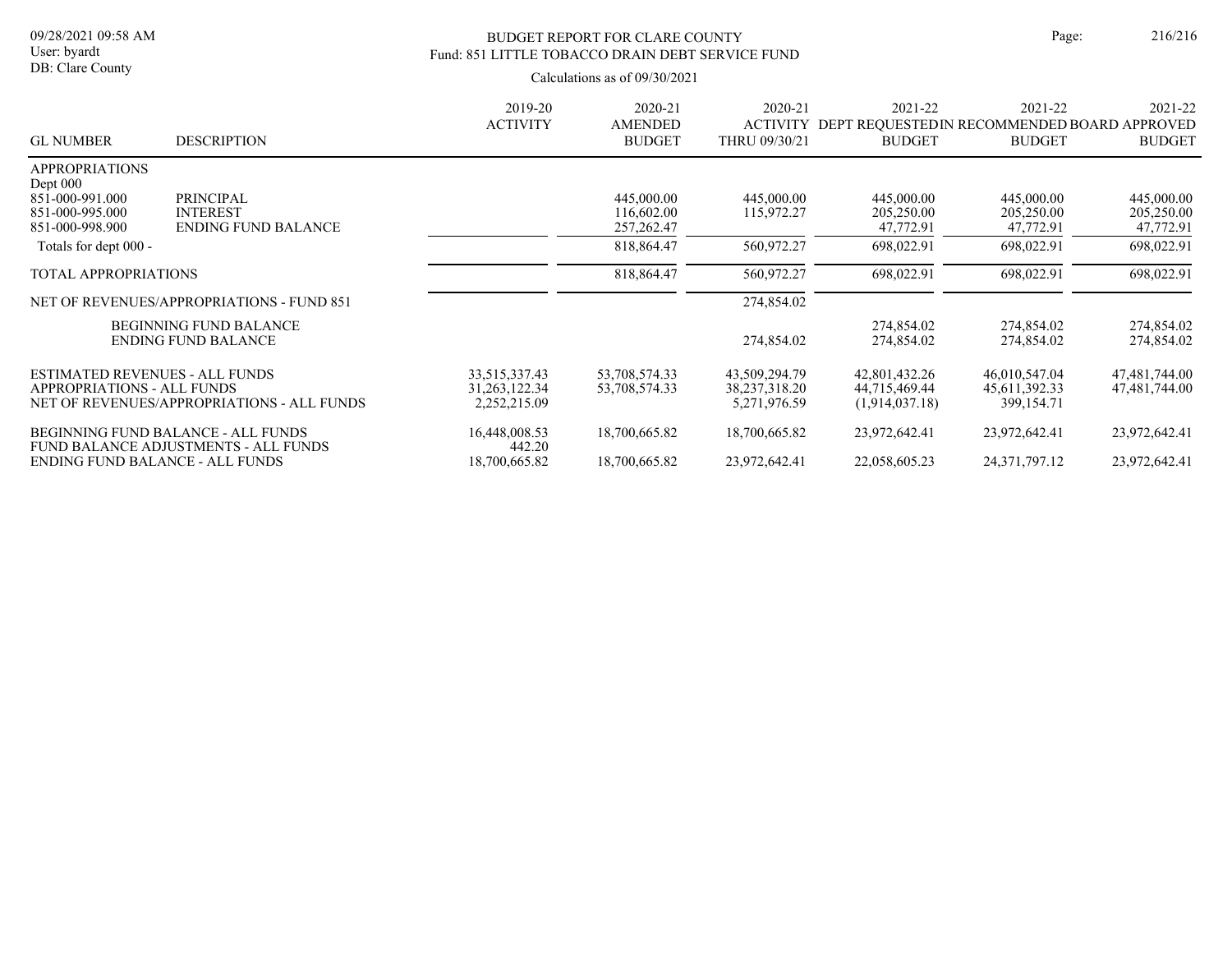# BUDGET REPORT FOR CLARE COUNTY

## Fund: 851 LITTLE TOBACCO DRAIN DEBT SERVICE FUND

Calculations as of 09/30/2021

| GL NUMBER | DESCRIPTION | 2019-20 ACTIVITY | 2020-21 AMENDED BUDGET | 2020-21 ACTIVITY THRU 09/30/21 | 2021-22 DEPT REQUESTED BUDGET | 2021-22 IN RECOMMENDED BUDGET | 2021-22 BOARD APPROVED BUDGET |
|---|---|---|---|---|---|---|---|
| APPROPRIATIONS | | | | | | | |
| Dept 000 | | | | | | | |
| 851-000-991.000 | PRINCIPAL | | 445,000.00 | 445,000.00 | 445,000.00 | 445,000.00 | 445,000.00 |
| 851-000-995.000 | INTEREST | | 116,602.00 | 115,972.27 | 205,250.00 | 205,250.00 | 205,250.00 |
| 851-000-998.900 | ENDING FUND BALANCE | | 257,262.47 | | 47,772.91 | 47,772.91 | 47,772.91 |
| Totals for dept 000 - | | | 818,864.47 | 560,972.27 | 698,022.91 | 698,022.91 | 698,022.91 |
| TOTAL APPROPRIATIONS | | | 818,864.47 | 560,972.27 | 698,022.91 | 698,022.91 | 698,022.91 |
| NET OF REVENUES/APPROPRIATIONS - FUND 851 | | | | 274,854.02 | | | |
| | BEGINNING FUND BALANCE | | | | 274,854.02 | 274,854.02 | 274,854.02 |
| | ENDING FUND BALANCE | | | 274,854.02 | 274,854.02 | 274,854.02 | 274,854.02 |
| ESTIMATED REVENUES - ALL FUNDS | | 33,515,337.43 | 53,708,574.33 | 43,509,294.79 | 42,801,432.26 | 46,010,547.04 | 47,481,744.00 |
| APPROPRIATIONS - ALL FUNDS | | 31,263,122.34 | 53,708,574.33 | 38,237,318.20 | 44,715,469.44 | 45,611,392.33 | 47,481,744.00 |
| NET OF REVENUES/APPROPRIATIONS - ALL FUNDS | | 2,252,215.09 | | 5,271,976.59 | (1,914,037.18) | 399,154.71 | |
| BEGINNING FUND BALANCE - ALL FUNDS | | 16,448,008.53 | 18,700,665.82 | 18,700,665.82 | 23,972,642.41 | 23,972,642.41 | 23,972,642.41 |
| FUND BALANCE ADJUSTMENTS - ALL FUNDS | | 442.20 | | | | | |
| ENDING FUND BALANCE - ALL FUNDS | | 18,700,665.82 | 18,700,665.82 | 23,972,642.41 | 22,058,605.23 | 24,371,797.12 | 23,972,642.41 |